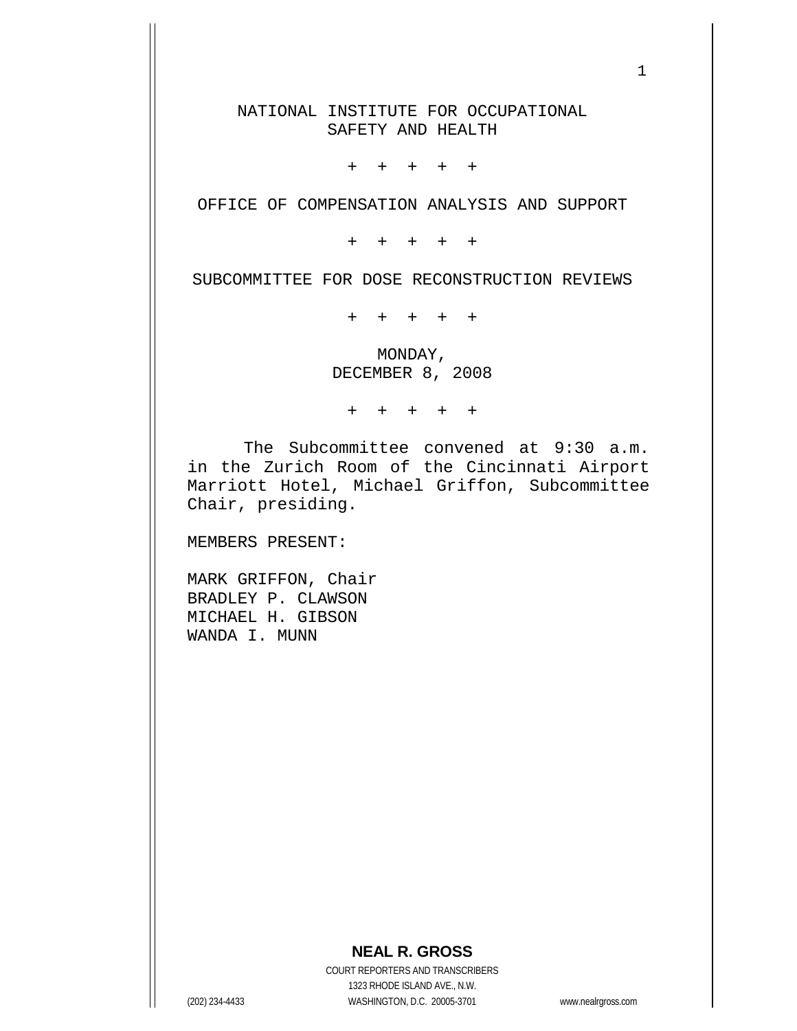# NATIONAL INSTITUTE FOR OCCUPATIONAL SAFETY AND HEALTH

+ + + + +

## OFFICE OF COMPENSATION ANALYSIS AND SUPPORT

+ + + + +

## SUBCOMMITTEE FOR DOSE RECONSTRUCTION REVIEWS

+ + + + +

MONDAY,
DECEMBER 8, 2008

+ + + + +

The Subcommittee convened at 9:30 a.m. in the Zurich Room of the Cincinnati Airport Marriott Hotel, Michael Griffon, Subcommittee Chair, presiding.

MEMBERS PRESENT:

MARK GRIFFON, Chair
BRADLEY P. CLAWSON
MICHAEL H. GIBSON
WANDA I. MUNN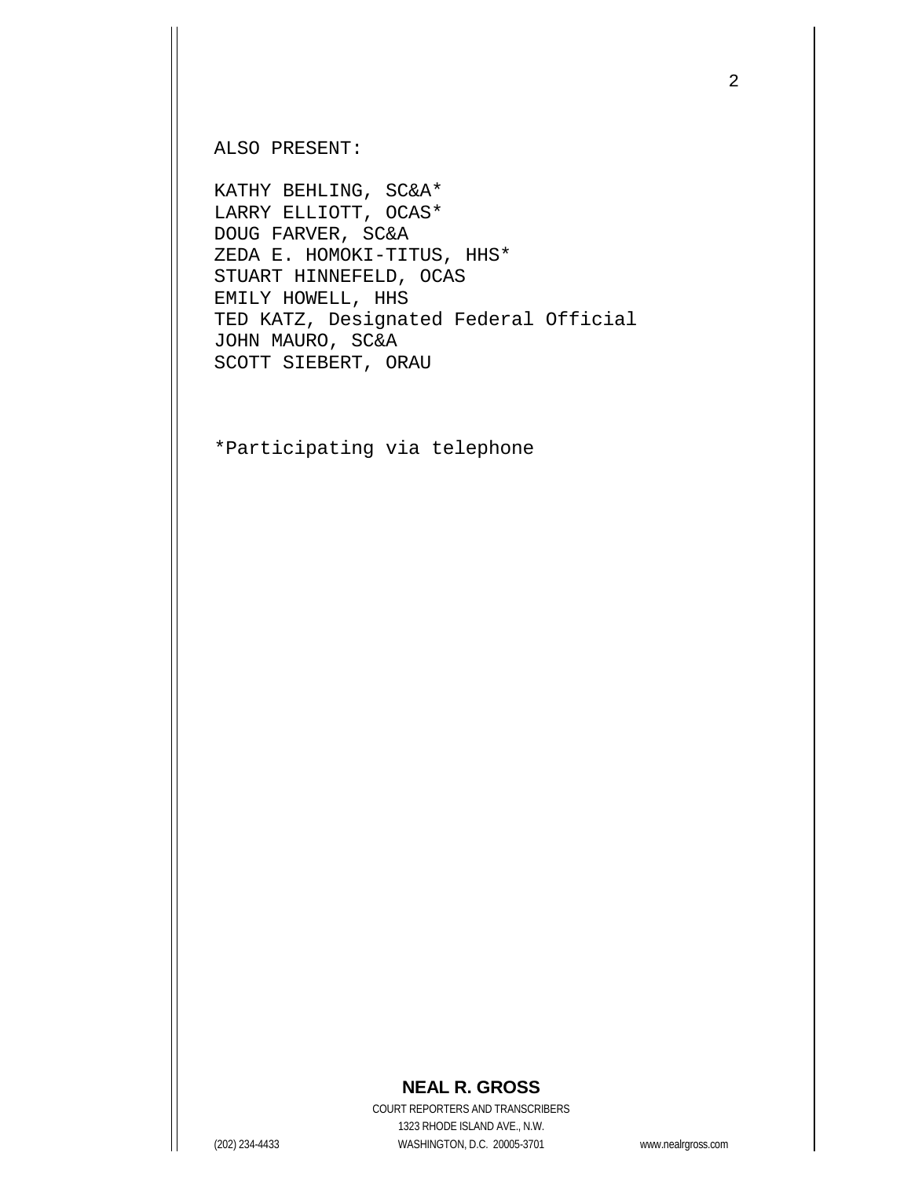ALSO PRESENT:

KATHY BEHLING, SC&A*
LARRY ELLIOTT, OCAS*
DOUG FARVER, SC&A
ZEDA E. HOMOKI-TITUS, HHS*
STUART HINNEFELD, OCAS
EMILY HOWELL, HHS
TED KATZ, Designated Federal Official
JOHN MAURO, SC&A
SCOTT SIEBERT, ORAU

*Participating via telephone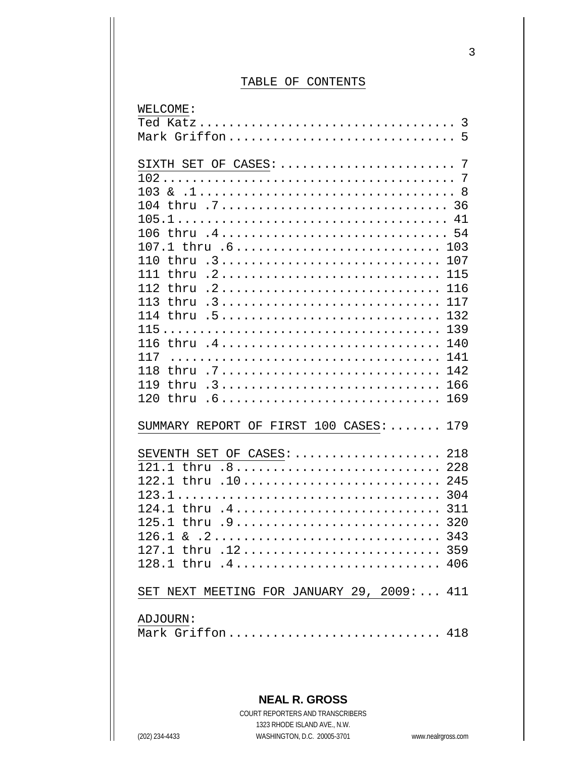# TABLE OF CONTENTS

WELCOME:

Ted Katz.................................. 3
Mark Griffon.............................. 5

SIXTH SET OF CASES:....................... 7
102....................................... 7
103 & .1.................................. 8
104 thru .7............................... 36
105.1..................................... 41
106 thru .4............................... 54
107.1 thru .6............................. 103
110 thru .3............................... 107
111 thru .2............................... 115
112 thru .2............................... 116
113 thru .3............................... 117
114 thru .5............................... 132
115....................................... 139
116 thru .4............................... 140
117 ...................................... 141
118 thru .7............................... 142
119 thru .3............................... 166
120 thru .6............................... 169

SUMMARY REPORT OF FIRST 100 CASES:....... 179

SEVENTH SET OF CASES:.................... 218
121.1 thru .8............................ 228
122.1 thru .10........................... 245
123.1.................................... 304
124.1 thru .4............................ 311
125.1 thru .9............................ 320
126.1 & .2............................... 343
127.1 thru .12........................... 359
128.1 thru .4............................ 406

SET NEXT MEETING FOR JANUARY 29, 2009:... 411

ADJOURN:

Mark Griffon............................. 418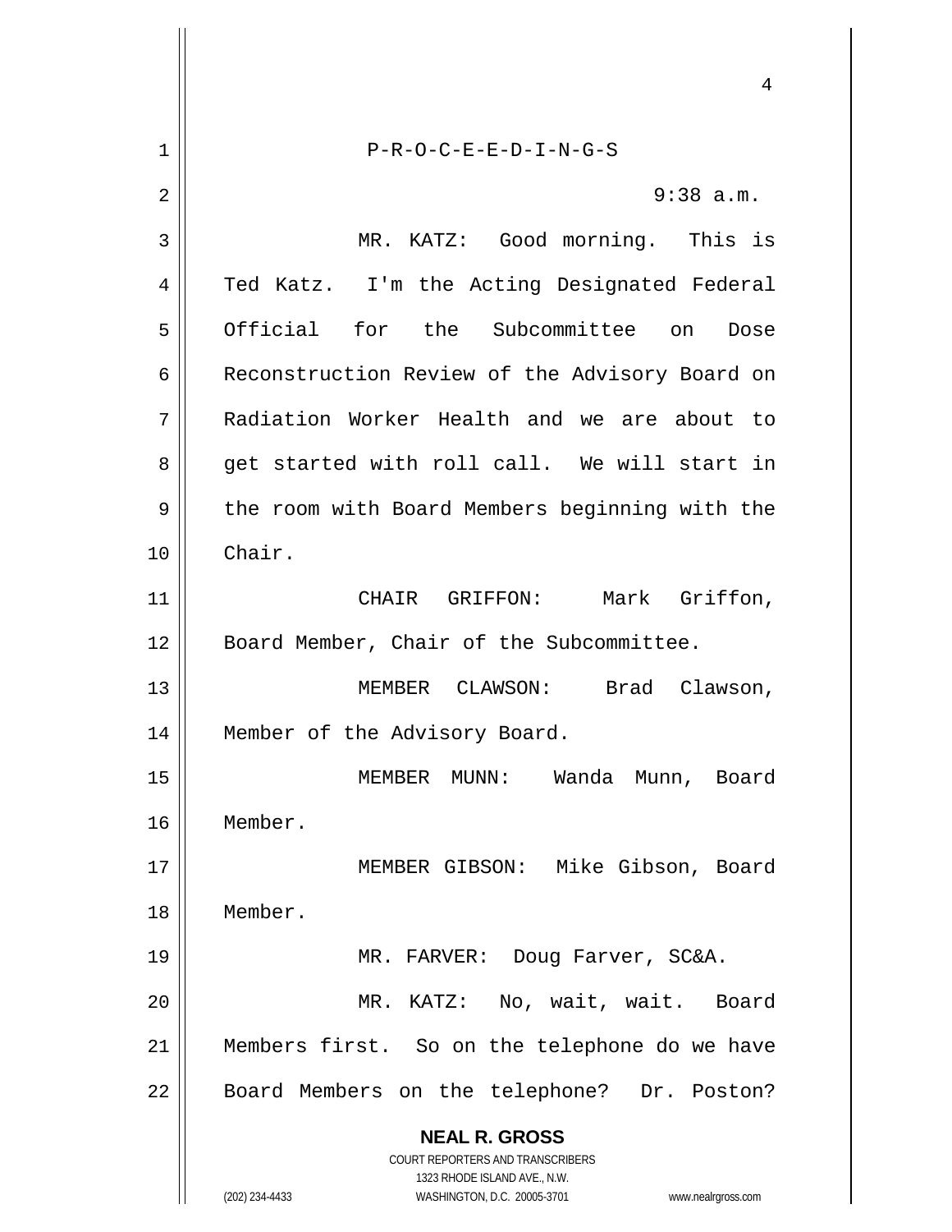P-R-O-C-E-E-D-I-N-G-S

9:38 a.m.

MR. KATZ: Good morning. This is Ted Katz. I'm the Acting Designated Federal Official for the Subcommittee on Dose Reconstruction Review of the Advisory Board on Radiation Worker Health and we are about to get started with roll call. We will start in the room with Board Members beginning with the Chair.

CHAIR GRIFFON: Mark Griffon, Board Member, Chair of the Subcommittee.

MEMBER CLAWSON: Brad Clawson, Member of the Advisory Board.

MEMBER MUNN: Wanda Munn, Board Member.

MEMBER GIBSON: Mike Gibson, Board Member.

MR. FARVER: Doug Farver, SC&A.

MR. KATZ: No, wait, wait. Board Members first. So on the telephone do we have Board Members on the telephone? Dr. Poston?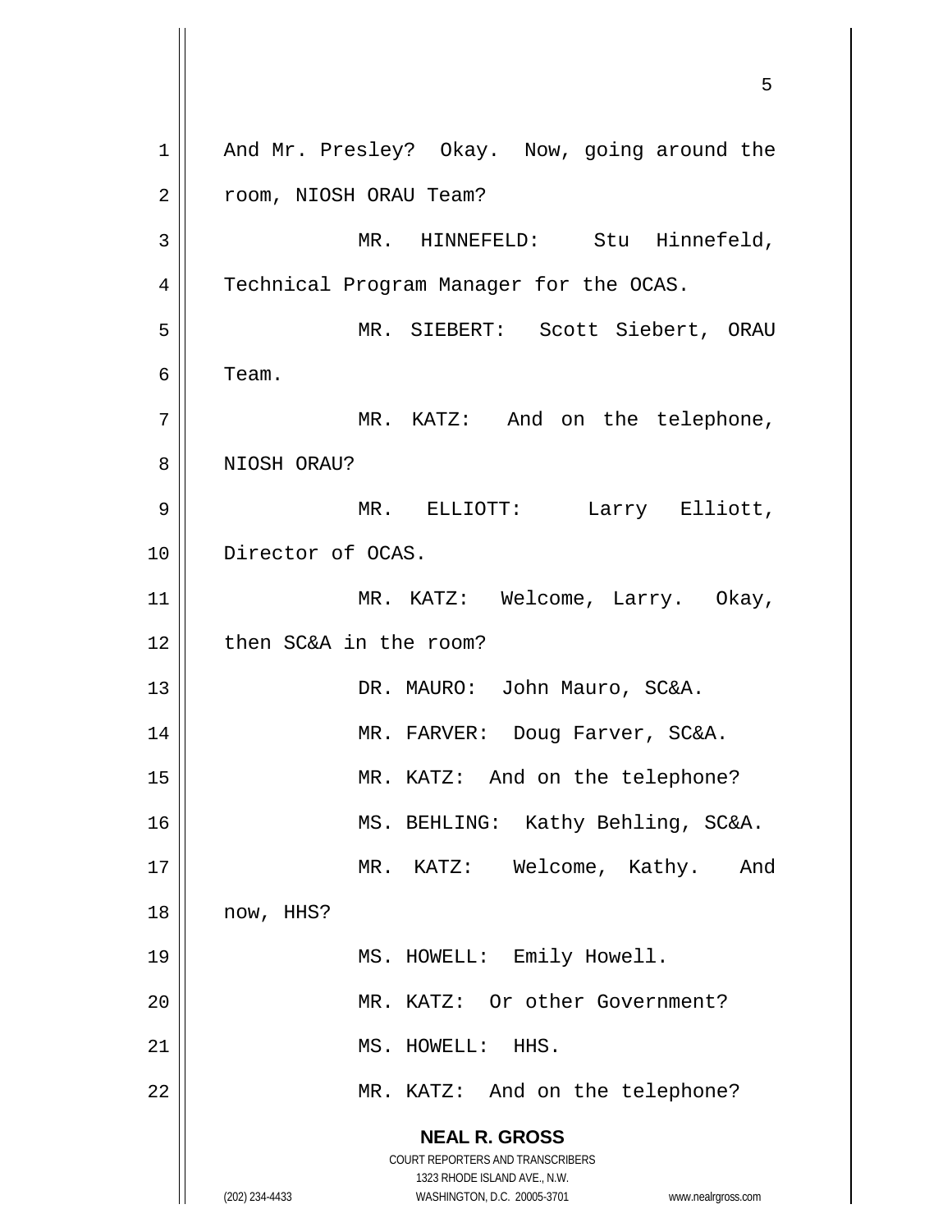And Mr. Presley? Okay. Now, going around the room, NIOSH ORAU Team?

MR. HINNEFELD: Stu Hinnefeld, Technical Program Manager for the OCAS.

MR. SIEBERT: Scott Siebert, ORAU Team.

MR. KATZ: And on the telephone, NIOSH ORAU?

MR. ELLIOTT: Larry Elliott, Director of OCAS.

MR. KATZ: Welcome, Larry. Okay, then SC&A in the room?

DR. MAURO: John Mauro, SC&A.

MR. FARVER: Doug Farver, SC&A.

MR. KATZ: And on the telephone?

MS. BEHLING: Kathy Behling, SC&A.

MR. KATZ: Welcome, Kathy. And now, HHS?

MS. HOWELL: Emily Howell.

MR. KATZ: Or other Government?

MS. HOWELL: HHS.

MR. KATZ: And on the telephone?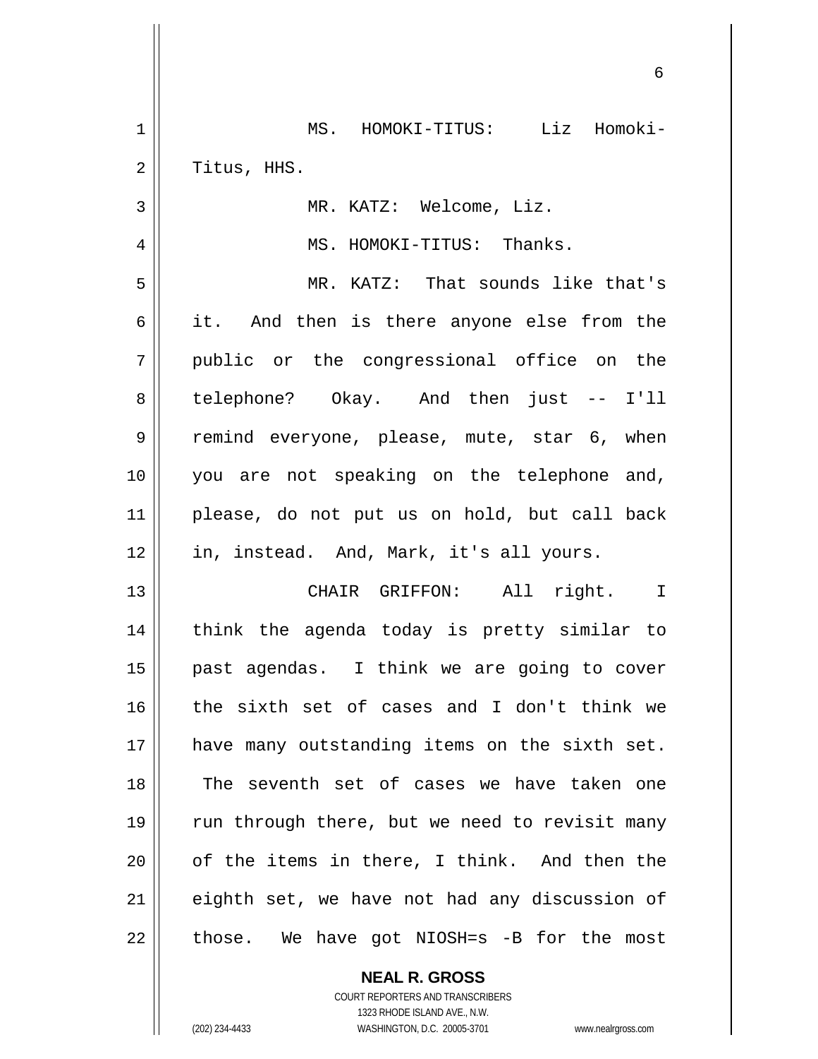MS. HOMOKI-TITUS: Liz Homoki-Titus, HHS.

MR. KATZ: Welcome, Liz.

MS. HOMOKI-TITUS: Thanks.

MR. KATZ: That sounds like that's it. And then is there anyone else from the public or the congressional office on the telephone? Okay. And then just -- I'll remind everyone, please, mute, star 6, when you are not speaking on the telephone and, please, do not put us on hold, but call back in, instead. And, Mark, it's all yours.

CHAIR GRIFFON: All right. I think the agenda today is pretty similar to past agendas. I think we are going to cover the sixth set of cases and I don't think we have many outstanding items on the sixth set. The seventh set of cases we have taken one run through there, but we need to revisit many of the items in there, I think. And then the eighth set, we have not had any discussion of those. We have got NIOSH=s -B for the most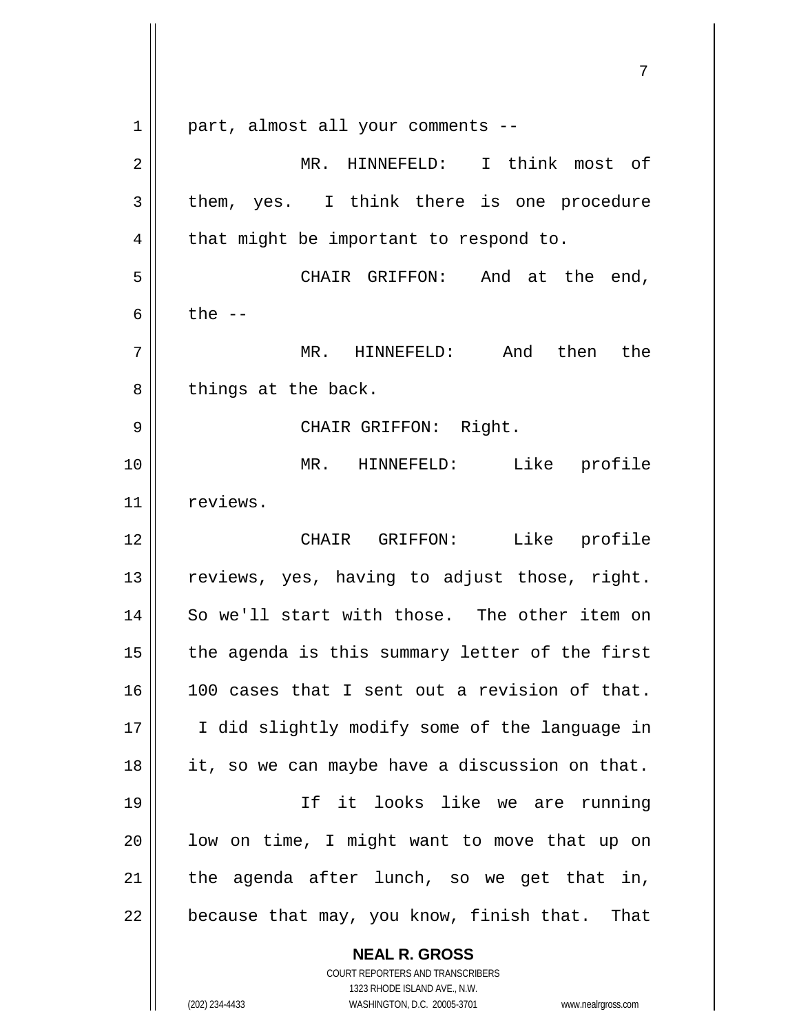part, almost all your comments --

MR. HINNEFELD: I think most of them, yes. I think there is one procedure that might be important to respond to.

CHAIR GRIFFON: And at the end, the --

MR. HINNEFELD: And then the things at the back.

CHAIR GRIFFON: Right.

MR. HINNEFELD: Like profile reviews.

CHAIR GRIFFON: Like profile reviews, yes, having to adjust those, right. So we'll start with those. The other item on the agenda is this summary letter of the first 100 cases that I sent out a revision of that. I did slightly modify some of the language in it, so we can maybe have a discussion on that.

If it looks like we are running low on time, I might want to move that up on the agenda after lunch, so we get that in, because that may, you know, finish that. That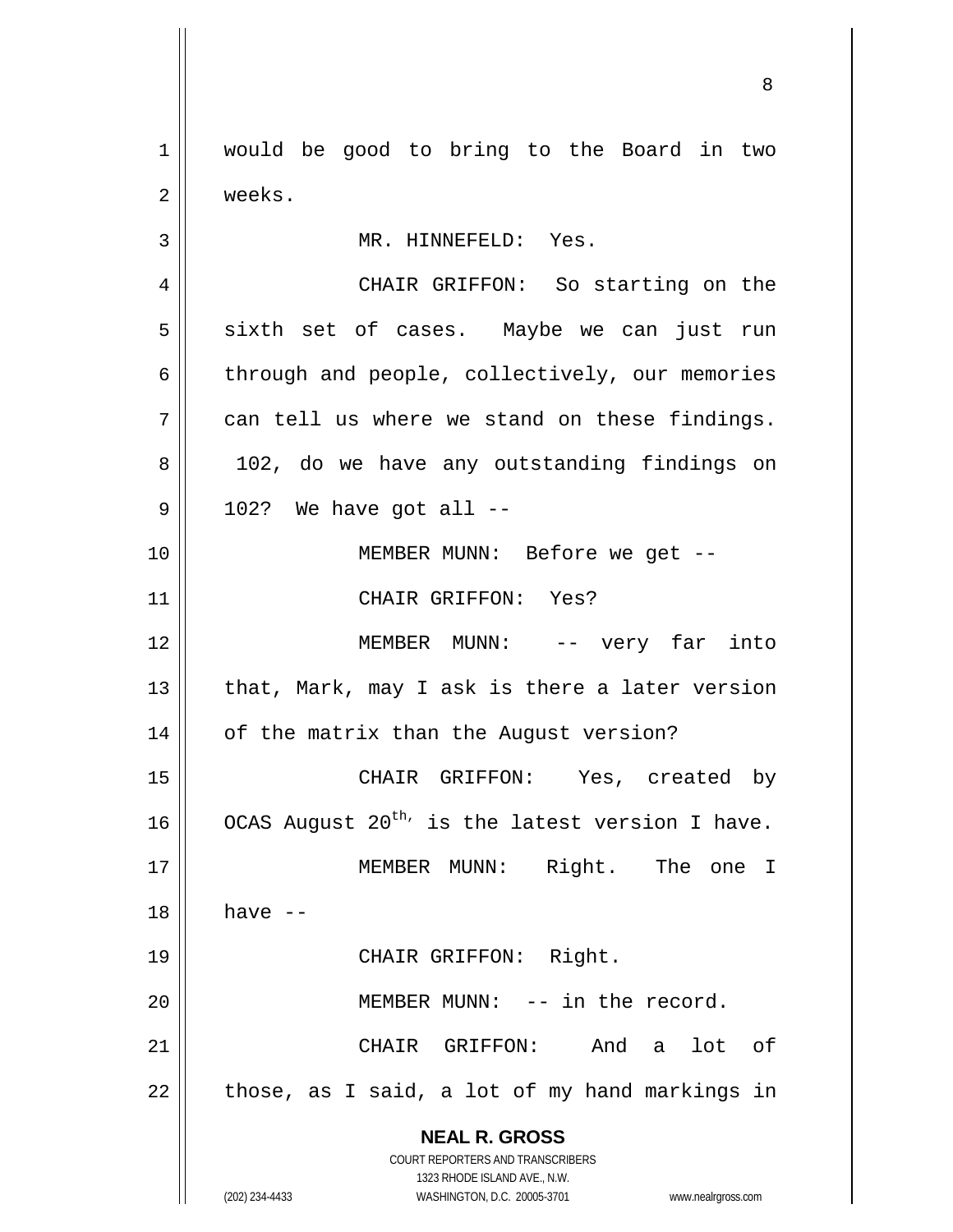would be good to bring to the Board in two weeks.

MR. HINNEFELD: Yes.

CHAIR GRIFFON: So starting on the sixth set of cases. Maybe we can just run through and people, collectively, our memories can tell us where we stand on these findings. 102, do we have any outstanding findings on 102? We have got all --

MEMBER MUNN: Before we get --

CHAIR GRIFFON: Yes?

MEMBER MUNN: -- very far into that, Mark, may I ask is there a later version of the matrix than the August version?

CHAIR GRIFFON: Yes, created by OCAS August 20th, is the latest version I have.

MEMBER MUNN: Right. The one I have --

CHAIR GRIFFON: Right.

MEMBER MUNN: -- in the record.

CHAIR GRIFFON: And a lot of those, as I said, a lot of my hand markings in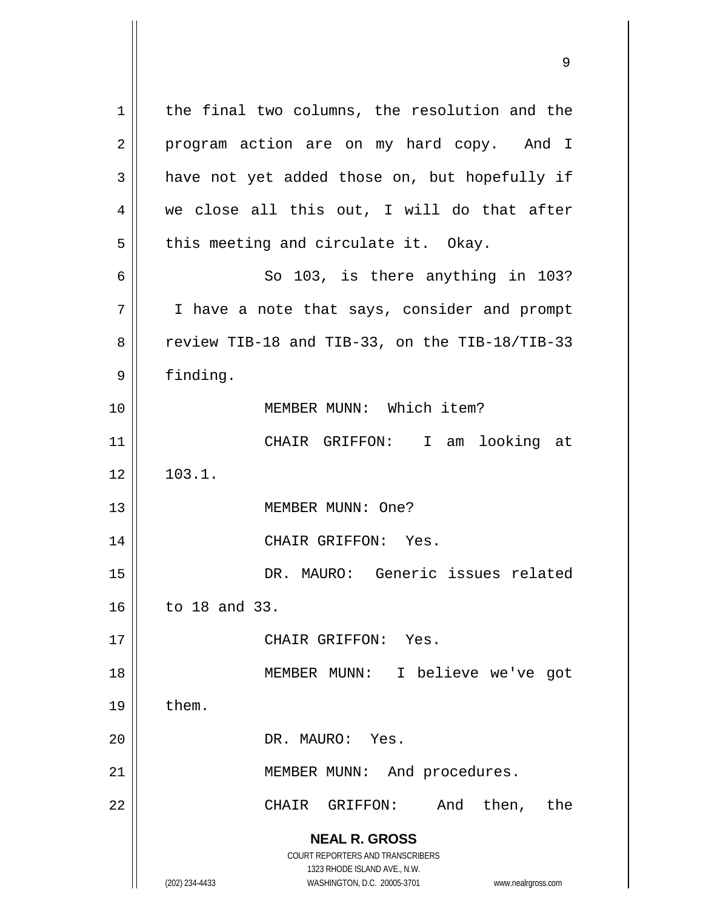the final two columns, the resolution and the program action are on my hard copy. And I have not yet added those on, but hopefully if we close all this out, I will do that after this meeting and circulate it. Okay.

So 103, is there anything in 103? I have a note that says, consider and prompt review TIB-18 and TIB-33, on the TIB-18/TIB-33 finding.

MEMBER MUNN: Which item?

CHAIR GRIFFON: I am looking at 103.1.

MEMBER MUNN: One?

CHAIR GRIFFON: Yes.

DR. MAURO: Generic issues related to 18 and 33.

CHAIR GRIFFON: Yes.

MEMBER MUNN: I believe we've got them.

DR. MAURO: Yes.

MEMBER MUNN: And procedures.

CHAIR GRIFFON: And then, the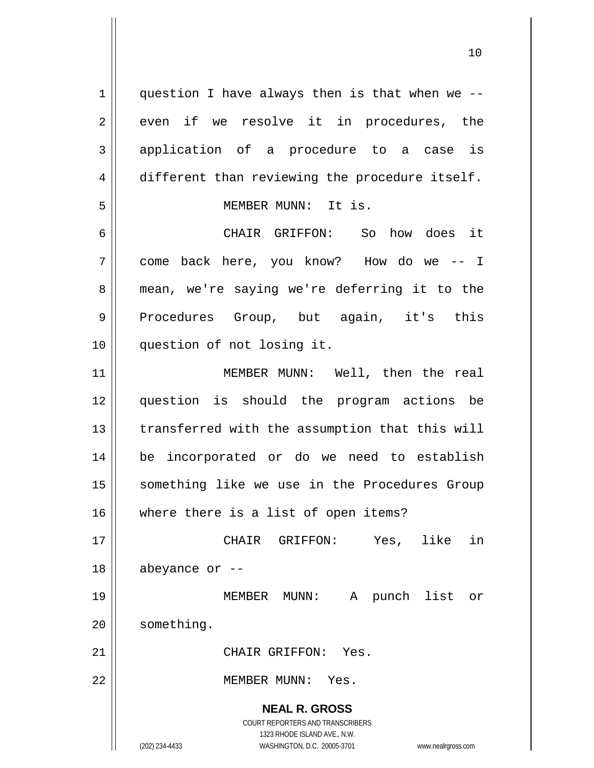question I have always then is that when we -- even if we resolve it in procedures, the application of a procedure to a case is different than reviewing the procedure itself.

MEMBER MUNN: It is.

CHAIR GRIFFON: So how does it come back here, you know? How do we -- I mean, we're saying we're deferring it to the Procedures Group, but again, it's this question of not losing it.

MEMBER MUNN: Well, then the real question is should the program actions be transferred with the assumption that this will be incorporated or do we need to establish something like we use in the Procedures Group where there is a list of open items?

CHAIR GRIFFON: Yes, like in abeyance or --

MEMBER MUNN: A punch list or something.

CHAIR GRIFFON: Yes.

MEMBER MUNN: Yes.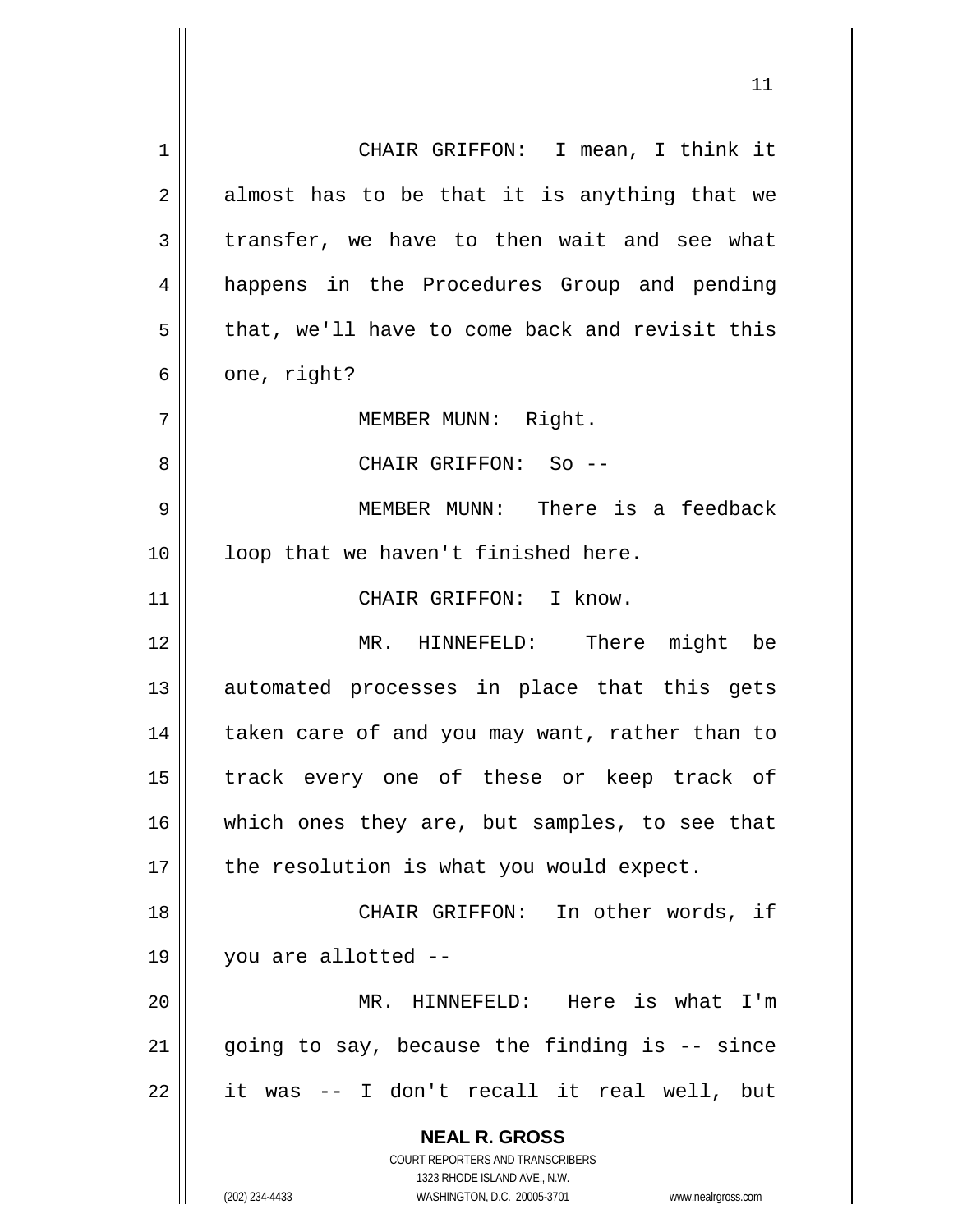CHAIR GRIFFON: I mean, I think it almost has to be that it is anything that we transfer, we have to then wait and see what happens in the Procedures Group and pending that, we'll have to come back and revisit this one, right?

MEMBER MUNN: Right.

CHAIR GRIFFON: So --

MEMBER MUNN: There is a feedback loop that we haven't finished here.

CHAIR GRIFFON: I know.

MR. HINNEFELD: There might be automated processes in place that this gets taken care of and you may want, rather than to track every one of these or keep track of which ones they are, but samples, to see that the resolution is what you would expect.

CHAIR GRIFFON: In other words, if you are allotted --

MR. HINNEFELD: Here is what I'm going to say, because the finding is -- since it was -- I don't recall it real well, but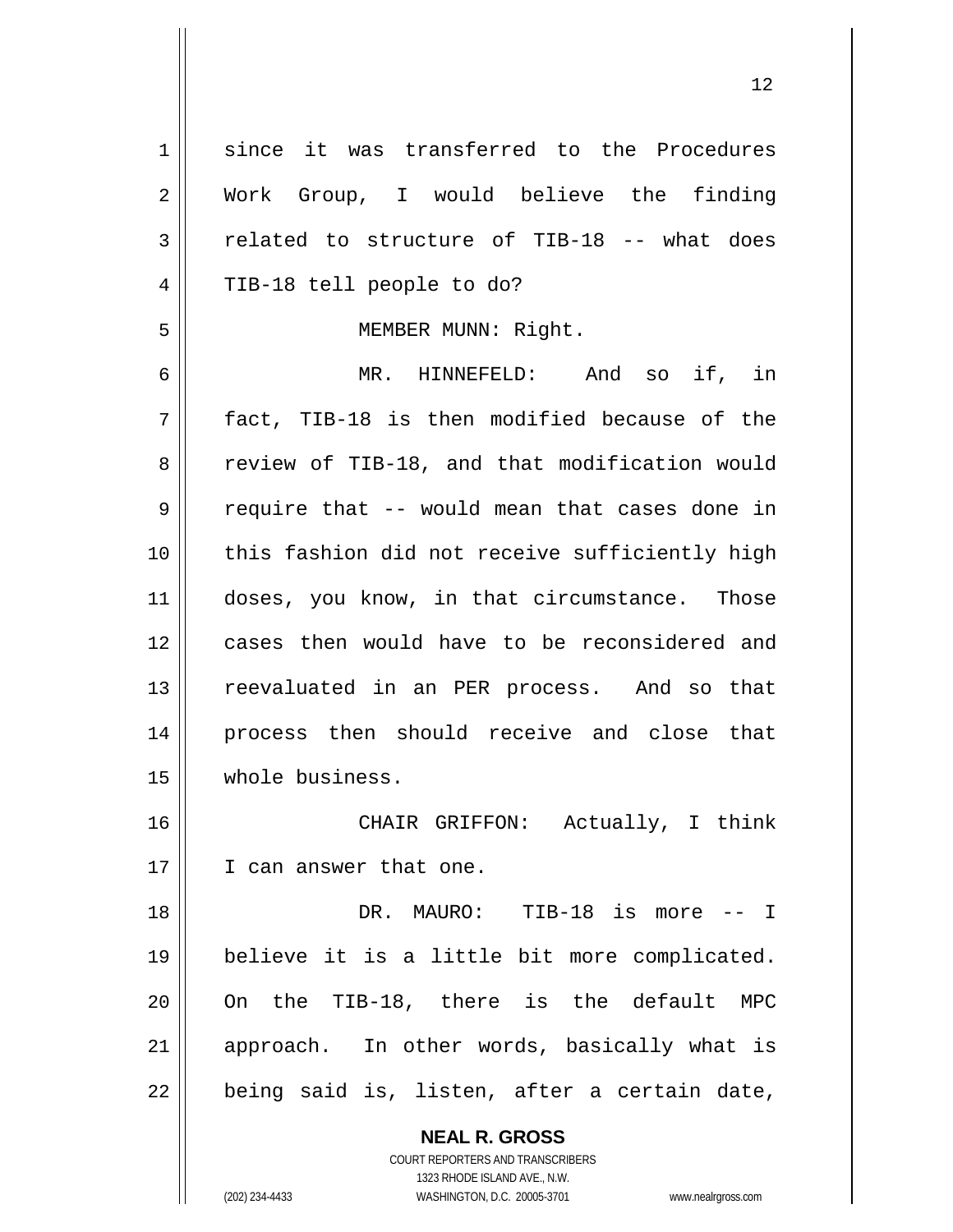since it was transferred to the Procedures Work Group, I would believe the finding related to structure of TIB-18 -- what does TIB-18 tell people to do?

MEMBER MUNN: Right.

MR. HINNEFELD: And so if, in fact, TIB-18 is then modified because of the review of TIB-18, and that modification would require that -- would mean that cases done in this fashion did not receive sufficiently high doses, you know, in that circumstance. Those cases then would have to be reconsidered and reevaluated in an PER process. And so that process then should receive and close that whole business.

CHAIR GRIFFON: Actually, I think I can answer that one.

DR. MAURO: TIB-18 is more -- I believe it is a little bit more complicated. On the TIB-18, there is the default MPC approach. In other words, basically what is being said is, listen, after a certain date,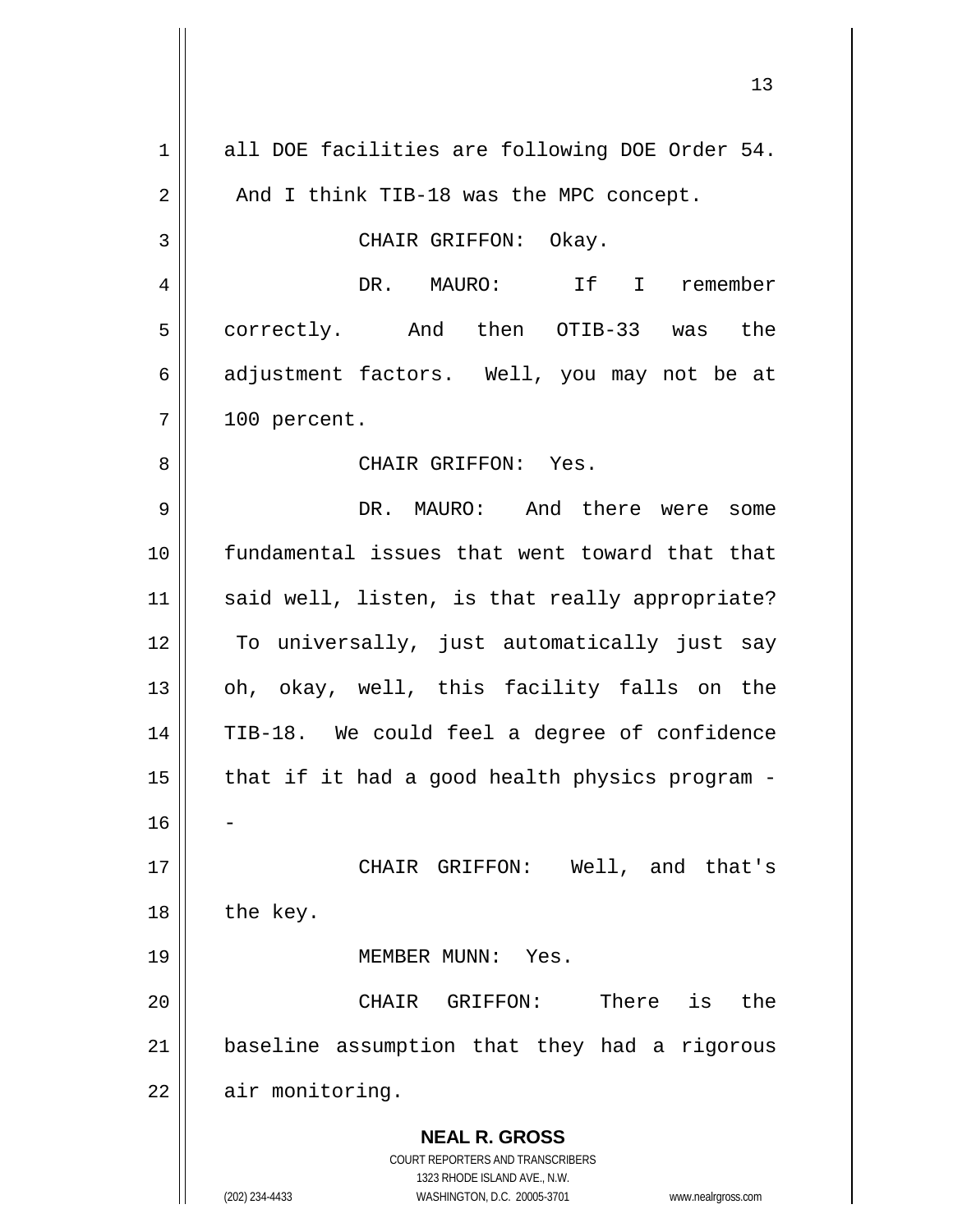all DOE facilities are following DOE Order 54. And I think TIB-18 was the MPC concept.

CHAIR GRIFFON: Okay.

DR. MAURO: If I remember correctly. And then OTIB-33 was the adjustment factors. Well, you may not be at 100 percent.

CHAIR GRIFFON: Yes.

DR. MAURO: And there were some fundamental issues that went toward that that said well, listen, is that really appropriate? To universally, just automatically just say oh, okay, well, this facility falls on the TIB-18. We could feel a degree of confidence that if it had a good health physics program --

CHAIR GRIFFON: Well, and that's the key.

MEMBER MUNN: Yes.

CHAIR GRIFFON: There is the baseline assumption that they had a rigorous air monitoring.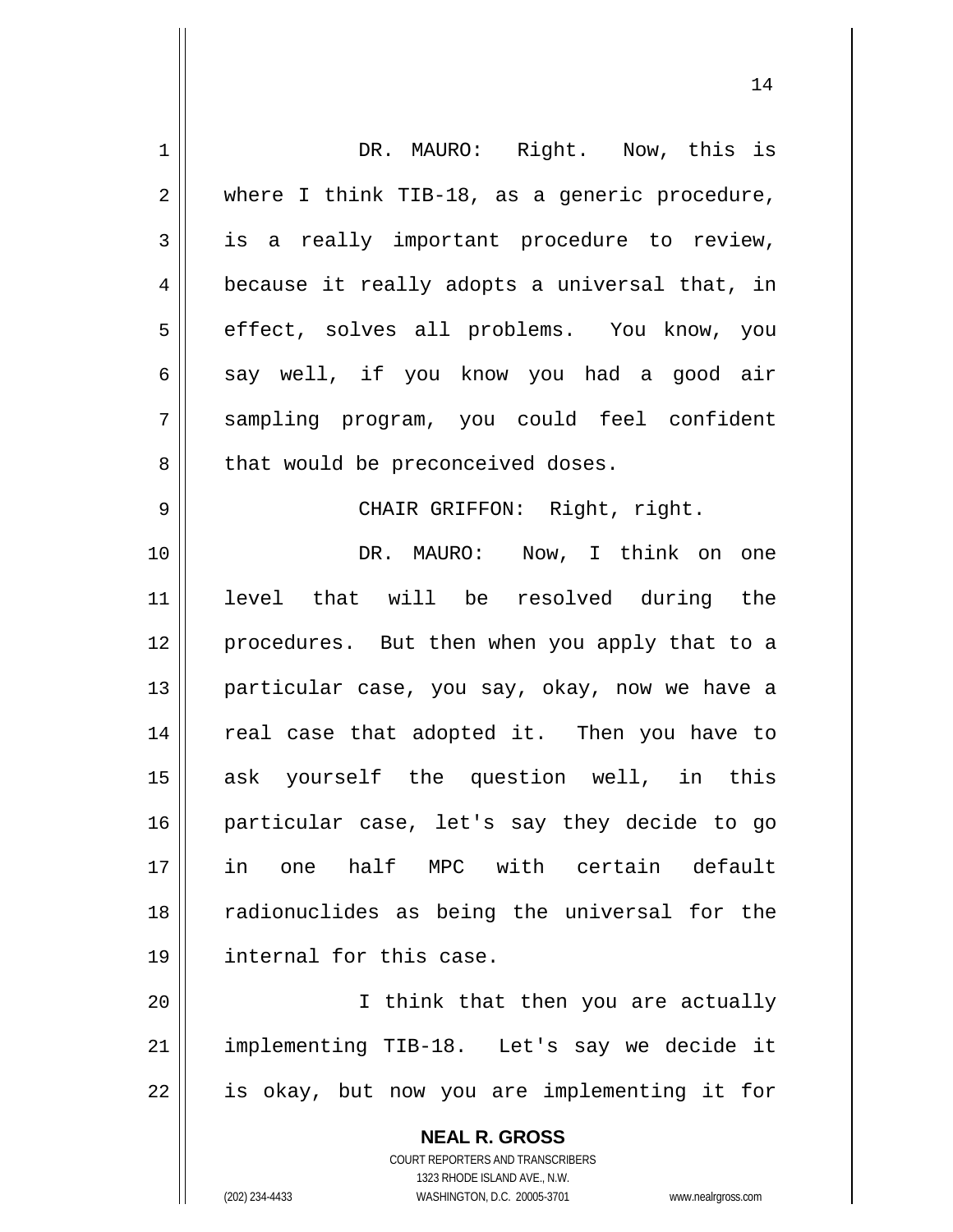DR. MAURO: Right. Now, this is where I think TIB-18, as a generic procedure, is a really important procedure to review, because it really adopts a universal that, in effect, solves all problems. You know, you say well, if you know you had a good air sampling program, you could feel confident that would be preconceived doses.

CHAIR GRIFFON: Right, right.

DR. MAURO: Now, I think on one level that will be resolved during the procedures. But then when you apply that to a particular case, you say, okay, now we have a real case that adopted it. Then you have to ask yourself the question well, in this particular case, let's say they decide to go in one half MPC with certain default radionuclides as being the universal for the internal for this case.

I think that then you are actually implementing TIB-18. Let's say we decide it is okay, but now you are implementing it for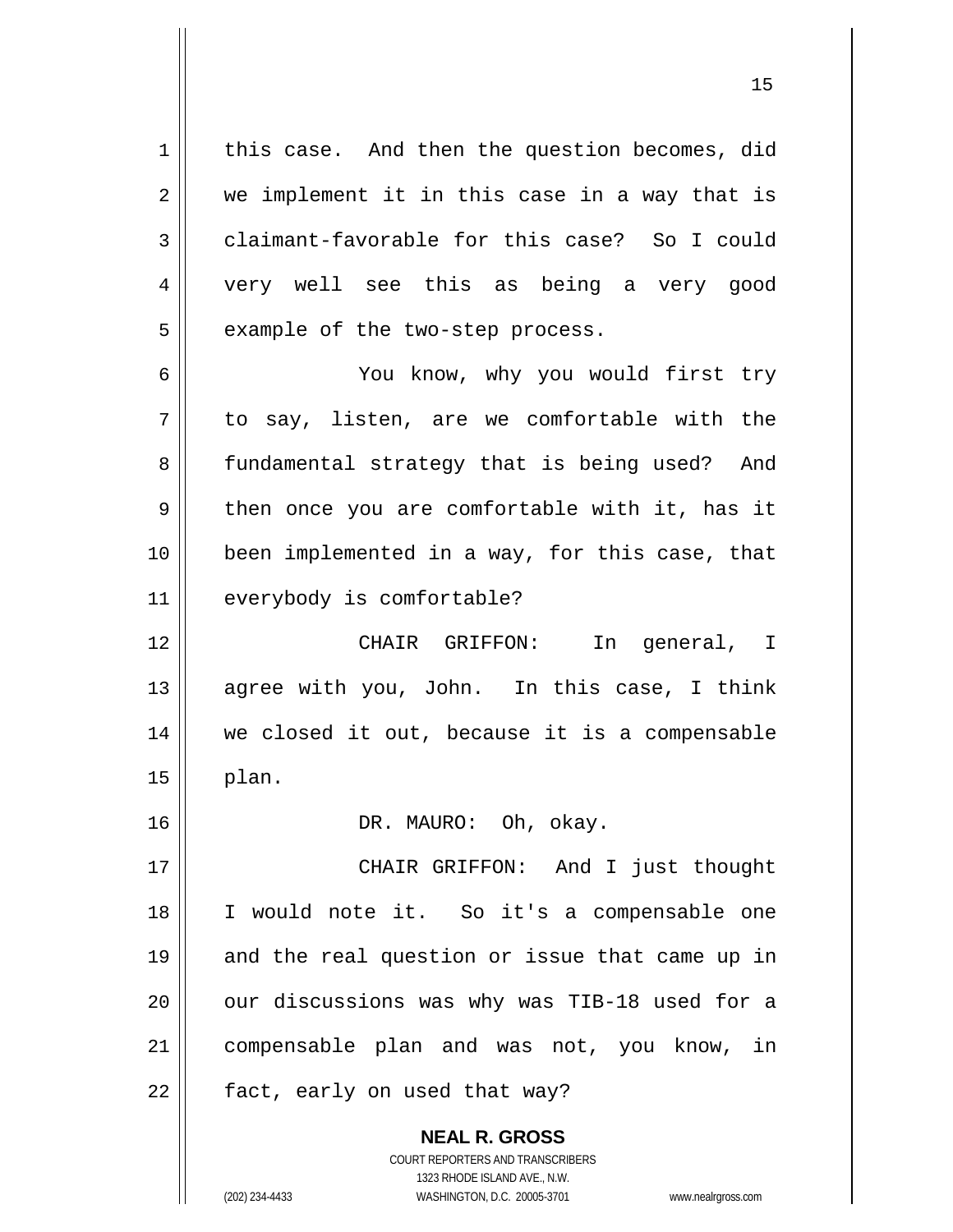this case. And then the question becomes, did we implement it in this case in a way that is claimant-favorable for this case? So I could very well see this as being a very good example of the two-step process.

You know, why you would first try to say, listen, are we comfortable with the fundamental strategy that is being used? And then once you are comfortable with it, has it been implemented in a way, for this case, that everybody is comfortable?

CHAIR GRIFFON: In general, I agree with you, John. In this case, I think we closed it out, because it is a compensable plan.

DR. MAURO: Oh, okay.

CHAIR GRIFFON: And I just thought I would note it. So it's a compensable one and the real question or issue that came up in our discussions was why was TIB-18 used for a compensable plan and was not, you know, in fact, early on used that way?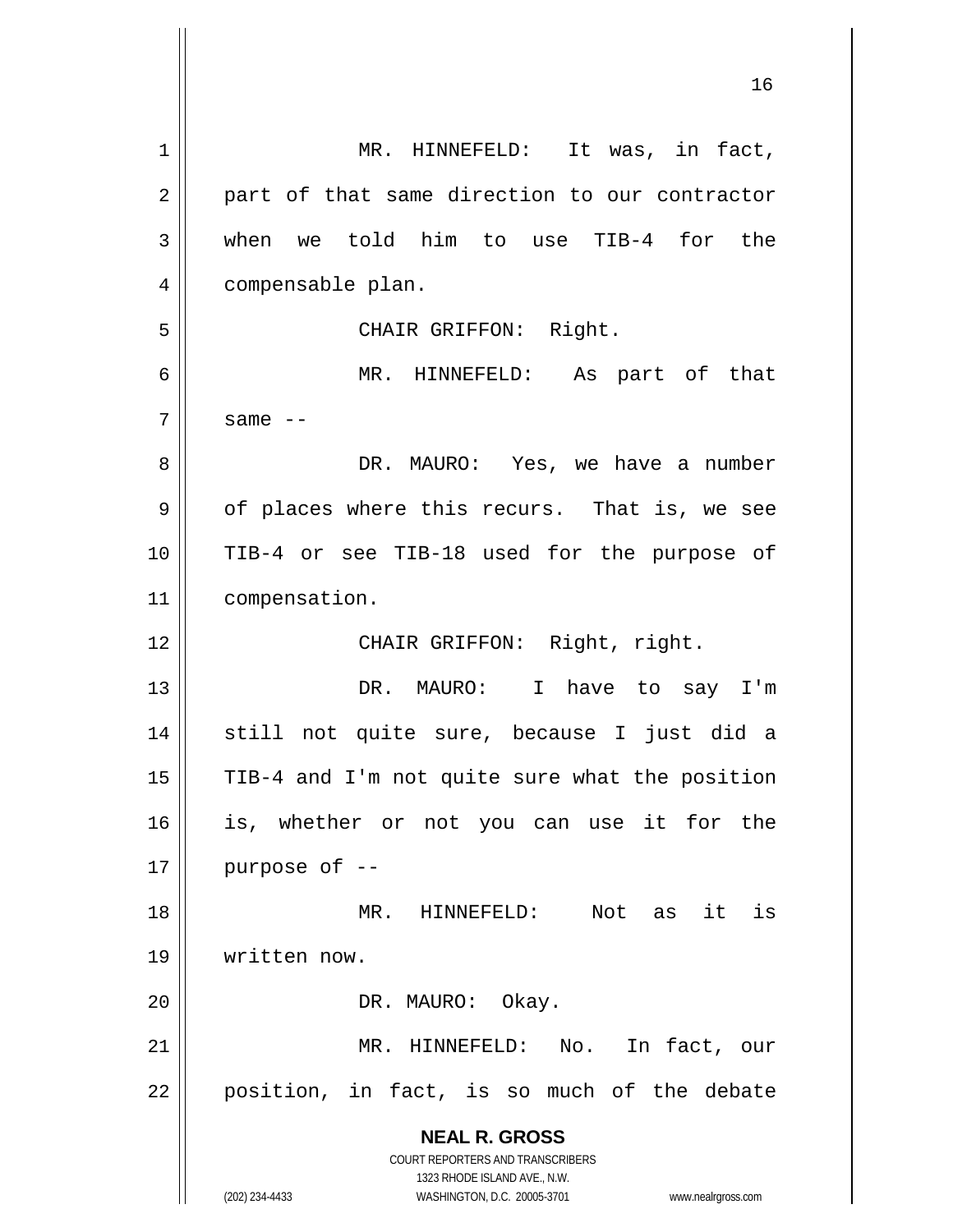MR. HINNEFELD: It was, in fact, part of that same direction to our contractor when we told him to use TIB-4 for the compensable plan.

CHAIR GRIFFON: Right.

MR. HINNEFELD: As part of that same --

DR. MAURO: Yes, we have a number of places where this recurs. That is, we see TIB-4 or see TIB-18 used for the purpose of compensation.

CHAIR GRIFFON: Right, right.

DR. MAURO: I have to say I'm still not quite sure, because I just did a TIB-4 and I'm not quite sure what the position is, whether or not you can use it for the purpose of --

MR. HINNEFELD: Not as it is written now.

DR. MAURO: Okay.

MR. HINNEFELD: No. In fact, our position, in fact, is so much of the debate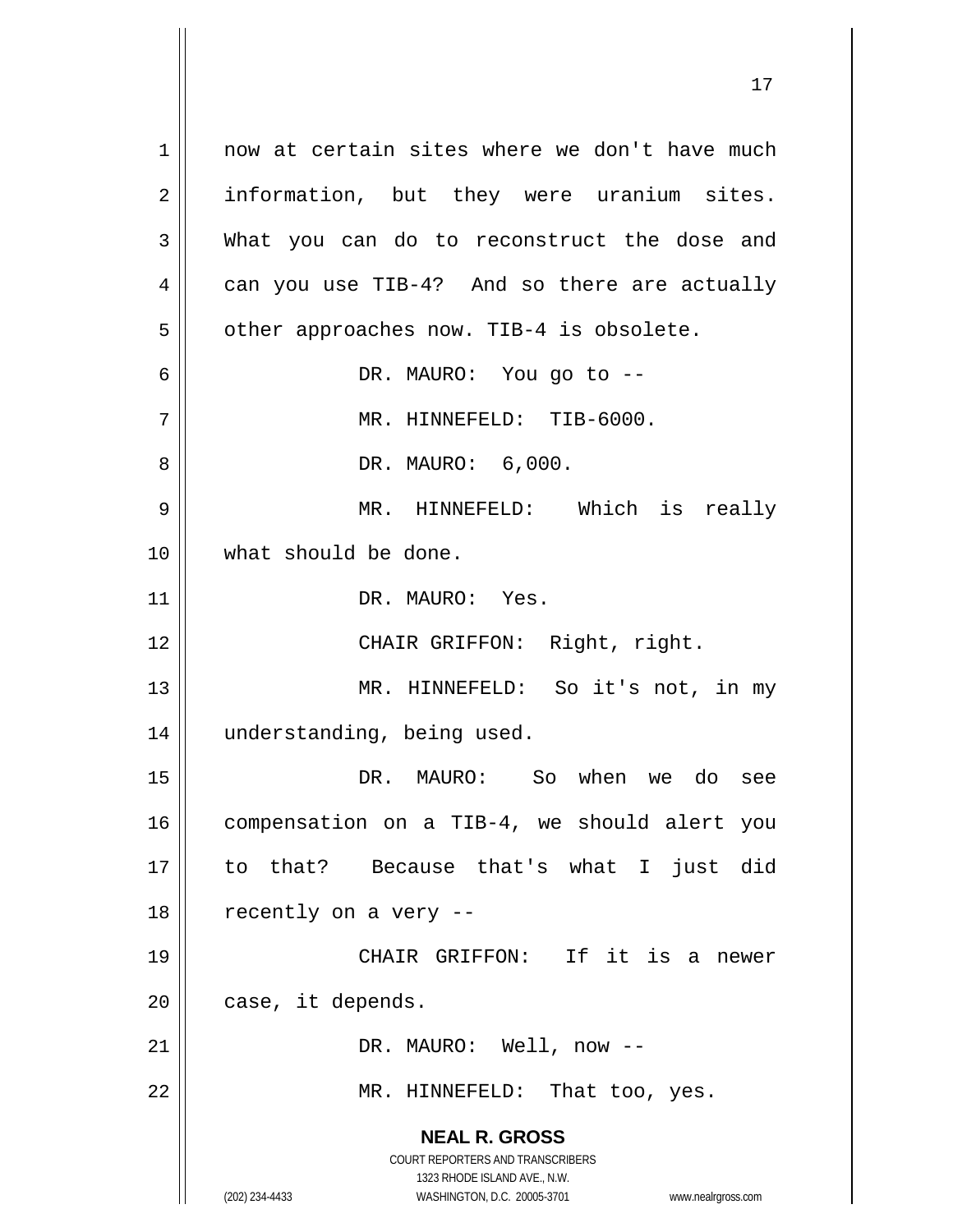now at certain sites where we don't have much information, but they were uranium sites. What you can do to reconstruct the dose and can you use TIB-4? And so there are actually other approaches now. TIB-4 is obsolete.

DR. MAURO: You go to --

MR. HINNEFELD: TIB-6000.

DR. MAURO: 6,000.

MR. HINNEFELD: Which is really what should be done.

DR. MAURO: Yes.

CHAIR GRIFFON: Right, right.

MR. HINNEFELD: So it's not, in my understanding, being used.

DR. MAURO: So when we do see compensation on a TIB-4, we should alert you to that? Because that's what I just did recently on a very --

CHAIR GRIFFON: If it is a newer case, it depends.

DR. MAURO: Well, now --

MR. HINNEFELD: That too, yes.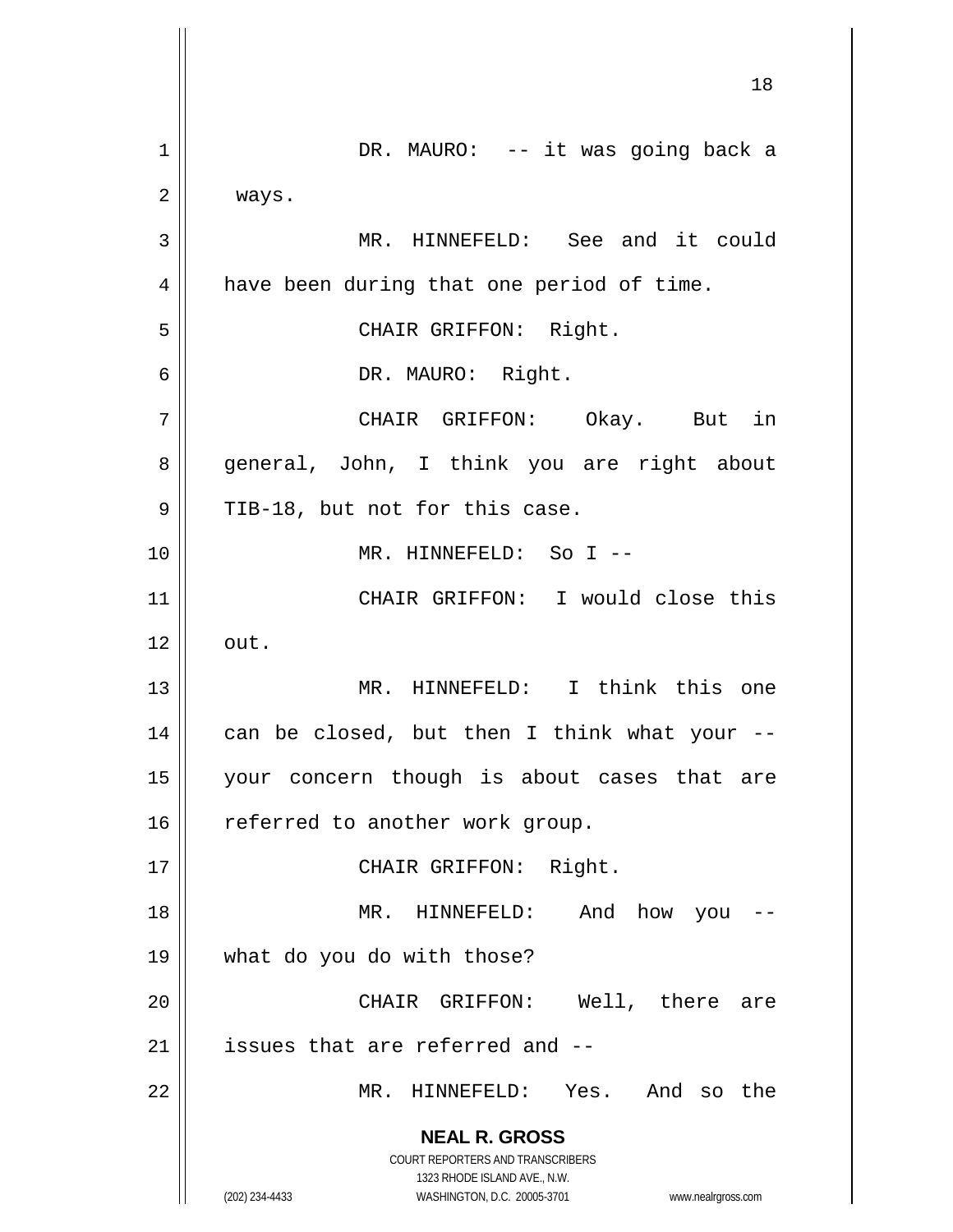DR. MAURO: -- it was going back a ways.

MR. HINNEFELD: See and it could have been during that one period of time.

CHAIR GRIFFON: Right.

DR. MAURO: Right.

CHAIR GRIFFON: Okay. But in general, John, I think you are right about TIB-18, but not for this case.

MR. HINNEFELD: So I --

CHAIR GRIFFON: I would close this out.

MR. HINNEFELD: I think this one can be closed, but then I think what your -- your concern though is about cases that are referred to another work group.

CHAIR GRIFFON: Right.

MR. HINNEFELD: And how you -- what do you do with those?

CHAIR GRIFFON: Well, there are issues that are referred and --

MR. HINNEFELD: Yes. And so the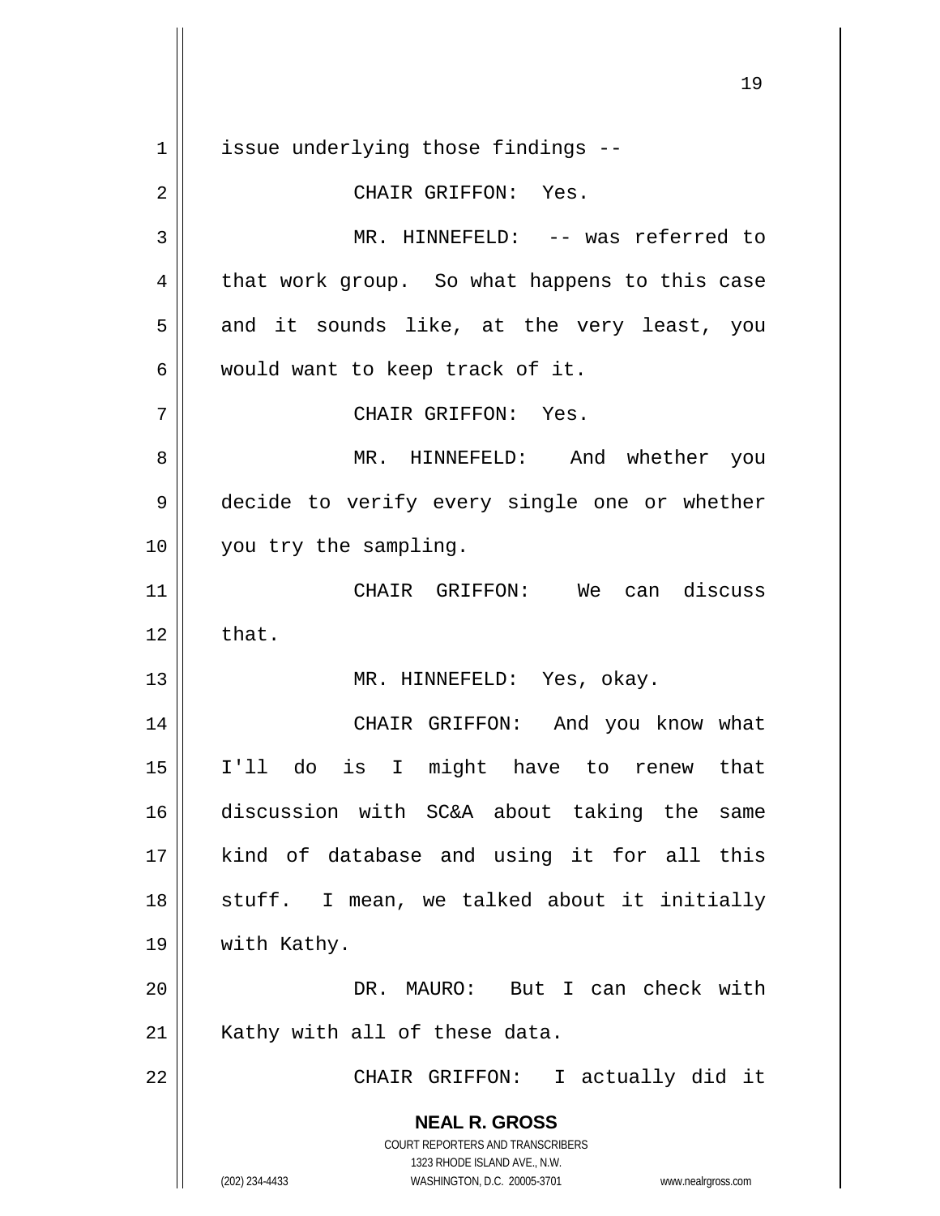issue underlying those findings --

CHAIR GRIFFON: Yes.

MR. HINNEFELD: -- was referred to that work group. So what happens to this case and it sounds like, at the very least, you would want to keep track of it.

CHAIR GRIFFON: Yes.

MR. HINNEFELD: And whether you decide to verify every single one or whether you try the sampling.

CHAIR GRIFFON: We can discuss that.

MR. HINNEFELD: Yes, okay.

CHAIR GRIFFON: And you know what I'll do is I might have to renew that discussion with SC&A about taking the same kind of database and using it for all this stuff. I mean, we talked about it initially with Kathy.

DR. MAURO: But I can check with Kathy with all of these data.

CHAIR GRIFFON: I actually did it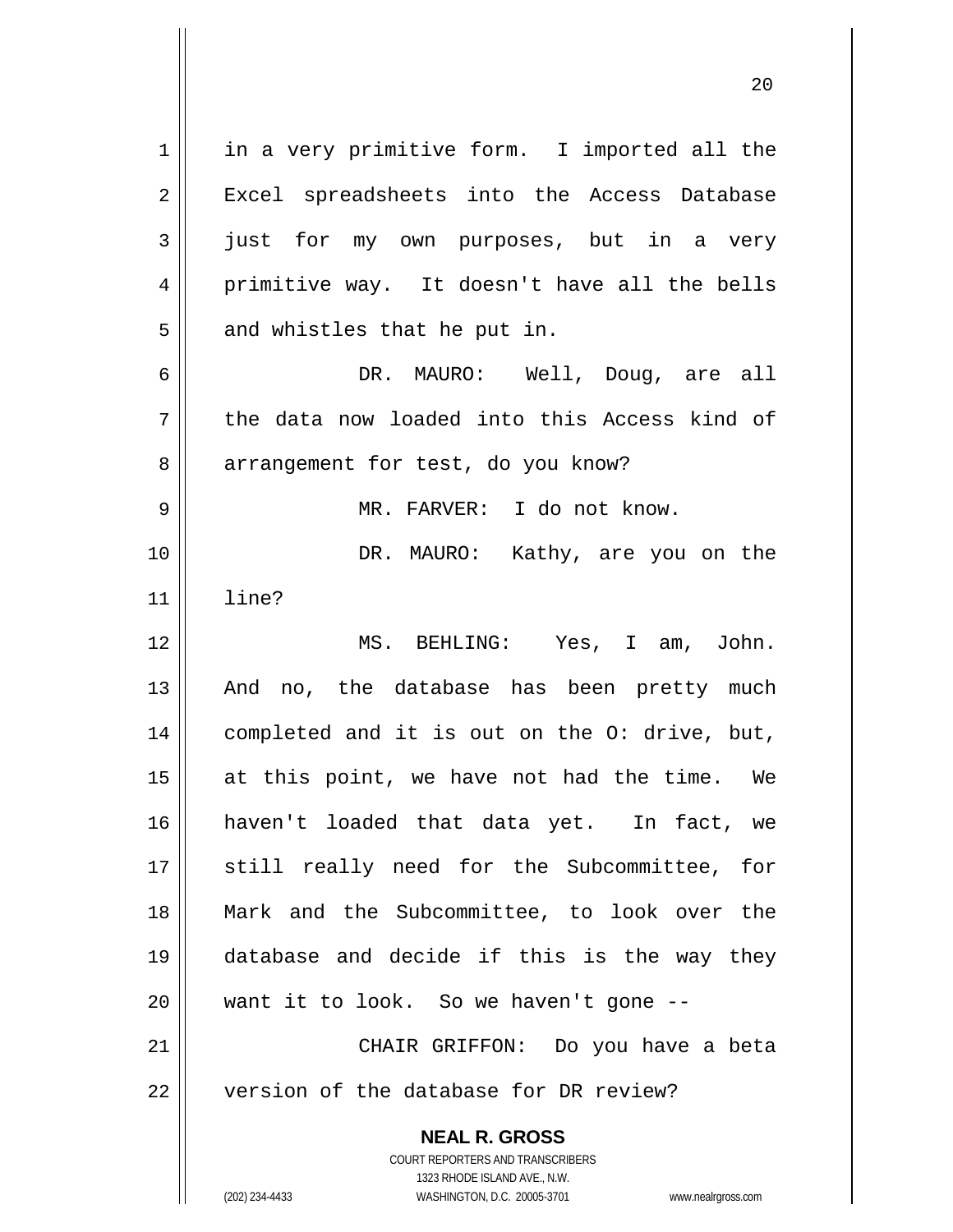in a very primitive form. I imported all the Excel spreadsheets into the Access Database just for my own purposes, but in a very primitive way. It doesn't have all the bells and whistles that he put in.

DR. MAURO: Well, Doug, are all the data now loaded into this Access kind of arrangement for test, do you know?

MR. FARVER: I do not know.

DR. MAURO: Kathy, are you on the line?

MS. BEHLING: Yes, I am, John. And no, the database has been pretty much completed and it is out on the O: drive, but, at this point, we have not had the time. We haven't loaded that data yet. In fact, we still really need for the Subcommittee, for Mark and the Subcommittee, to look over the database and decide if this is the way they want it to look. So we haven't gone --

CHAIR GRIFFON: Do you have a beta version of the database for DR review?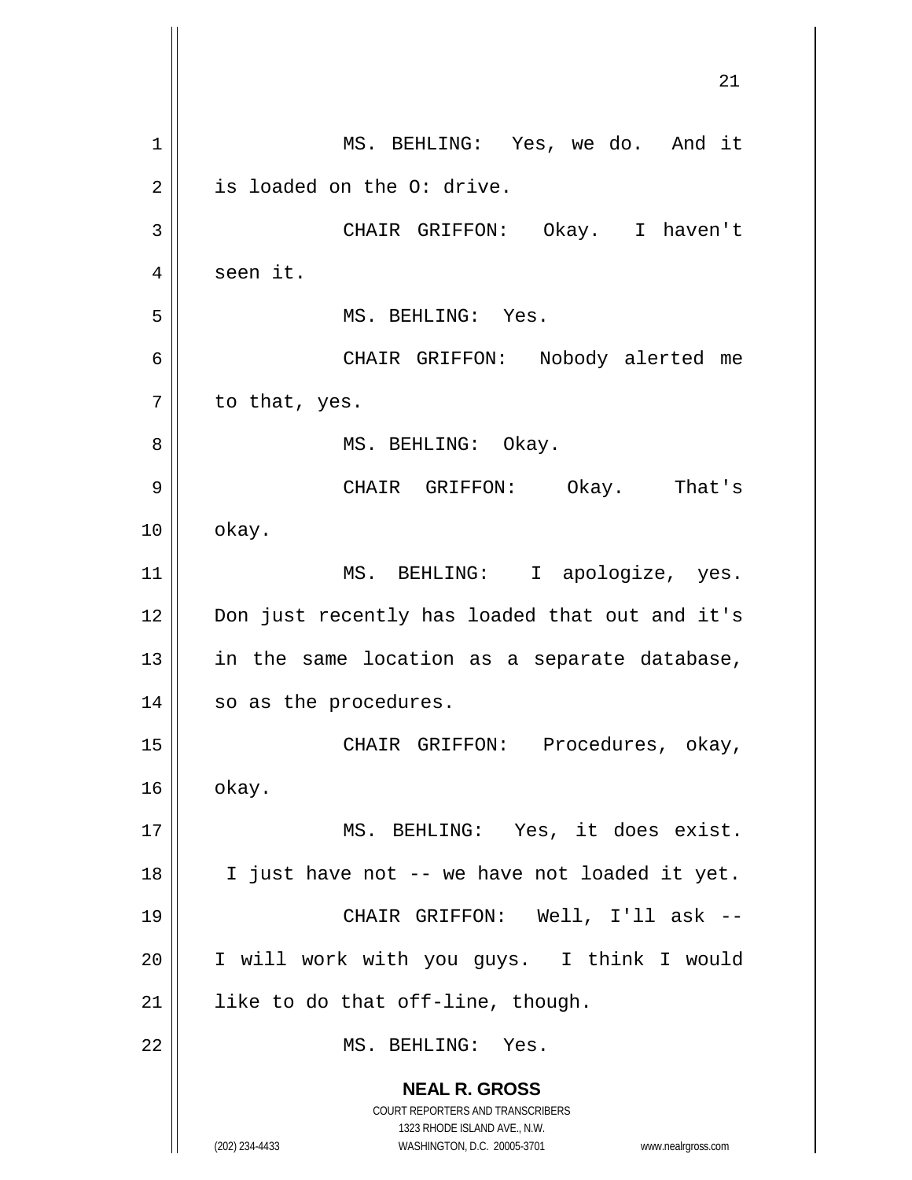MS. BEHLING: Yes, we do. And it is loaded on the O: drive.

CHAIR GRIFFON: Okay. I haven't seen it.

MS. BEHLING: Yes.

CHAIR GRIFFON: Nobody alerted me to that, yes.

MS. BEHLING: Okay.

CHAIR GRIFFON: Okay. That's okay.

MS. BEHLING: I apologize, yes. Don just recently has loaded that out and it's in the same location as a separate database, so as the procedures.

CHAIR GRIFFON: Procedures, okay, okay.

MS. BEHLING: Yes, it does exist. I just have not -- we have not loaded it yet.

CHAIR GRIFFON: Well, I'll ask -- I will work with you guys. I think I would like to do that off-line, though.

MS. BEHLING: Yes.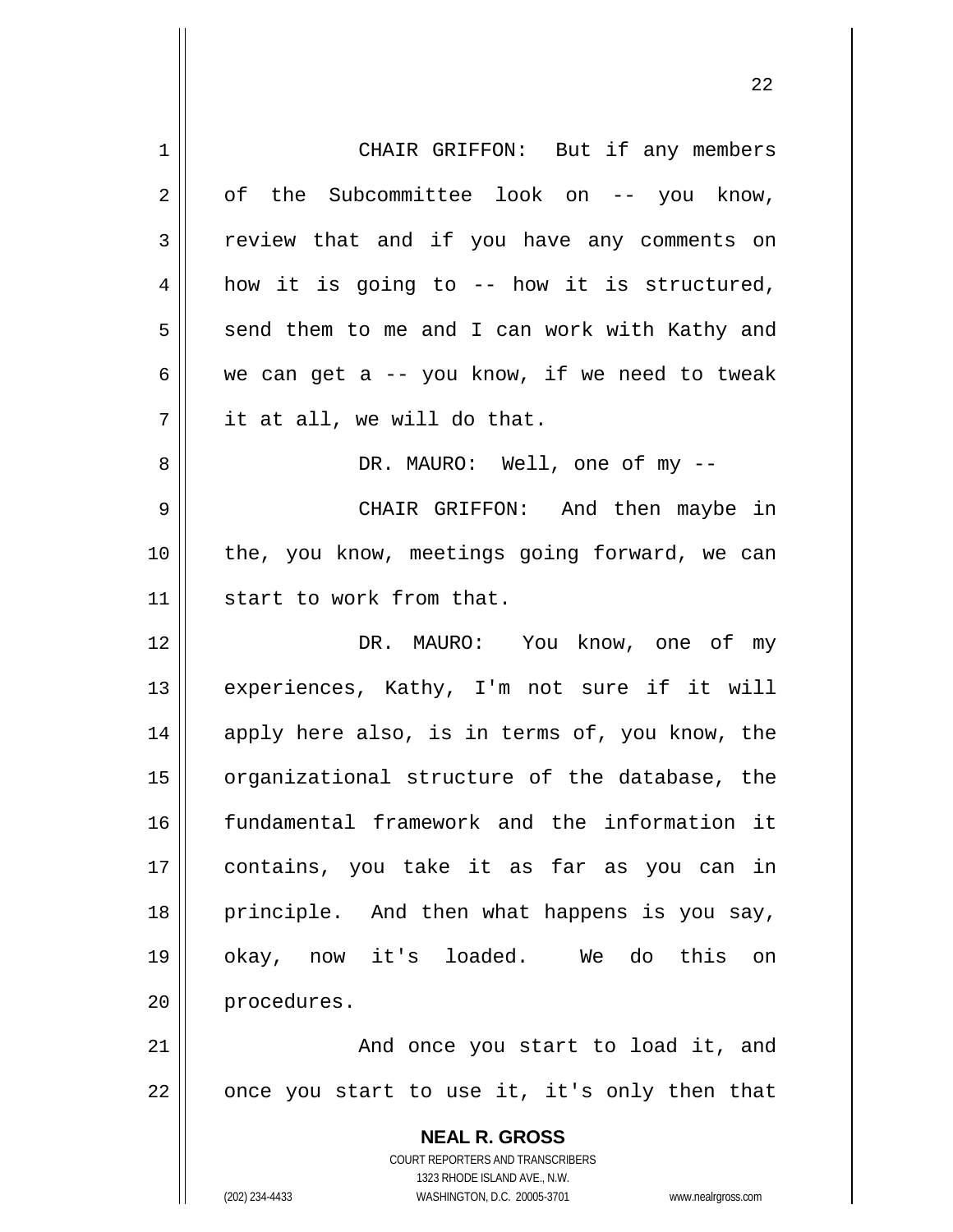CHAIR GRIFFON: But if any members of the Subcommittee look on -- you know, review that and if you have any comments on how it is going to -- how it is structured, send them to me and I can work with Kathy and we can get a -- you know, if we need to tweak it at all, we will do that.

DR. MAURO: Well, one of my --

CHAIR GRIFFON: And then maybe in the, you know, meetings going forward, we can start to work from that.

DR. MAURO: You know, one of my experiences, Kathy, I'm not sure if it will apply here also, is in terms of, you know, the organizational structure of the database, the fundamental framework and the information it contains, you take it as far as you can in principle. And then what happens is you say, okay, now it's loaded. We do this on procedures.

And once you start to load it, and once you start to use it, it's only then that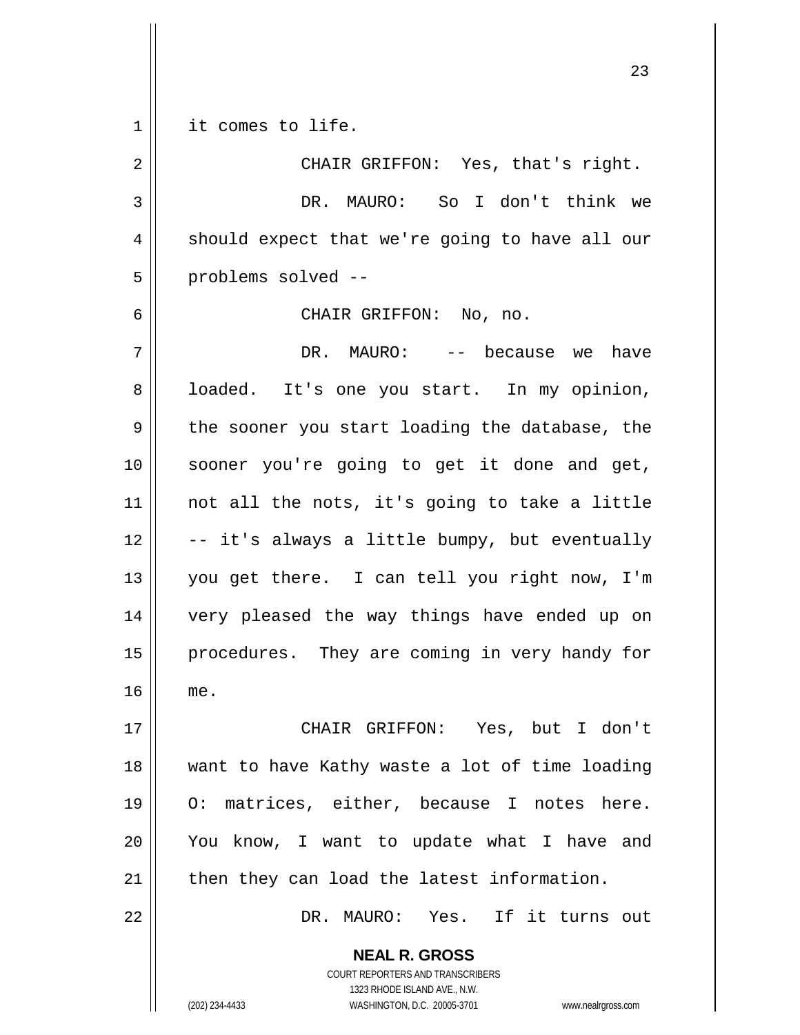it comes to life.

CHAIR GRIFFON: Yes, that's right.

DR. MAURO: So I don't think we should expect that we're going to have all our problems solved --

CHAIR GRIFFON: No, no.

DR. MAURO: -- because we have loaded. It's one you start. In my opinion, the sooner you start loading the database, the sooner you're going to get it done and get, not all the nots, it's going to take a little -- it's always a little bumpy, but eventually you get there. I can tell you right now, I'm very pleased the way things have ended up on procedures. They are coming in very handy for me.

CHAIR GRIFFON: Yes, but I don't want to have Kathy waste a lot of time loading O: matrices, either, because I notes here. You know, I want to update what I have and then they can load the latest information.

DR. MAURO: Yes. If it turns out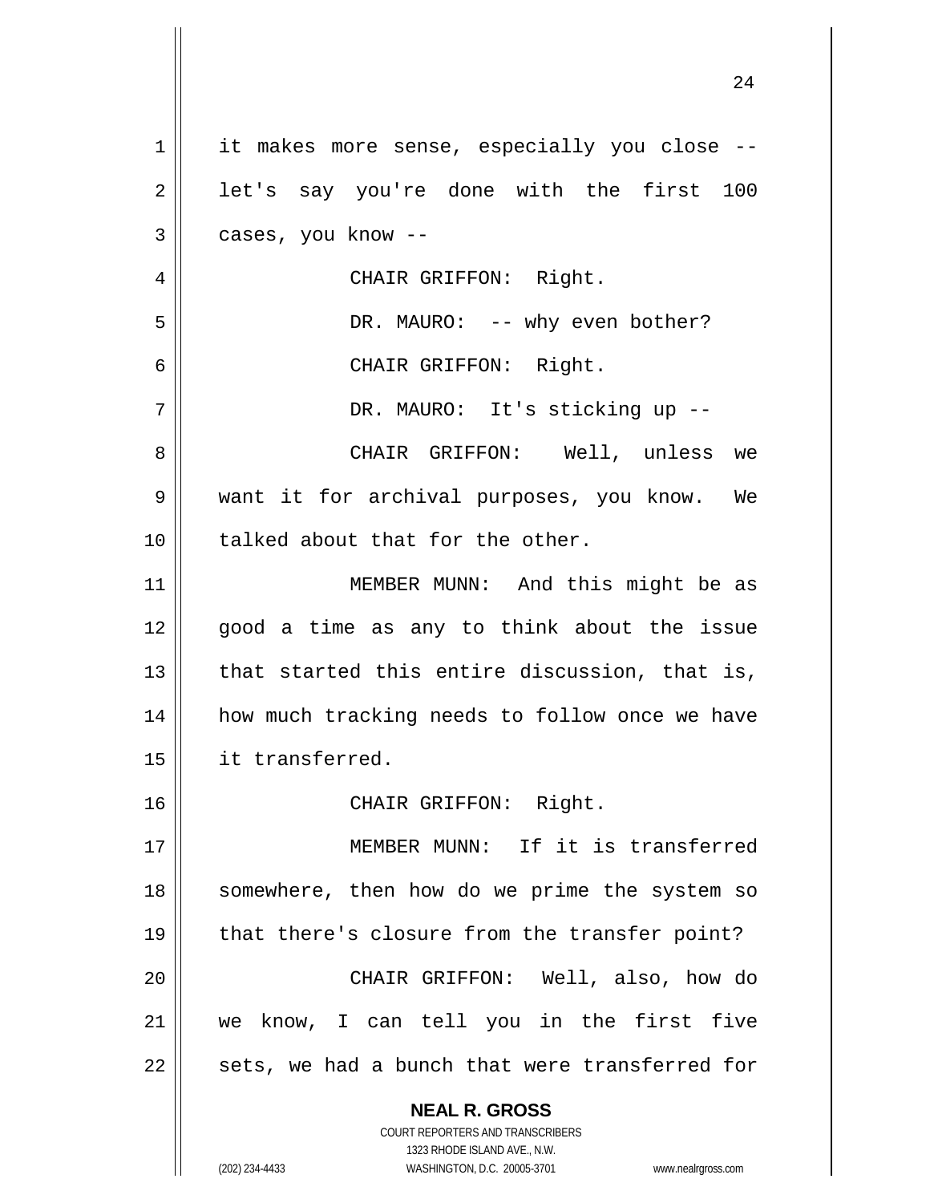it makes more sense, especially you close -- let's say you're done with the first 100 cases, you know --

CHAIR GRIFFON: Right.

DR. MAURO: -- why even bother?

CHAIR GRIFFON: Right.

DR. MAURO: It's sticking up --

CHAIR GRIFFON: Well, unless we want it for archival purposes, you know. We talked about that for the other.

MEMBER MUNN: And this might be as good a time as any to think about the issue that started this entire discussion, that is, how much tracking needs to follow once we have it transferred.

CHAIR GRIFFON: Right.

MEMBER MUNN: If it is transferred somewhere, then how do we prime the system so that there's closure from the transfer point?

CHAIR GRIFFON: Well, also, how do we know, I can tell you in the first five sets, we had a bunch that were transferred for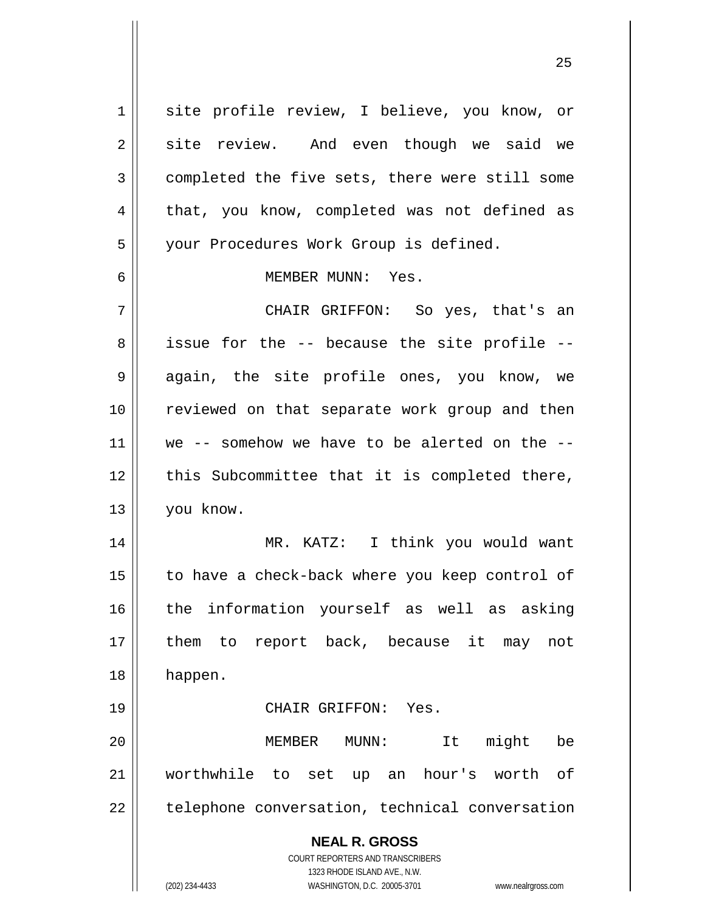site profile review, I believe, you know, or site review. And even though we said we completed the five sets, there were still some that, you know, completed was not defined as your Procedures Work Group is defined.

MEMBER MUNN: Yes.

CHAIR GRIFFON: So yes, that's an issue for the -- because the site profile -- again, the site profile ones, you know, we reviewed on that separate work group and then we -- somehow we have to be alerted on the -- this Subcommittee that it is completed there, you know.

MR. KATZ: I think you would want to have a check-back where you keep control of the information yourself as well as asking them to report back, because it may not happen.

CHAIR GRIFFON: Yes.

MEMBER MUNN: It might be worthwhile to set up an hour's worth of telephone conversation, technical conversation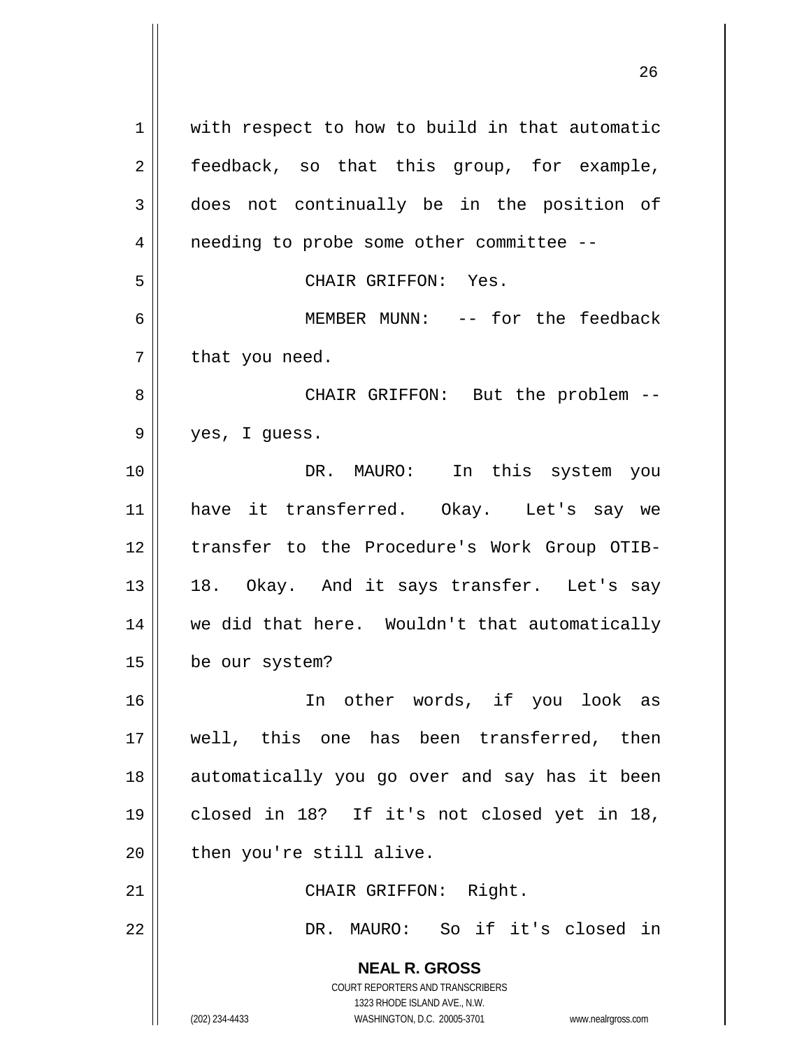with respect to how to build in that automatic feedback, so that this group, for example, does not continually be in the position of needing to probe some other committee --

CHAIR GRIFFON: Yes.

MEMBER MUNN: -- for the feedback that you need.

CHAIR GRIFFON: But the problem -- yes, I guess.

DR. MAURO: In this system you have it transferred. Okay. Let's say we transfer to the Procedure's Work Group OTIB-18. Okay. And it says transfer. Let's say we did that here. Wouldn't that automatically be our system?

In other words, if you look as well, this one has been transferred, then automatically you go over and say has it been closed in 18? If it's not closed yet in 18, then you're still alive.

CHAIR GRIFFON: Right.

DR. MAURO: So if it's closed in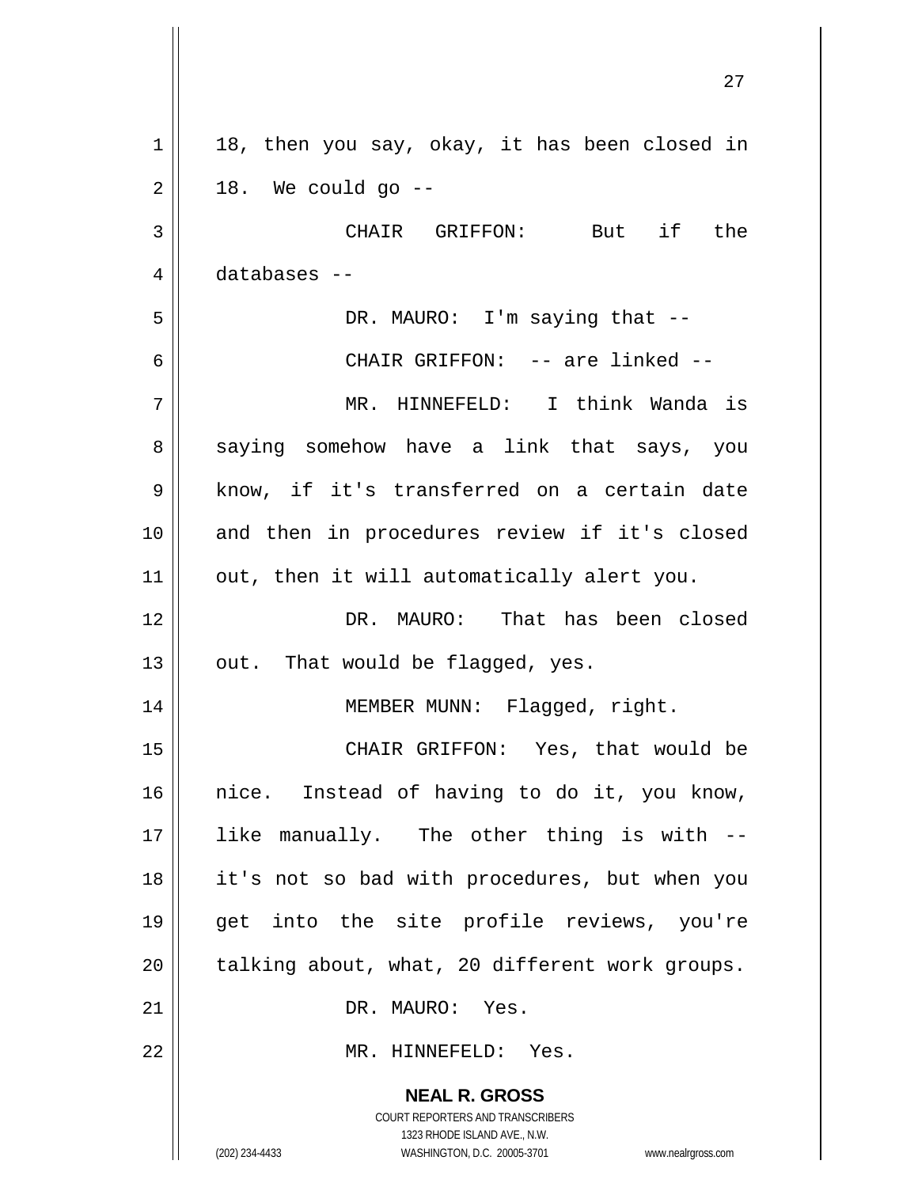18, then you say, okay, it has been closed in 18. We could go --

CHAIR GRIFFON: But if the databases --

DR. MAURO: I'm saying that --

CHAIR GRIFFON: -- are linked --

MR. HINNEFELD: I think Wanda is saying somehow have a link that says, you know, if it's transferred on a certain date and then in procedures review if it's closed out, then it will automatically alert you.

DR. MAURO: That has been closed out. That would be flagged, yes.

MEMBER MUNN: Flagged, right.

CHAIR GRIFFON: Yes, that would be nice. Instead of having to do it, you know, like manually. The other thing is with -- it's not so bad with procedures, but when you get into the site profile reviews, you're talking about, what, 20 different work groups.

DR. MAURO: Yes.

MR. HINNEFELD: Yes.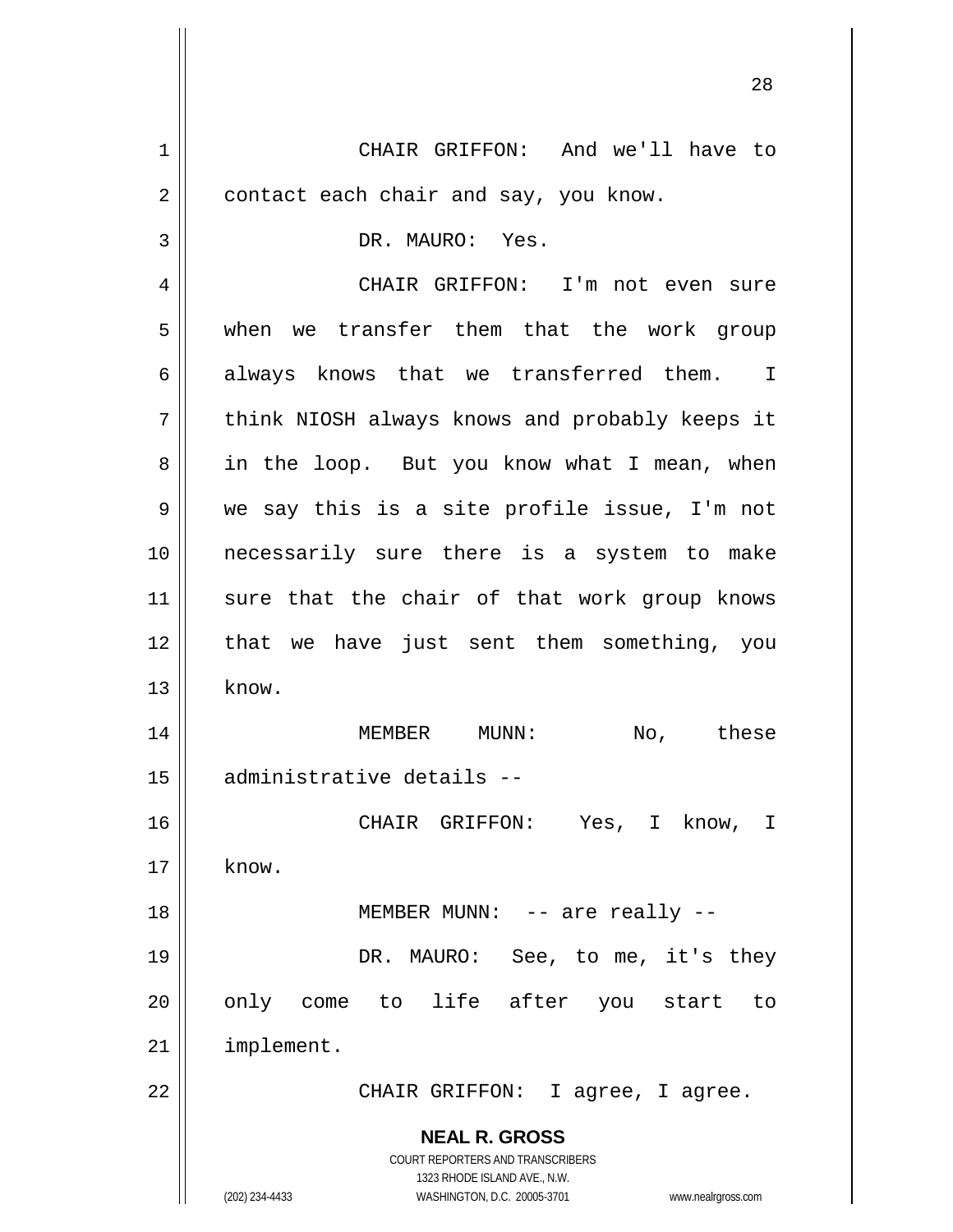CHAIR GRIFFON: And we'll have to contact each chair and say, you know.

DR. MAURO: Yes.

CHAIR GRIFFON: I'm not even sure when we transfer them that the work group always knows that we transferred them. I think NIOSH always knows and probably keeps it in the loop. But you know what I mean, when we say this is a site profile issue, I'm not necessarily sure there is a system to make sure that the chair of that work group knows that we have just sent them something, you know.

MEMBER MUNN: No, these administrative details --

CHAIR GRIFFON: Yes, I know, I know.

MEMBER MUNN: -- are really --

DR. MAURO: See, to me, it's they only come to life after you start to implement.

CHAIR GRIFFON: I agree, I agree.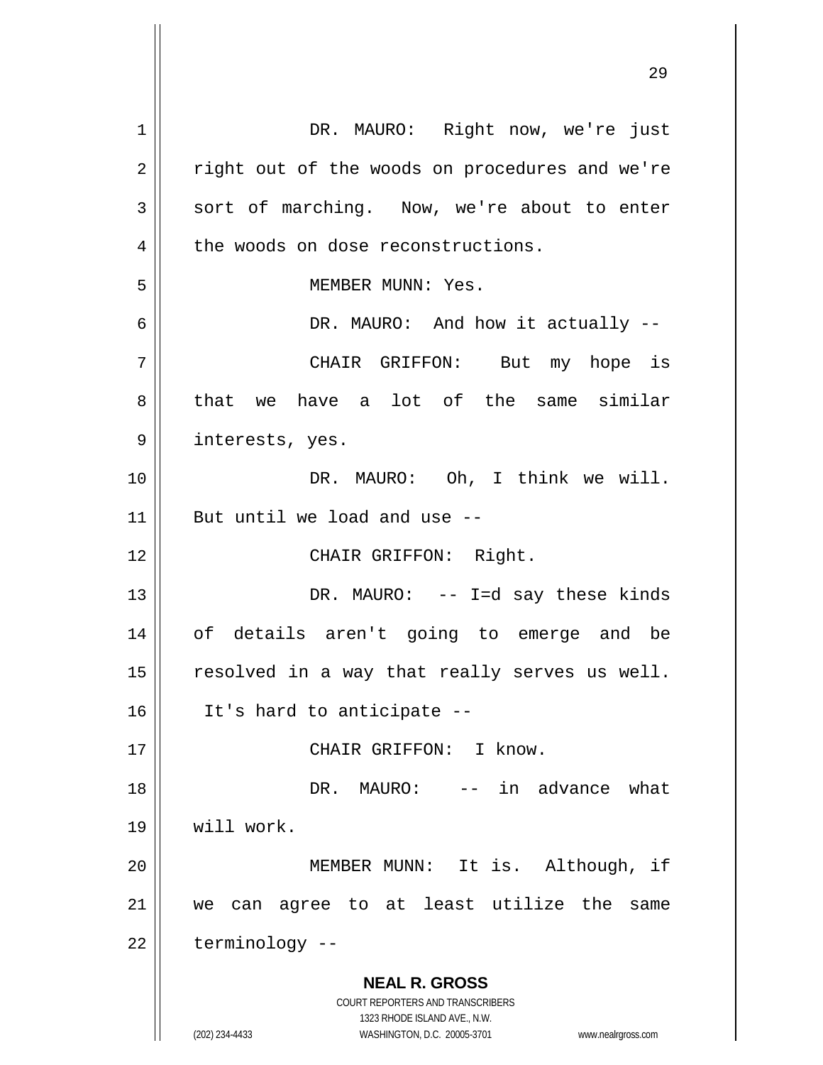DR. MAURO: Right now, we're just right out of the woods on procedures and we're sort of marching. Now, we're about to enter the woods on dose reconstructions.

MEMBER MUNN: Yes.

DR. MAURO: And how it actually --

CHAIR GRIFFON: But my hope is that we have a lot of the same similar interests, yes.

DR. MAURO: Oh, I think we will. But until we load and use --

CHAIR GRIFFON: Right.

DR. MAURO: -- I=d say these kinds of details aren't going to emerge and be resolved in a way that really serves us well. It's hard to anticipate --

CHAIR GRIFFON: I know.

DR. MAURO: -- in advance what will work.

MEMBER MUNN: It is. Although, if we can agree to at least utilize the same terminology --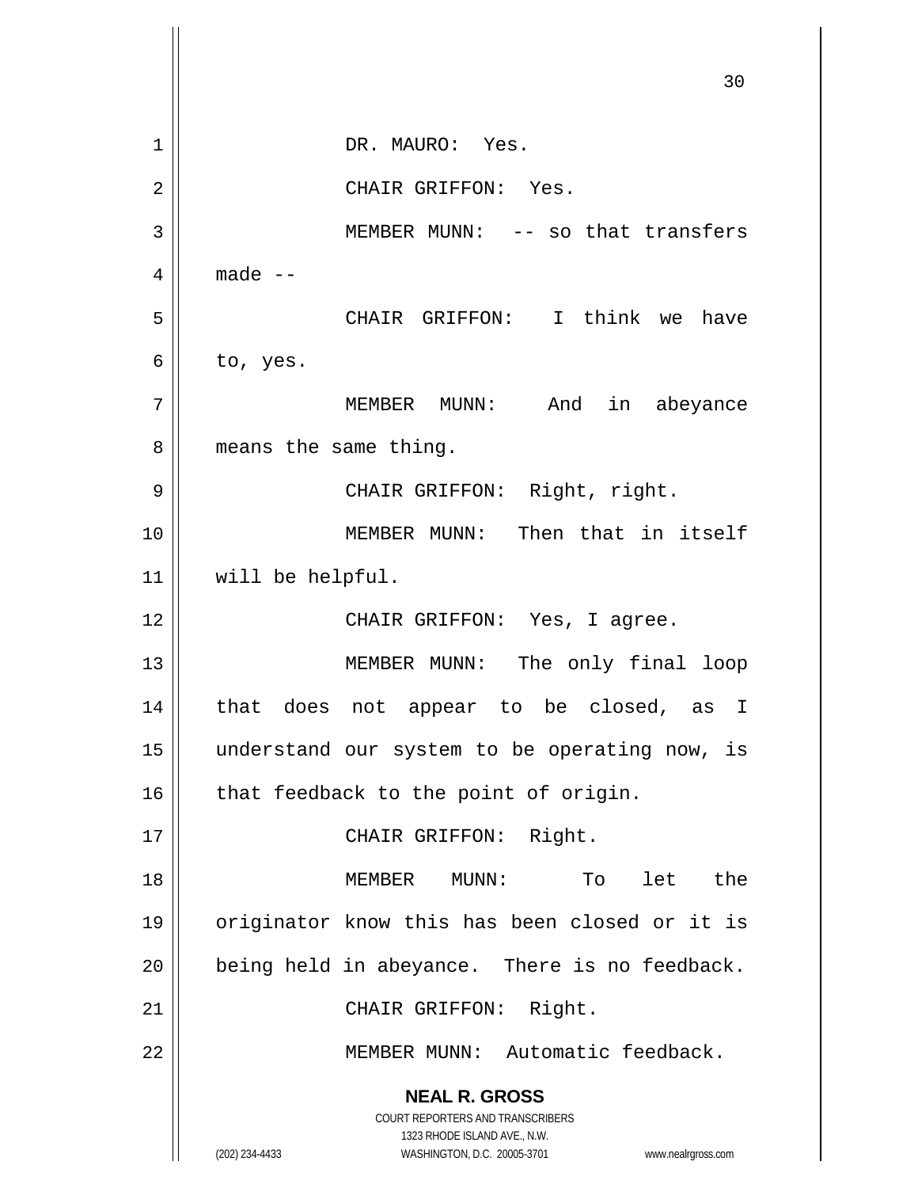DR. MAURO: Yes.

CHAIR GRIFFON: Yes.

MEMBER MUNN: -- so that transfers made --

CHAIR GRIFFON: I think we have to, yes.

MEMBER MUNN: And in abeyance means the same thing.

CHAIR GRIFFON: Right, right.

MEMBER MUNN: Then that in itself will be helpful.

CHAIR GRIFFON: Yes, I agree.

MEMBER MUNN: The only final loop that does not appear to be closed, as I understand our system to be operating now, is that feedback to the point of origin.

CHAIR GRIFFON: Right.

MEMBER MUNN: To let the originator know this has been closed or it is being held in abeyance. There is no feedback.

CHAIR GRIFFON: Right.

MEMBER MUNN: Automatic feedback.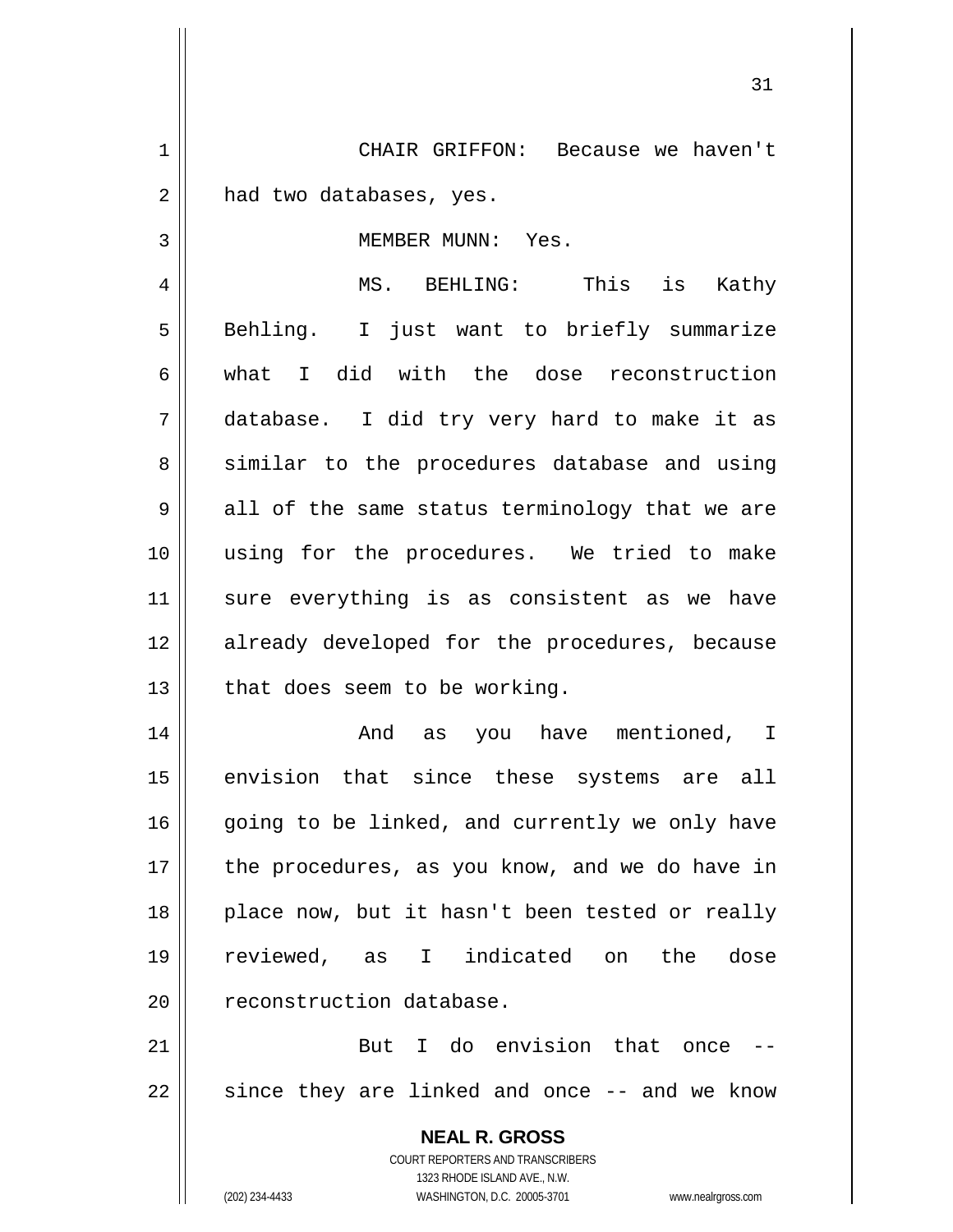CHAIR GRIFFON: Because we haven't had two databases, yes.

MEMBER MUNN: Yes.

MS. BEHLING: This is Kathy Behling. I just want to briefly summarize what I did with the dose reconstruction database. I did try very hard to make it as similar to the procedures database and using all of the same status terminology that we are using for the procedures. We tried to make sure everything is as consistent as we have already developed for the procedures, because that does seem to be working.

And as you have mentioned, I envision that since these systems are all going to be linked, and currently we only have the procedures, as you know, and we do have in place now, but it hasn't been tested or really reviewed, as I indicated on the dose reconstruction database.

But I do envision that once -- since they are linked and once -- and we know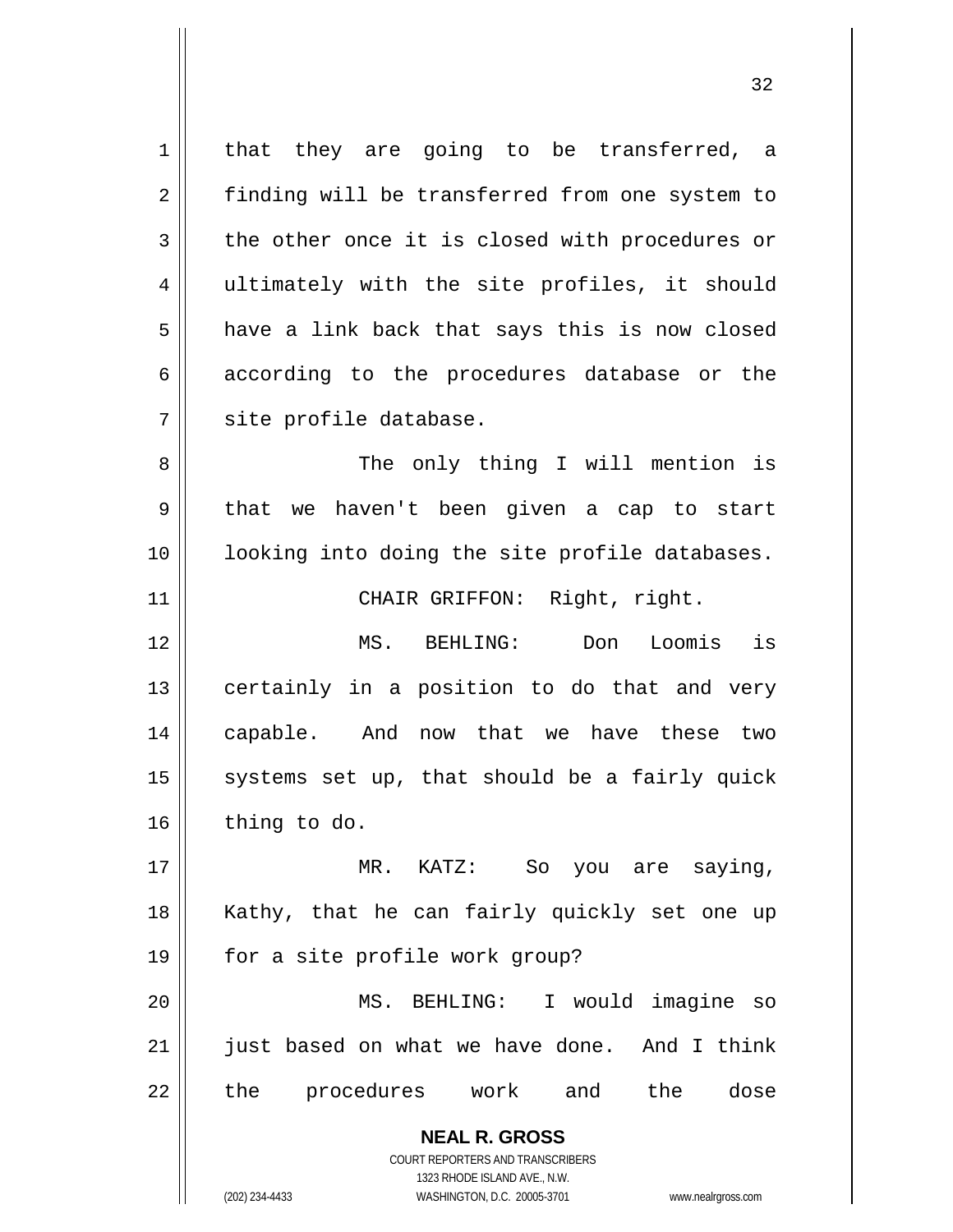that they are going to be transferred, a finding will be transferred from one system to the other once it is closed with procedures or ultimately with the site profiles, it should have a link back that says this is now closed according to the procedures database or the site profile database.

The only thing I will mention is that we haven't been given a cap to start looking into doing the site profile databases.

CHAIR GRIFFON: Right, right.

MS. BEHLING: Don Loomis is certainly in a position to do that and very capable. And now that we have these two systems set up, that should be a fairly quick thing to do.

MR. KATZ: So you are saying, Kathy, that he can fairly quickly set one up for a site profile work group?

MS. BEHLING: I would imagine so just based on what we have done. And I think the procedures work and the dose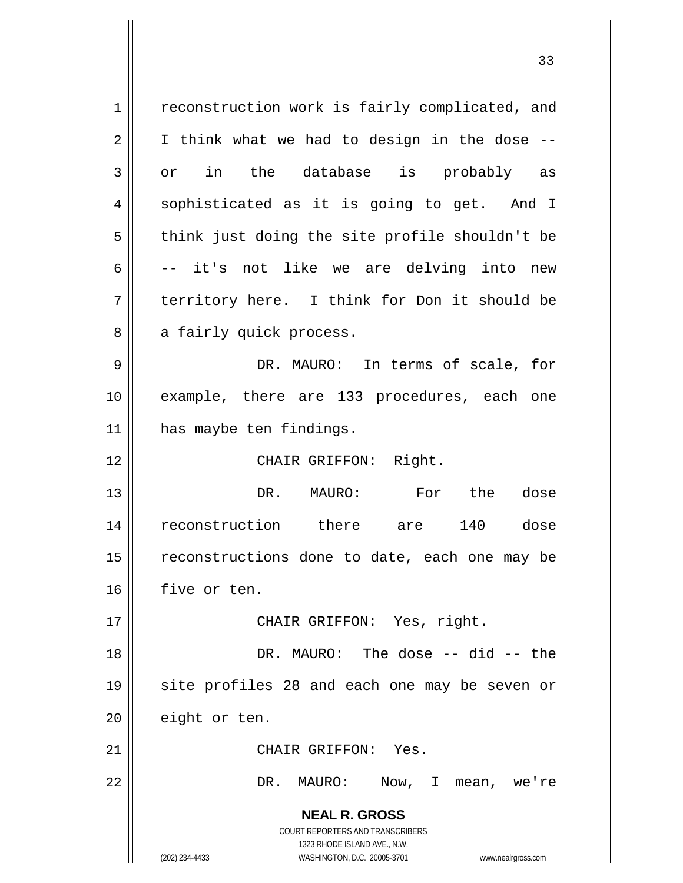reconstruction work is fairly complicated, and I think what we had to design in the dose -- or in the database is probably as sophisticated as it is going to get. And I think just doing the site profile shouldn't be -- it's not like we are delving into new territory here. I think for Don it should be a fairly quick process.

DR. MAURO: In terms of scale, for example, there are 133 procedures, each one has maybe ten findings.

CHAIR GRIFFON: Right.

DR. MAURO: For the dose reconstruction there are 140 dose reconstructions done to date, each one may be five or ten.

CHAIR GRIFFON: Yes, right.

DR. MAURO: The dose -- did -- the site profiles 28 and each one may be seven or eight or ten.

CHAIR GRIFFON: Yes.

DR. MAURO: Now, I mean, we're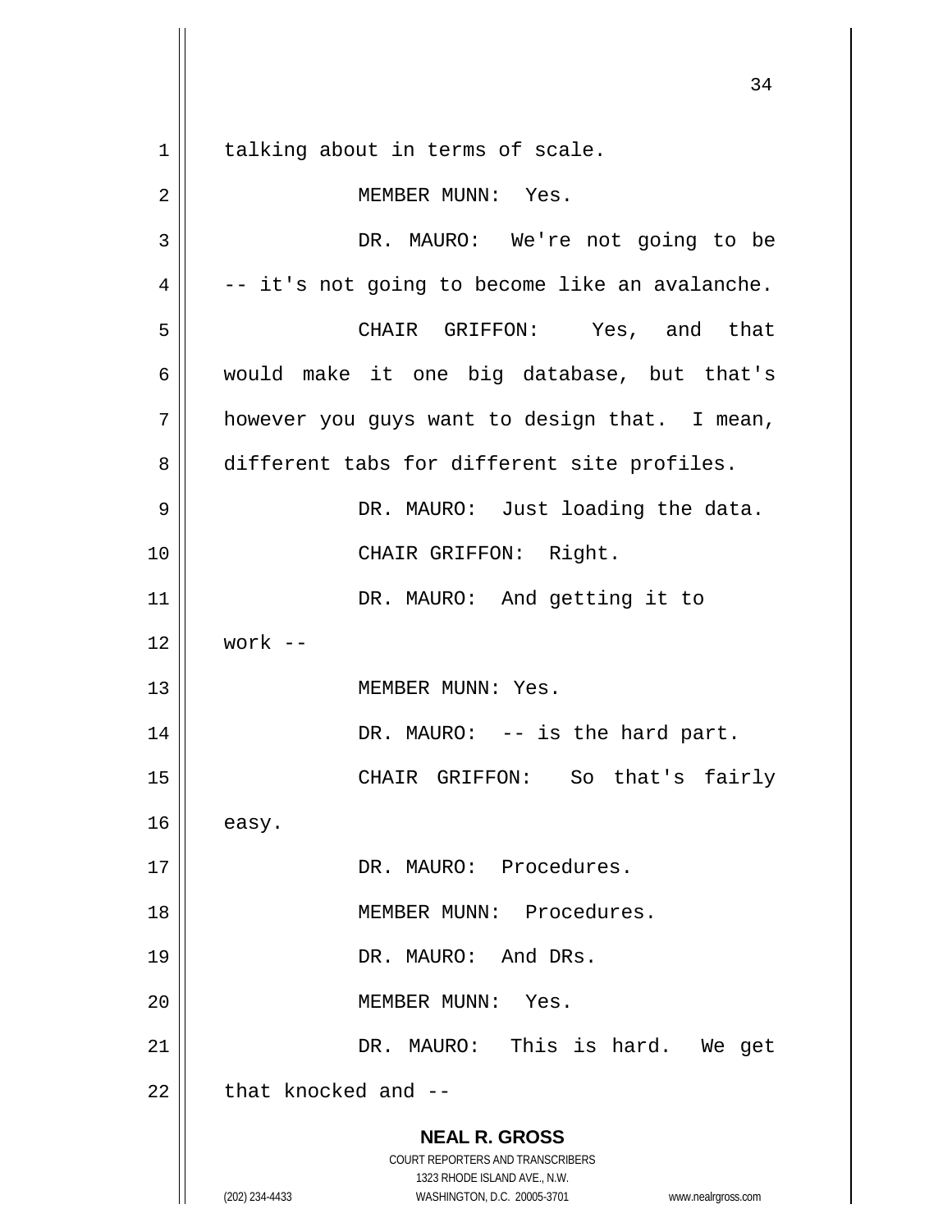talking about in terms of scale.

MEMBER MUNN: Yes.

DR. MAURO: We're not going to be -- it's not going to become like an avalanche.

CHAIR GRIFFON: Yes, and that would make it one big database, but that's however you guys want to design that. I mean, different tabs for different site profiles.

DR. MAURO: Just loading the data.

CHAIR GRIFFON: Right.

DR. MAURO: And getting it to work --

MEMBER MUNN: Yes.

DR. MAURO: -- is the hard part.

CHAIR GRIFFON: So that's fairly easy.

DR. MAURO: Procedures.

MEMBER MUNN: Procedures.

DR. MAURO: And DRs.

MEMBER MUNN: Yes.

DR. MAURO: This is hard. We get that knocked and --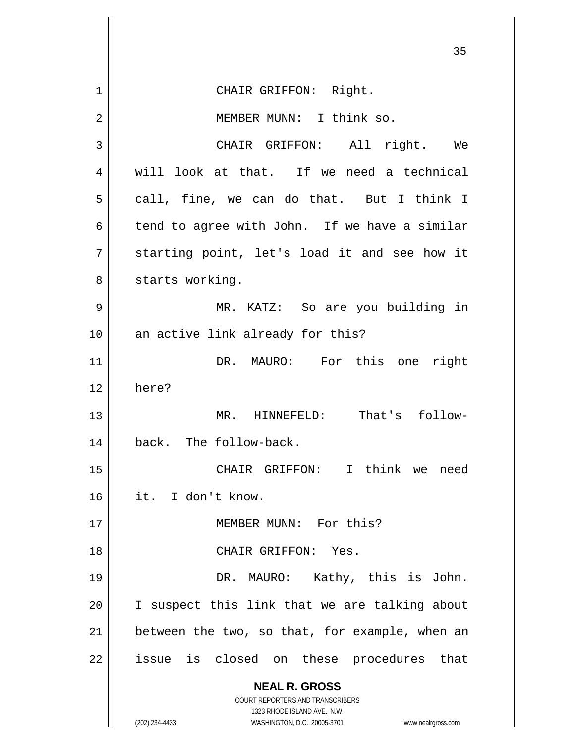CHAIR GRIFFON: Right.

MEMBER MUNN: I think so.

CHAIR GRIFFON: All right. We will look at that. If we need a technical call, fine, we can do that. But I think I tend to agree with John. If we have a similar starting point, let's load it and see how it starts working.

MR. KATZ: So are you building in an active link already for this?

DR. MAURO: For this one right here?

MR. HINNEFELD: That's follow-back. The follow-back.

CHAIR GRIFFON: I think we need it. I don't know.

MEMBER MUNN: For this?

CHAIR GRIFFON: Yes.

DR. MAURO: Kathy, this is John. I suspect this link that we are talking about between the two, so that, for example, when an issue is closed on these procedures that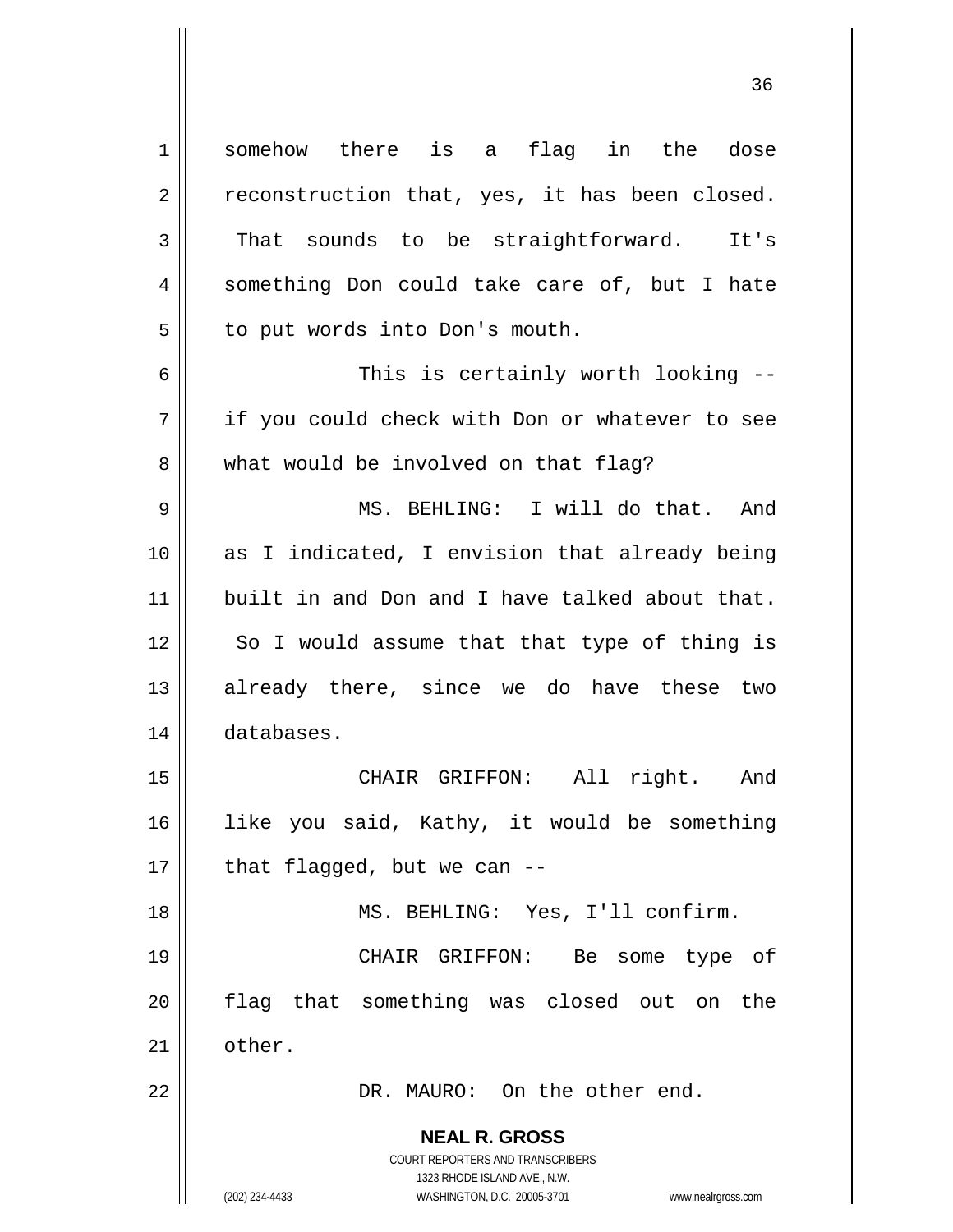somehow there is a flag in the dose reconstruction that, yes, it has been closed. That sounds to be straightforward. It's something Don could take care of, but I hate to put words into Don's mouth.

This is certainly worth looking -- if you could check with Don or whatever to see what would be involved on that flag?

MS. BEHLING: I will do that. And as I indicated, I envision that already being built in and Don and I have talked about that. So I would assume that that type of thing is already there, since we do have these two databases.

CHAIR GRIFFON: All right. And like you said, Kathy, it would be something that flagged, but we can --

MS. BEHLING: Yes, I'll confirm.

CHAIR GRIFFON: Be some type of flag that something was closed out on the other.

DR. MAURO: On the other end.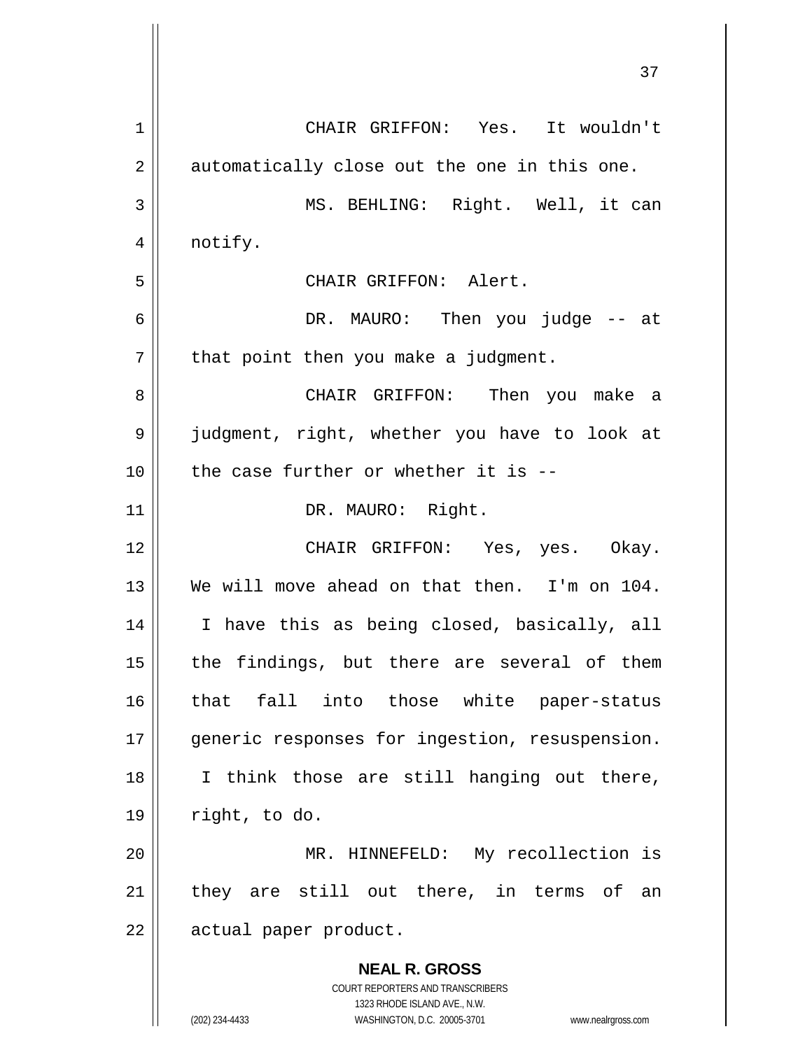CHAIR GRIFFON: Yes. It wouldn't automatically close out the one in this one.

MS. BEHLING: Right. Well, it can notify.

CHAIR GRIFFON: Alert.

DR. MAURO: Then you judge -- at that point then you make a judgment.

CHAIR GRIFFON: Then you make a judgment, right, whether you have to look at the case further or whether it is --

DR. MAURO: Right.

CHAIR GRIFFON: Yes, yes. Okay. We will move ahead on that then. I'm on 104. I have this as being closed, basically, all the findings, but there are several of them that fall into those white paper-status generic responses for ingestion, resuspension. I think those are still hanging out there, right, to do.

MR. HINNEFELD: My recollection is they are still out there, in terms of an actual paper product.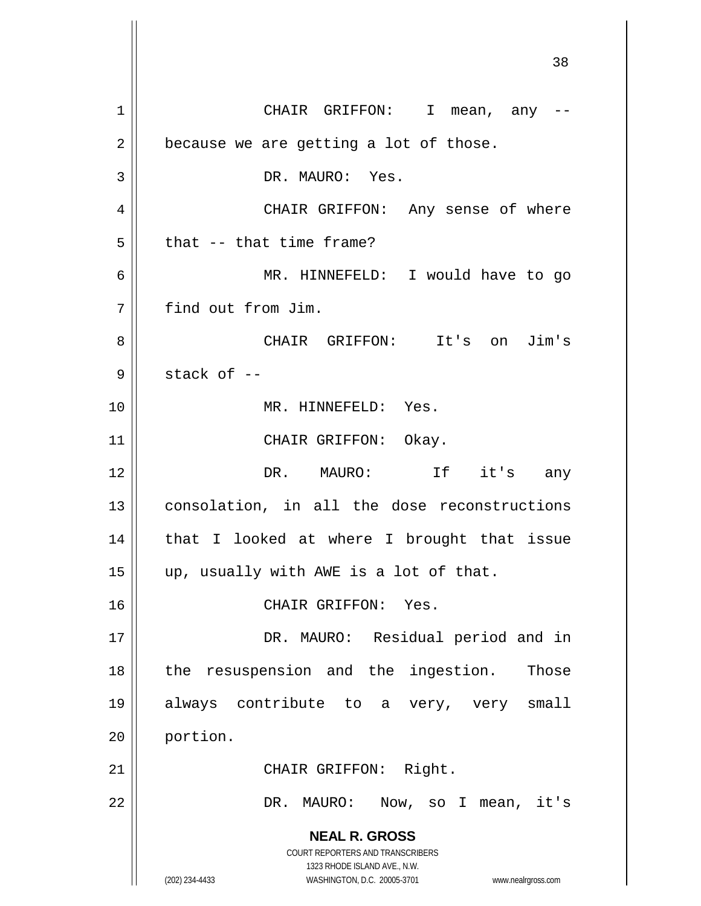CHAIR GRIFFON: I mean, any -- because we are getting a lot of those.

DR. MAURO: Yes.

CHAIR GRIFFON: Any sense of where that -- that time frame?

MR. HINNEFELD: I would have to go find out from Jim.

CHAIR GRIFFON: It's on Jim's stack of --

MR. HINNEFELD: Yes.

CHAIR GRIFFON: Okay.

DR. MAURO: If it's any consolation, in all the dose reconstructions that I looked at where I brought that issue up, usually with AWE is a lot of that.

CHAIR GRIFFON: Yes.

DR. MAURO: Residual period and in the resuspension and the ingestion. Those always contribute to a very, very small portion.

CHAIR GRIFFON: Right.

DR. MAURO: Now, so I mean, it's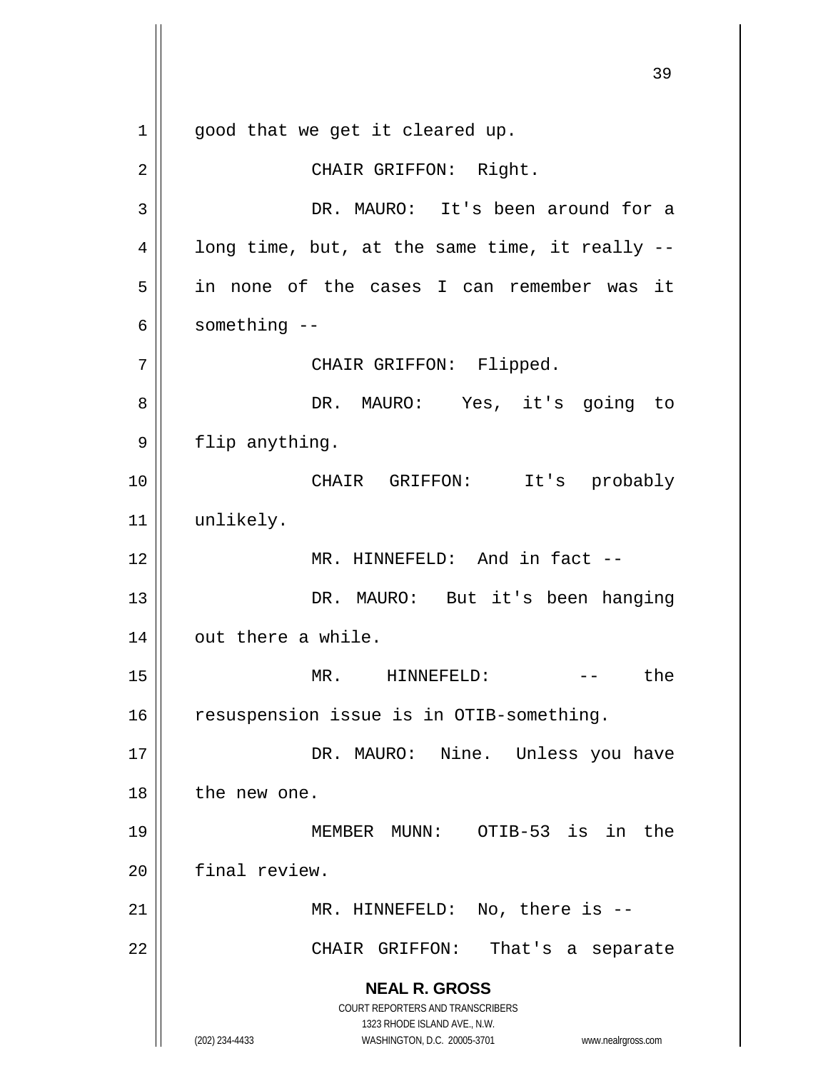good that we get it cleared up.

CHAIR GRIFFON: Right.

DR. MAURO: It's been around for a long time, but, at the same time, it really -- in none of the cases I can remember was it something --

CHAIR GRIFFON: Flipped.

DR. MAURO: Yes, it's going to flip anything.

CHAIR GRIFFON: It's probably unlikely.

MR. HINNEFELD: And in fact --

DR. MAURO: But it's been hanging out there a while.

MR. HINNEFELD: -- the resuspension issue is in OTIB-something.

DR. MAURO: Nine. Unless you have the new one.

MEMBER MUNN: OTIB-53 is in the final review.

MR. HINNEFELD: No, there is --

CHAIR GRIFFON: That's a separate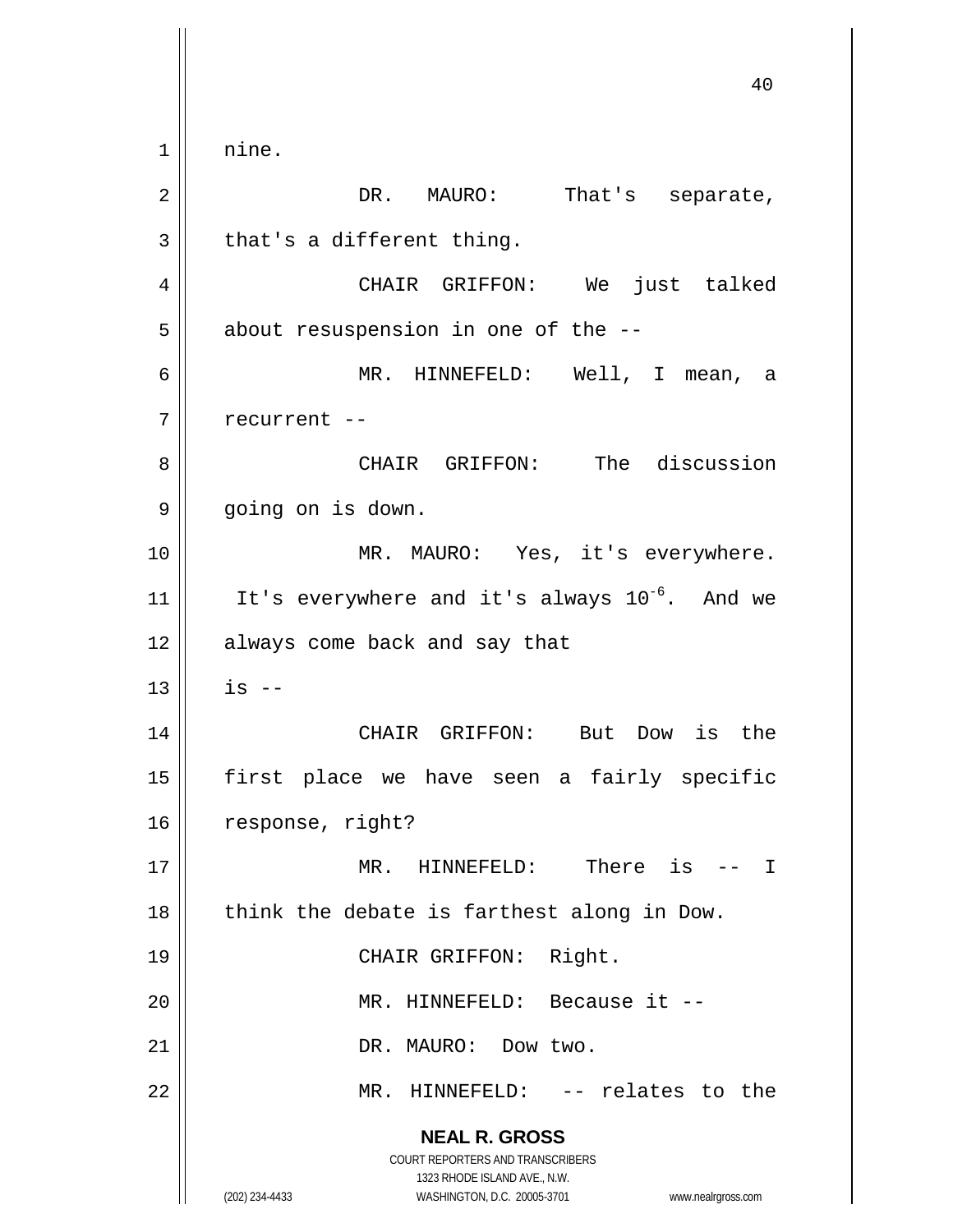nine.

DR. MAURO: That's separate, that's a different thing.

CHAIR GRIFFON: We just talked about resuspension in one of the --

MR. HINNEFELD: Well, I mean, a recurrent --

CHAIR GRIFFON: The discussion going on is down.

MR. MAURO: Yes, it's everywhere. It's everywhere and it's always $10^{-6}$. And we always come back and say that is --

CHAIR GRIFFON: But Dow is the first place we have seen a fairly specific response, right?

MR. HINNEFELD: There is -- I think the debate is farthest along in Dow.

CHAIR GRIFFON: Right.

MR. HINNEFELD: Because it --

DR. MAURO: Dow two.

MR. HINNEFELD: -- relates to the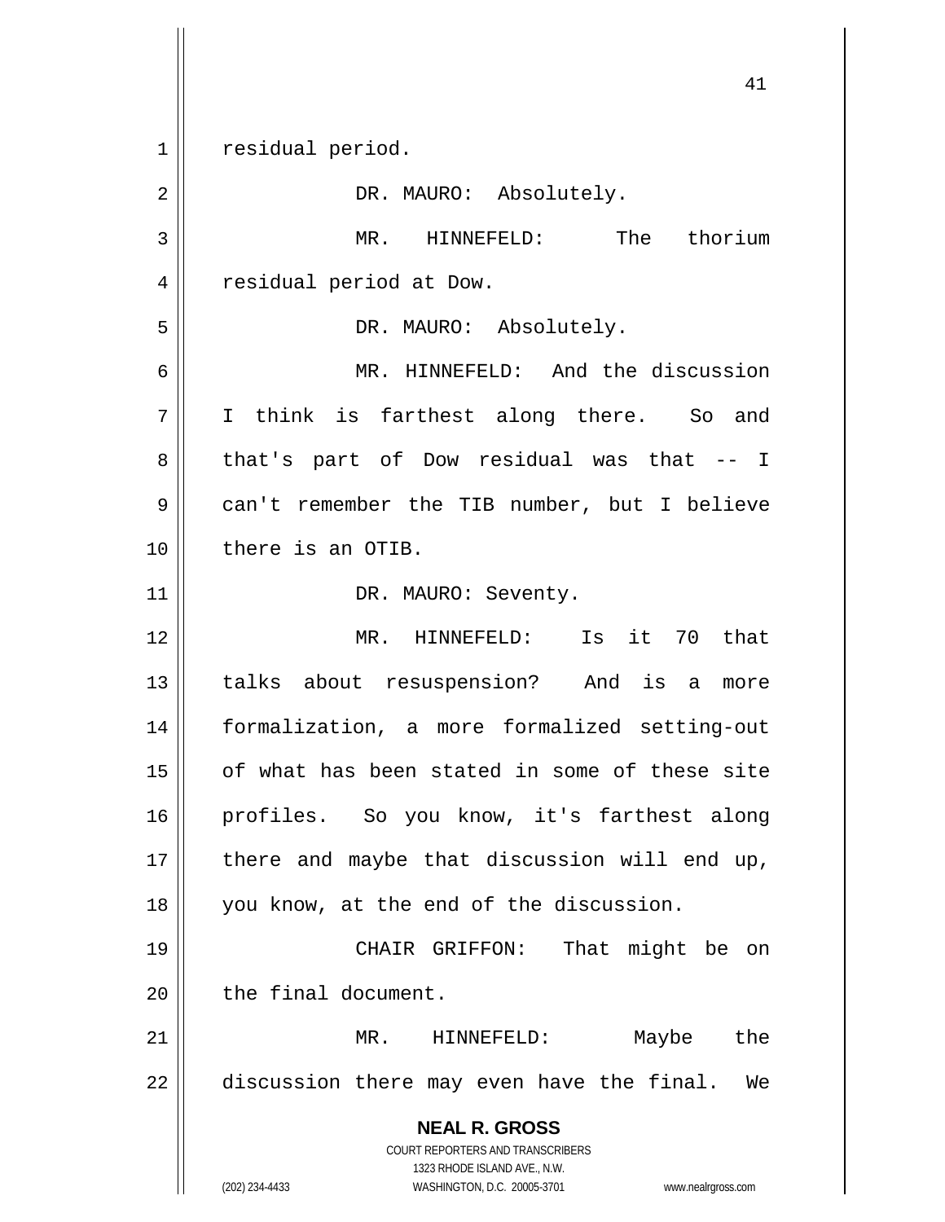residual period.

DR. MAURO: Absolutely.

MR. HINNEFELD: The thorium residual period at Dow.

DR. MAURO: Absolutely.

MR. HINNEFELD: And the discussion I think is farthest along there. So and that's part of Dow residual was that -- I can't remember the TIB number, but I believe there is an OTIB.

DR. MAURO: Seventy.

MR. HINNEFELD: Is it 70 that talks about resuspension? And is a more formalization, a more formalized setting-out of what has been stated in some of these site profiles. So you know, it's farthest along there and maybe that discussion will end up, you know, at the end of the discussion.

CHAIR GRIFFON: That might be on the final document.

MR. HINNEFELD: Maybe the discussion there may even have the final. We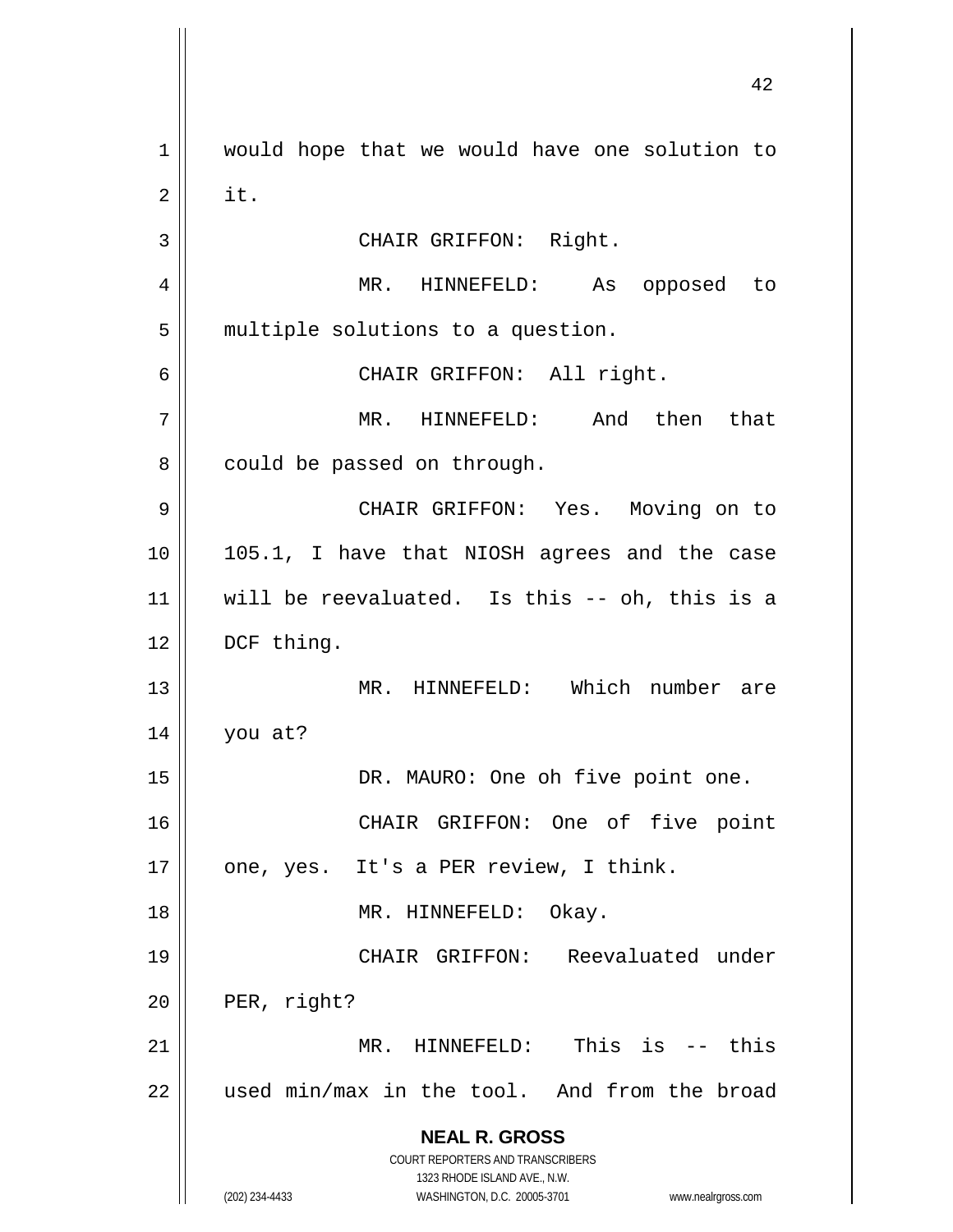would hope that we would have one solution to it.

CHAIR GRIFFON: Right.

MR. HINNEFELD: As opposed to multiple solutions to a question.

CHAIR GRIFFON: All right.

MR. HINNEFELD: And then that could be passed on through.

CHAIR GRIFFON: Yes. Moving on to 105.1, I have that NIOSH agrees and the case will be reevaluated. Is this -- oh, this is a DCF thing.

MR. HINNEFELD: Which number are you at?

DR. MAURO: One oh five point one.

CHAIR GRIFFON: One of five point one, yes. It's a PER review, I think.

MR. HINNEFELD: Okay.

CHAIR GRIFFON: Reevaluated under PER, right?

MR. HINNEFELD: This is -- this used min/max in the tool. And from the broad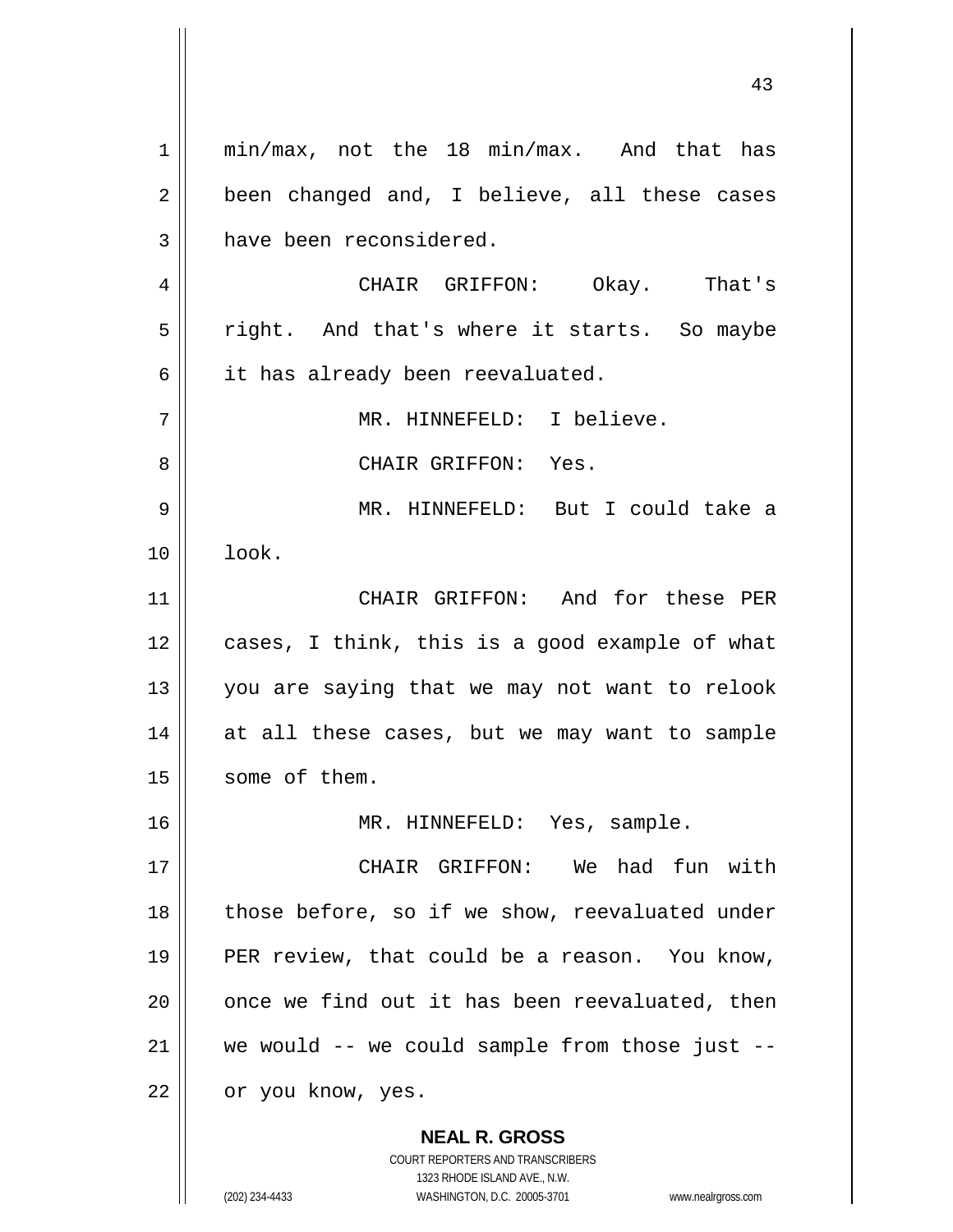min/max, not the 18 min/max. And that has been changed and, I believe, all these cases have been reconsidered.

CHAIR GRIFFON: Okay. That's right. And that's where it starts. So maybe it has already been reevaluated.

MR. HINNEFELD: I believe.

CHAIR GRIFFON: Yes.

MR. HINNEFELD: But I could take a look.

CHAIR GRIFFON: And for these PER cases, I think, this is a good example of what you are saying that we may not want to relook at all these cases, but we may want to sample some of them.

MR. HINNEFELD: Yes, sample.

CHAIR GRIFFON: We had fun with those before, so if we show, reevaluated under PER review, that could be a reason. You know, once we find out it has been reevaluated, then we would -- we could sample from those just -- or you know, yes.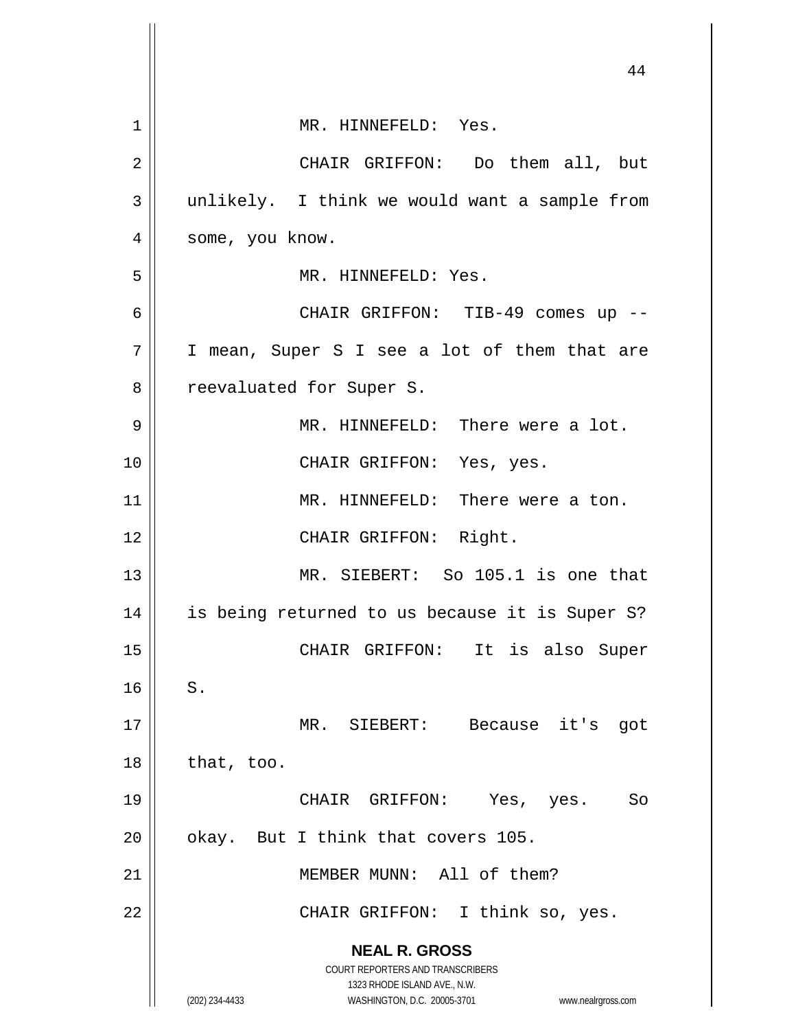MR. HINNEFELD: Yes.

CHAIR GRIFFON: Do them all, but unlikely. I think we would want a sample from some, you know.

MR. HINNEFELD: Yes.

CHAIR GRIFFON: TIB-49 comes up -- I mean, Super S I see a lot of them that are reevaluated for Super S.

MR. HINNEFELD: There were a lot.

CHAIR GRIFFON: Yes, yes.

MR. HINNEFELD: There were a ton.

CHAIR GRIFFON: Right.

MR. SIEBERT: So 105.1 is one that is being returned to us because it is Super S?

CHAIR GRIFFON: It is also Super S.

MR. SIEBERT: Because it's got that, too.

CHAIR GRIFFON: Yes, yes. So okay. But I think that covers 105.

MEMBER MUNN: All of them?

CHAIR GRIFFON: I think so, yes.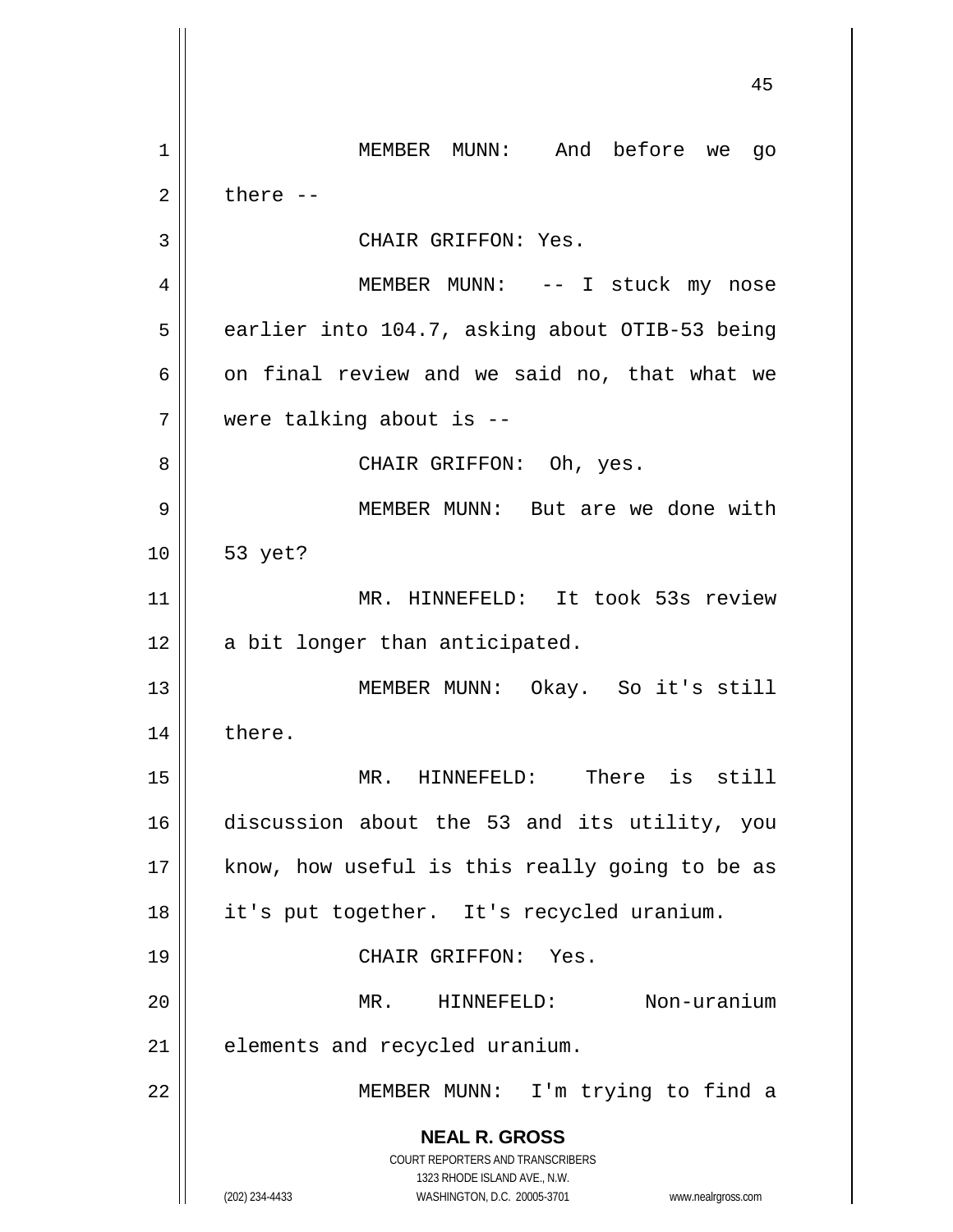MEMBER MUNN: And before we go there --

CHAIR GRIFFON: Yes.

MEMBER MUNN: -- I stuck my nose earlier into 104.7, asking about OTIB-53 being on final review and we said no, that what we were talking about is --

CHAIR GRIFFON: Oh, yes.

MEMBER MUNN: But are we done with 53 yet?

MR. HINNEFELD: It took 53s review a bit longer than anticipated.

MEMBER MUNN: Okay. So it's still there.

MR. HINNEFELD: There is still discussion about the 53 and its utility, you know, how useful is this really going to be as it's put together. It's recycled uranium.

CHAIR GRIFFON: Yes.

MR. HINNEFELD: Non-uranium elements and recycled uranium.

MEMBER MUNN: I'm trying to find a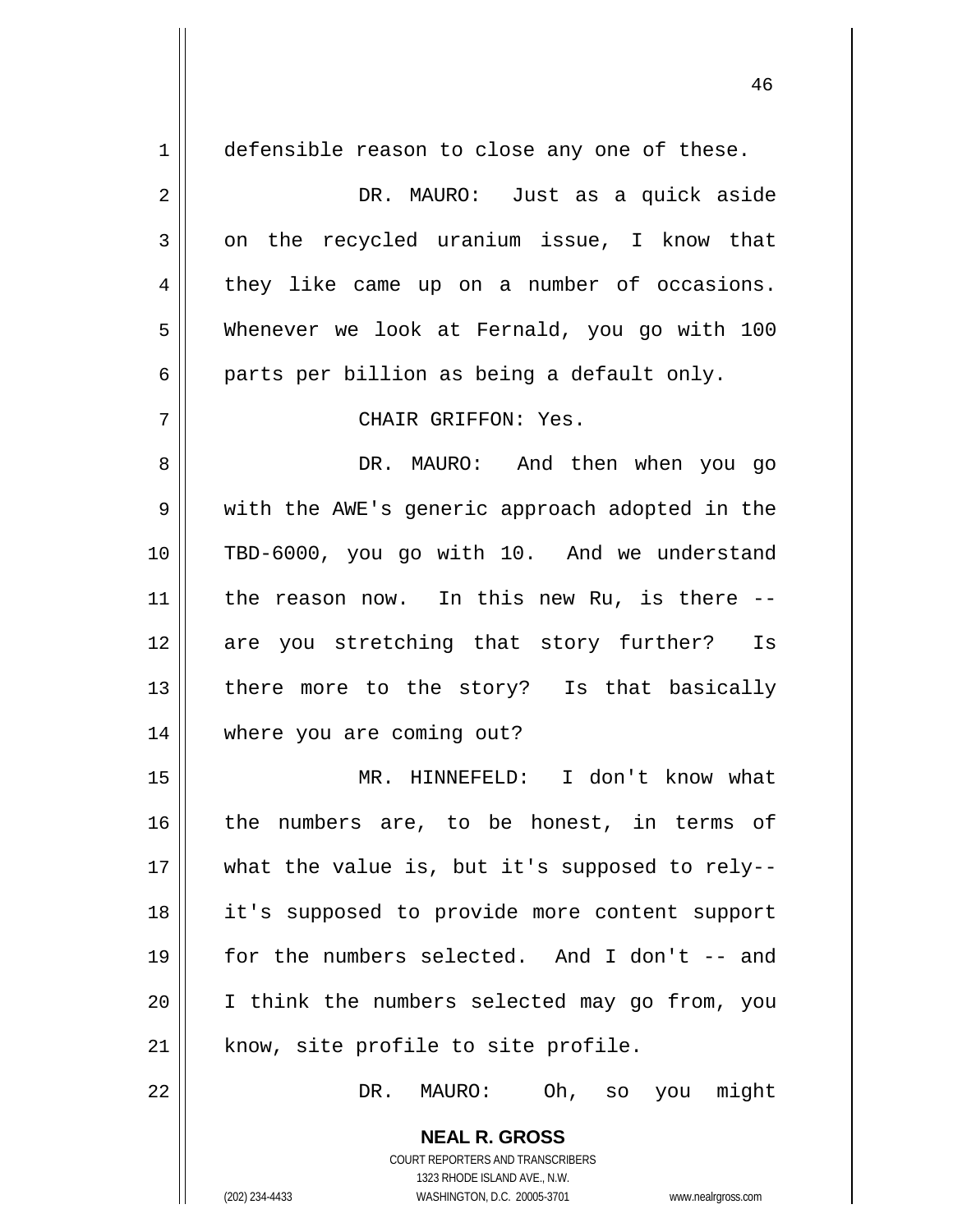defensible reason to close any one of these.

DR. MAURO: Just as a quick aside on the recycled uranium issue, I know that they like came up on a number of occasions. Whenever we look at Fernald, you go with 100 parts per billion as being a default only.

CHAIR GRIFFON: Yes.

DR. MAURO: And then when you go with the AWE's generic approach adopted in the TBD-6000, you go with 10. And we understand the reason now. In this new Ru, is there -- are you stretching that story further? Is there more to the story? Is that basically where you are coming out?

MR. HINNEFELD: I don't know what the numbers are, to be honest, in terms of what the value is, but it's supposed to rely-- it's supposed to provide more content support for the numbers selected. And I don't -- and I think the numbers selected may go from, you know, site profile to site profile.

DR. MAURO: Oh, so you might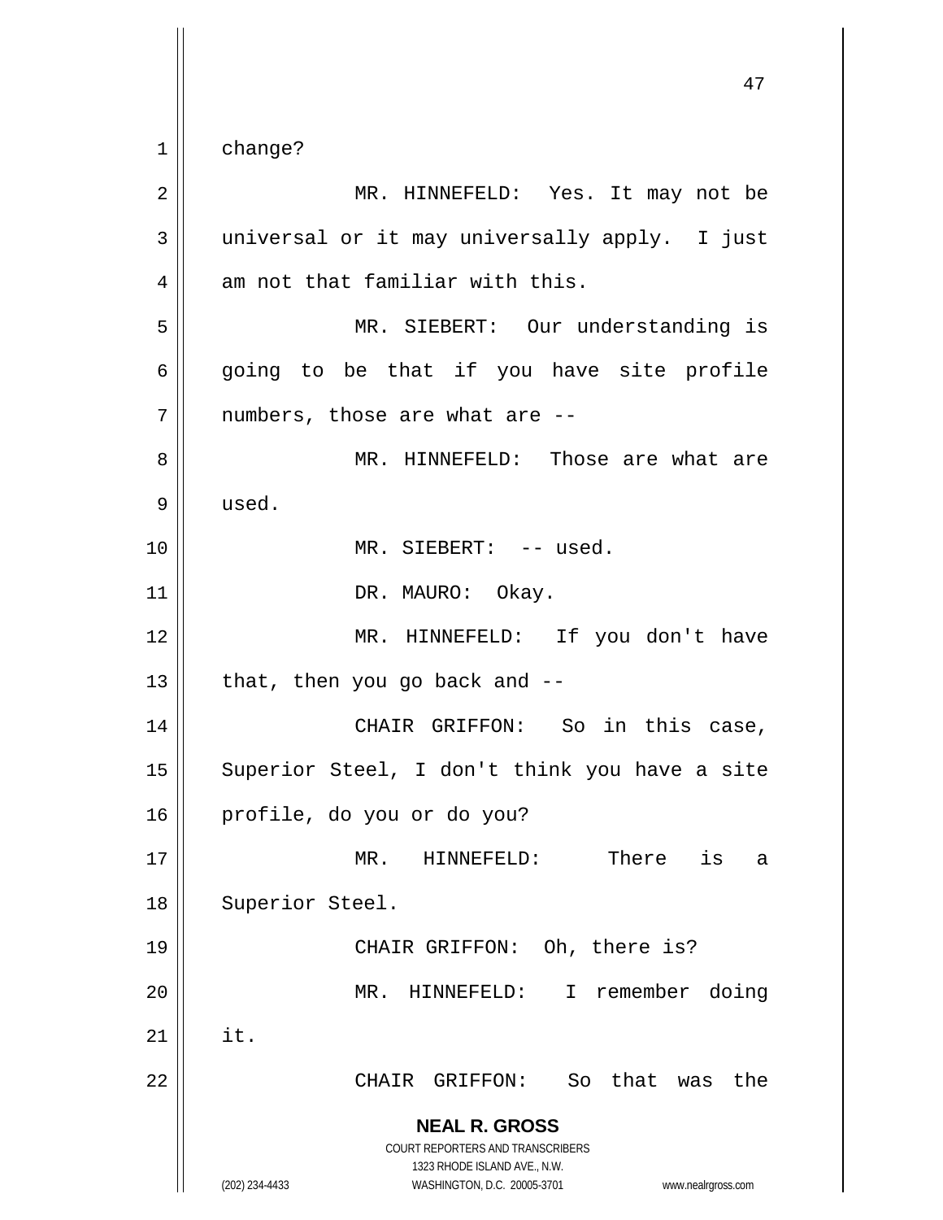change?

MR. HINNEFELD: Yes. It may not be universal or it may universally apply. I just am not that familiar with this.

MR. SIEBERT: Our understanding is going to be that if you have site profile numbers, those are what are --

MR. HINNEFELD: Those are what are used.

MR. SIEBERT: -- used.

DR. MAURO: Okay.

MR. HINNEFELD: If you don't have that, then you go back and --

CHAIR GRIFFON: So in this case, Superior Steel, I don't think you have a site profile, do you or do you?

MR. HINNEFELD: There is a Superior Steel.

CHAIR GRIFFON: Oh, there is?

MR. HINNEFELD: I remember doing it.

CHAIR GRIFFON: So that was the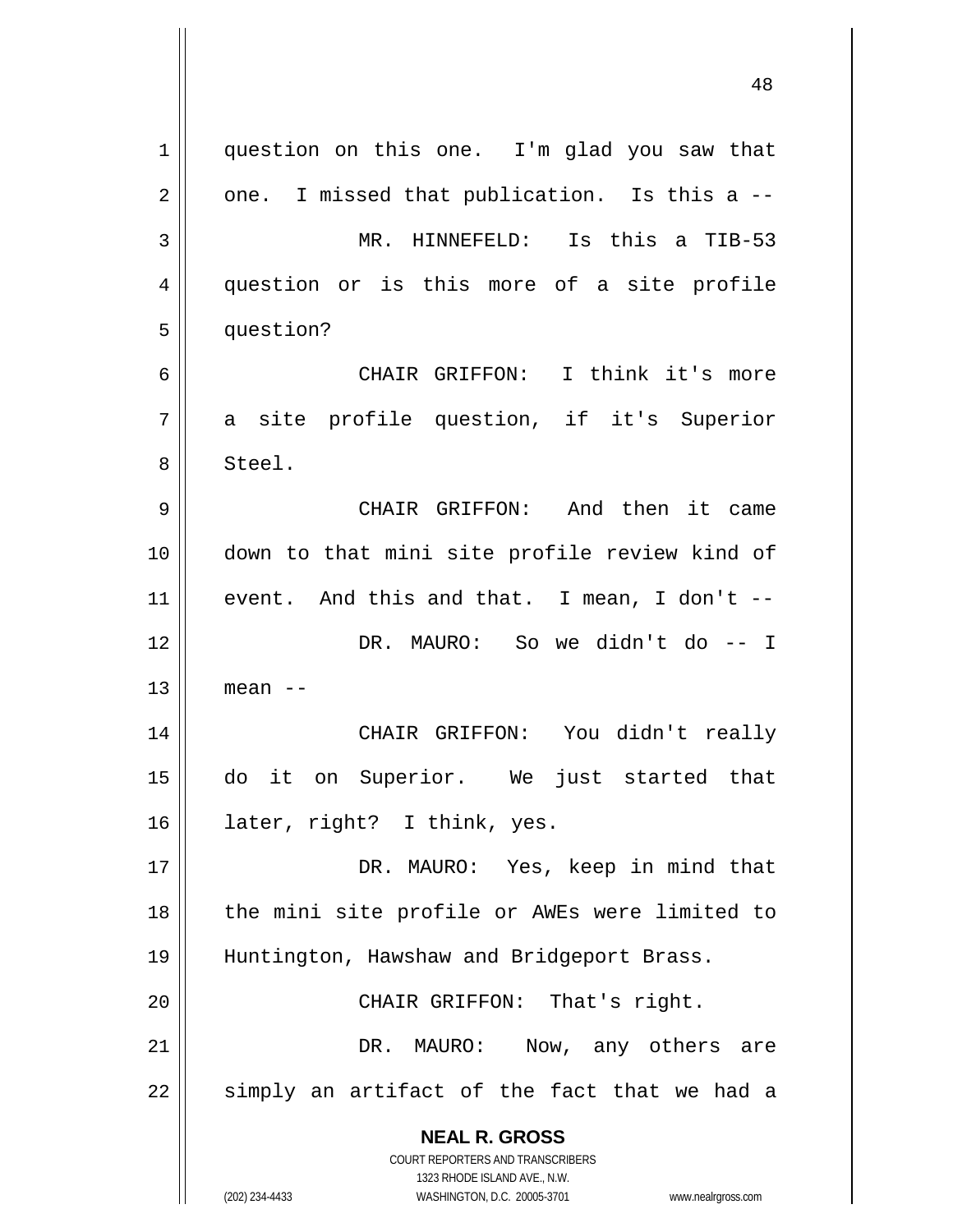question on this one. I'm glad you saw that one. I missed that publication. Is this a --

MR. HINNEFELD: Is this a TIB-53 question or is this more of a site profile question?

CHAIR GRIFFON: I think it's more a site profile question, if it's Superior Steel.

CHAIR GRIFFON: And then it came down to that mini site profile review kind of event. And this and that. I mean, I don't --

DR. MAURO: So we didn't do -- I mean --

CHAIR GRIFFON: You didn't really do it on Superior. We just started that later, right? I think, yes.

DR. MAURO: Yes, keep in mind that the mini site profile or AWEs were limited to Huntington, Hawshaw and Bridgeport Brass.

CHAIR GRIFFON: That's right.

DR. MAURO: Now, any others are simply an artifact of the fact that we had a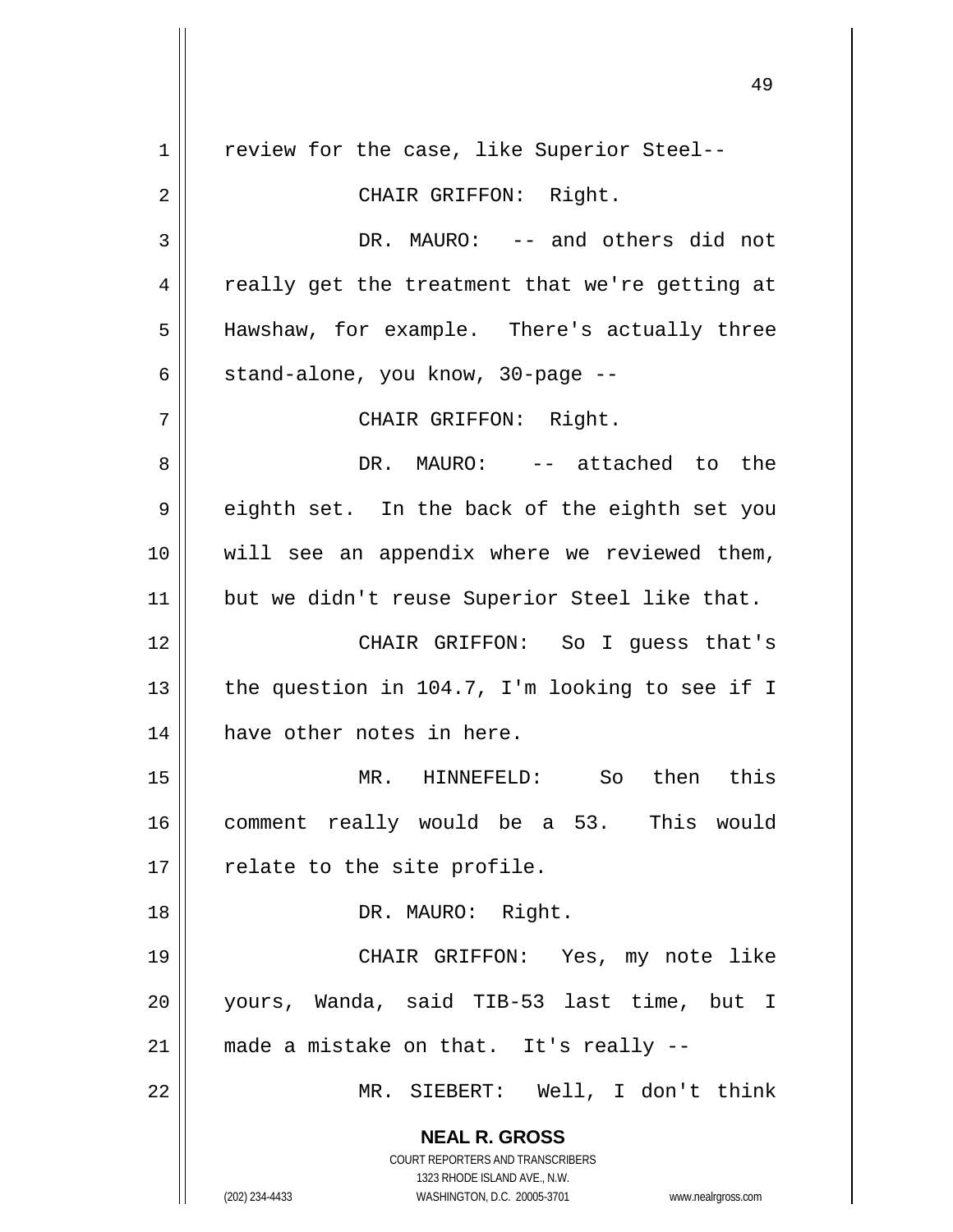review for the case, like Superior Steel--

CHAIR GRIFFON: Right.

DR. MAURO: -- and others did not really get the treatment that we're getting at Hawshaw, for example. There's actually three stand-alone, you know, 30-page --

CHAIR GRIFFON: Right.

DR. MAURO: -- attached to the eighth set. In the back of the eighth set you will see an appendix where we reviewed them, but we didn't reuse Superior Steel like that.

CHAIR GRIFFON: So I guess that's the question in 104.7, I'm looking to see if I have other notes in here.

MR. HINNEFELD: So then this comment really would be a 53. This would relate to the site profile.

DR. MAURO: Right.

CHAIR GRIFFON: Yes, my note like yours, Wanda, said TIB-53 last time, but I made a mistake on that. It's really --

MR. SIEBERT: Well, I don't think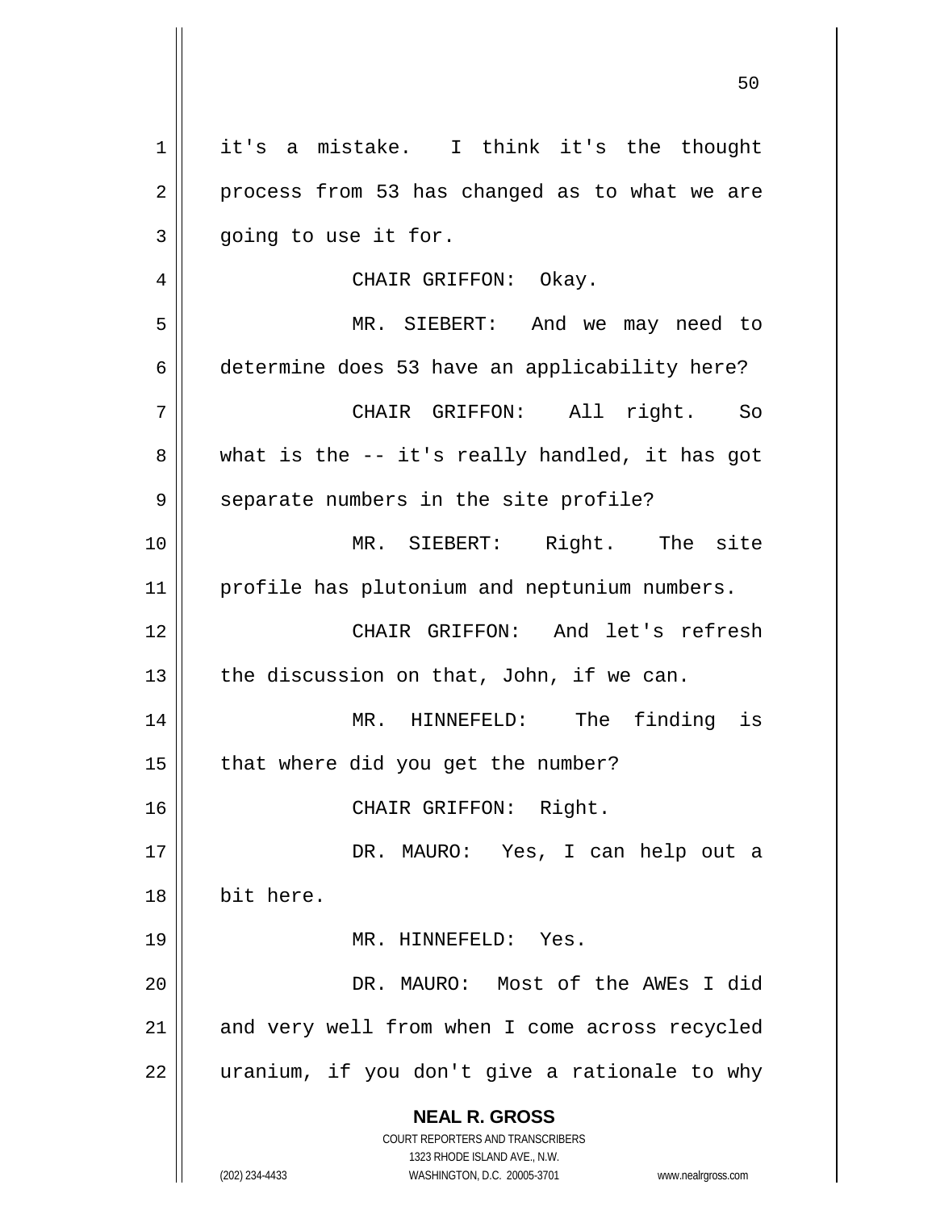it's a mistake. I think it's the thought process from 53 has changed as to what we are going to use it for.

CHAIR GRIFFON: Okay.

MR. SIEBERT: And we may need to determine does 53 have an applicability here?

CHAIR GRIFFON: All right. So what is the -- it's really handled, it has got separate numbers in the site profile?

MR. SIEBERT: Right. The site profile has plutonium and neptunium numbers.

CHAIR GRIFFON: And let's refresh the discussion on that, John, if we can.

MR. HINNEFELD: The finding is that where did you get the number?

CHAIR GRIFFON: Right.

DR. MAURO: Yes, I can help out a bit here.

MR. HINNEFELD: Yes.

DR. MAURO: Most of the AWEs I did and very well from when I come across recycled uranium, if you don't give a rationale to why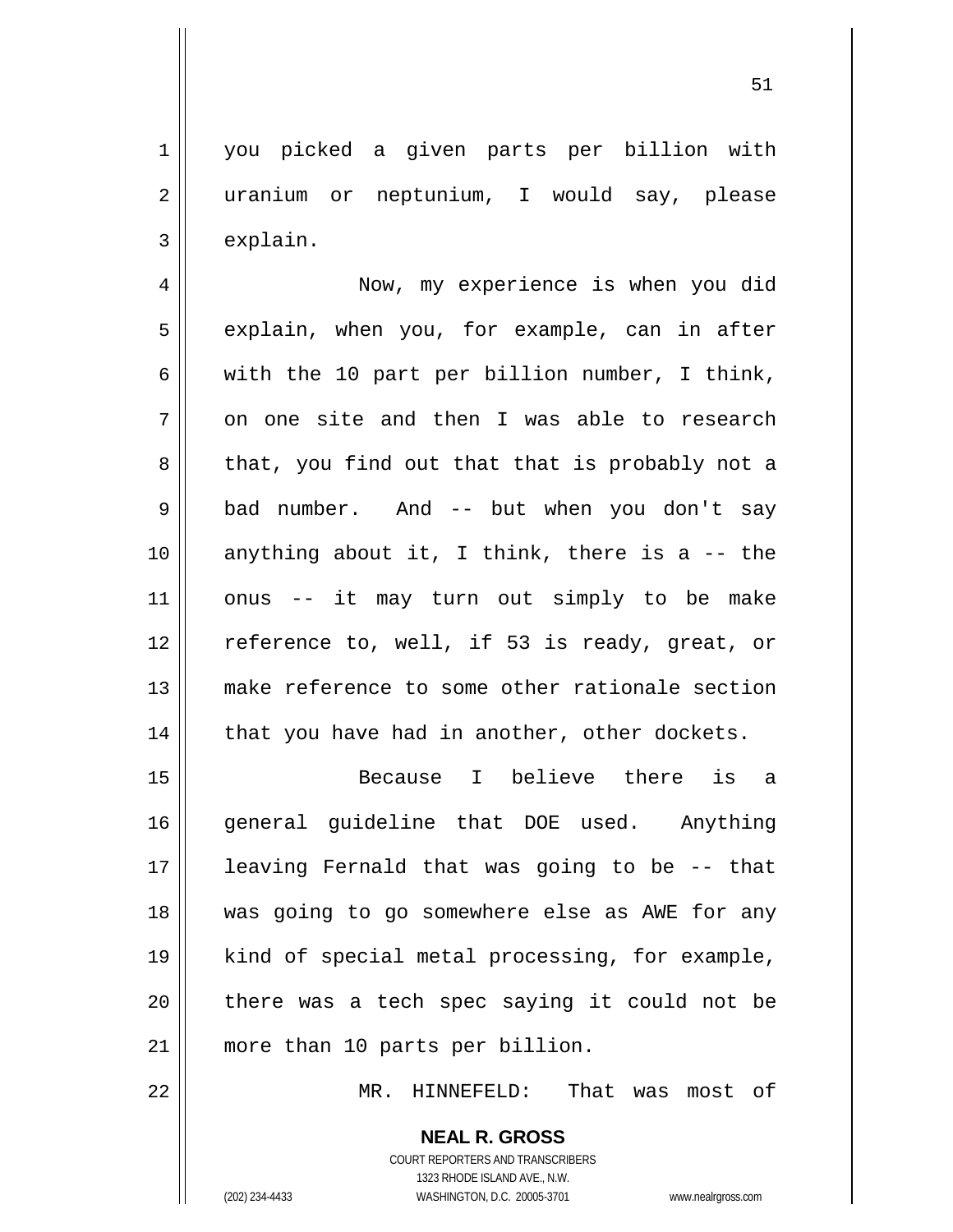you picked a given parts per billion with uranium or neptunium, I would say, please explain.

Now, my experience is when you did explain, when you, for example, can in after with the 10 part per billion number, I think, on one site and then I was able to research that, you find out that that is probably not a bad number. And -- but when you don't say anything about it, I think, there is a -- the onus -- it may turn out simply to be make reference to, well, if 53 is ready, great, or make reference to some other rationale section that you have had in another, other dockets.

Because I believe there is a general guideline that DOE used. Anything leaving Fernald that was going to be -- that was going to go somewhere else as AWE for any kind of special metal processing, for example, there was a tech spec saying it could not be more than 10 parts per billion.

MR. HINNEFELD: That was most of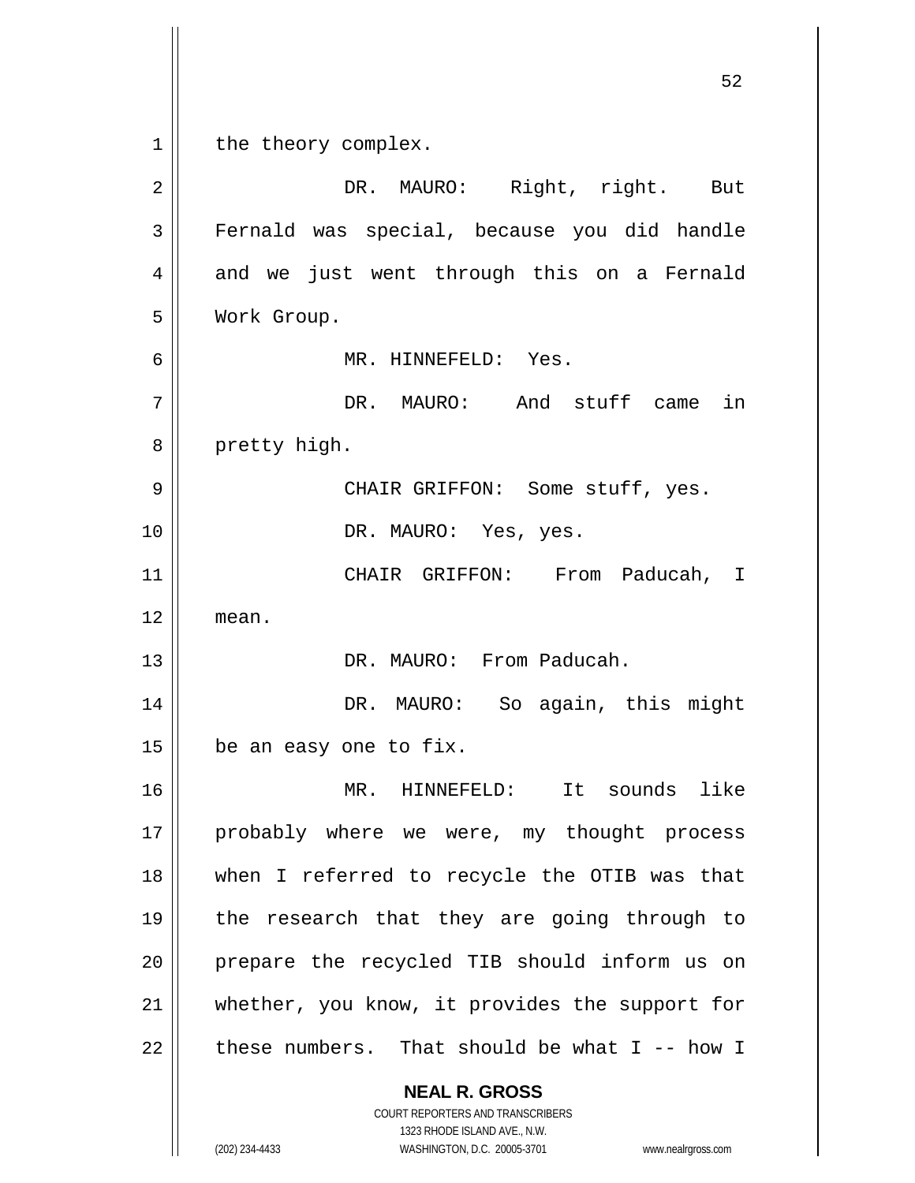the theory complex.

DR. MAURO: Right, right. But Fernald was special, because you did handle and we just went through this on a Fernald Work Group.

MR. HINNEFELD: Yes.

DR. MAURO: And stuff came in pretty high.

CHAIR GRIFFON: Some stuff, yes.

DR. MAURO: Yes, yes.

CHAIR GRIFFON: From Paducah, I mean.

DR. MAURO: From Paducah.

DR. MAURO: So again, this might be an easy one to fix.

MR. HINNEFELD: It sounds like probably where we were, my thought process when I referred to recycle the OTIB was that the research that they are going through to prepare the recycled TIB should inform us on whether, you know, it provides the support for these numbers. That should be what I -- how I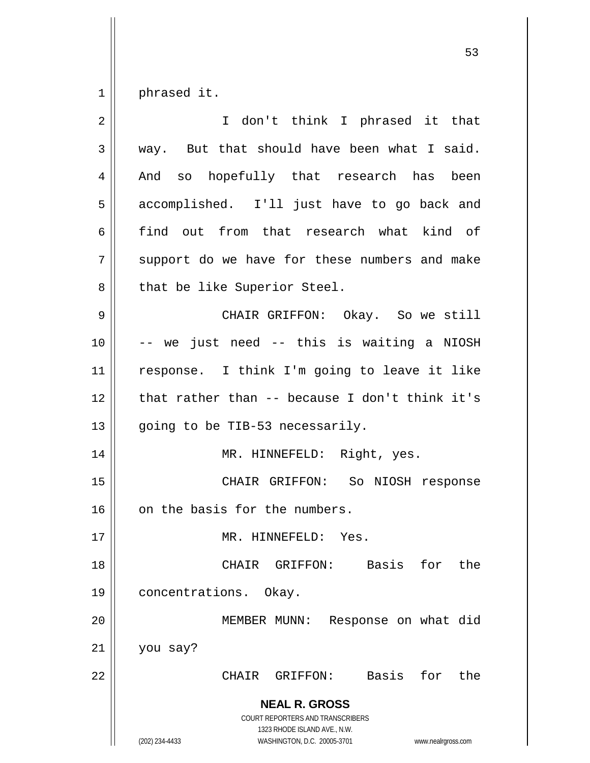phrased it.

I don't think I phrased it that way. But that should have been what I said. And so hopefully that research has been accomplished. I'll just have to go back and find out from that research what kind of support do we have for these numbers and make that be like Superior Steel.

CHAIR GRIFFON: Okay. So we still -- we just need -- this is waiting a NIOSH response. I think I'm going to leave it like that rather than -- because I don't think it's going to be TIB-53 necessarily.

MR. HINNEFELD: Right, yes.

CHAIR GRIFFON: So NIOSH response on the basis for the numbers.

MR. HINNEFELD: Yes.

CHAIR GRIFFON: Basis for the concentrations. Okay.

MEMBER MUNN: Response on what did you say?

CHAIR GRIFFON: Basis for the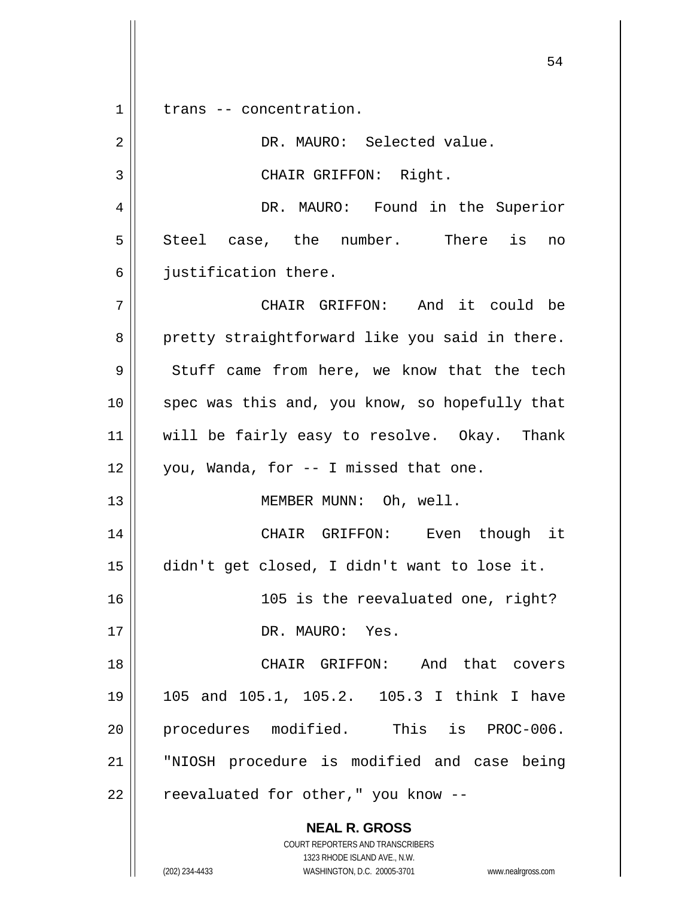trans -- concentration.

DR. MAURO: Selected value.

CHAIR GRIFFON: Right.

DR. MAURO: Found in the Superior Steel case, the number. There is no justification there.

CHAIR GRIFFON: And it could be pretty straightforward like you said in there. Stuff came from here, we know that the tech spec was this and, you know, so hopefully that will be fairly easy to resolve. Okay. Thank you, Wanda, for -- I missed that one.

MEMBER MUNN: Oh, well.

CHAIR GRIFFON: Even though it didn't get closed, I didn't want to lose it.

105 is the reevaluated one, right?

DR. MAURO: Yes.

CHAIR GRIFFON: And that covers 105 and 105.1, 105.2. 105.3 I think I have procedures modified. This is PROC-006. "NIOSH procedure is modified and case being reevaluated for other," you know --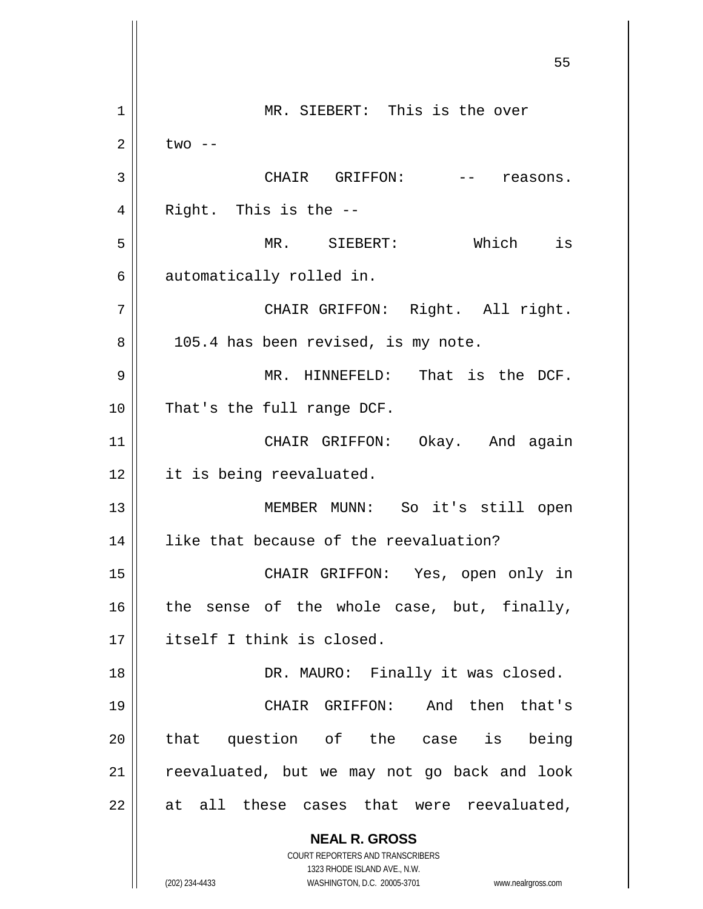MR. SIEBERT: This is the over two --

CHAIR GRIFFON: -- reasons. Right. This is the --

MR. SIEBERT: Which is automatically rolled in.

CHAIR GRIFFON: Right. All right. 105.4 has been revised, is my note.

MR. HINNEFELD: That is the DCF. That's the full range DCF.

CHAIR GRIFFON: Okay. And again it is being reevaluated.

MEMBER MUNN: So it's still open like that because of the reevaluation?

CHAIR GRIFFON: Yes, open only in the sense of the whole case, but, finally, itself I think is closed.

DR. MAURO: Finally it was closed.

CHAIR GRIFFON: And then that's that question of the case is being reevaluated, but we may not go back and look at all these cases that were reevaluated,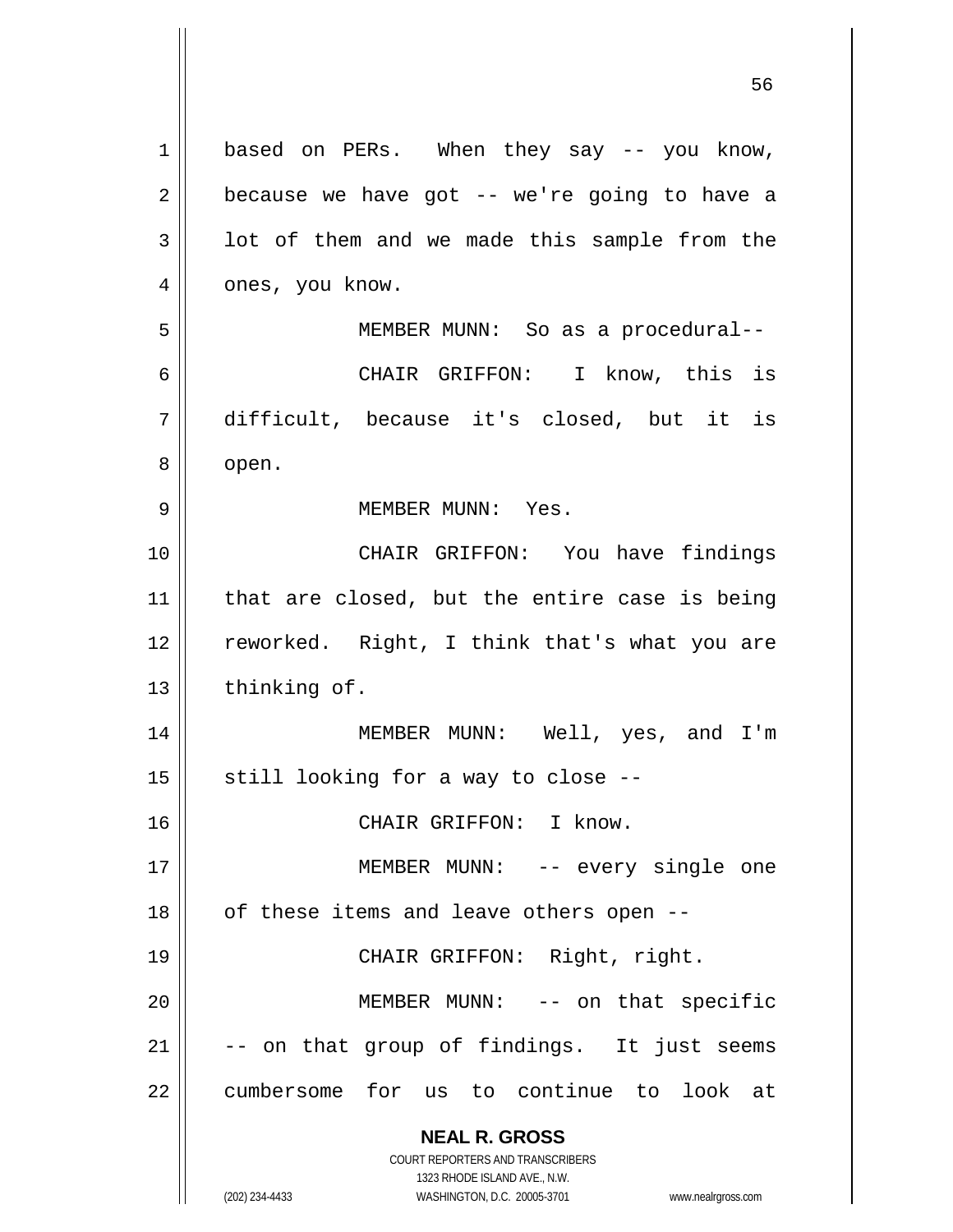based on PERs. When they say -- you know, because we have got -- we're going to have a lot of them and we made this sample from the ones, you know.

MEMBER MUNN: So as a procedural--

CHAIR GRIFFON: I know, this is difficult, because it's closed, but it is open.

MEMBER MUNN: Yes.

CHAIR GRIFFON: You have findings that are closed, but the entire case is being reworked. Right, I think that's what you are thinking of.

MEMBER MUNN: Well, yes, and I'm still looking for a way to close --

CHAIR GRIFFON: I know.

MEMBER MUNN: -- every single one of these items and leave others open --

CHAIR GRIFFON: Right, right.

MEMBER MUNN: -- on that specific -- on that group of findings. It just seems cumbersome for us to continue to look at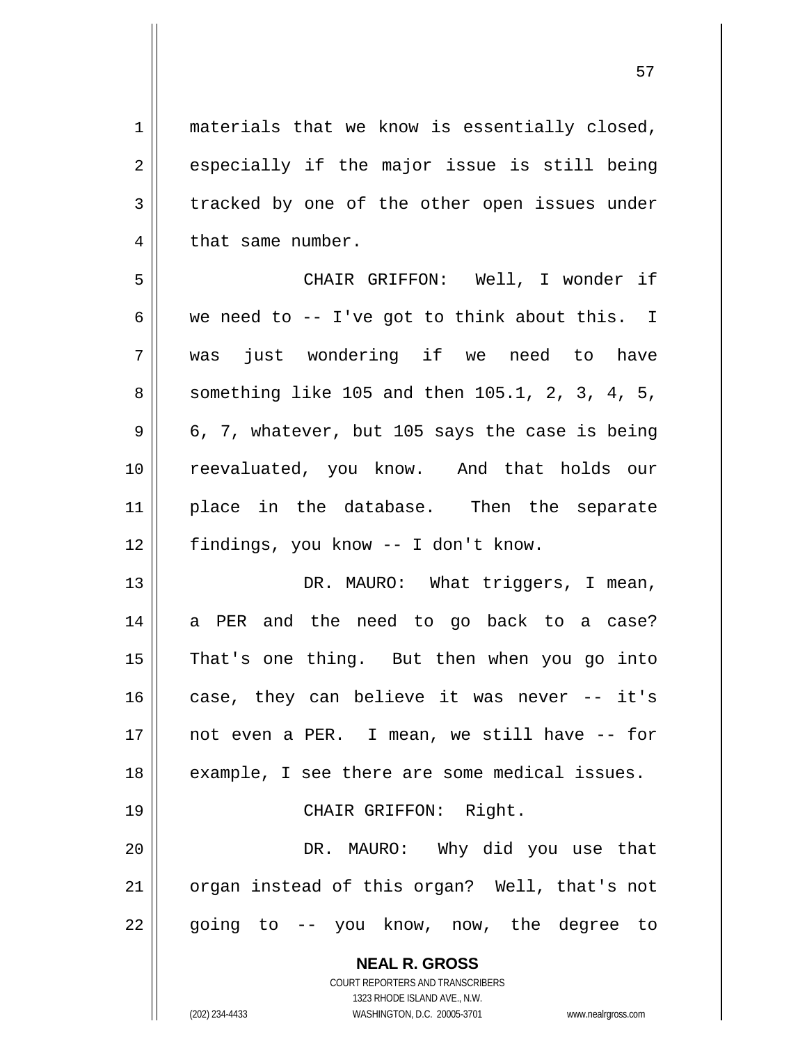materials that we know is essentially closed, especially if the major issue is still being tracked by one of the other open issues under that same number.

CHAIR GRIFFON: Well, I wonder if we need to -- I've got to think about this. I was just wondering if we need to have something like 105 and then 105.1, 2, 3, 4, 5, 6, 7, whatever, but 105 says the case is being reevaluated, you know. And that holds our place in the database. Then the separate findings, you know -- I don't know.

DR. MAURO: What triggers, I mean, a PER and the need to go back to a case? That's one thing. But then when you go into case, they can believe it was never -- it's not even a PER. I mean, we still have -- for example, I see there are some medical issues.

CHAIR GRIFFON: Right.

DR. MAURO: Why did you use that organ instead of this organ? Well, that's not going to -- you know, now, the degree to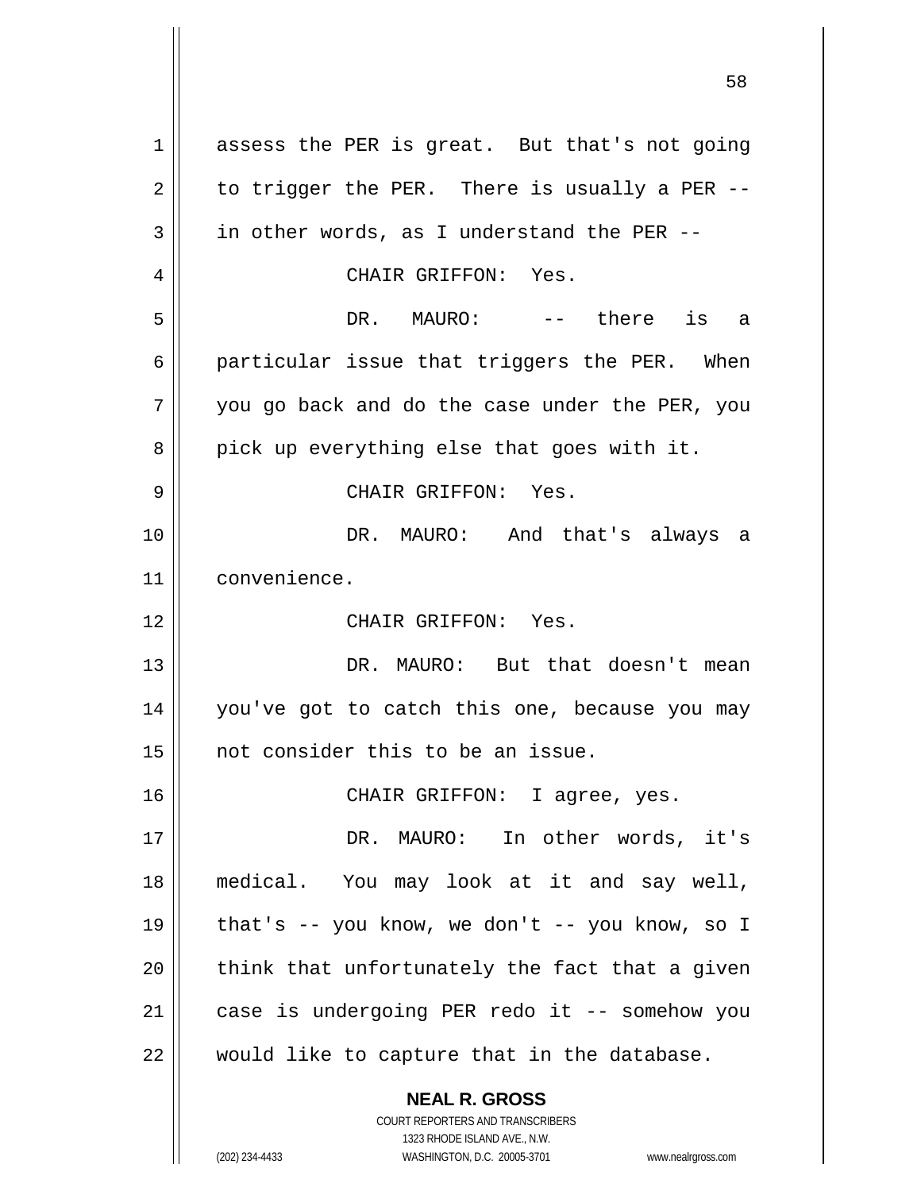assess the PER is great. But that's not going to trigger the PER. There is usually a PER -- in other words, as I understand the PER --

CHAIR GRIFFON: Yes.

DR. MAURO: -- there is a particular issue that triggers the PER. When you go back and do the case under the PER, you pick up everything else that goes with it.

CHAIR GRIFFON: Yes.

DR. MAURO: And that's always a convenience.

CHAIR GRIFFON: Yes.

DR. MAURO: But that doesn't mean you've got to catch this one, because you may not consider this to be an issue.

CHAIR GRIFFON: I agree, yes.

DR. MAURO: In other words, it's medical. You may look at it and say well, that's -- you know, we don't -- you know, so I think that unfortunately the fact that a given case is undergoing PER redo it -- somehow you would like to capture that in the database.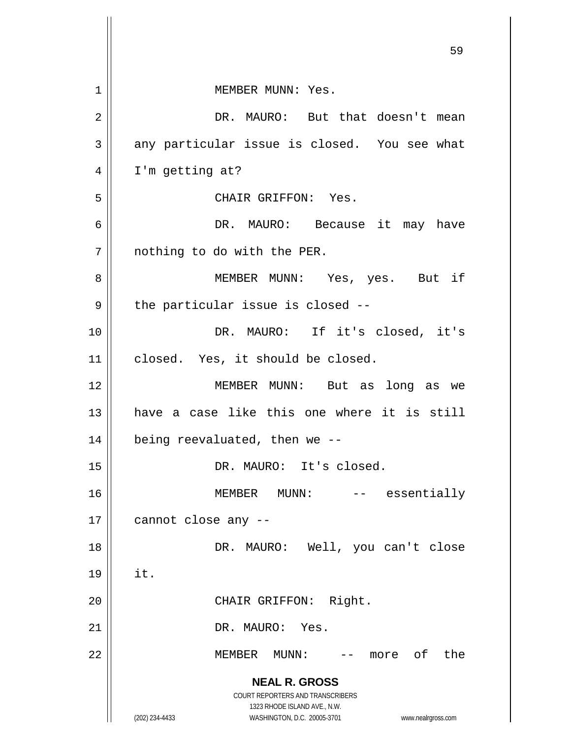MEMBER MUNN: Yes.

DR. MAURO: But that doesn't mean any particular issue is closed. You see what I'm getting at?

CHAIR GRIFFON: Yes.

DR. MAURO: Because it may have nothing to do with the PER.

MEMBER MUNN: Yes, yes. But if the particular issue is closed --

DR. MAURO: If it's closed, it's closed. Yes, it should be closed.

MEMBER MUNN: But as long as we have a case like this one where it is still being reevaluated, then we --

DR. MAURO: It's closed.

MEMBER MUNN: -- essentially cannot close any --

DR. MAURO: Well, you can't close it.

CHAIR GRIFFON: Right.

DR. MAURO: Yes.

MEMBER MUNN: -- more of the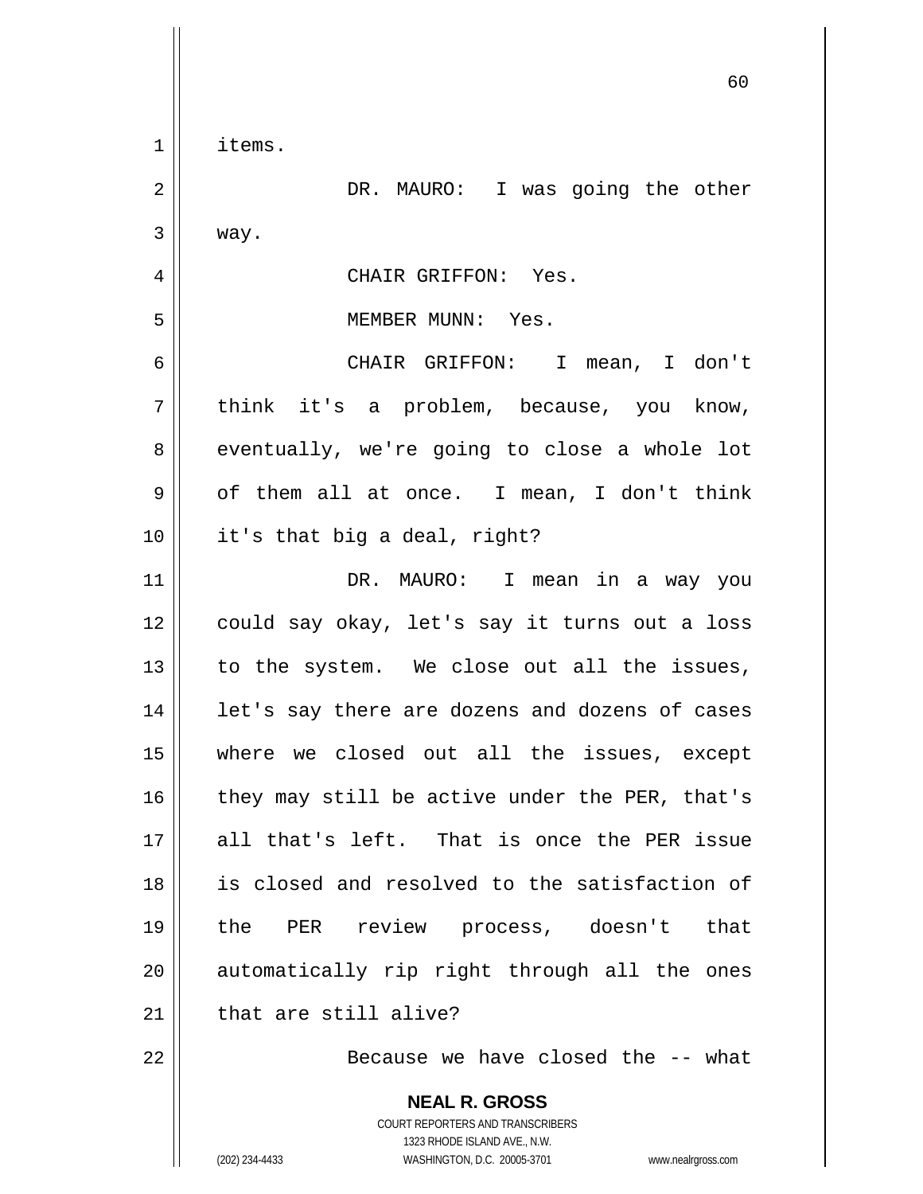items.

DR. MAURO: I was going the other way.

CHAIR GRIFFON: Yes.

MEMBER MUNN: Yes.

CHAIR GRIFFON: I mean, I don't think it's a problem, because, you know, eventually, we're going to close a whole lot of them all at once. I mean, I don't think it's that big a deal, right?

DR. MAURO: I mean in a way you could say okay, let's say it turns out a loss to the system. We close out all the issues, let's say there are dozens and dozens of cases where we closed out all the issues, except they may still be active under the PER, that's all that's left. That is once the PER issue is closed and resolved to the satisfaction of the PER review process, doesn't that automatically rip right through all the ones that are still alive?

Because we have closed the -- what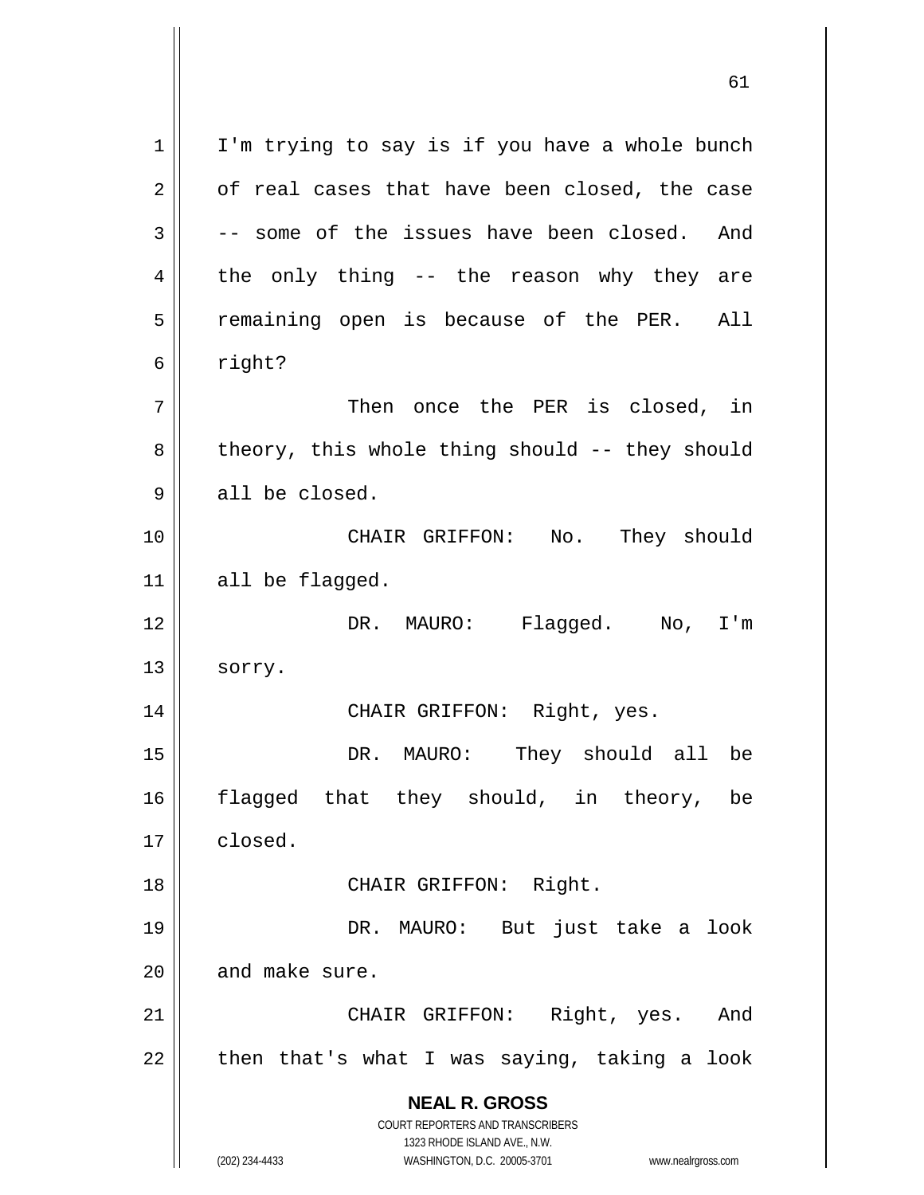I'm trying to say is if you have a whole bunch of real cases that have been closed, the case -- some of the issues have been closed. And the only thing -- the reason why they are remaining open is because of the PER. All right?

Then once the PER is closed, in theory, this whole thing should -- they should all be closed.

CHAIR GRIFFON: No. They should all be flagged.

DR. MAURO: Flagged. No, I'm sorry.

CHAIR GRIFFON: Right, yes.

DR. MAURO: They should all be flagged that they should, in theory, be closed.

CHAIR GRIFFON: Right.

DR. MAURO: But just take a look and make sure.

CHAIR GRIFFON: Right, yes. And then that's what I was saying, taking a look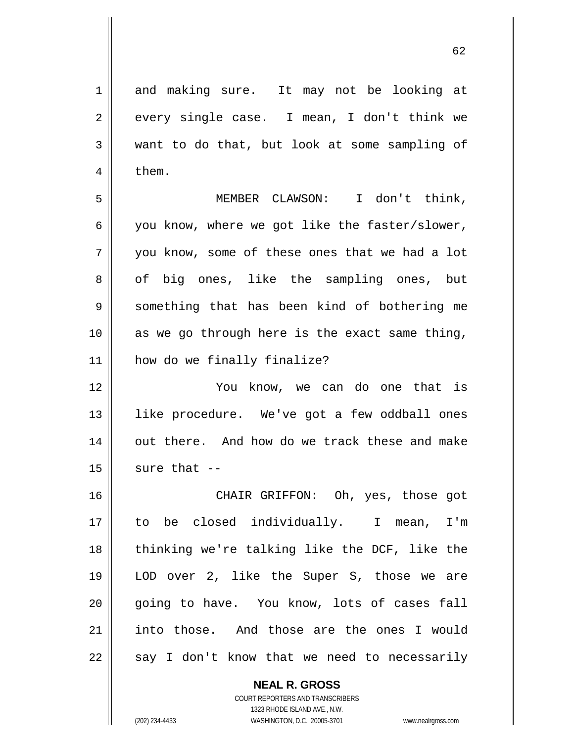and making sure. It may not be looking at every single case. I mean, I don't think we want to do that, but look at some sampling of them.

MEMBER CLAWSON: I don't think, you know, where we got like the faster/slower, you know, some of these ones that we had a lot of big ones, like the sampling ones, but something that has been kind of bothering me as we go through here is the exact same thing, how do we finally finalize?

You know, we can do one that is like procedure. We've got a few oddball ones out there. And how do we track these and make sure that --

CHAIR GRIFFON: Oh, yes, those got to be closed individually. I mean, I'm thinking we're talking like the DCF, like the LOD over 2, like the Super S, those we are going to have. You know, lots of cases fall into those. And those are the ones I would say I don't know that we need to necessarily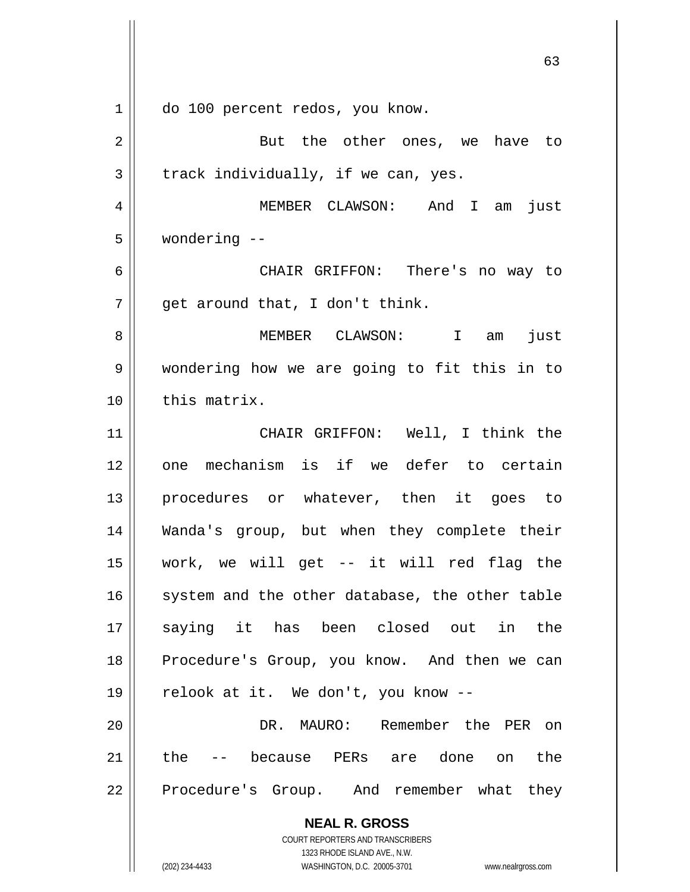do 100 percent redos, you know.

But the other ones, we have to track individually, if we can, yes.

MEMBER CLAWSON: And I am just wondering --

CHAIR GRIFFON: There's no way to get around that, I don't think.

MEMBER CLAWSON: I am just wondering how we are going to fit this in to this matrix.

CHAIR GRIFFON: Well, I think the one mechanism is if we defer to certain procedures or whatever, then it goes to Wanda's group, but when they complete their work, we will get -- it will red flag the system and the other database, the other table saying it has been closed out in the Procedure's Group, you know. And then we can relook at it. We don't, you know --

DR. MAURO: Remember the PER on the -- because PERs are done on the Procedure's Group. And remember what they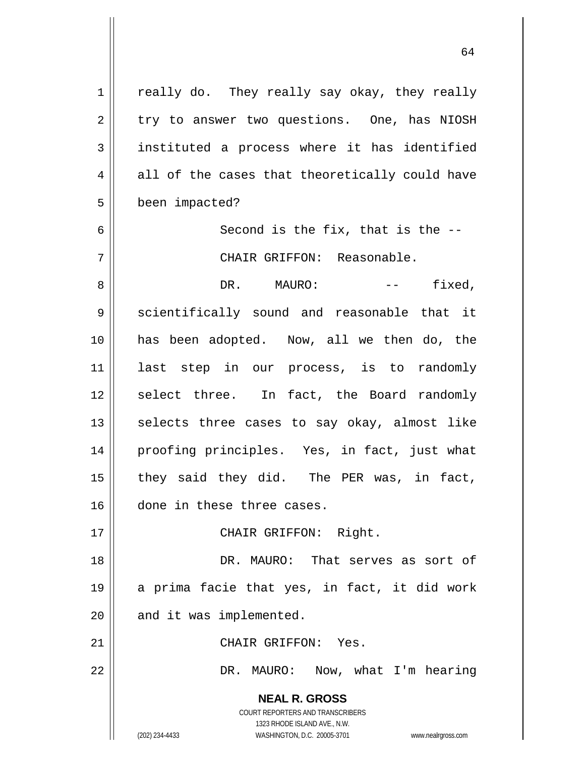really do. They really say okay, they really try to answer two questions. One, has NIOSH instituted a process where it has identified all of the cases that theoretically could have been impacted?

Second is the fix, that is the --

CHAIR GRIFFON: Reasonable.

DR. MAURO: -- fixed, scientifically sound and reasonable that it has been adopted. Now, all we then do, the last step in our process, is to randomly select three. In fact, the Board randomly selects three cases to say okay, almost like proofing principles. Yes, in fact, just what they said they did. The PER was, in fact, done in these three cases.

CHAIR GRIFFON: Right.

DR. MAURO: That serves as sort of a prima facie that yes, in fact, it did work and it was implemented.

CHAIR GRIFFON: Yes.

DR. MAURO: Now, what I'm hearing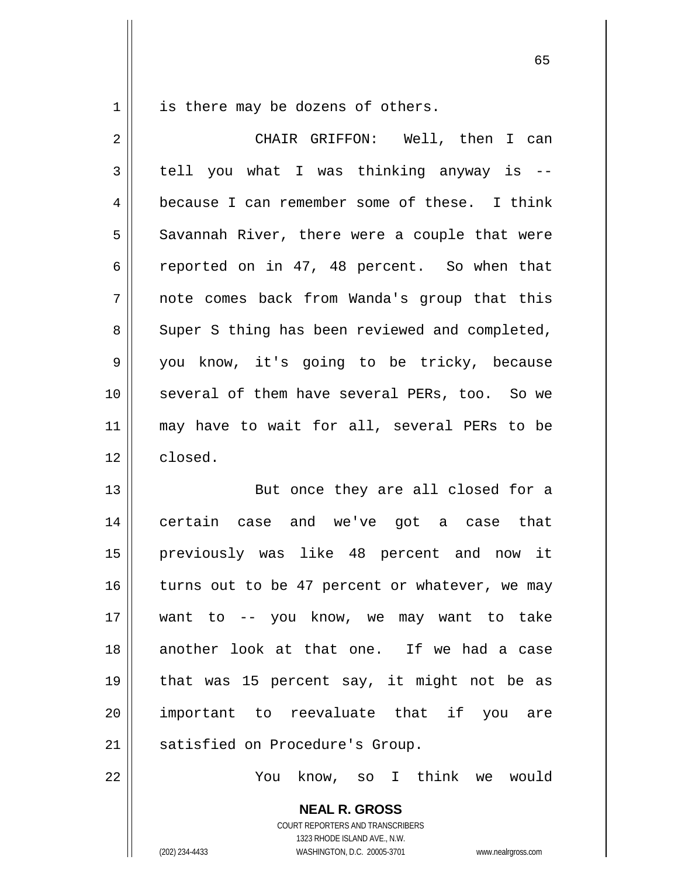is there may be dozens of others.

CHAIR GRIFFON: Well, then I can tell you what I was thinking anyway is -- because I can remember some of these. I think Savannah River, there were a couple that were reported on in 47, 48 percent. So when that note comes back from Wanda's group that this Super S thing has been reviewed and completed, you know, it's going to be tricky, because several of them have several PERs, too. So we may have to wait for all, several PERs to be closed.

But once they are all closed for a certain case and we've got a case that previously was like 48 percent and now it turns out to be 47 percent or whatever, we may want to -- you know, we may want to take another look at that one. If we had a case that was 15 percent say, it might not be as important to reevaluate that if you are satisfied on Procedure's Group.

You know, so I think we would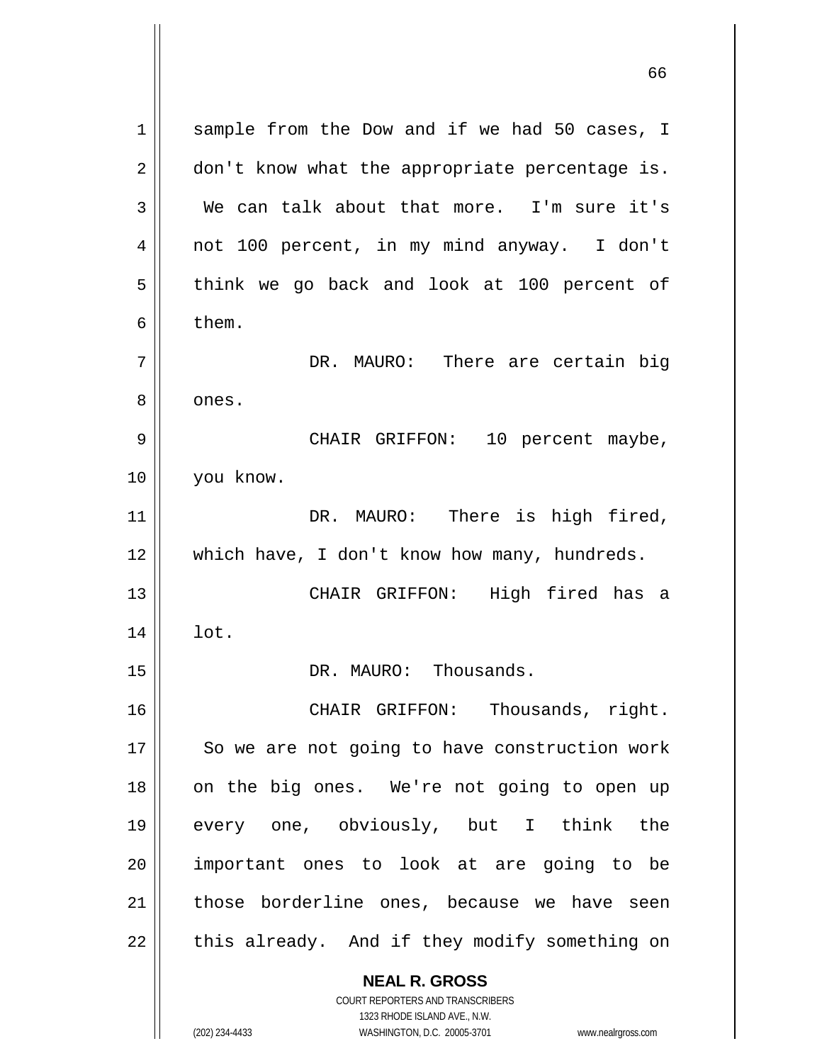sample from the Dow and if we had 50 cases, I don't know what the appropriate percentage is. We can talk about that more. I'm sure it's not 100 percent, in my mind anyway. I don't think we go back and look at 100 percent of them.

DR. MAURO: There are certain big ones.

CHAIR GRIFFON: 10 percent maybe, you know.

DR. MAURO: There is high fired, which have, I don't know how many, hundreds.

CHAIR GRIFFON: High fired has a lot.

DR. MAURO: Thousands.

CHAIR GRIFFON: Thousands, right. So we are not going to have construction work on the big ones. We're not going to open up every one, obviously, but I think the important ones to look at are going to be those borderline ones, because we have seen this already. And if they modify something on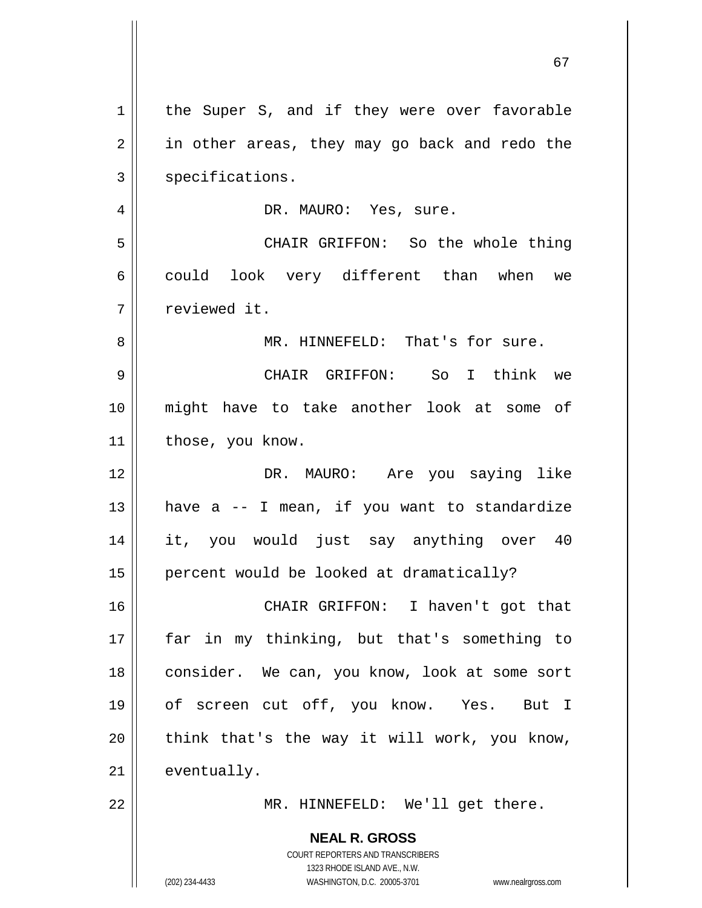the Super S, and if they were over favorable in other areas, they may go back and redo the specifications.

DR. MAURO: Yes, sure.

CHAIR GRIFFON: So the whole thing could look very different than when we reviewed it.

MR. HINNEFELD: That's for sure.

CHAIR GRIFFON: So I think we might have to take another look at some of those, you know.

DR. MAURO: Are you saying like have a -- I mean, if you want to standardize it, you would just say anything over 40 percent would be looked at dramatically?

CHAIR GRIFFON: I haven't got that far in my thinking, but that's something to consider. We can, you know, look at some sort of screen cut off, you know. Yes. But I think that's the way it will work, you know, eventually.

MR. HINNEFELD: We'll get there.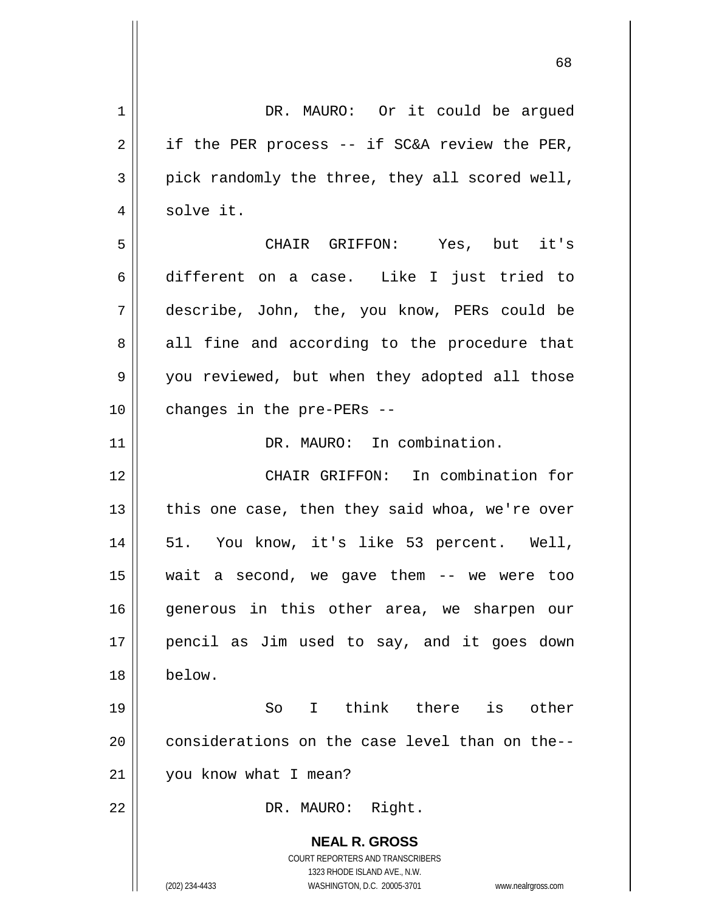DR. MAURO: Or it could be argued if the PER process -- if SC&A review the PER, pick randomly the three, they all scored well, solve it.

CHAIR GRIFFON: Yes, but it's different on a case. Like I just tried to describe, John, the, you know, PERs could be all fine and according to the procedure that you reviewed, but when they adopted all those changes in the pre-PERs --

DR. MAURO: In combination.

CHAIR GRIFFON: In combination for this one case, then they said whoa, we're over 51. You know, it's like 53 percent. Well, wait a second, we gave them -- we were too generous in this other area, we sharpen our pencil as Jim used to say, and it goes down below.

So I think there is other considerations on the case level than on the-- you know what I mean?

DR. MAURO: Right.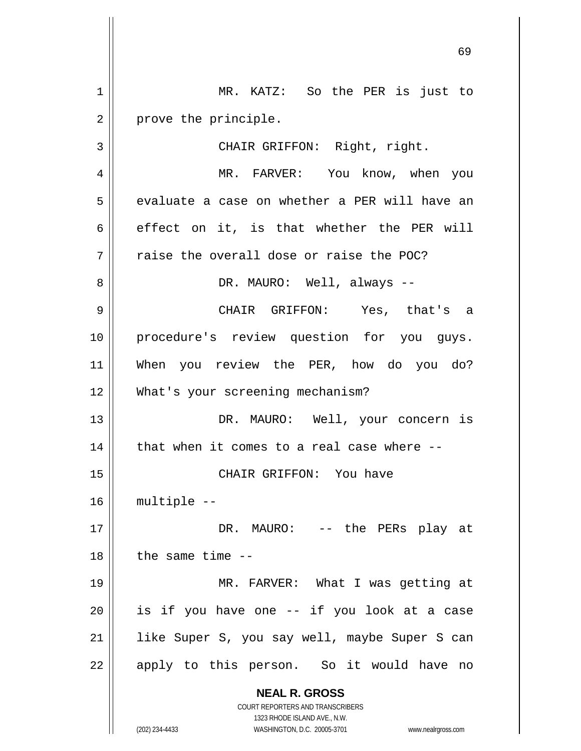MR. KATZ: So the PER is just to prove the principle.

CHAIR GRIFFON: Right, right.

MR. FARVER: You know, when you evaluate a case on whether a PER will have an effect on it, is that whether the PER will raise the overall dose or raise the POC?

DR. MAURO: Well, always --

CHAIR GRIFFON: Yes, that's a procedure's review question for you guys. When you review the PER, how do you do? What's your screening mechanism?

DR. MAURO: Well, your concern is that when it comes to a real case where --

CHAIR GRIFFON: You have multiple --

DR. MAURO: -- the PERs play at the same time --

MR. FARVER: What I was getting at is if you have one -- if you look at a case like Super S, you say well, maybe Super S can apply to this person. So it would have no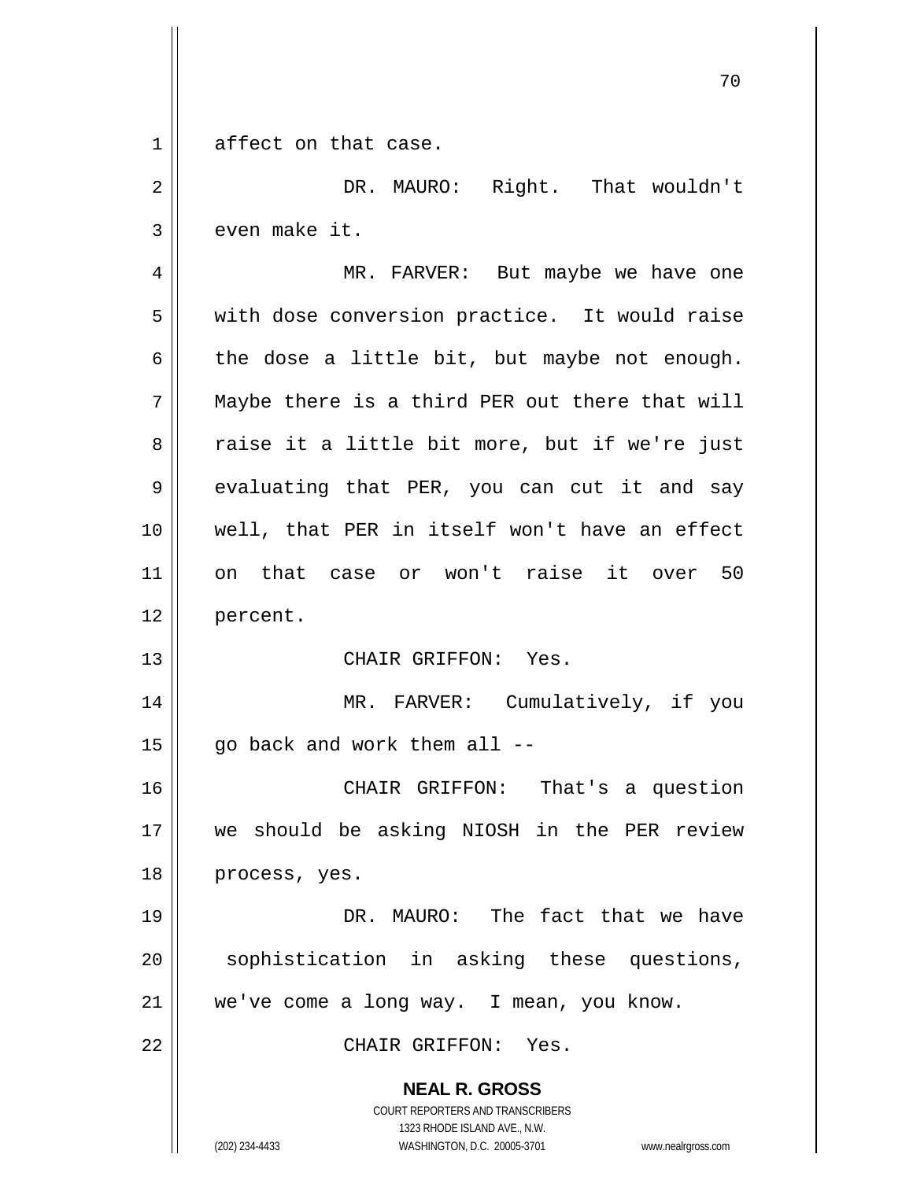affect on that case.

DR. MAURO: Right. That wouldn't even make it.

MR. FARVER: But maybe we have one with dose conversion practice. It would raise the dose a little bit, but maybe not enough. Maybe there is a third PER out there that will raise it a little bit more, but if we're just evaluating that PER, you can cut it and say well, that PER in itself won't have an effect on that case or won't raise it over 50 percent.

CHAIR GRIFFON: Yes.

MR. FARVER: Cumulatively, if you go back and work them all --

CHAIR GRIFFON: That's a question we should be asking NIOSH in the PER review process, yes.

DR. MAURO: The fact that we have sophistication in asking these questions, we've come a long way. I mean, you know.

CHAIR GRIFFON: Yes.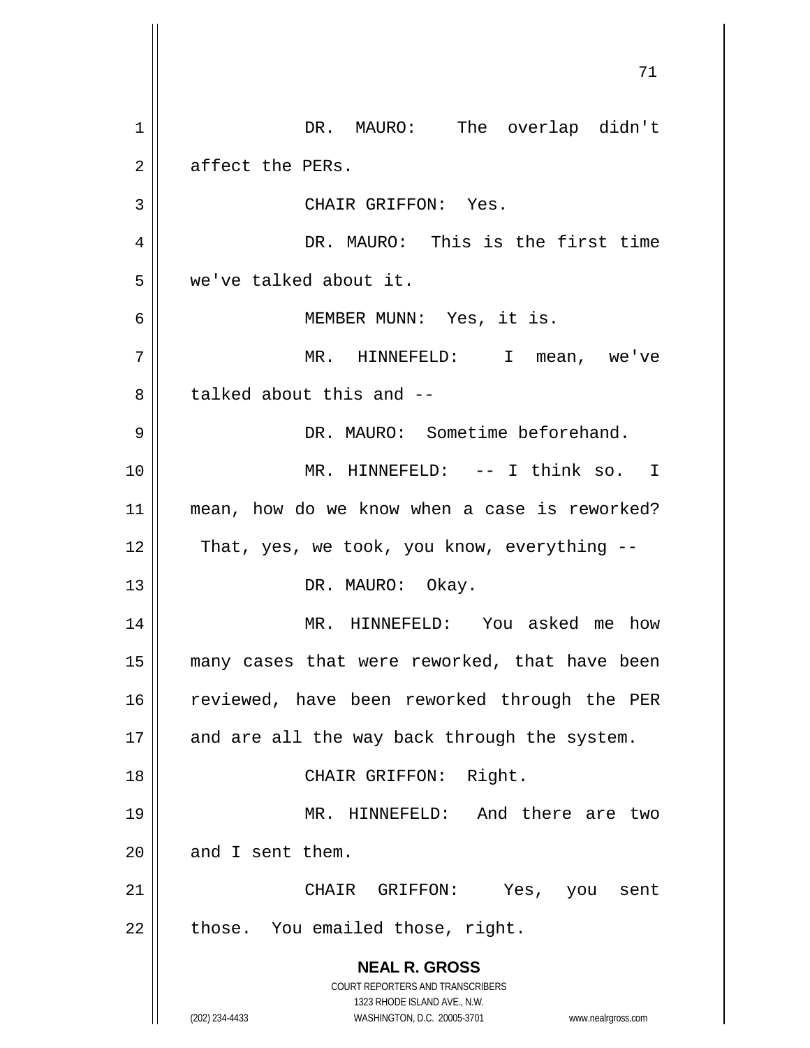DR. MAURO: The overlap didn't affect the PERs.

CHAIR GRIFFON: Yes.

DR. MAURO: This is the first time we've talked about it.

MEMBER MUNN: Yes, it is.

MR. HINNEFELD: I mean, we've talked about this and --

DR. MAURO: Sometime beforehand.

MR. HINNEFELD: -- I think so. I mean, how do we know when a case is reworked? That, yes, we took, you know, everything --

DR. MAURO: Okay.

MR. HINNEFELD: You asked me how many cases that were reworked, that have been reviewed, have been reworked through the PER and are all the way back through the system.

CHAIR GRIFFON: Right.

MR. HINNEFELD: And there are two and I sent them.

CHAIR GRIFFON: Yes, you sent those. You emailed those, right.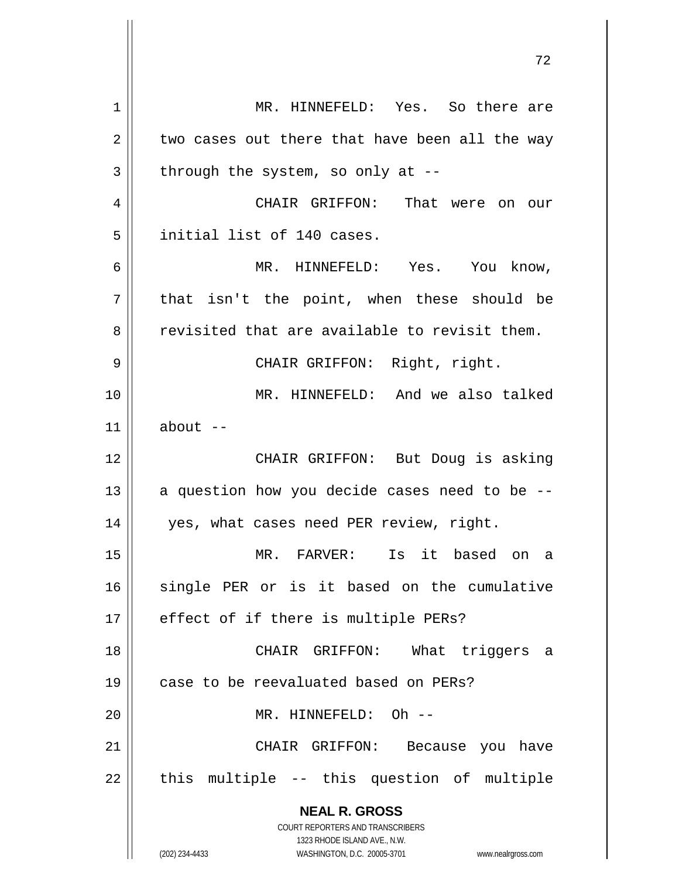MR. HINNEFELD: Yes. So there are two cases out there that have been all the way through the system, so only at --

CHAIR GRIFFON: That were on our initial list of 140 cases.

MR. HINNEFELD: Yes. You know, that isn't the point, when these should be revisited that are available to revisit them.

CHAIR GRIFFON: Right, right.

MR. HINNEFELD: And we also talked about --

CHAIR GRIFFON: But Doug is asking a question how you decide cases need to be -- yes, what cases need PER review, right.

MR. FARVER: Is it based on a single PER or is it based on the cumulative effect of if there is multiple PERs?

CHAIR GRIFFON: What triggers a case to be reevaluated based on PERs?

MR. HINNEFELD: Oh --

CHAIR GRIFFON: Because you have this multiple -- this question of multiple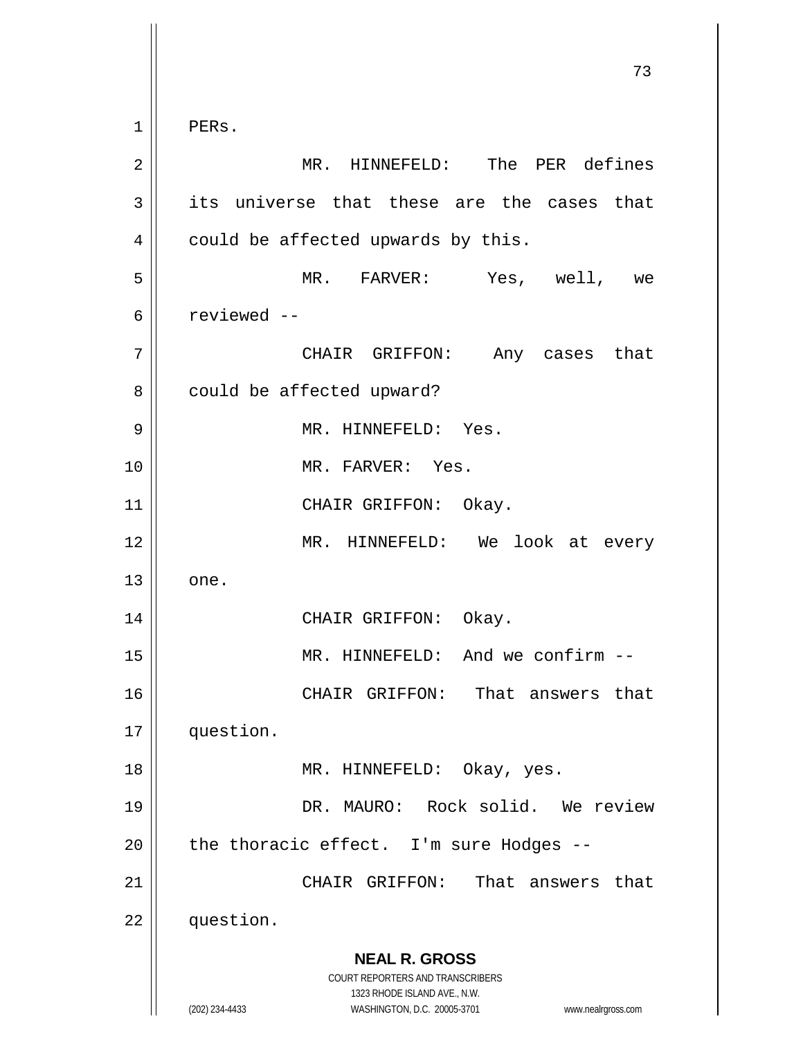PERs.

MR. HINNEFELD: The PER defines its universe that these are the cases that could be affected upwards by this.

MR. FARVER: Yes, well, we reviewed --

CHAIR GRIFFON: Any cases that could be affected upward?

MR. HINNEFELD: Yes.

MR. FARVER: Yes.

CHAIR GRIFFON: Okay.

MR. HINNEFELD: We look at every one.

CHAIR GRIFFON: Okay.

MR. HINNEFELD: And we confirm --

CHAIR GRIFFON: That answers that question.

MR. HINNEFELD: Okay, yes.

DR. MAURO: Rock solid. We review the thoracic effect. I'm sure Hodges --

CHAIR GRIFFON: That answers that question.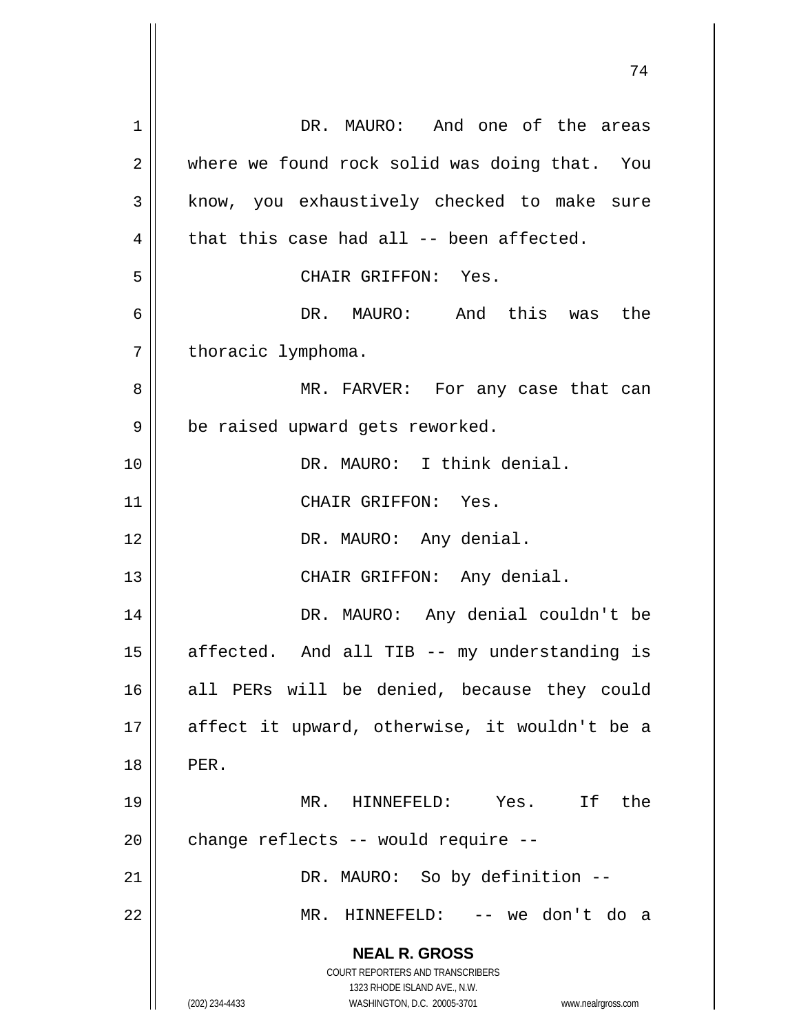DR. MAURO: And one of the areas where we found rock solid was doing that. You know, you exhaustively checked to make sure that this case had all -- been affected.

CHAIR GRIFFON: Yes.

DR. MAURO: And this was the thoracic lymphoma.

MR. FARVER: For any case that can be raised upward gets reworked.

DR. MAURO: I think denial.

CHAIR GRIFFON: Yes.

DR. MAURO: Any denial.

CHAIR GRIFFON: Any denial.

DR. MAURO: Any denial couldn't be affected. And all TIB -- my understanding is all PERs will be denied, because they could affect it upward, otherwise, it wouldn't be a PER.

MR. HINNEFELD: Yes. If the change reflects -- would require --

DR. MAURO: So by definition --

MR. HINNEFELD: -- we don't do a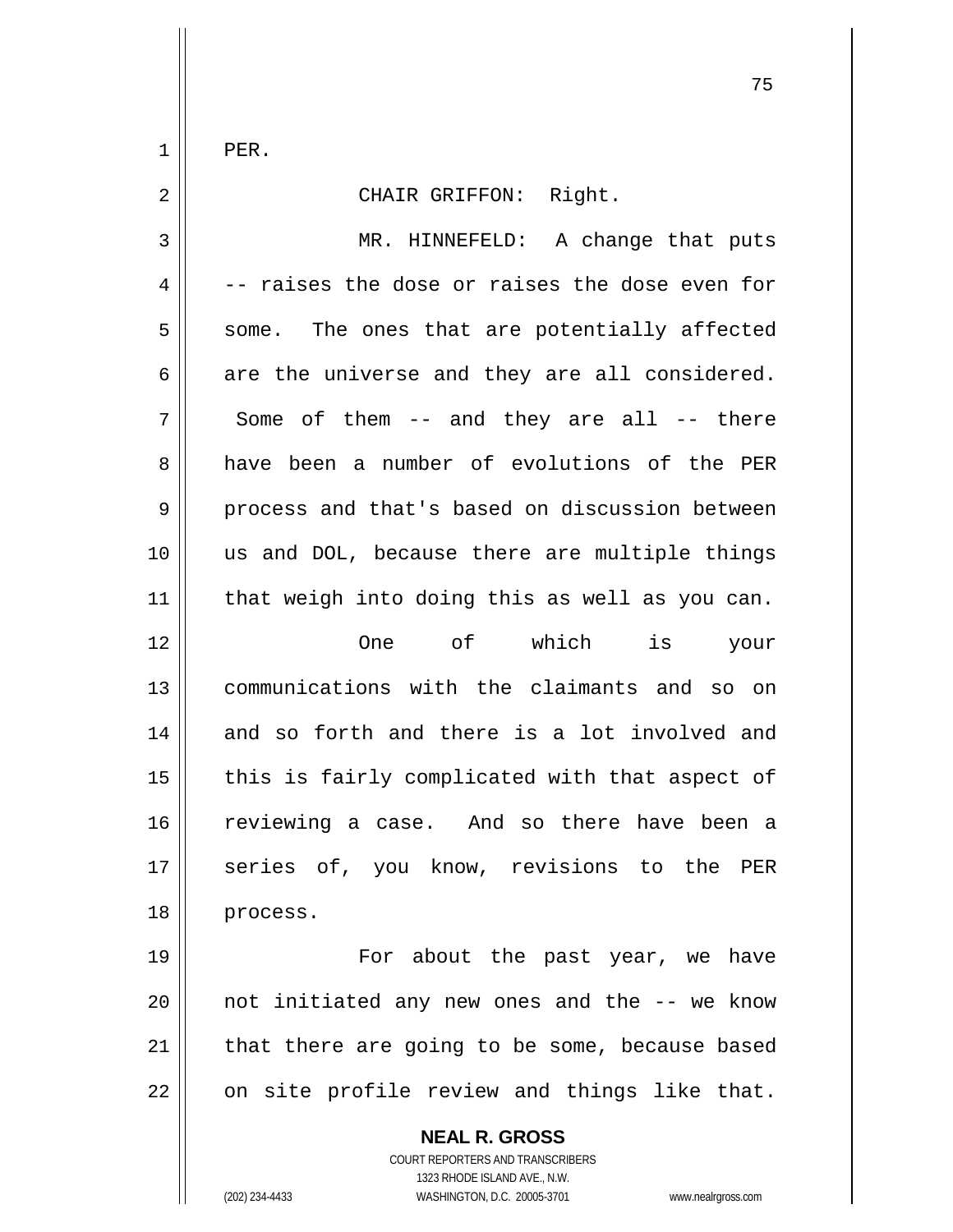PER.

CHAIR GRIFFON: Right.

MR. HINNEFELD: A change that puts -- raises the dose or raises the dose even for some. The ones that are potentially affected are the universe and they are all considered. Some of them -- and they are all -- there have been a number of evolutions of the PER process and that's based on discussion between us and DOL, because there are multiple things that weigh into doing this as well as you can.

One of which is your communications with the claimants and so on and so forth and there is a lot involved and this is fairly complicated with that aspect of reviewing a case. And so there have been a series of, you know, revisions to the PER process.

For about the past year, we have not initiated any new ones and the -- we know that there are going to be some, because based on site profile review and things like that.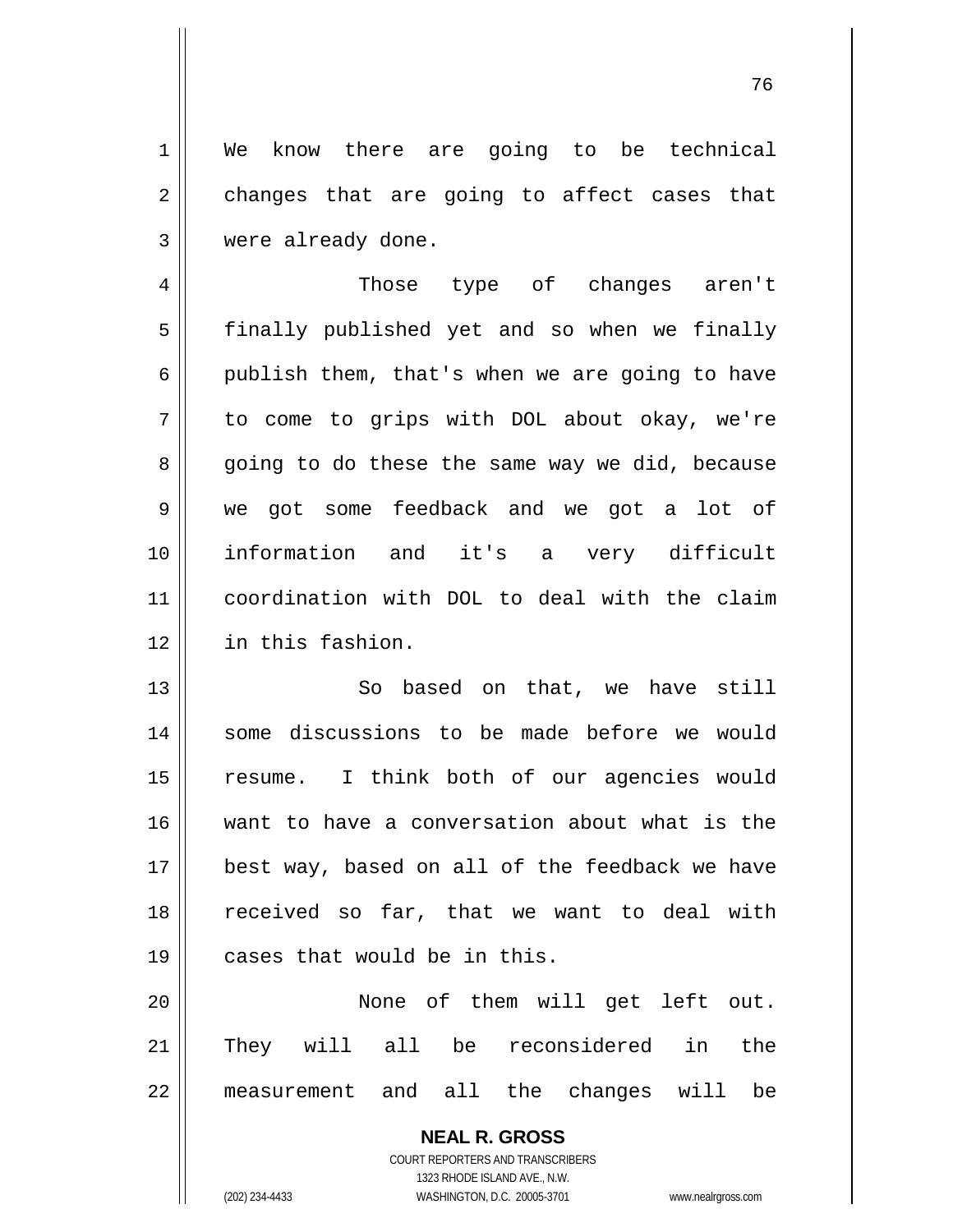We know there are going to be technical changes that are going to affect cases that were already done.

Those type of changes aren't finally published yet and so when we finally publish them, that's when we are going to have to come to grips with DOL about okay, we're going to do these the same way we did, because we got some feedback and we got a lot of information and it's a very difficult coordination with DOL to deal with the claim in this fashion.

So based on that, we have still some discussions to be made before we would resume. I think both of our agencies would want to have a conversation about what is the best way, based on all of the feedback we have received so far, that we want to deal with cases that would be in this.

None of them will get left out. They will all be reconsidered in the measurement and all the changes will be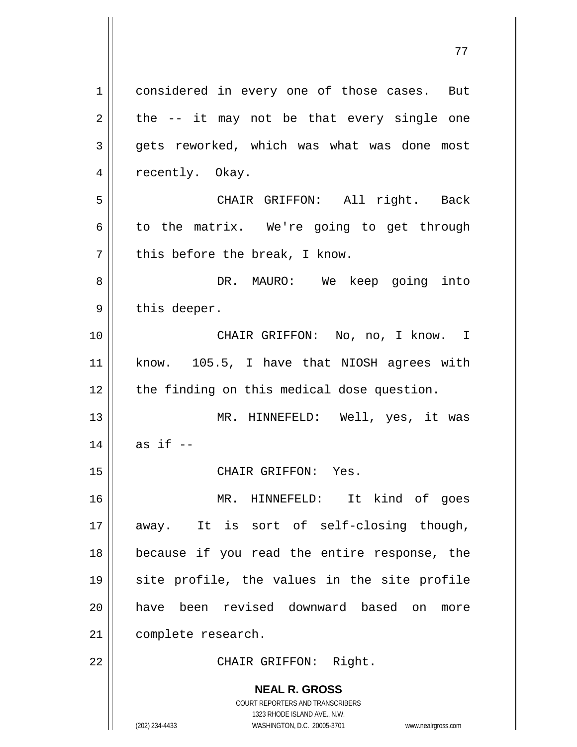considered in every one of those cases. But the -- it may not be that every single one gets reworked, which was what was done most recently. Okay.

CHAIR GRIFFON: All right. Back to the matrix. We're going to get through this before the break, I know.

DR. MAURO: We keep going into this deeper.

CHAIR GRIFFON: No, no, I know. I know. 105.5, I have that NIOSH agrees with the finding on this medical dose question.

MR. HINNEFELD: Well, yes, it was as if --

CHAIR GRIFFON: Yes.

MR. HINNEFELD: It kind of goes away. It is sort of self-closing though, because if you read the entire response, the site profile, the values in the site profile have been revised downward based on more complete research.

CHAIR GRIFFON: Right.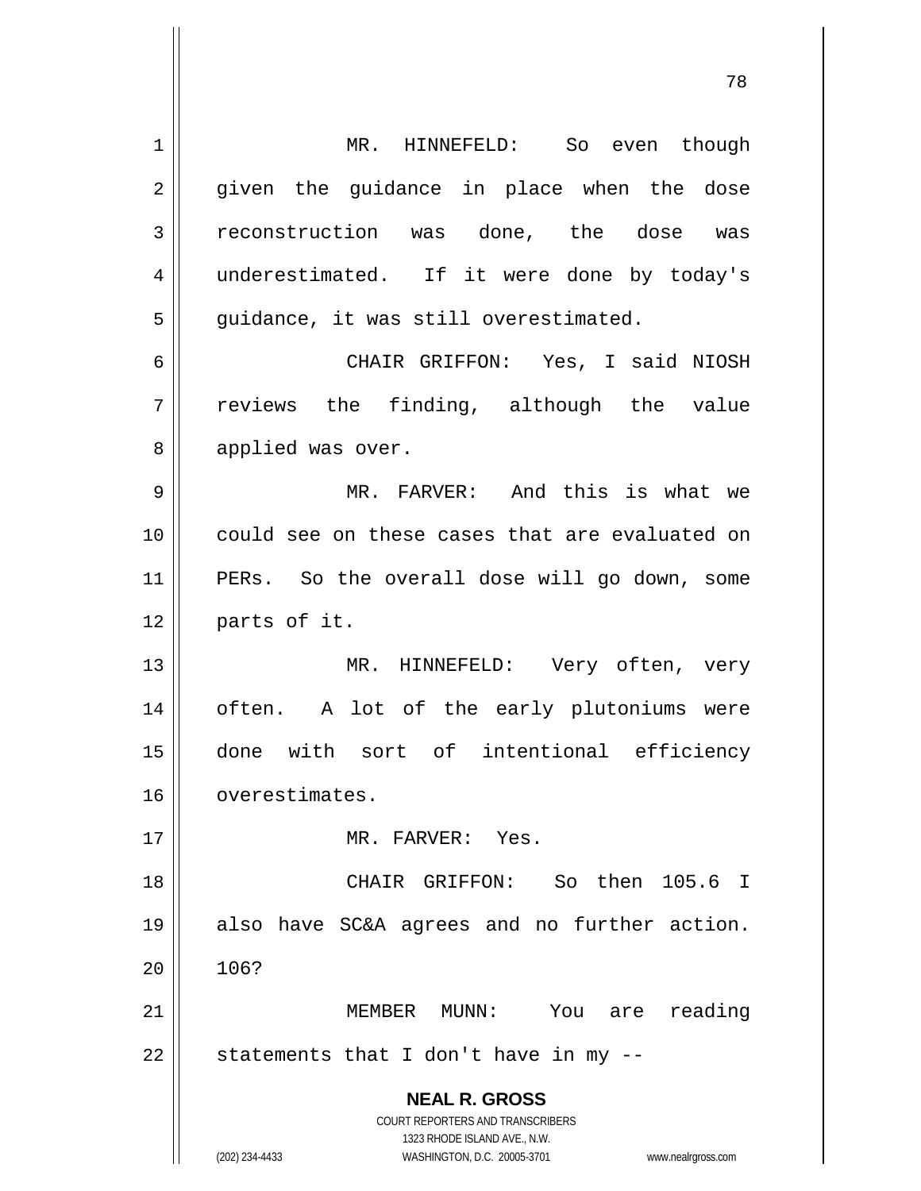MR. HINNEFELD: So even though given the guidance in place when the dose reconstruction was done, the dose was underestimated. If it were done by today's guidance, it was still overestimated.

CHAIR GRIFFON: Yes, I said NIOSH reviews the finding, although the value applied was over.

MR. FARVER: And this is what we could see on these cases that are evaluated on PERs. So the overall dose will go down, some parts of it.

MR. HINNEFELD: Very often, very often. A lot of the early plutoniums were done with sort of intentional efficiency overestimates.

MR. FARVER: Yes.

CHAIR GRIFFON: So then 105.6 I also have SC&A agrees and no further action. 106?

MEMBER MUNN: You are reading statements that I don't have in my --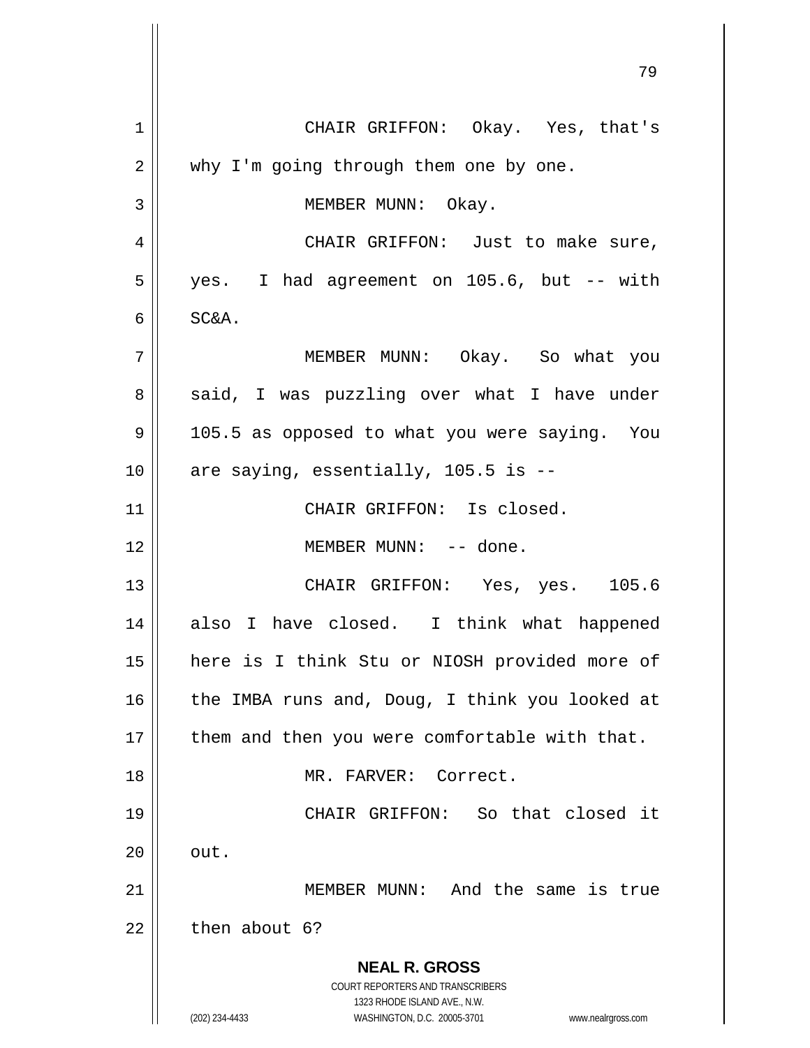CHAIR GRIFFON: Okay. Yes, that's why I'm going through them one by one.

MEMBER MUNN: Okay.

CHAIR GRIFFON: Just to make sure, yes. I had agreement on 105.6, but -- with SC&A.

MEMBER MUNN: Okay. So what you said, I was puzzling over what I have under 105.5 as opposed to what you were saying. You are saying, essentially, 105.5 is --

CHAIR GRIFFON: Is closed.

MEMBER MUNN: -- done.

CHAIR GRIFFON: Yes, yes. 105.6 also I have closed. I think what happened here is I think Stu or NIOSH provided more of the IMBA runs and, Doug, I think you looked at them and then you were comfortable with that.

MR. FARVER: Correct.

CHAIR GRIFFON: So that closed it out.

MEMBER MUNN: And the same is true then about 6?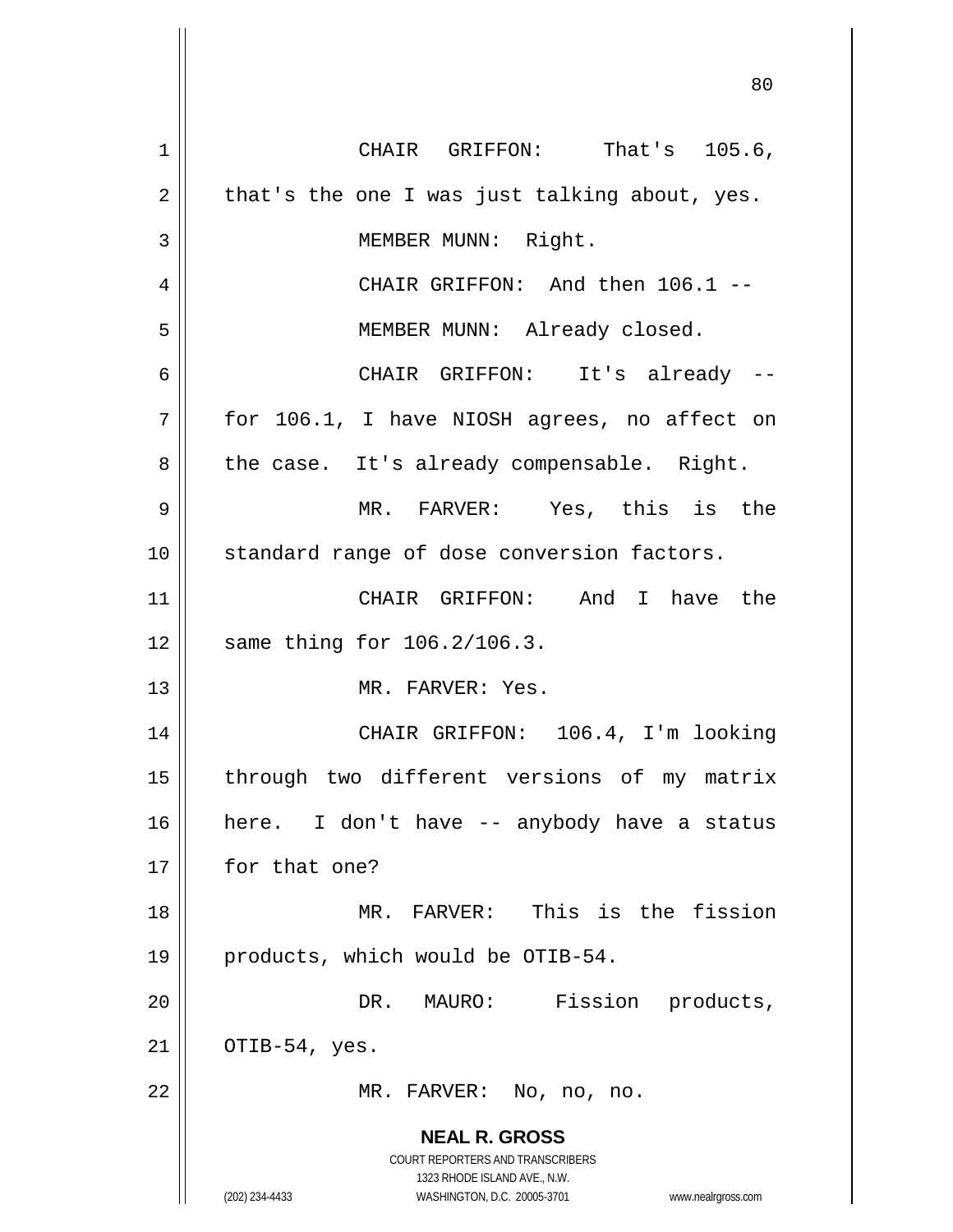CHAIR GRIFFON: That's 105.6, that's the one I was just talking about, yes.

MEMBER MUNN: Right.

CHAIR GRIFFON: And then 106.1 --

MEMBER MUNN: Already closed.

CHAIR GRIFFON: It's already -- for 106.1, I have NIOSH agrees, no affect on the case. It's already compensable. Right.

MR. FARVER: Yes, this is the standard range of dose conversion factors.

CHAIR GRIFFON: And I have the same thing for 106.2/106.3.

MR. FARVER: Yes.

CHAIR GRIFFON: 106.4, I'm looking through two different versions of my matrix here. I don't have -- anybody have a status for that one?

MR. FARVER: This is the fission products, which would be OTIB-54.

DR. MAURO: Fission products, OTIB-54, yes.

MR. FARVER: No, no, no.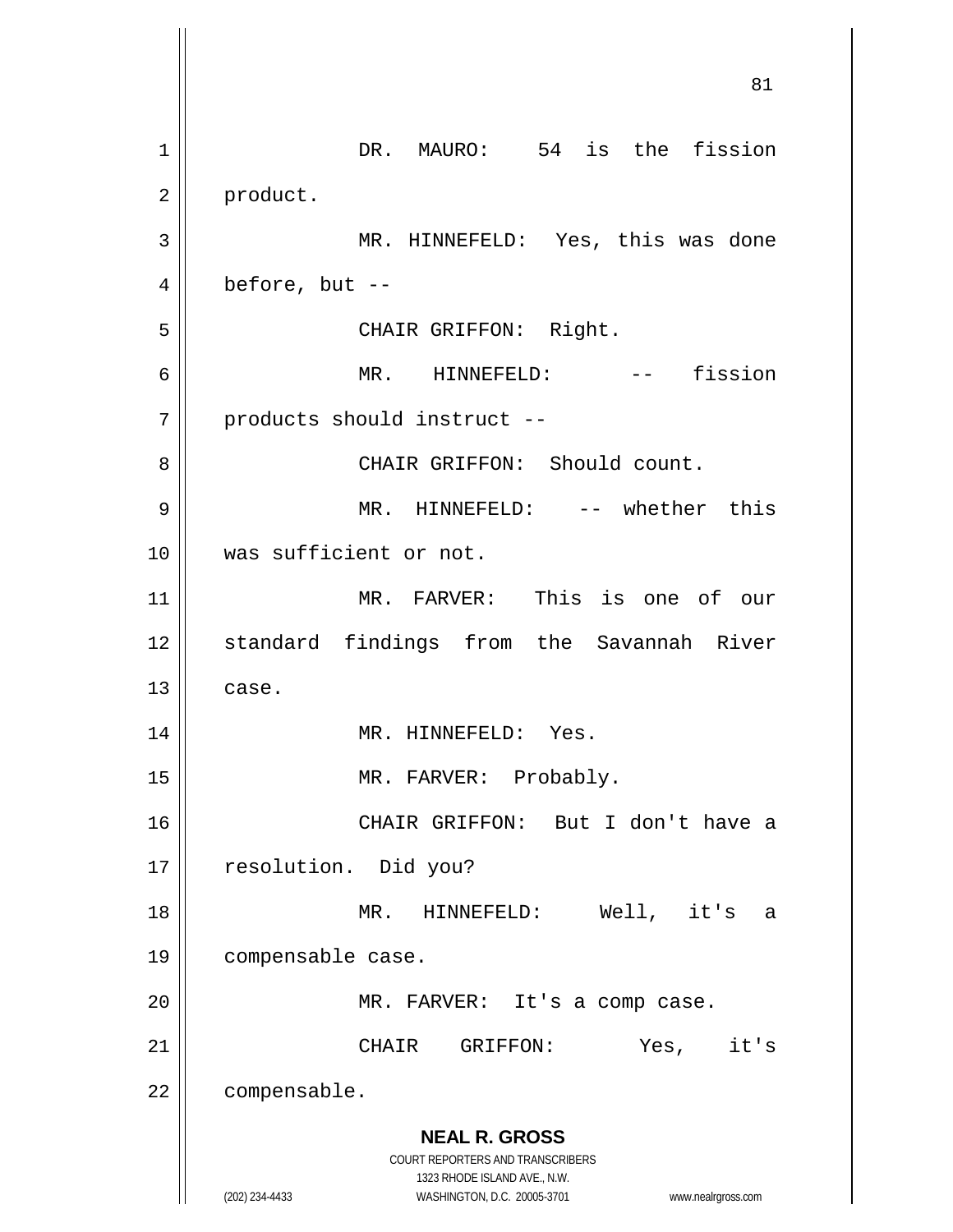DR. MAURO: 54 is the fission product.

MR. HINNEFELD: Yes, this was done before, but --

CHAIR GRIFFON: Right.

MR. HINNEFELD: -- fission products should instruct --

CHAIR GRIFFON: Should count.

MR. HINNEFELD: -- whether this was sufficient or not.

MR. FARVER: This is one of our standard findings from the Savannah River case.

MR. HINNEFELD: Yes.

MR. FARVER: Probably.

CHAIR GRIFFON: But I don't have a resolution. Did you?

MR. HINNEFELD: Well, it's a compensable case.

MR. FARVER: It's a comp case.

CHAIR GRIFFON: Yes, it's compensable.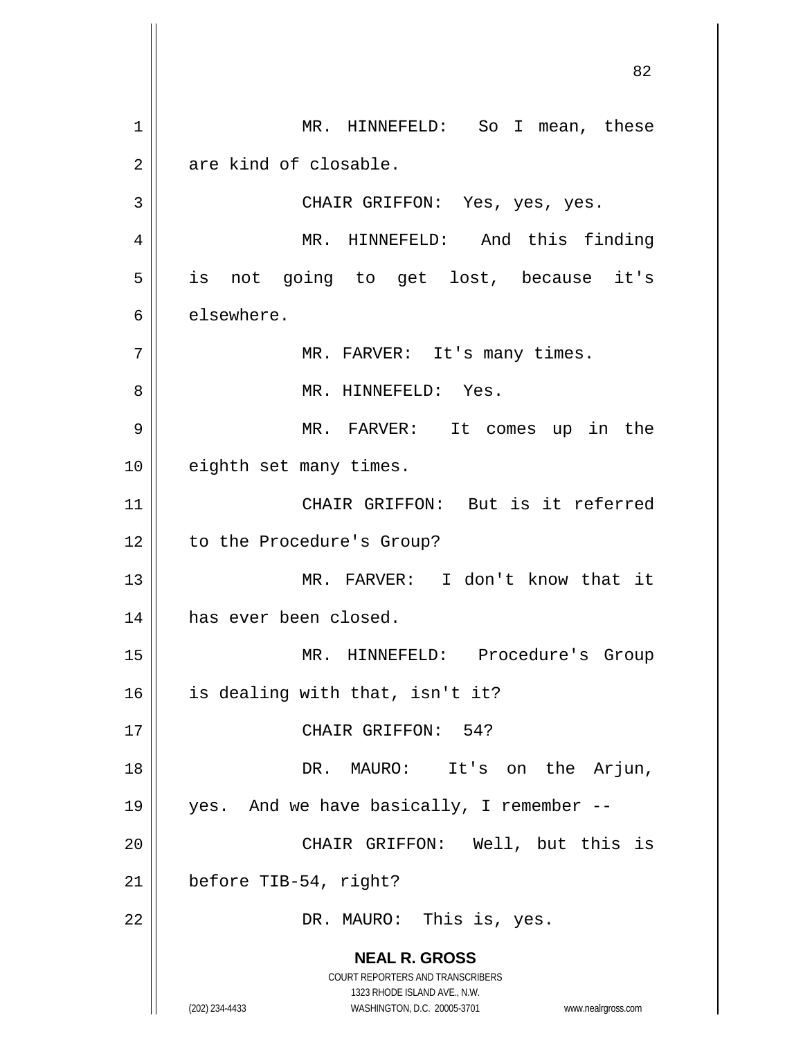MR. HINNEFELD: So I mean, these are kind of closable.

CHAIR GRIFFON: Yes, yes, yes.

MR. HINNEFELD: And this finding is not going to get lost, because it's elsewhere.

MR. FARVER: It's many times.

MR. HINNEFELD: Yes.

MR. FARVER: It comes up in the eighth set many times.

CHAIR GRIFFON: But is it referred to the Procedure's Group?

MR. FARVER: I don't know that it has ever been closed.

MR. HINNEFELD: Procedure's Group is dealing with that, isn't it?

CHAIR GRIFFON: 54?

DR. MAURO: It's on the Arjun, yes. And we have basically, I remember --

CHAIR GRIFFON: Well, but this is before TIB-54, right?

DR. MAURO: This is, yes.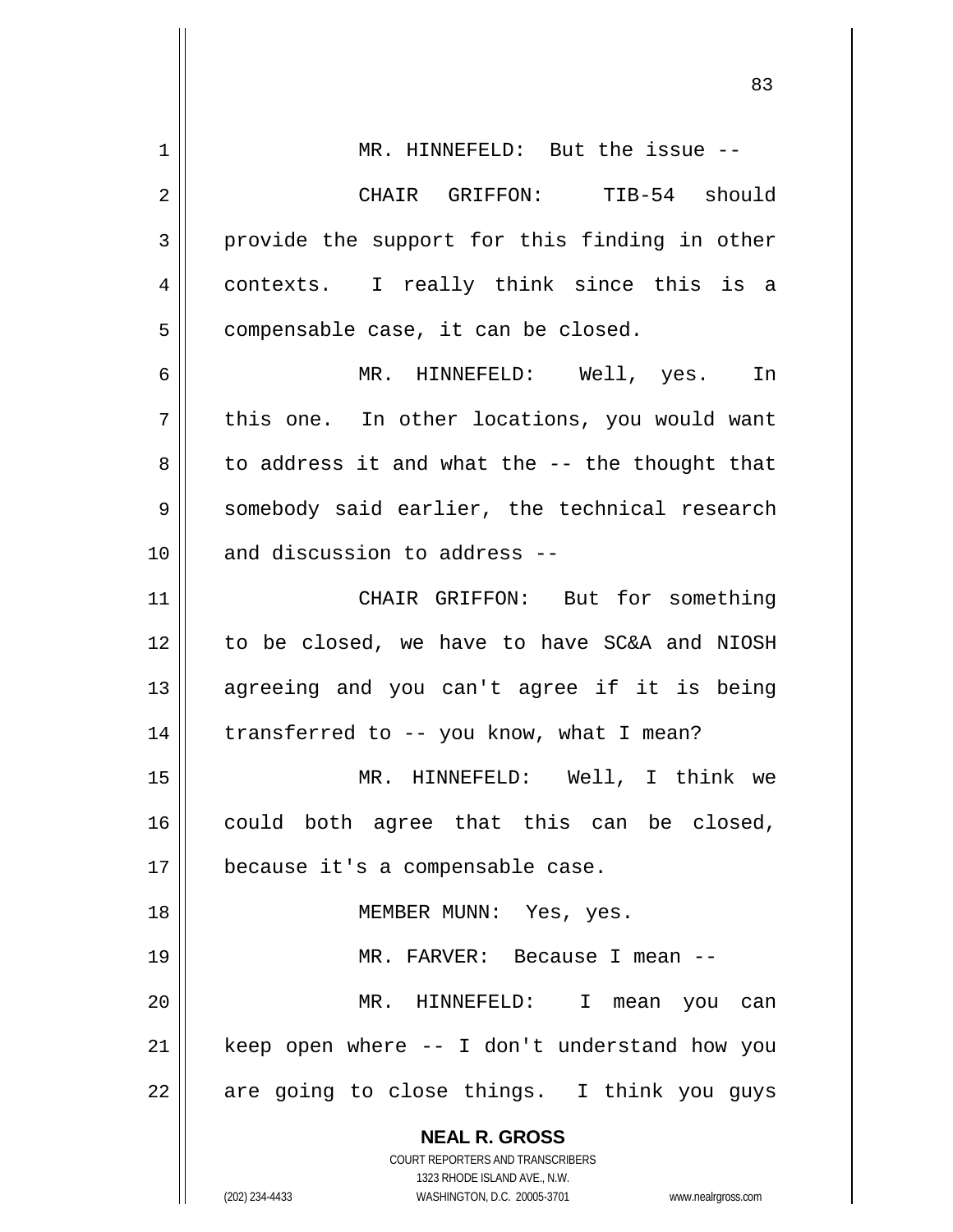MR. HINNEFELD: But the issue --

CHAIR GRIFFON: TIB-54 should provide the support for this finding in other contexts. I really think since this is a compensable case, it can be closed.

MR. HINNEFELD: Well, yes. In this one. In other locations, you would want to address it and what the -- the thought that somebody said earlier, the technical research and discussion to address --

CHAIR GRIFFON: But for something to be closed, we have to have SC&A and NIOSH agreeing and you can't agree if it is being transferred to -- you know, what I mean?

MR. HINNEFELD: Well, I think we could both agree that this can be closed, because it's a compensable case.

MEMBER MUNN: Yes, yes.

MR. FARVER: Because I mean --

MR. HINNEFELD: I mean you can keep open where -- I don't understand how you are going to close things. I think you guys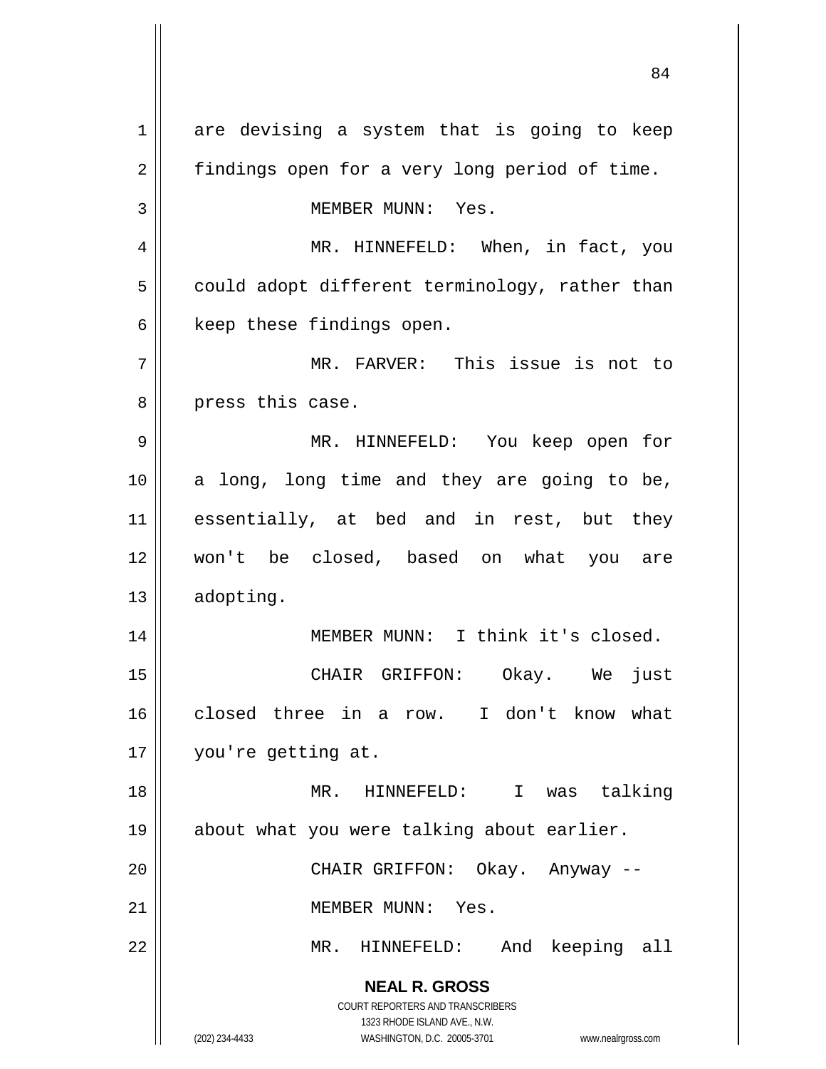are devising a system that is going to keep findings open for a very long period of time.

MEMBER MUNN: Yes.

MR. HINNEFELD: When, in fact, you could adopt different terminology, rather than keep these findings open.

MR. FARVER: This issue is not to press this case.

MR. HINNEFELD: You keep open for a long, long time and they are going to be, essentially, at bed and in rest, but they won't be closed, based on what you are adopting.

MEMBER MUNN: I think it's closed.

CHAIR GRIFFON: Okay. We just closed three in a row. I don't know what you're getting at.

MR. HINNEFELD: I was talking about what you were talking about earlier.

CHAIR GRIFFON: Okay. Anyway --

MEMBER MUNN: Yes.

MR. HINNEFELD: And keeping all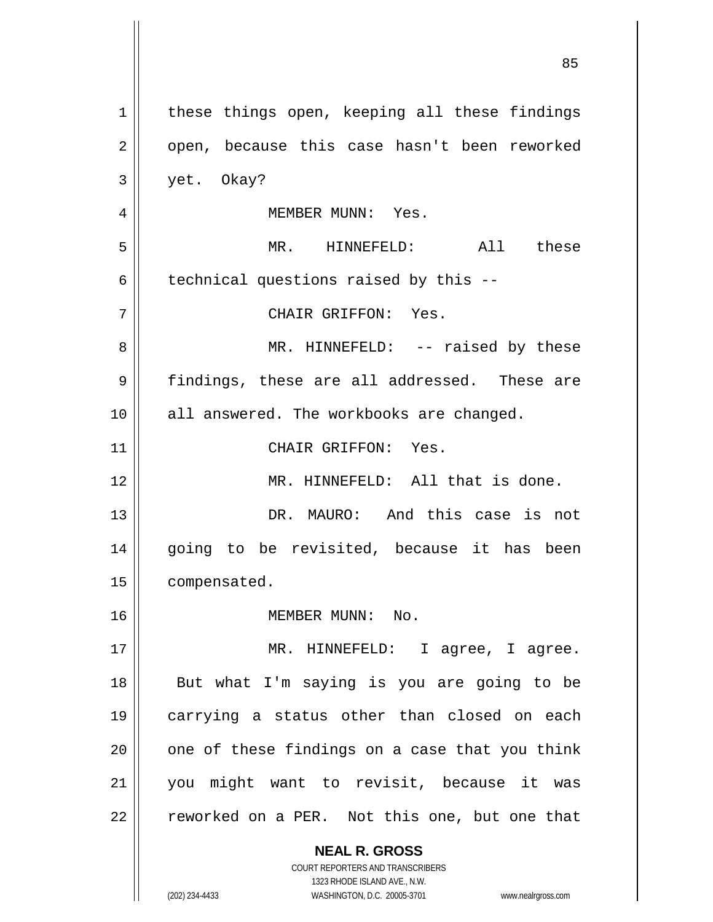these things open, keeping all these findings open, because this case hasn't been reworked yet. Okay?

MEMBER MUNN: Yes.

MR. HINNEFELD: All these technical questions raised by this --

CHAIR GRIFFON: Yes.

MR. HINNEFELD: -- raised by these findings, these are all addressed. These are all answered. The workbooks are changed.

CHAIR GRIFFON: Yes.

MR. HINNEFELD: All that is done.

DR. MAURO: And this case is not going to be revisited, because it has been compensated.

MEMBER MUNN: No.

MR. HINNEFELD: I agree, I agree. But what I'm saying is you are going to be carrying a status other than closed on each one of these findings on a case that you think you might want to revisit, because it was reworked on a PER. Not this one, but one that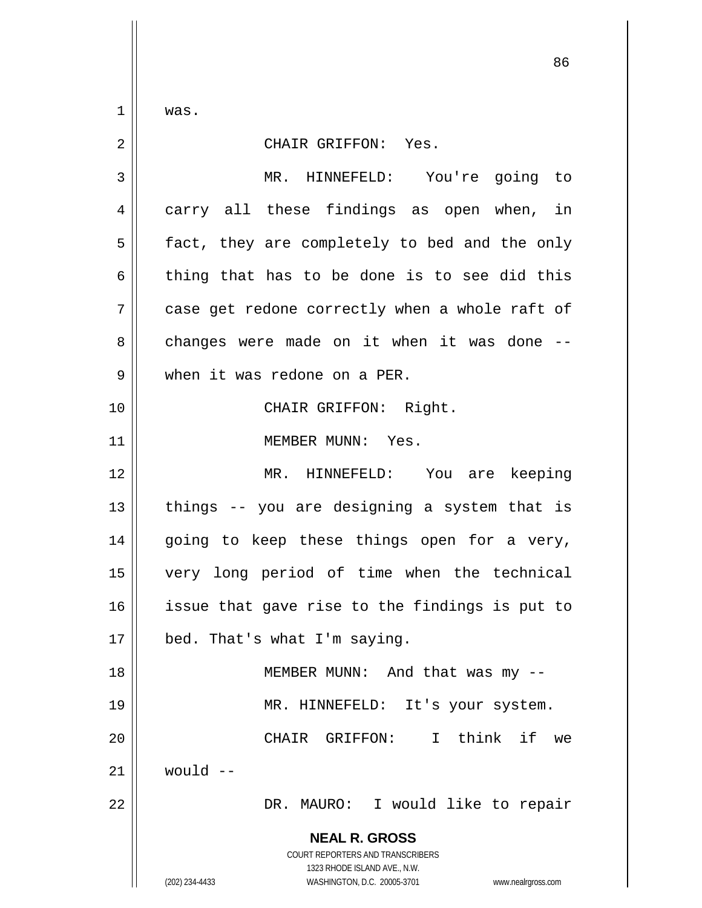was.

CHAIR GRIFFON: Yes.

MR. HINNEFELD: You're going to carry all these findings as open when, in fact, they are completely to bed and the only thing that has to be done is to see did this case get redone correctly when a whole raft of changes were made on it when it was done -- when it was redone on a PER.

CHAIR GRIFFON: Right.

MEMBER MUNN: Yes.

MR. HINNEFELD: You are keeping things -- you are designing a system that is going to keep these things open for a very, very long period of time when the technical issue that gave rise to the findings is put to bed. That's what I'm saying.

MEMBER MUNN: And that was my --

MR. HINNEFELD: It's your system.

CHAIR GRIFFON: I think if we would --

DR. MAURO: I would like to repair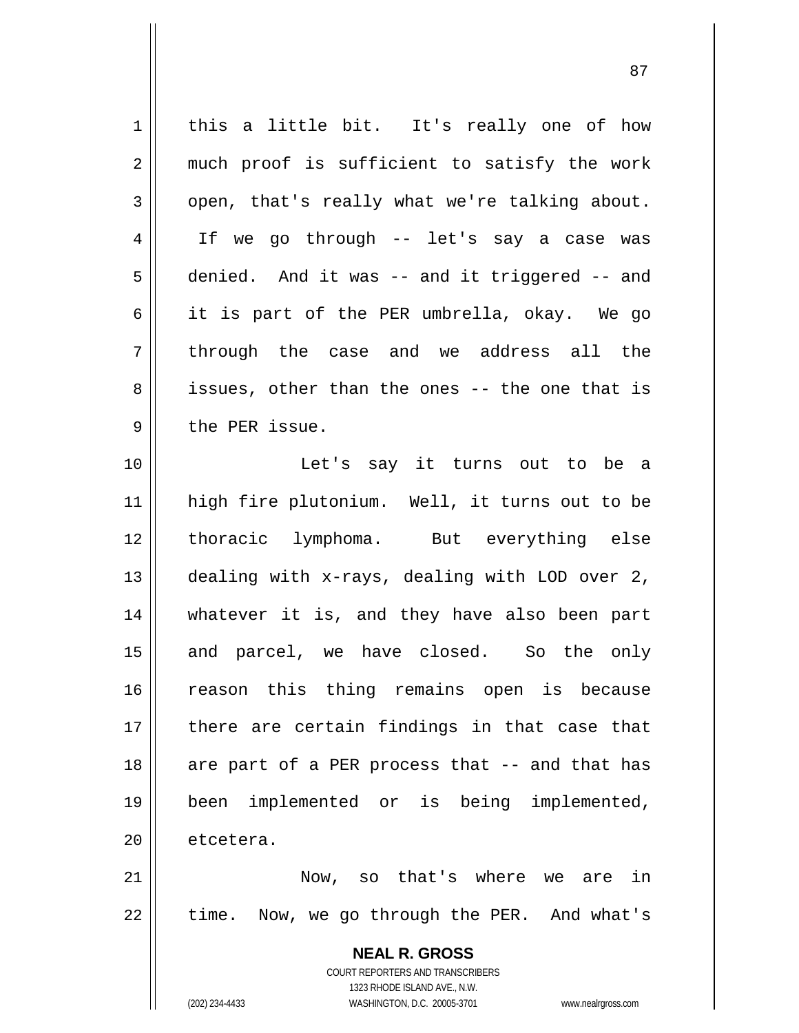this a little bit. It's really one of how much proof is sufficient to satisfy the work open, that's really what we're talking about. If we go through -- let's say a case was denied. And it was -- and it triggered -- and it is part of the PER umbrella, okay. We go through the case and we address all the issues, other than the ones -- the one that is the PER issue.

Let's say it turns out to be a high fire plutonium. Well, it turns out to be thoracic lymphoma. But everything else dealing with x-rays, dealing with LOD over 2, whatever it is, and they have also been part and parcel, we have closed. So the only reason this thing remains open is because there are certain findings in that case that are part of a PER process that -- and that has been implemented or is being implemented, etcetera.

Now, so that's where we are in time. Now, we go through the PER. And what's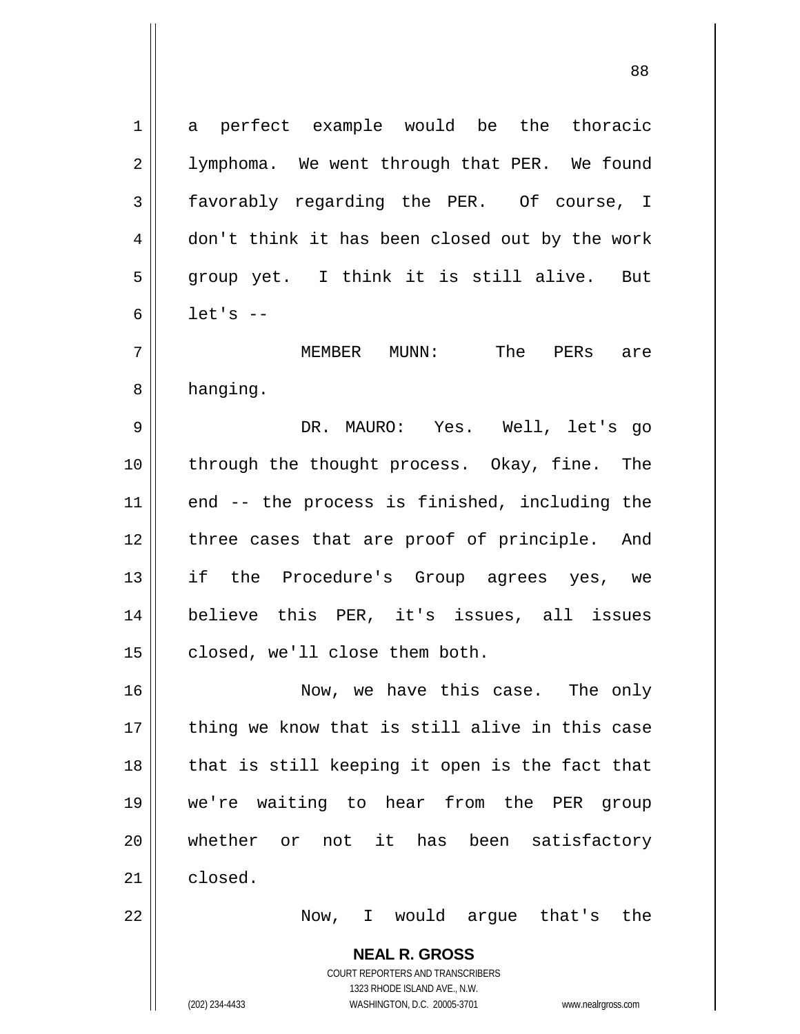a perfect example would be the thoracic lymphoma. We went through that PER. We found favorably regarding the PER. Of course, I don't think it has been closed out by the work group yet. I think it is still alive. But let's --

MEMBER MUNN: The PERs are hanging.

DR. MAURO: Yes. Well, let's go through the thought process. Okay, fine. The end -- the process is finished, including the three cases that are proof of principle. And if the Procedure's Group agrees yes, we believe this PER, it's issues, all issues closed, we'll close them both.

Now, we have this case. The only thing we know that is still alive in this case that is still keeping it open is the fact that we're waiting to hear from the PER group whether or not it has been satisfactory closed.

Now, I would argue that's the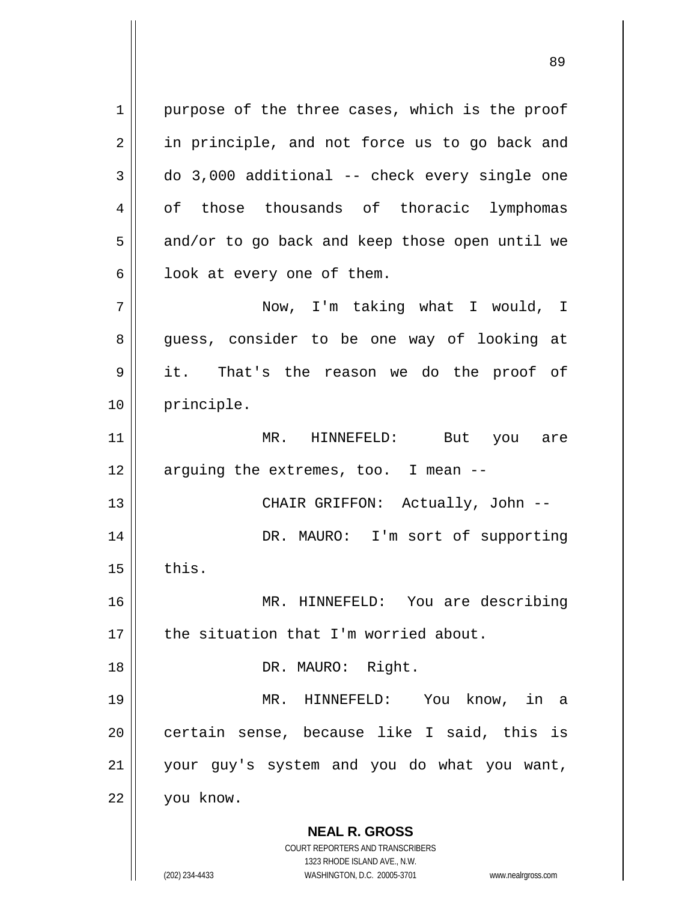purpose of the three cases, which is the proof in principle, and not force us to go back and do 3,000 additional -- check every single one of those thousands of thoracic lymphomas and/or to go back and keep those open until we look at every one of them.

Now, I'm taking what I would, I guess, consider to be one way of looking at it. That's the reason we do the proof of principle.

MR. HINNEFELD: But you are arguing the extremes, too. I mean --

CHAIR GRIFFON: Actually, John --

DR. MAURO: I'm sort of supporting this.

MR. HINNEFELD: You are describing the situation that I'm worried about.

DR. MAURO: Right.

MR. HINNEFELD: You know, in a certain sense, because like I said, this is your guy's system and you do what you want, you know.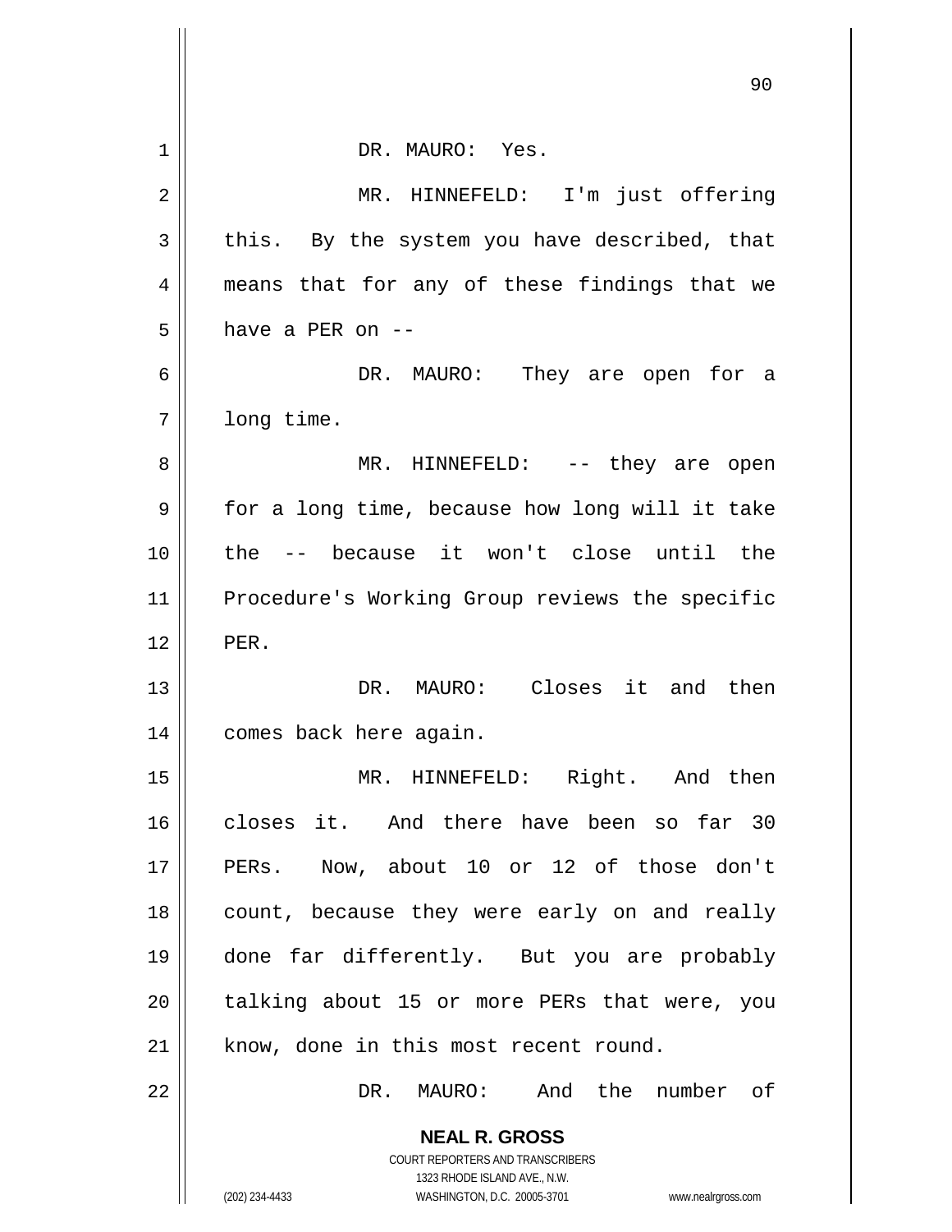DR. MAURO: Yes.

MR. HINNEFELD: I'm just offering this. By the system you have described, that means that for any of these findings that we have a PER on --

DR. MAURO: They are open for a long time.

MR. HINNEFELD: -- they are open for a long time, because how long will it take the -- because it won't close until the Procedure's Working Group reviews the specific PER.

DR. MAURO: Closes it and then comes back here again.

MR. HINNEFELD: Right. And then closes it. And there have been so far 30 PERs. Now, about 10 or 12 of those don't count, because they were early on and really done far differently. But you are probably talking about 15 or more PERs that were, you know, done in this most recent round.

DR. MAURO: And the number of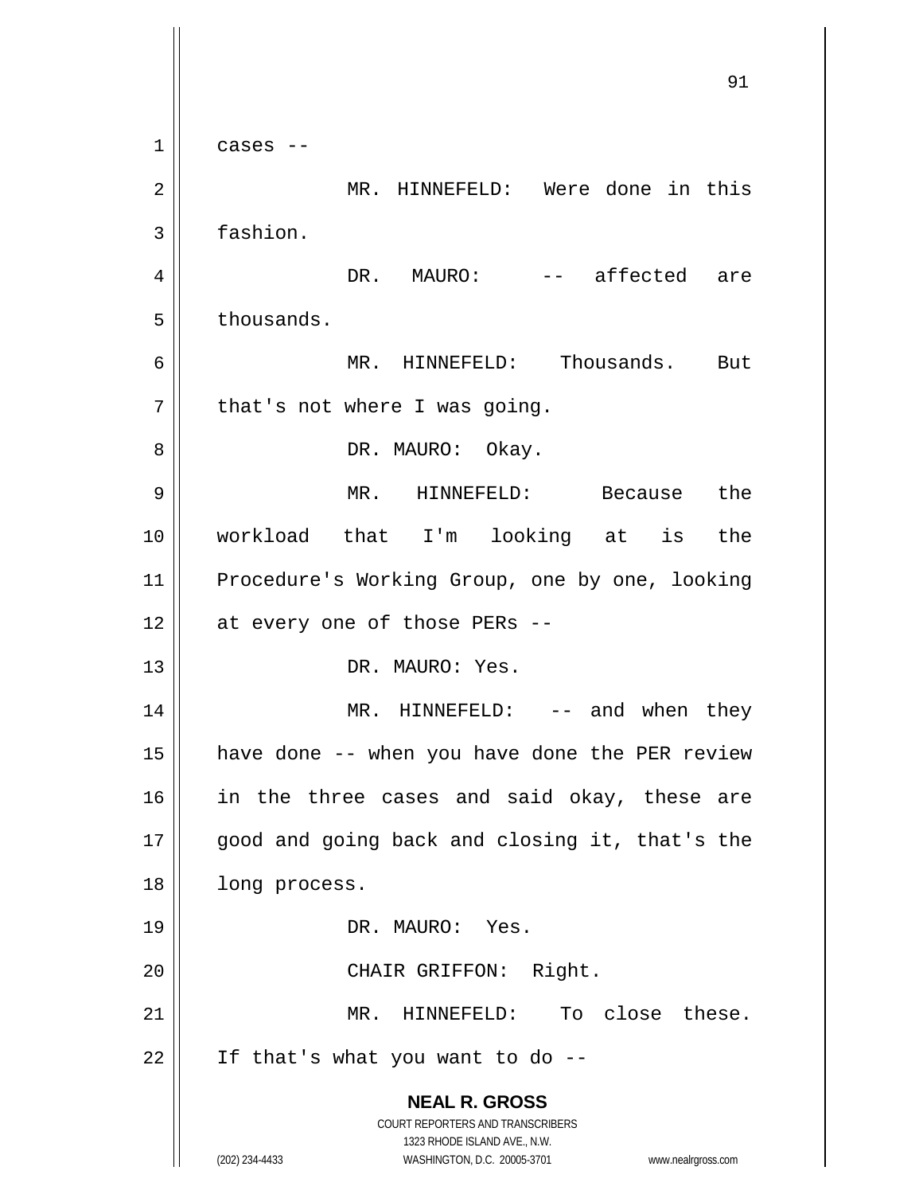cases --

MR. HINNEFELD: Were done in this fashion.

DR. MAURO: -- affected are thousands.

MR. HINNEFELD: Thousands. But that's not where I was going.

DR. MAURO: Okay.

MR. HINNEFELD: Because the workload that I'm looking at is the Procedure's Working Group, one by one, looking at every one of those PERs --

DR. MAURO: Yes.

MR. HINNEFELD: -- and when they have done -- when you have done the PER review in the three cases and said okay, these are good and going back and closing it, that's the long process.

DR. MAURO: Yes.

CHAIR GRIFFON: Right.

MR. HINNEFELD: To close these. If that's what you want to do --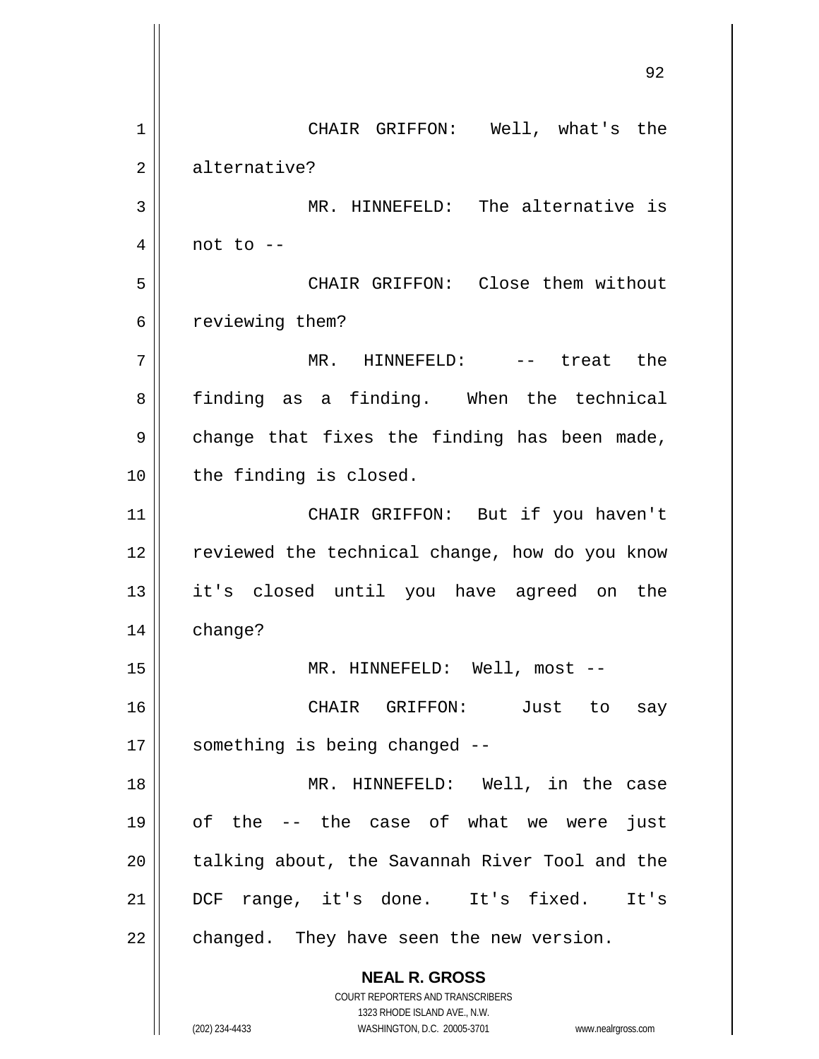CHAIR GRIFFON: Well, what's the alternative?

MR. HINNEFELD: The alternative is not to --

CHAIR GRIFFON: Close them without reviewing them?

MR. HINNEFELD: -- treat the finding as a finding. When the technical change that fixes the finding has been made, the finding is closed.

CHAIR GRIFFON: But if you haven't reviewed the technical change, how do you know it's closed until you have agreed on the change?

MR. HINNEFELD: Well, most --

CHAIR GRIFFON: Just to say something is being changed --

MR. HINNEFELD: Well, in the case of the -- the case of what we were just talking about, the Savannah River Tool and the DCF range, it's done. It's fixed. It's changed. They have seen the new version.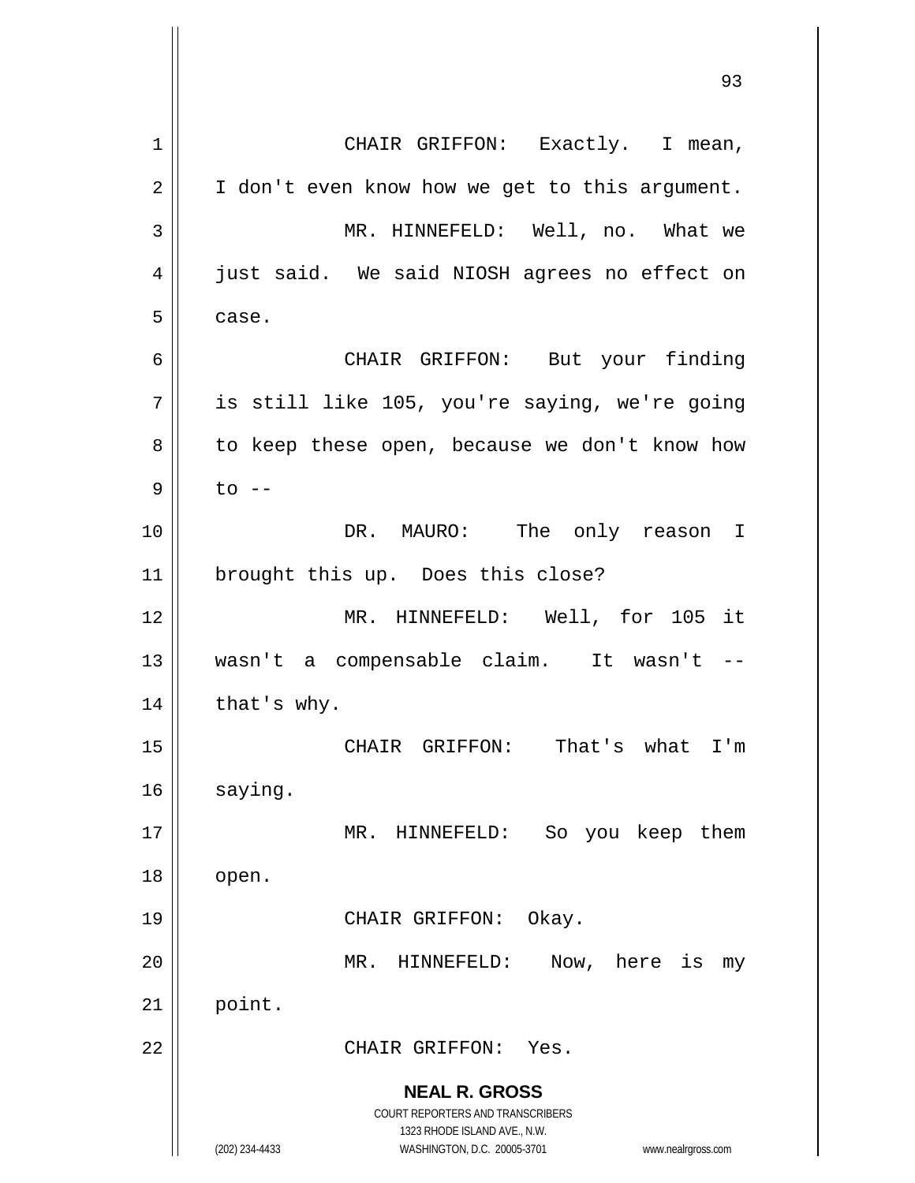CHAIR GRIFFON: Exactly. I mean, I don't even know how we get to this argument.

MR. HINNEFELD: Well, no. What we just said. We said NIOSH agrees no effect on case.

CHAIR GRIFFON: But your finding is still like 105, you're saying, we're going to keep these open, because we don't know how to --

DR. MAURO: The only reason I brought this up. Does this close?

MR. HINNEFELD: Well, for 105 it wasn't a compensable claim. It wasn't -- that's why.

CHAIR GRIFFON: That's what I'm saying.

MR. HINNEFELD: So you keep them open.

CHAIR GRIFFON: Okay.

MR. HINNEFELD: Now, here is my point.

CHAIR GRIFFON: Yes.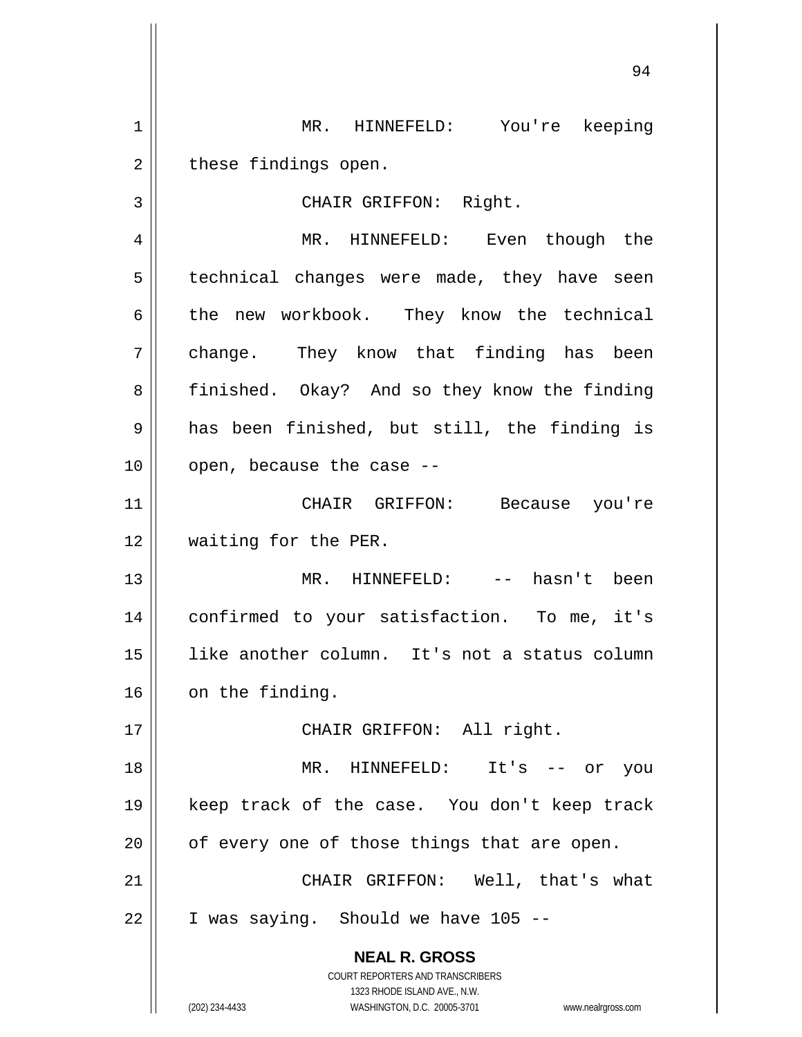MR. HINNEFELD: You're keeping these findings open.

CHAIR GRIFFON: Right.

MR. HINNEFELD: Even though the technical changes were made, they have seen the new workbook. They know the technical change. They know that finding has been finished. Okay? And so they know the finding has been finished, but still, the finding is open, because the case --

CHAIR GRIFFON: Because you're waiting for the PER.

MR. HINNEFELD: -- hasn't been confirmed to your satisfaction. To me, it's like another column. It's not a status column on the finding.

CHAIR GRIFFON: All right.

MR. HINNEFELD: It's -- or you keep track of the case. You don't keep track of every one of those things that are open.

CHAIR GRIFFON: Well, that's what I was saying. Should we have 105 --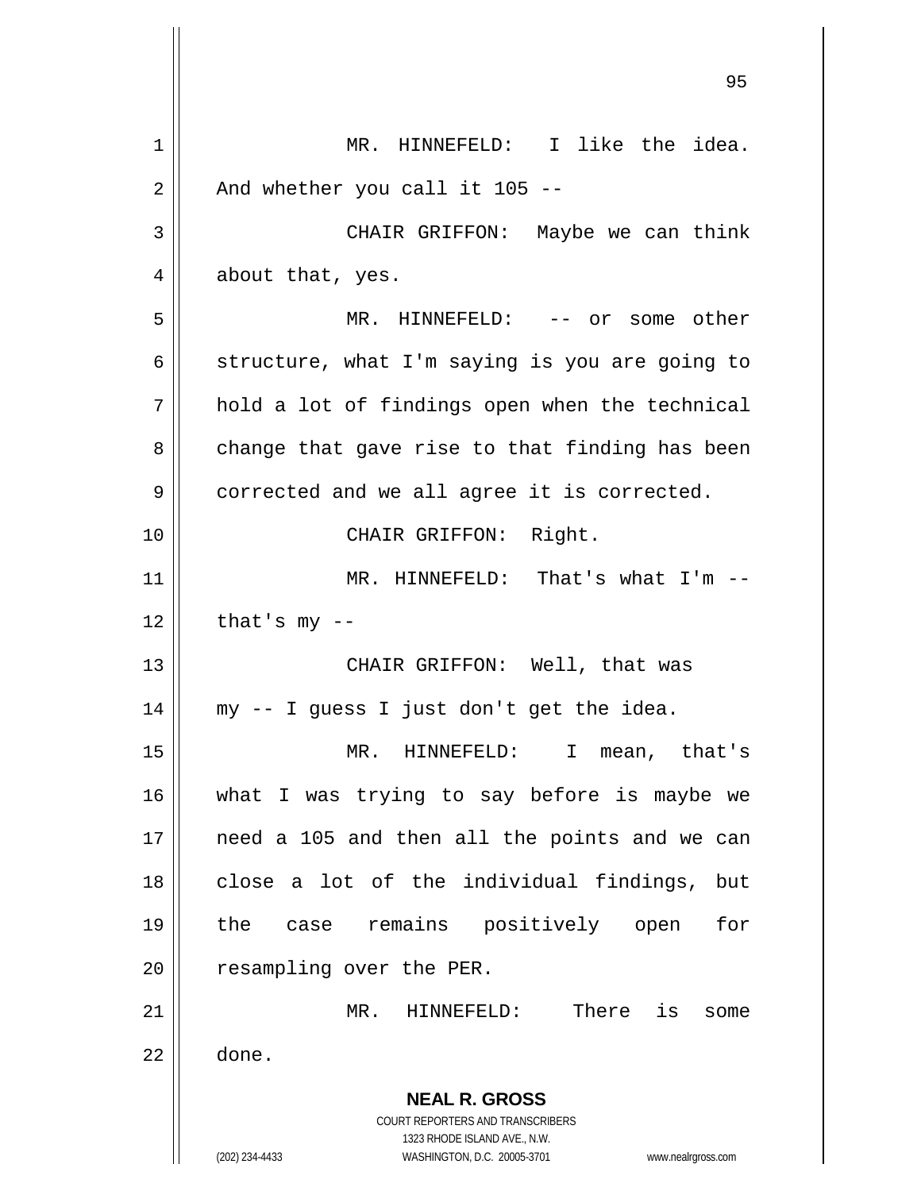MR. HINNEFELD: I like the idea. And whether you call it 105 --

CHAIR GRIFFON: Maybe we can think about that, yes.

MR. HINNEFELD: -- or some other structure, what I'm saying is you are going to hold a lot of findings open when the technical change that gave rise to that finding has been corrected and we all agree it is corrected.

CHAIR GRIFFON: Right.

MR. HINNEFELD: That's what I'm -- that's my --

CHAIR GRIFFON: Well, that was my -- I guess I just don't get the idea.

MR. HINNEFELD: I mean, that's what I was trying to say before is maybe we need a 105 and then all the points and we can close a lot of the individual findings, but the case remains positively open for resampling over the PER.

MR. HINNEFELD: There is some done.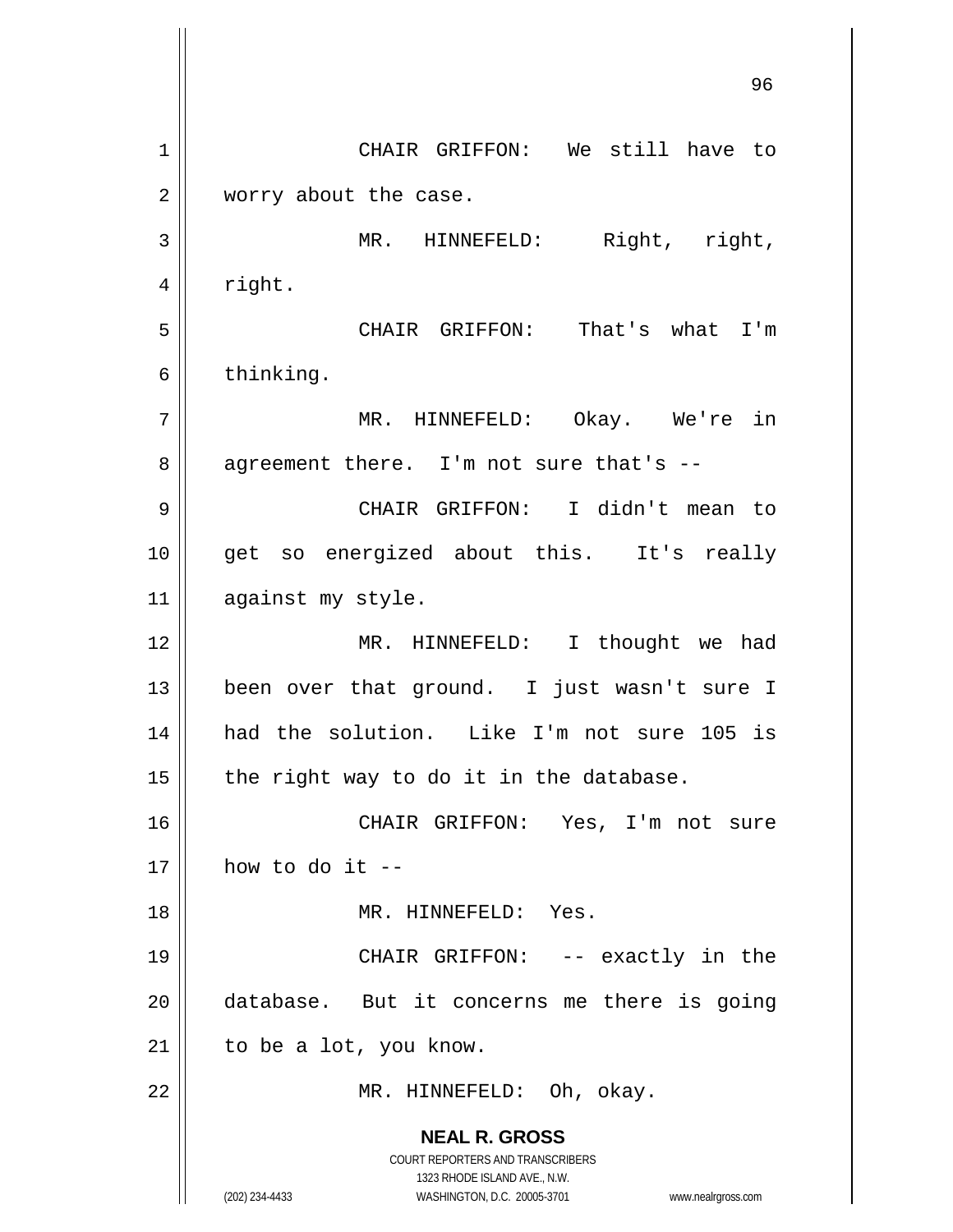CHAIR GRIFFON: We still have to worry about the case.

MR. HINNEFELD: Right, right, right.

CHAIR GRIFFON: That's what I'm thinking.

MR. HINNEFELD: Okay. We're in agreement there. I'm not sure that's --

CHAIR GRIFFON: I didn't mean to get so energized about this. It's really against my style.

MR. HINNEFELD: I thought we had been over that ground. I just wasn't sure I had the solution. Like I'm not sure 105 is the right way to do it in the database.

CHAIR GRIFFON: Yes, I'm not sure how to do it --

MR. HINNEFELD: Yes.

CHAIR GRIFFON: -- exactly in the database. But it concerns me there is going to be a lot, you know.

MR. HINNEFELD: Oh, okay.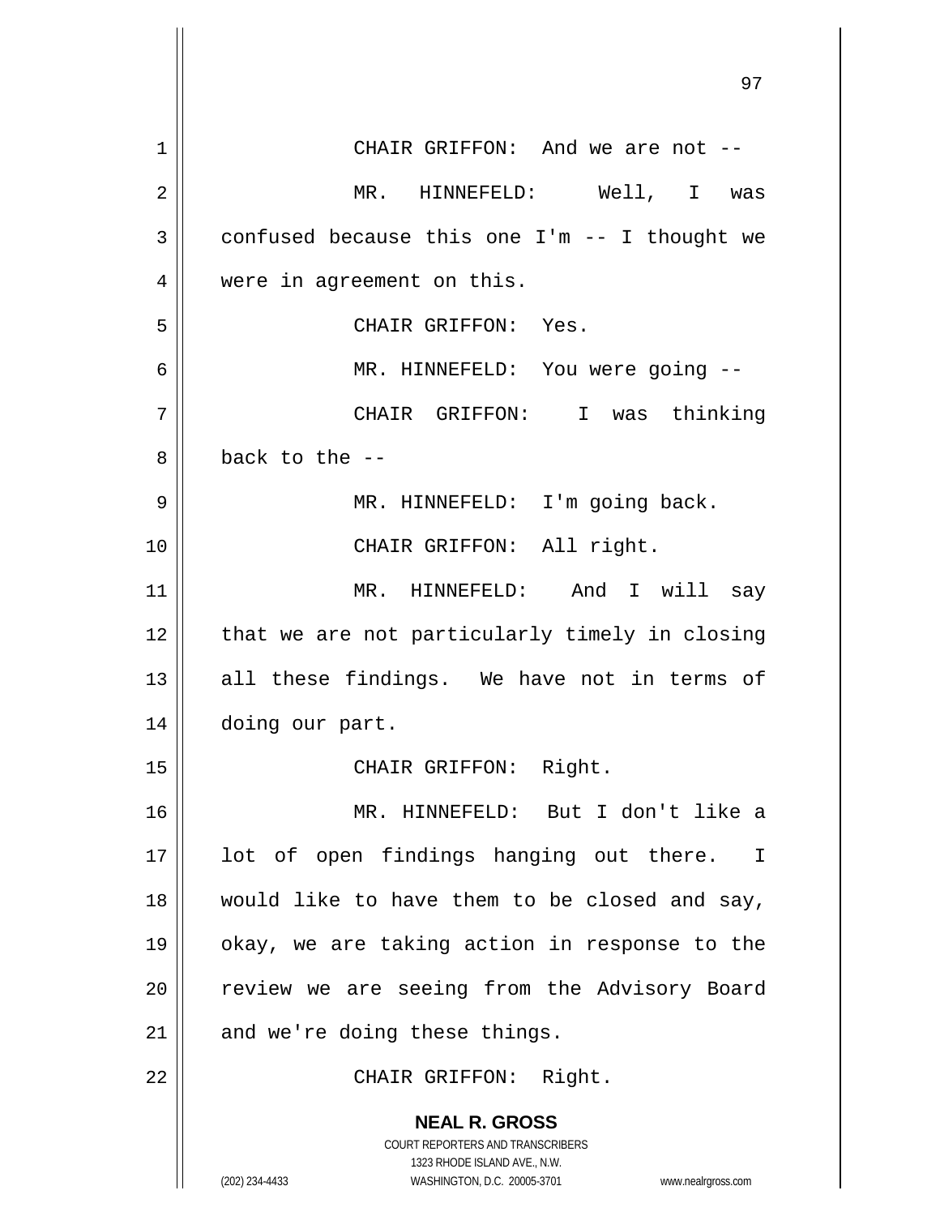CHAIR GRIFFON: And we are not --

MR. HINNEFELD: Well, I was confused because this one I'm -- I thought we were in agreement on this.

CHAIR GRIFFON: Yes.

MR. HINNEFELD: You were going --

CHAIR GRIFFON: I was thinking back to the --

MR. HINNEFELD: I'm going back.

CHAIR GRIFFON: All right.

MR. HINNEFELD: And I will say that we are not particularly timely in closing all these findings. We have not in terms of doing our part.

CHAIR GRIFFON: Right.

MR. HINNEFELD: But I don't like a lot of open findings hanging out there. I would like to have them to be closed and say, okay, we are taking action in response to the review we are seeing from the Advisory Board and we're doing these things.

CHAIR GRIFFON: Right.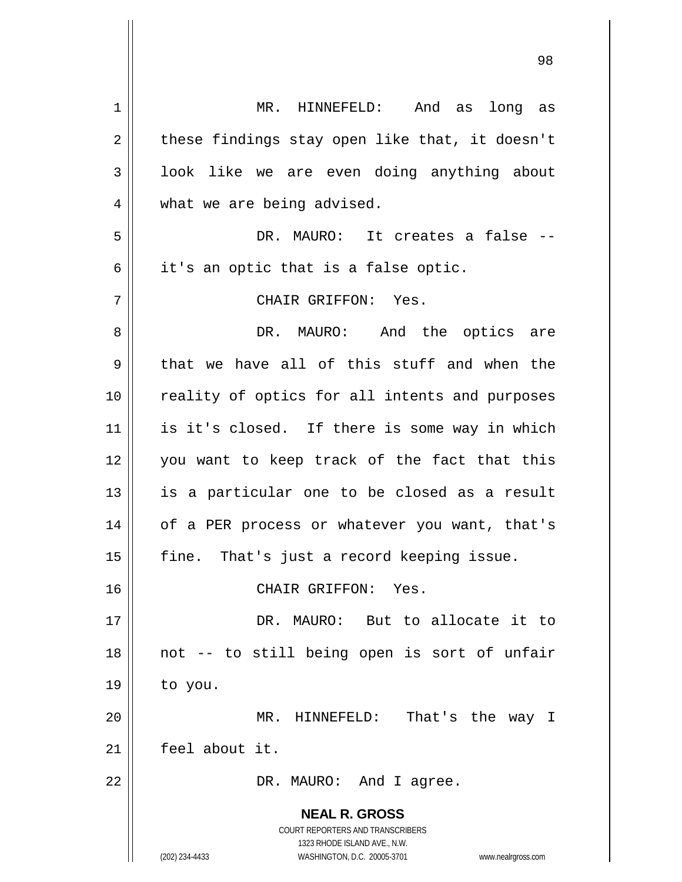MR. HINNEFELD: And as long as these findings stay open like that, it doesn't look like we are even doing anything about what we are being advised.

DR. MAURO: It creates a false -- it's an optic that is a false optic.

CHAIR GRIFFON: Yes.

DR. MAURO: And the optics are that we have all of this stuff and when the reality of optics for all intents and purposes is it's closed. If there is some way in which you want to keep track of the fact that this is a particular one to be closed as a result of a PER process or whatever you want, that's fine. That's just a record keeping issue.

CHAIR GRIFFON: Yes.

DR. MAURO: But to allocate it to not -- to still being open is sort of unfair to you.

MR. HINNEFELD: That's the way I feel about it.

DR. MAURO: And I agree.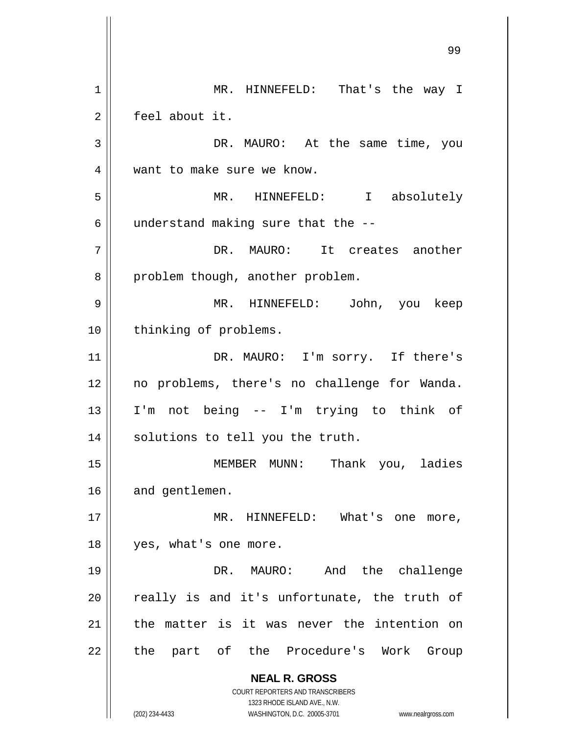MR. HINNEFELD: That's the way I feel about it.

DR. MAURO: At the same time, you want to make sure we know.

MR. HINNEFELD: I absolutely understand making sure that the --

DR. MAURO: It creates another problem though, another problem.

MR. HINNEFELD: John, you keep thinking of problems.

DR. MAURO: I'm sorry. If there's no problems, there's no challenge for Wanda. I'm not being -- I'm trying to think of solutions to tell you the truth.

MEMBER MUNN: Thank you, ladies and gentlemen.

MR. HINNEFELD: What's one more, yes, what's one more.

DR. MAURO: And the challenge really is and it's unfortunate, the truth of the matter is it was never the intention on the part of the Procedure's Work Group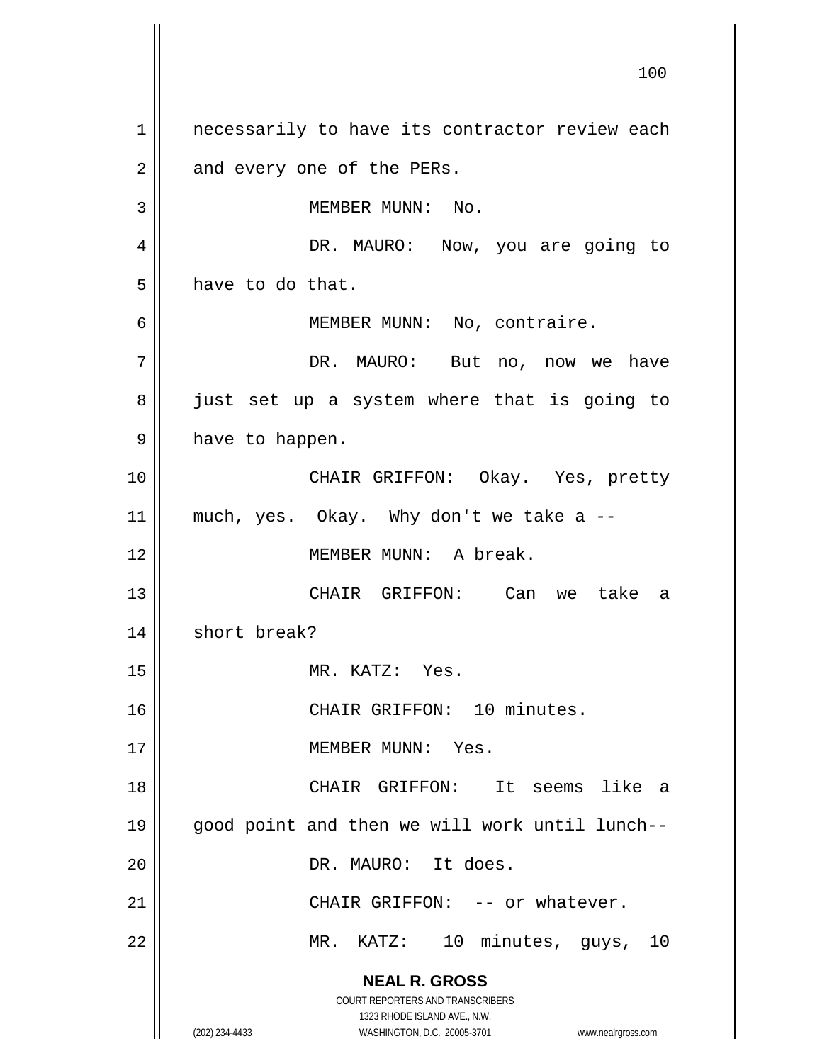necessarily to have its contractor review each and every one of the PERs.

MEMBER MUNN: No.

DR. MAURO: Now, you are going to have to do that.

MEMBER MUNN: No, contraire.

DR. MAURO: But no, now we have just set up a system where that is going to have to happen.

CHAIR GRIFFON: Okay. Yes, pretty much, yes. Okay. Why don't we take a --

MEMBER MUNN: A break.

CHAIR GRIFFON: Can we take a short break?

MR. KATZ: Yes.

CHAIR GRIFFON: 10 minutes.

MEMBER MUNN: Yes.

CHAIR GRIFFON: It seems like a good point and then we will work until lunch--

DR. MAURO: It does.

CHAIR GRIFFON: -- or whatever.

MR. KATZ: 10 minutes, guys, 10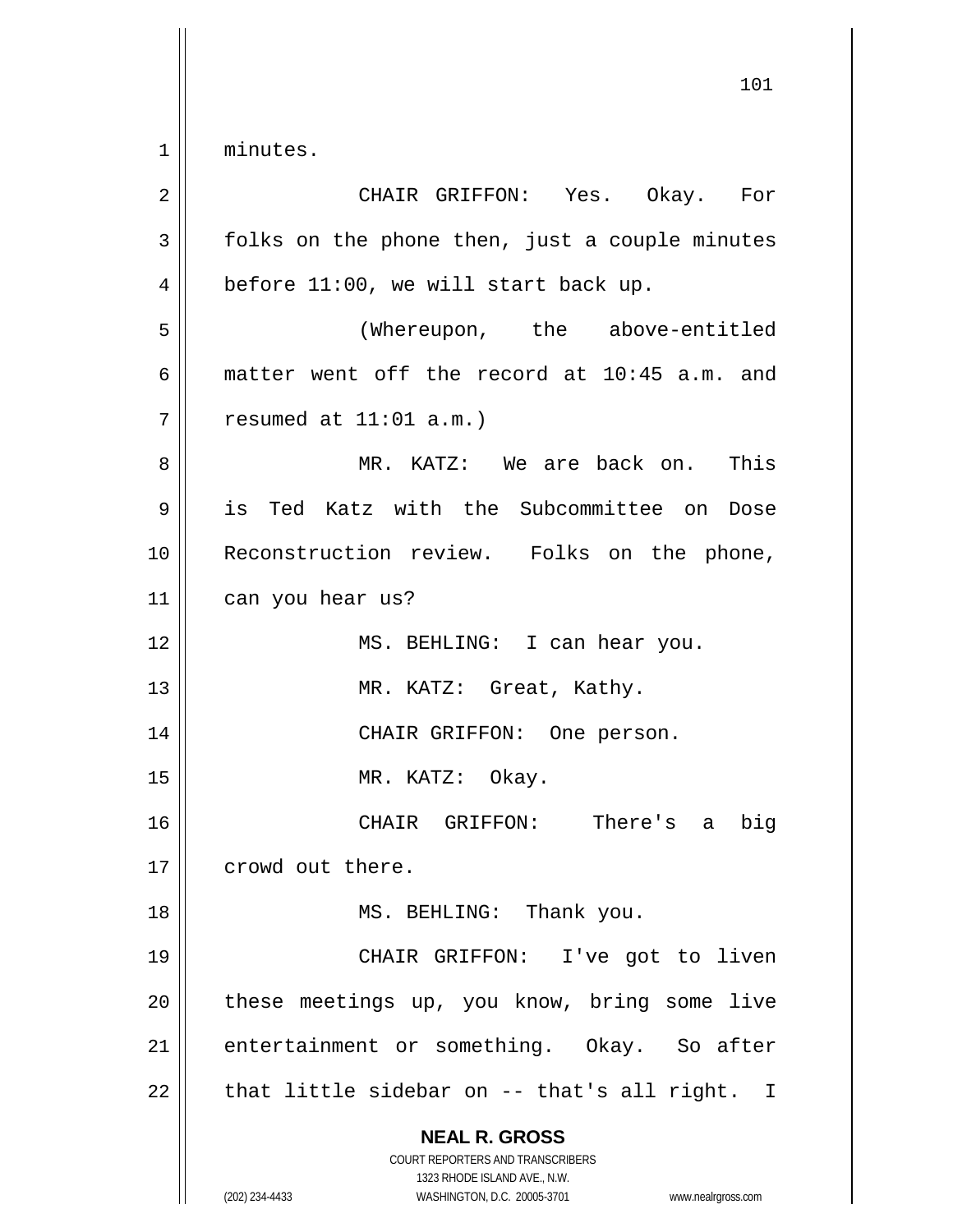minutes.

CHAIR GRIFFON: Yes. Okay. For folks on the phone then, just a couple minutes before 11:00, we will start back up.

(Whereupon, the above-entitled matter went off the record at 10:45 a.m. and resumed at 11:01 a.m.)

MR. KATZ: We are back on. This is Ted Katz with the Subcommittee on Dose Reconstruction review. Folks on the phone, can you hear us?

MS. BEHLING: I can hear you.

MR. KATZ: Great, Kathy.

CHAIR GRIFFON: One person.

MR. KATZ: Okay.

CHAIR GRIFFON: There's a big crowd out there.

MS. BEHLING: Thank you.

CHAIR GRIFFON: I've got to liven these meetings up, you know, bring some live entertainment or something. Okay. So after that little sidebar on -- that's all right. I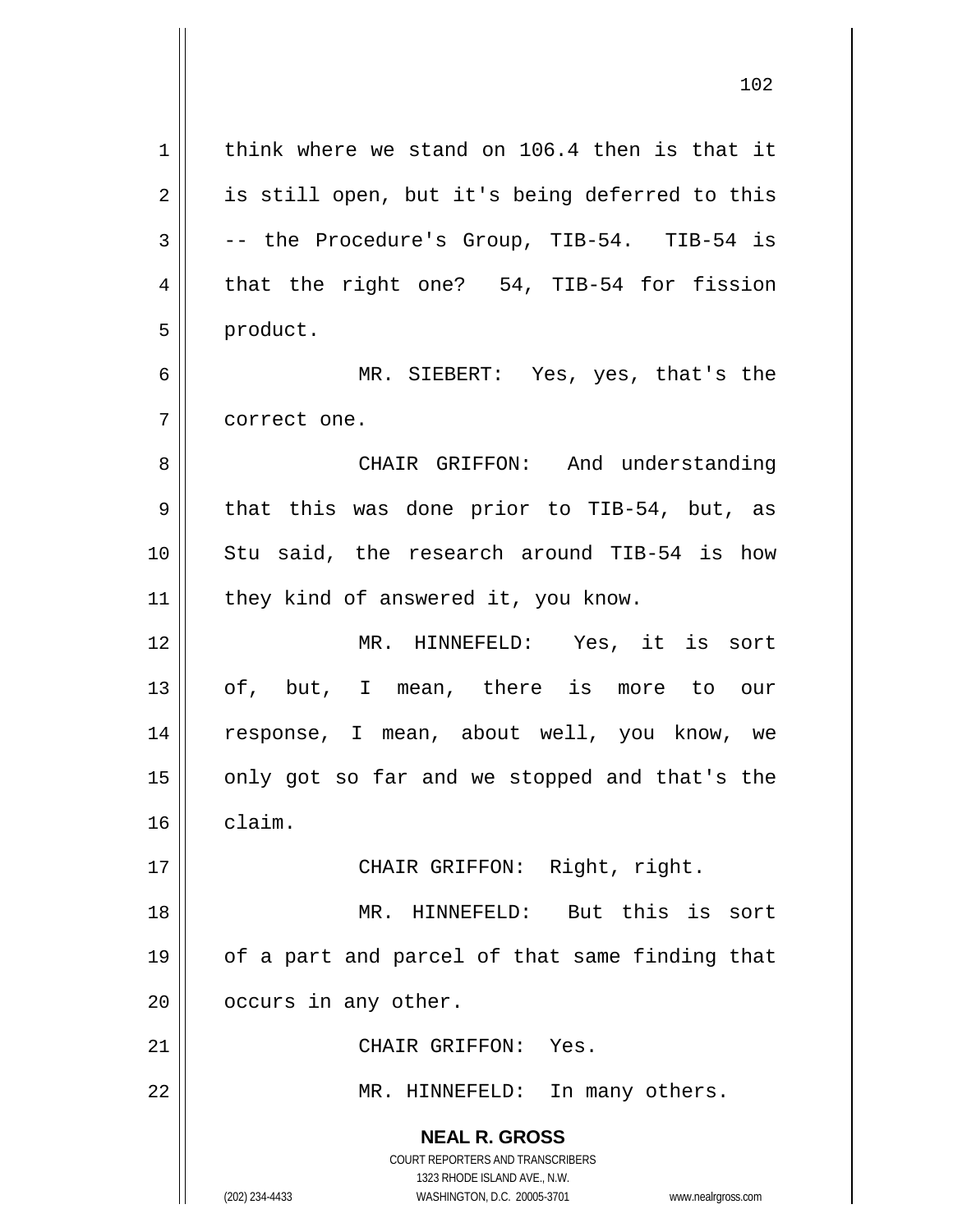think where we stand on 106.4 then is that it is still open, but it's being deferred to this -- the Procedure's Group, TIB-54. TIB-54 is that the right one? 54, TIB-54 for fission product.

MR. SIEBERT: Yes, yes, that's the correct one.

CHAIR GRIFFON: And understanding that this was done prior to TIB-54, but, as Stu said, the research around TIB-54 is how they kind of answered it, you know.

MR. HINNEFELD: Yes, it is sort of, but, I mean, there is more to our response, I mean, about well, you know, we only got so far and we stopped and that's the claim.

CHAIR GRIFFON: Right, right.

MR. HINNEFELD: But this is sort of a part and parcel of that same finding that occurs in any other.

CHAIR GRIFFON: Yes.

MR. HINNEFELD: In many others.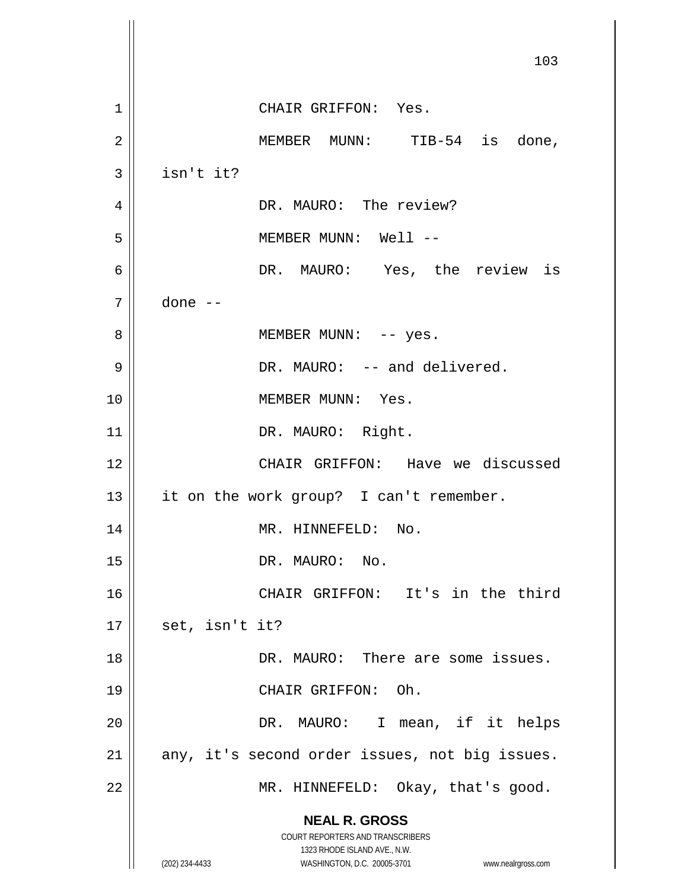CHAIR GRIFFON: Yes.

MEMBER MUNN: TIB-54 is done, isn't it?

DR. MAURO: The review?

MEMBER MUNN: Well --

DR. MAURO: Yes, the review is done --

MEMBER MUNN: -- yes.

DR. MAURO: -- and delivered.

MEMBER MUNN: Yes.

DR. MAURO: Right.

CHAIR GRIFFON: Have we discussed it on the work group? I can't remember.

MR. HINNEFELD: No.

DR. MAURO: No.

CHAIR GRIFFON: It's in the third set, isn't it?

DR. MAURO: There are some issues.

CHAIR GRIFFON: Oh.

DR. MAURO: I mean, if it helps any, it's second order issues, not big issues.

MR. HINNEFELD: Okay, that's good.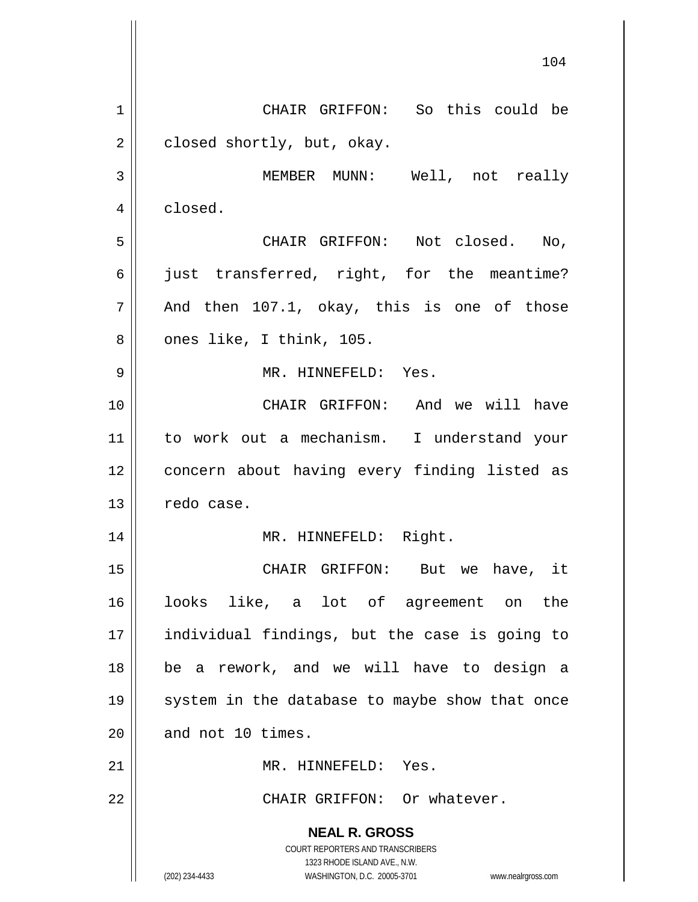CHAIR GRIFFON: So this could be closed shortly, but, okay.

MEMBER MUNN: Well, not really closed.

CHAIR GRIFFON: Not closed. No, just transferred, right, for the meantime? And then 107.1, okay, this is one of those ones like, I think, 105.

MR. HINNEFELD: Yes.

CHAIR GRIFFON: And we will have to work out a mechanism. I understand your concern about having every finding listed as redo case.

MR. HINNEFELD: Right.

CHAIR GRIFFON: But we have, it looks like, a lot of agreement on the individual findings, but the case is going to be a rework, and we will have to design a system in the database to maybe show that once and not 10 times.

MR. HINNEFELD: Yes.

CHAIR GRIFFON: Or whatever.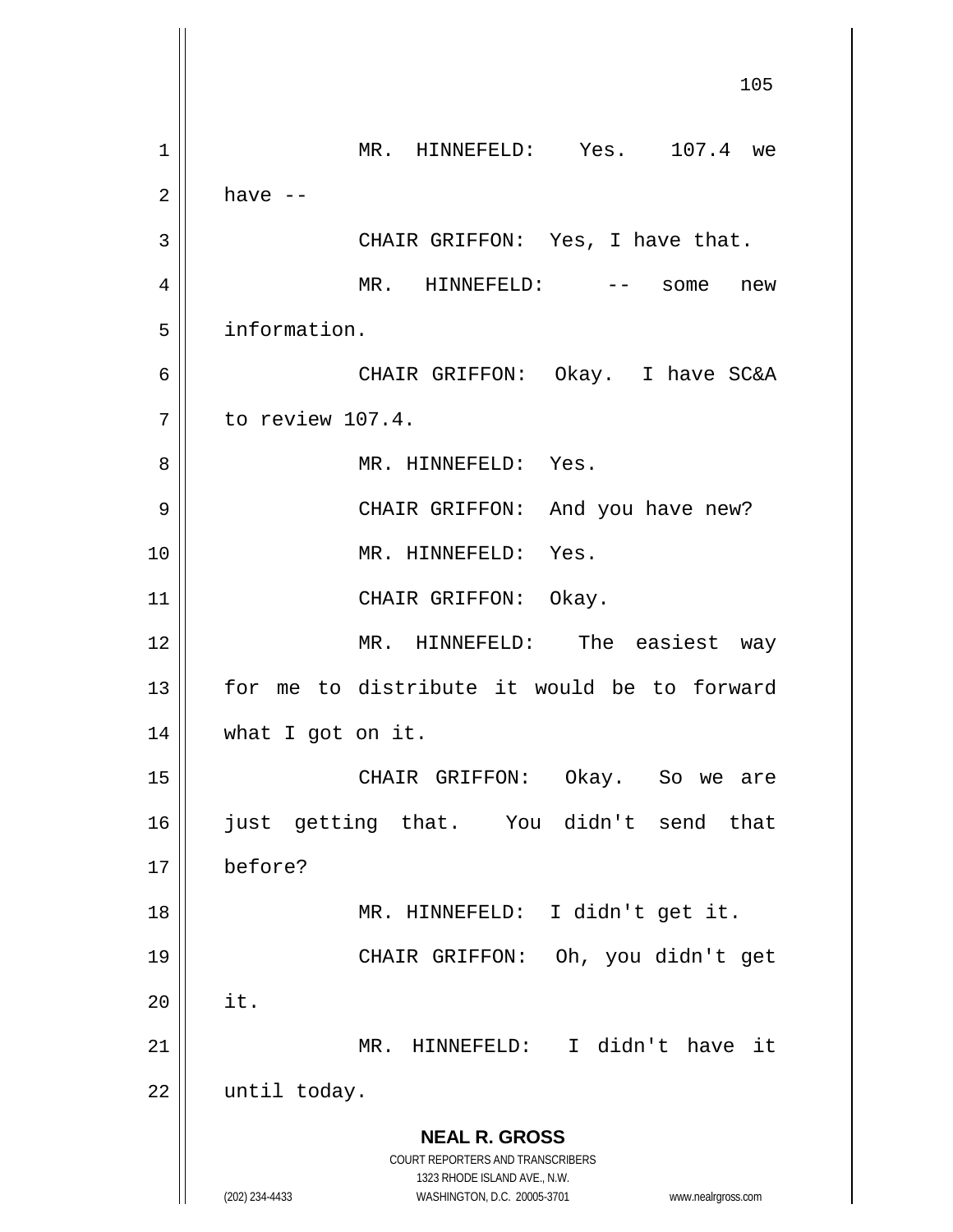MR. HINNEFELD: Yes. 107.4 we have --

CHAIR GRIFFON: Yes, I have that.

MR. HINNEFELD: -- some new information.

CHAIR GRIFFON: Okay. I have SC&A to review 107.4.

MR. HINNEFELD: Yes.

CHAIR GRIFFON: And you have new?

MR. HINNEFELD: Yes.

CHAIR GRIFFON: Okay.

MR. HINNEFELD: The easiest way for me to distribute it would be to forward what I got on it.

CHAIR GRIFFON: Okay. So we are just getting that. You didn't send that before?

MR. HINNEFELD: I didn't get it.

CHAIR GRIFFON: Oh, you didn't get it.

MR. HINNEFELD: I didn't have it until today.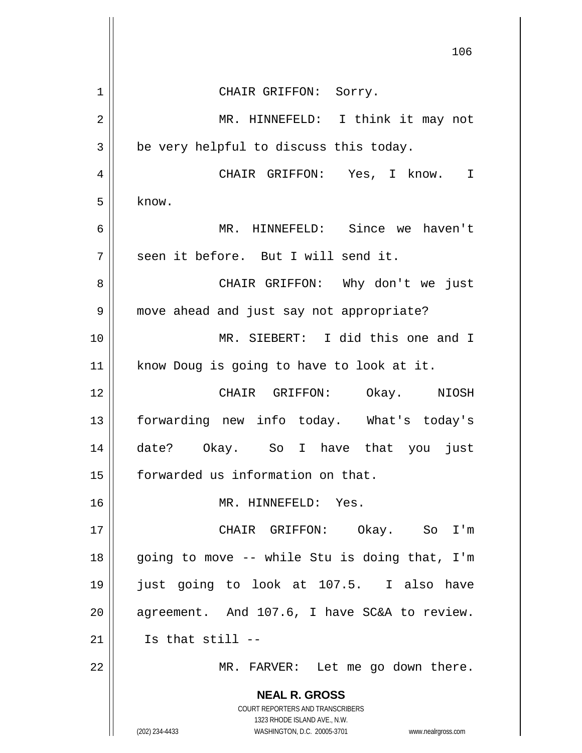CHAIR GRIFFON: Sorry.

MR. HINNEFELD: I think it may not be very helpful to discuss this today.

CHAIR GRIFFON: Yes, I know. I know.

MR. HINNEFELD: Since we haven't seen it before. But I will send it.

CHAIR GRIFFON: Why don't we just move ahead and just say not appropriate?

MR. SIEBERT: I did this one and I know Doug is going to have to look at it.

CHAIR GRIFFON: Okay. NIOSH forwarding new info today. What's today's date? Okay. So I have that you just forwarded us information on that.

MR. HINNEFELD: Yes.

CHAIR GRIFFON: Okay. So I'm going to move -- while Stu is doing that, I'm just going to look at 107.5. I also have agreement. And 107.6, I have SC&A to review. Is that still --

MR. FARVER: Let me go down there.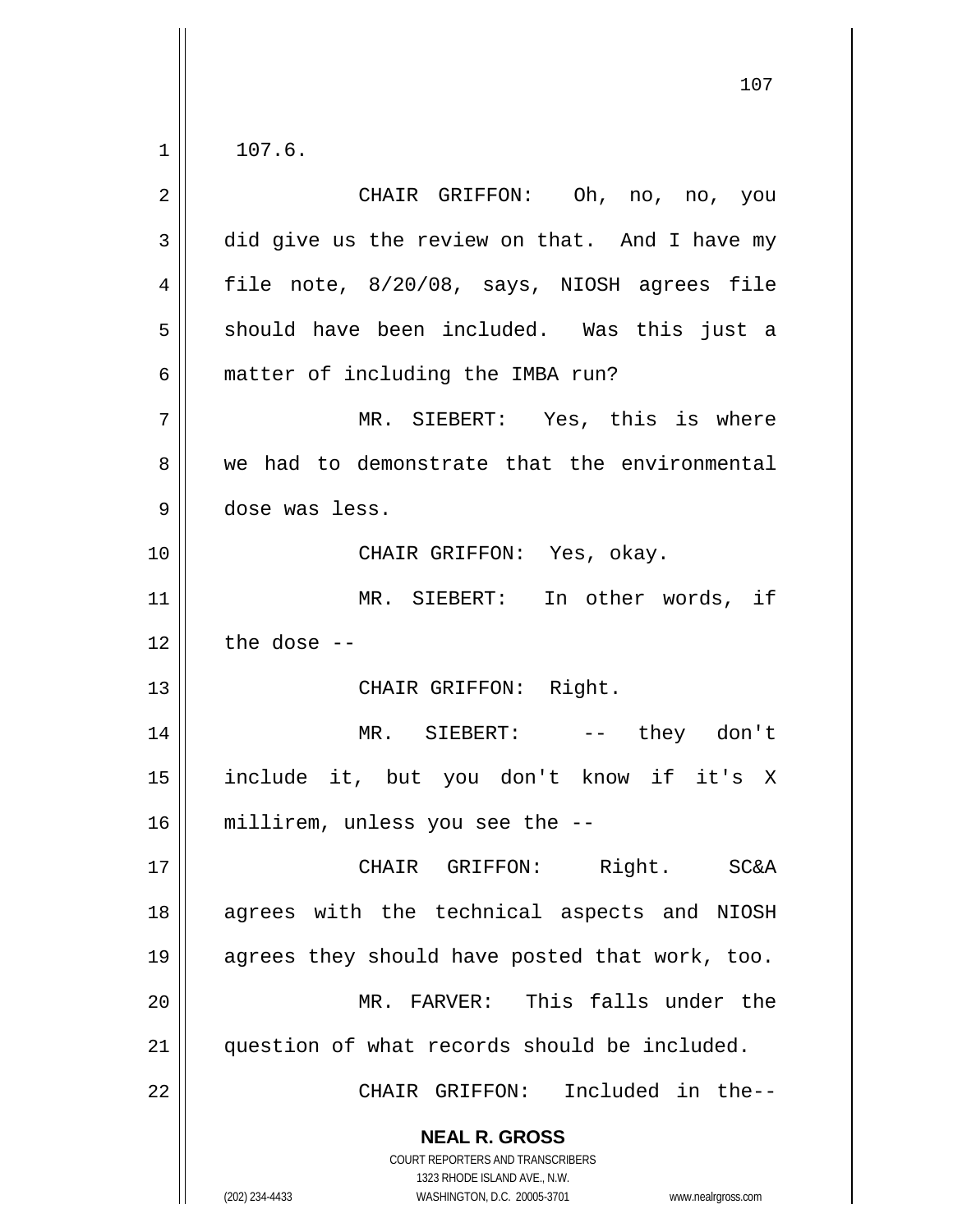107.6.

CHAIR GRIFFON: Oh, no, no, you did give us the review on that. And I have my file note, 8/20/08, says, NIOSH agrees file should have been included. Was this just a matter of including the IMBA run?

MR. SIEBERT: Yes, this is where we had to demonstrate that the environmental dose was less.

CHAIR GRIFFON: Yes, okay.

MR. SIEBERT: In other words, if the dose --

CHAIR GRIFFON: Right.

MR. SIEBERT: -- they don't include it, but you don't know if it's X millirem, unless you see the --

CHAIR GRIFFON: Right. SC&A agrees with the technical aspects and NIOSH agrees they should have posted that work, too.

MR. FARVER: This falls under the question of what records should be included.

CHAIR GRIFFON: Included in the--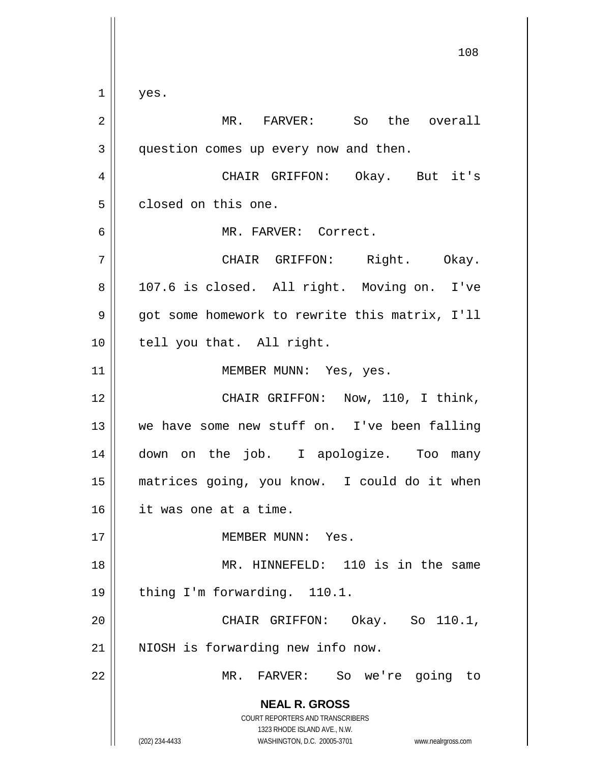yes.

MR. FARVER: So the overall question comes up every now and then.

CHAIR GRIFFON: Okay. But it's closed on this one.

MR. FARVER: Correct.

CHAIR GRIFFON: Right. Okay. 107.6 is closed. All right. Moving on. I've got some homework to rewrite this matrix, I'll tell you that. All right.

MEMBER MUNN: Yes, yes.

CHAIR GRIFFON: Now, 110, I think, we have some new stuff on. I've been falling down on the job. I apologize. Too many matrices going, you know. I could do it when it was one at a time.

MEMBER MUNN: Yes.

MR. HINNEFELD: 110 is in the same thing I'm forwarding. 110.1.

CHAIR GRIFFON: Okay. So 110.1, NIOSH is forwarding new info now.

MR. FARVER: So we're going to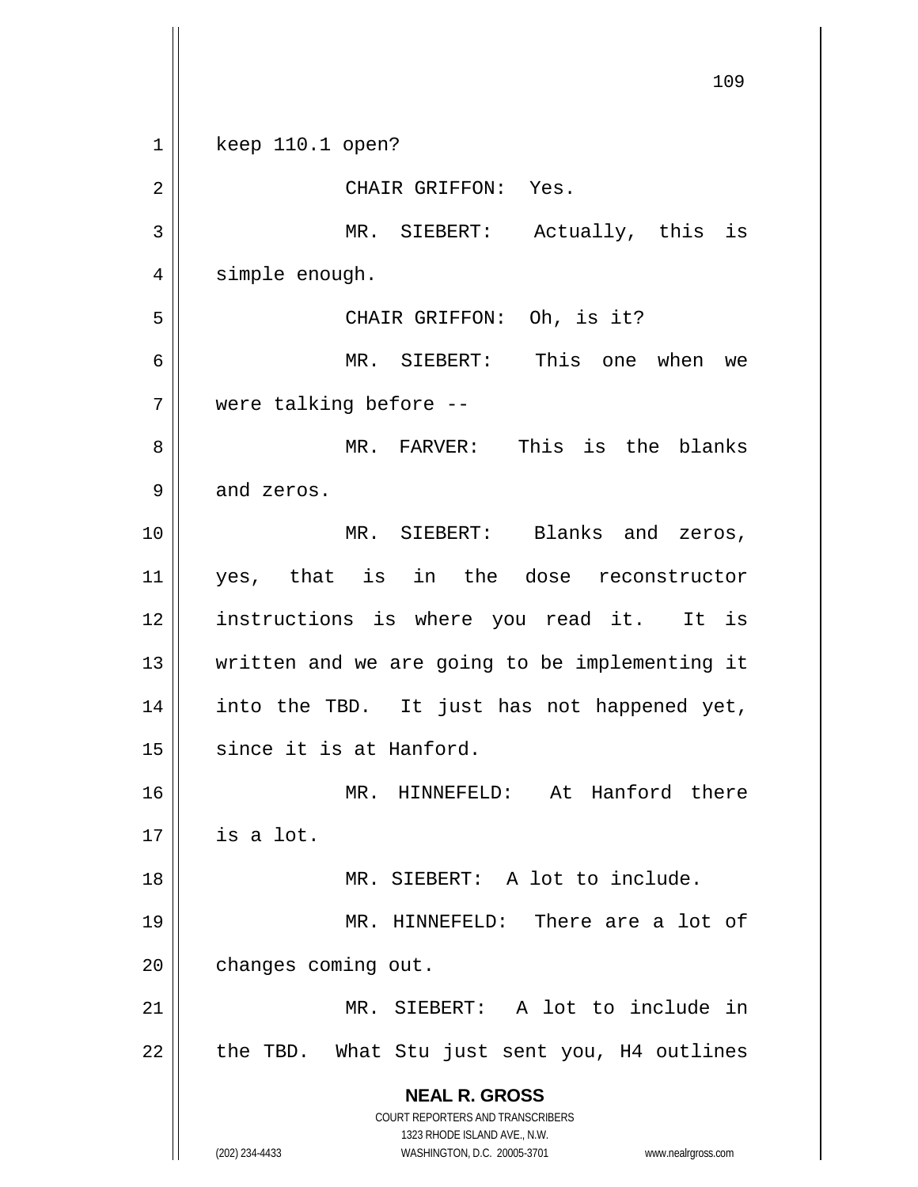keep 110.1 open?

CHAIR GRIFFON: Yes.

MR. SIEBERT: Actually, this is simple enough.

CHAIR GRIFFON: Oh, is it?

MR. SIEBERT: This one when we were talking before --

MR. FARVER: This is the blanks and zeros.

MR. SIEBERT: Blanks and zeros, yes, that is in the dose reconstructor instructions is where you read it. It is written and we are going to be implementing it into the TBD. It just has not happened yet, since it is at Hanford.

MR. HINNEFELD: At Hanford there is a lot.

MR. SIEBERT: A lot to include.

MR. HINNEFELD: There are a lot of changes coming out.

MR. SIEBERT: A lot to include in the TBD. What Stu just sent you, H4 outlines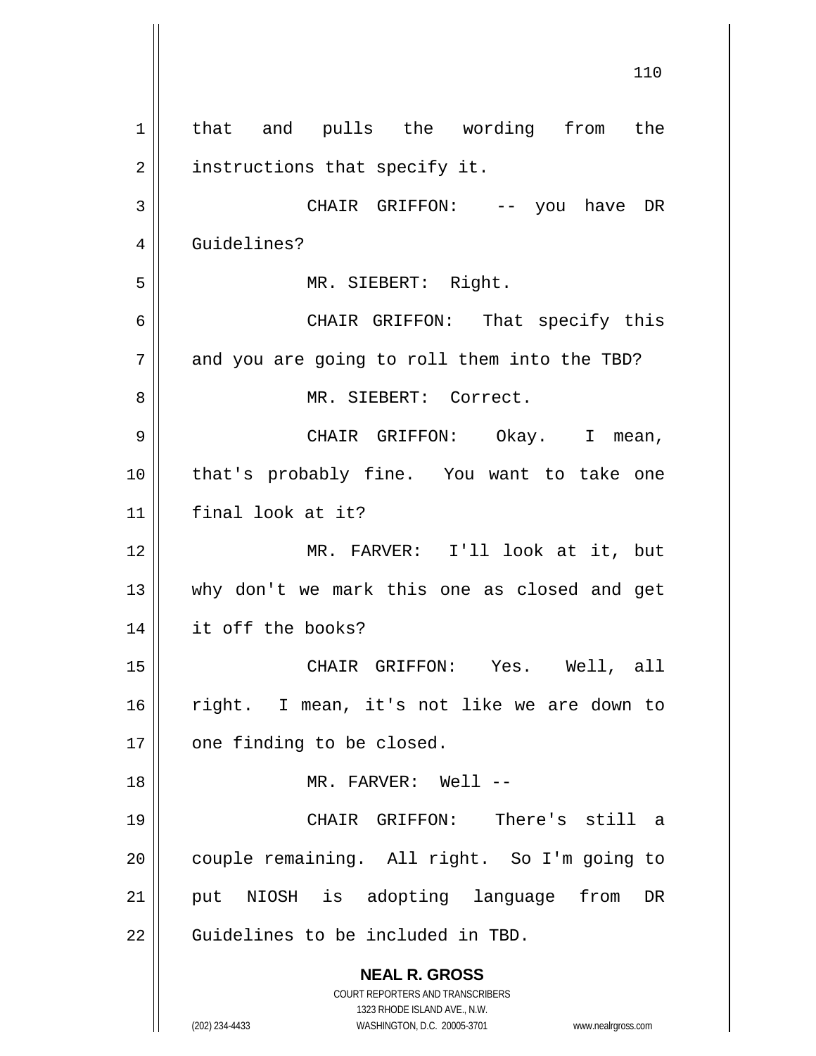that and pulls the wording from the instructions that specify it.

CHAIR GRIFFON: -- you have DR Guidelines?

MR. SIEBERT: Right.

CHAIR GRIFFON: That specify this and you are going to roll them into the TBD?

MR. SIEBERT: Correct.

CHAIR GRIFFON: Okay. I mean, that's probably fine. You want to take one final look at it?

MR. FARVER: I'll look at it, but why don't we mark this one as closed and get it off the books?

CHAIR GRIFFON: Yes. Well, all right. I mean, it's not like we are down to one finding to be closed.

MR. FARVER: Well --

CHAIR GRIFFON: There's still a couple remaining. All right. So I'm going to put NIOSH is adopting language from DR Guidelines to be included in TBD.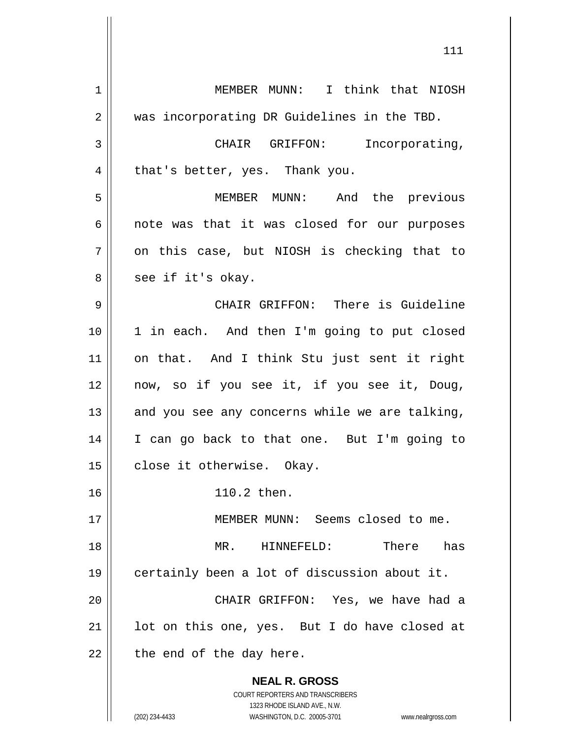MEMBER MUNN: I think that NIOSH was incorporating DR Guidelines in the TBD.

CHAIR GRIFFON: Incorporating, that's better, yes. Thank you.

MEMBER MUNN: And the previous note was that it was closed for our purposes on this case, but NIOSH is checking that to see if it's okay.

CHAIR GRIFFON: There is Guideline 1 in each. And then I'm going to put closed on that. And I think Stu just sent it right now, so if you see it, if you see it, Doug, and you see any concerns while we are talking, I can go back to that one. But I'm going to close it otherwise. Okay.

110.2 then.

MEMBER MUNN: Seems closed to me.

MR. HINNEFELD: There has certainly been a lot of discussion about it.

CHAIR GRIFFON: Yes, we have had a lot on this one, yes. But I do have closed at the end of the day here.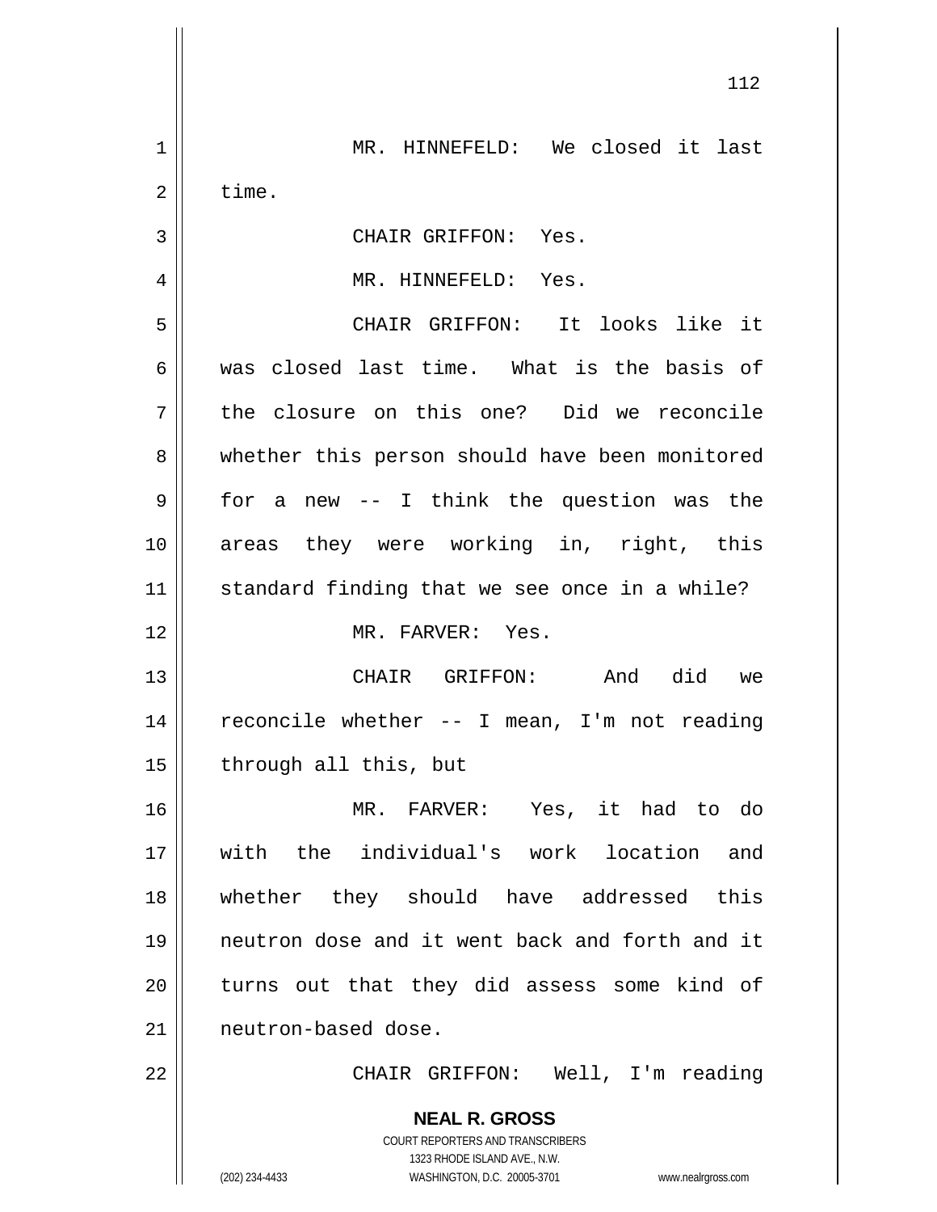MR. HINNEFELD: We closed it last time.

CHAIR GRIFFON: Yes.

MR. HINNEFELD: Yes.

CHAIR GRIFFON: It looks like it was closed last time. What is the basis of the closure on this one? Did we reconcile whether this person should have been monitored for a new -- I think the question was the areas they were working in, right, this standard finding that we see once in a while?

MR. FARVER: Yes.

CHAIR GRIFFON: And did we reconcile whether -- I mean, I'm not reading through all this, but

MR. FARVER: Yes, it had to do with the individual's work location and whether they should have addressed this neutron dose and it went back and forth and it turns out that they did assess some kind of neutron-based dose.

CHAIR GRIFFON: Well, I'm reading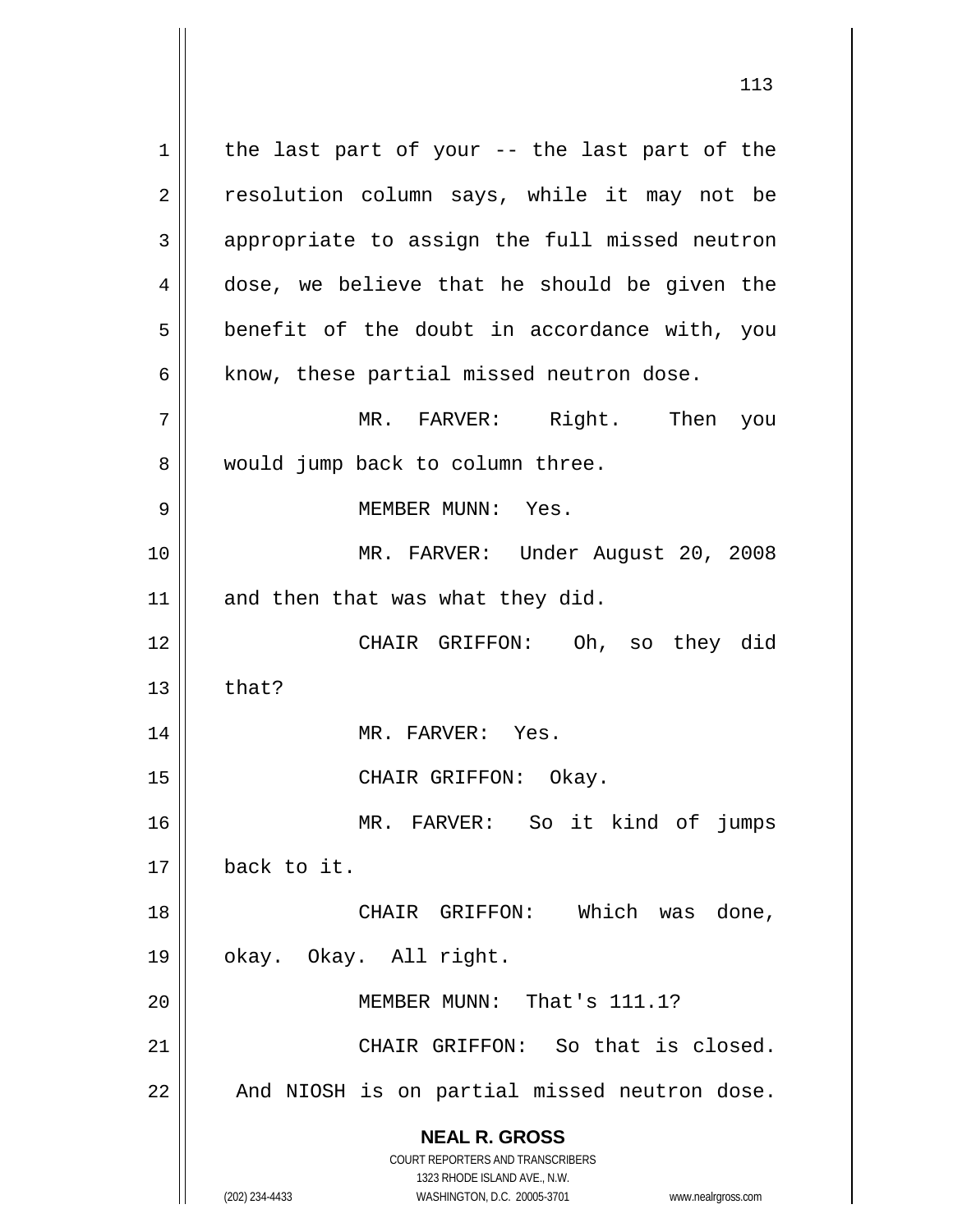the last part of your -- the last part of the resolution column says, while it may not be appropriate to assign the full missed neutron dose, we believe that he should be given the benefit of the doubt in accordance with, you know, these partial missed neutron dose.

MR. FARVER: Right. Then you would jump back to column three.

MEMBER MUNN: Yes.

MR. FARVER: Under August 20, 2008 and then that was what they did.

CHAIR GRIFFON: Oh, so they did that?

MR. FARVER: Yes.

CHAIR GRIFFON: Okay.

MR. FARVER: So it kind of jumps back to it.

CHAIR GRIFFON: Which was done, okay. Okay. All right.

MEMBER MUNN: That's 111.1?

CHAIR GRIFFON: So that is closed. And NIOSH is on partial missed neutron dose.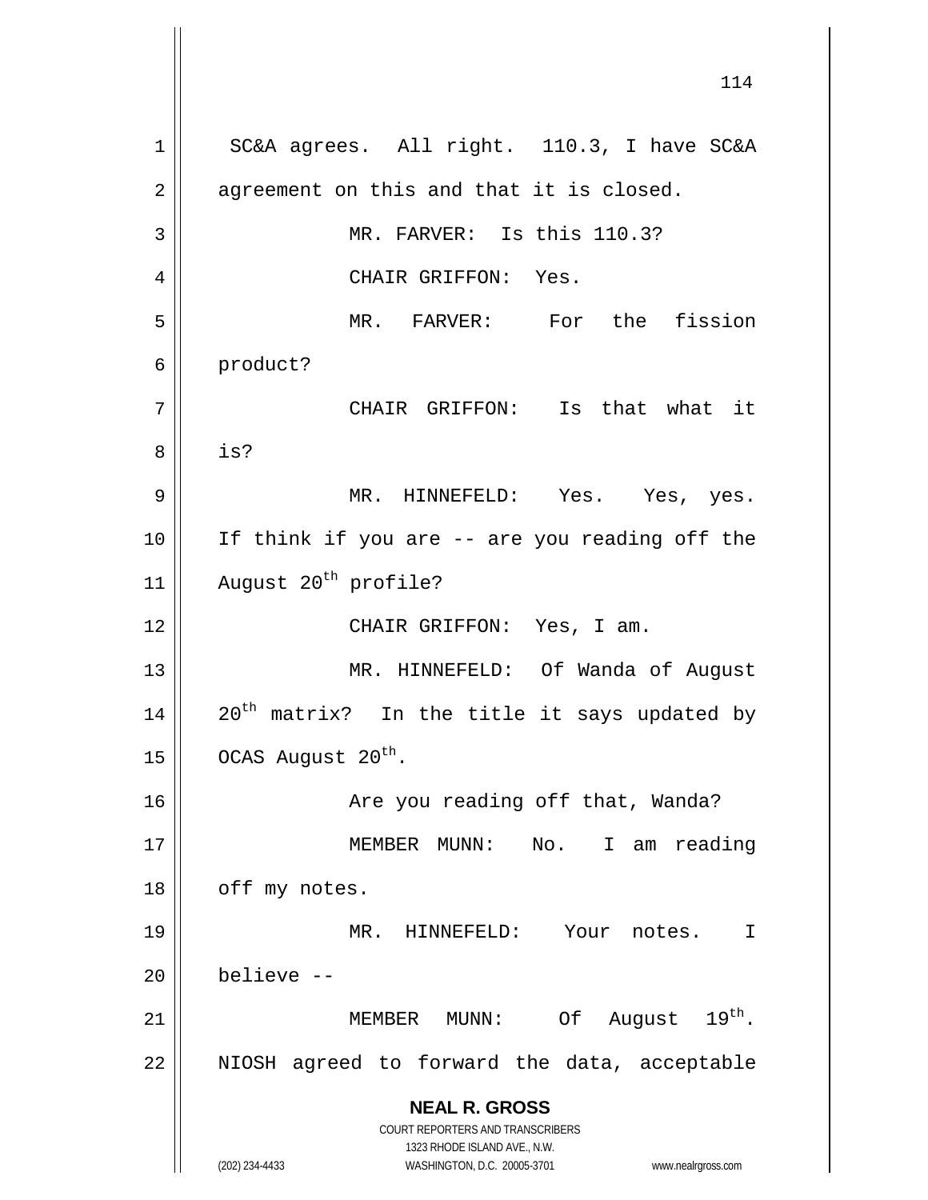SC&A agrees. All right. 110.3, I have SC&A agreement on this and that it is closed.

MR. FARVER: Is this 110.3?

CHAIR GRIFFON: Yes.

MR. FARVER: For the fission product?

CHAIR GRIFFON: Is that what it is?

MR. HINNEFELD: Yes. Yes, yes. If think if you are -- are you reading off the August 20th profile?

CHAIR GRIFFON: Yes, I am.

MR. HINNEFELD: Of Wanda of August 20th matrix? In the title it says updated by OCAS August 20th.

Are you reading off that, Wanda?

MEMBER MUNN: No. I am reading off my notes.

MR. HINNEFELD: Your notes. I believe --

MEMBER MUNN: Of August 19th. NIOSH agreed to forward the data, acceptable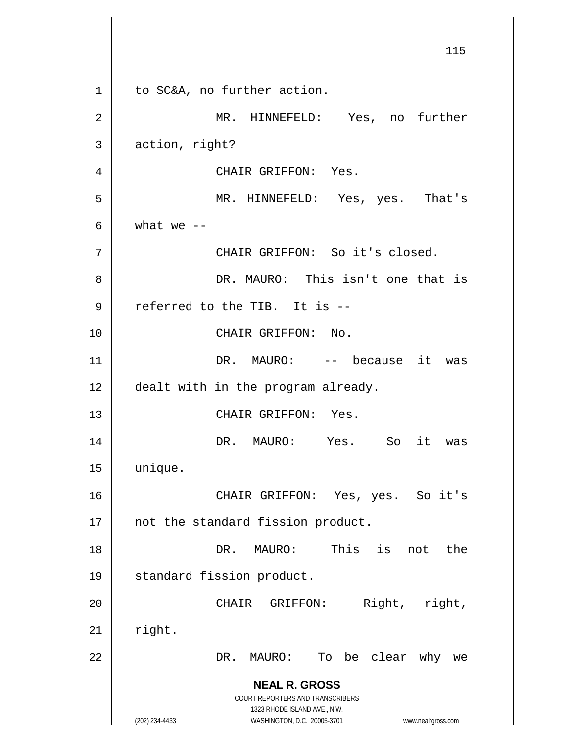to SC&A, no further action.

MR. HINNEFELD: Yes, no further action, right?

CHAIR GRIFFON: Yes.

MR. HINNEFELD: Yes, yes. That's what we --

CHAIR GRIFFON: So it's closed.

DR. MAURO: This isn't one that is referred to the TIB. It is --

CHAIR GRIFFON: No.

DR. MAURO: -- because it was dealt with in the program already.

CHAIR GRIFFON: Yes.

DR. MAURO: Yes. So it was unique.

CHAIR GRIFFON: Yes, yes. So it's not the standard fission product.

DR. MAURO: This is not the standard fission product.

CHAIR GRIFFON: Right, right, right.

DR. MAURO: To be clear why we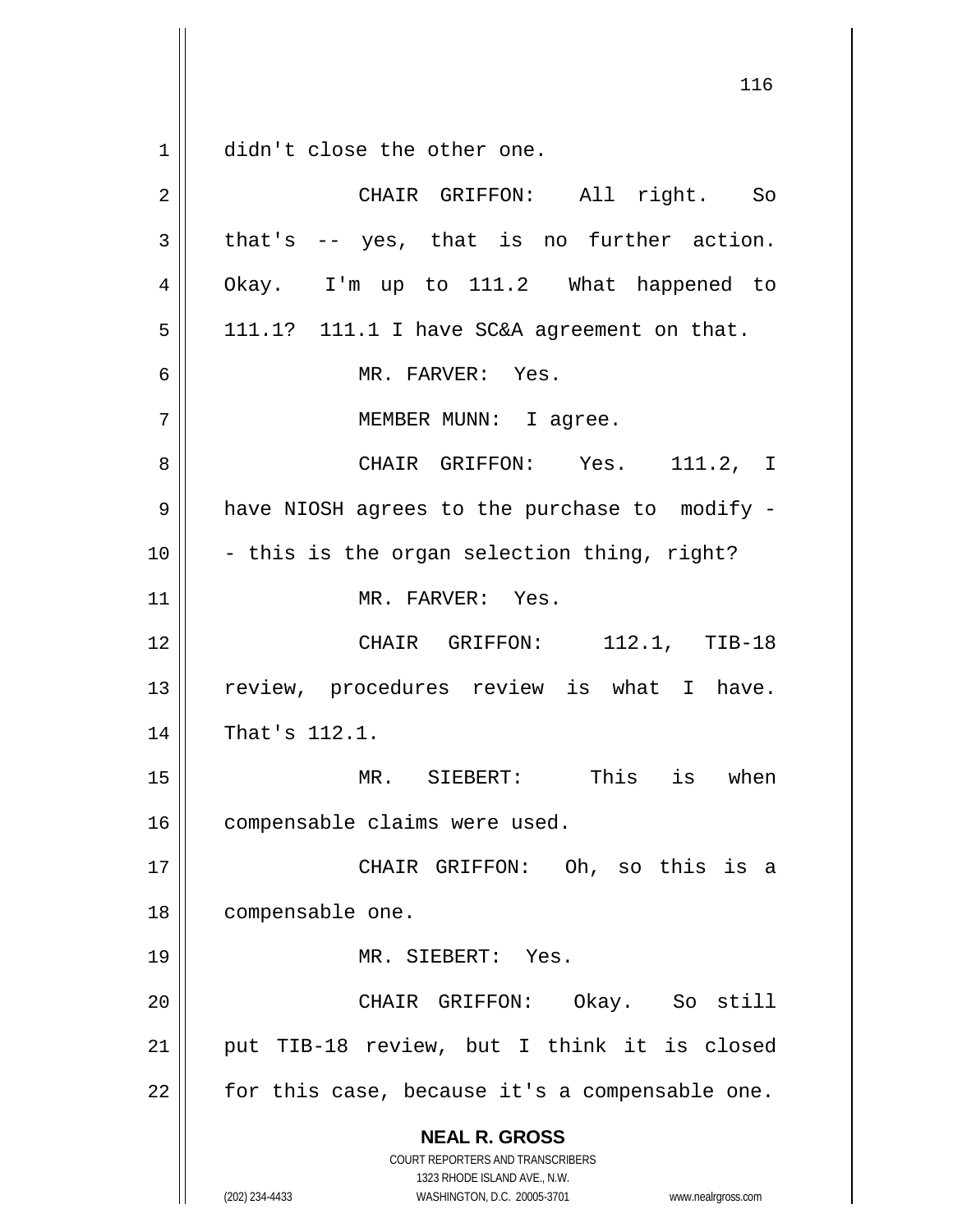didn't close the other one.

CHAIR GRIFFON: All right. So that's -- yes, that is no further action. Okay. I'm up to 111.2 What happened to 111.1? 111.1 I have SC&A agreement on that.

MR. FARVER: Yes.

MEMBER MUNN: I agree.

CHAIR GRIFFON: Yes. 111.2, I have NIOSH agrees to the purchase to modify -- this is the organ selection thing, right?

MR. FARVER: Yes.

CHAIR GRIFFON: 112.1, TIB-18 review, procedures review is what I have. That's 112.1.

MR. SIEBERT: This is when compensable claims were used.

CHAIR GRIFFON: Oh, so this is a compensable one.

MR. SIEBERT: Yes.

CHAIR GRIFFON: Okay. So still put TIB-18 review, but I think it is closed for this case, because it's a compensable one.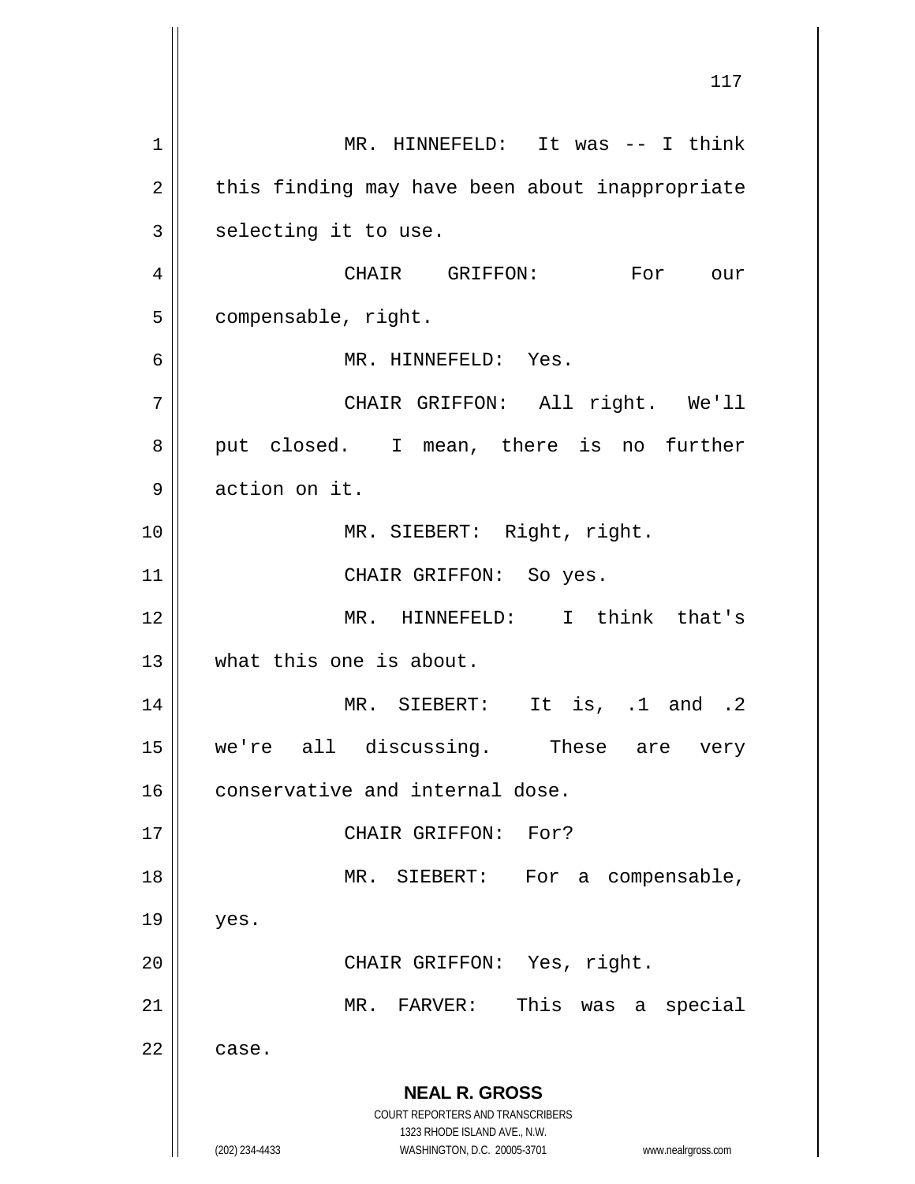MR. HINNEFELD: It was -- I think this finding may have been about inappropriate selecting it to use.

CHAIR GRIFFON: For our compensable, right.

MR. HINNEFELD: Yes.

CHAIR GRIFFON: All right. We'll put closed. I mean, there is no further action on it.

MR. SIEBERT: Right, right.

CHAIR GRIFFON: So yes.

MR. HINNEFELD: I think that's what this one is about.

MR. SIEBERT: It is, .1 and .2 we're all discussing. These are very conservative and internal dose.

CHAIR GRIFFON: For?

MR. SIEBERT: For a compensable, yes.

CHAIR GRIFFON: Yes, right.

MR. FARVER: This was a special case.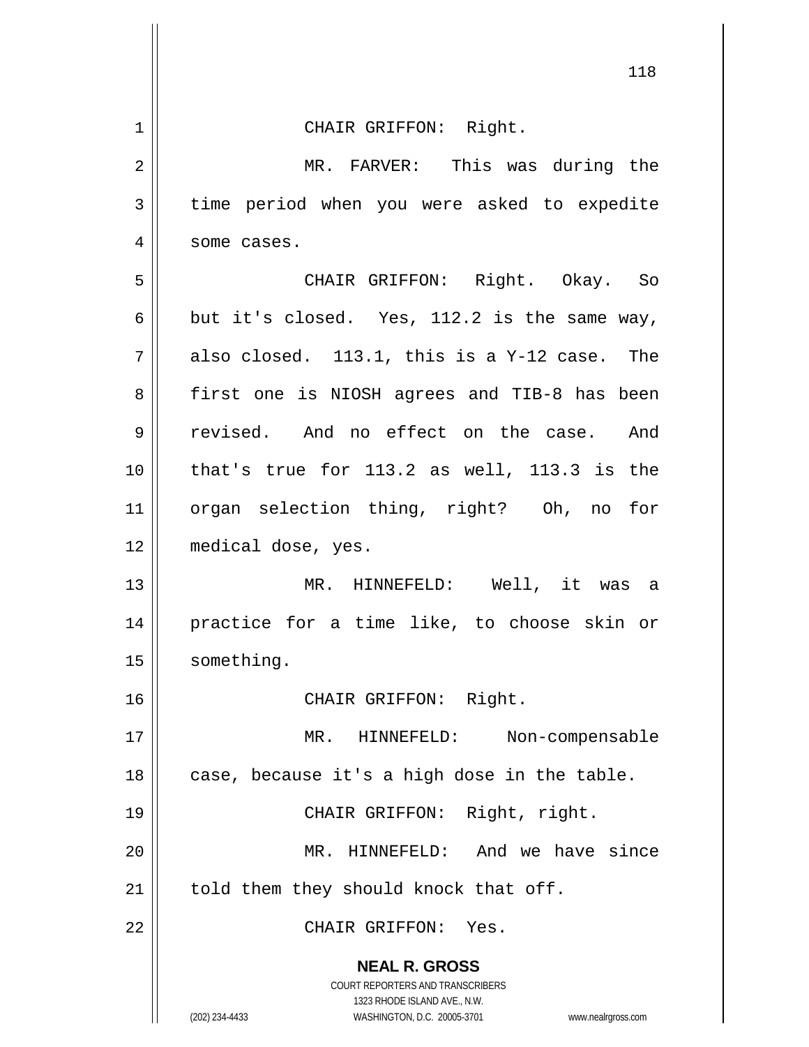CHAIR GRIFFON: Right.

MR. FARVER: This was during the time period when you were asked to expedite some cases.

CHAIR GRIFFON: Right. Okay. So but it's closed. Yes, 112.2 is the same way, also closed. 113.1, this is a Y-12 case. The first one is NIOSH agrees and TIB-8 has been revised. And no effect on the case. And that's true for 113.2 as well, 113.3 is the organ selection thing, right? Oh, no for medical dose, yes.

MR. HINNEFELD: Well, it was a practice for a time like, to choose skin or something.

CHAIR GRIFFON: Right.

MR. HINNEFELD: Non-compensable case, because it's a high dose in the table.

CHAIR GRIFFON: Right, right.

MR. HINNEFELD: And we have since told them they should knock that off.

CHAIR GRIFFON: Yes.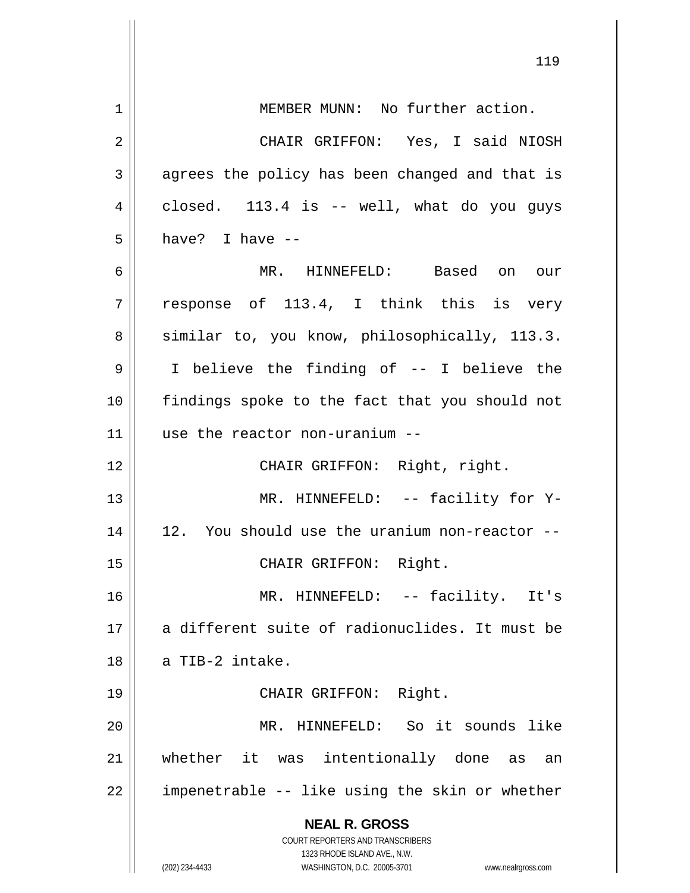MEMBER MUNN: No further action.

CHAIR GRIFFON: Yes, I said NIOSH agrees the policy has been changed and that is closed. 113.4 is -- well, what do you guys have? I have --

MR. HINNEFELD: Based on our response of 113.4, I think this is very similar to, you know, philosophically, 113.3. I believe the finding of -- I believe the findings spoke to the fact that you should not use the reactor non-uranium --

CHAIR GRIFFON: Right, right.

MR. HINNEFELD: -- facility for Y-12. You should use the uranium non-reactor --

CHAIR GRIFFON: Right.

MR. HINNEFELD: -- facility. It's a different suite of radionuclides. It must be a TIB-2 intake.

CHAIR GRIFFON: Right.

MR. HINNEFELD: So it sounds like whether it was intentionally done as an impenetrable -- like using the skin or whether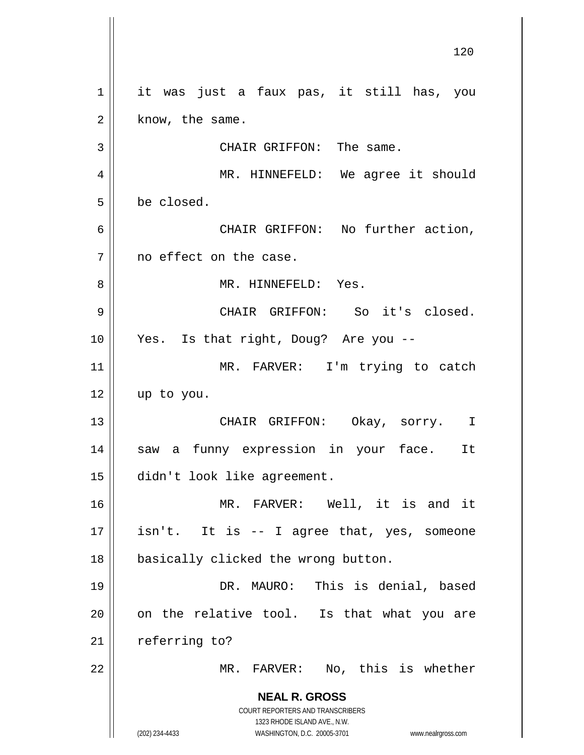it was just a faux pas, it still has, you know, the same.

CHAIR GRIFFON: The same.

MR. HINNEFELD: We agree it should be closed.

CHAIR GRIFFON: No further action, no effect on the case.

MR. HINNEFELD: Yes.

CHAIR GRIFFON: So it's closed. Yes. Is that right, Doug? Are you --

MR. FARVER: I'm trying to catch up to you.

CHAIR GRIFFON: Okay, sorry. I saw a funny expression in your face. It didn't look like agreement.

MR. FARVER: Well, it is and it isn't. It is -- I agree that, yes, someone basically clicked the wrong button.

DR. MAURO: This is denial, based on the relative tool. Is that what you are referring to?

MR. FARVER: No, this is whether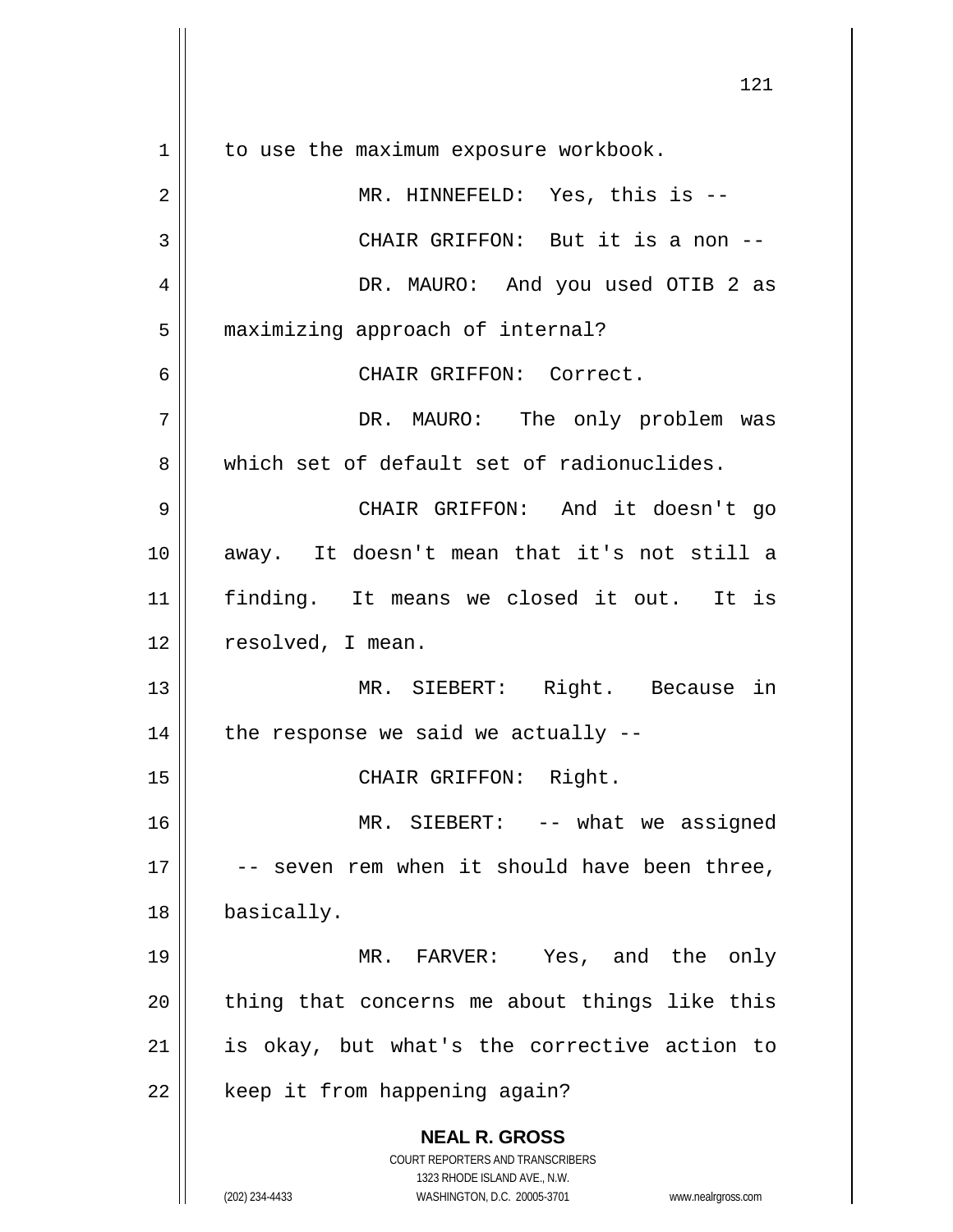to use the maximum exposure workbook.

MR. HINNEFELD: Yes, this is --

CHAIR GRIFFON: But it is a non --

DR. MAURO: And you used OTIB 2 as maximizing approach of internal?

CHAIR GRIFFON: Correct.

DR. MAURO: The only problem was which set of default set of radionuclides.

CHAIR GRIFFON: And it doesn't go away. It doesn't mean that it's not still a finding. It means we closed it out. It is resolved, I mean.

MR. SIEBERT: Right. Because in the response we said we actually --

CHAIR GRIFFON: Right.

MR. SIEBERT: -- what we assigned -- seven rem when it should have been three, basically.

MR. FARVER: Yes, and the only thing that concerns me about things like this is okay, but what's the corrective action to keep it from happening again?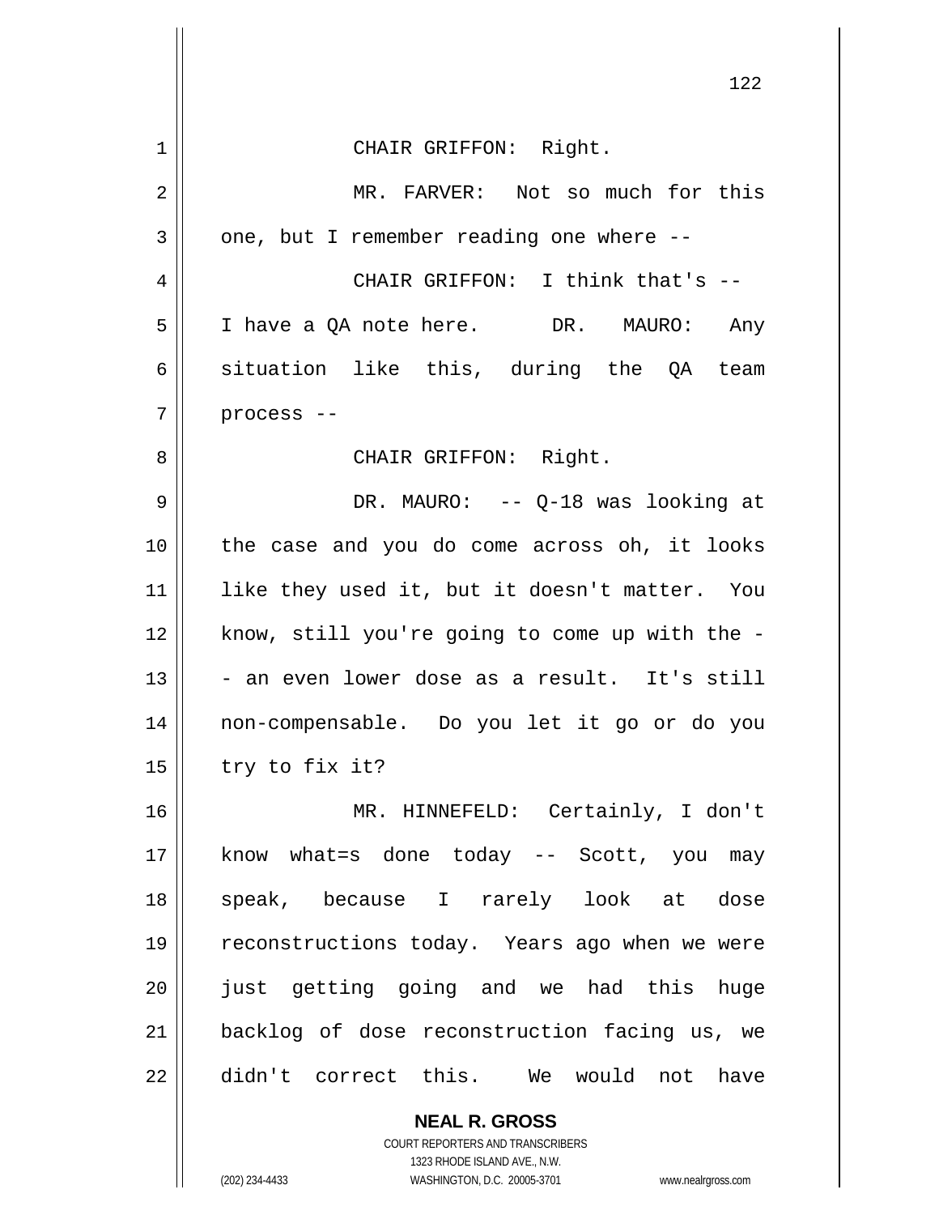CHAIR GRIFFON: Right.

MR. FARVER: Not so much for this one, but I remember reading one where --

CHAIR GRIFFON: I think that's -- I have a QA note here.

DR. MAURO: Any situation like this, during the QA team process --

CHAIR GRIFFON: Right.

DR. MAURO: -- Q-18 was looking at the case and you do come across oh, it looks like they used it, but it doesn't matter. You know, still you're going to come up with the -- an even lower dose as a result. It's still non-compensable. Do you let it go or do you try to fix it?

MR. HINNEFELD: Certainly, I don't know what=s done today -- Scott, you may speak, because I rarely look at dose reconstructions today. Years ago when we were just getting going and we had this huge backlog of dose reconstruction facing us, we didn't correct this. We would not have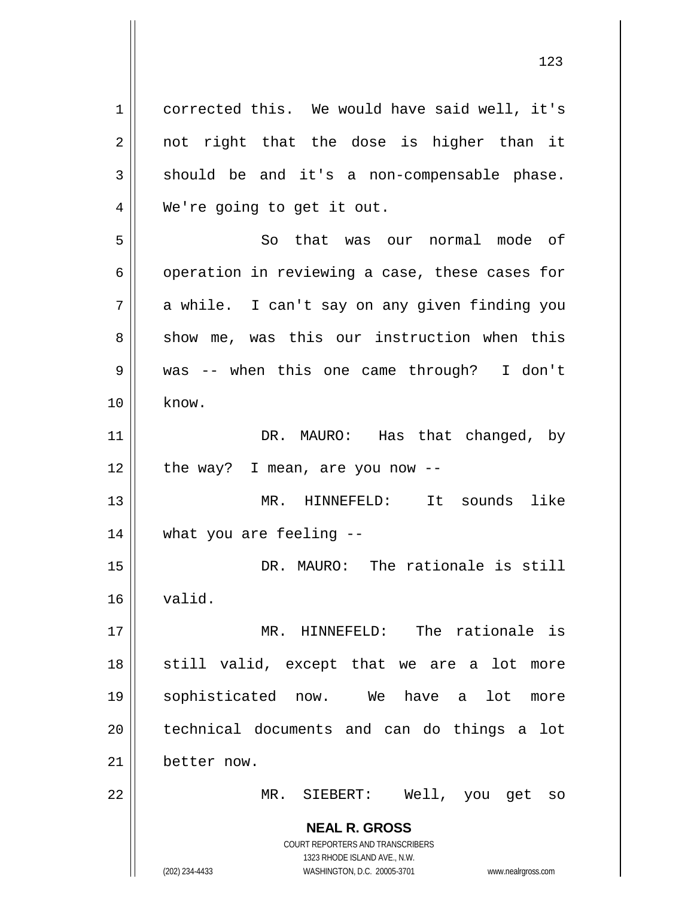corrected this. We would have said well, it's not right that the dose is higher than it should be and it's a non-compensable phase. We're going to get it out.

So that was our normal mode of operation in reviewing a case, these cases for a while. I can't say on any given finding you show me, was this our instruction when this was -- when this one came through? I don't know.

DR. MAURO: Has that changed, by the way? I mean, are you now --

MR. HINNEFELD: It sounds like what you are feeling --

DR. MAURO: The rationale is still valid.

MR. HINNEFELD: The rationale is still valid, except that we are a lot more sophisticated now. We have a lot more technical documents and can do things a lot better now.

MR. SIEBERT: Well, you get so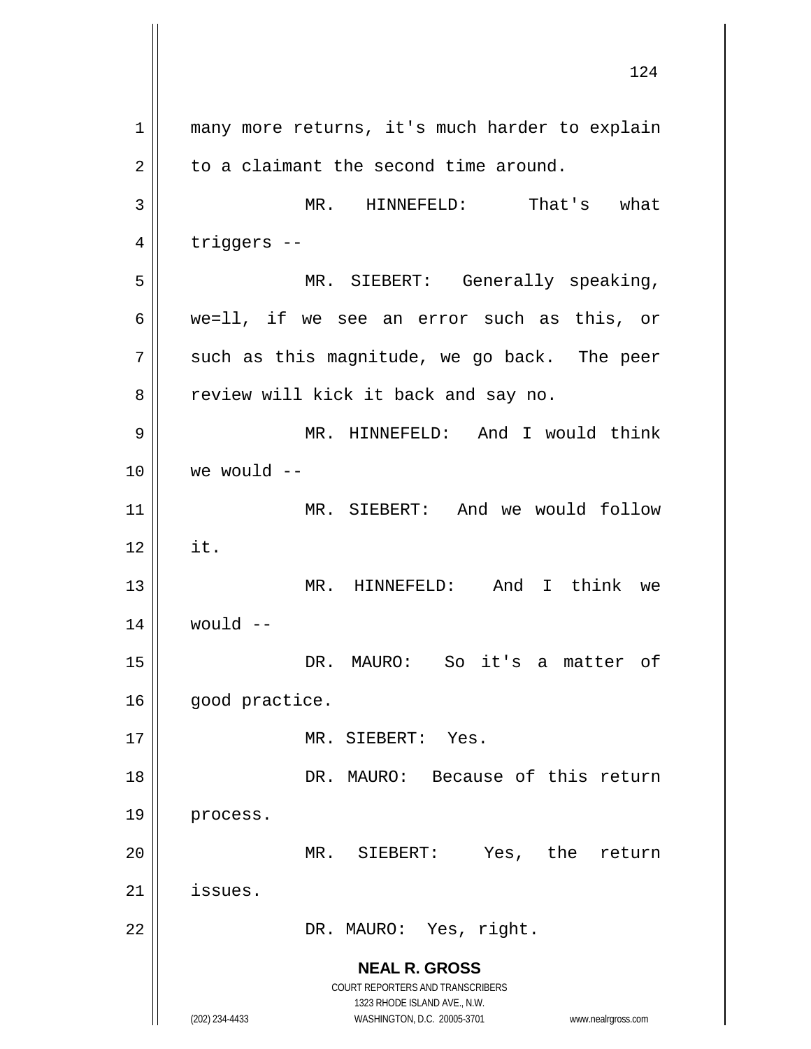many more returns, it's much harder to explain to a claimant the second time around.

MR. HINNEFELD: That's what triggers --

MR. SIEBERT: Generally speaking, we=ll, if we see an error such as this, or such as this magnitude, we go back. The peer review will kick it back and say no.

MR. HINNEFELD: And I would think we would --

MR. SIEBERT: And we would follow it.

MR. HINNEFELD: And I think we would --

DR. MAURO: So it's a matter of good practice.

MR. SIEBERT: Yes.

DR. MAURO: Because of this return process.

MR. SIEBERT: Yes, the return issues.

DR. MAURO: Yes, right.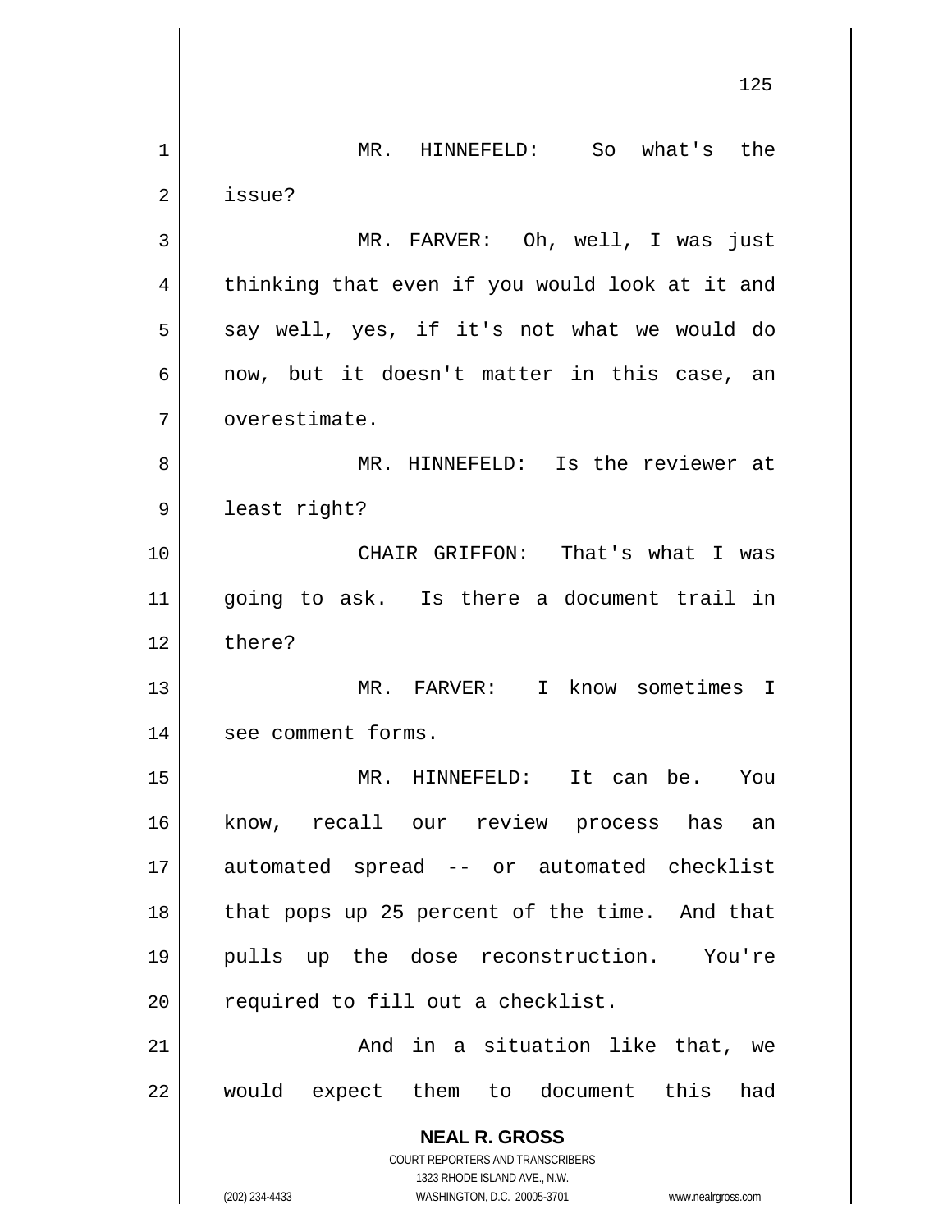MR. HINNEFELD: So what's the issue?

MR. FARVER: Oh, well, I was just thinking that even if you would look at it and say well, yes, if it's not what we would do now, but it doesn't matter in this case, an overestimate.

MR. HINNEFELD: Is the reviewer at least right?

CHAIR GRIFFON: That's what I was going to ask. Is there a document trail in there?

MR. FARVER: I know sometimes I see comment forms.

MR. HINNEFELD: It can be. You know, recall our review process has an automated spread -- or automated checklist that pops up 25 percent of the time. And that pulls up the dose reconstruction. You're required to fill out a checklist.

And in a situation like that, we would expect them to document this had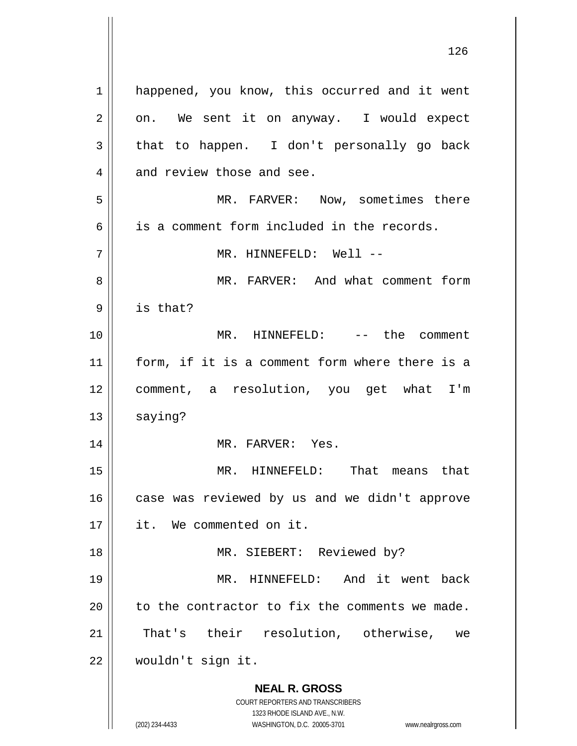happened, you know, this occurred and it went on. We sent it on anyway. I would expect that to happen. I don't personally go back and review those and see.

MR. FARVER: Now, sometimes there is a comment form included in the records.

MR. HINNEFELD: Well --

MR. FARVER: And what comment form is that?

MR. HINNEFELD: -- the comment form, if it is a comment form where there is a comment, a resolution, you get what I'm saying?

MR. FARVER: Yes.

MR. HINNEFELD: That means that case was reviewed by us and we didn't approve it. We commented on it.

MR. SIEBERT: Reviewed by?

MR. HINNEFELD: And it went back to the contractor to fix the comments we made. That's their resolution, otherwise, we wouldn't sign it.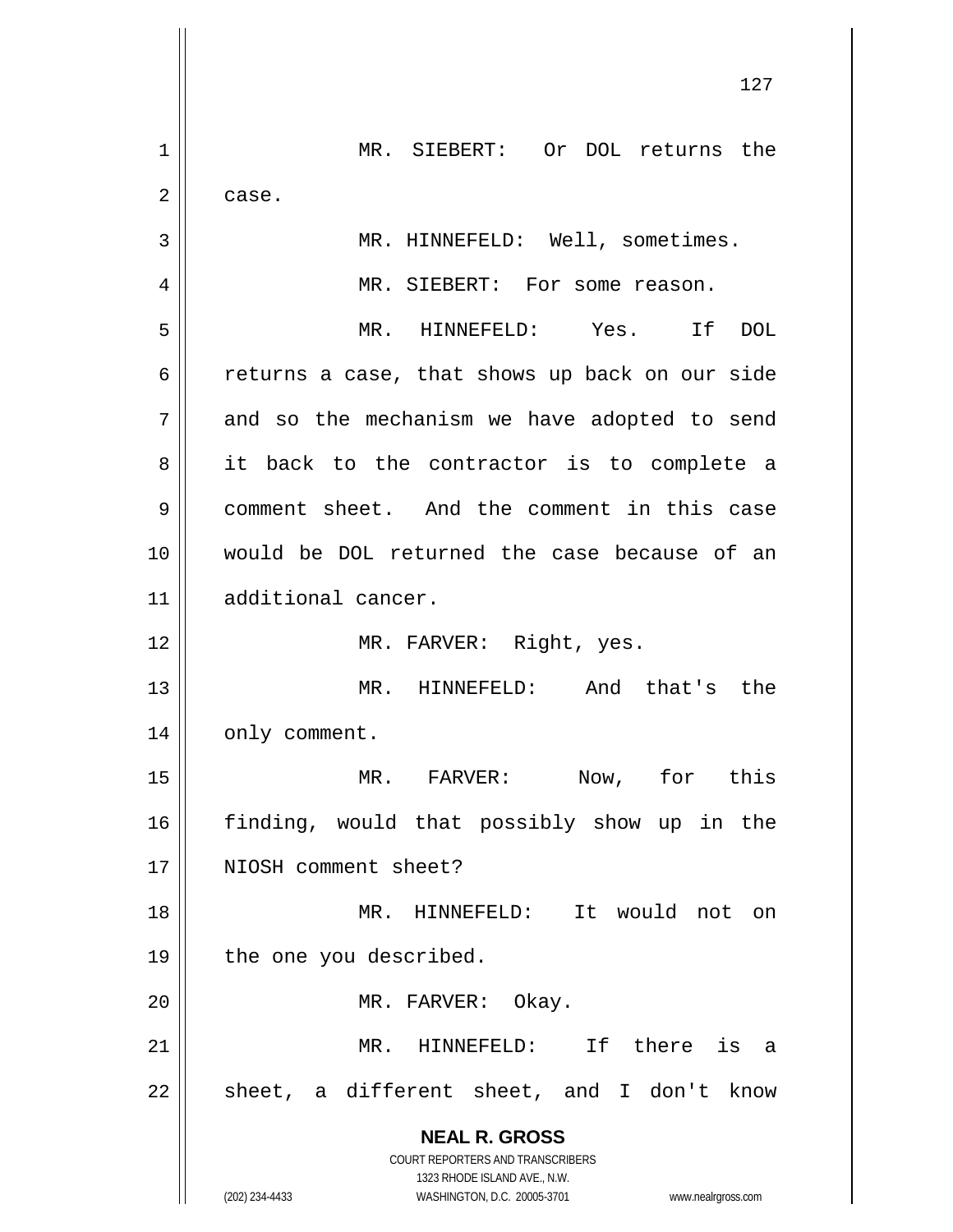MR. SIEBERT: Or DOL returns the case.

MR. HINNEFELD: Well, sometimes.

MR. SIEBERT: For some reason.

MR. HINNEFELD: Yes. If DOL returns a case, that shows up back on our side and so the mechanism we have adopted to send it back to the contractor is to complete a comment sheet. And the comment in this case would be DOL returned the case because of an additional cancer.

MR. FARVER: Right, yes.

MR. HINNEFELD: And that's the only comment.

MR. FARVER: Now, for this finding, would that possibly show up in the NIOSH comment sheet?

MR. HINNEFELD: It would not on the one you described.

MR. FARVER: Okay.

MR. HINNEFELD: If there is a sheet, a different sheet, and I don't know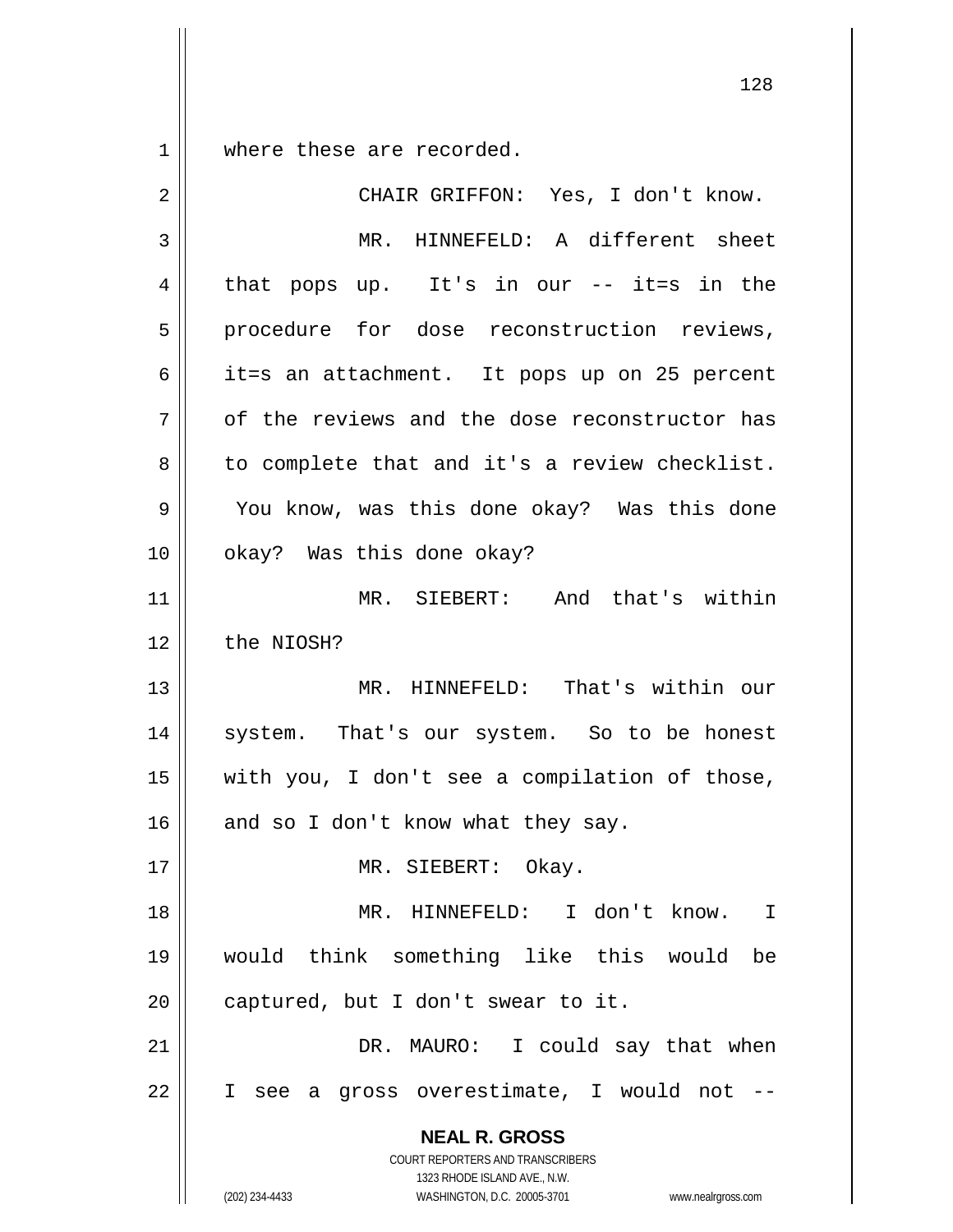where these are recorded.

CHAIR GRIFFON: Yes, I don't know.

MR. HINNEFELD: A different sheet that pops up. It's in our -- it=s in the procedure for dose reconstruction reviews, it=s an attachment. It pops up on 25 percent of the reviews and the dose reconstructor has to complete that and it's a review checklist. You know, was this done okay? Was this done okay? Was this done okay?

MR. SIEBERT: And that's within the NIOSH?

MR. HINNEFELD: That's within our system. That's our system. So to be honest with you, I don't see a compilation of those, and so I don't know what they say.

MR. SIEBERT: Okay.

MR. HINNEFELD: I don't know. I would think something like this would be captured, but I don't swear to it.

DR. MAURO: I could say that when I see a gross overestimate, I would not --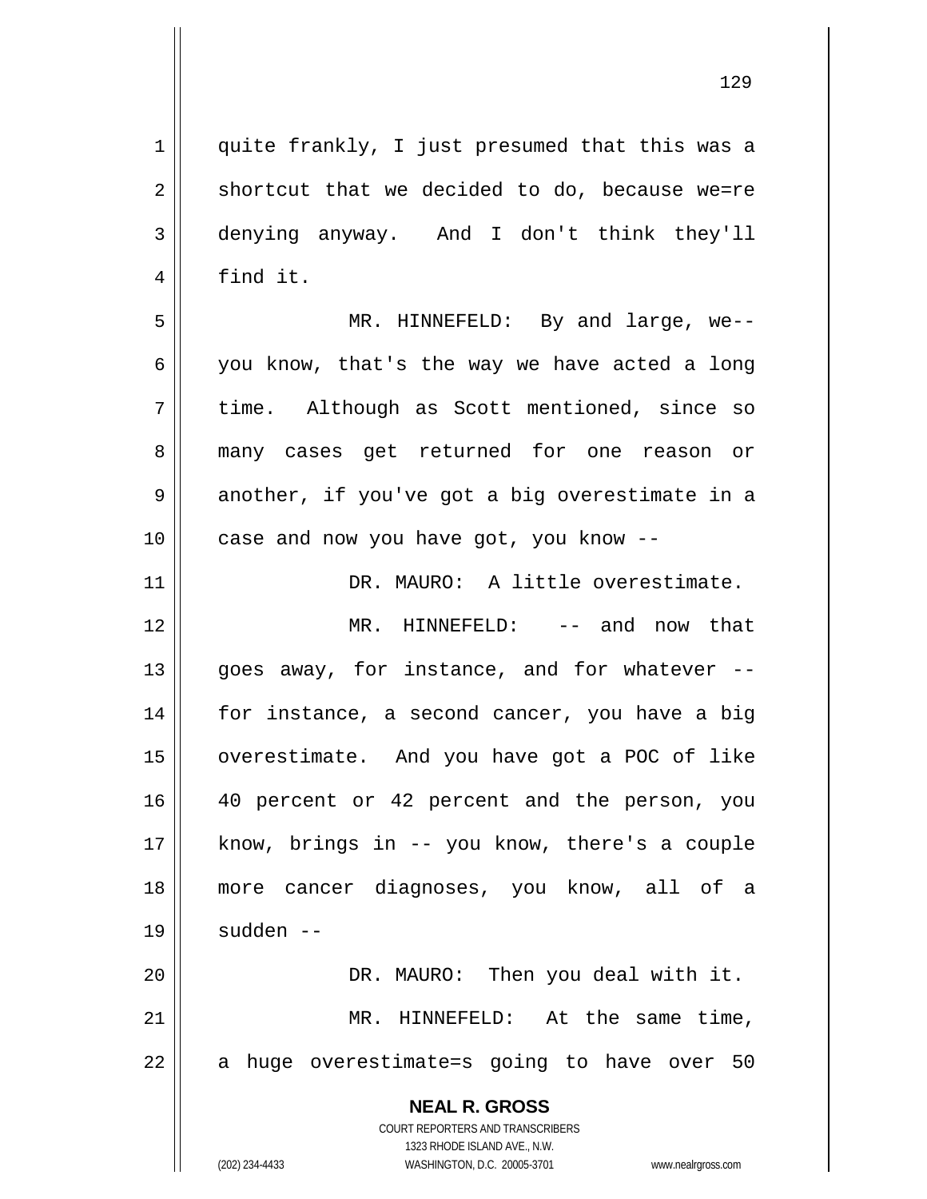quite frankly, I just presumed that this was a shortcut that we decided to do, because we=re denying anyway. And I don't think they'll find it.

MR. HINNEFELD: By and large, we-- you know, that's the way we have acted a long time. Although as Scott mentioned, since so many cases get returned for one reason or another, if you've got a big overestimate in a case and now you have got, you know --

DR. MAURO: A little overestimate.

MR. HINNEFELD: -- and now that goes away, for instance, and for whatever -- for instance, a second cancer, you have a big overestimate. And you have got a POC of like 40 percent or 42 percent and the person, you know, brings in -- you know, there's a couple more cancer diagnoses, you know, all of a sudden --

DR. MAURO: Then you deal with it.

MR. HINNEFELD: At the same time, a huge overestimate=s going to have over 50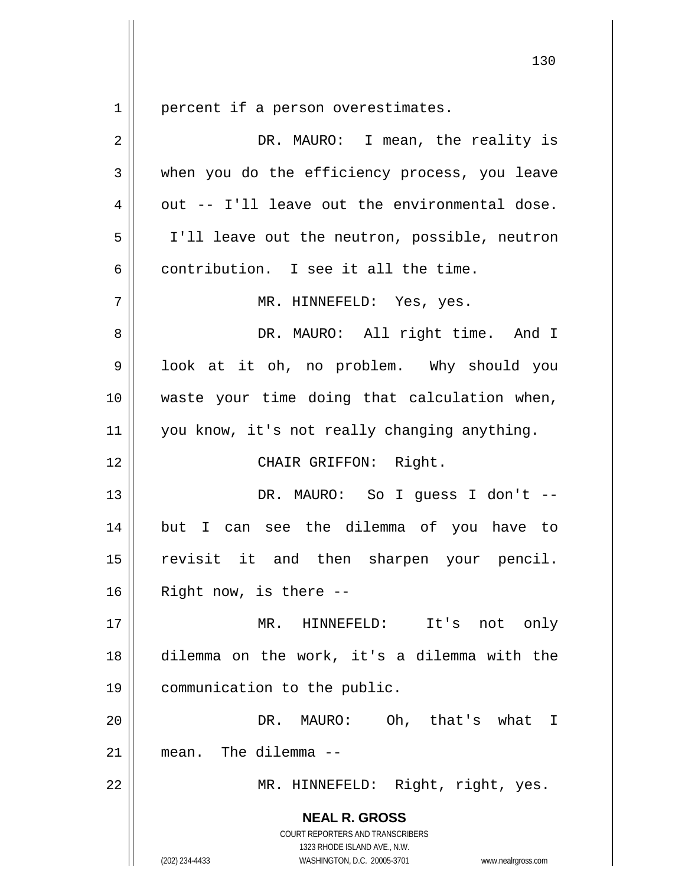percent if a person overestimates.

DR. MAURO: I mean, the reality is when you do the efficiency process, you leave out -- I'll leave out the environmental dose. I'll leave out the neutron, possible, neutron contribution. I see it all the time.

MR. HINNEFELD: Yes, yes.

DR. MAURO: All right time. And I look at it oh, no problem. Why should you waste your time doing that calculation when, you know, it's not really changing anything.

CHAIR GRIFFON: Right.

DR. MAURO: So I guess I don't -- but I can see the dilemma of you have to revisit it and then sharpen your pencil. Right now, is there --

MR. HINNEFELD: It's not only dilemma on the work, it's a dilemma with the communication to the public.

DR. MAURO: Oh, that's what I mean. The dilemma --

MR. HINNEFELD: Right, right, yes.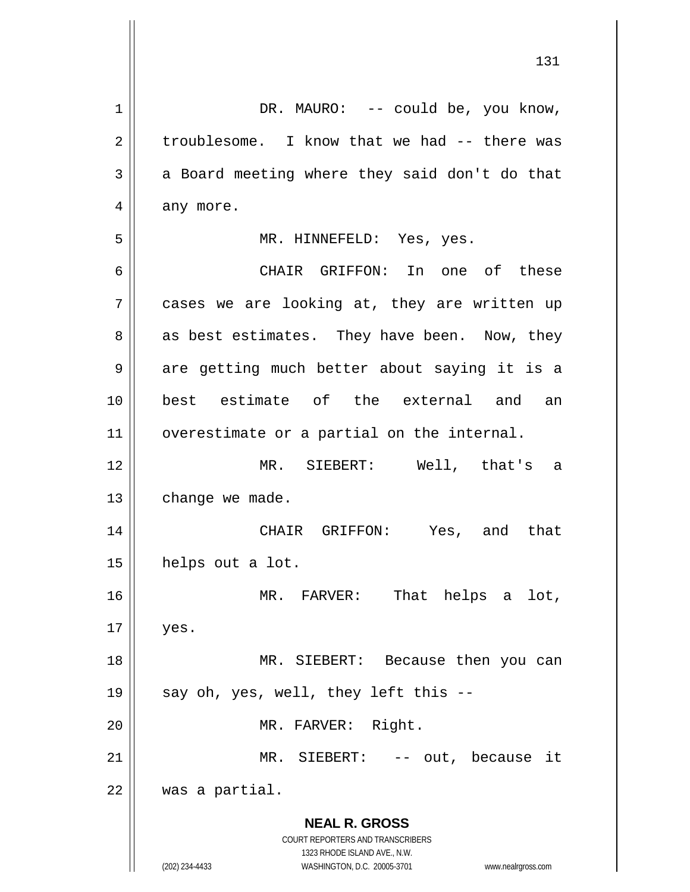DR. MAURO: -- could be, you know, troublesome. I know that we had -- there was a Board meeting where they said don't do that any more.

MR. HINNEFELD: Yes, yes.

CHAIR GRIFFON: In one of these cases we are looking at, they are written up as best estimates. They have been. Now, they are getting much better about saying it is a best estimate of the external and an overestimate or a partial on the internal.

MR. SIEBERT: Well, that's a change we made.

CHAIR GRIFFON: Yes, and that helps out a lot.

MR. FARVER: That helps a lot, yes.

MR. SIEBERT: Because then you can say oh, yes, well, they left this --

MR. FARVER: Right.

MR. SIEBERT: -- out, because it was a partial.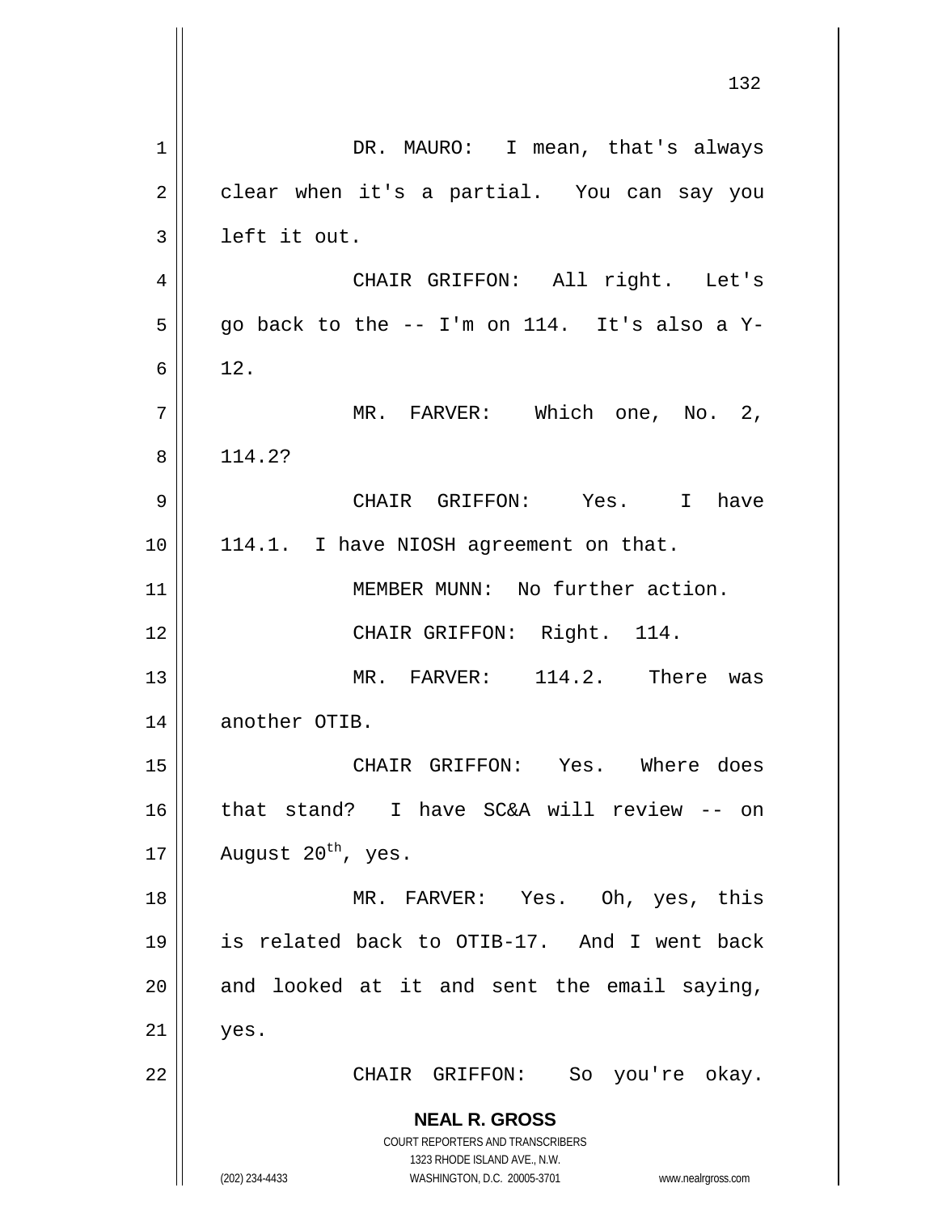DR. MAURO: I mean, that's always clear when it's a partial. You can say you left it out.

CHAIR GRIFFON: All right. Let's go back to the -- I'm on 114. It's also a Y-12.

MR. FARVER: Which one, No. 2, 114.2?

CHAIR GRIFFON: Yes. I have 114.1. I have NIOSH agreement on that.

MEMBER MUNN: No further action.

CHAIR GRIFFON: Right. 114.

MR. FARVER: 114.2. There was another OTIB.

CHAIR GRIFFON: Yes. Where does that stand? I have SC&A will review -- on August $20^{th}$, yes.

MR. FARVER: Yes. Oh, yes, this is related back to OTIB-17. And I went back and looked at it and sent the email saying, yes.

CHAIR GRIFFON: So you're okay.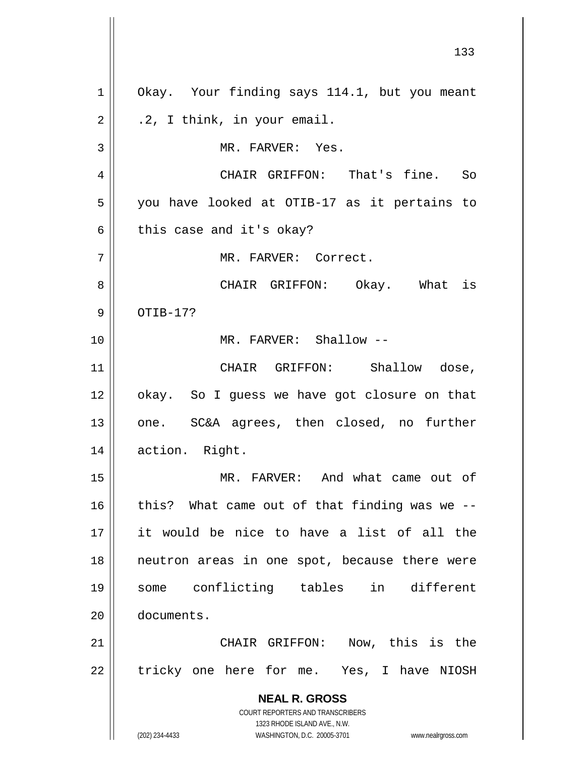Okay. Your finding says 114.1, but you meant .2, I think, in your email.

MR. FARVER: Yes.

CHAIR GRIFFON: That's fine. So you have looked at OTIB-17 as it pertains to this case and it's okay?

MR. FARVER: Correct.

CHAIR GRIFFON: Okay. What is OTIB-17?

MR. FARVER: Shallow --

CHAIR GRIFFON: Shallow dose, okay. So I guess we have got closure on that one. SC&A agrees, then closed, no further action. Right.

MR. FARVER: And what came out of this? What came out of that finding was we -- it would be nice to have a list of all the neutron areas in one spot, because there were some conflicting tables in different documents.

CHAIR GRIFFON: Now, this is the tricky one here for me. Yes, I have NIOSH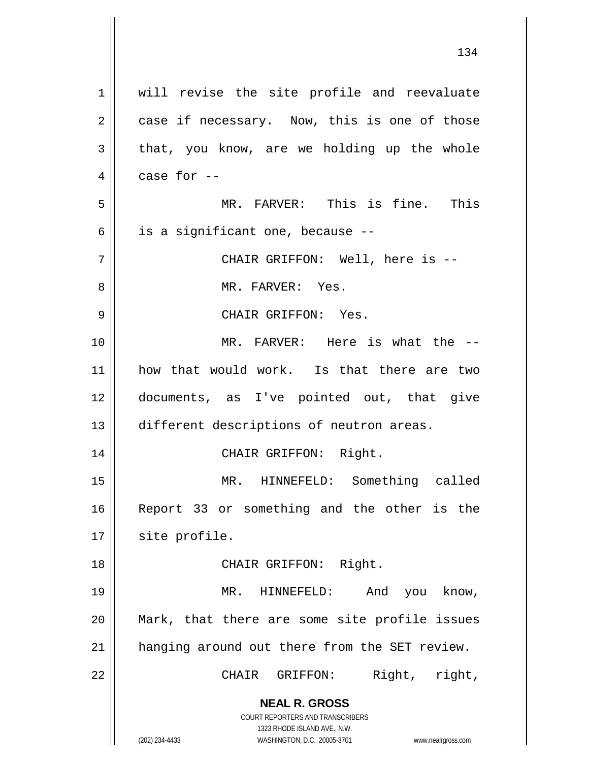will revise the site profile and reevaluate case if necessary. Now, this is one of those that, you know, are we holding up the whole case for --

MR. FARVER: This is fine. This is a significant one, because --

CHAIR GRIFFON: Well, here is --

MR. FARVER: Yes.

CHAIR GRIFFON: Yes.

MR. FARVER: Here is what the -- how that would work. Is that there are two documents, as I've pointed out, that give different descriptions of neutron areas.

CHAIR GRIFFON: Right.

MR. HINNEFELD: Something called Report 33 or something and the other is the site profile.

CHAIR GRIFFON: Right.

MR. HINNEFELD: And you know, Mark, that there are some site profile issues hanging around out there from the SET review.

CHAIR GRIFFON: Right, right,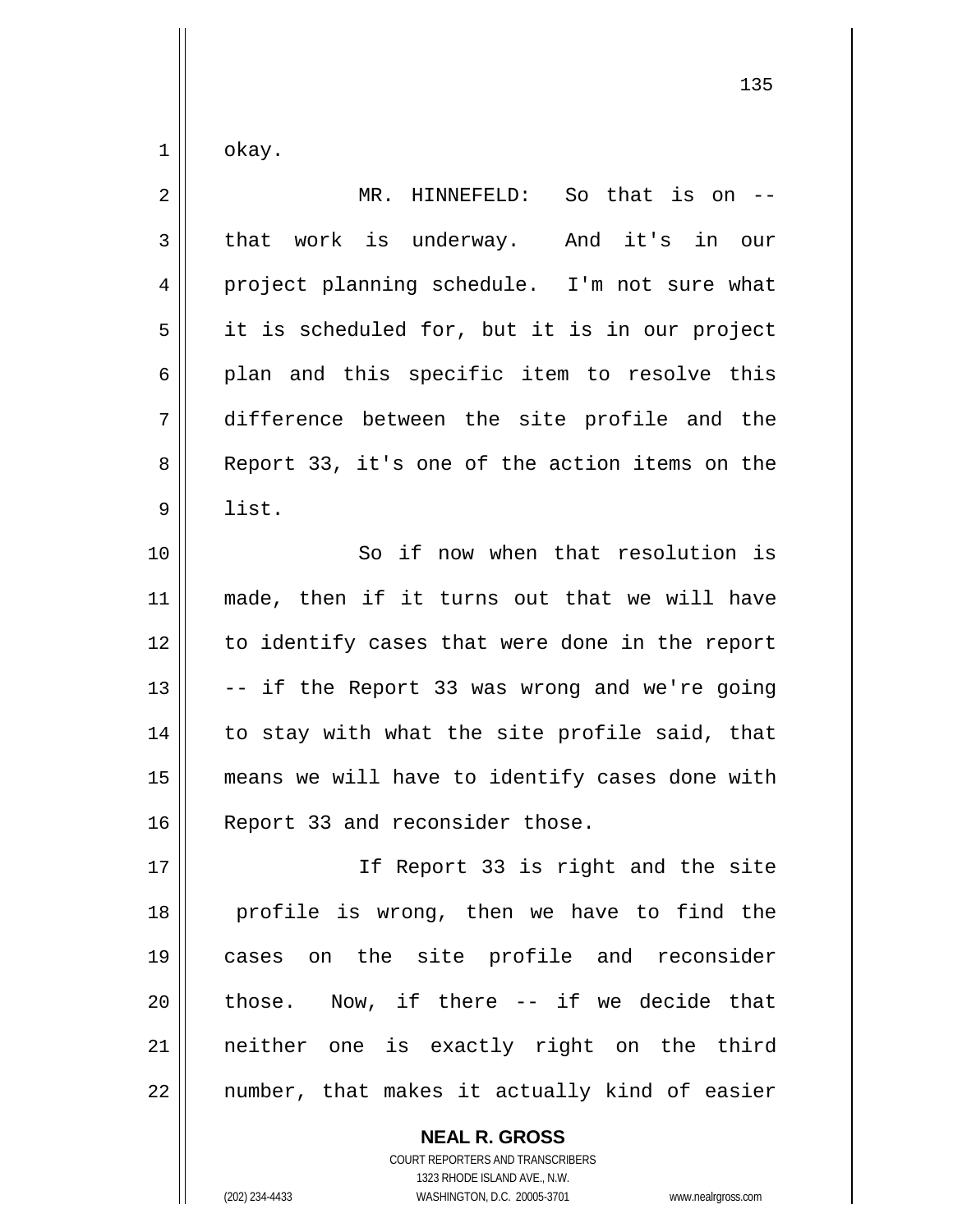okay.

MR. HINNEFELD: So that is on -- that work is underway. And it's in our project planning schedule. I'm not sure what it is scheduled for, but it is in our project plan and this specific item to resolve this difference between the site profile and the Report 33, it's one of the action items on the list.

So if now when that resolution is made, then if it turns out that we will have to identify cases that were done in the report -- if the Report 33 was wrong and we're going to stay with what the site profile said, that means we will have to identify cases done with Report 33 and reconsider those.

If Report 33 is right and the site profile is wrong, then we have to find the cases on the site profile and reconsider those. Now, if there -- if we decide that neither one is exactly right on the third number, that makes it actually kind of easier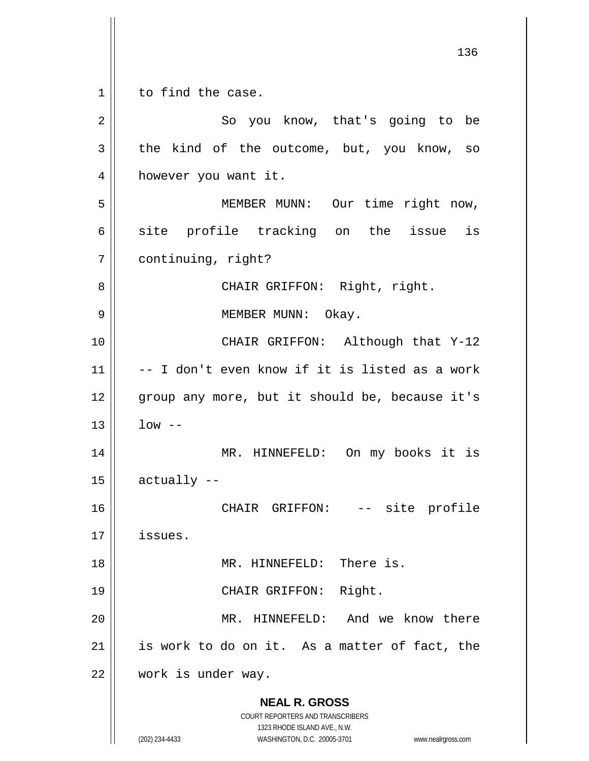to find the case.

So you know, that's going to be the kind of the outcome, but, you know, so however you want it.

MEMBER MUNN: Our time right now, site profile tracking on the issue is continuing, right?

CHAIR GRIFFON: Right, right.

MEMBER MUNN: Okay.

CHAIR GRIFFON: Although that Y-12 -- I don't even know if it is listed as a work group any more, but it should be, because it's low --

MR. HINNEFELD: On my books it is actually --

CHAIR GRIFFON: -- site profile issues.

MR. HINNEFELD: There is.

CHAIR GRIFFON: Right.

MR. HINNEFELD: And we know there is work to do on it. As a matter of fact, the work is under way.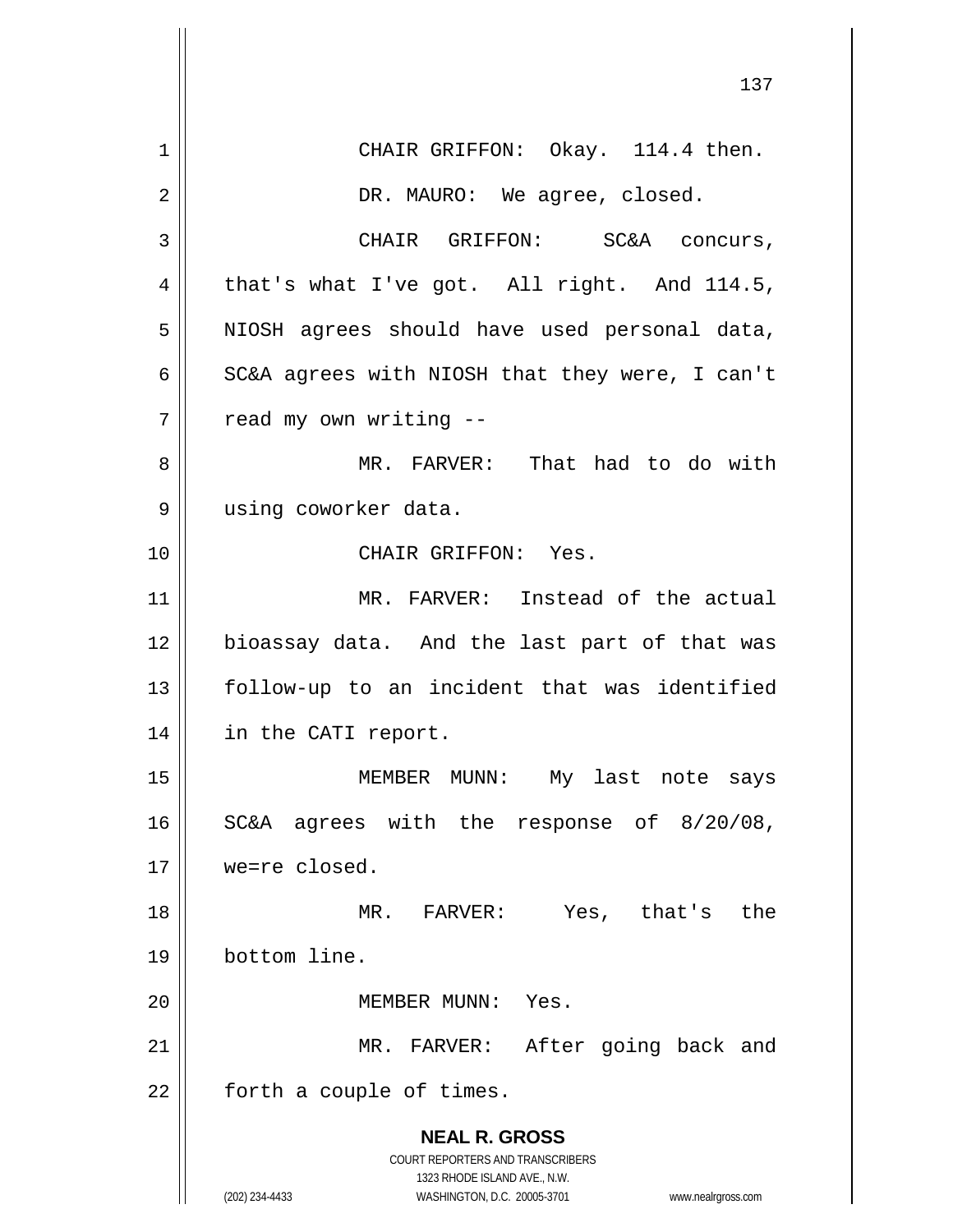CHAIR GRIFFON: Okay. 114.4 then.

DR. MAURO: We agree, closed.

CHAIR GRIFFON: SC&A concurs, that's what I've got. All right. And 114.5, NIOSH agrees should have used personal data, SC&A agrees with NIOSH that they were, I can't read my own writing --

MR. FARVER: That had to do with using coworker data.

CHAIR GRIFFON: Yes.

MR. FARVER: Instead of the actual bioassay data. And the last part of that was follow-up to an incident that was identified in the CATI report.

MEMBER MUNN: My last note says SC&A agrees with the response of 8/20/08, we=re closed.

MR. FARVER: Yes, that's the bottom line.

MEMBER MUNN: Yes.

MR. FARVER: After going back and forth a couple of times.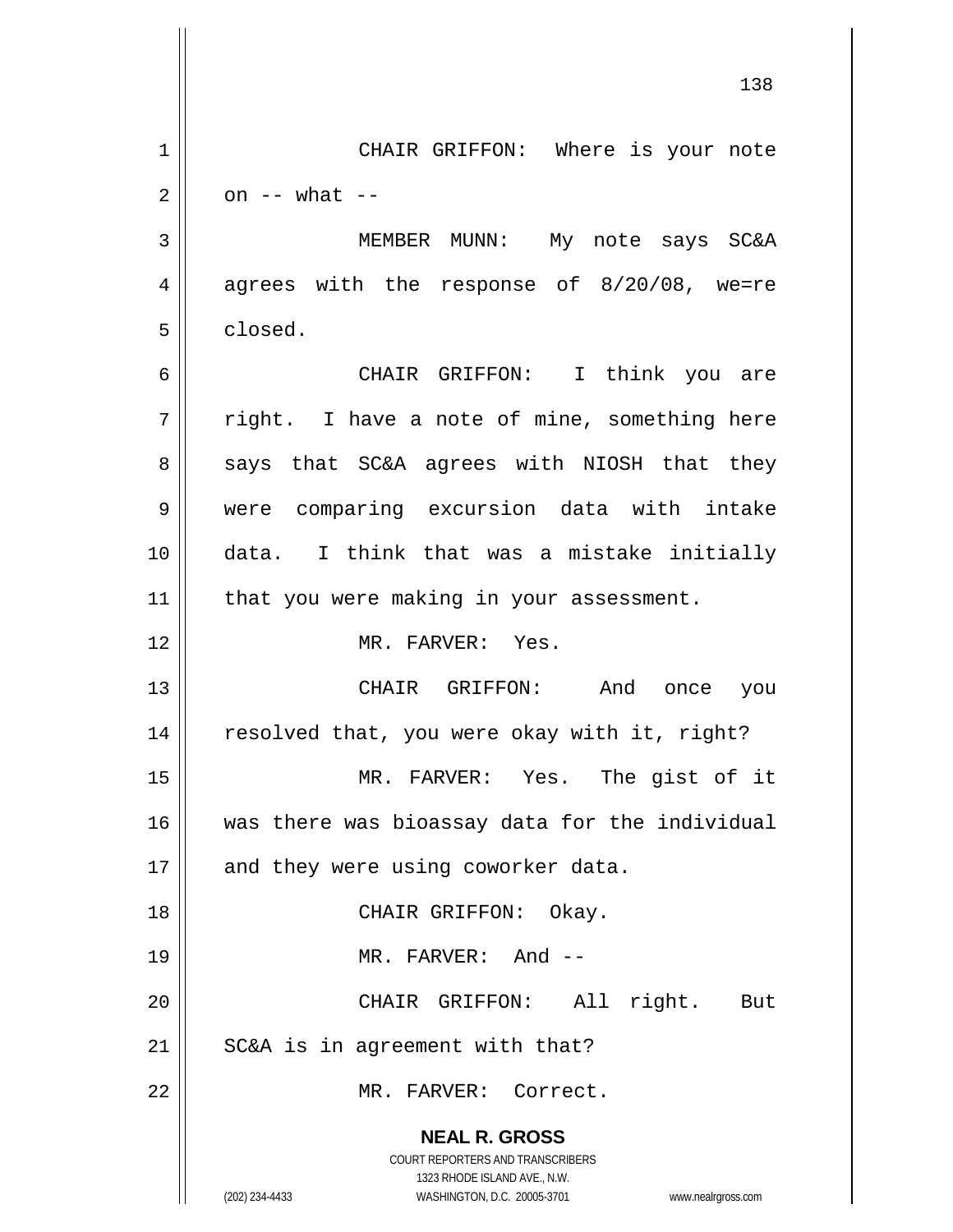CHAIR GRIFFON: Where is your note on -- what --

MEMBER MUNN: My note says SC&A agrees with the response of 8/20/08, we=re closed.

CHAIR GRIFFON: I think you are right. I have a note of mine, something here says that SC&A agrees with NIOSH that they were comparing excursion data with intake data. I think that was a mistake initially that you were making in your assessment.

MR. FARVER: Yes.

CHAIR GRIFFON: And once you resolved that, you were okay with it, right?

MR. FARVER: Yes. The gist of it was there was bioassay data for the individual and they were using coworker data.

CHAIR GRIFFON: Okay.

MR. FARVER: And --

CHAIR GRIFFON: All right. But SC&A is in agreement with that?

MR. FARVER: Correct.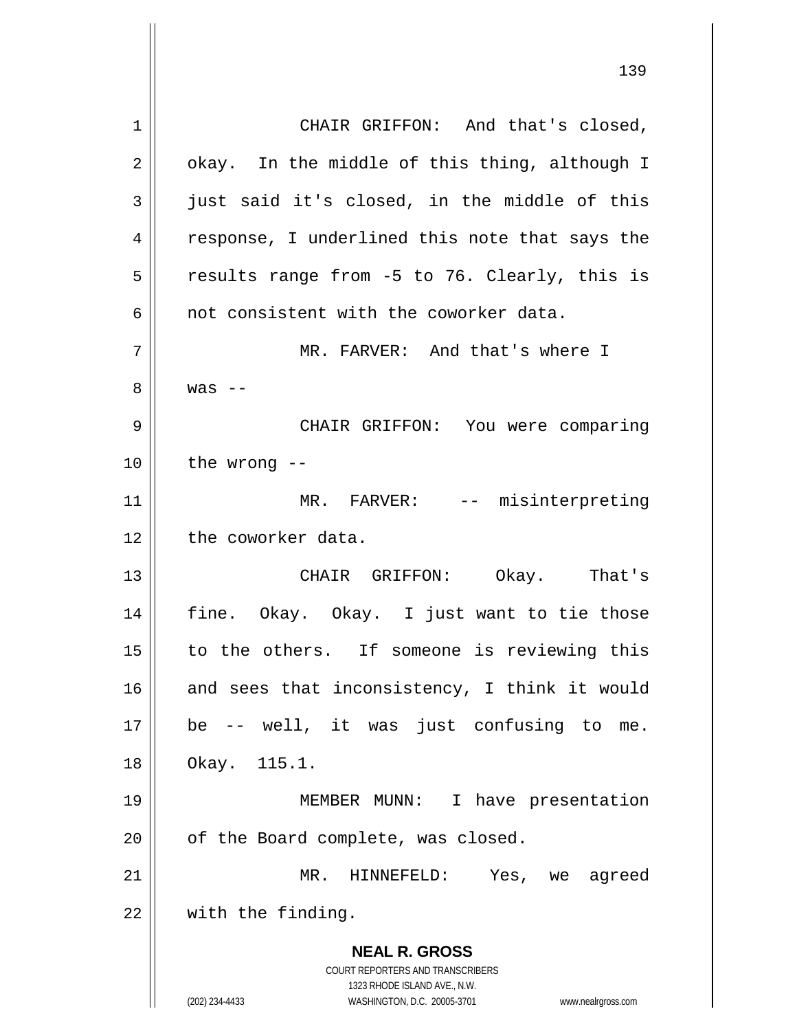CHAIR GRIFFON: And that's closed, okay. In the middle of this thing, although I just said it's closed, in the middle of this response, I underlined this note that says the results range from -5 to 76. Clearly, this is not consistent with the coworker data.

MR. FARVER: And that's where I was --

CHAIR GRIFFON: You were comparing the wrong --

MR. FARVER: -- misinterpreting the coworker data.

CHAIR GRIFFON: Okay. That's fine. Okay. Okay. I just want to tie those to the others. If someone is reviewing this and sees that inconsistency, I think it would be -- well, it was just confusing to me. Okay. 115.1.

MEMBER MUNN: I have presentation of the Board complete, was closed.

MR. HINNEFELD: Yes, we agreed with the finding.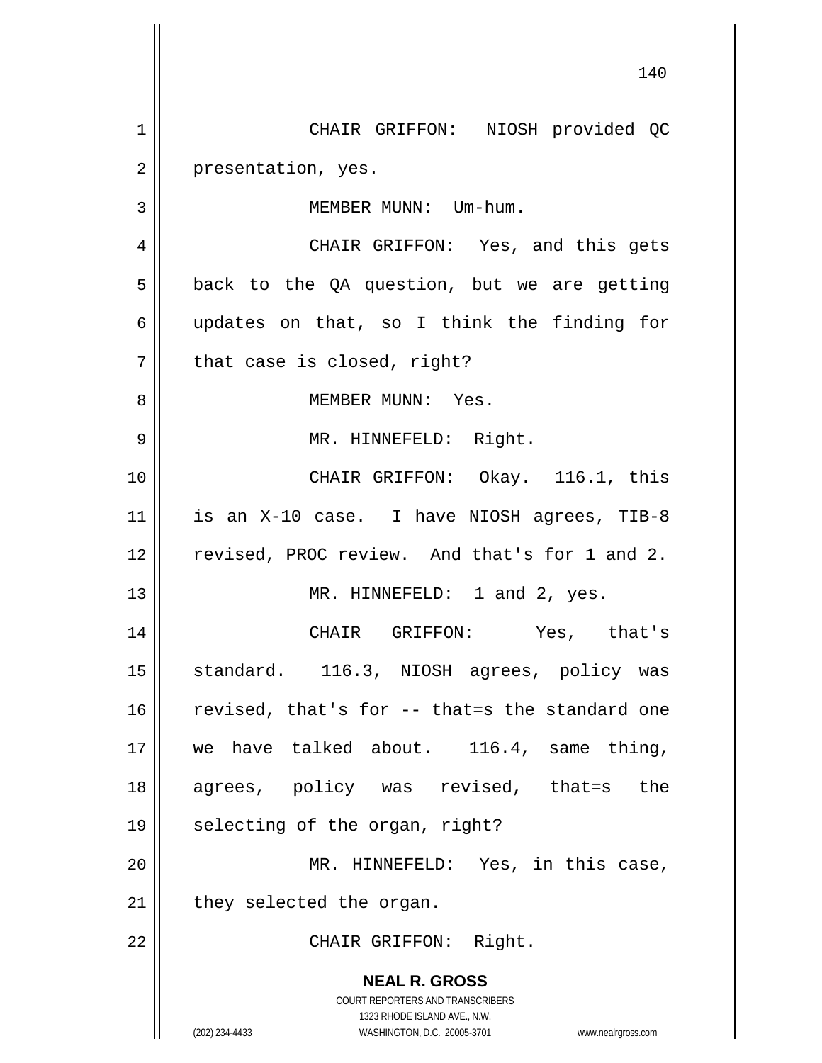CHAIR GRIFFON: NIOSH provided QC presentation, yes.

MEMBER MUNN: Um-hum.

CHAIR GRIFFON: Yes, and this gets back to the QA question, but we are getting updates on that, so I think the finding for that case is closed, right?

MEMBER MUNN: Yes.

MR. HINNEFELD: Right.

CHAIR GRIFFON: Okay. 116.1, this is an X-10 case. I have NIOSH agrees, TIB-8 revised, PROC review. And that's for 1 and 2.

MR. HINNEFELD: 1 and 2, yes.

CHAIR GRIFFON: Yes, that's standard. 116.3, NIOSH agrees, policy was revised, that's for -- that=s the standard one we have talked about. 116.4, same thing, agrees, policy was revised, that=s the selecting of the organ, right?

MR. HINNEFELD: Yes, in this case, they selected the organ.

CHAIR GRIFFON: Right.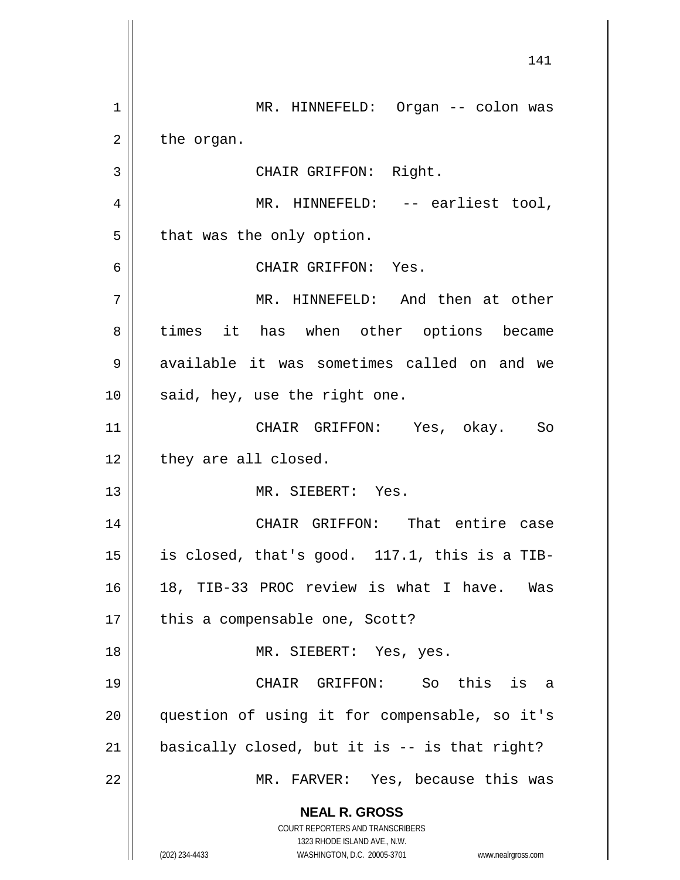MR. HINNEFELD: Organ -- colon was the organ.

CHAIR GRIFFON: Right.

MR. HINNEFELD: -- earliest tool, that was the only option.

CHAIR GRIFFON: Yes.

MR. HINNEFELD: And then at other times it has when other options became available it was sometimes called on and we said, hey, use the right one.

CHAIR GRIFFON: Yes, okay. So they are all closed.

MR. SIEBERT: Yes.

CHAIR GRIFFON: That entire case is closed, that's good. 117.1, this is a TIB-18, TIB-33 PROC review is what I have. Was this a compensable one, Scott?

MR. SIEBERT: Yes, yes.

CHAIR GRIFFON: So this is a question of using it for compensable, so it's basically closed, but it is -- is that right?

MR. FARVER: Yes, because this was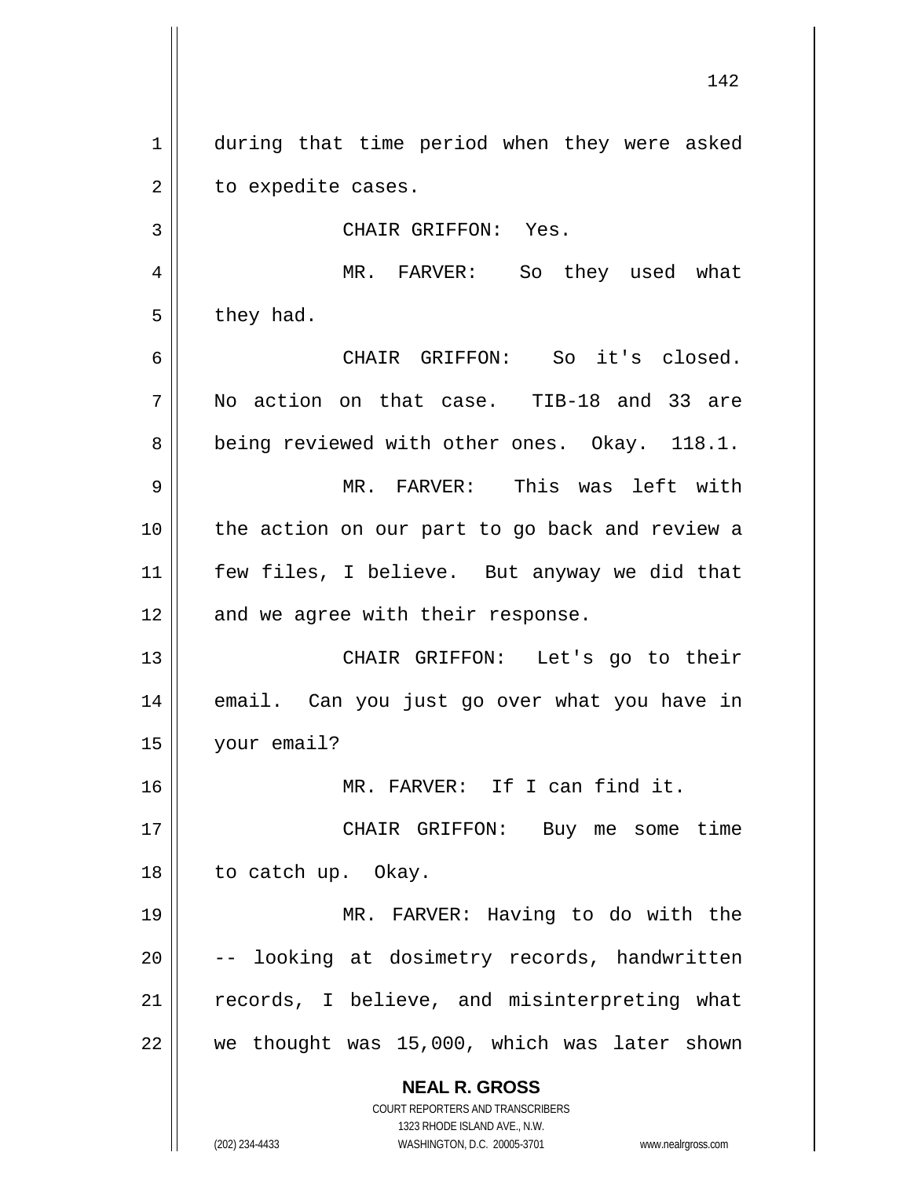during that time period when they were asked to expedite cases.

CHAIR GRIFFON: Yes.

MR. FARVER: So they used what they had.

CHAIR GRIFFON: So it's closed. No action on that case. TIB-18 and 33 are being reviewed with other ones. Okay. 118.1.

MR. FARVER: This was left with the action on our part to go back and review a few files, I believe. But anyway we did that and we agree with their response.

CHAIR GRIFFON: Let's go to their email. Can you just go over what you have in your email?

MR. FARVER: If I can find it.

CHAIR GRIFFON: Buy me some time to catch up. Okay.

MR. FARVER: Having to do with the -- looking at dosimetry records, handwritten records, I believe, and misinterpreting what we thought was 15,000, which was later shown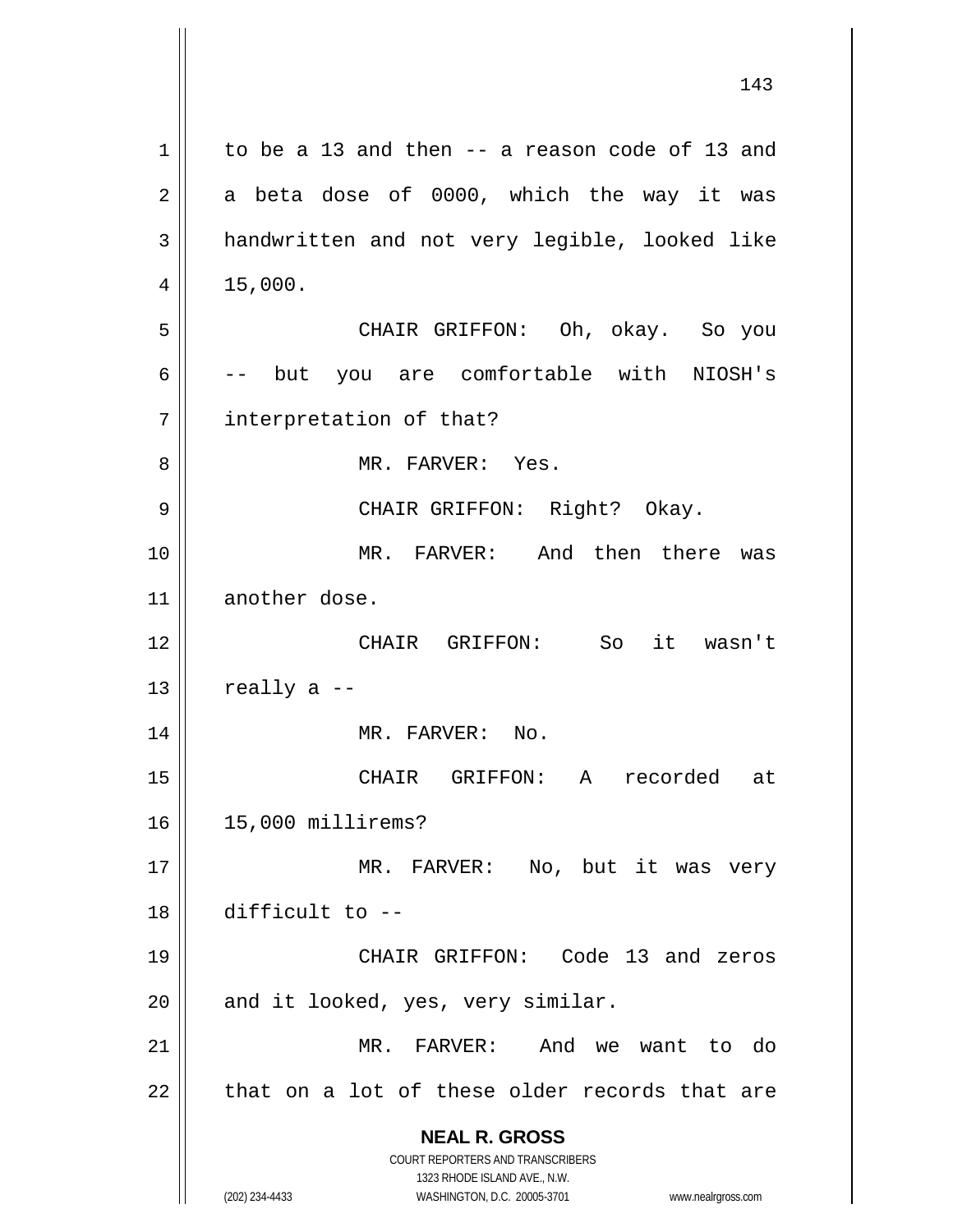to be a 13 and then -- a reason code of 13 and a beta dose of 0000, which the way it was handwritten and not very legible, looked like 15,000.

CHAIR GRIFFON: Oh, okay. So you -- but you are comfortable with NIOSH's interpretation of that?

MR. FARVER: Yes.

CHAIR GRIFFON: Right? Okay.

MR. FARVER: And then there was another dose.

CHAIR GRIFFON: So it wasn't really a --

MR. FARVER: No.

CHAIR GRIFFON: A recorded at 15,000 millirems?

MR. FARVER: No, but it was very difficult to --

CHAIR GRIFFON: Code 13 and zeros and it looked, yes, very similar.

MR. FARVER: And we want to do that on a lot of these older records that are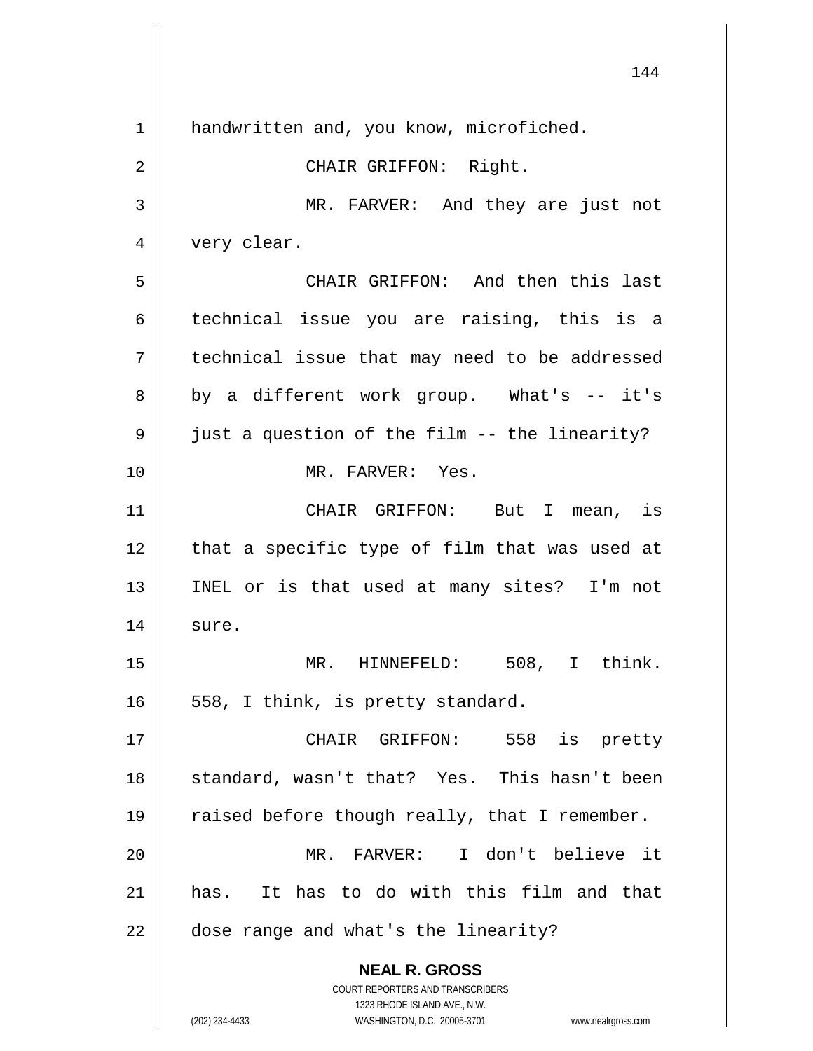handwritten and, you know, microfiched.

CHAIR GRIFFON: Right.

MR. FARVER: And they are just not very clear.

CHAIR GRIFFON: And then this last technical issue you are raising, this is a technical issue that may need to be addressed by a different work group. What's -- it's just a question of the film -- the linearity?

MR. FARVER: Yes.

CHAIR GRIFFON: But I mean, is that a specific type of film that was used at INEL or is that used at many sites? I'm not sure.

MR. HINNEFELD: 508, I think. 558, I think, is pretty standard.

CHAIR GRIFFON: 558 is pretty standard, wasn't that? Yes. This hasn't been raised before though really, that I remember.

MR. FARVER: I don't believe it has. It has to do with this film and that dose range and what's the linearity?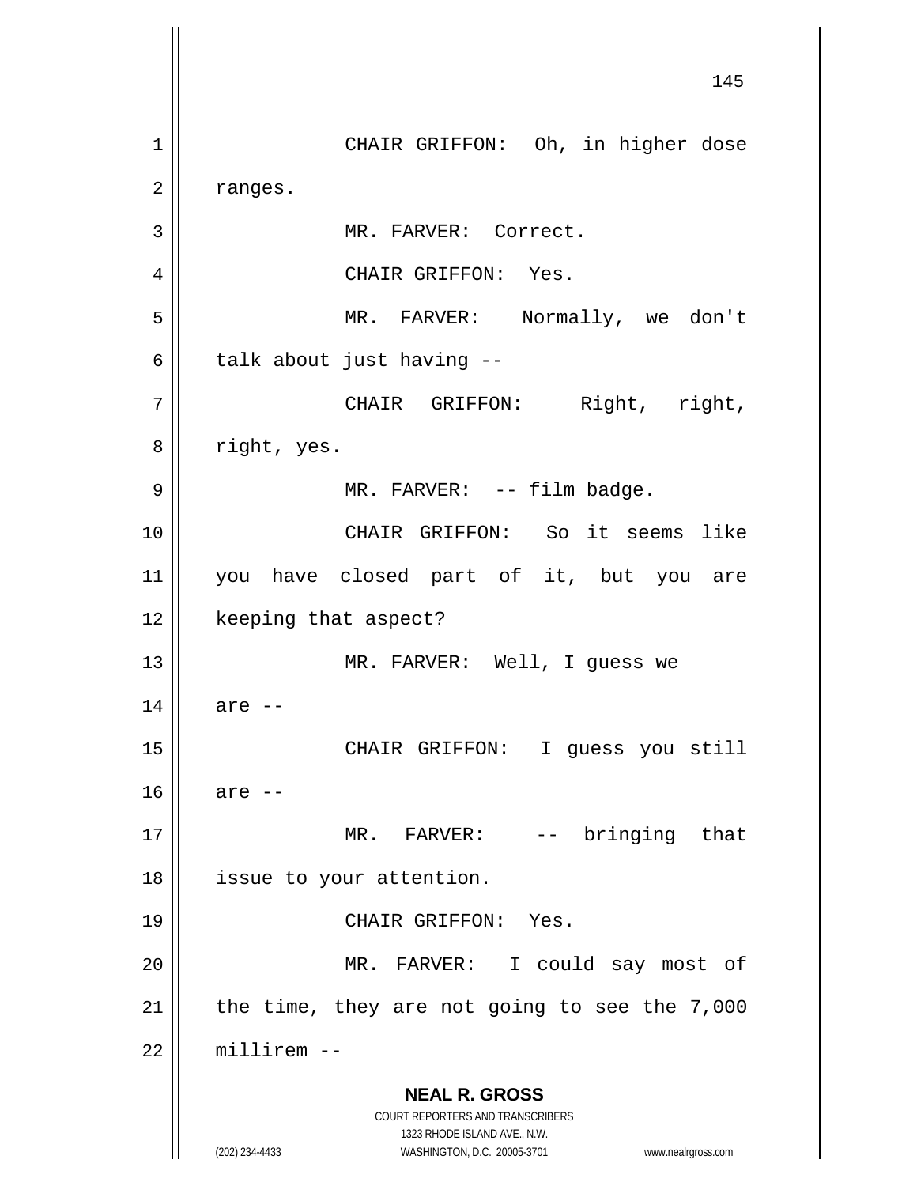CHAIR GRIFFON: Oh, in higher dose ranges.

MR. FARVER: Correct.

CHAIR GRIFFON: Yes.

MR. FARVER: Normally, we don't talk about just having --

CHAIR GRIFFON: Right, right, right, yes.

MR. FARVER: -- film badge.

CHAIR GRIFFON: So it seems like you have closed part of it, but you are keeping that aspect?

MR. FARVER: Well, I guess we are --

CHAIR GRIFFON: I guess you still are --

MR. FARVER: -- bringing that issue to your attention.

CHAIR GRIFFON: Yes.

MR. FARVER: I could say most of the time, they are not going to see the 7,000 millirem --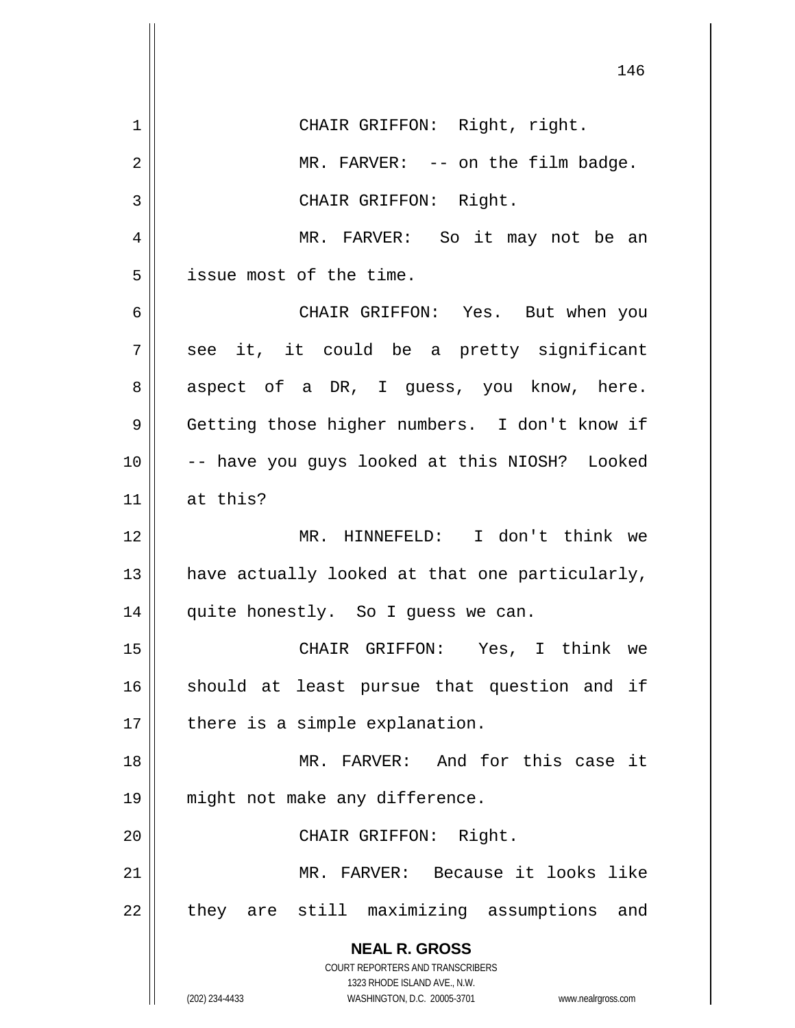CHAIR GRIFFON: Right, right.

MR. FARVER: -- on the film badge.

CHAIR GRIFFON: Right.

MR. FARVER: So it may not be an issue most of the time.

CHAIR GRIFFON: Yes. But when you see it, it could be a pretty significant aspect of a DR, I guess, you know, here. Getting those higher numbers. I don't know if -- have you guys looked at this NIOSH? Looked at this?

MR. HINNEFELD: I don't think we have actually looked at that one particularly, quite honestly. So I guess we can.

CHAIR GRIFFON: Yes, I think we should at least pursue that question and if there is a simple explanation.

MR. FARVER: And for this case it might not make any difference.

CHAIR GRIFFON: Right.

MR. FARVER: Because it looks like they are still maximizing assumptions and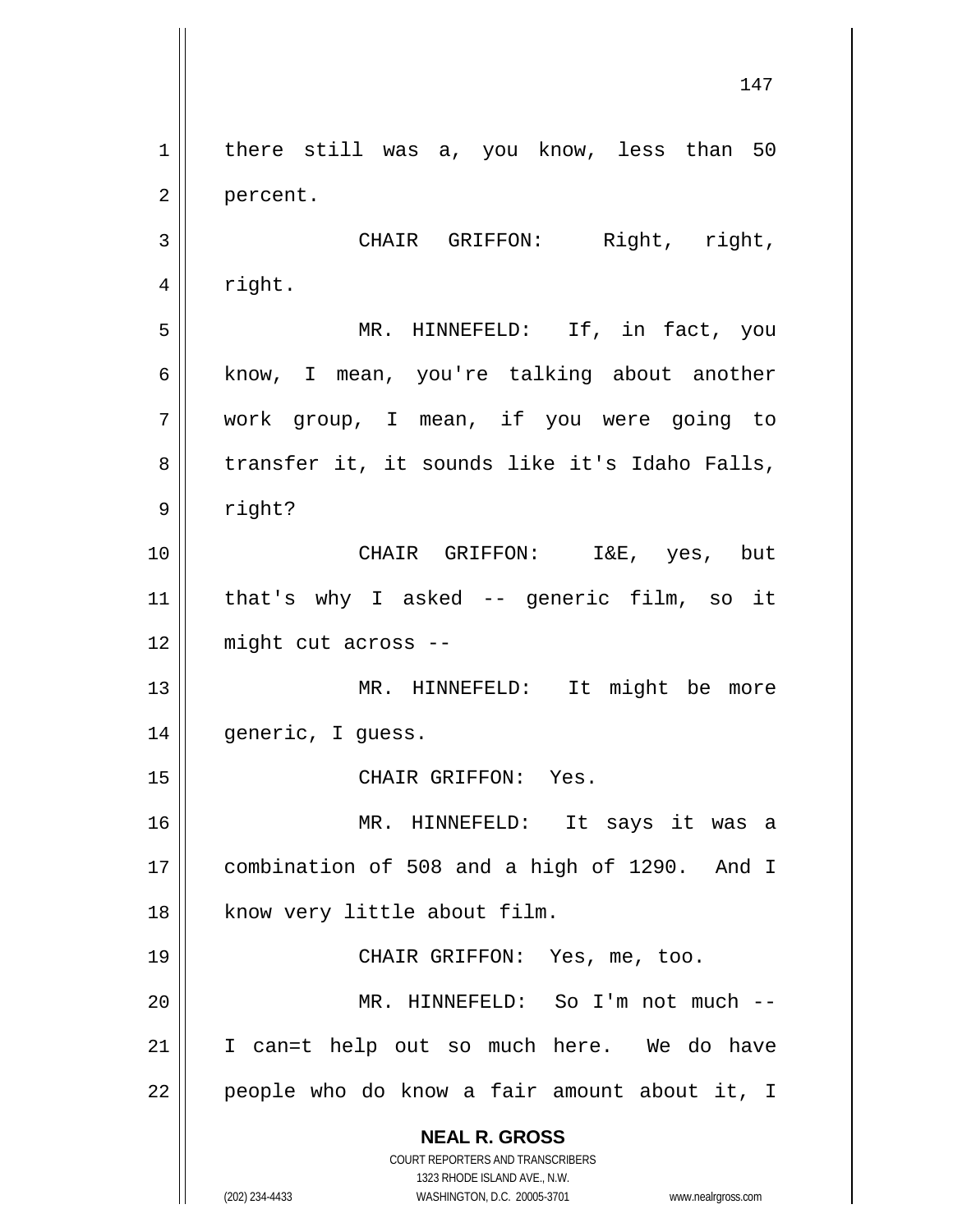there still was a, you know, less than 50 percent.

CHAIR GRIFFON: Right, right, right.

MR. HINNEFELD: If, in fact, you know, I mean, you're talking about another work group, I mean, if you were going to transfer it, it sounds like it's Idaho Falls, right?

CHAIR GRIFFON: I&E, yes, but that's why I asked -- generic film, so it might cut across --

MR. HINNEFELD: It might be more generic, I guess.

CHAIR GRIFFON: Yes.

MR. HINNEFELD: It says it was a combination of 508 and a high of 1290. And I know very little about film.

CHAIR GRIFFON: Yes, me, too.

MR. HINNEFELD: So I'm not much -- I can=t help out so much here. We do have people who do know a fair amount about it, I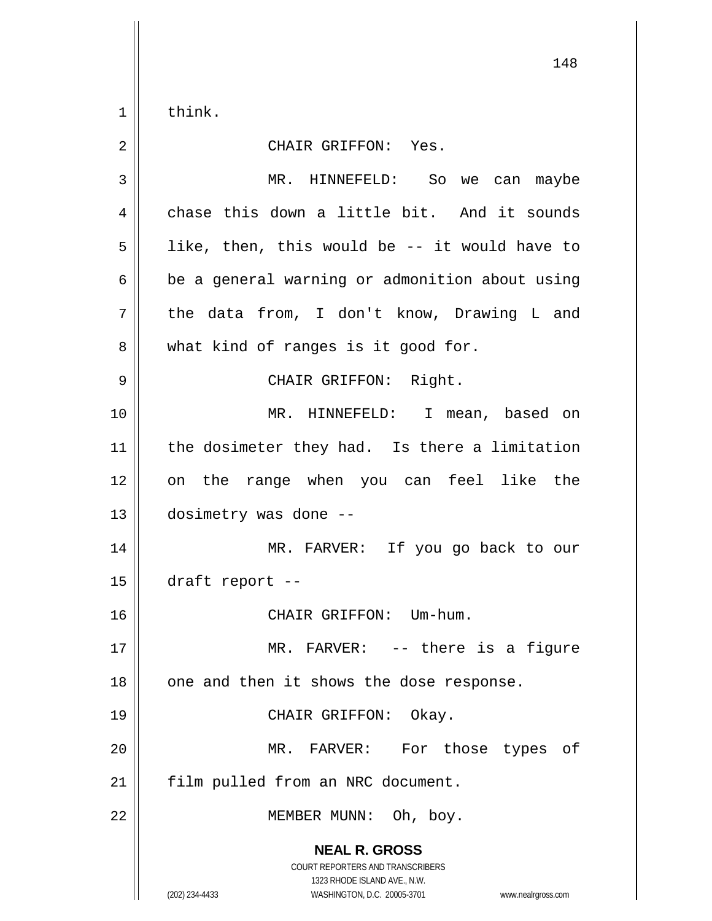think.

CHAIR GRIFFON: Yes.

MR. HINNEFELD: So we can maybe chase this down a little bit. And it sounds like, then, this would be -- it would have to be a general warning or admonition about using the data from, I don't know, Drawing L and what kind of ranges is it good for.

CHAIR GRIFFON: Right.

MR. HINNEFELD: I mean, based on the dosimeter they had. Is there a limitation on the range when you can feel like the dosimetry was done --

MR. FARVER: If you go back to our draft report --

CHAIR GRIFFON: Um-hum.

MR. FARVER: -- there is a figure one and then it shows the dose response.

CHAIR GRIFFON: Okay.

MR. FARVER: For those types of film pulled from an NRC document.

MEMBER MUNN: Oh, boy.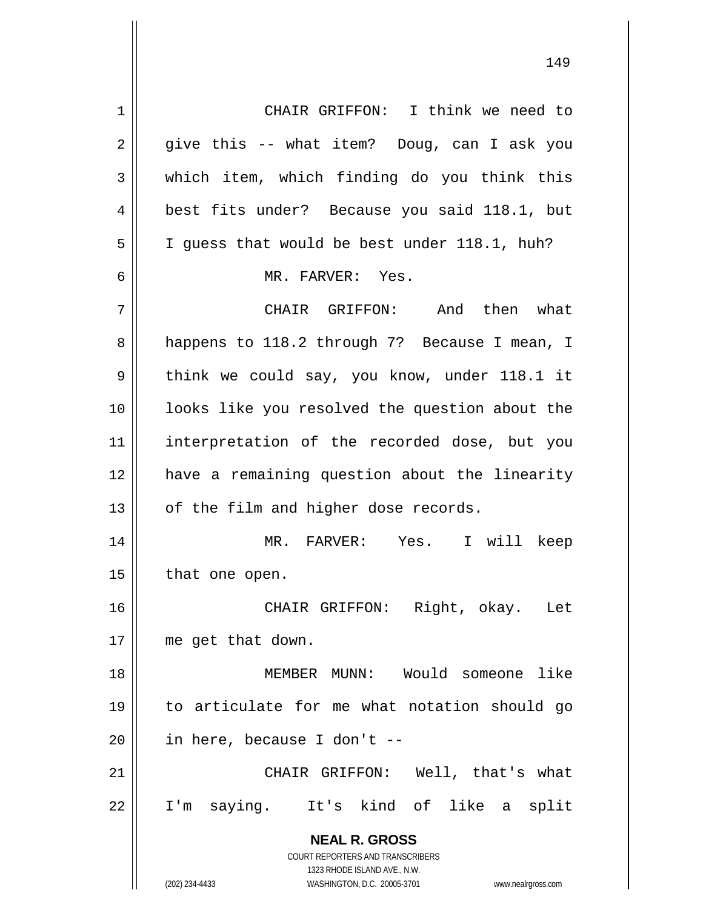CHAIR GRIFFON: I think we need to give this -- what item? Doug, can I ask you which item, which finding do you think this best fits under? Because you said 118.1, but I guess that would be best under 118.1, huh?

MR. FARVER: Yes.

CHAIR GRIFFON: And then what happens to 118.2 through 7? Because I mean, I think we could say, you know, under 118.1 it looks like you resolved the question about the interpretation of the recorded dose, but you have a remaining question about the linearity of the film and higher dose records.

MR. FARVER: Yes. I will keep that one open.

CHAIR GRIFFON: Right, okay. Let me get that down.

MEMBER MUNN: Would someone like to articulate for me what notation should go in here, because I don't --

CHAIR GRIFFON: Well, that's what I'm saying. It's kind of like a split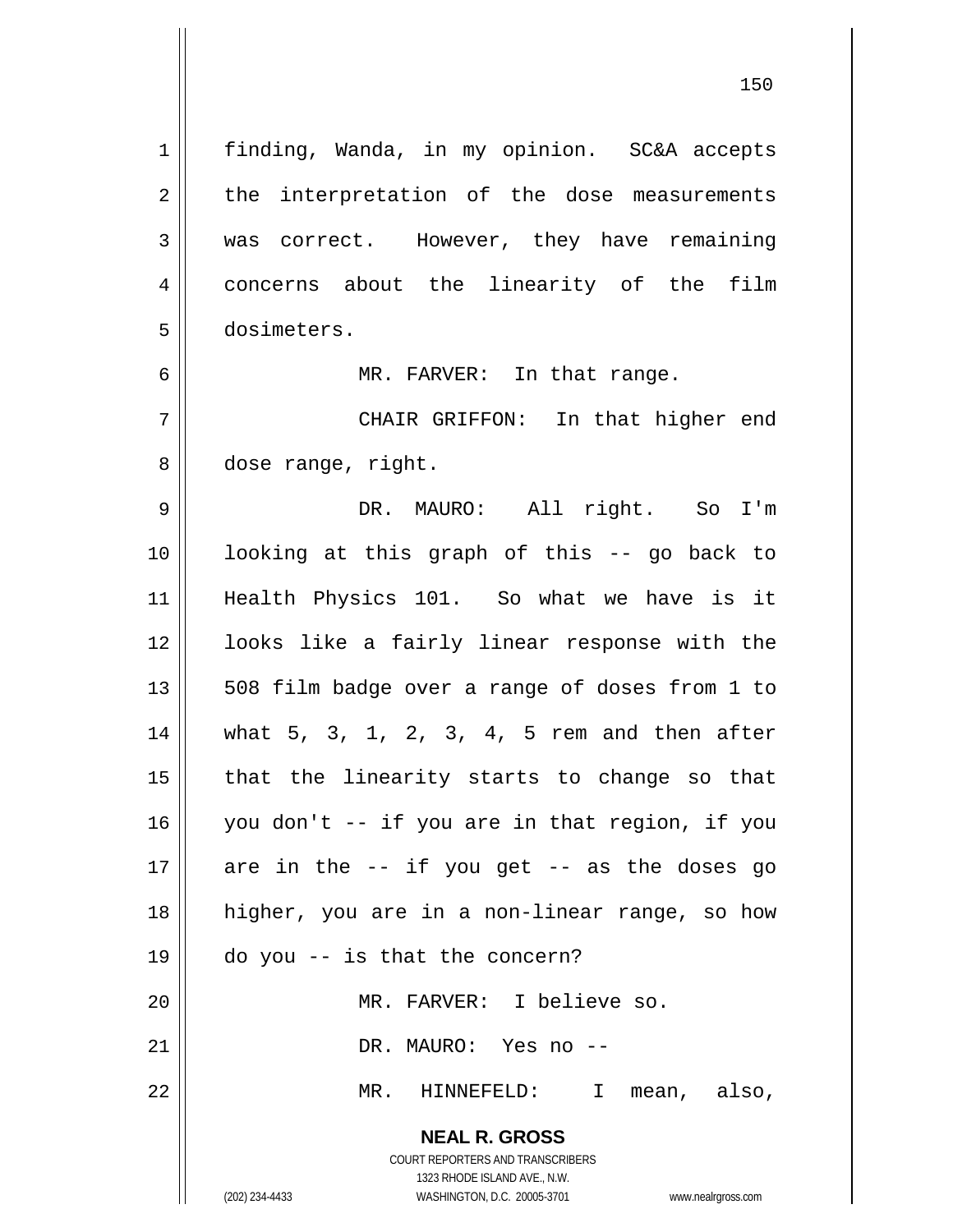finding, Wanda, in my opinion. SC&A accepts the interpretation of the dose measurements was correct. However, they have remaining concerns about the linearity of the film dosimeters.

MR. FARVER: In that range.

CHAIR GRIFFON: In that higher end dose range, right.

DR. MAURO: All right. So I'm looking at this graph of this -- go back to Health Physics 101. So what we have is it looks like a fairly linear response with the 508 film badge over a range of doses from 1 to what 5, 3, 1, 2, 3, 4, 5 rem and then after that the linearity starts to change so that you don't -- if you are in that region, if you are in the -- if you get -- as the doses go higher, you are in a non-linear range, so how do you -- is that the concern?

MR. FARVER: I believe so.

DR. MAURO: Yes no --

MR. HINNEFELD: I mean, also,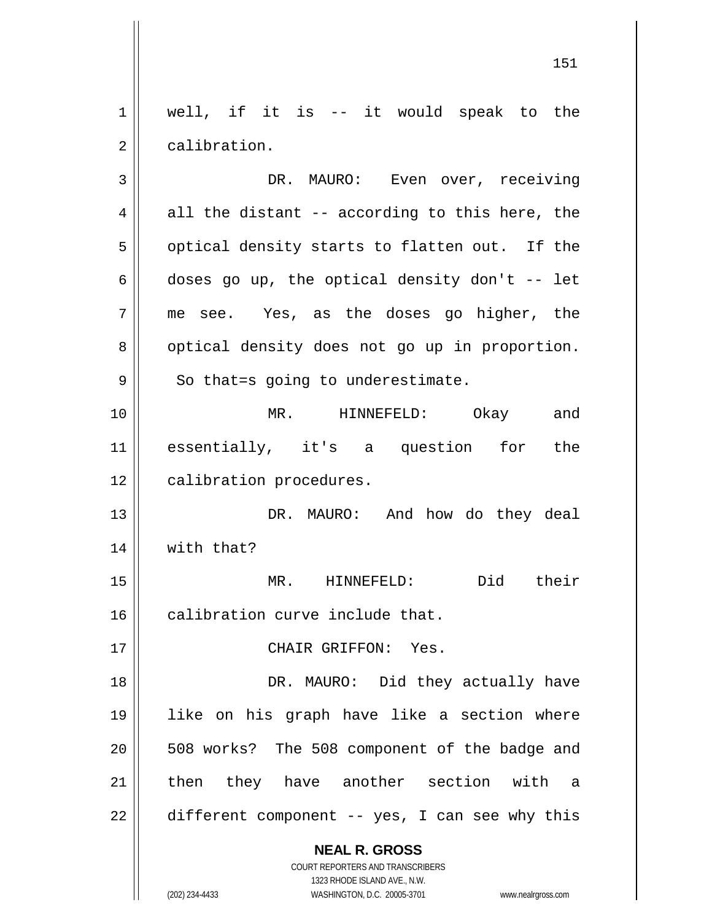well, if it is -- it would speak to the calibration.

DR. MAURO: Even over, receiving all the distant -- according to this here, the optical density starts to flatten out. If the doses go up, the optical density don't -- let me see. Yes, as the doses go higher, the optical density does not go up in proportion. So that=s going to underestimate.

MR. HINNEFELD: Okay and essentially, it's a question for the calibration procedures.

DR. MAURO: And how do they deal with that?

MR. HINNEFELD: Did their calibration curve include that.

CHAIR GRIFFON: Yes.

DR. MAURO: Did they actually have like on his graph have like a section where 508 works? The 508 component of the badge and then they have another section with a different component -- yes, I can see why this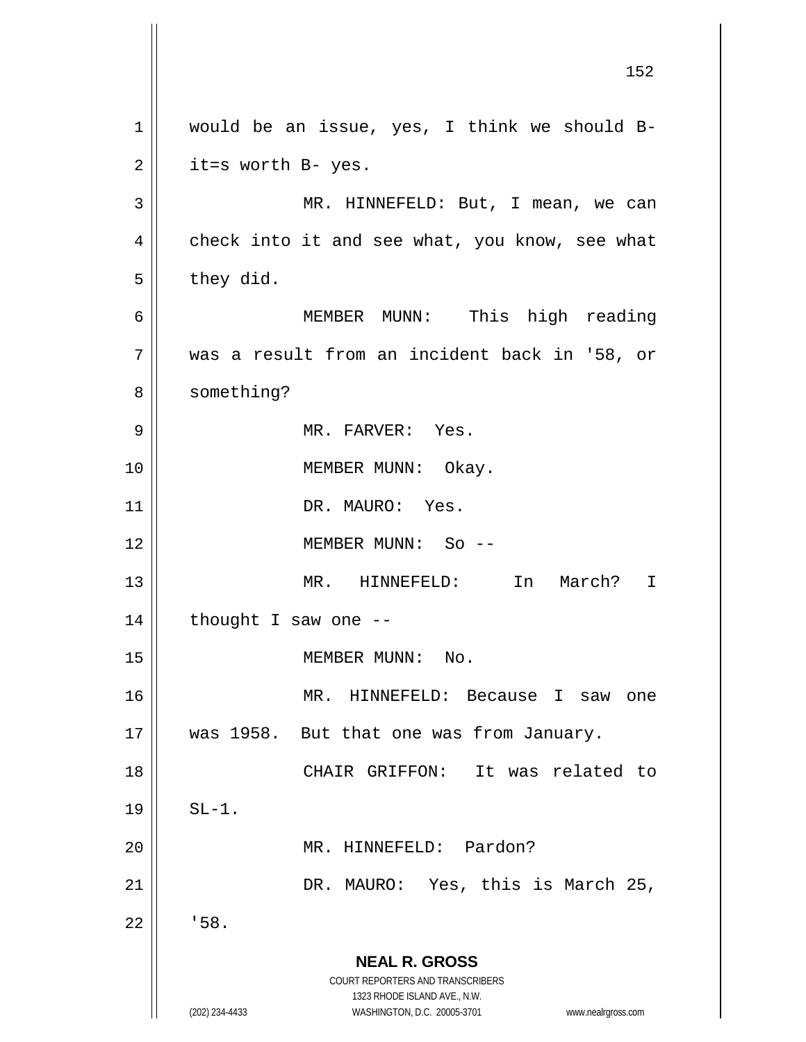would be an issue, yes, I think we should B- it=s worth B- yes.

MR. HINNEFELD: But, I mean, we can check into it and see what, you know, see what they did.

MEMBER MUNN: This high reading was a result from an incident back in '58, or something?

MR. FARVER: Yes.

MEMBER MUNN: Okay.

DR. MAURO: Yes.

MEMBER MUNN: So --

MR. HINNEFELD: In March? I thought I saw one --

MEMBER MUNN: No.

MR. HINNEFELD: Because I saw one was 1958. But that one was from January.

CHAIR GRIFFON: It was related to SL-1.

MR. HINNEFELD: Pardon?

DR. MAURO: Yes, this is March 25, '58.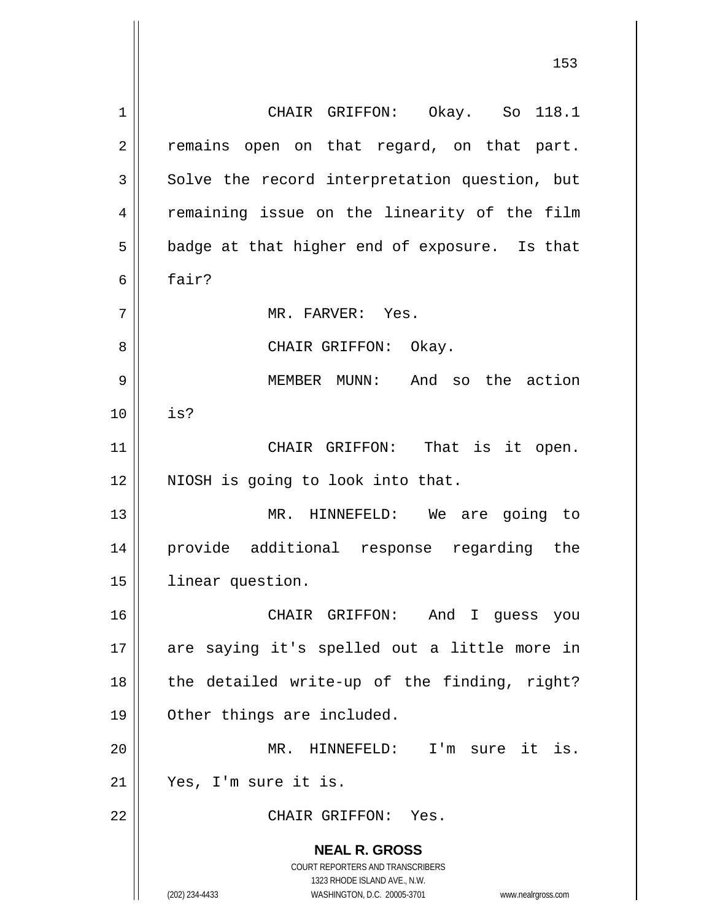CHAIR GRIFFON: Okay. So 118.1 remains open on that regard, on that part. Solve the record interpretation question, but remaining issue on the linearity of the film badge at that higher end of exposure. Is that fair?

MR. FARVER: Yes.

CHAIR GRIFFON: Okay.

MEMBER MUNN: And so the action is?

CHAIR GRIFFON: That is it open. NIOSH is going to look into that.

MR. HINNEFELD: We are going to provide additional response regarding the linear question.

CHAIR GRIFFON: And I guess you are saying it's spelled out a little more in the detailed write-up of the finding, right? Other things are included.

MR. HINNEFELD: I'm sure it is. Yes, I'm sure it is.

CHAIR GRIFFON: Yes.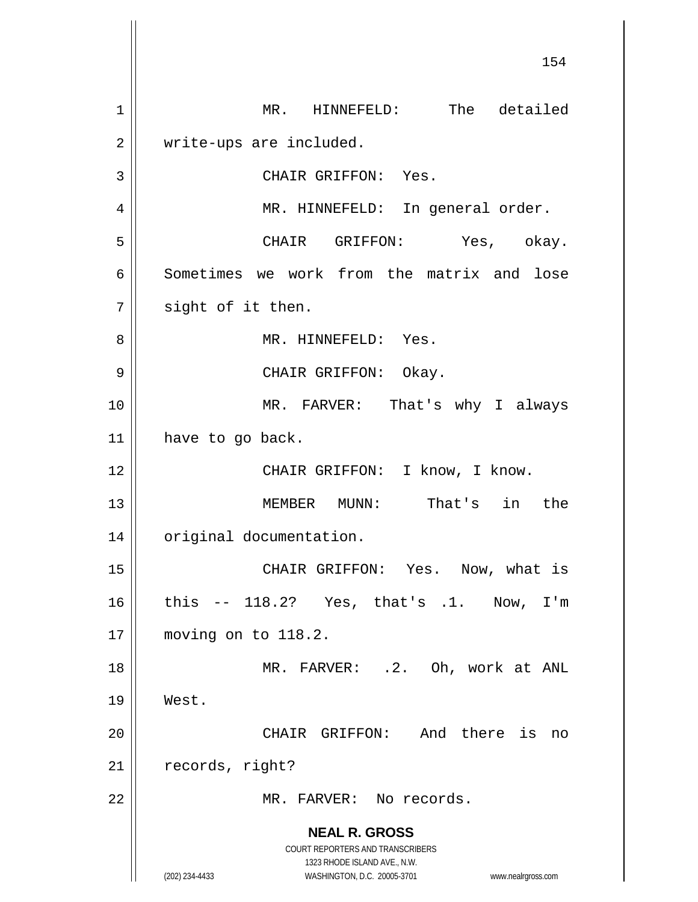MR. HINNEFELD: The detailed write-ups are included.

CHAIR GRIFFON: Yes.

MR. HINNEFELD: In general order.

CHAIR GRIFFON: Yes, okay. Sometimes we work from the matrix and lose sight of it then.

MR. HINNEFELD: Yes.

CHAIR GRIFFON: Okay.

MR. FARVER: That's why I always have to go back.

CHAIR GRIFFON: I know, I know.

MEMBER MUNN: That's in the original documentation.

CHAIR GRIFFON: Yes. Now, what is this -- 118.2? Yes, that's .1. Now, I'm moving on to 118.2.

MR. FARVER: .2. Oh, work at ANL West.

CHAIR GRIFFON: And there is no records, right?

MR. FARVER: No records.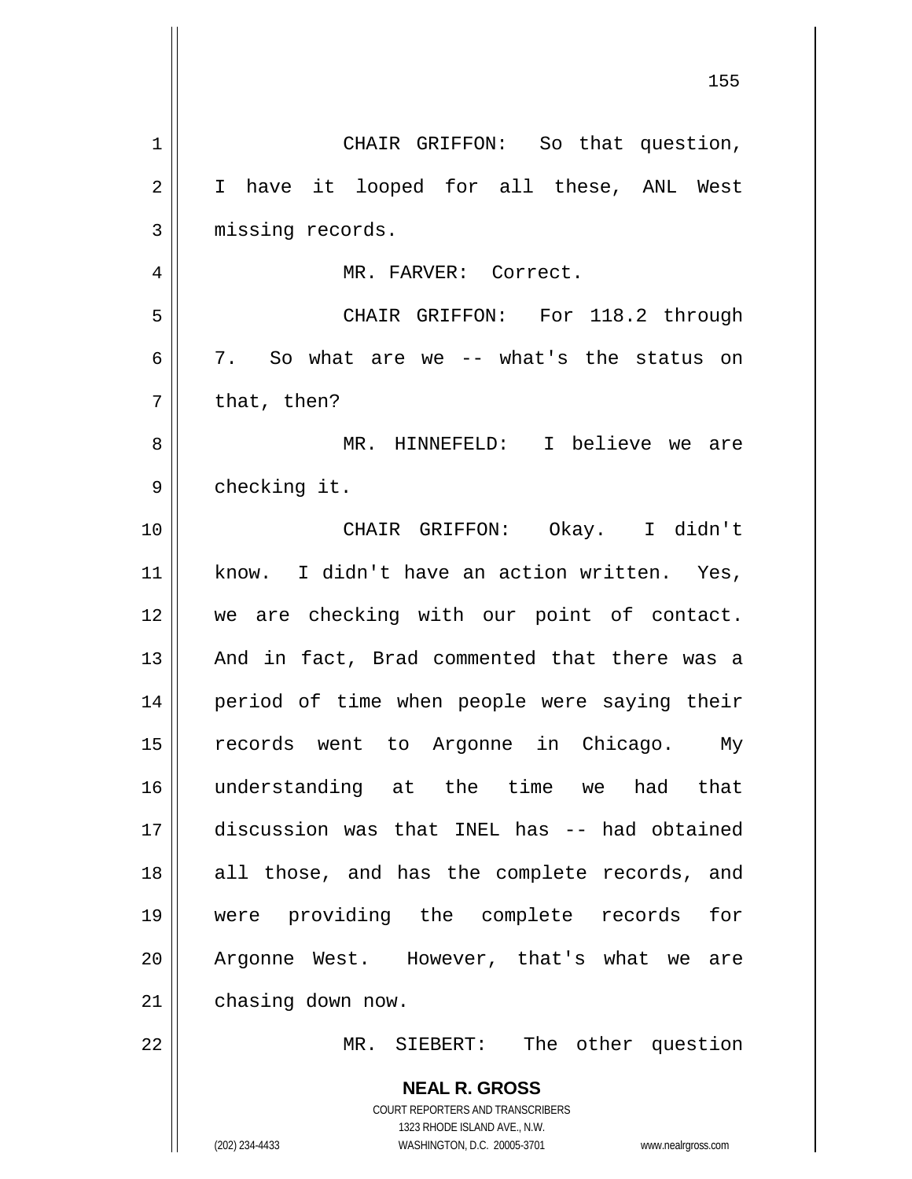CHAIR GRIFFON: So that question, I have it looped for all these, ANL West missing records.

MR. FARVER: Correct.

CHAIR GRIFFON: For 118.2 through 7. So what are we -- what's the status on that, then?

MR. HINNEFELD: I believe we are checking it.

CHAIR GRIFFON: Okay. I didn't know. I didn't have an action written. Yes, we are checking with our point of contact. And in fact, Brad commented that there was a period of time when people were saying their records went to Argonne in Chicago. My understanding at the time we had that discussion was that INEL has -- had obtained all those, and has the complete records, and were providing the complete records for Argonne West. However, that's what we are chasing down now.

MR. SIEBERT: The other question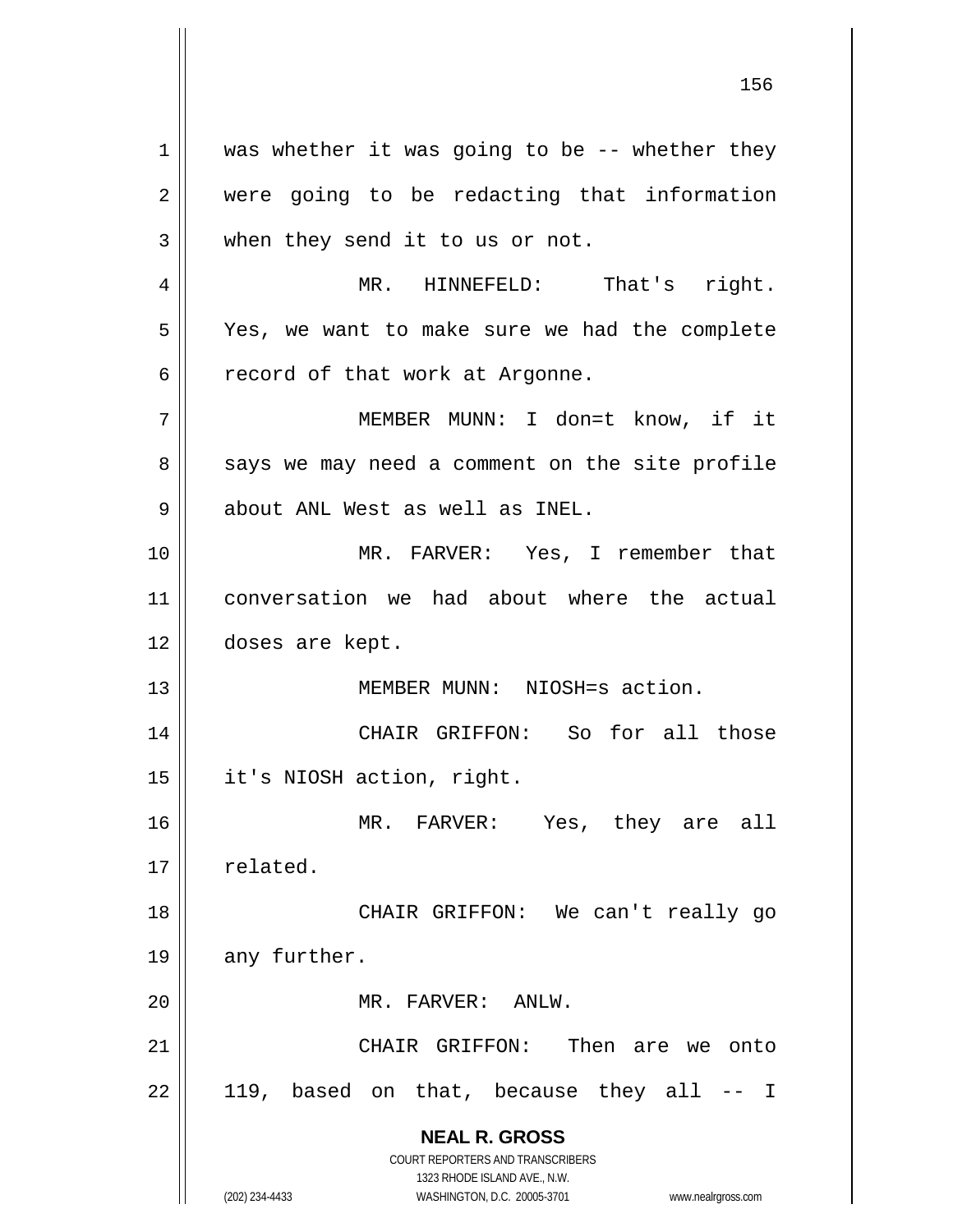was whether it was going to be -- whether they were going to be redacting that information when they send it to us or not.

MR. HINNEFELD: That's right. Yes, we want to make sure we had the complete record of that work at Argonne.

MEMBER MUNN: I don=t know, if it says we may need a comment on the site profile about ANL West as well as INEL.

MR. FARVER: Yes, I remember that conversation we had about where the actual doses are kept.

MEMBER MUNN: NIOSH=s action.

CHAIR GRIFFON: So for all those it's NIOSH action, right.

MR. FARVER: Yes, they are all related.

CHAIR GRIFFON: We can't really go any further.

MR. FARVER: ANLW.

CHAIR GRIFFON: Then are we onto 119, based on that, because they all -- I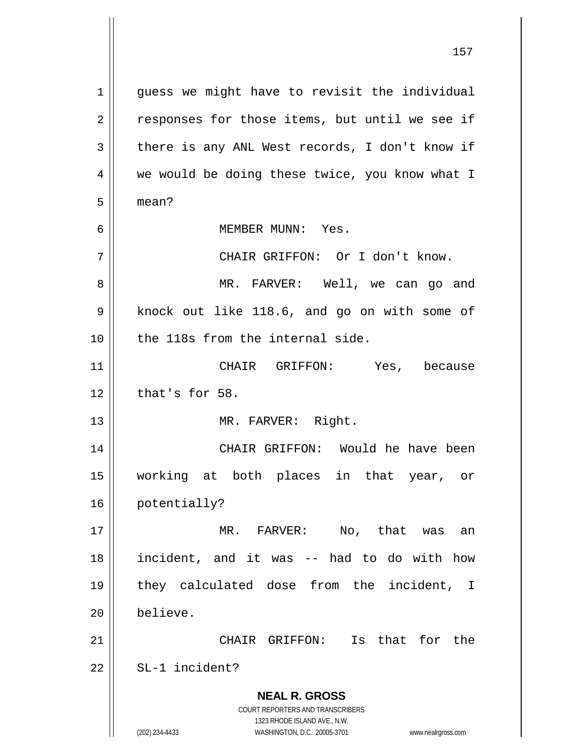guess we might have to revisit the individual responses for those items, but until we see if there is any ANL West records, I don't know if we would be doing these twice, you know what I mean?

MEMBER MUNN: Yes.

CHAIR GRIFFON: Or I don't know.

MR. FARVER: Well, we can go and knock out like 118.6, and go on with some of the 118s from the internal side.

CHAIR GRIFFON: Yes, because that's for 58.

MR. FARVER: Right.

CHAIR GRIFFON: Would he have been working at both places in that year, or potentially?

MR. FARVER: No, that was an incident, and it was -- had to do with how they calculated dose from the incident, I believe.

CHAIR GRIFFON: Is that for the SL-1 incident?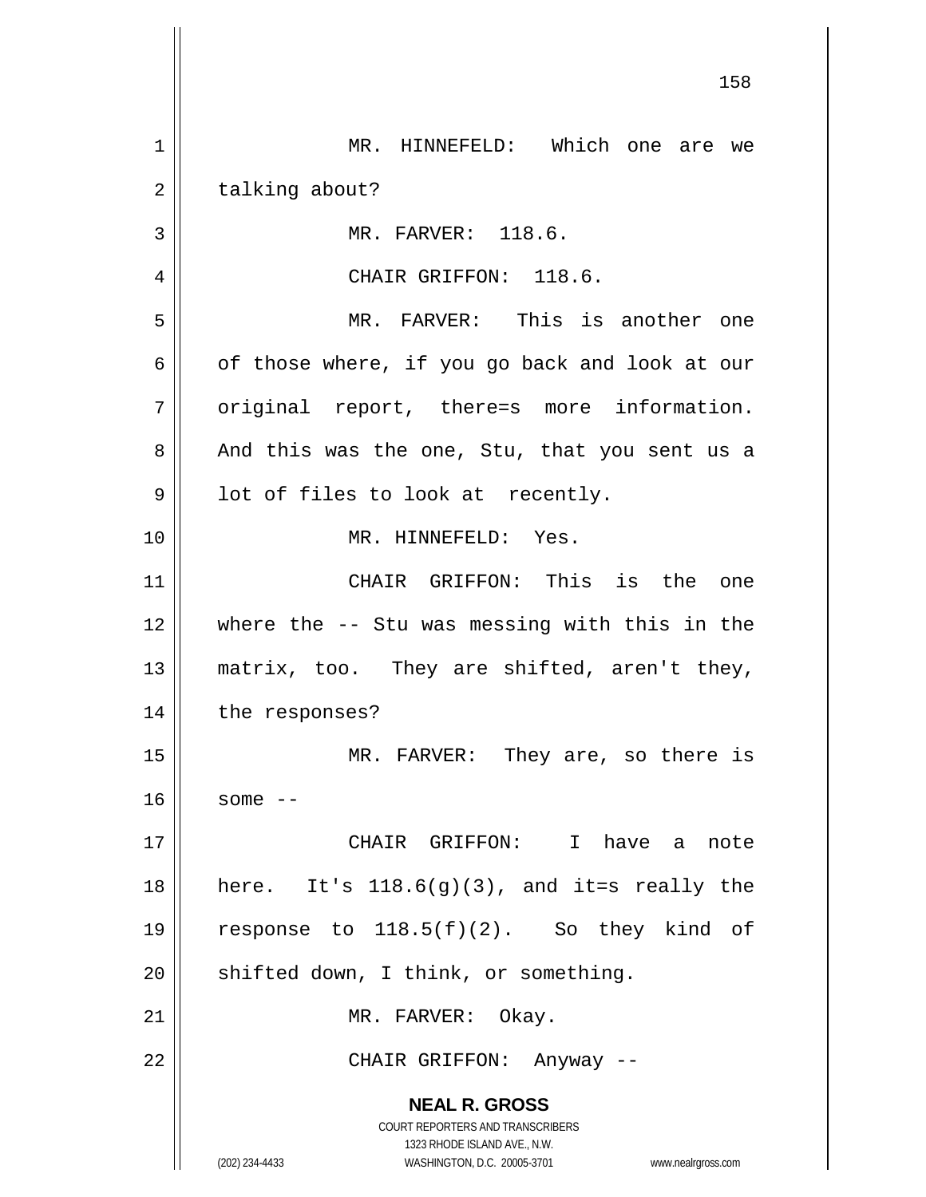MR. HINNEFELD: Which one are we talking about?

MR. FARVER: 118.6.

CHAIR GRIFFON: 118.6.

MR. FARVER: This is another one of those where, if you go back and look at our original report, there=s more information. And this was the one, Stu, that you sent us a lot of files to look at recently.

MR. HINNEFELD: Yes.

CHAIR GRIFFON: This is the one where the -- Stu was messing with this in the matrix, too. They are shifted, aren't they, the responses?

MR. FARVER: They are, so there is some --

CHAIR GRIFFON: I have a note here. It's 118.6(g)(3), and it=s really the response to 118.5(f)(2). So they kind of shifted down, I think, or something.

MR. FARVER: Okay.

CHAIR GRIFFON: Anyway --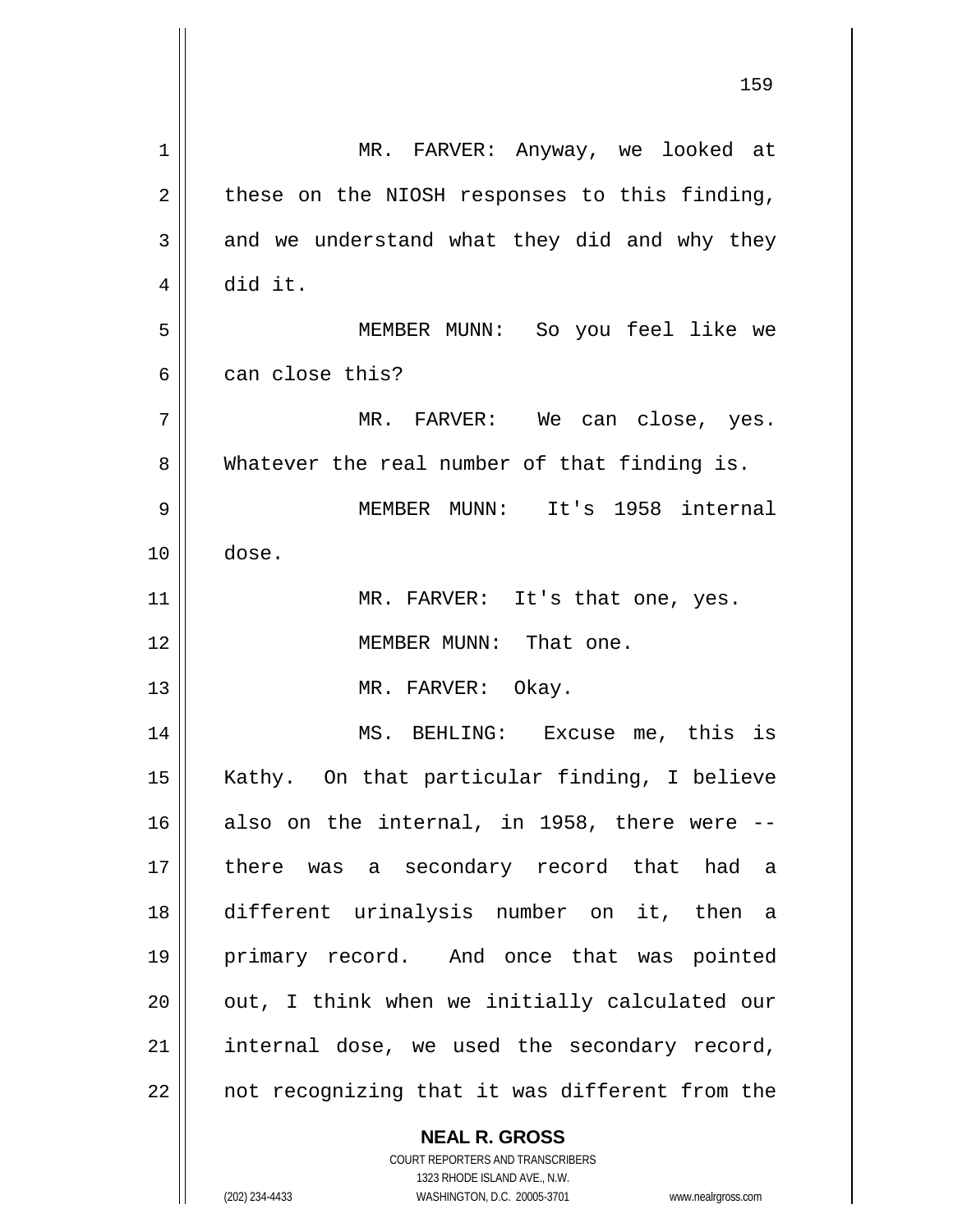MR. FARVER: Anyway, we looked at these on the NIOSH responses to this finding, and we understand what they did and why they did it.

MEMBER MUNN: So you feel like we can close this?

MR. FARVER: We can close, yes. Whatever the real number of that finding is.

MEMBER MUNN: It's 1958 internal dose.

MR. FARVER: It's that one, yes.

MEMBER MUNN: That one.

MR. FARVER: Okay.

MS. BEHLING: Excuse me, this is Kathy. On that particular finding, I believe also on the internal, in 1958, there were -- there was a secondary record that had a different urinalysis number on it, then a primary record. And once that was pointed out, I think when we initially calculated our internal dose, we used the secondary record, not recognizing that it was different from the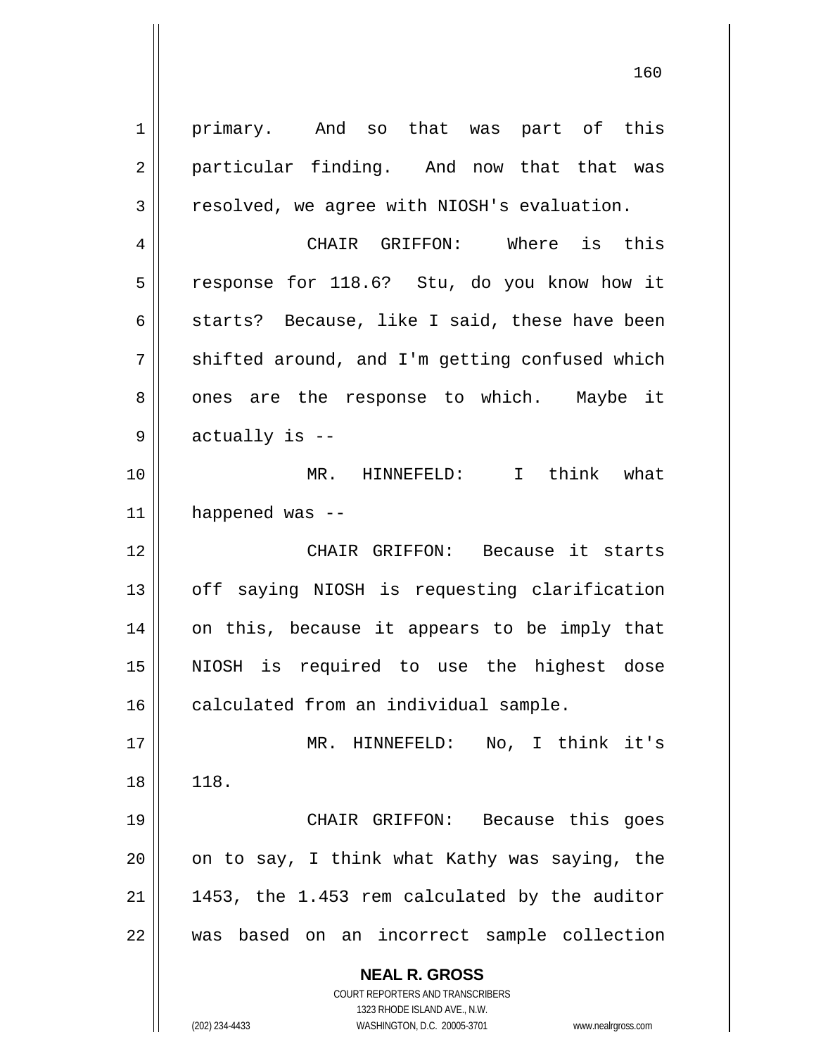primary. And so that was part of this particular finding. And now that that was resolved, we agree with NIOSH's evaluation.

CHAIR GRIFFON: Where is this response for 118.6? Stu, do you know how it starts? Because, like I said, these have been shifted around, and I'm getting confused which ones are the response to which. Maybe it actually is --

MR. HINNEFELD: I think what happened was --

CHAIR GRIFFON: Because it starts off saying NIOSH is requesting clarification on this, because it appears to be imply that NIOSH is required to use the highest dose calculated from an individual sample.

MR. HINNEFELD: No, I think it's 118.

CHAIR GRIFFON: Because this goes on to say, I think what Kathy was saying, the 1453, the 1.453 rem calculated by the auditor was based on an incorrect sample collection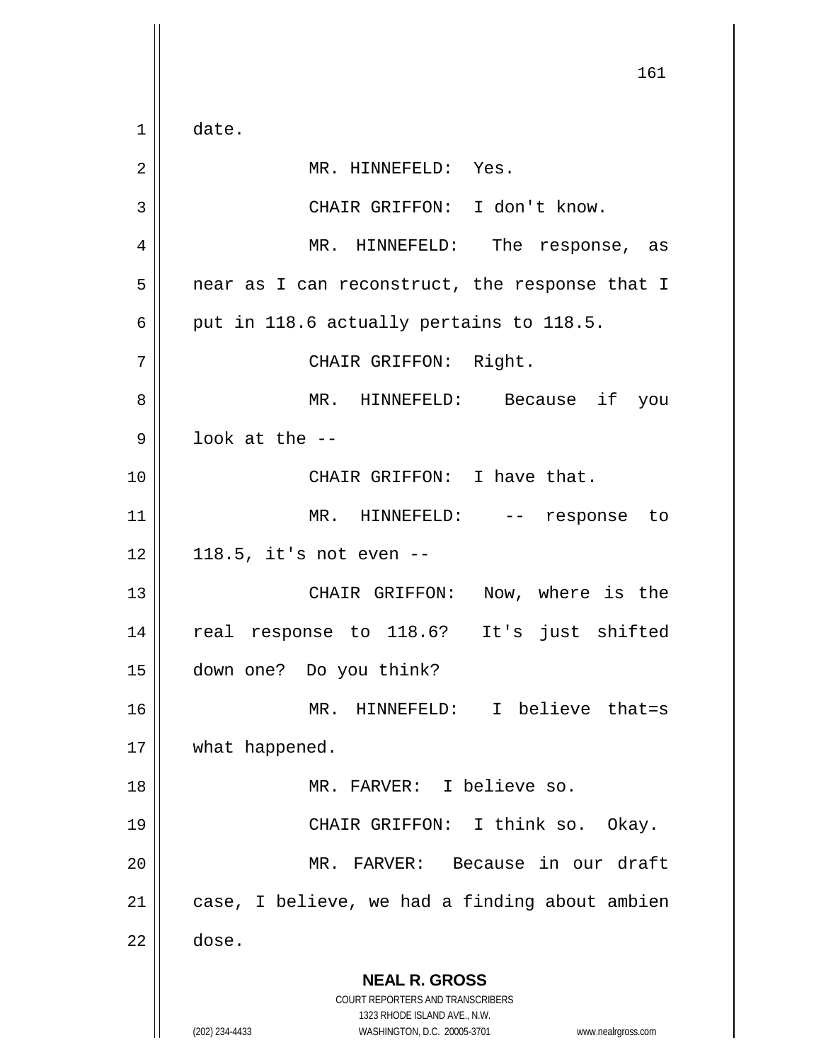date.

MR. HINNEFELD: Yes.

CHAIR GRIFFON: I don't know.

MR. HINNEFELD: The response, as near as I can reconstruct, the response that I put in 118.6 actually pertains to 118.5.

CHAIR GRIFFON: Right.

MR. HINNEFELD: Because if you look at the --

CHAIR GRIFFON: I have that.

MR. HINNEFELD: -- response to 118.5, it's not even --

CHAIR GRIFFON: Now, where is the real response to 118.6? It's just shifted down one? Do you think?

MR. HINNEFELD: I believe that=s what happened.

MR. FARVER: I believe so.

CHAIR GRIFFON: I think so. Okay.

MR. FARVER: Because in our draft case, I believe, we had a finding about ambien dose.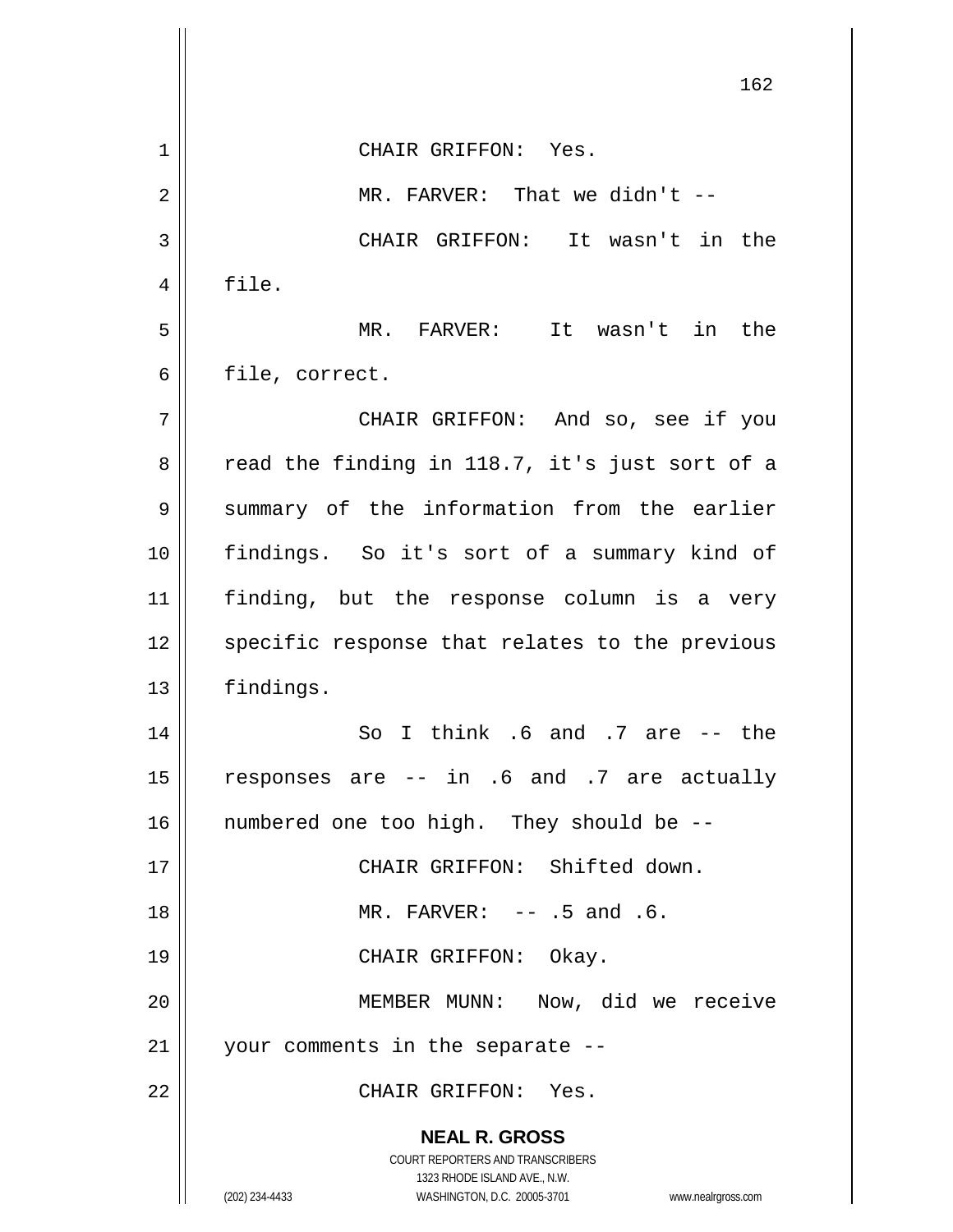CHAIR GRIFFON: Yes.

MR. FARVER: That we didn't --

CHAIR GRIFFON: It wasn't in the file.

MR. FARVER: It wasn't in the file, correct.

CHAIR GRIFFON: And so, see if you read the finding in 118.7, it's just sort of a summary of the information from the earlier findings. So it's sort of a summary kind of finding, but the response column is a very specific response that relates to the previous findings.

So I think .6 and .7 are -- the responses are -- in .6 and .7 are actually numbered one too high. They should be --

CHAIR GRIFFON: Shifted down.

MR. FARVER: -- .5 and .6.

CHAIR GRIFFON: Okay.

MEMBER MUNN: Now, did we receive your comments in the separate --

CHAIR GRIFFON: Yes.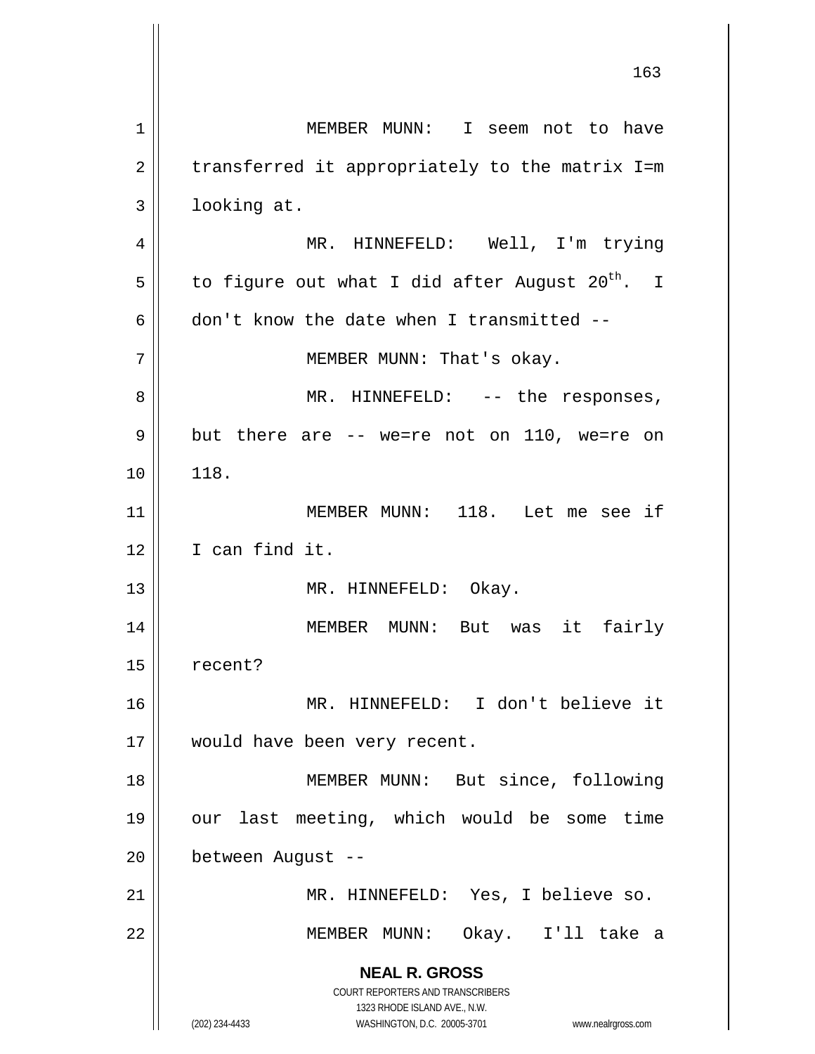MEMBER MUNN: I seem not to have transferred it appropriately to the matrix I=m looking at.

MR. HINNEFELD: Well, I'm trying to figure out what I did after August $20^{th}$. I don't know the date when I transmitted --

MEMBER MUNN: That's okay.

MR. HINNEFELD: -- the responses, but there are -- we=re not on 110, we=re on 118.

MEMBER MUNN: 118. Let me see if I can find it.

MR. HINNEFELD: Okay.

MEMBER MUNN: But was it fairly recent?

MR. HINNEFELD: I don't believe it would have been very recent.

MEMBER MUNN: But since, following our last meeting, which would be some time between August --

MR. HINNEFELD: Yes, I believe so.

MEMBER MUNN: Okay. I'll take a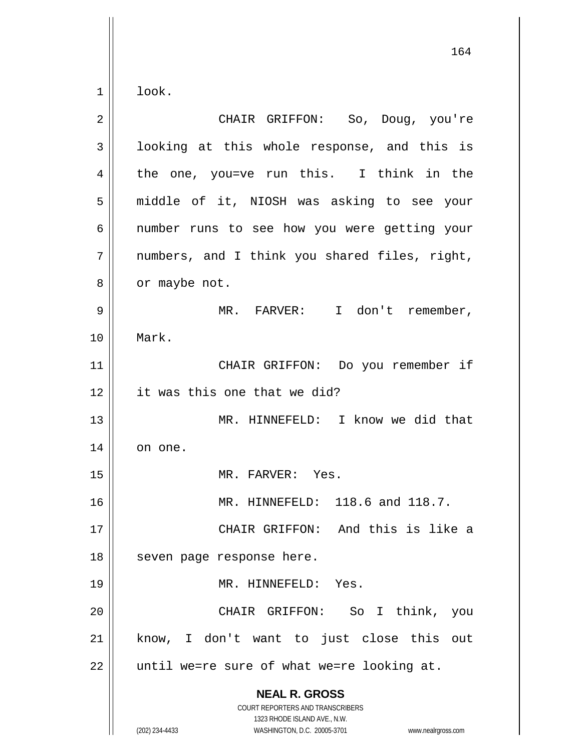look.

CHAIR GRIFFON: So, Doug, you're looking at this whole response, and this is the one, you=ve run this. I think in the middle of it, NIOSH was asking to see your number runs to see how you were getting your numbers, and I think you shared files, right, or maybe not.

MR. FARVER: I don't remember, Mark.

CHAIR GRIFFON: Do you remember if it was this one that we did?

MR. HINNEFELD: I know we did that on one.

MR. FARVER: Yes.

MR. HINNEFELD: 118.6 and 118.7.

CHAIR GRIFFON: And this is like a seven page response here.

MR. HINNEFELD: Yes.

CHAIR GRIFFON: So I think, you know, I don't want to just close this out until we=re sure of what we=re looking at.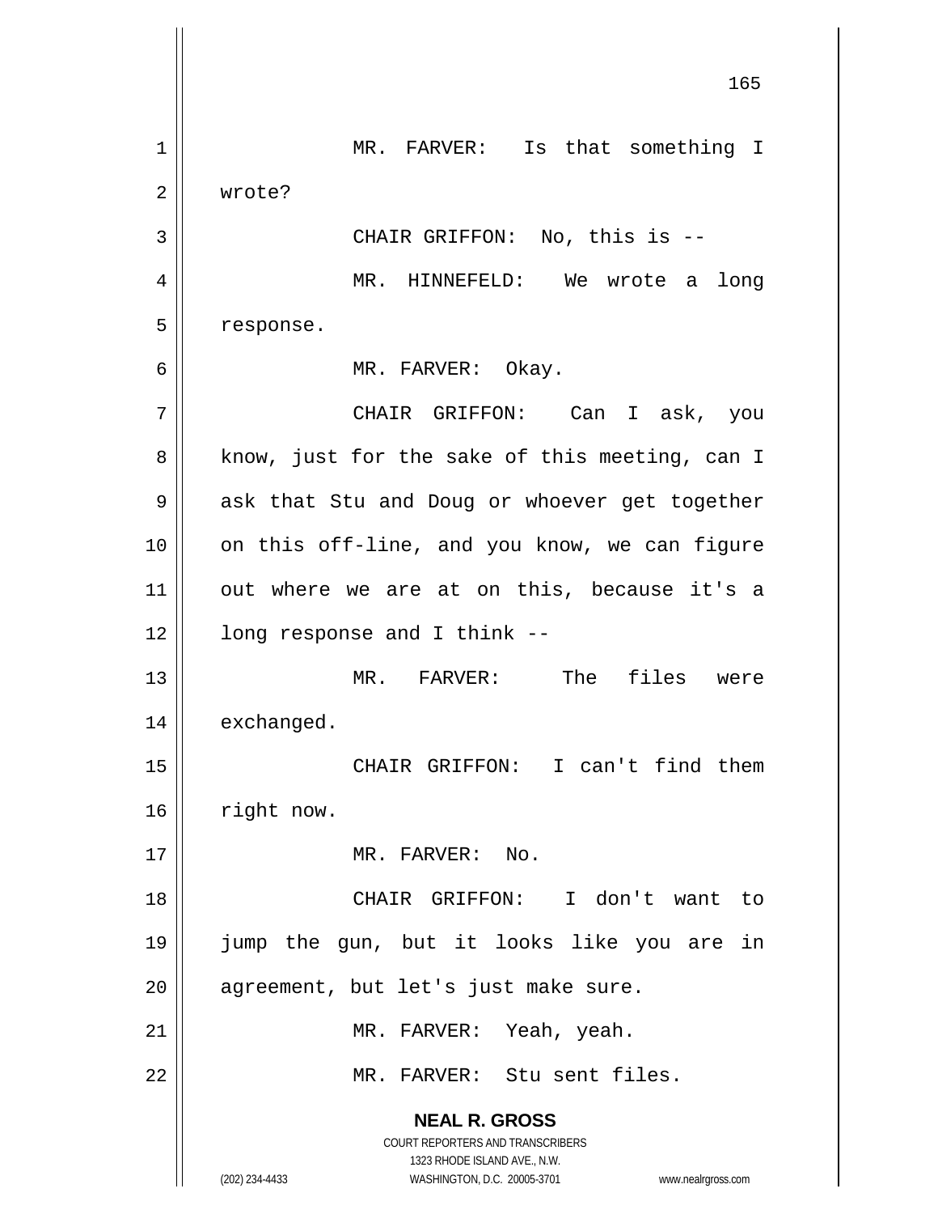MR. FARVER: Is that something I wrote?

CHAIR GRIFFON: No, this is --

MR. HINNEFELD: We wrote a long response.

MR. FARVER: Okay.

CHAIR GRIFFON: Can I ask, you know, just for the sake of this meeting, can I ask that Stu and Doug or whoever get together on this off-line, and you know, we can figure out where we are at on this, because it's a long response and I think --

MR. FARVER: The files were exchanged.

CHAIR GRIFFON: I can't find them right now.

MR. FARVER: No.

CHAIR GRIFFON: I don't want to jump the gun, but it looks like you are in agreement, but let's just make sure.

MR. FARVER: Yeah, yeah.

MR. FARVER: Stu sent files.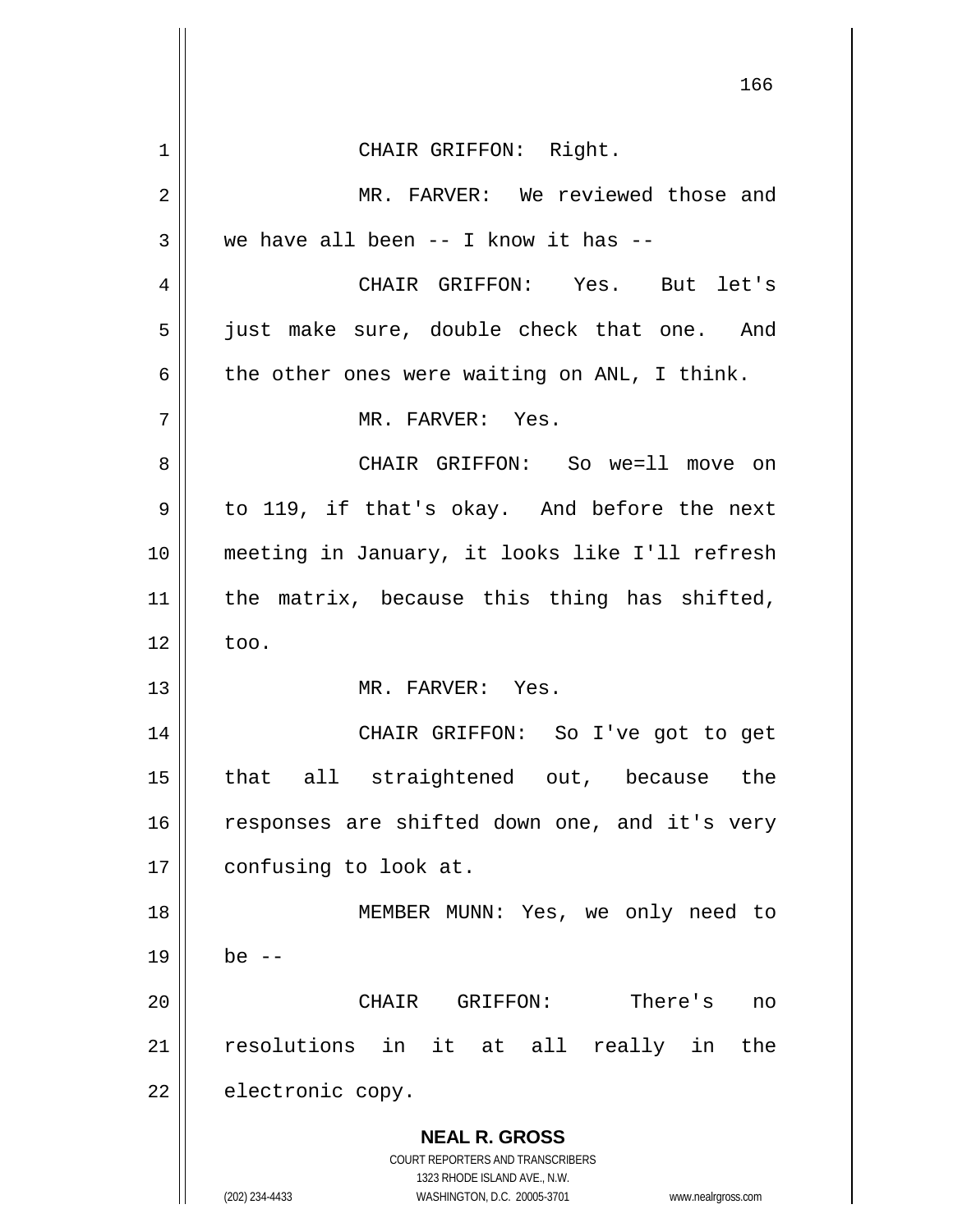CHAIR GRIFFON: Right.

MR. FARVER: We reviewed those and we have all been -- I know it has --

CHAIR GRIFFON: Yes. But let's just make sure, double check that one. And the other ones were waiting on ANL, I think.

MR. FARVER: Yes.

CHAIR GRIFFON: So we=ll move on to 119, if that's okay. And before the next meeting in January, it looks like I'll refresh the matrix, because this thing has shifted, too.

MR. FARVER: Yes.

CHAIR GRIFFON: So I've got to get that all straightened out, because the responses are shifted down one, and it's very confusing to look at.

MEMBER MUNN: Yes, we only need to be --

CHAIR GRIFFON: There's no resolutions in it at all really in the electronic copy.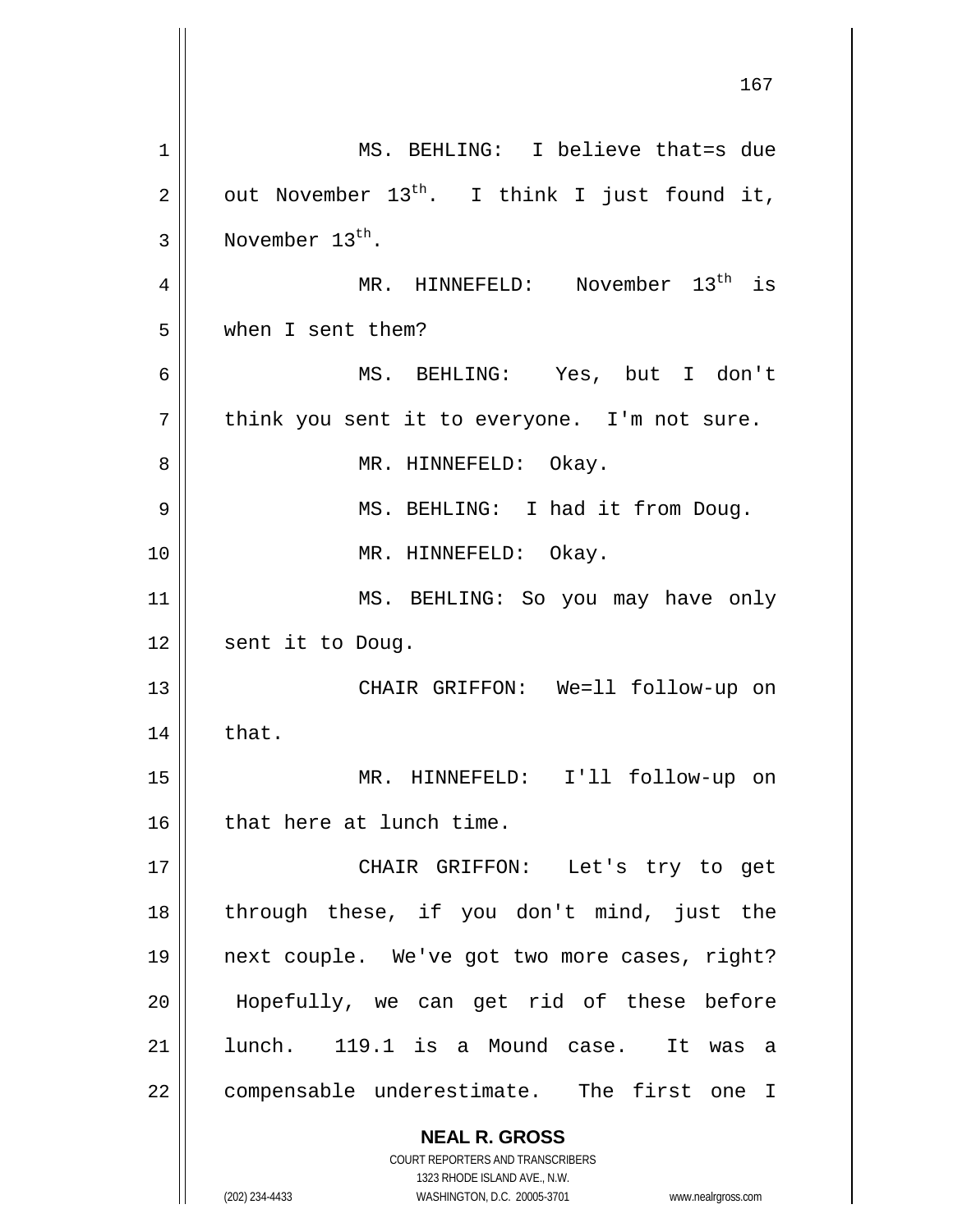MS. BEHLING: I believe that=s due out November $13^{th}$. I think I just found it, November $13^{th}$.

MR. HINNEFELD: November $13^{th}$ is when I sent them?

MS. BEHLING: Yes, but I don't think you sent it to everyone. I'm not sure.

MR. HINNEFELD: Okay.

MS. BEHLING: I had it from Doug.

MR. HINNEFELD: Okay.

MS. BEHLING: So you may have only sent it to Doug.

CHAIR GRIFFON: We=ll follow-up on that.

MR. HINNEFELD: I'll follow-up on that here at lunch time.

CHAIR GRIFFON: Let's try to get through these, if you don't mind, just the next couple. We've got two more cases, right? Hopefully, we can get rid of these before lunch. 119.1 is a Mound case. It was a compensable underestimate. The first one I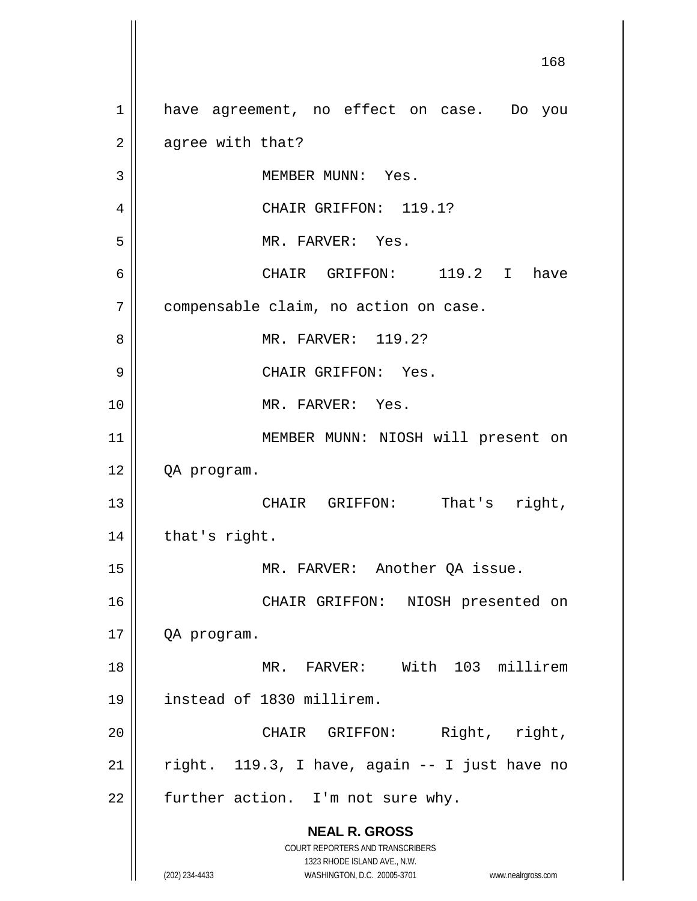have agreement, no effect on case. Do you agree with that?

MEMBER MUNN: Yes.

CHAIR GRIFFON: 119.1?

MR. FARVER: Yes.

CHAIR GRIFFON: 119.2 I have compensable claim, no action on case.

MR. FARVER: 119.2?

CHAIR GRIFFON: Yes.

MR. FARVER: Yes.

MEMBER MUNN: NIOSH will present on QA program.

CHAIR GRIFFON: That's right, that's right.

MR. FARVER: Another QA issue.

CHAIR GRIFFON: NIOSH presented on QA program.

MR. FARVER: With 103 millirem instead of 1830 millirem.

CHAIR GRIFFON: Right, right, right. 119.3, I have, again -- I just have no further action. I'm not sure why.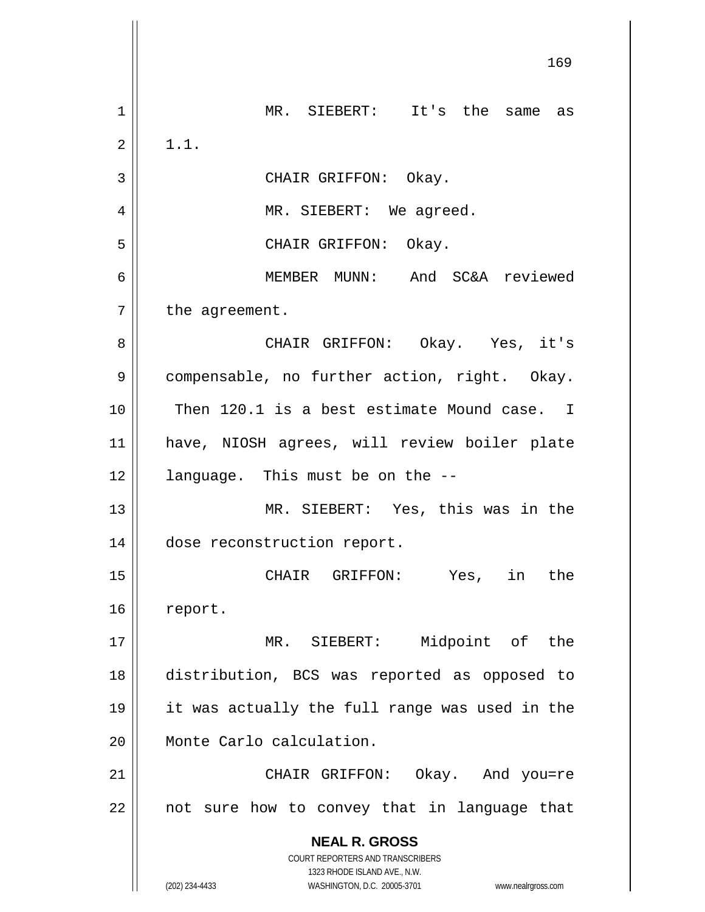MR. SIEBERT: It's the same as 1.1.

CHAIR GRIFFON: Okay.

MR. SIEBERT: We agreed.

CHAIR GRIFFON: Okay.

MEMBER MUNN: And SC&A reviewed the agreement.

CHAIR GRIFFON: Okay. Yes, it's compensable, no further action, right. Okay. Then 120.1 is a best estimate Mound case. I have, NIOSH agrees, will review boiler plate language. This must be on the --

MR. SIEBERT: Yes, this was in the dose reconstruction report.

CHAIR GRIFFON: Yes, in the report.

MR. SIEBERT: Midpoint of the distribution, BCS was reported as opposed to it was actually the full range was used in the Monte Carlo calculation.

CHAIR GRIFFON: Okay. And you=re not sure how to convey that in language that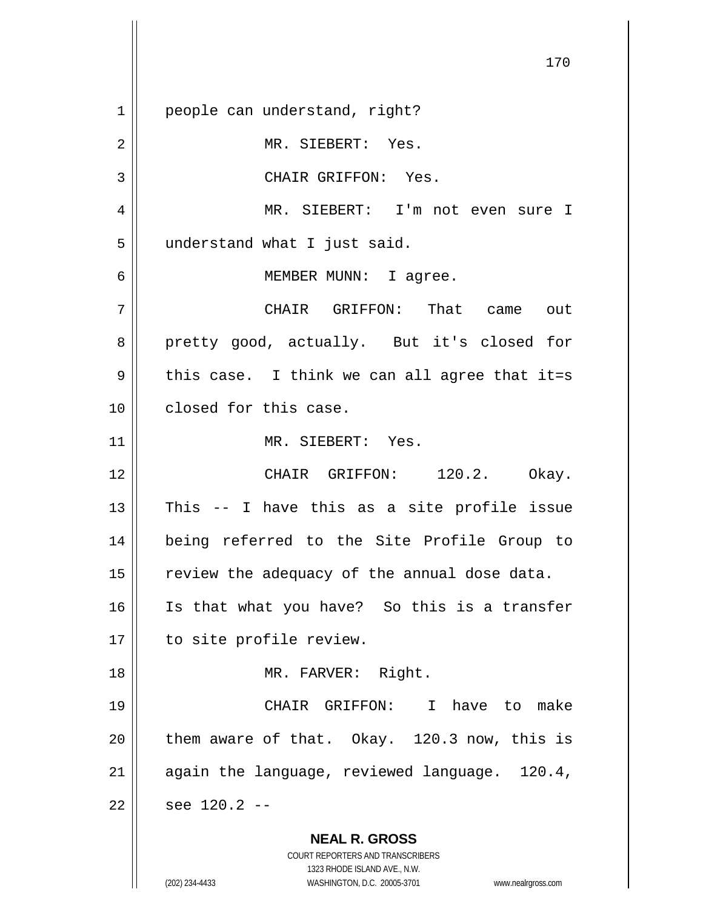people can understand, right?

MR. SIEBERT: Yes.

CHAIR GRIFFON: Yes.

MR. SIEBERT: I'm not even sure I understand what I just said.

MEMBER MUNN: I agree.

CHAIR GRIFFON: That came out pretty good, actually. But it's closed for this case. I think we can all agree that it=s closed for this case.

MR. SIEBERT: Yes.

CHAIR GRIFFON: 120.2. Okay. This -- I have this as a site profile issue being referred to the Site Profile Group to review the adequacy of the annual dose data. Is that what you have? So this is a transfer to site profile review.

MR. FARVER: Right.

CHAIR GRIFFON: I have to make them aware of that. Okay. 120.3 now, this is again the language, reviewed language. 120.4, see 120.2 --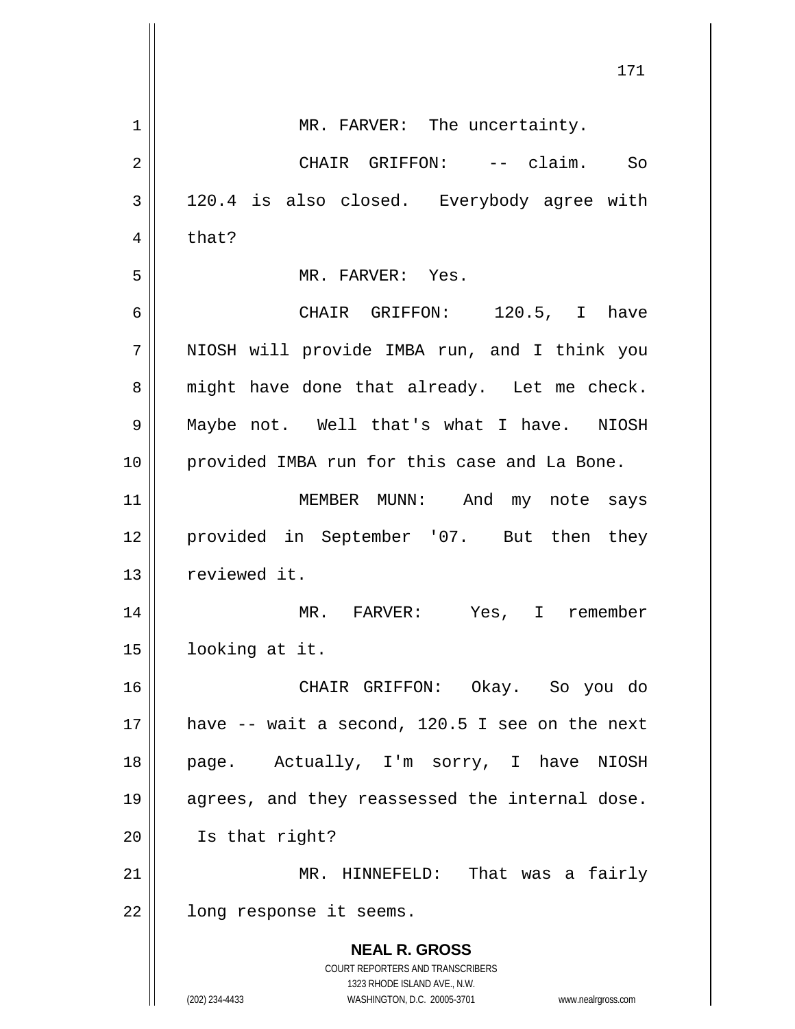MR. FARVER: The uncertainty.

CHAIR GRIFFON: -- claim. So 120.4 is also closed. Everybody agree with that?

MR. FARVER: Yes.

CHAIR GRIFFON: 120.5, I have NIOSH will provide IMBA run, and I think you might have done that already. Let me check. Maybe not. Well that's what I have. NIOSH provided IMBA run for this case and La Bone.

MEMBER MUNN: And my note says provided in September '07. But then they reviewed it.

MR. FARVER: Yes, I remember looking at it.

CHAIR GRIFFON: Okay. So you do have -- wait a second, 120.5 I see on the next page. Actually, I'm sorry, I have NIOSH agrees, and they reassessed the internal dose. Is that right?

MR. HINNEFELD: That was a fairly long response it seems.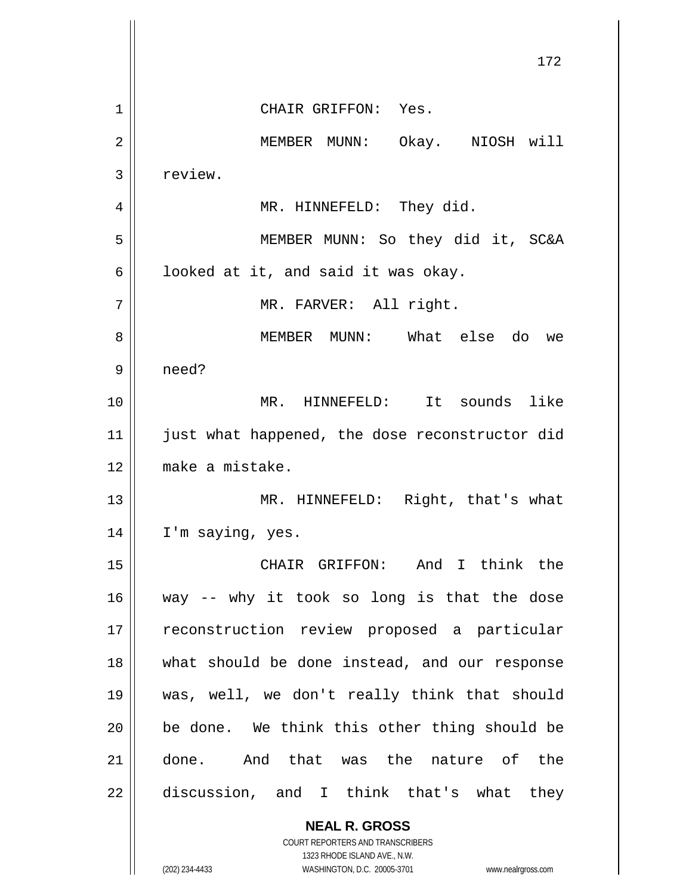CHAIR GRIFFON: Yes.

MEMBER MUNN: Okay. NIOSH will review.

MR. HINNEFELD: They did.

MEMBER MUNN: So they did it, SC&A looked at it, and said it was okay.

MR. FARVER: All right.

MEMBER MUNN: What else do we need?

MR. HINNEFELD: It sounds like just what happened, the dose reconstructor did make a mistake.

MR. HINNEFELD: Right, that's what I'm saying, yes.

CHAIR GRIFFON: And I think the way -- why it took so long is that the dose reconstruction review proposed a particular what should be done instead, and our response was, well, we don't really think that should be done. We think this other thing should be done. And that was the nature of the discussion, and I think that's what they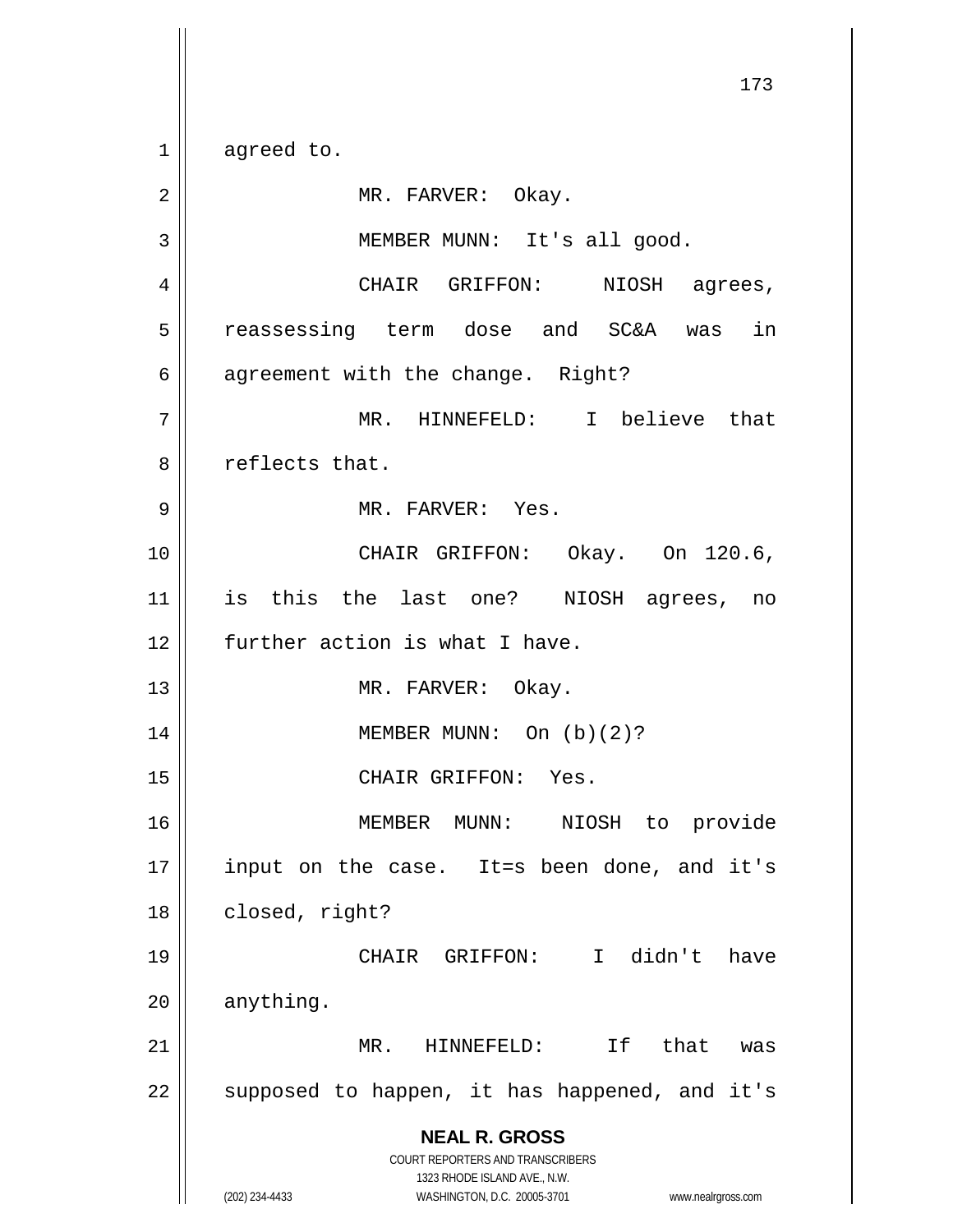agreed to.

MR. FARVER: Okay.

MEMBER MUNN: It's all good.

CHAIR GRIFFON: NIOSH agrees, reassessing term dose and SC&A was in agreement with the change. Right?

MR. HINNEFELD: I believe that reflects that.

MR. FARVER: Yes.

CHAIR GRIFFON: Okay. On 120.6, is this the last one? NIOSH agrees, no further action is what I have.

MR. FARVER: Okay.

MEMBER MUNN: On (b)(2)?

CHAIR GRIFFON: Yes.

MEMBER MUNN: NIOSH to provide input on the case. It=s been done, and it's closed, right?

CHAIR GRIFFON: I didn't have anything.

MR. HINNEFELD: If that was supposed to happen, it has happened, and it's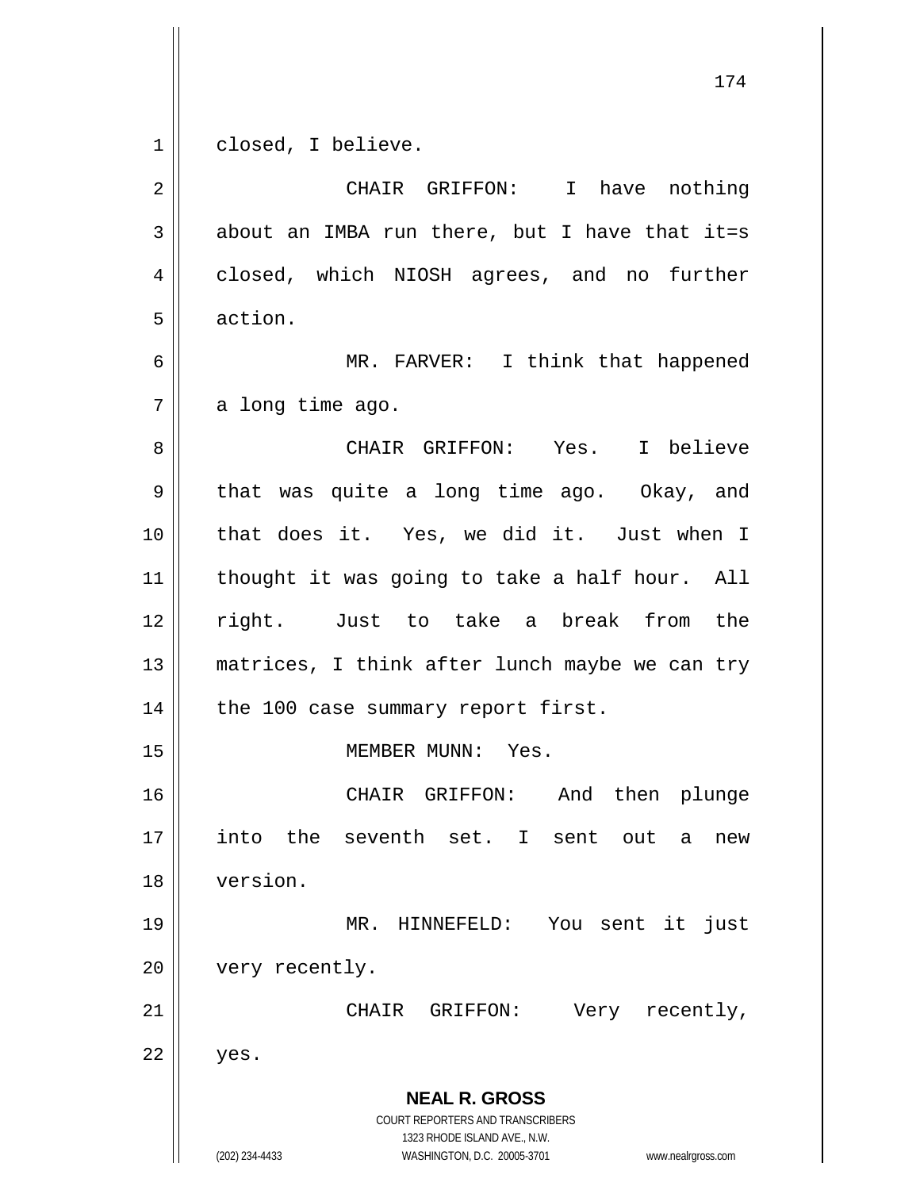closed, I believe.

CHAIR GRIFFON: I have nothing about an IMBA run there, but I have that it=s closed, which NIOSH agrees, and no further action.

MR. FARVER: I think that happened a long time ago.

CHAIR GRIFFON: Yes. I believe that was quite a long time ago. Okay, and that does it. Yes, we did it. Just when I thought it was going to take a half hour. All right. Just to take a break from the matrices, I think after lunch maybe we can try the 100 case summary report first.

MEMBER MUNN: Yes.

CHAIR GRIFFON: And then plunge into the seventh set. I sent out a new version.

MR. HINNEFELD: You sent it just very recently.

CHAIR GRIFFON: Very recently, yes.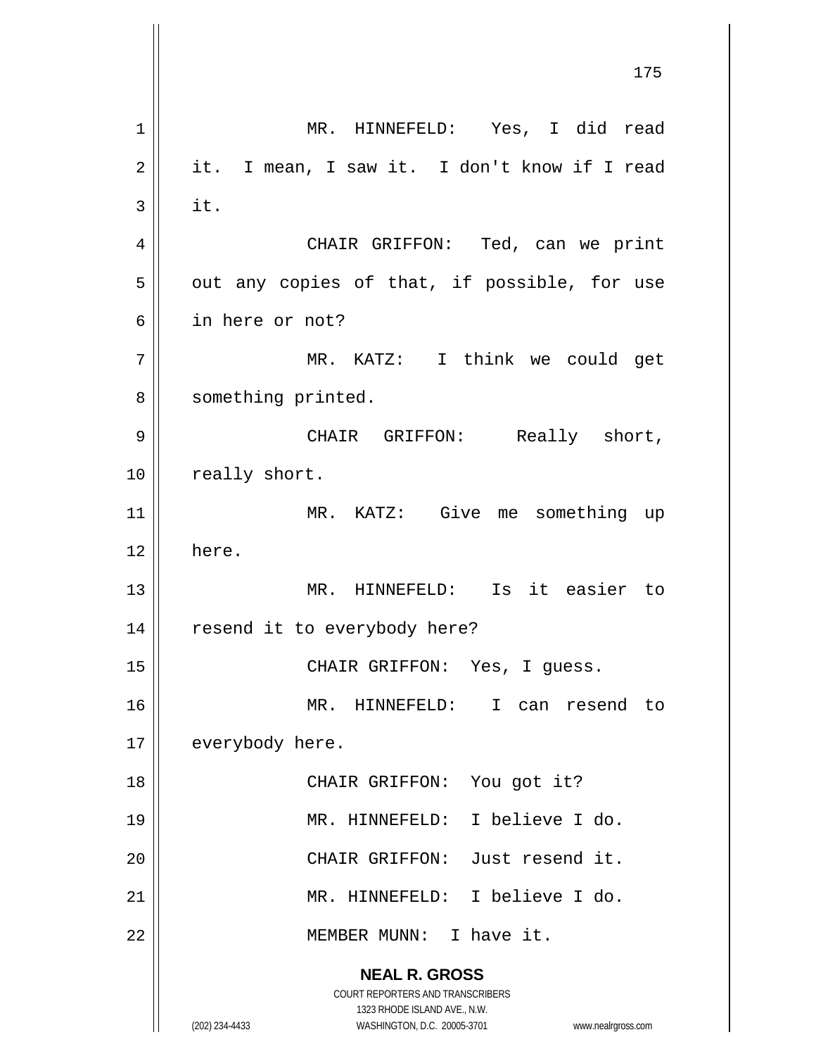MR. HINNEFELD: Yes, I did read it. I mean, I saw it. I don't know if I read it.

CHAIR GRIFFON: Ted, can we print out any copies of that, if possible, for use in here or not?

MR. KATZ: I think we could get something printed.

CHAIR GRIFFON: Really short, really short.

MR. KATZ: Give me something up here.

MR. HINNEFELD: Is it easier to resend it to everybody here?

CHAIR GRIFFON: Yes, I guess.

MR. HINNEFELD: I can resend to everybody here.

CHAIR GRIFFON: You got it?

MR. HINNEFELD: I believe I do.

CHAIR GRIFFON: Just resend it.

MR. HINNEFELD: I believe I do.

MEMBER MUNN: I have it.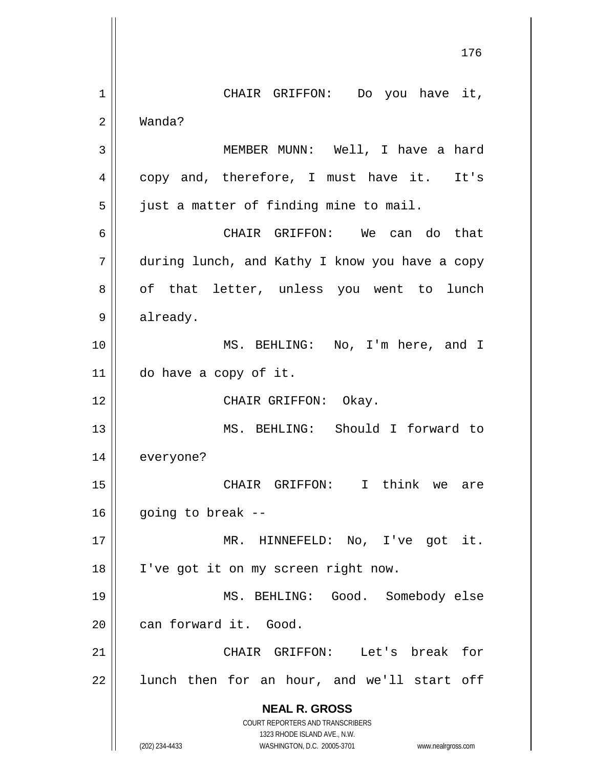CHAIR GRIFFON: Do you have it, Wanda?

MEMBER MUNN: Well, I have a hard copy and, therefore, I must have it. It's just a matter of finding mine to mail.

CHAIR GRIFFON: We can do that during lunch, and Kathy I know you have a copy of that letter, unless you went to lunch already.

MS. BEHLING: No, I'm here, and I do have a copy of it.

CHAIR GRIFFON: Okay.

MS. BEHLING: Should I forward to everyone?

CHAIR GRIFFON: I think we are going to break --

MR. HINNEFELD: No, I've got it. I've got it on my screen right now.

MS. BEHLING: Good. Somebody else can forward it. Good.

CHAIR GRIFFON: Let's break for lunch then for an hour, and we'll start off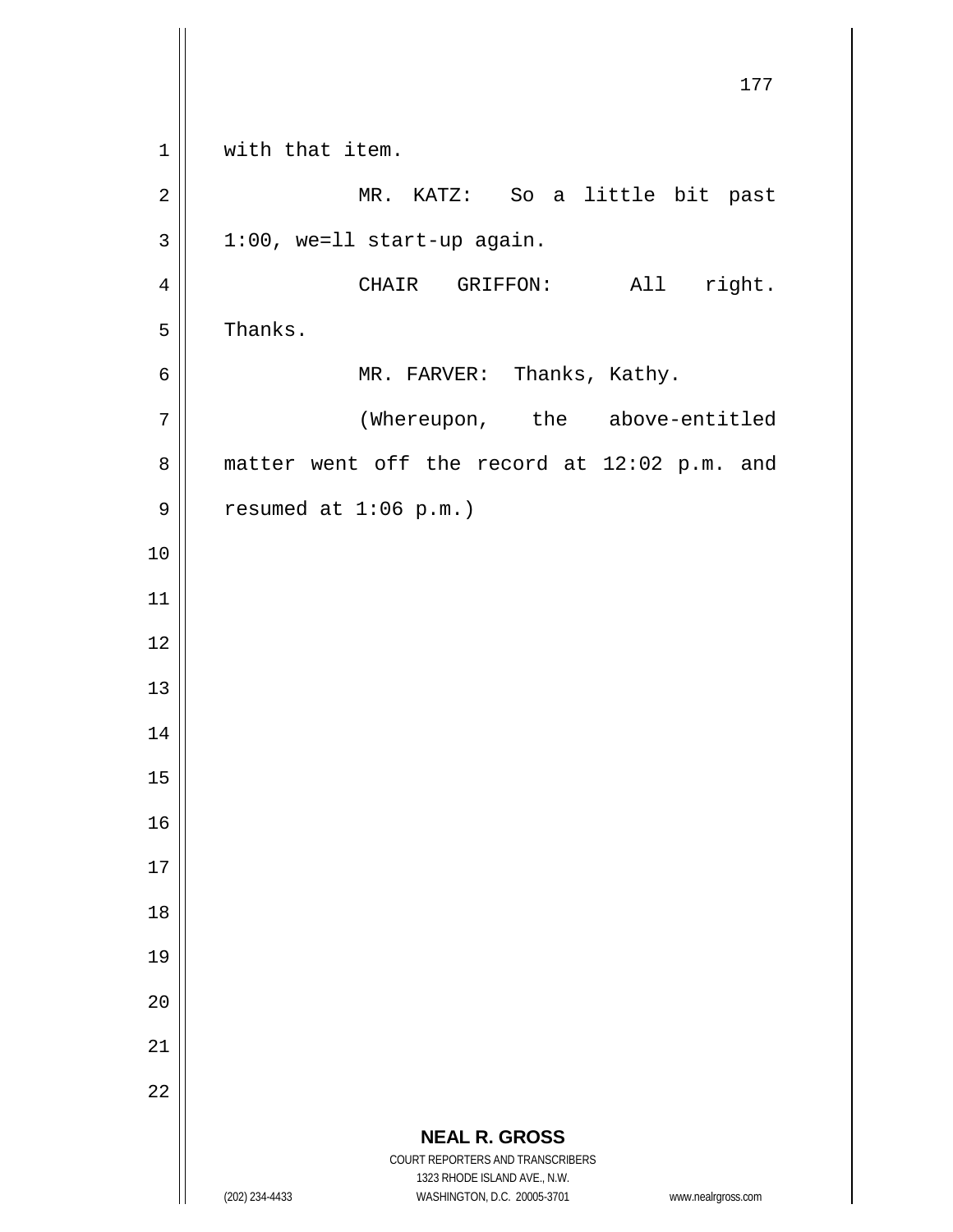with that item.

MR. KATZ: So a little bit past 1:00, we=ll start-up again.

CHAIR GRIFFON: All right. Thanks.

MR. FARVER: Thanks, Kathy.

(Whereupon, the above-entitled matter went off the record at 12:02 p.m. and resumed at 1:06 p.m.)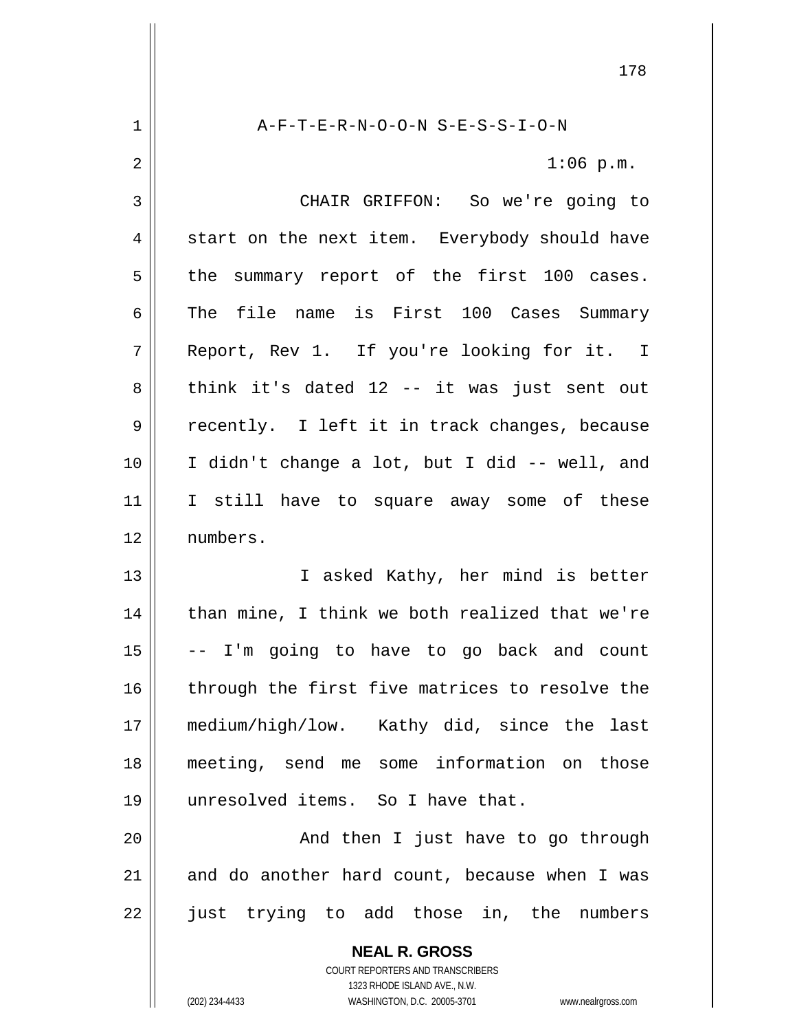A-F-T-E-R-N-O-O-N S-E-S-S-I-O-N

1:06 p.m.

CHAIR GRIFFON: So we're going to start on the next item. Everybody should have the summary report of the first 100 cases. The file name is First 100 Cases Summary Report, Rev 1. If you're looking for it. I think it's dated 12 -- it was just sent out recently. I left it in track changes, because I didn't change a lot, but I did -- well, and I still have to square away some of these numbers.

I asked Kathy, her mind is better than mine, I think we both realized that we're -- I'm going to have to go back and count through the first five matrices to resolve the medium/high/low. Kathy did, since the last meeting, send me some information on those unresolved items. So I have that.

And then I just have to go through and do another hard count, because when I was just trying to add those in, the numbers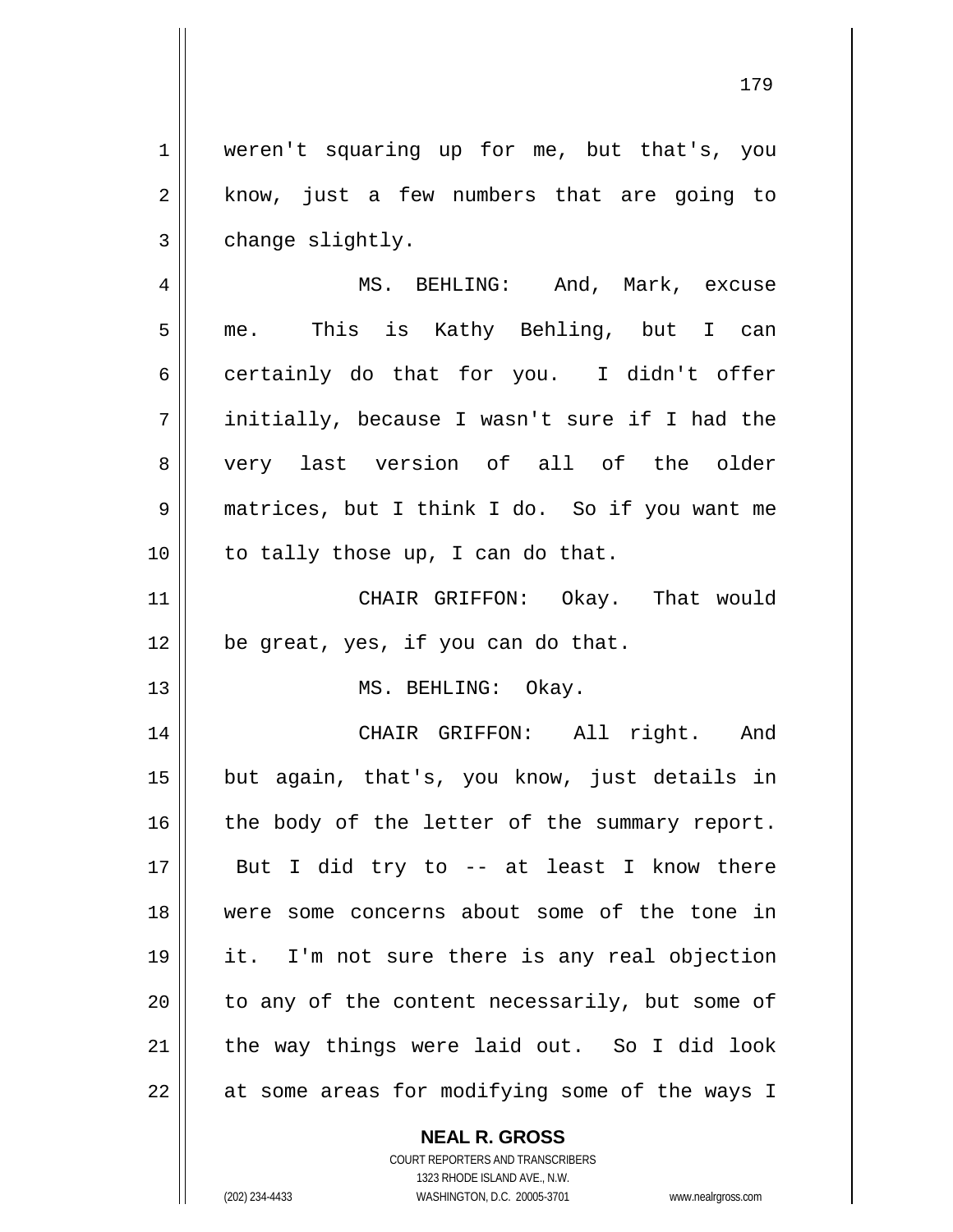weren't squaring up for me, but that's, you know, just a few numbers that are going to change slightly.

MS. BEHLING: And, Mark, excuse me. This is Kathy Behling, but I can certainly do that for you. I didn't offer initially, because I wasn't sure if I had the very last version of all of the older matrices, but I think I do. So if you want me to tally those up, I can do that.

CHAIR GRIFFON: Okay. That would be great, yes, if you can do that.

MS. BEHLING: Okay.

CHAIR GRIFFON: All right. And but again, that's, you know, just details in the body of the letter of the summary report. But I did try to -- at least I know there were some concerns about some of the tone in it. I'm not sure there is any real objection to any of the content necessarily, but some of the way things were laid out. So I did look at some areas for modifying some of the ways I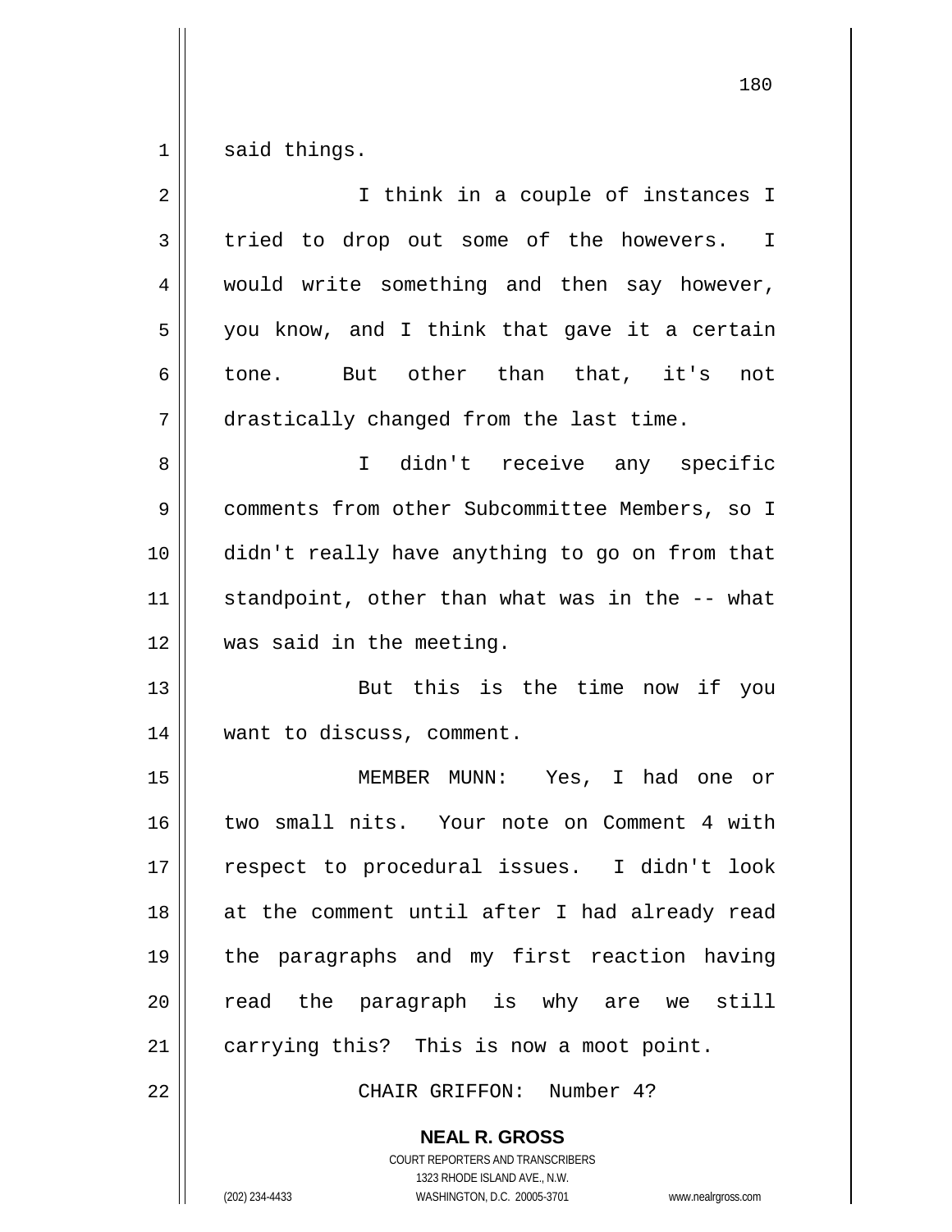said things.

I think in a couple of instances I tried to drop out some of the howevers. I would write something and then say however, you know, and I think that gave it a certain tone. But other than that, it's not drastically changed from the last time.

I didn't receive any specific comments from other Subcommittee Members, so I didn't really have anything to go on from that standpoint, other than what was in the -- what was said in the meeting.

But this is the time now if you want to discuss, comment.

MEMBER MUNN: Yes, I had one or two small nits. Your note on Comment 4 with respect to procedural issues. I didn't look at the comment until after I had already read the paragraphs and my first reaction having read the paragraph is why are we still carrying this? This is now a moot point.

CHAIR GRIFFON: Number 4?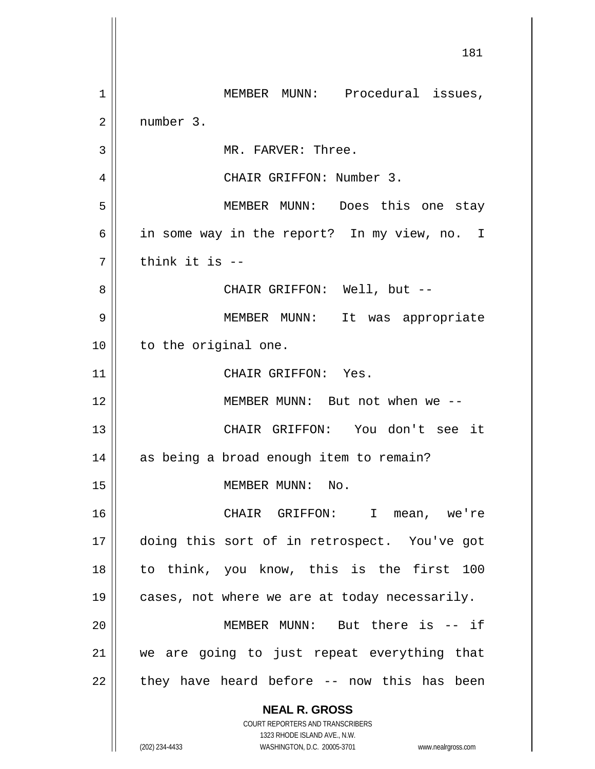MEMBER MUNN: Procedural issues, number 3.

MR. FARVER: Three.

CHAIR GRIFFON: Number 3.

MEMBER MUNN: Does this one stay in some way in the report? In my view, no. I think it is --

CHAIR GRIFFON: Well, but --

MEMBER MUNN: It was appropriate to the original one.

CHAIR GRIFFON: Yes.

MEMBER MUNN: But not when we --

CHAIR GRIFFON: You don't see it as being a broad enough item to remain?

MEMBER MUNN: No.

CHAIR GRIFFON: I mean, we're doing this sort of in retrospect. You've got to think, you know, this is the first 100 cases, not where we are at today necessarily.

MEMBER MUNN: But there is -- if we are going to just repeat everything that they have heard before -- now this has been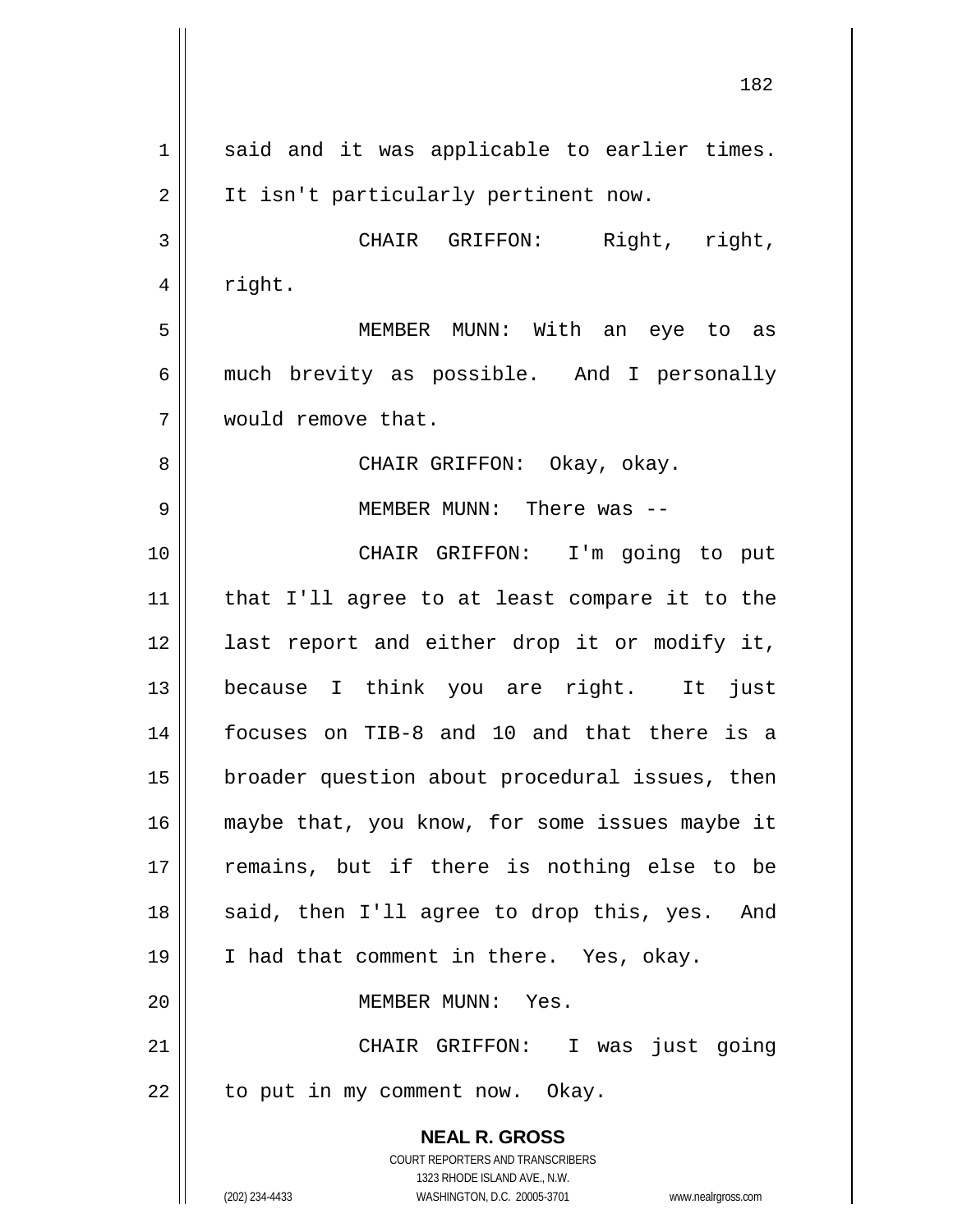said and it was applicable to earlier times. It isn't particularly pertinent now.

CHAIR GRIFFON: Right, right, right.

MEMBER MUNN: With an eye to as much brevity as possible. And I personally would remove that.

CHAIR GRIFFON: Okay, okay.

MEMBER MUNN: There was --

CHAIR GRIFFON: I'm going to put that I'll agree to at least compare it to the last report and either drop it or modify it, because I think you are right. It just focuses on TIB-8 and 10 and that there is a broader question about procedural issues, then maybe that, you know, for some issues maybe it remains, but if there is nothing else to be said, then I'll agree to drop this, yes. And I had that comment in there. Yes, okay.

MEMBER MUNN: Yes.

CHAIR GRIFFON: I was just going to put in my comment now. Okay.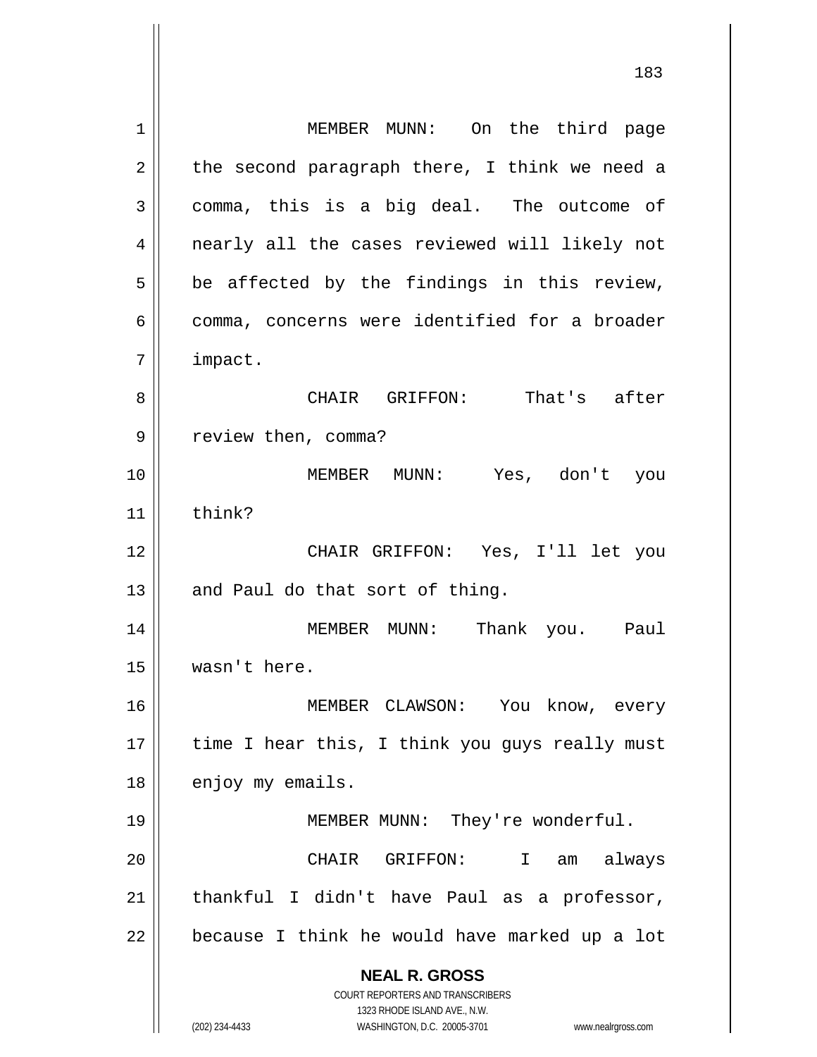MEMBER MUNN: On the third page the second paragraph there, I think we need a comma, this is a big deal. The outcome of nearly all the cases reviewed will likely not be affected by the findings in this review, comma, concerns were identified for a broader impact.

CHAIR GRIFFON: That's after review then, comma?

MEMBER MUNN: Yes, don't you think?

CHAIR GRIFFON: Yes, I'll let you and Paul do that sort of thing.

MEMBER MUNN: Thank you. Paul wasn't here.

MEMBER CLAWSON: You know, every time I hear this, I think you guys really must enjoy my emails.

MEMBER MUNN: They're wonderful.

CHAIR GRIFFON: I am always thankful I didn't have Paul as a professor, because I think he would have marked up a lot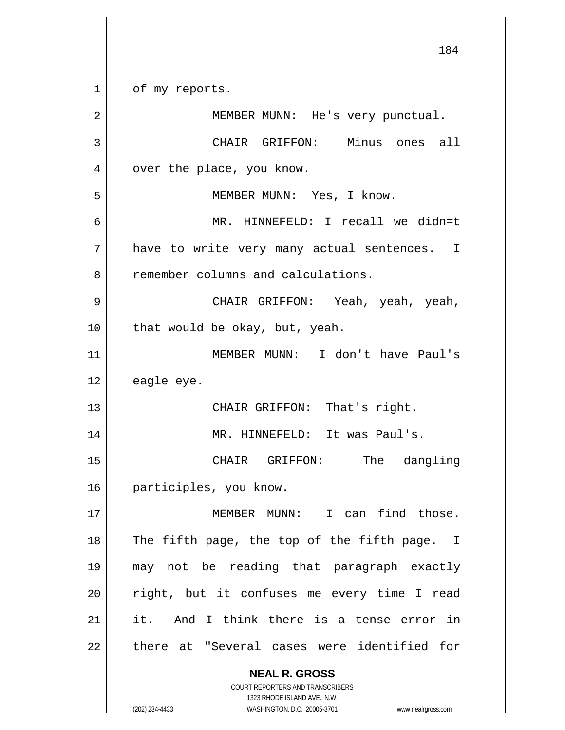of my reports.

MEMBER MUNN: He's very punctual.

CHAIR GRIFFON: Minus ones all over the place, you know.

MEMBER MUNN: Yes, I know.

MR. HINNEFELD: I recall we didn=t have to write very many actual sentences. I remember columns and calculations.

CHAIR GRIFFON: Yeah, yeah, yeah, that would be okay, but, yeah.

MEMBER MUNN: I don't have Paul's eagle eye.

CHAIR GRIFFON: That's right.

MR. HINNEFELD: It was Paul's.

CHAIR GRIFFON: The dangling participles, you know.

MEMBER MUNN: I can find those. The fifth page, the top of the fifth page. I may not be reading that paragraph exactly right, but it confuses me every time I read it. And I think there is a tense error in there at "Several cases were identified for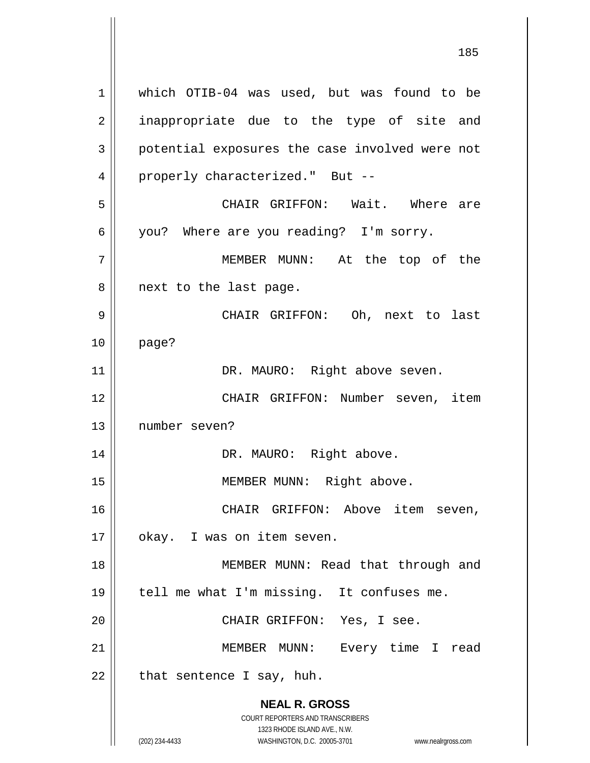which OTIB-04 was used, but was found to be inappropriate due to the type of site and potential exposures the case involved were not properly characterized." But --

CHAIR GRIFFON: Wait. Where are you? Where are you reading? I'm sorry.

MEMBER MUNN: At the top of the next to the last page.

CHAIR GRIFFON: Oh, next to last page?

DR. MAURO: Right above seven.

CHAIR GRIFFON: Number seven, item number seven?

DR. MAURO: Right above.

MEMBER MUNN: Right above.

CHAIR GRIFFON: Above item seven, okay. I was on item seven.

MEMBER MUNN: Read that through and tell me what I'm missing. It confuses me.

CHAIR GRIFFON: Yes, I see.

MEMBER MUNN: Every time I read that sentence I say, huh.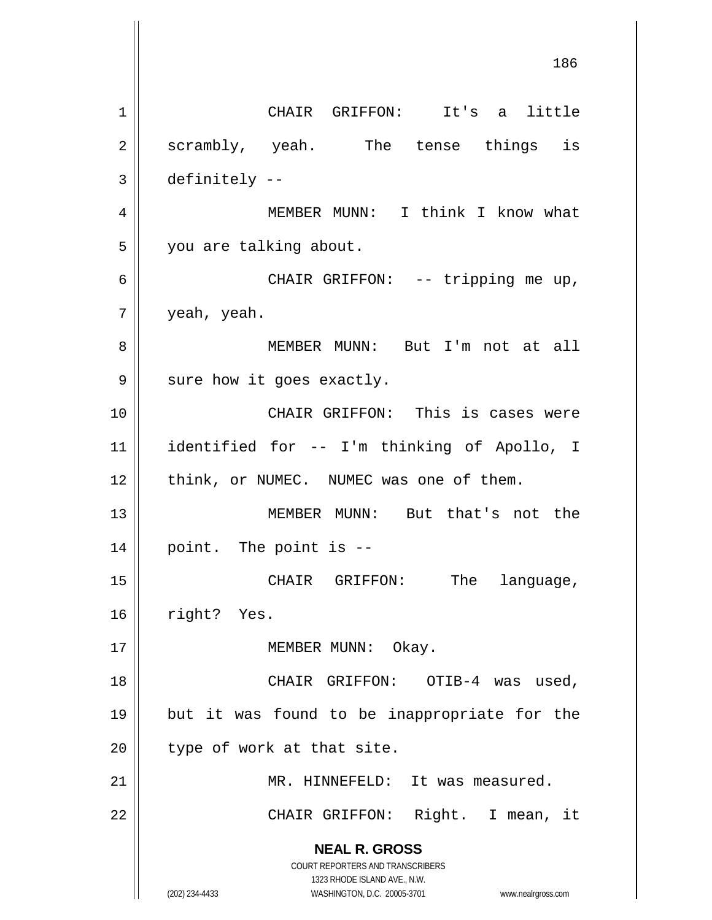CHAIR GRIFFON: It's a little scrambly, yeah. The tense things is definitely --

MEMBER MUNN: I think I know what you are talking about.

CHAIR GRIFFON: -- tripping me up, yeah, yeah.

MEMBER MUNN: But I'm not at all sure how it goes exactly.

CHAIR GRIFFON: This is cases were identified for -- I'm thinking of Apollo, I think, or NUMEC. NUMEC was one of them.

MEMBER MUNN: But that's not the point. The point is --

CHAIR GRIFFON: The language, right? Yes.

MEMBER MUNN: Okay.

CHAIR GRIFFON: OTIB-4 was used, but it was found to be inappropriate for the type of work at that site.

MR. HINNEFELD: It was measured.

CHAIR GRIFFON: Right. I mean, it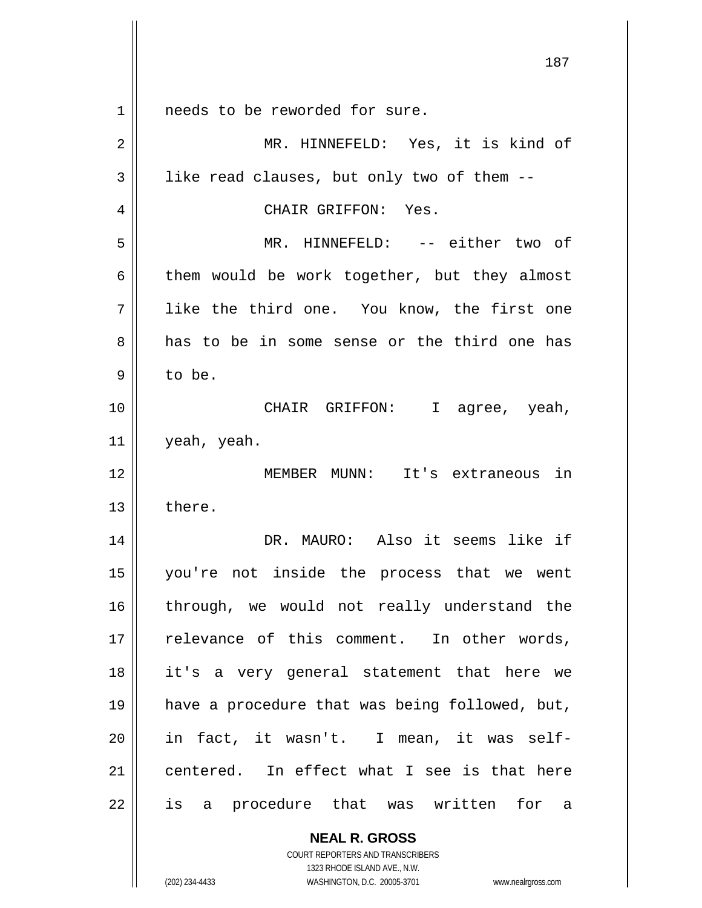needs to be reworded for sure.

MR. HINNEFELD: Yes, it is kind of like read clauses, but only two of them --

CHAIR GRIFFON: Yes.

MR. HINNEFELD: -- either two of them would be work together, but they almost like the third one. You know, the first one has to be in some sense or the third one has to be.

CHAIR GRIFFON: I agree, yeah, yeah, yeah.

MEMBER MUNN: It's extraneous in there.

DR. MAURO: Also it seems like if you're not inside the process that we went through, we would not really understand the relevance of this comment. In other words, it's a very general statement that here we have a procedure that was being followed, but, in fact, it wasn't. I mean, it was self-centered. In effect what I see is that here is a procedure that was written for a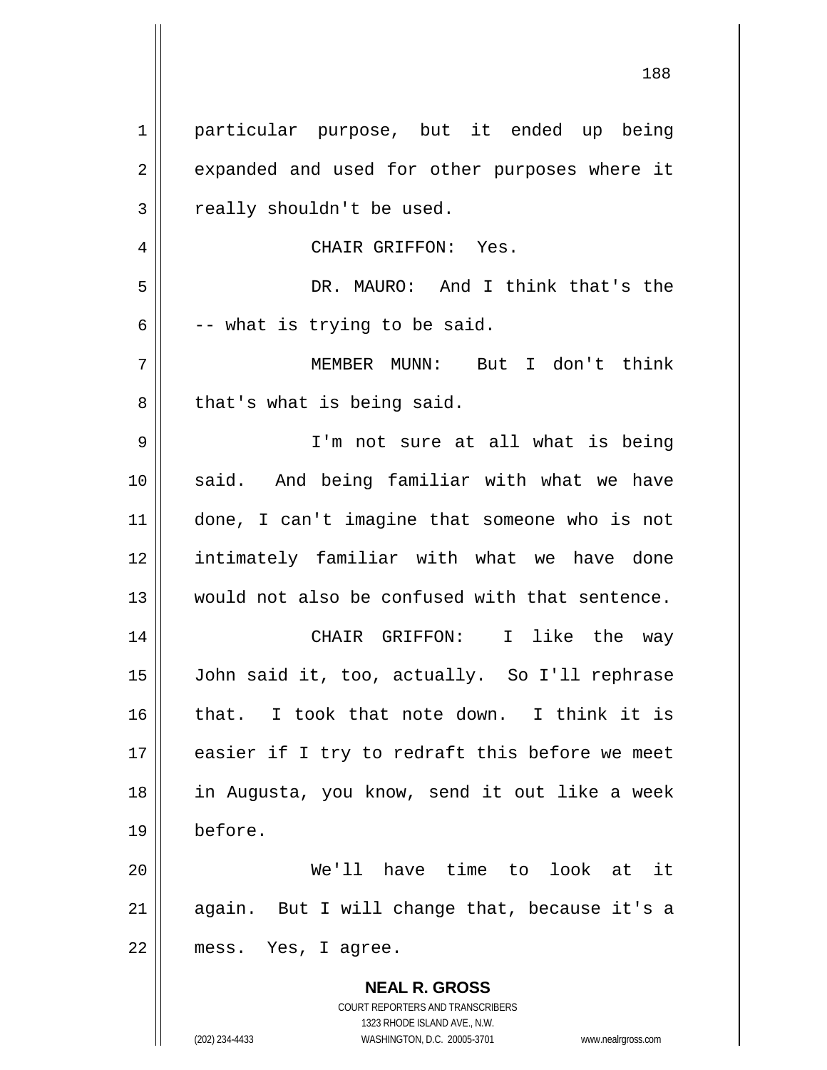particular purpose, but it ended up being expanded and used for other purposes where it really shouldn't be used.

CHAIR GRIFFON: Yes.

DR. MAURO: And I think that's the -- what is trying to be said.

MEMBER MUNN: But I don't think that's what is being said.

I'm not sure at all what is being said. And being familiar with what we have done, I can't imagine that someone who is not intimately familiar with what we have done would not also be confused with that sentence.

CHAIR GRIFFON: I like the way John said it, too, actually. So I'll rephrase that. I took that note down. I think it is easier if I try to redraft this before we meet in Augusta, you know, send it out like a week before.

We'll have time to look at it again. But I will change that, because it's a mess. Yes, I agree.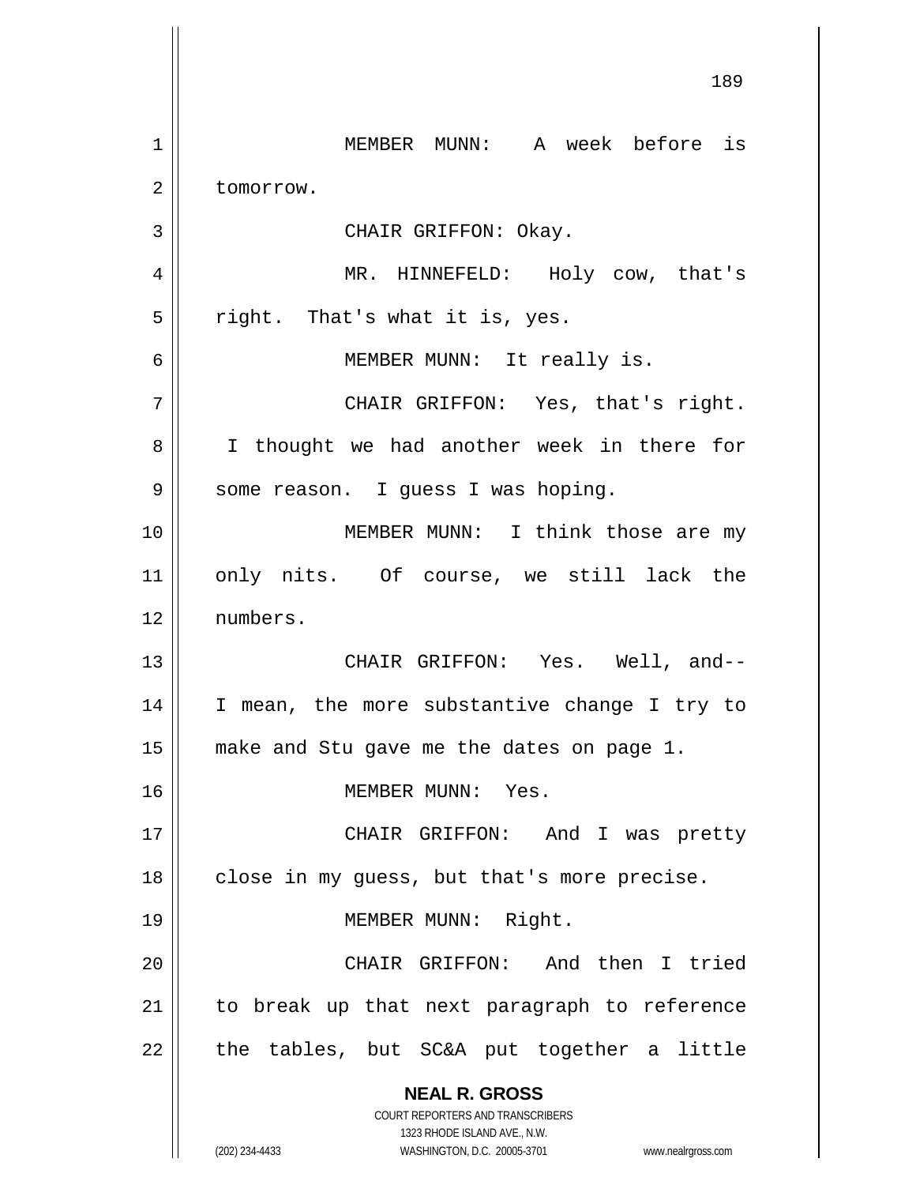MEMBER MUNN: A week before is tomorrow.

CHAIR GRIFFON: Okay.

MR. HINNEFELD: Holy cow, that's right. That's what it is, yes.

MEMBER MUNN: It really is.

CHAIR GRIFFON: Yes, that's right. I thought we had another week in there for some reason. I guess I was hoping.

MEMBER MUNN: I think those are my only nits. Of course, we still lack the numbers.

CHAIR GRIFFON: Yes. Well, and-- I mean, the more substantive change I try to make and Stu gave me the dates on page 1.

MEMBER MUNN: Yes.

CHAIR GRIFFON: And I was pretty close in my guess, but that's more precise.

MEMBER MUNN: Right.

CHAIR GRIFFON: And then I tried to break up that next paragraph to reference the tables, but SC&A put together a little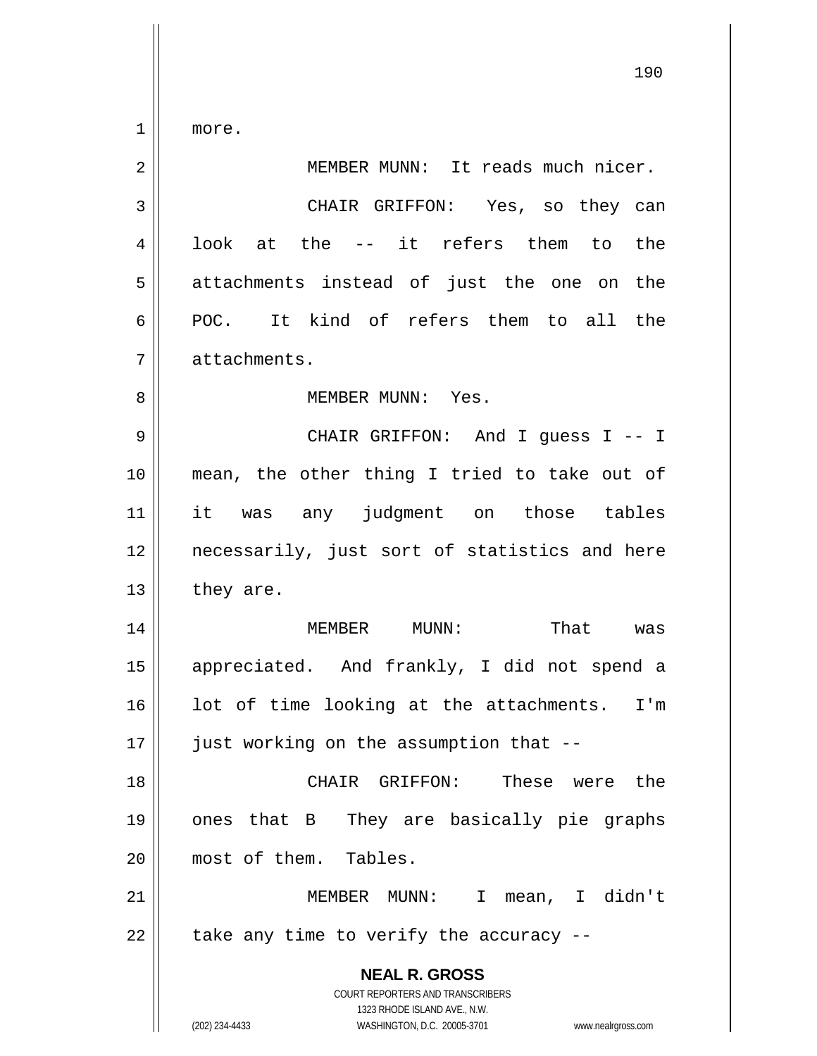more.

MEMBER MUNN: It reads much nicer.

CHAIR GRIFFON: Yes, so they can look at the -- it refers them to the attachments instead of just the one on the POC. It kind of refers them to all the attachments.

MEMBER MUNN: Yes.

CHAIR GRIFFON: And I guess I -- I mean, the other thing I tried to take out of it was any judgment on those tables necessarily, just sort of statistics and here they are.

MEMBER MUNN: That was appreciated. And frankly, I did not spend a lot of time looking at the attachments. I'm just working on the assumption that --

CHAIR GRIFFON: These were the ones that B They are basically pie graphs most of them. Tables.

MEMBER MUNN: I mean, I didn't take any time to verify the accuracy --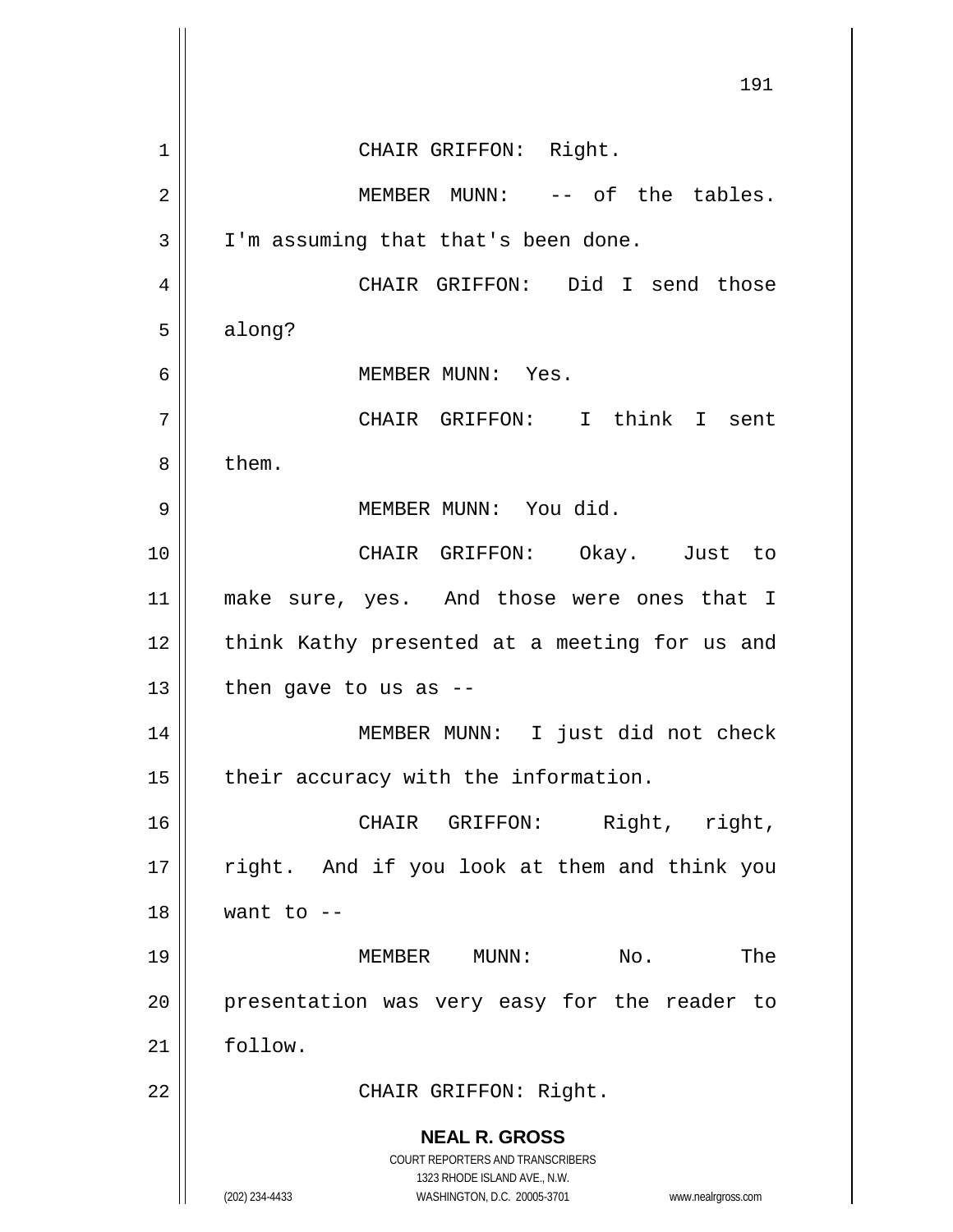CHAIR GRIFFON: Right.

MEMBER MUNN: -- of the tables. I'm assuming that that's been done.

CHAIR GRIFFON: Did I send those along?

MEMBER MUNN: Yes.

CHAIR GRIFFON: I think I sent them.

MEMBER MUNN: You did.

CHAIR GRIFFON: Okay. Just to make sure, yes. And those were ones that I think Kathy presented at a meeting for us and then gave to us as --

MEMBER MUNN: I just did not check their accuracy with the information.

CHAIR GRIFFON: Right, right, right. And if you look at them and think you want to --

MEMBER MUNN: No. The presentation was very easy for the reader to follow.

CHAIR GRIFFON: Right.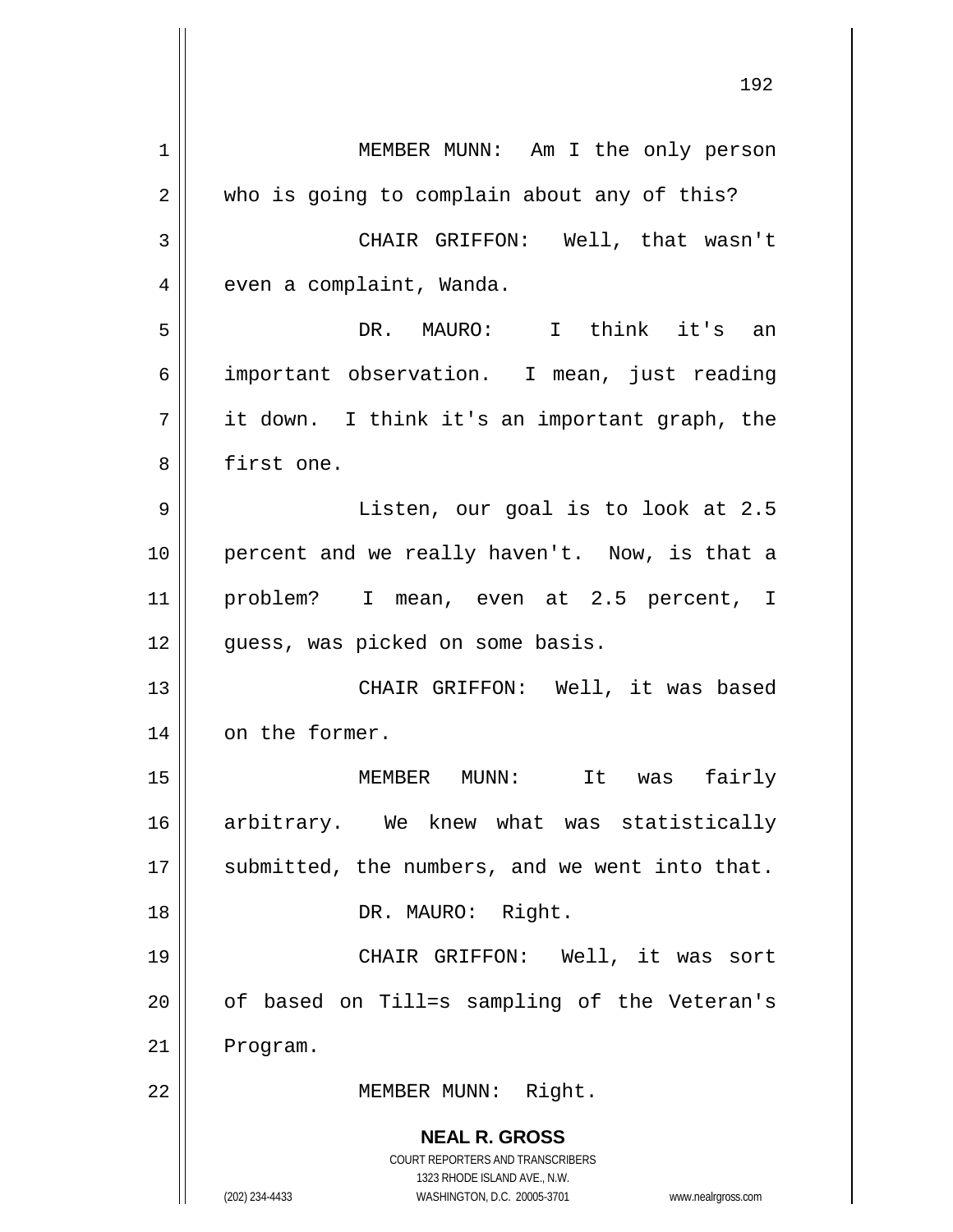MEMBER MUNN: Am I the only person who is going to complain about any of this?

CHAIR GRIFFON: Well, that wasn't even a complaint, Wanda.

DR. MAURO: I think it's an important observation. I mean, just reading it down. I think it's an important graph, the first one.

Listen, our goal is to look at 2.5 percent and we really haven't. Now, is that a problem? I mean, even at 2.5 percent, I guess, was picked on some basis.

CHAIR GRIFFON: Well, it was based on the former.

MEMBER MUNN: It was fairly arbitrary. We knew what was statistically submitted, the numbers, and we went into that.

DR. MAURO: Right.

CHAIR GRIFFON: Well, it was sort of based on Till=s sampling of the Veteran's Program.

MEMBER MUNN: Right.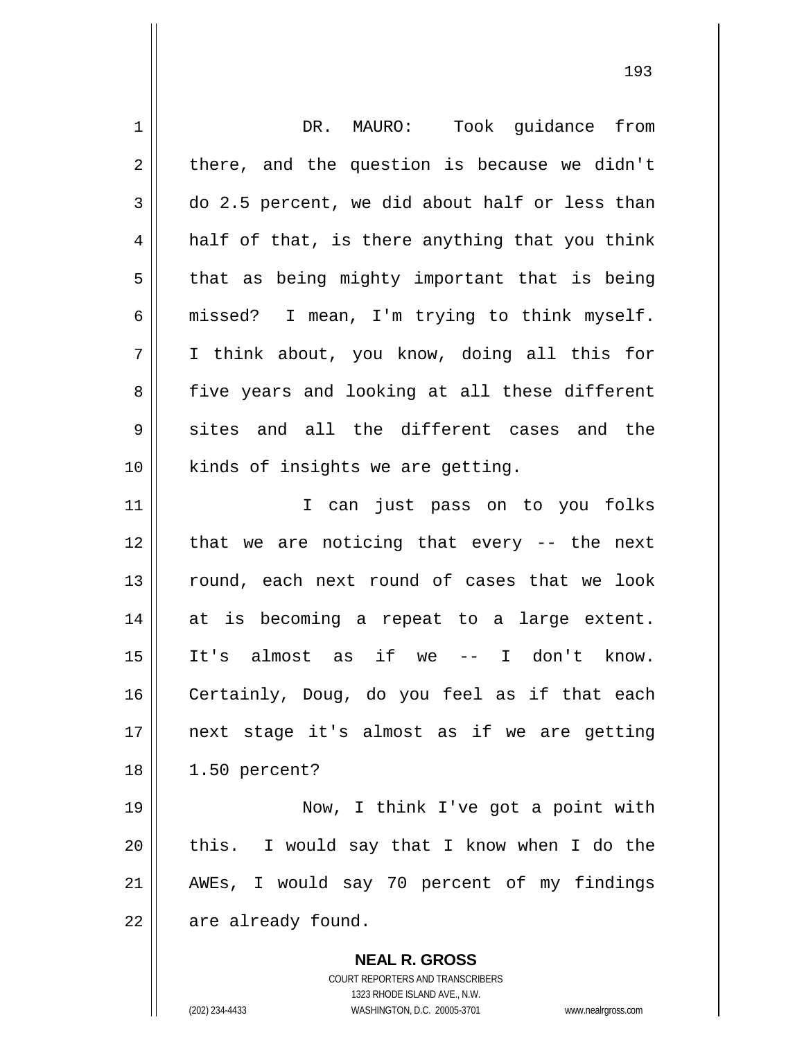DR. MAURO: Took guidance from there, and the question is because we didn't do 2.5 percent, we did about half or less than half of that, is there anything that you think that as being mighty important that is being missed? I mean, I'm trying to think myself. I think about, you know, doing all this for five years and looking at all these different sites and all the different cases and the kinds of insights we are getting.

I can just pass on to you folks that we are noticing that every -- the next round, each next round of cases that we look at is becoming a repeat to a large extent. It's almost as if we -- I don't know. Certainly, Doug, do you feel as if that each next stage it's almost as if we are getting 1.50 percent?

Now, I think I've got a point with this. I would say that I know when I do the AWEs, I would say 70 percent of my findings are already found.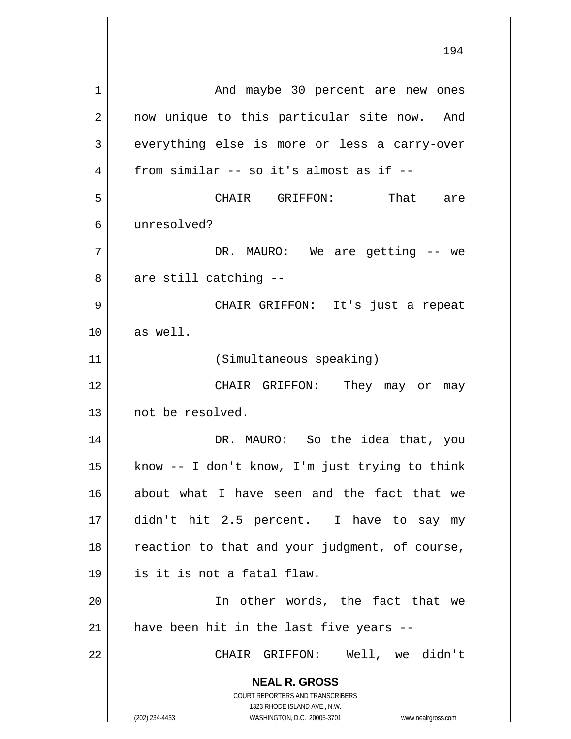And maybe 30 percent are new ones now unique to this particular site now. And everything else is more or less a carry-over from similar -- so it's almost as if --

CHAIR GRIFFON: That are unresolved?

DR. MAURO: We are getting -- we are still catching --

CHAIR GRIFFON: It's just a repeat as well.

(Simultaneous speaking)

CHAIR GRIFFON: They may or may not be resolved.

DR. MAURO: So the idea that, you know -- I don't know, I'm just trying to think about what I have seen and the fact that we didn't hit 2.5 percent. I have to say my reaction to that and your judgment, of course, is it is not a fatal flaw.

In other words, the fact that we have been hit in the last five years --

CHAIR GRIFFON: Well, we didn't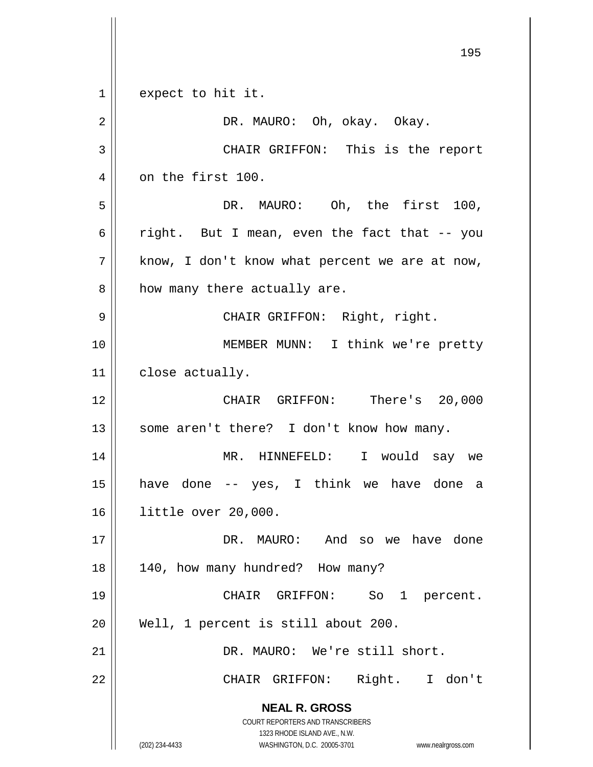expect to hit it.

DR. MAURO: Oh, okay. Okay.

CHAIR GRIFFON: This is the report on the first 100.

DR. MAURO: Oh, the first 100, right. But I mean, even the fact that -- you know, I don't know what percent we are at now, how many there actually are.

CHAIR GRIFFON: Right, right.

MEMBER MUNN: I think we're pretty close actually.

CHAIR GRIFFON: There's 20,000 some aren't there? I don't know how many.

MR. HINNEFELD: I would say we have done -- yes, I think we have done a little over 20,000.

DR. MAURO: And so we have done 140, how many hundred? How many?

CHAIR GRIFFON: So 1 percent. Well, 1 percent is still about 200.

DR. MAURO: We're still short.

CHAIR GRIFFON: Right. I don't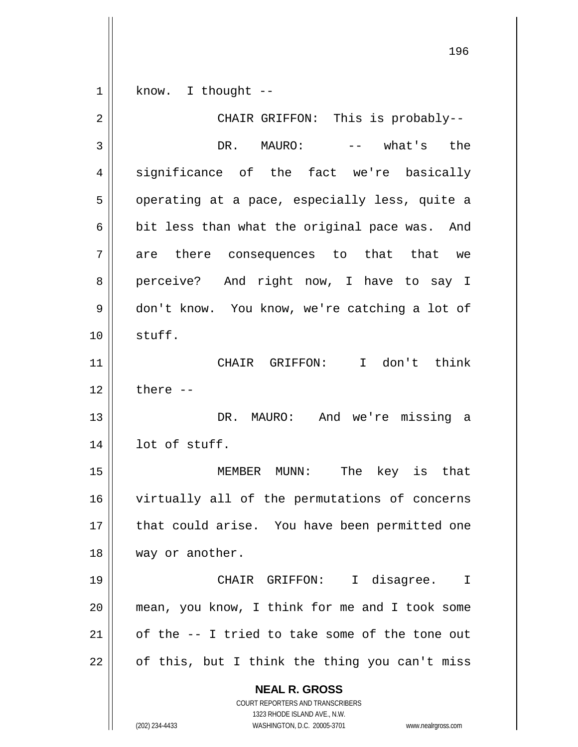know. I thought --

CHAIR GRIFFON: This is probably--

DR. MAURO: -- what's the significance of the fact we're basically operating at a pace, especially less, quite a bit less than what the original pace was. And are there consequences to that that we perceive? And right now, I have to say I don't know. You know, we're catching a lot of stuff.

CHAIR GRIFFON: I don't think there --

DR. MAURO: And we're missing a lot of stuff.

MEMBER MUNN: The key is that virtually all of the permutations of concerns that could arise. You have been permitted one way or another.

CHAIR GRIFFON: I disagree. I mean, you know, I think for me and I took some of the -- I tried to take some of the tone out of this, but I think the thing you can't miss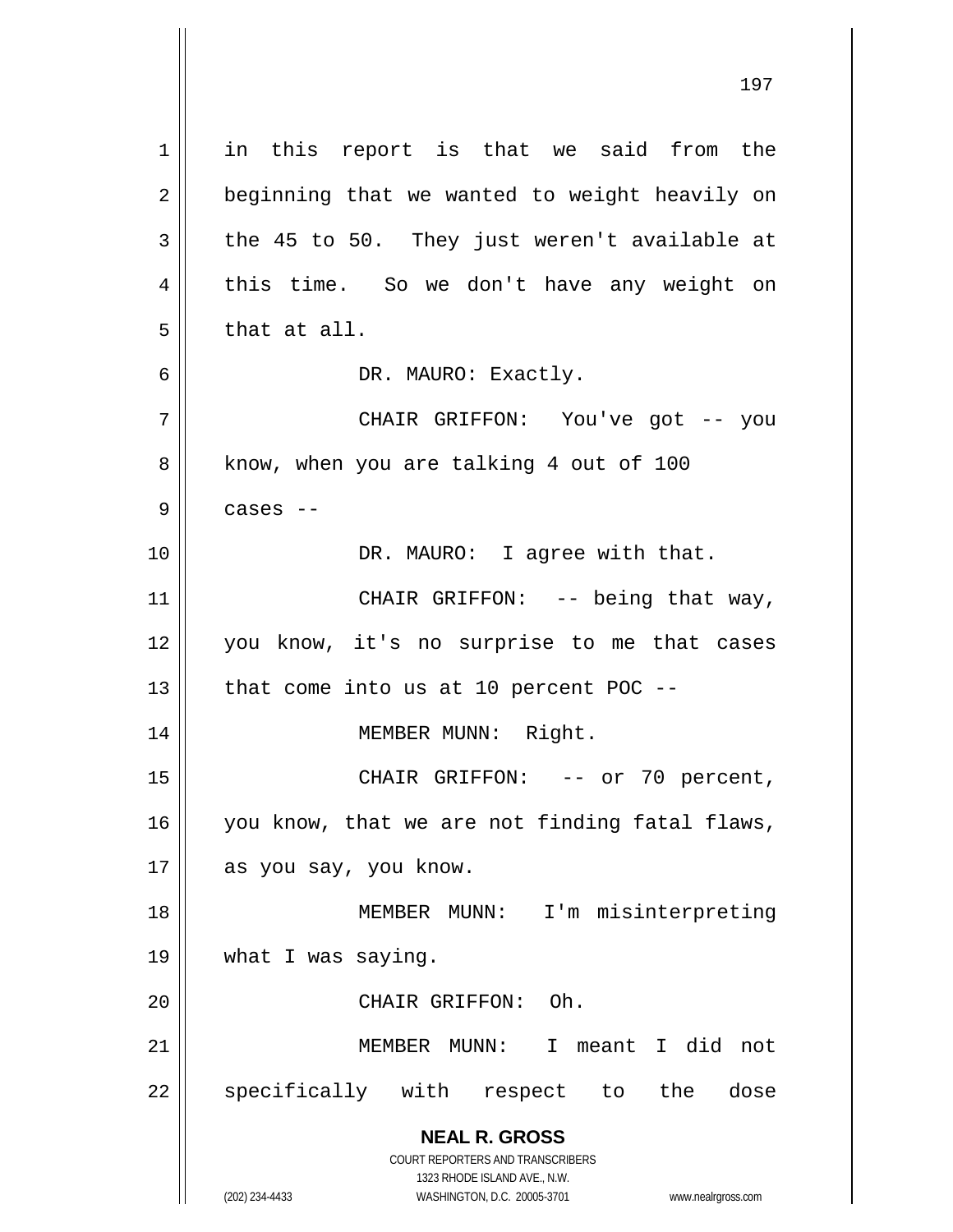in this report is that we said from the beginning that we wanted to weight heavily on the 45 to 50. They just weren't available at this time. So we don't have any weight on that at all.

DR. MAURO: Exactly.

CHAIR GRIFFON: You've got -- you know, when you are talking 4 out of 100 cases --

DR. MAURO: I agree with that.

CHAIR GRIFFON: -- being that way, you know, it's no surprise to me that cases that come into us at 10 percent POC --

MEMBER MUNN: Right.

CHAIR GRIFFON: -- or 70 percent, you know, that we are not finding fatal flaws, as you say, you know.

MEMBER MUNN: I'm misinterpreting what I was saying.

CHAIR GRIFFON: Oh.

MEMBER MUNN: I meant I did not specifically with respect to the dose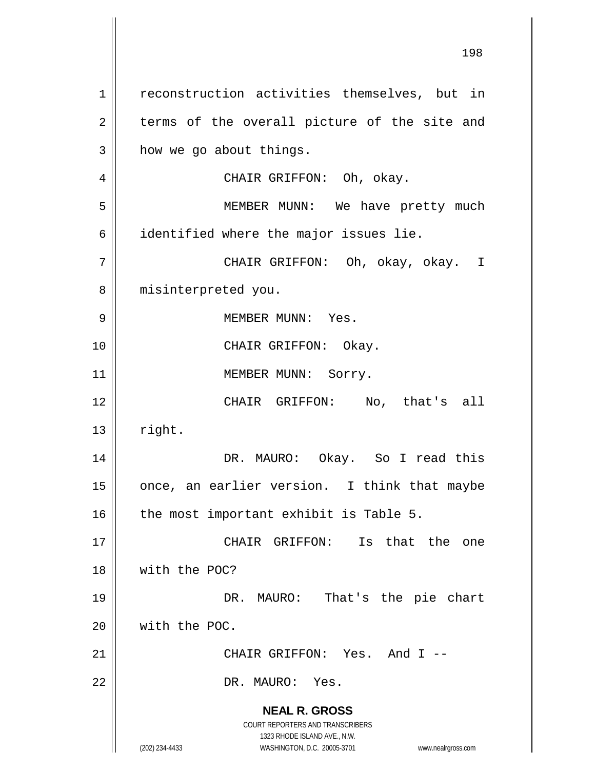reconstruction activities themselves, but in terms of the overall picture of the site and how we go about things.

CHAIR GRIFFON: Oh, okay.

MEMBER MUNN: We have pretty much identified where the major issues lie.

CHAIR GRIFFON: Oh, okay, okay. I misinterpreted you.

MEMBER MUNN: Yes.

CHAIR GRIFFON: Okay.

MEMBER MUNN: Sorry.

CHAIR GRIFFON: No, that's all right.

DR. MAURO: Okay. So I read this once, an earlier version. I think that maybe the most important exhibit is Table 5.

CHAIR GRIFFON: Is that the one with the POC?

DR. MAURO: That's the pie chart with the POC.

CHAIR GRIFFON: Yes. And I --

DR. MAURO: Yes.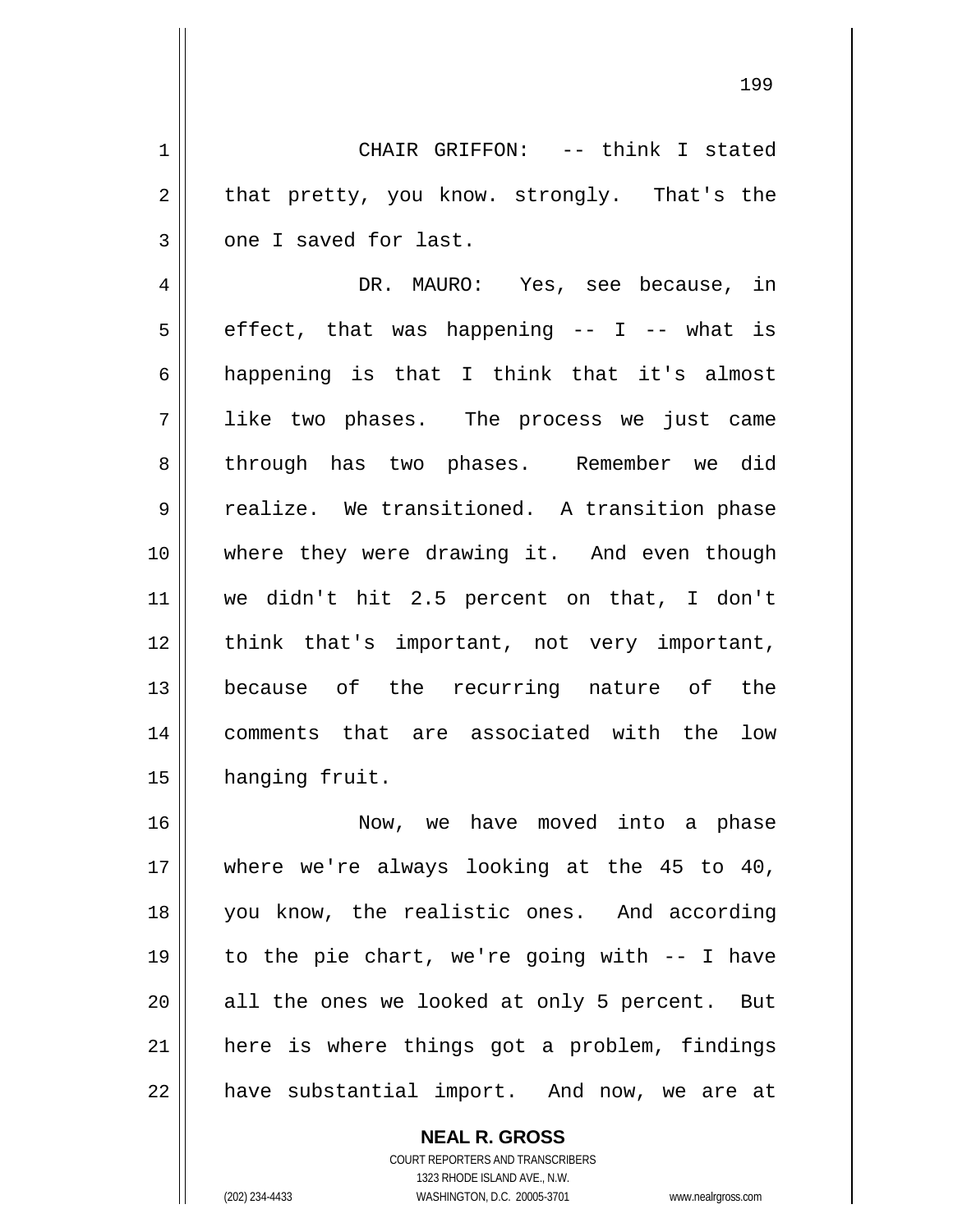CHAIR GRIFFON: -- think I stated that pretty, you know. strongly. That's the one I saved for last.

DR. MAURO: Yes, see because, in effect, that was happening -- I -- what is happening is that I think that it's almost like two phases. The process we just came through has two phases. Remember we did realize. We transitioned. A transition phase where they were drawing it. And even though we didn't hit 2.5 percent on that, I don't think that's important, not very important, because of the recurring nature of the comments that are associated with the low hanging fruit.

Now, we have moved into a phase where we're always looking at the 45 to 40, you know, the realistic ones. And according to the pie chart, we're going with -- I have all the ones we looked at only 5 percent. But here is where things got a problem, findings have substantial import. And now, we are at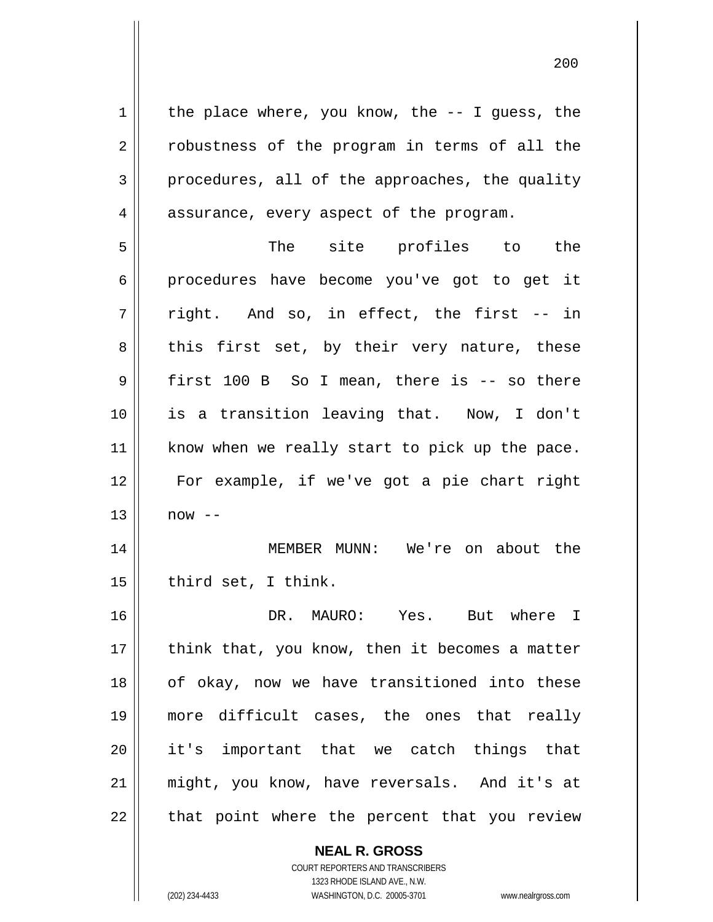the place where, you know, the -- I guess, the robustness of the program in terms of all the procedures, all of the approaches, the quality assurance, every aspect of the program.

The site profiles to the procedures have become you've got to get it right. And so, in effect, the first -- in this first set, by their very nature, these first 100 B So I mean, there is -- so there is a transition leaving that. Now, I don't know when we really start to pick up the pace. For example, if we've got a pie chart right now --

MEMBER MUNN: We're on about the third set, I think.

DR. MAURO: Yes. But where I think that, you know, then it becomes a matter of okay, now we have transitioned into these more difficult cases, the ones that really it's important that we catch things that might, you know, have reversals. And it's at that point where the percent that you review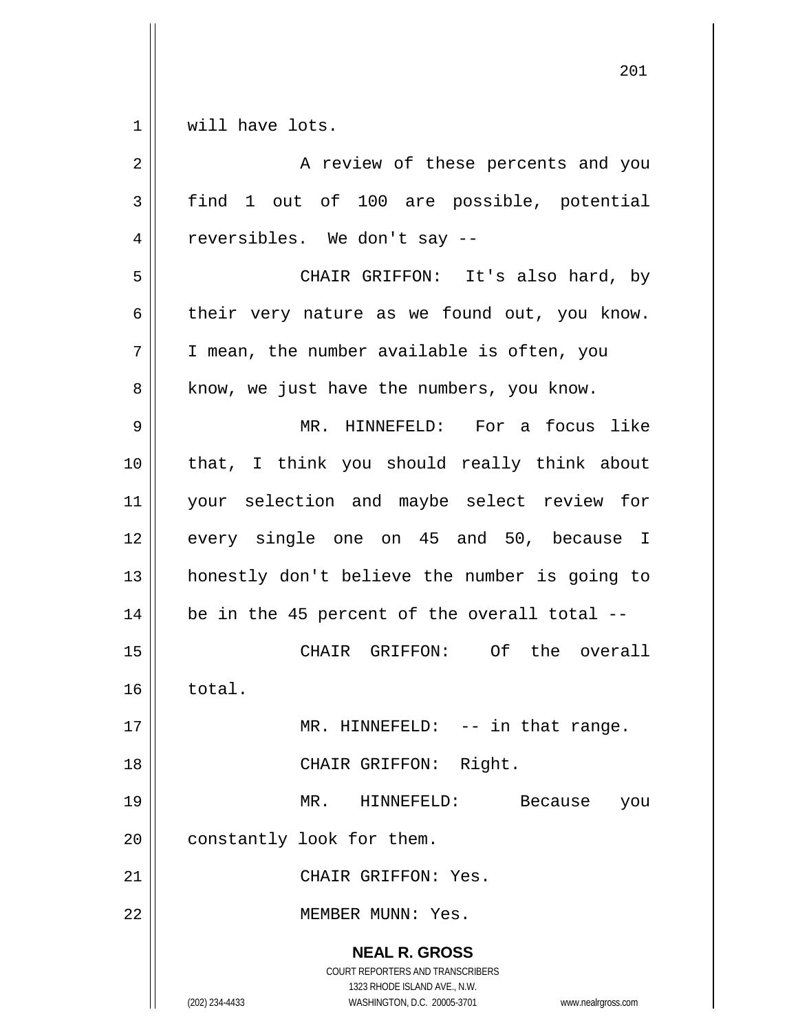will have lots.

A review of these percents and you find 1 out of 100 are possible, potential reversibles. We don't say --

CHAIR GRIFFON: It's also hard, by their very nature as we found out, you know. I mean, the number available is often, you know, we just have the numbers, you know.

MR. HINNEFELD: For a focus like that, I think you should really think about your selection and maybe select review for every single one on 45 and 50, because I honestly don't believe the number is going to be in the 45 percent of the overall total --

CHAIR GRIFFON: Of the overall total.

MR. HINNEFELD: -- in that range.

CHAIR GRIFFON: Right.

MR. HINNEFELD: Because you constantly look for them.

CHAIR GRIFFON: Yes.

MEMBER MUNN: Yes.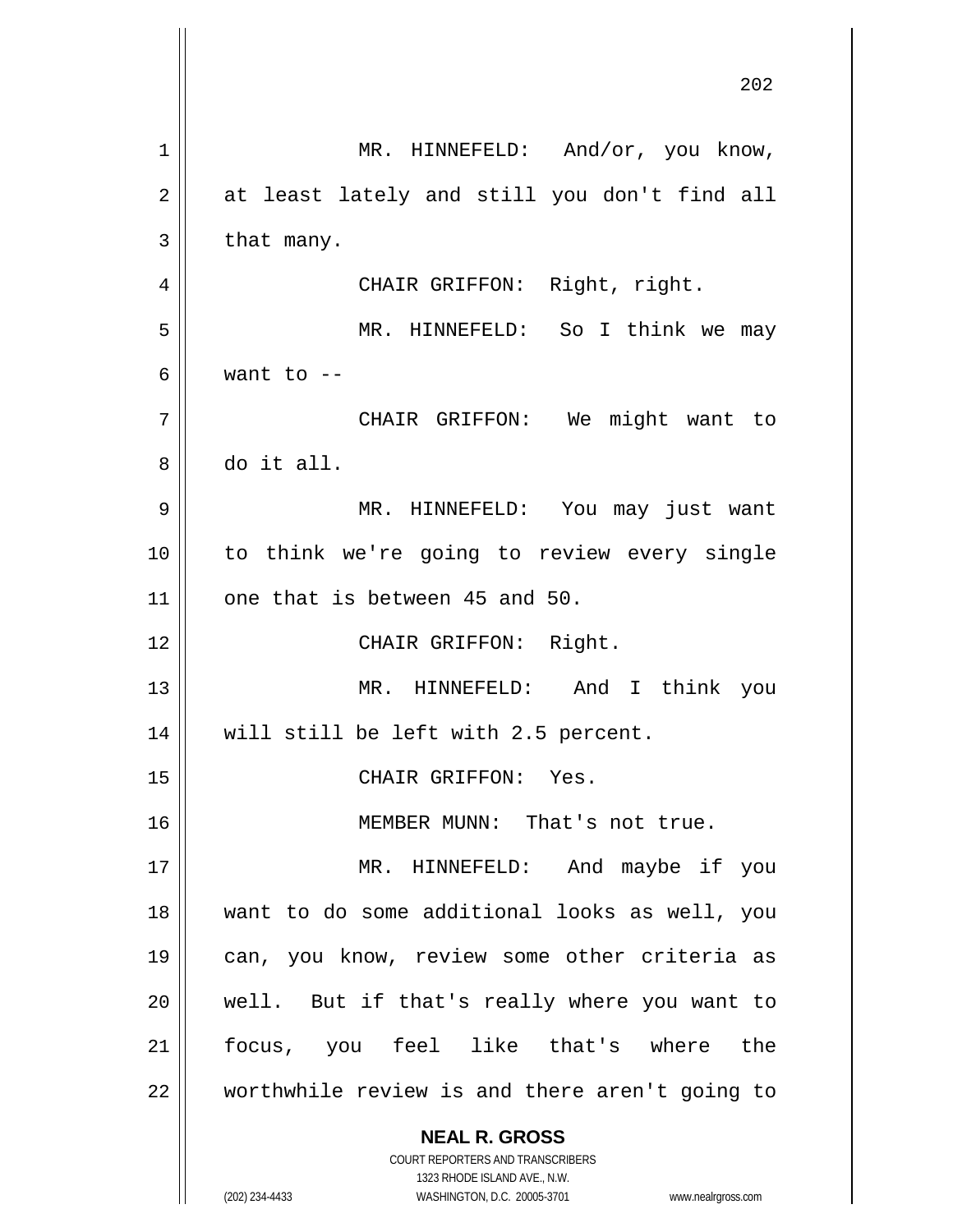MR. HINNEFELD: And/or, you know, at least lately and still you don't find all that many.

CHAIR GRIFFON: Right, right.

MR. HINNEFELD: So I think we may want to --

CHAIR GRIFFON: We might want to do it all.

MR. HINNEFELD: You may just want to think we're going to review every single one that is between 45 and 50.

CHAIR GRIFFON: Right.

MR. HINNEFELD: And I think you will still be left with 2.5 percent.

CHAIR GRIFFON: Yes.

MEMBER MUNN: That's not true.

MR. HINNEFELD: And maybe if you want to do some additional looks as well, you can, you know, review some other criteria as well. But if that's really where you want to focus, you feel like that's where the worthwhile review is and there aren't going to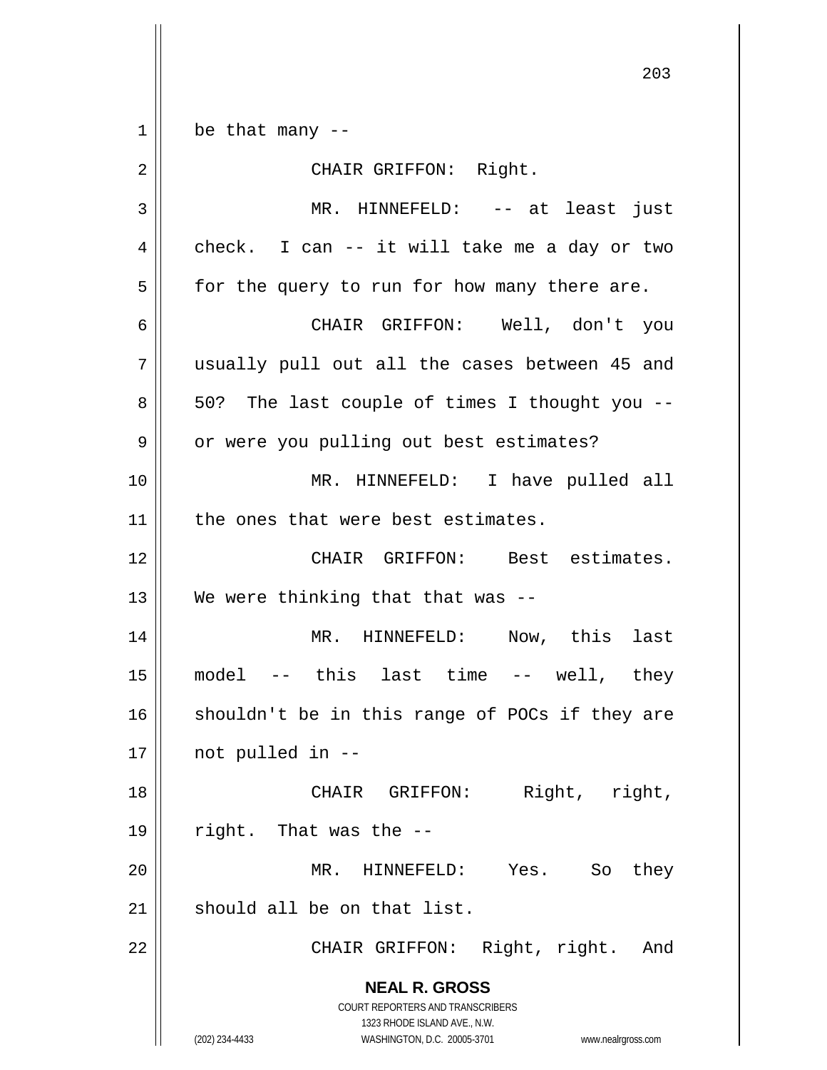be that many --

CHAIR GRIFFON: Right.

MR. HINNEFELD: -- at least just check. I can -- it will take me a day or two for the query to run for how many there are.

CHAIR GRIFFON: Well, don't you usually pull out all the cases between 45 and 50? The last couple of times I thought you -- or were you pulling out best estimates?

MR. HINNEFELD: I have pulled all the ones that were best estimates.

CHAIR GRIFFON: Best estimates. We were thinking that that was --

MR. HINNEFELD: Now, this last model -- this last time -- well, they shouldn't be in this range of POCs if they are not pulled in --

CHAIR GRIFFON: Right, right, right. That was the --

MR. HINNEFELD: Yes. So they should all be on that list.

CHAIR GRIFFON: Right, right. And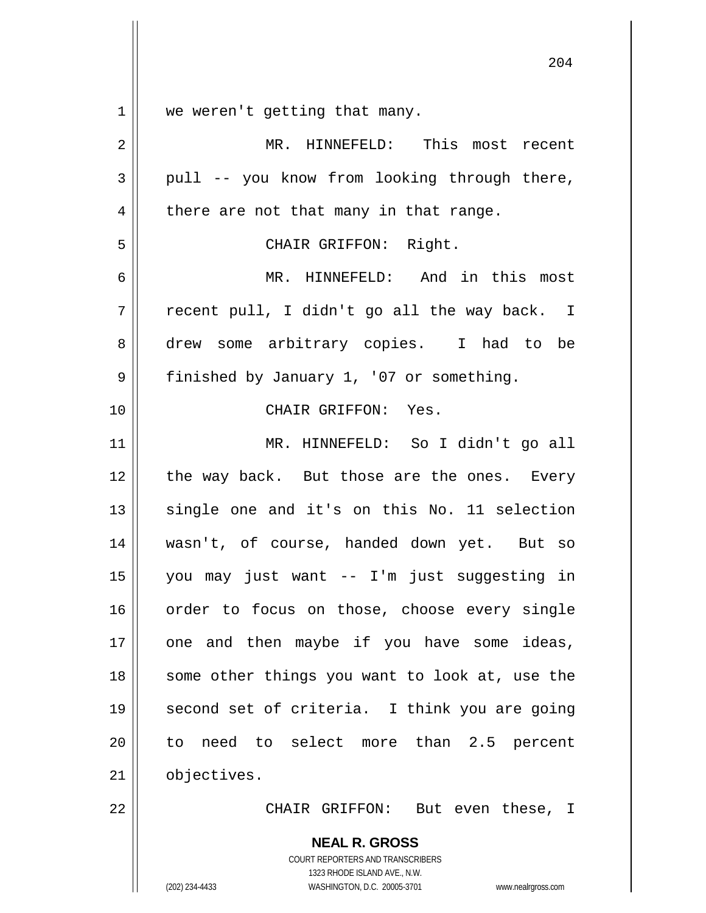we weren't getting that many.

MR. HINNEFELD: This most recent pull -- you know from looking through there, there are not that many in that range.

CHAIR GRIFFON: Right.

MR. HINNEFELD: And in this most recent pull, I didn't go all the way back. I drew some arbitrary copies. I had to be finished by January 1, '07 or something.

CHAIR GRIFFON: Yes.

MR. HINNEFELD: So I didn't go all the way back. But those are the ones. Every single one and it's on this No. 11 selection wasn't, of course, handed down yet. But so you may just want -- I'm just suggesting in order to focus on those, choose every single one and then maybe if you have some ideas, some other things you want to look at, use the second set of criteria. I think you are going to need to select more than 2.5 percent objectives.

CHAIR GRIFFON: But even these, I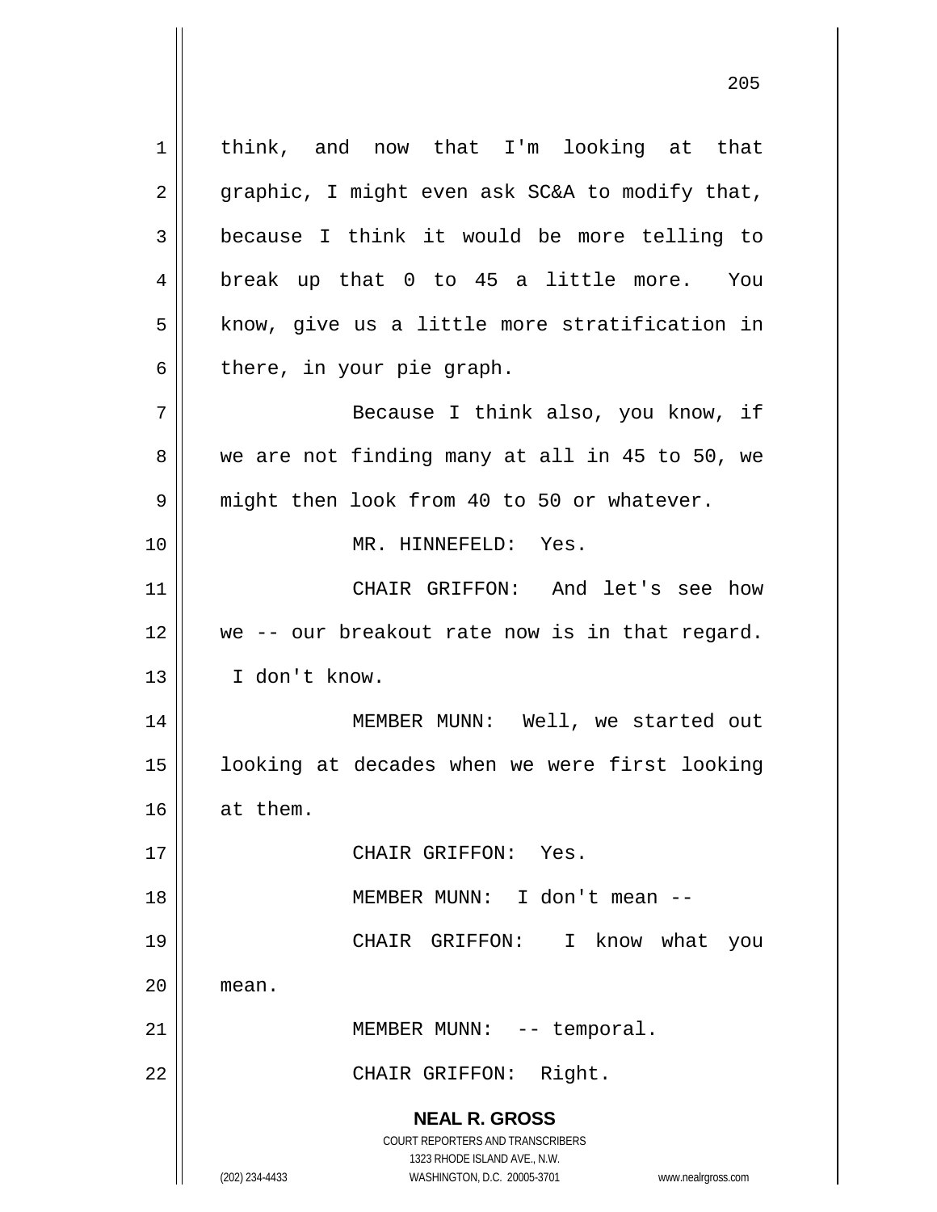think, and now that I'm looking at that graphic, I might even ask SC&A to modify that, because I think it would be more telling to break up that 0 to 45 a little more. You know, give us a little more stratification in there, in your pie graph.

Because I think also, you know, if we are not finding many at all in 45 to 50, we might then look from 40 to 50 or whatever.

MR. HINNEFELD: Yes.

CHAIR GRIFFON: And let's see how we -- our breakout rate now is in that regard. I don't know.

MEMBER MUNN: Well, we started out looking at decades when we were first looking at them.

CHAIR GRIFFON: Yes.

MEMBER MUNN: I don't mean --

CHAIR GRIFFON: I know what you mean.

MEMBER MUNN: -- temporal.

CHAIR GRIFFON: Right.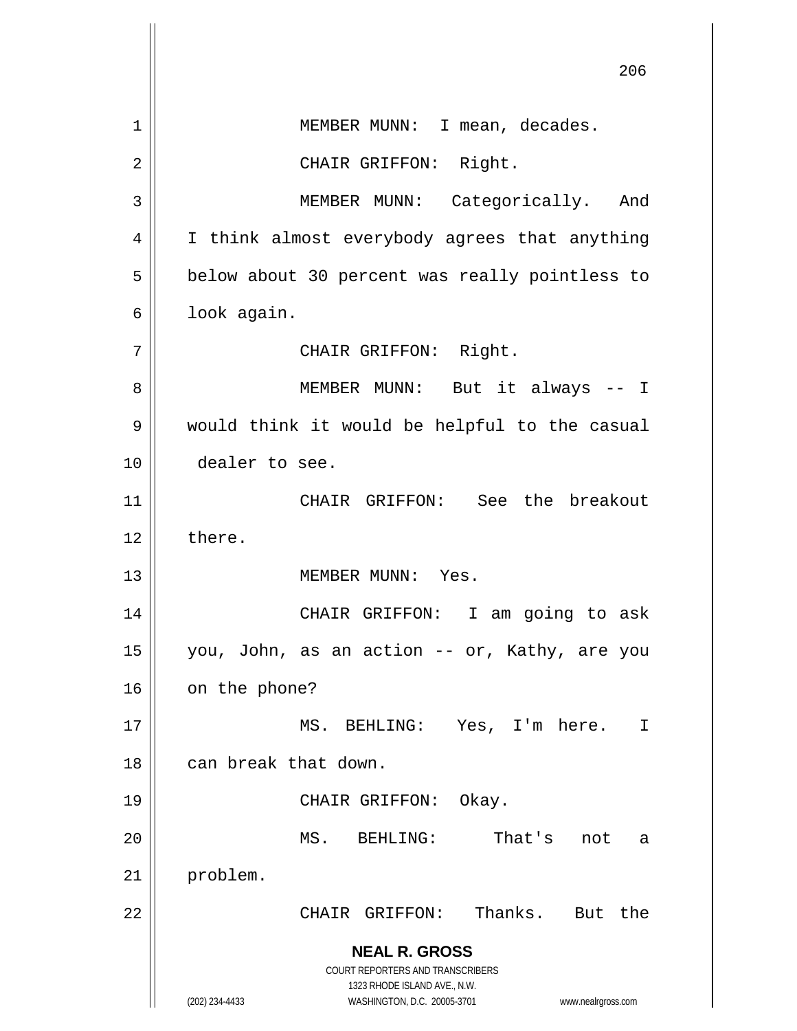MEMBER MUNN: I mean, decades.

CHAIR GRIFFON: Right.

MEMBER MUNN: Categorically. And I think almost everybody agrees that anything below about 30 percent was really pointless to look again.

CHAIR GRIFFON: Right.

MEMBER MUNN: But it always -- I would think it would be helpful to the casual dealer to see.

CHAIR GRIFFON: See the breakout there.

MEMBER MUNN: Yes.

CHAIR GRIFFON: I am going to ask you, John, as an action -- or, Kathy, are you on the phone?

MS. BEHLING: Yes, I'm here. I can break that down.

CHAIR GRIFFON: Okay.

MS. BEHLING: That's not a problem.

CHAIR GRIFFON: Thanks. But the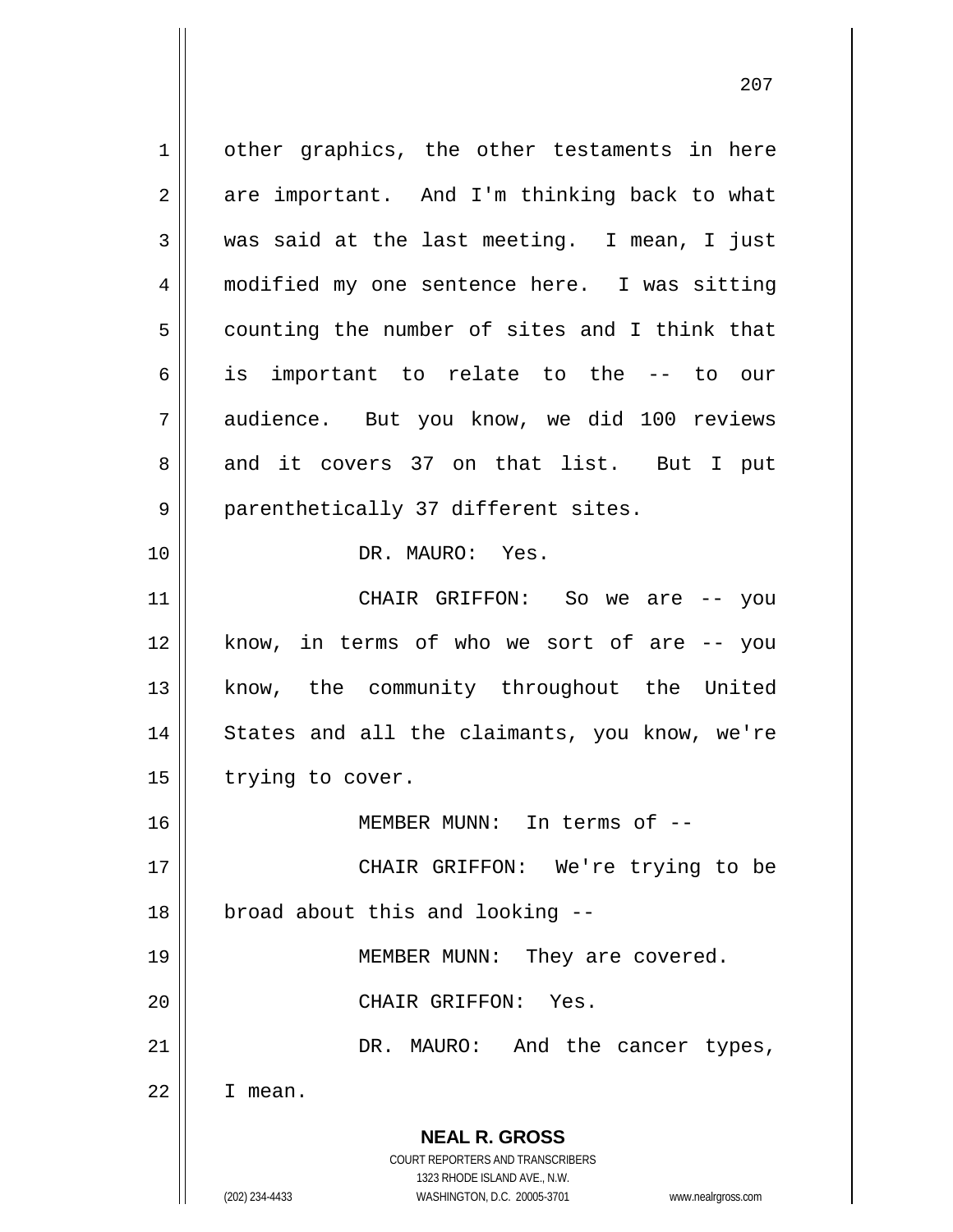other graphics, the other testaments in here are important. And I'm thinking back to what was said at the last meeting. I mean, I just modified my one sentence here. I was sitting counting the number of sites and I think that is important to relate to the -- to our audience. But you know, we did 100 reviews and it covers 37 on that list. But I put parenthetically 37 different sites.

DR. MAURO: Yes.

CHAIR GRIFFON: So we are -- you know, in terms of who we sort of are -- you know, the community throughout the United States and all the claimants, you know, we're trying to cover.

MEMBER MUNN: In terms of --

CHAIR GRIFFON: We're trying to be broad about this and looking --

MEMBER MUNN: They are covered.

CHAIR GRIFFON: Yes.

DR. MAURO: And the cancer types, I mean.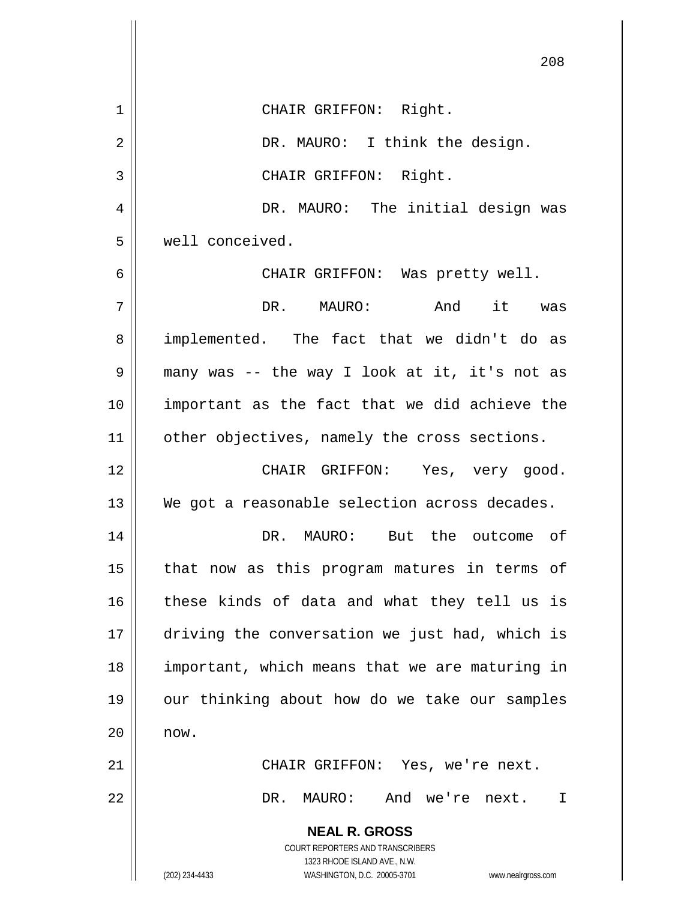CHAIR GRIFFON: Right.

DR. MAURO: I think the design.

CHAIR GRIFFON: Right.

DR. MAURO: The initial design was well conceived.

CHAIR GRIFFON: Was pretty well.

DR. MAURO: And it was implemented. The fact that we didn't do as many was -- the way I look at it, it's not as important as the fact that we did achieve the other objectives, namely the cross sections.

CHAIR GRIFFON: Yes, very good. We got a reasonable selection across decades.

DR. MAURO: But the outcome of that now as this program matures in terms of these kinds of data and what they tell us is driving the conversation we just had, which is important, which means that we are maturing in our thinking about how do we take our samples now.

CHAIR GRIFFON: Yes, we're next.

DR. MAURO: And we're next. I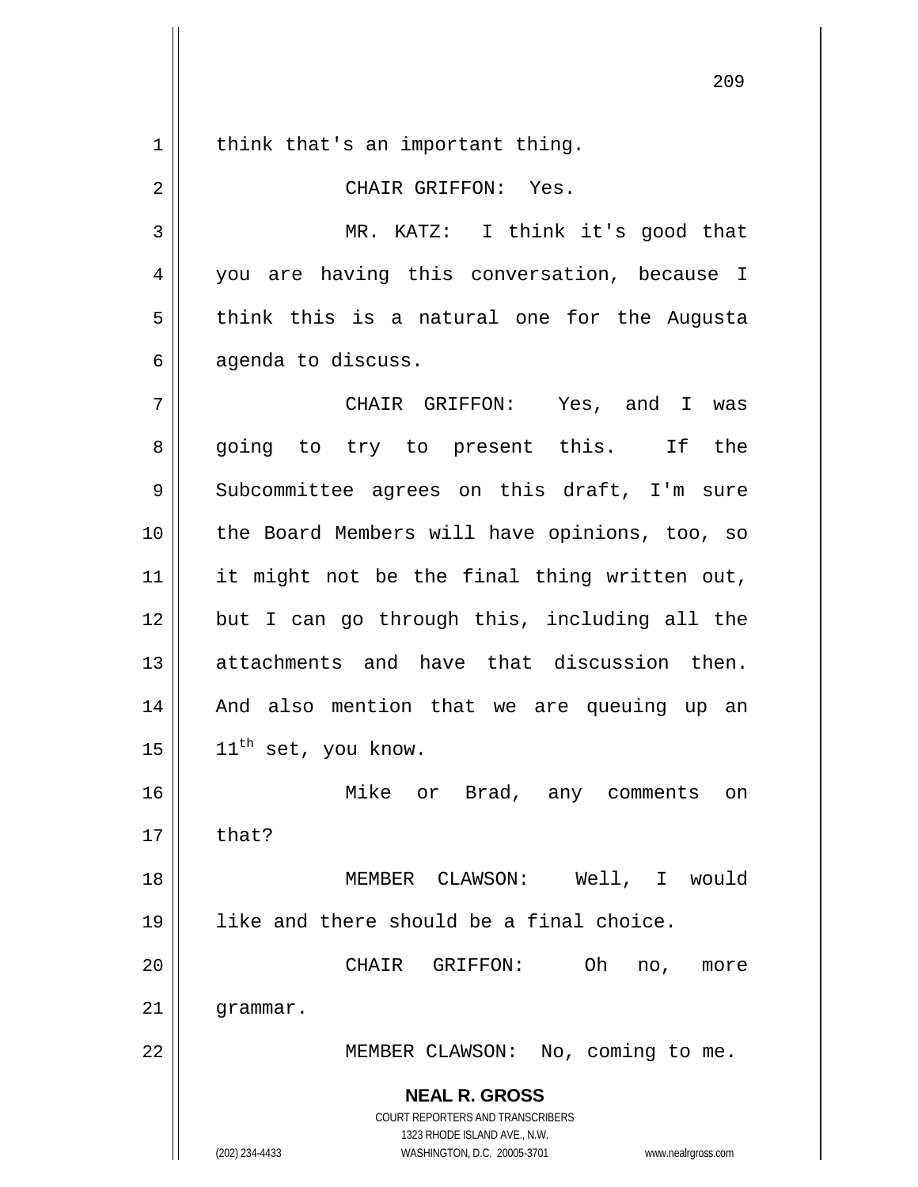think that's an important thing.

CHAIR GRIFFON: Yes.

MR. KATZ: I think it's good that you are having this conversation, because I think this is a natural one for the Augusta agenda to discuss.

CHAIR GRIFFON: Yes, and I was going to try to present this. If the Subcommittee agrees on this draft, I'm sure the Board Members will have opinions, too, so it might not be the final thing written out, but I can go through this, including all the attachments and have that discussion then. And also mention that we are queuing up an 11th set, you know.

Mike or Brad, any comments on that?

MEMBER CLAWSON: Well, I would like and there should be a final choice.

CHAIR GRIFFON: Oh no, more grammar.

MEMBER CLAWSON: No, coming to me.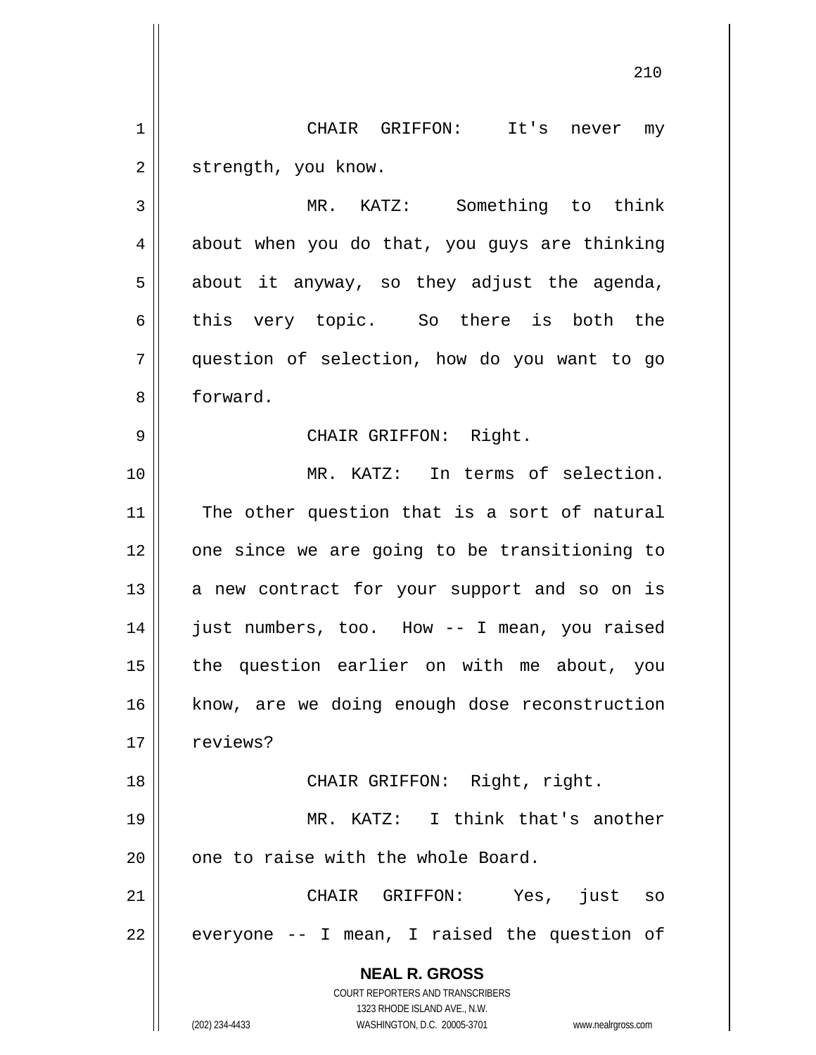CHAIR GRIFFON: It's never my strength, you know.

MR. KATZ: Something to think about when you do that, you guys are thinking about it anyway, so they adjust the agenda, this very topic. So there is both the question of selection, how do you want to go forward.

CHAIR GRIFFON: Right.

MR. KATZ: In terms of selection. The other question that is a sort of natural one since we are going to be transitioning to a new contract for your support and so on is just numbers, too. How -- I mean, you raised the question earlier on with me about, you know, are we doing enough dose reconstruction reviews?

CHAIR GRIFFON: Right, right.

MR. KATZ: I think that's another one to raise with the whole Board.

CHAIR GRIFFON: Yes, just so everyone -- I mean, I raised the question of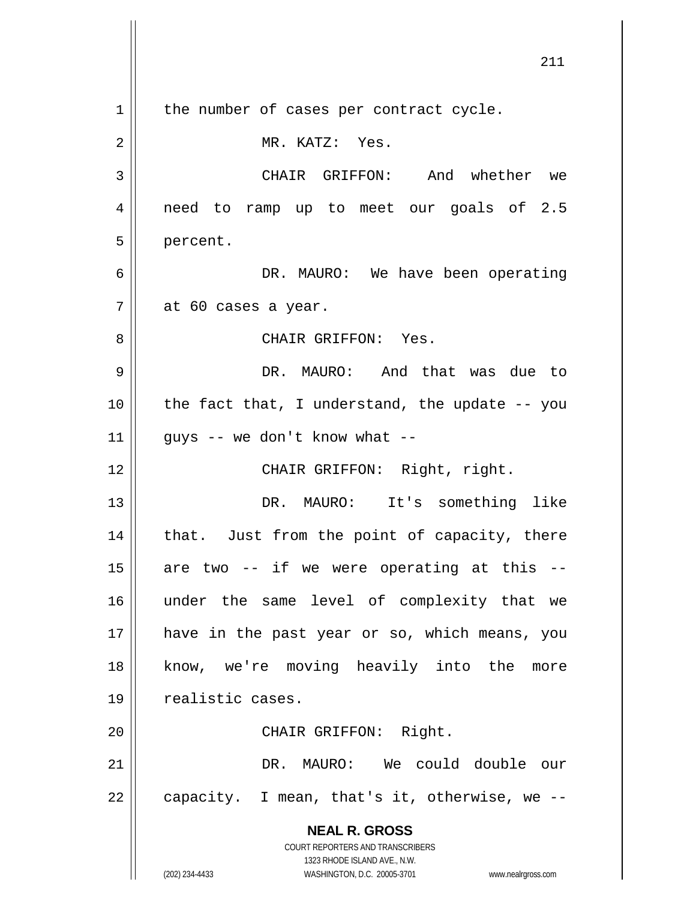the number of cases per contract cycle.

MR. KATZ: Yes.

CHAIR GRIFFON: And whether we need to ramp up to meet our goals of 2.5 percent.

DR. MAURO: We have been operating at 60 cases a year.

CHAIR GRIFFON: Yes.

DR. MAURO: And that was due to the fact that, I understand, the update -- you guys -- we don't know what --

CHAIR GRIFFON: Right, right.

DR. MAURO: It's something like that. Just from the point of capacity, there are two -- if we were operating at this -- under the same level of complexity that we have in the past year or so, which means, you know, we're moving heavily into the more realistic cases.

CHAIR GRIFFON: Right.

DR. MAURO: We could double our capacity. I mean, that's it, otherwise, we --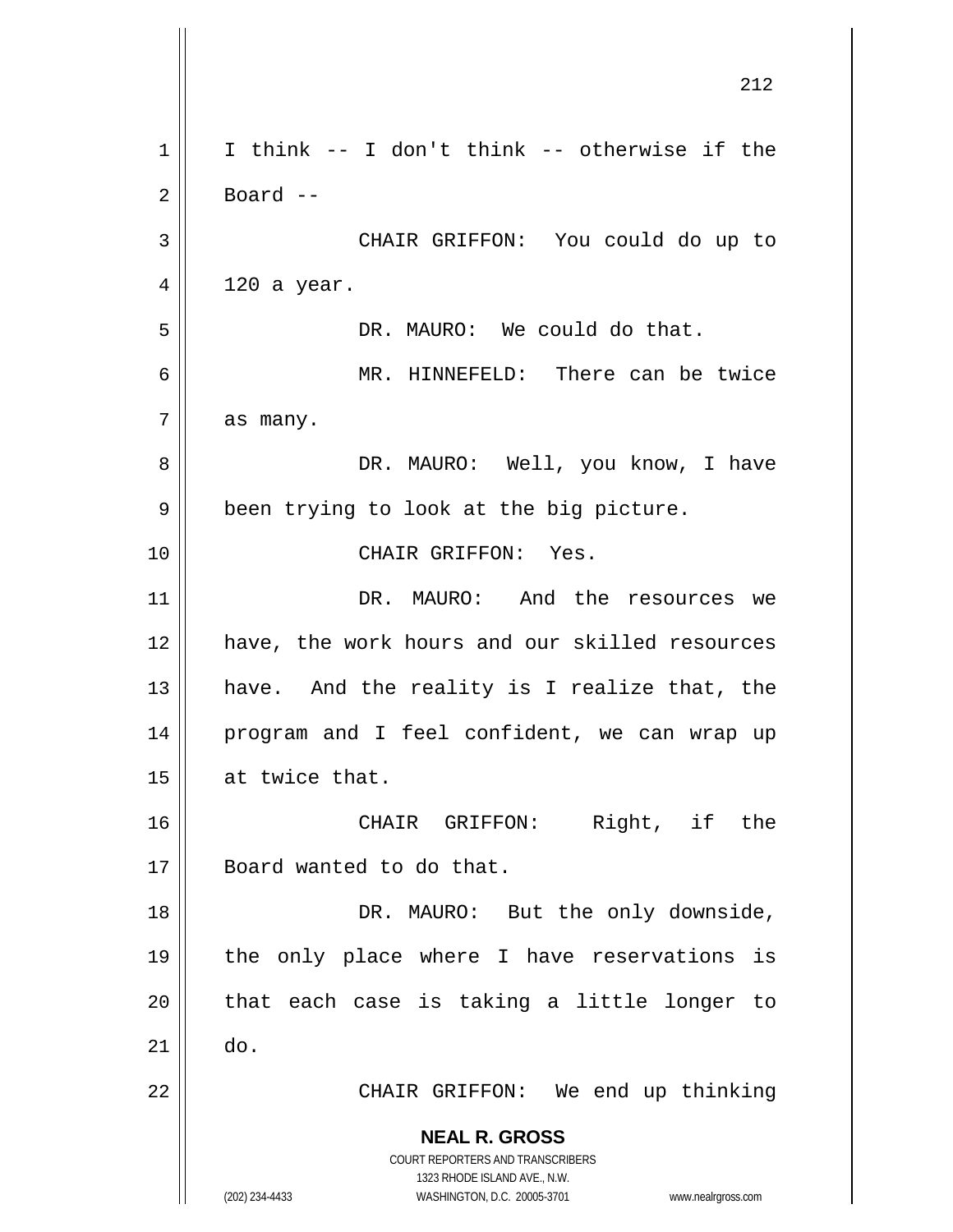I think -- I don't think -- otherwise if the Board --

CHAIR GRIFFON: You could do up to 120 a year.

DR. MAURO: We could do that.

MR. HINNEFELD: There can be twice as many.

DR. MAURO: Well, you know, I have been trying to look at the big picture.

CHAIR GRIFFON: Yes.

DR. MAURO: And the resources we have, the work hours and our skilled resources have. And the reality is I realize that, the program and I feel confident, we can wrap up at twice that.

CHAIR GRIFFON: Right, if the Board wanted to do that.

DR. MAURO: But the only downside, the only place where I have reservations is that each case is taking a little longer to do.

CHAIR GRIFFON: We end up thinking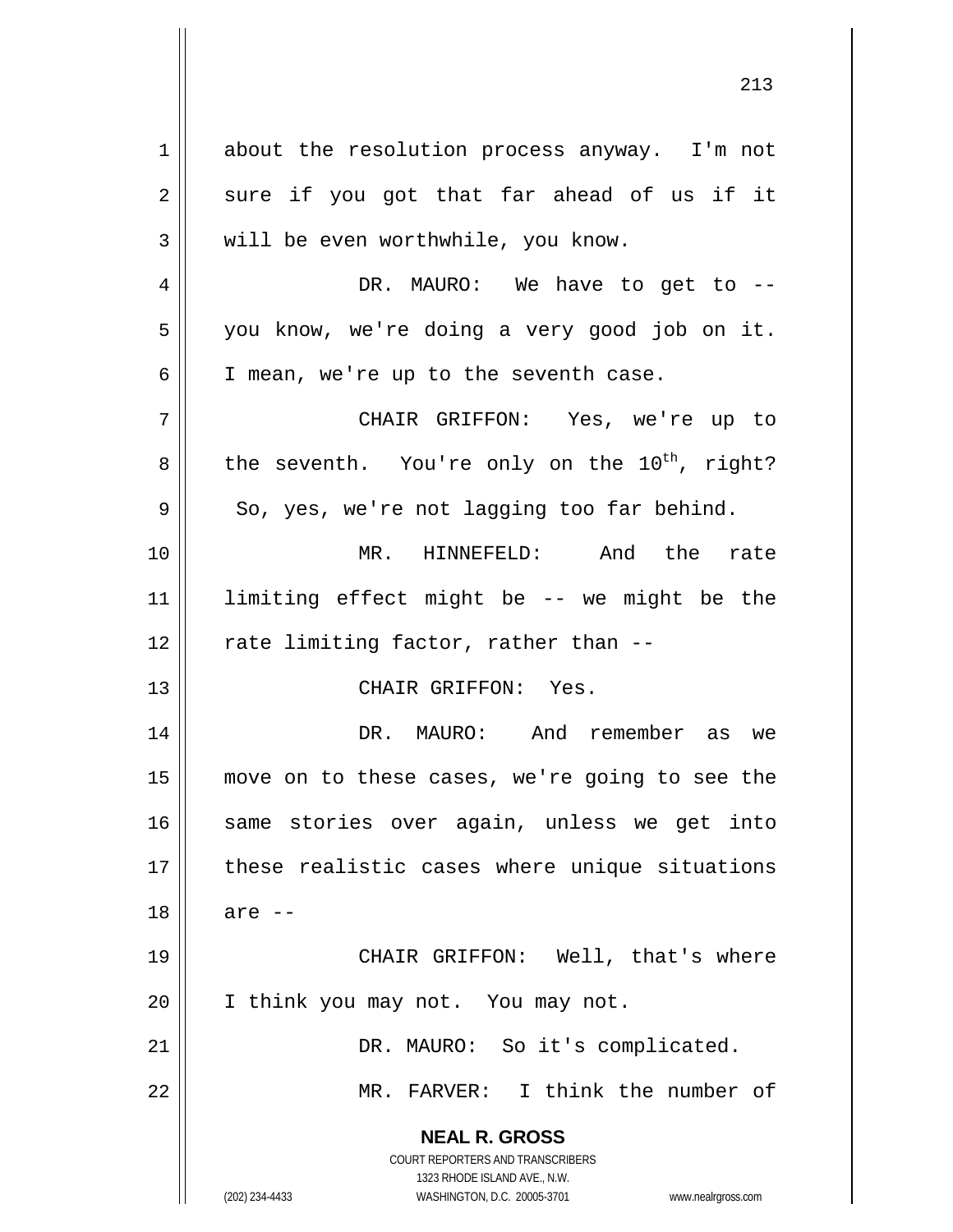about the resolution process anyway. I'm not sure if you got that far ahead of us if it will be even worthwhile, you know.

DR. MAURO: We have to get to -- you know, we're doing a very good job on it. I mean, we're up to the seventh case.

CHAIR GRIFFON: Yes, we're up to the seventh. You're only on the $10^{th}$, right? So, yes, we're not lagging too far behind.

MR. HINNEFELD: And the rate limiting effect might be -- we might be the rate limiting factor, rather than --

CHAIR GRIFFON: Yes.

DR. MAURO: And remember as we move on to these cases, we're going to see the same stories over again, unless we get into these realistic cases where unique situations are --

CHAIR GRIFFON: Well, that's where I think you may not. You may not.

DR. MAURO: So it's complicated.

MR. FARVER: I think the number of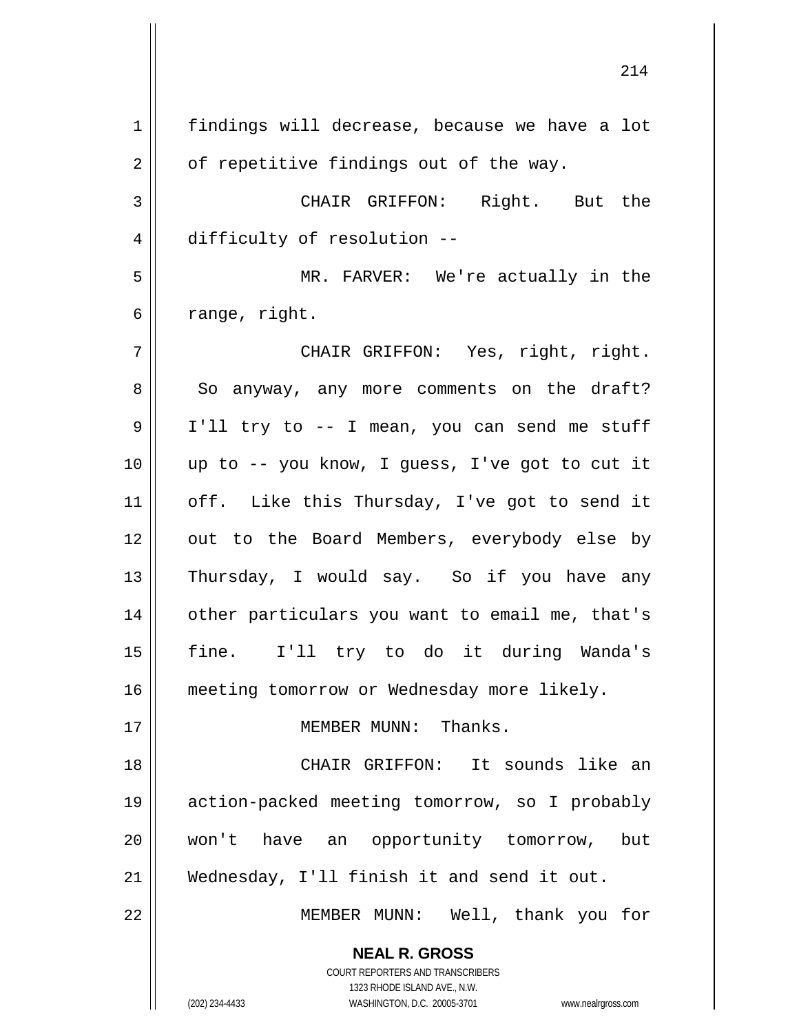findings will decrease, because we have a lot of repetitive findings out of the way.

CHAIR GRIFFON: Right. But the difficulty of resolution --

MR. FARVER: We're actually in the range, right.

CHAIR GRIFFON: Yes, right, right. So anyway, any more comments on the draft? I'll try to -- I mean, you can send me stuff up to -- you know, I guess, I've got to cut it off. Like this Thursday, I've got to send it out to the Board Members, everybody else by Thursday, I would say. So if you have any other particulars you want to email me, that's fine. I'll try to do it during Wanda's meeting tomorrow or Wednesday more likely.

MEMBER MUNN: Thanks.

CHAIR GRIFFON: It sounds like an action-packed meeting tomorrow, so I probably won't have an opportunity tomorrow, but Wednesday, I'll finish it and send it out.

MEMBER MUNN: Well, thank you for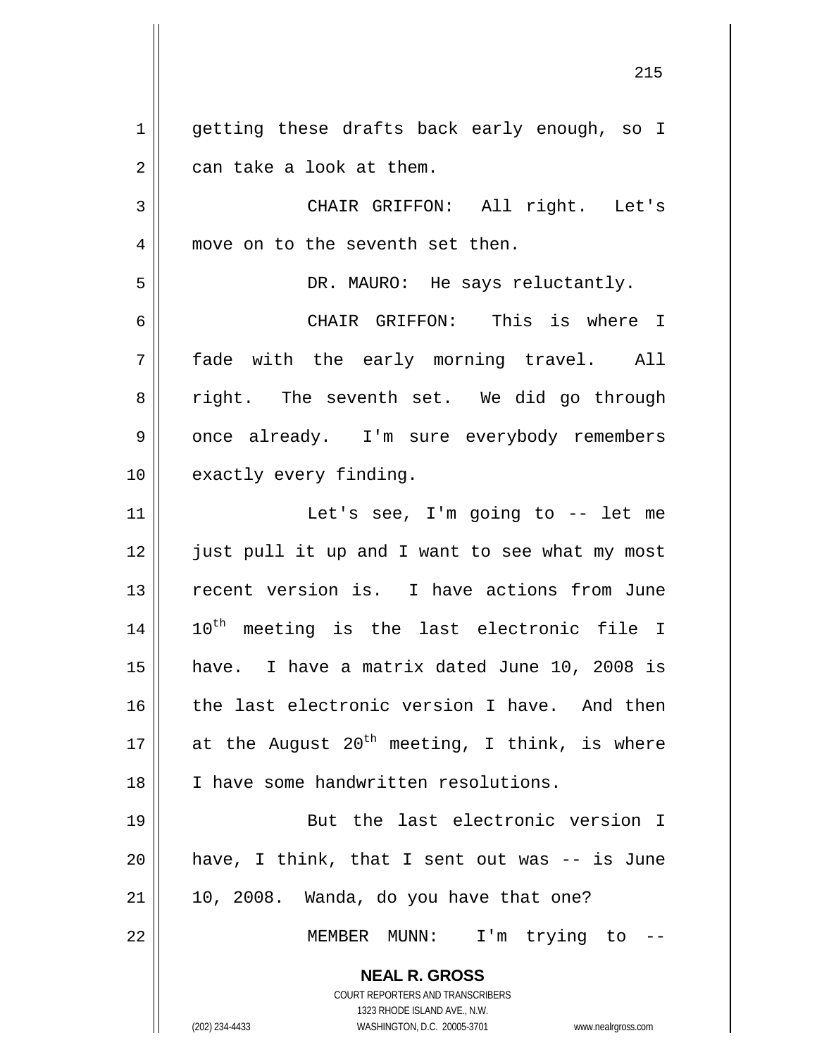getting these drafts back early enough, so I can take a look at them.

CHAIR GRIFFON: All right. Let's move on to the seventh set then.

DR. MAURO: He says reluctantly.

CHAIR GRIFFON: This is where I fade with the early morning travel. All right. The seventh set. We did go through once already. I'm sure everybody remembers exactly every finding.

Let's see, I'm going to -- let me just pull it up and I want to see what my most recent version is. I have actions from June 10th meeting is the last electronic file I have. I have a matrix dated June 10, 2008 is the last electronic version I have. And then at the August 20th meeting, I think, is where I have some handwritten resolutions.

But the last electronic version I have, I think, that I sent out was -- is June 10, 2008. Wanda, do you have that one?

MEMBER MUNN: I'm trying to --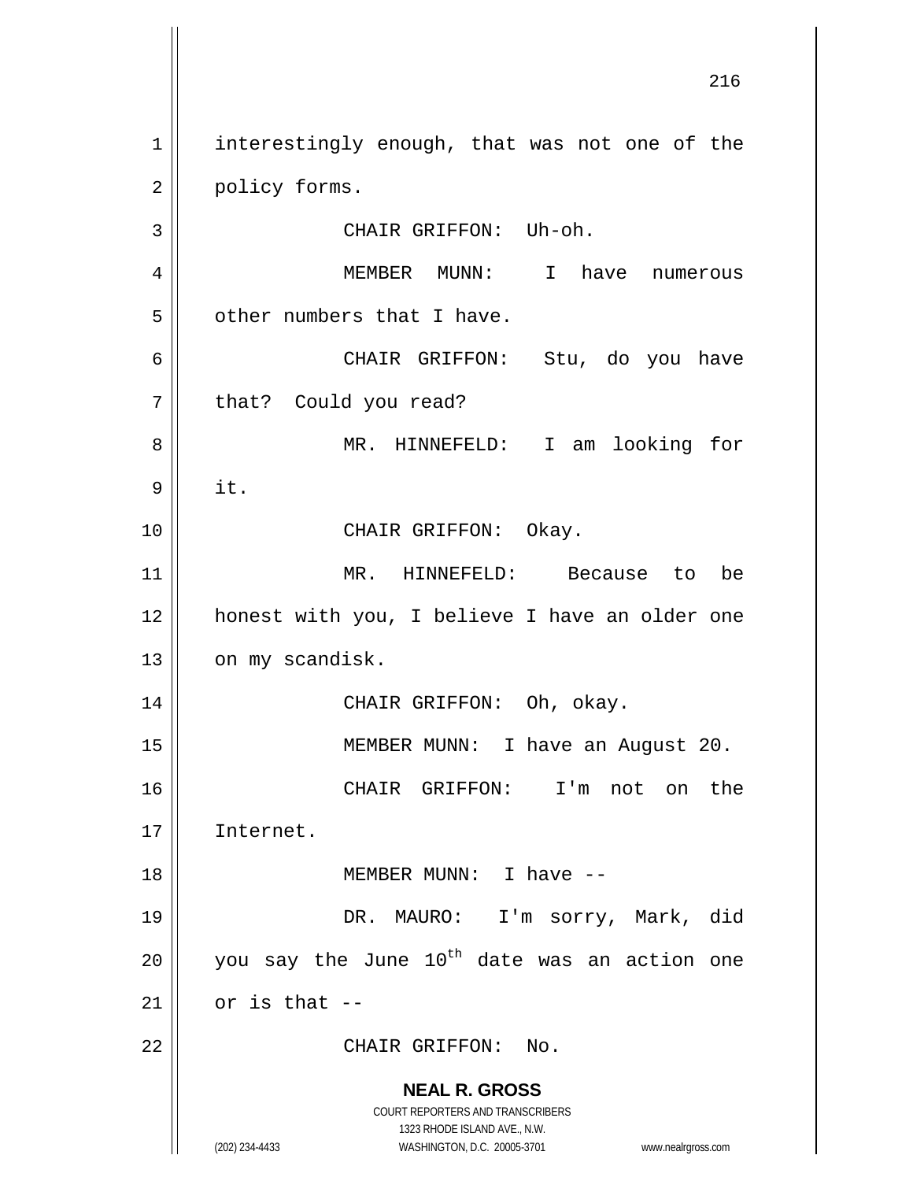interestingly enough, that was not one of the policy forms.

CHAIR GRIFFON: Uh-oh.

MEMBER MUNN: I have numerous other numbers that I have.

CHAIR GRIFFON: Stu, do you have that? Could you read?

MR. HINNEFELD: I am looking for it.

CHAIR GRIFFON: Okay.

MR. HINNEFELD: Because to be honest with you, I believe I have an older one on my scandisk.

CHAIR GRIFFON: Oh, okay.

MEMBER MUNN: I have an August 20.

CHAIR GRIFFON: I'm not on the Internet.

MEMBER MUNN: I have --

DR. MAURO: I'm sorry, Mark, did you say the June $10^{th}$ date was an action one or is that --

CHAIR GRIFFON: No.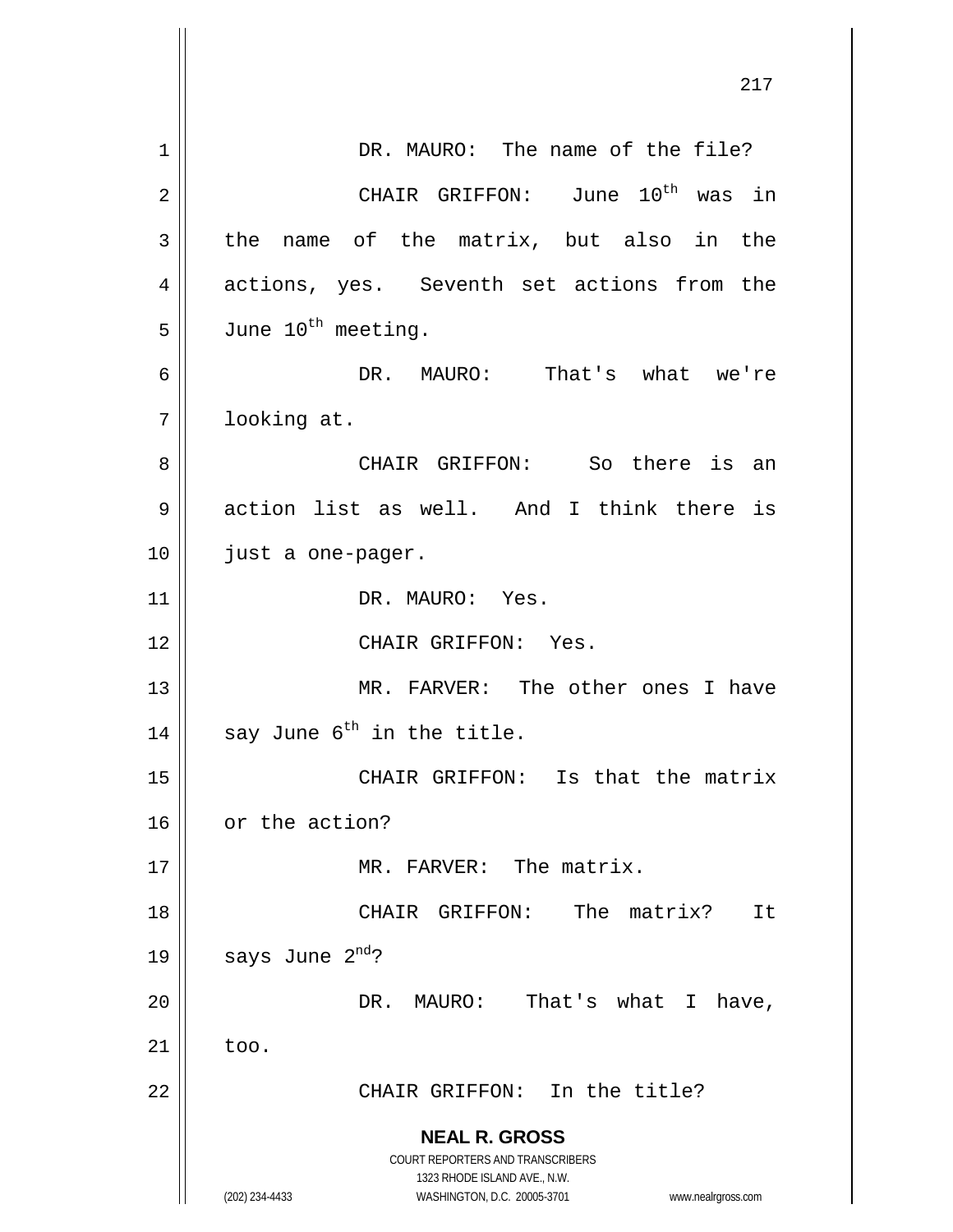DR. MAURO: The name of the file?

CHAIR GRIFFON: June 10th was in the name of the matrix, but also in the actions, yes. Seventh set actions from the June 10th meeting.

DR. MAURO: That's what we're looking at.

CHAIR GRIFFON: So there is an action list as well. And I think there is just a one-pager.

DR. MAURO: Yes.

CHAIR GRIFFON: Yes.

MR. FARVER: The other ones I have say June 6th in the title.

CHAIR GRIFFON: Is that the matrix or the action?

MR. FARVER: The matrix.

CHAIR GRIFFON: The matrix? It says June 2nd?

DR. MAURO: That's what I have, too.

CHAIR GRIFFON: In the title?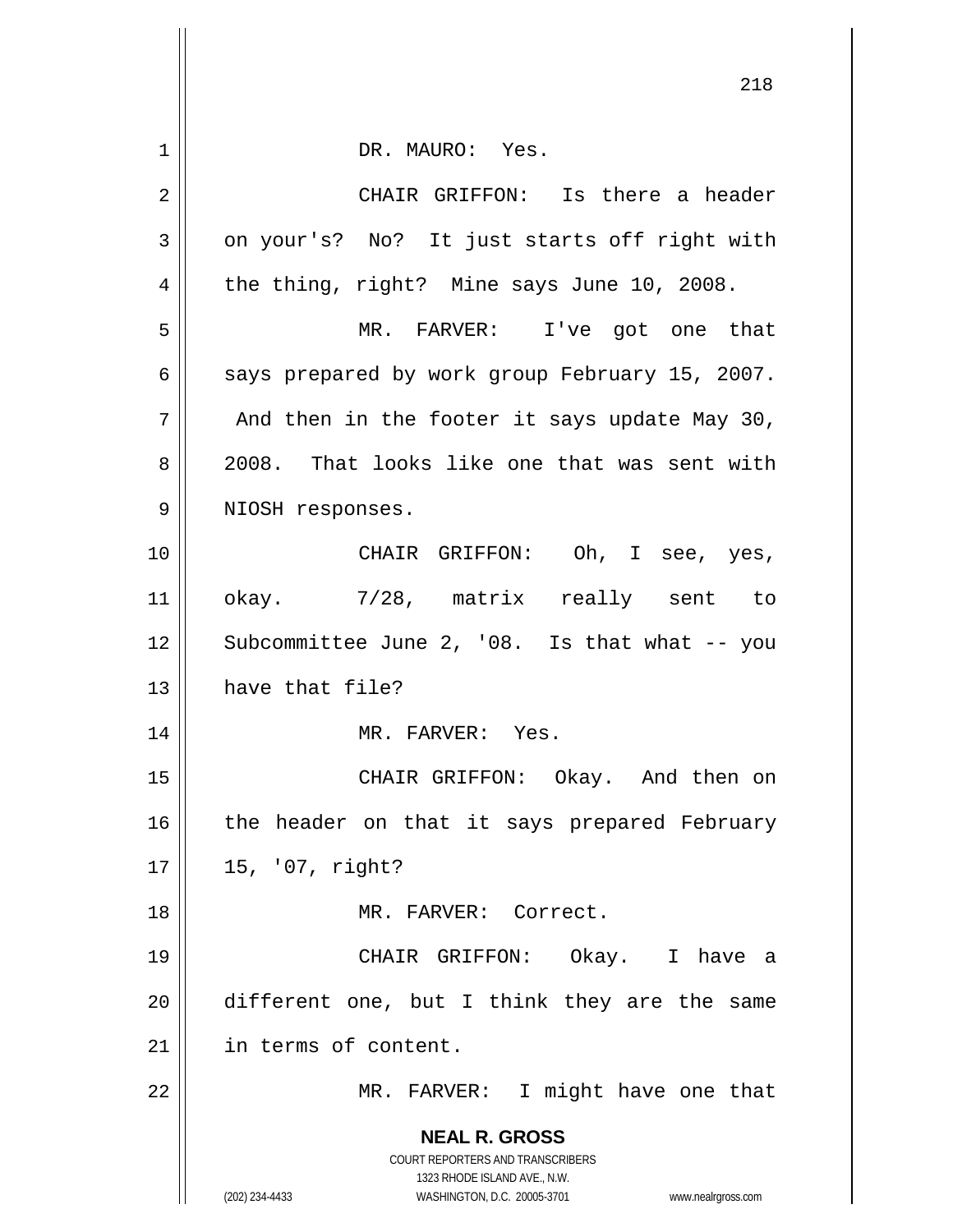DR. MAURO: Yes.

CHAIR GRIFFON: Is there a header on your's? No? It just starts off right with the thing, right? Mine says June 10, 2008.

MR. FARVER: I've got one that says prepared by work group February 15, 2007. And then in the footer it says update May 30, 2008. That looks like one that was sent with NIOSH responses.

CHAIR GRIFFON: Oh, I see, yes, okay. 7/28, matrix really sent to Subcommittee June 2, '08. Is that what -- you have that file?

MR. FARVER: Yes.

CHAIR GRIFFON: Okay. And then on the header on that it says prepared February 15, '07, right?

MR. FARVER: Correct.

CHAIR GRIFFON: Okay. I have a different one, but I think they are the same in terms of content.

MR. FARVER: I might have one that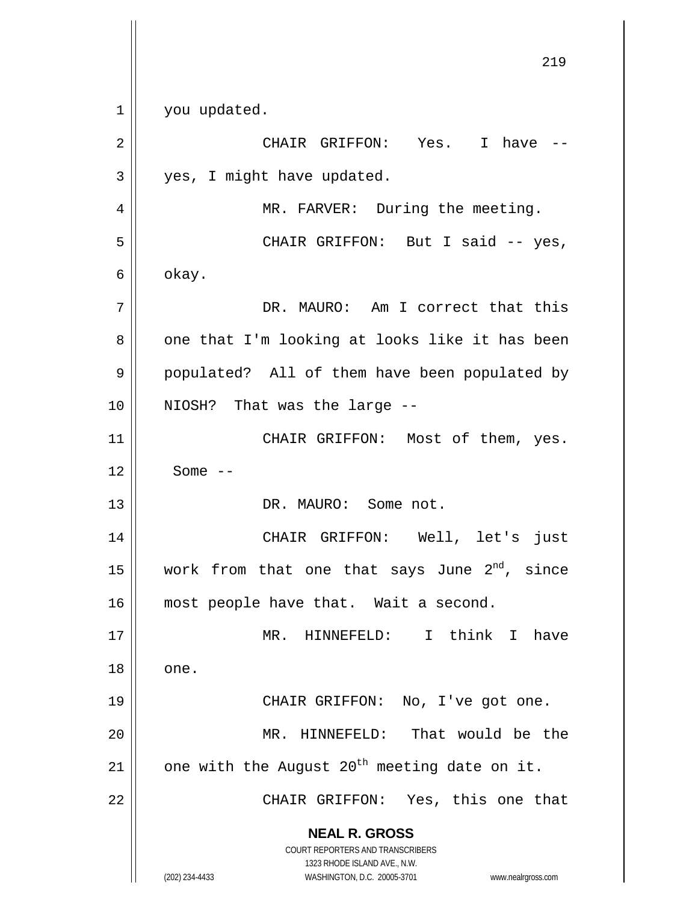you updated.

CHAIR GRIFFON: Yes. I have -- yes, I might have updated.

MR. FARVER: During the meeting.

CHAIR GRIFFON: But I said -- yes, okay.

DR. MAURO: Am I correct that this one that I'm looking at looks like it has been populated? All of them have been populated by NIOSH? That was the large --

CHAIR GRIFFON: Most of them, yes. Some --

DR. MAURO: Some not.

CHAIR GRIFFON: Well, let's just work from that one that says June 2nd, since most people have that. Wait a second.

MR. HINNEFELD: I think I have one.

CHAIR GRIFFON: No, I've got one.

MR. HINNEFELD: That would be the one with the August 20th meeting date on it.

CHAIR GRIFFON: Yes, this one that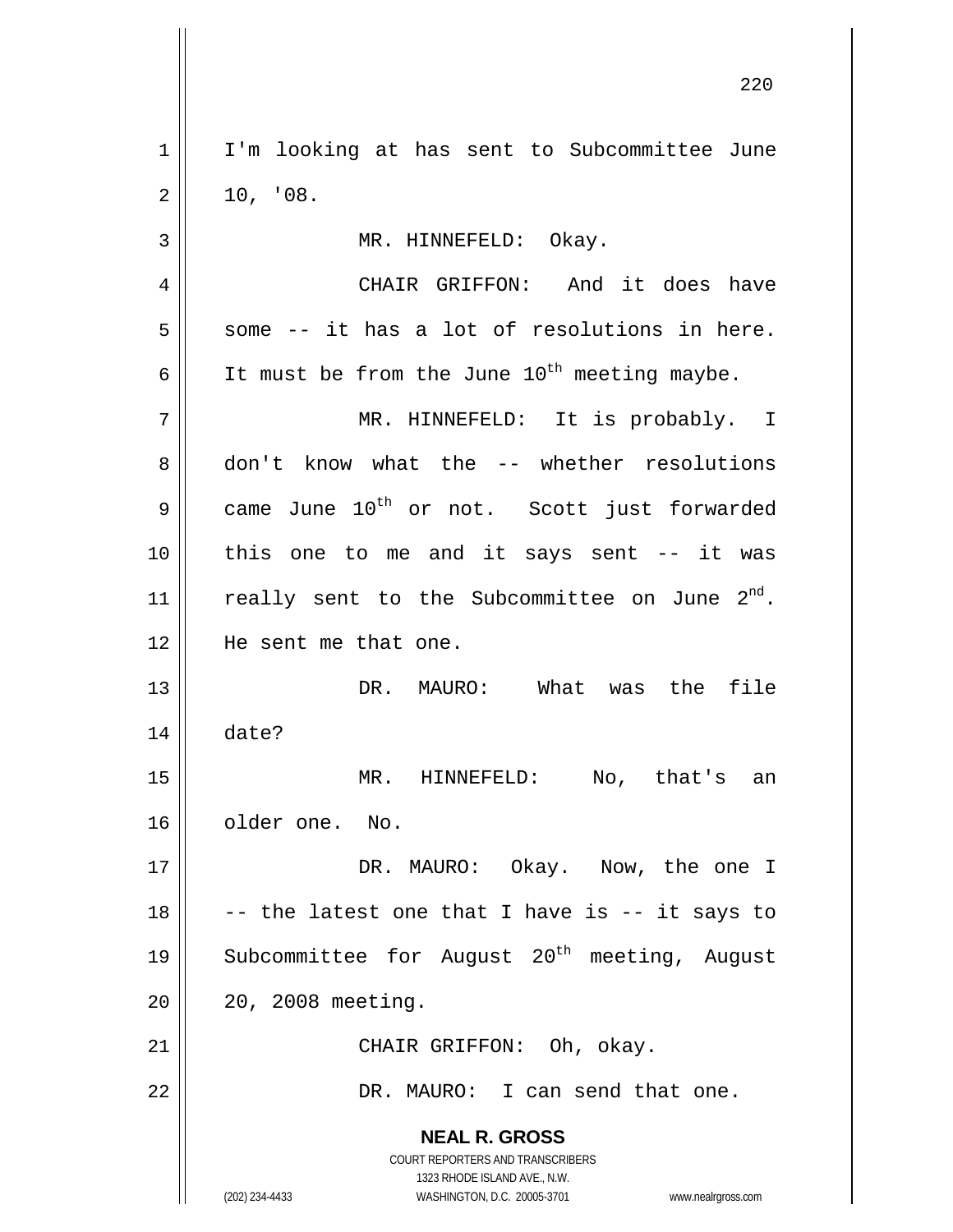I'm looking at has sent to Subcommittee June 10, '08.

MR. HINNEFELD: Okay.

CHAIR GRIFFON: And it does have some -- it has a lot of resolutions in here. It must be from the June 10th meeting maybe.

MR. HINNEFELD: It is probably. I don't know what the -- whether resolutions came June 10th or not. Scott just forwarded this one to me and it says sent -- it was really sent to the Subcommittee on June 2nd. He sent me that one.

DR. MAURO: What was the file date?

MR. HINNEFELD: No, that's an older one. No.

DR. MAURO: Okay. Now, the one I -- the latest one that I have is -- it says to Subcommittee for August 20th meeting, August 20, 2008 meeting.

CHAIR GRIFFON: Oh, okay.

DR. MAURO: I can send that one.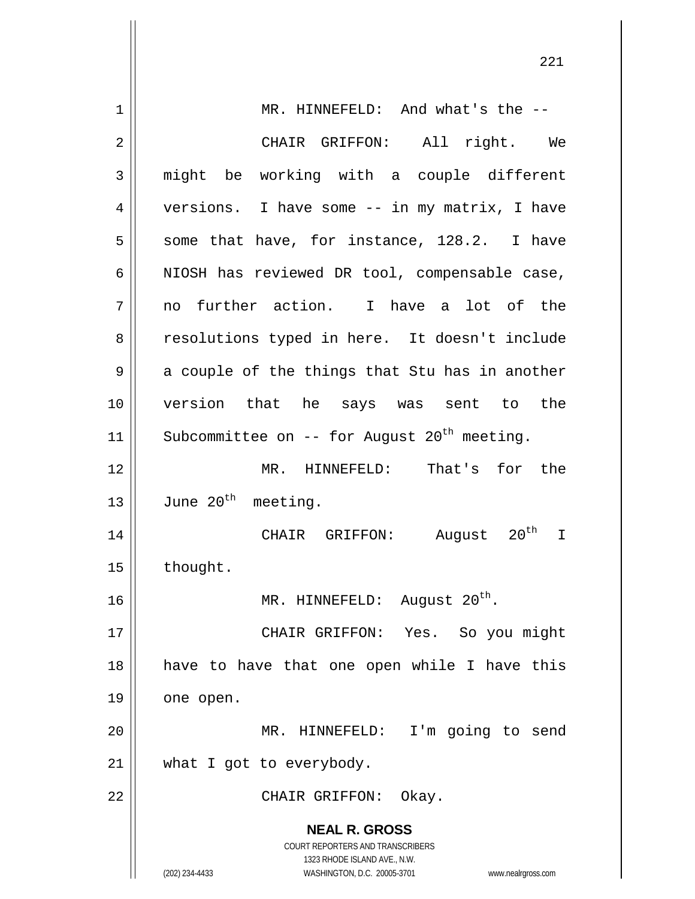MR. HINNEFELD: And what's the --

CHAIR GRIFFON: All right. We might be working with a couple different versions. I have some -- in my matrix, I have some that have, for instance, 128.2. I have NIOSH has reviewed DR tool, compensable case, no further action. I have a lot of the resolutions typed in here. It doesn't include a couple of the things that Stu has in another version that he says was sent to the Subcommittee on -- for August 20th meeting.

MR. HINNEFELD: That's for the June 20th meeting.

CHAIR GRIFFON: August 20th I thought.

MR. HINNEFELD: August 20th.

CHAIR GRIFFON: Yes. So you might have to have that one open while I have this one open.

MR. HINNEFELD: I'm going to send what I got to everybody.

CHAIR GRIFFON: Okay.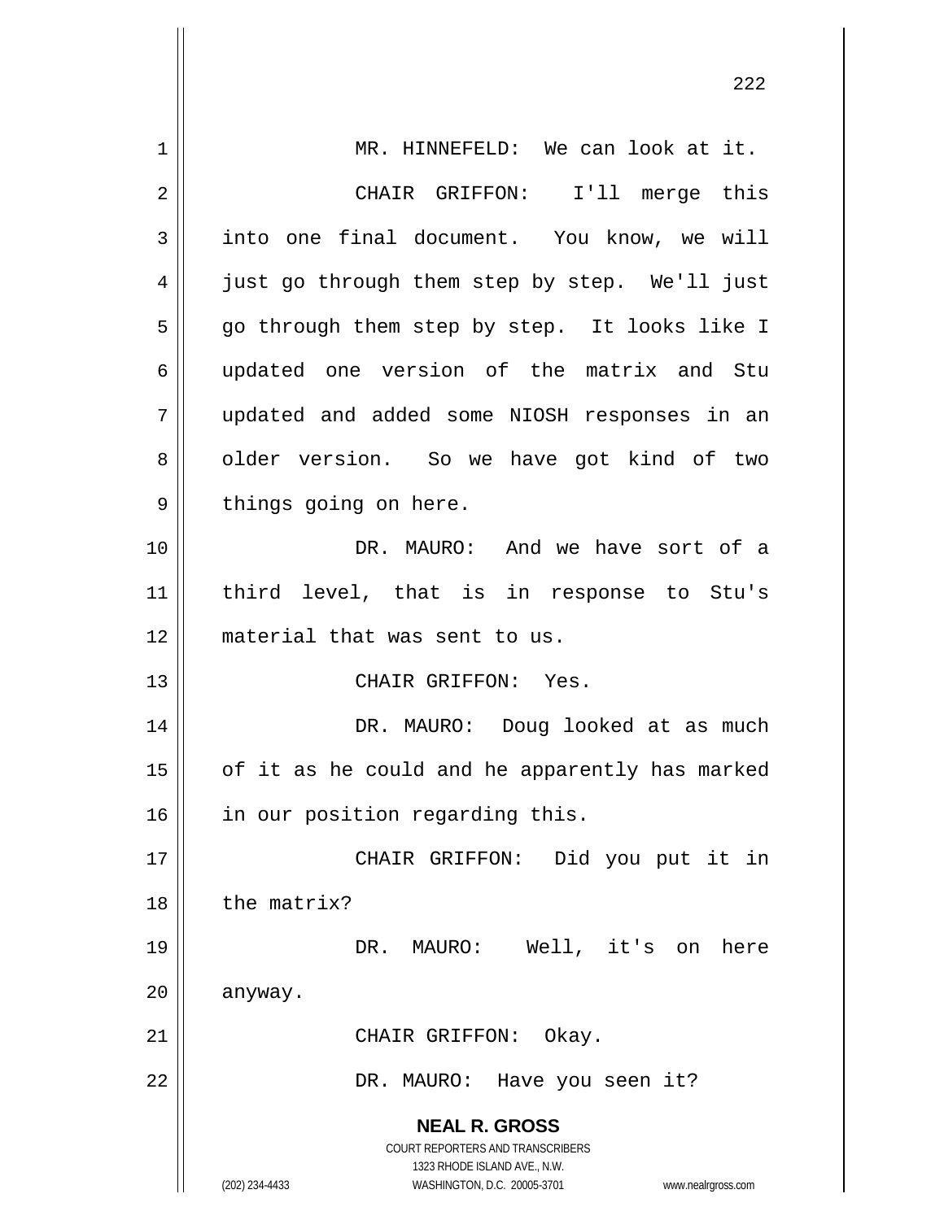MR. HINNEFELD: We can look at it.

CHAIR GRIFFON: I'll merge this into one final document. You know, we will just go through them step by step. We'll just go through them step by step. It looks like I updated one version of the matrix and Stu updated and added some NIOSH responses in an older version. So we have got kind of two things going on here.

DR. MAURO: And we have sort of a third level, that is in response to Stu's material that was sent to us.

CHAIR GRIFFON: Yes.

DR. MAURO: Doug looked at as much of it as he could and he apparently has marked in our position regarding this.

CHAIR GRIFFON: Did you put it in the matrix?

DR. MAURO: Well, it's on here anyway.

CHAIR GRIFFON: Okay.

DR. MAURO: Have you seen it?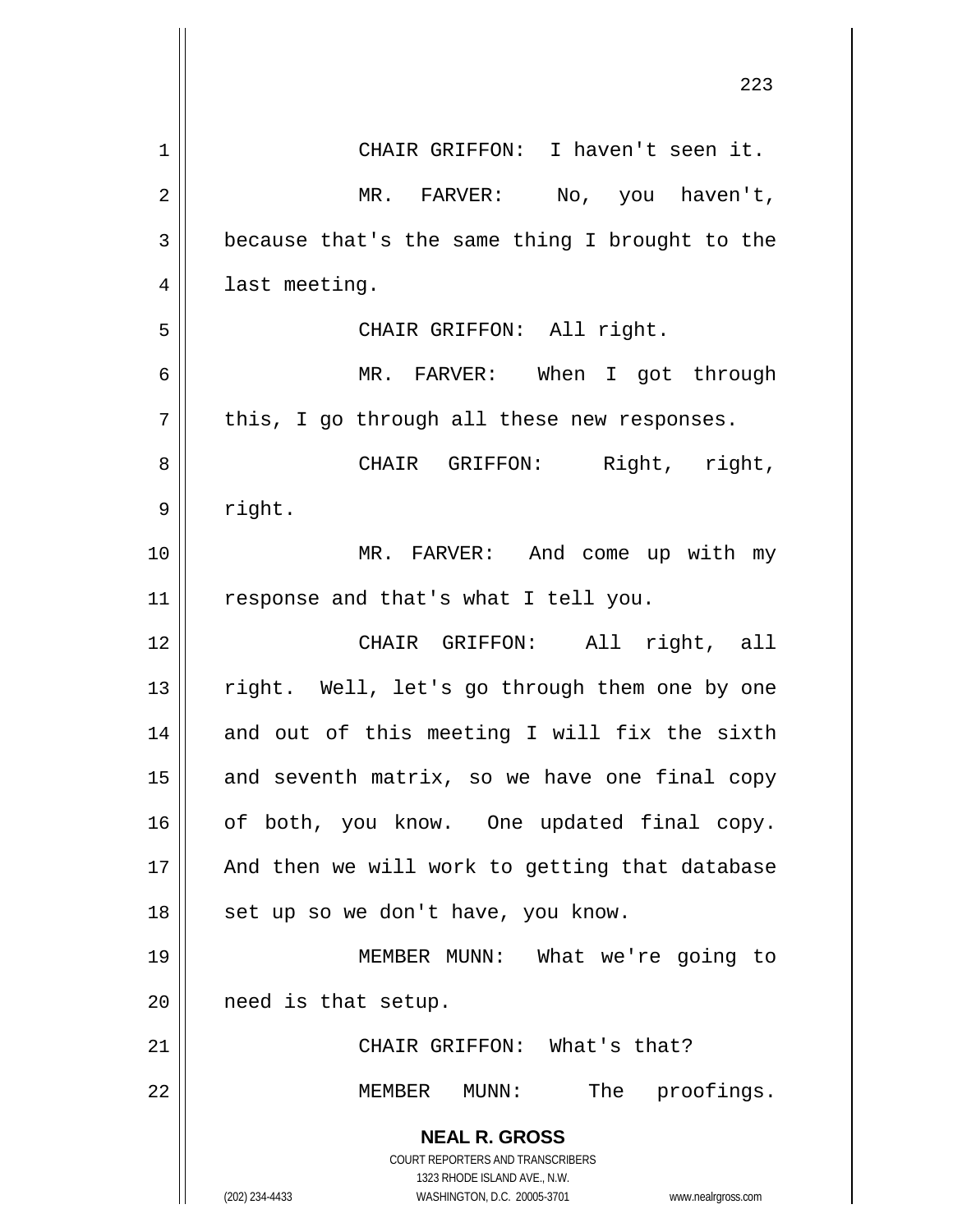CHAIR GRIFFON: I haven't seen it.

MR. FARVER: No, you haven't, because that's the same thing I brought to the last meeting.

CHAIR GRIFFON: All right.

MR. FARVER: When I got through this, I go through all these new responses.

CHAIR GRIFFON: Right, right, right.

MR. FARVER: And come up with my response and that's what I tell you.

CHAIR GRIFFON: All right, all right. Well, let's go through them one by one and out of this meeting I will fix the sixth and seventh matrix, so we have one final copy of both, you know. One updated final copy. And then we will work to getting that database set up so we don't have, you know.

MEMBER MUNN: What we're going to need is that setup.

CHAIR GRIFFON: What's that?

MEMBER MUNN: The proofings.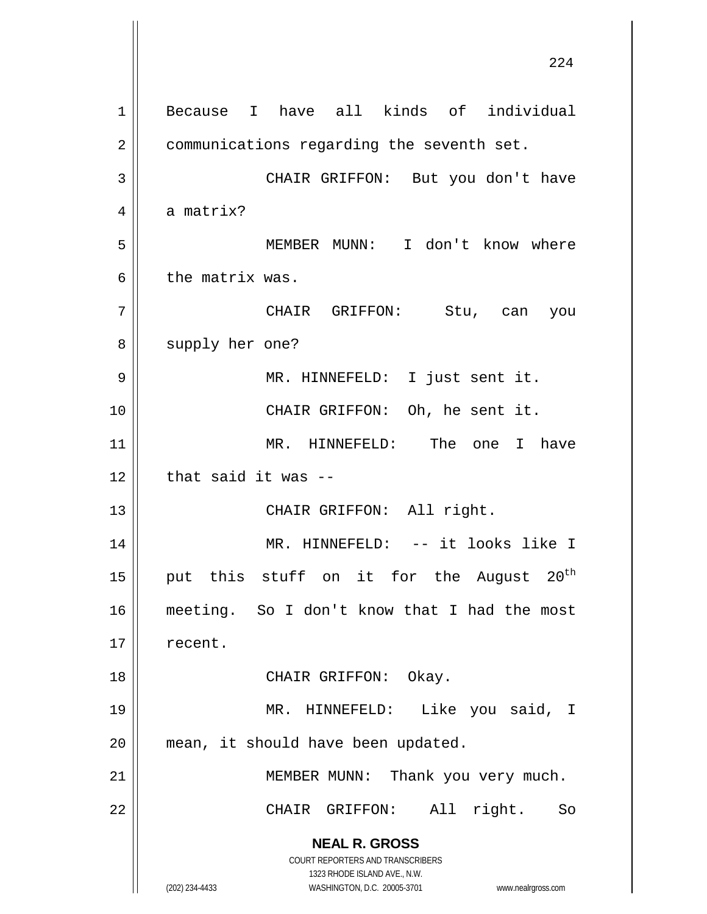Because I have all kinds of individual communications regarding the seventh set.

CHAIR GRIFFON: But you don't have a matrix?

MEMBER MUNN: I don't know where the matrix was.

CHAIR GRIFFON: Stu, can you supply her one?

MR. HINNEFELD: I just sent it.

CHAIR GRIFFON: Oh, he sent it.

MR. HINNEFELD: The one I have that said it was --

CHAIR GRIFFON: All right.

MR. HINNEFELD: -- it looks like I put this stuff on it for the August 20th meeting. So I don't know that I had the most recent.

CHAIR GRIFFON: Okay.

MR. HINNEFELD: Like you said, I mean, it should have been updated.

MEMBER MUNN: Thank you very much.

CHAIR GRIFFON: All right. So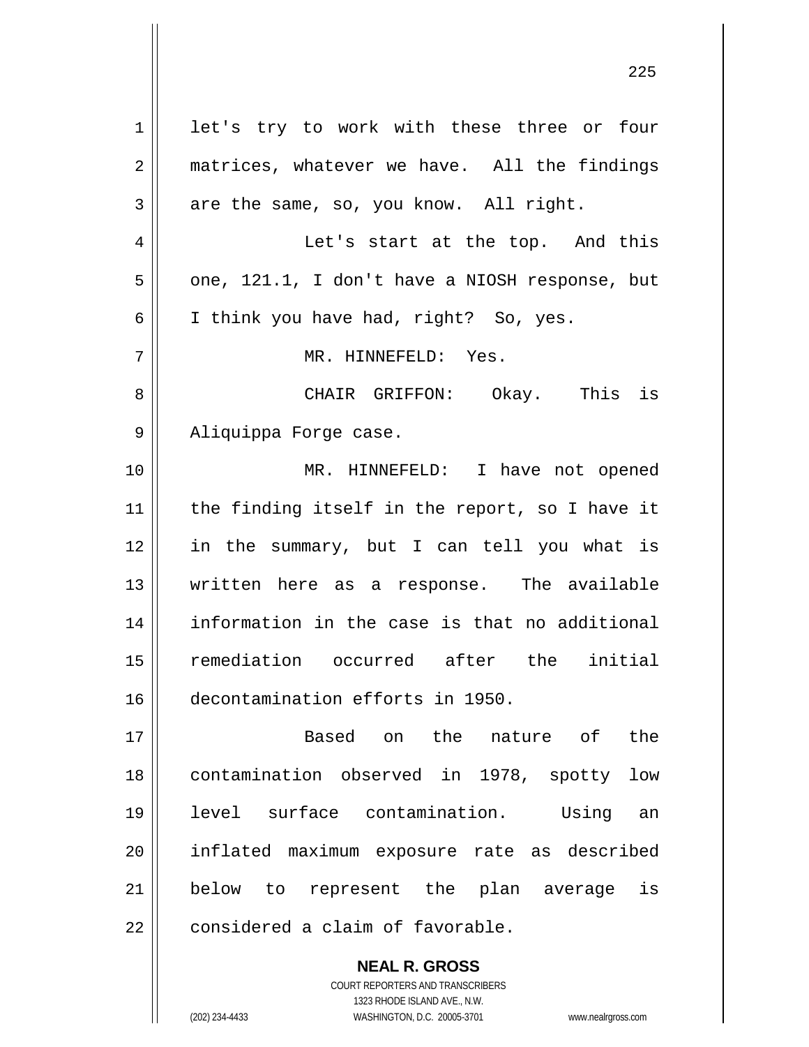let's try to work with these three or four matrices, whatever we have. All the findings are the same, so, you know. All right.

Let's start at the top. And this one, 121.1, I don't have a NIOSH response, but I think you have had, right? So, yes.

MR. HINNEFELD: Yes.

CHAIR GRIFFON: Okay. This is Aliquippa Forge case.

MR. HINNEFELD: I have not opened the finding itself in the report, so I have it in the summary, but I can tell you what is written here as a response. The available information in the case is that no additional remediation occurred after the initial decontamination efforts in 1950.

Based on the nature of the contamination observed in 1978, spotty low level surface contamination. Using an inflated maximum exposure rate as described below to represent the plan average is considered a claim of favorable.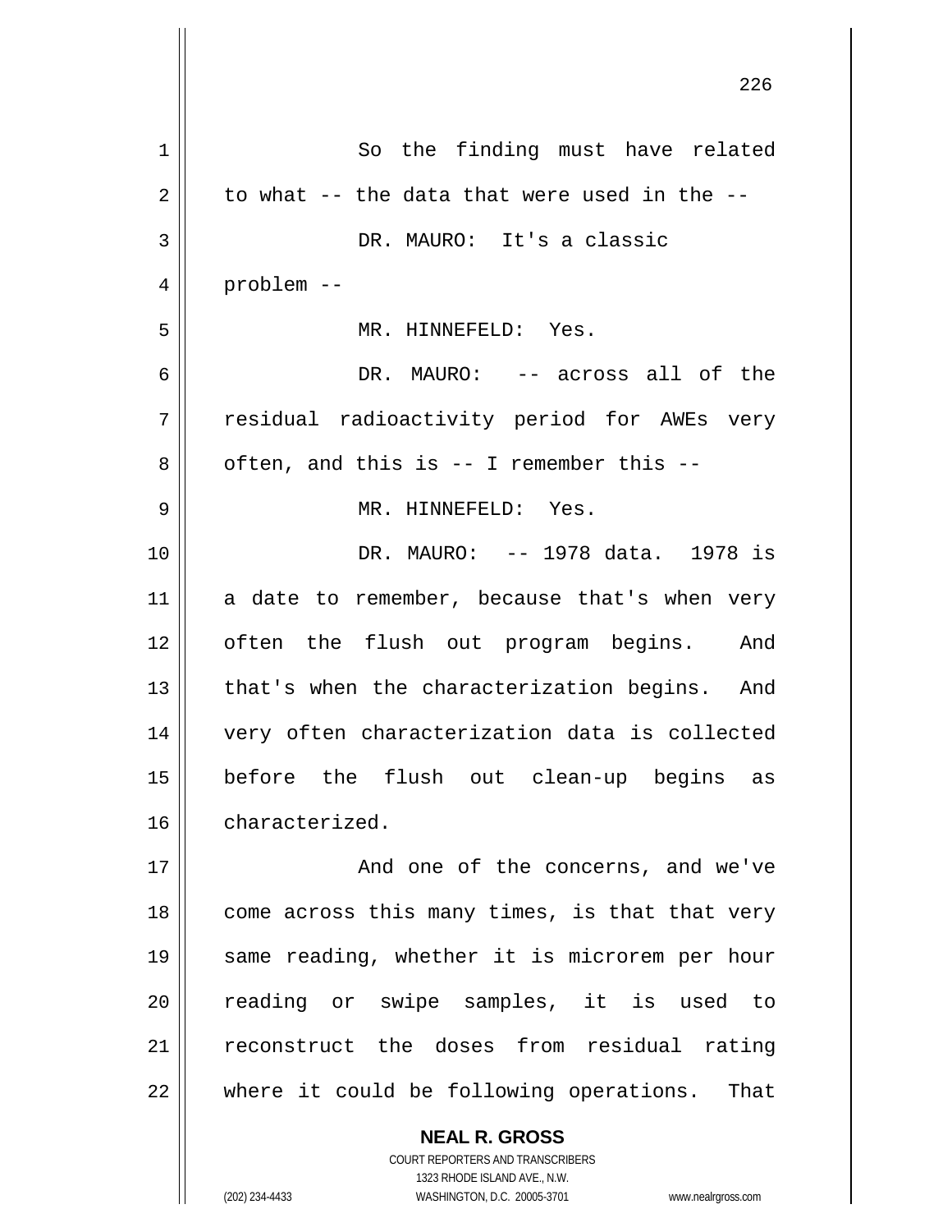So the finding must have related to what -- the data that were used in the --

DR. MAURO: It's a classic problem --

MR. HINNEFELD: Yes.

DR. MAURO: -- across all of the residual radioactivity period for AWEs very often, and this is -- I remember this --

MR. HINNEFELD: Yes.

DR. MAURO: -- 1978 data. 1978 is a date to remember, because that's when very often the flush out program begins. And that's when the characterization begins. And very often characterization data is collected before the flush out clean-up begins as characterized.

And one of the concerns, and we've come across this many times, is that that very same reading, whether it is microrem per hour reading or swipe samples, it is used to reconstruct the doses from residual rating where it could be following operations. That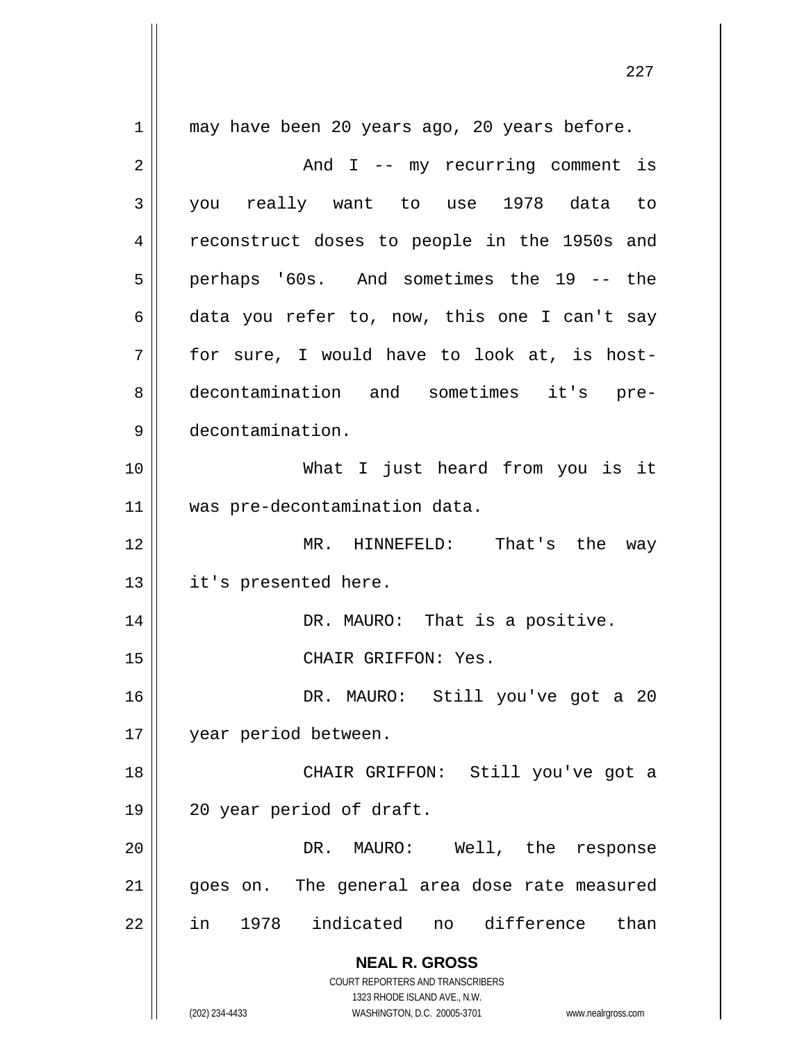may have been 20 years ago, 20 years before.

And I -- my recurring comment is you really want to use 1978 data to reconstruct doses to people in the 1950s and perhaps '60s. And sometimes the 19 -- the data you refer to, now, this one I can't say for sure, I would have to look at, is host-decontamination and sometimes it's pre-decontamination.

What I just heard from you is it was pre-decontamination data.

MR. HINNEFELD: That's the way it's presented here.

DR. MAURO: That is a positive.

CHAIR GRIFFON: Yes.

DR. MAURO: Still you've got a 20 year period between.

CHAIR GRIFFON: Still you've got a 20 year period of draft.

DR. MAURO: Well, the response goes on. The general area dose rate measured in 1978 indicated no difference than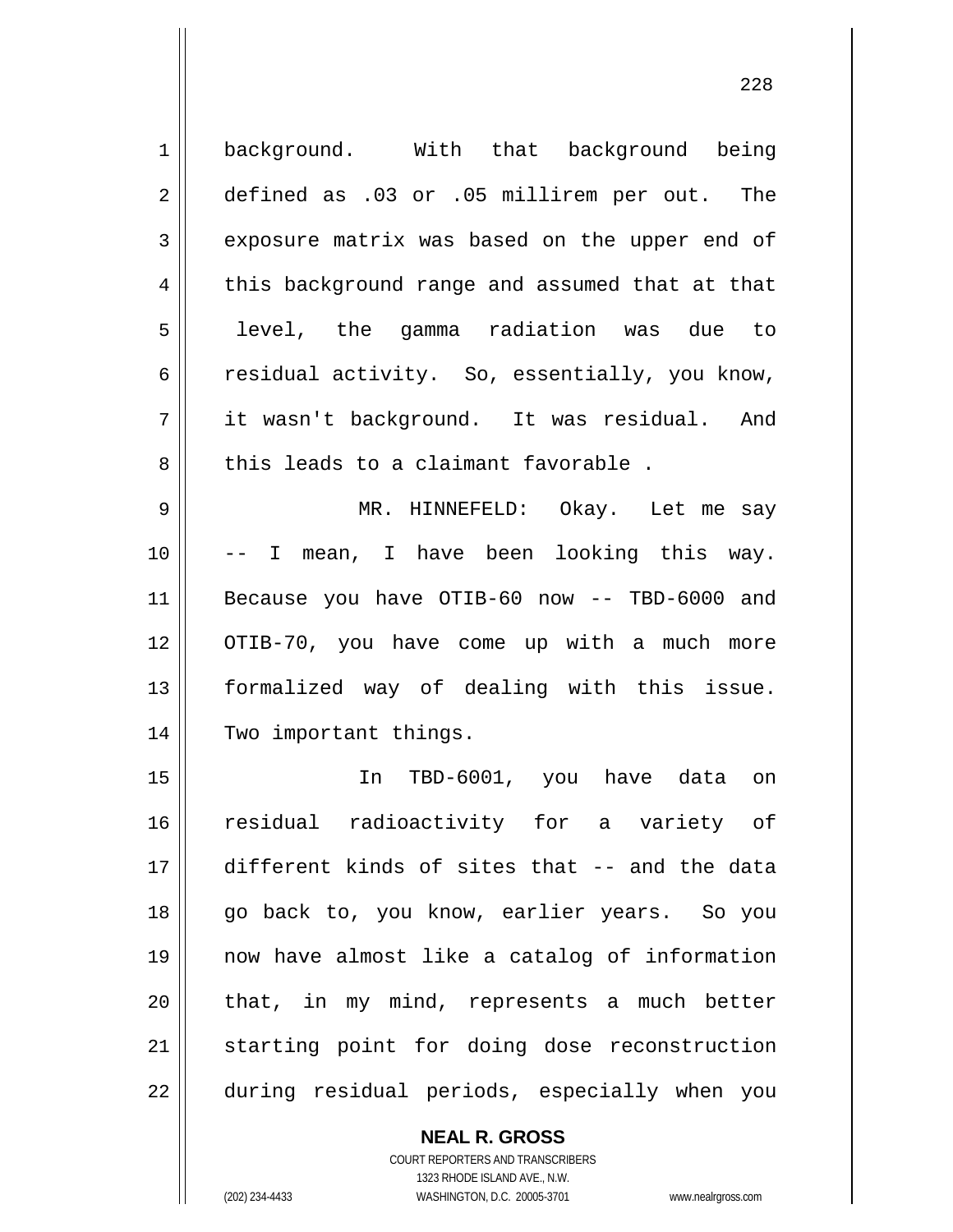background. With that background being defined as .03 or .05 millirem per out. The exposure matrix was based on the upper end of this background range and assumed that at that level, the gamma radiation was due to residual activity. So, essentially, you know, it wasn't background. It was residual. And this leads to a claimant favorable .

MR. HINNEFELD: Okay. Let me say -- I mean, I have been looking this way. Because you have OTIB-60 now -- TBD-6000 and OTIB-70, you have come up with a much more formalized way of dealing with this issue. Two important things.

In TBD-6001, you have data on residual radioactivity for a variety of different kinds of sites that -- and the data go back to, you know, earlier years. So you now have almost like a catalog of information that, in my mind, represents a much better starting point for doing dose reconstruction during residual periods, especially when you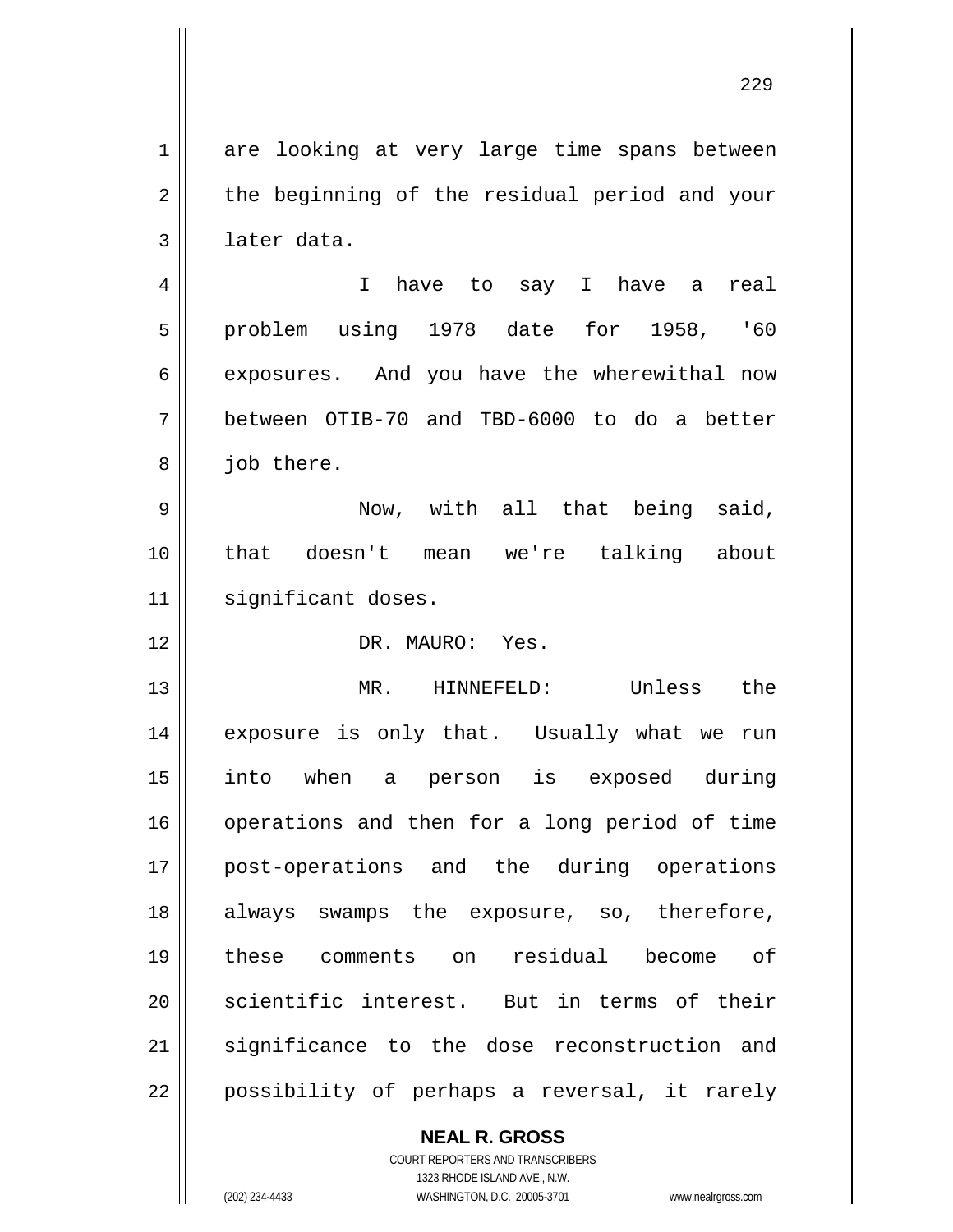are looking at very large time spans between the beginning of the residual period and your later data.

I have to say I have a real problem using 1978 date for 1958, '60 exposures. And you have the wherewithal now between OTIB-70 and TBD-6000 to do a better job there.

Now, with all that being said, that doesn't mean we're talking about significant doses.

DR. MAURO: Yes.

MR. HINNEFELD: Unless the exposure is only that. Usually what we run into when a person is exposed during operations and then for a long period of time post-operations and the during operations always swamps the exposure, so, therefore, these comments on residual become of scientific interest. But in terms of their significance to the dose reconstruction and possibility of perhaps a reversal, it rarely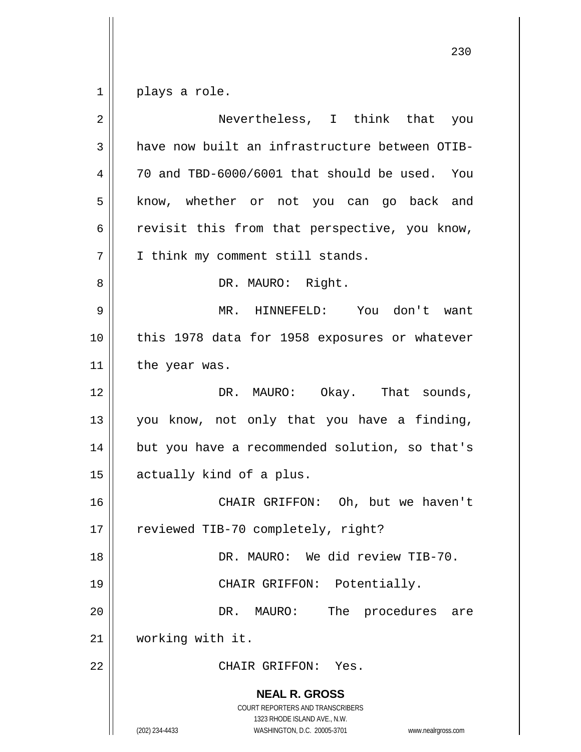plays a role.

Nevertheless, I think that you have now built an infrastructure between OTIB-70 and TBD-6000/6001 that should be used. You know, whether or not you can go back and revisit this from that perspective, you know, I think my comment still stands.

DR. MAURO: Right.

MR. HINNEFELD: You don't want this 1978 data for 1958 exposures or whatever the year was.

DR. MAURO: Okay. That sounds, you know, not only that you have a finding, but you have a recommended solution, so that's actually kind of a plus.

CHAIR GRIFFON: Oh, but we haven't reviewed TIB-70 completely, right?

DR. MAURO: We did review TIB-70.

CHAIR GRIFFON: Potentially.

DR. MAURO: The procedures are working with it.

CHAIR GRIFFON: Yes.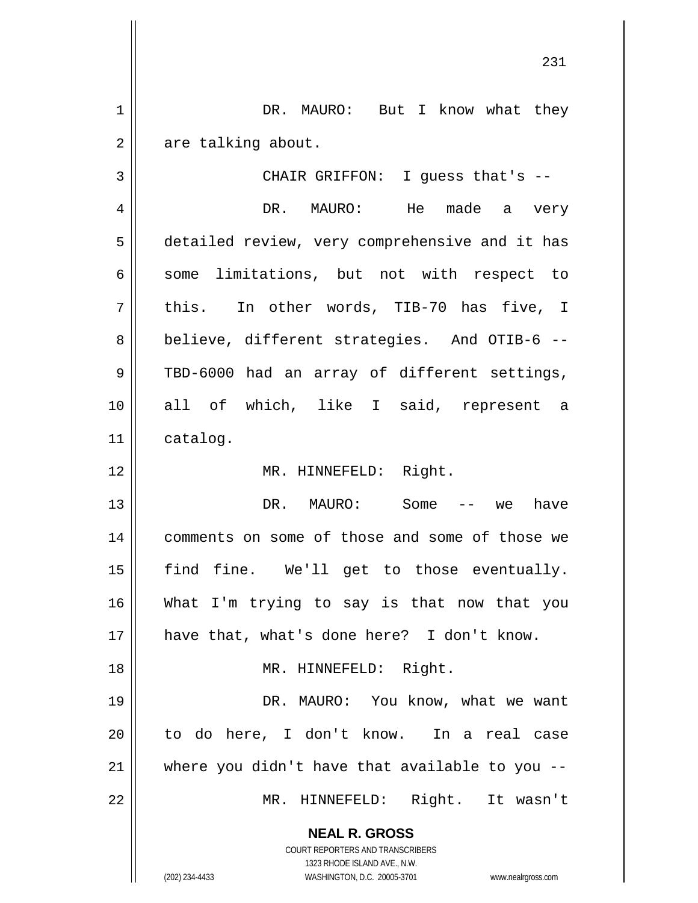DR. MAURO: But I know what they are talking about.

CHAIR GRIFFON: I guess that's --

DR. MAURO: He made a very detailed review, very comprehensive and it has some limitations, but not with respect to this. In other words, TIB-70 has five, I believe, different strategies. And OTIB-6 -- TBD-6000 had an array of different settings, all of which, like I said, represent a catalog.

MR. HINNEFELD: Right.

DR. MAURO: Some -- we have comments on some of those and some of those we find fine. We'll get to those eventually. What I'm trying to say is that now that you have that, what's done here? I don't know.

MR. HINNEFELD: Right.

DR. MAURO: You know, what we want to do here, I don't know. In a real case where you didn't have that available to you --

MR. HINNEFELD: Right. It wasn't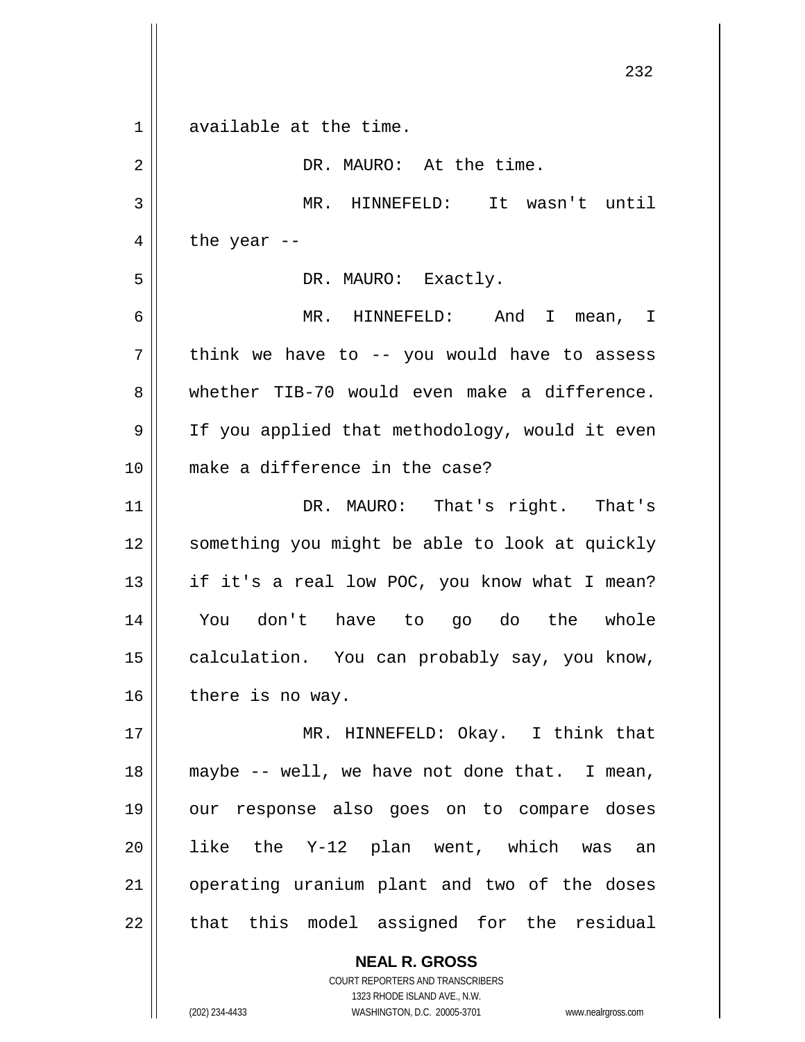available at the time.

DR. MAURO: At the time.

MR. HINNEFELD: It wasn't until the year --

DR. MAURO: Exactly.

MR. HINNEFELD: And I mean, I think we have to -- you would have to assess whether TIB-70 would even make a difference. If you applied that methodology, would it even make a difference in the case?

DR. MAURO: That's right. That's something you might be able to look at quickly if it's a real low POC, you know what I mean? You don't have to go do the whole calculation. You can probably say, you know, there is no way.

MR. HINNEFELD: Okay. I think that maybe -- well, we have not done that. I mean, our response also goes on to compare doses like the Y-12 plan went, which was an operating uranium plant and two of the doses that this model assigned for the residual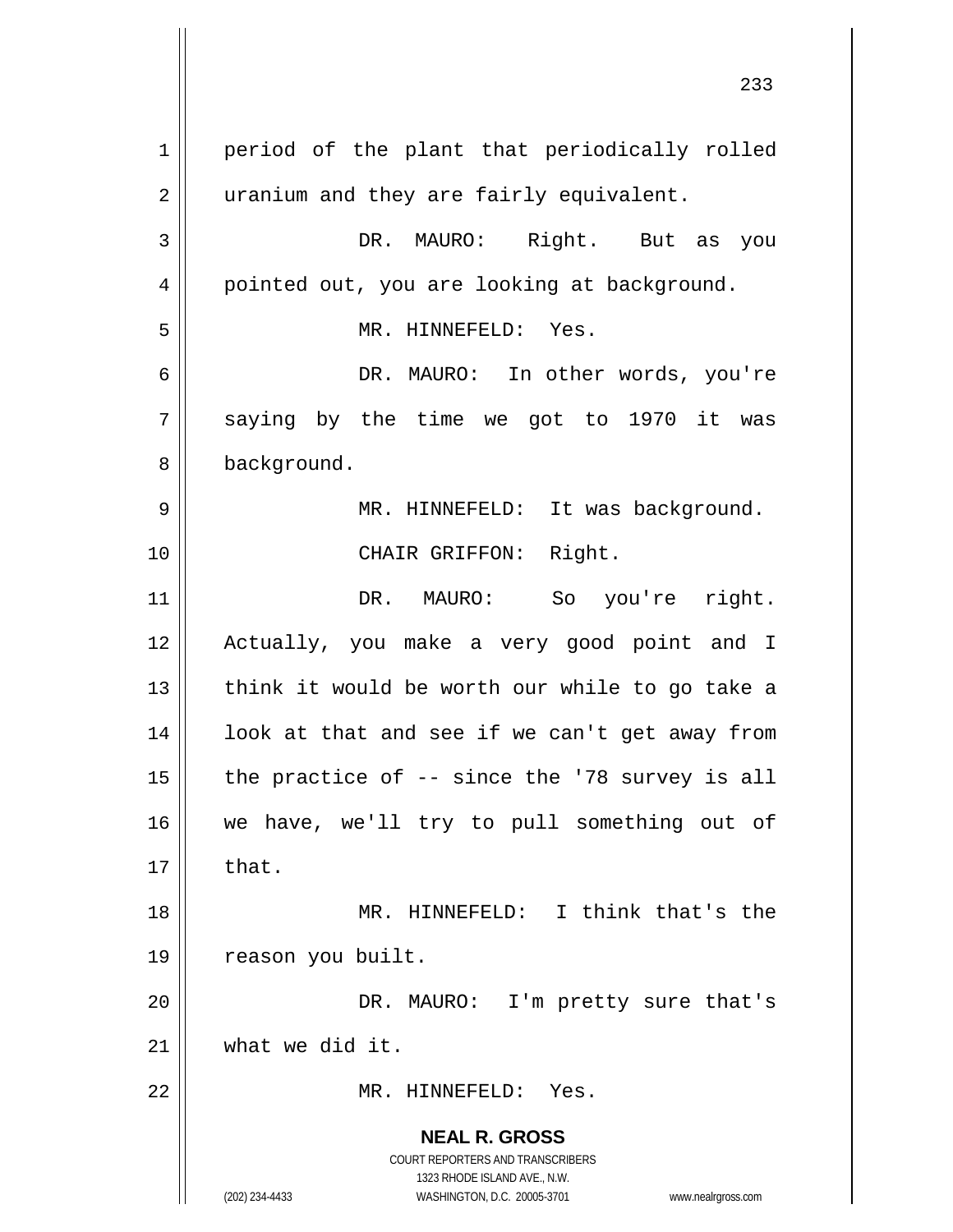period of the plant that periodically rolled uranium and they are fairly equivalent.

DR. MAURO: Right. But as you pointed out, you are looking at background.

MR. HINNEFELD: Yes.

DR. MAURO: In other words, you're saying by the time we got to 1970 it was background.

MR. HINNEFELD: It was background.

CHAIR GRIFFON: Right.

DR. MAURO: So you're right. Actually, you make a very good point and I think it would be worth our while to go take a look at that and see if we can't get away from the practice of -- since the '78 survey is all we have, we'll try to pull something out of that.

MR. HINNEFELD: I think that's the reason you built.

DR. MAURO: I'm pretty sure that's what we did it.

MR. HINNEFELD: Yes.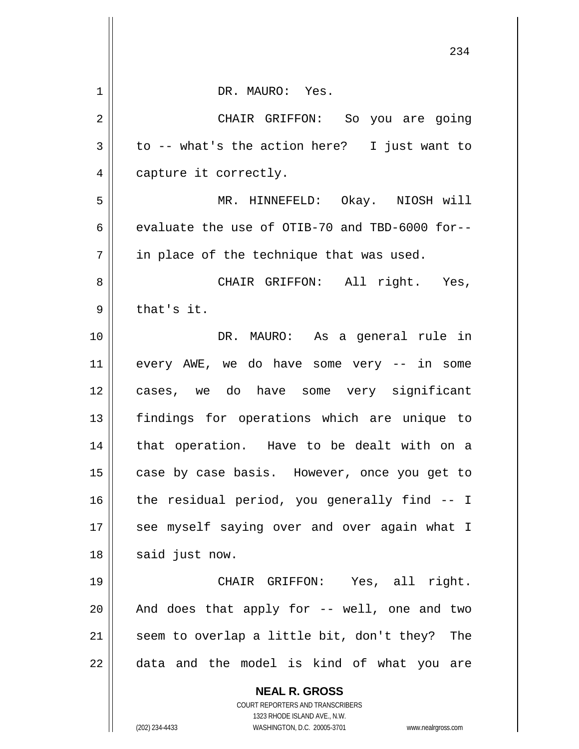DR. MAURO: Yes.

CHAIR GRIFFON: So you are going to -- what's the action here? I just want to capture it correctly.

MR. HINNEFELD: Okay. NIOSH will evaluate the use of OTIB-70 and TBD-6000 for-- in place of the technique that was used.

CHAIR GRIFFON: All right. Yes, that's it.

DR. MAURO: As a general rule in every AWE, we do have some very -- in some cases, we do have some very significant findings for operations which are unique to that operation. Have to be dealt with on a case by case basis. However, once you get to the residual period, you generally find -- I see myself saying over and over again what I said just now.

CHAIR GRIFFON: Yes, all right. And does that apply for -- well, one and two seem to overlap a little bit, don't they? The data and the model is kind of what you are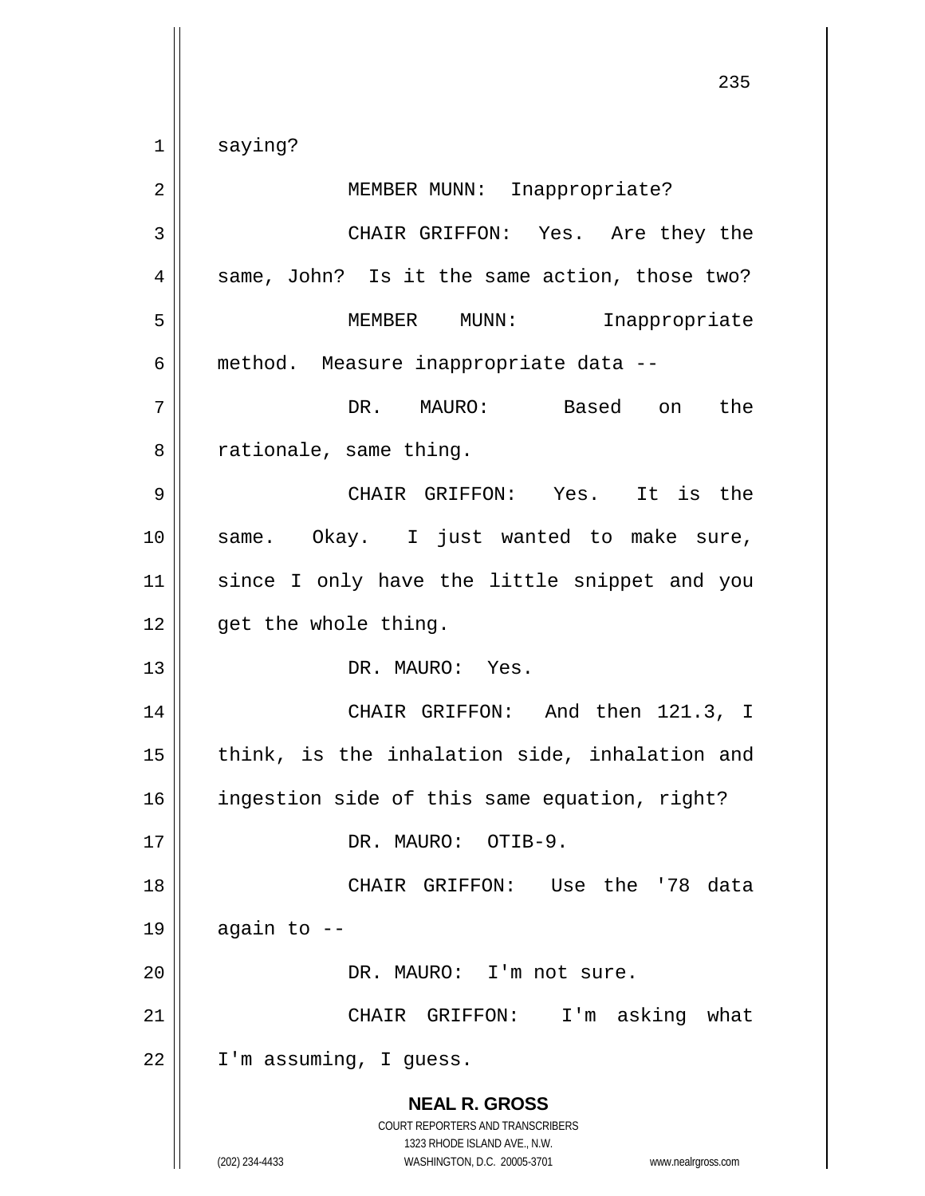saying?

MEMBER MUNN: Inappropriate?

CHAIR GRIFFON: Yes. Are they the same, John? Is it the same action, those two?

MEMBER MUNN: Inappropriate method. Measure inappropriate data --

DR. MAURO: Based on the rationale, same thing.

CHAIR GRIFFON: Yes. It is the same. Okay. I just wanted to make sure, since I only have the little snippet and you get the whole thing.

DR. MAURO: Yes.

CHAIR GRIFFON: And then 121.3, I think, is the inhalation side, inhalation and ingestion side of this same equation, right?

DR. MAURO: OTIB-9.

CHAIR GRIFFON: Use the '78 data again to --

DR. MAURO: I'm not sure.

CHAIR GRIFFON: I'm asking what I'm assuming, I guess.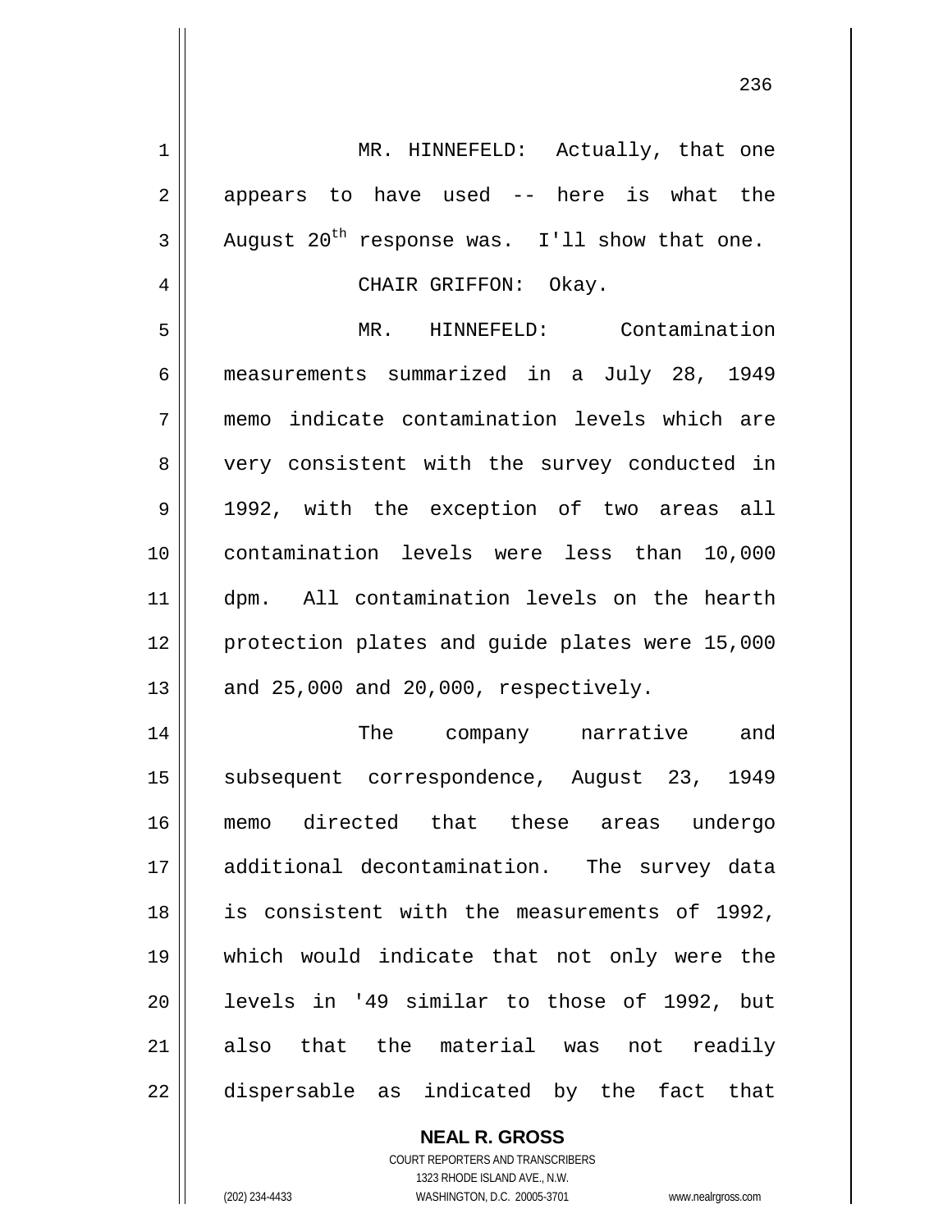MR. HINNEFELD: Actually, that one appears to have used -- here is what the August 20th response was. I'll show that one.

CHAIR GRIFFON: Okay.

MR. HINNEFELD: Contamination measurements summarized in a July 28, 1949 memo indicate contamination levels which are very consistent with the survey conducted in 1992, with the exception of two areas all contamination levels were less than 10,000 dpm. All contamination levels on the hearth protection plates and guide plates were 15,000 and 25,000 and 20,000, respectively.

The company narrative and subsequent correspondence, August 23, 1949 memo directed that these areas undergo additional decontamination. The survey data is consistent with the measurements of 1992, which would indicate that not only were the levels in '49 similar to those of 1992, but also that the material was not readily dispersable as indicated by the fact that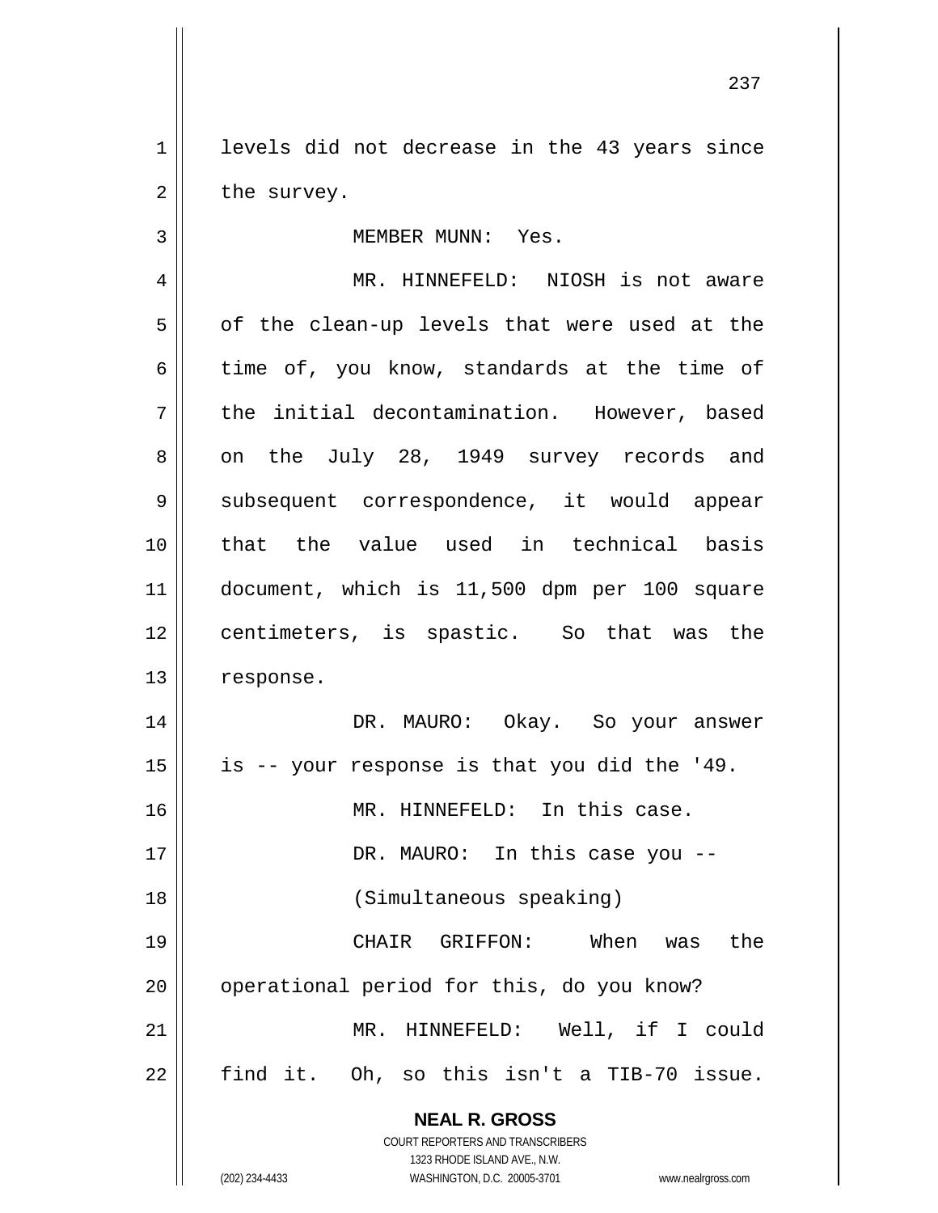levels did not decrease in the 43 years since the survey.

MEMBER MUNN: Yes.

MR. HINNEFELD: NIOSH is not aware of the clean-up levels that were used at the time of, you know, standards at the time of the initial decontamination. However, based on the July 28, 1949 survey records and subsequent correspondence, it would appear that the value used in technical basis document, which is 11,500 dpm per 100 square centimeters, is spastic. So that was the response.

DR. MAURO: Okay. So your answer is -- your response is that you did the '49.

MR. HINNEFELD: In this case.

DR. MAURO: In this case you --

(Simultaneous speaking)

CHAIR GRIFFON: When was the operational period for this, do you know?

MR. HINNEFELD: Well, if I could find it. Oh, so this isn't a TIB-70 issue.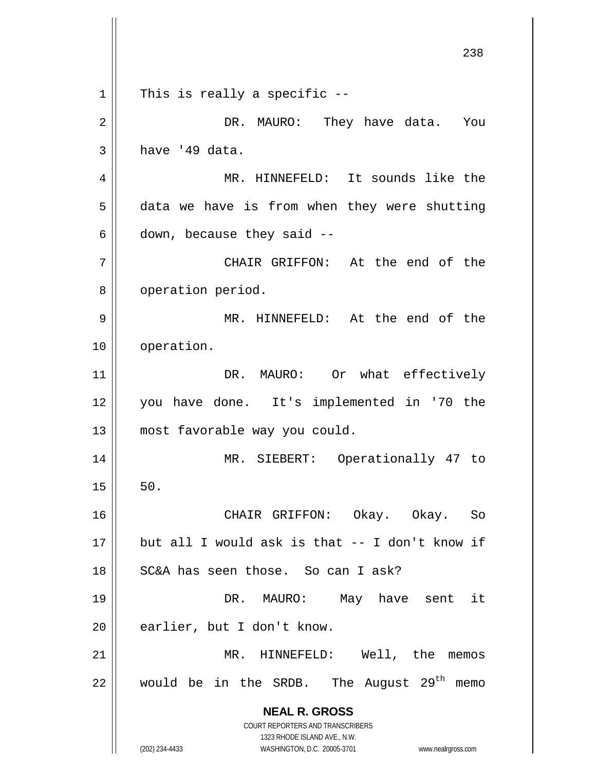This is really a specific --

DR. MAURO: They have data. You have '49 data.

MR. HINNEFELD: It sounds like the data we have is from when they were shutting down, because they said --

CHAIR GRIFFON: At the end of the operation period.

MR. HINNEFELD: At the end of the operation.

DR. MAURO: Or what effectively you have done. It's implemented in '70 the most favorable way you could.

MR. SIEBERT: Operationally 47 to 50.

CHAIR GRIFFON: Okay. Okay. So but all I would ask is that -- I don't know if SC&A has seen those. So can I ask?

DR. MAURO: May have sent it earlier, but I don't know.

MR. HINNEFELD: Well, the memos would be in the SRDB. The August 29th memo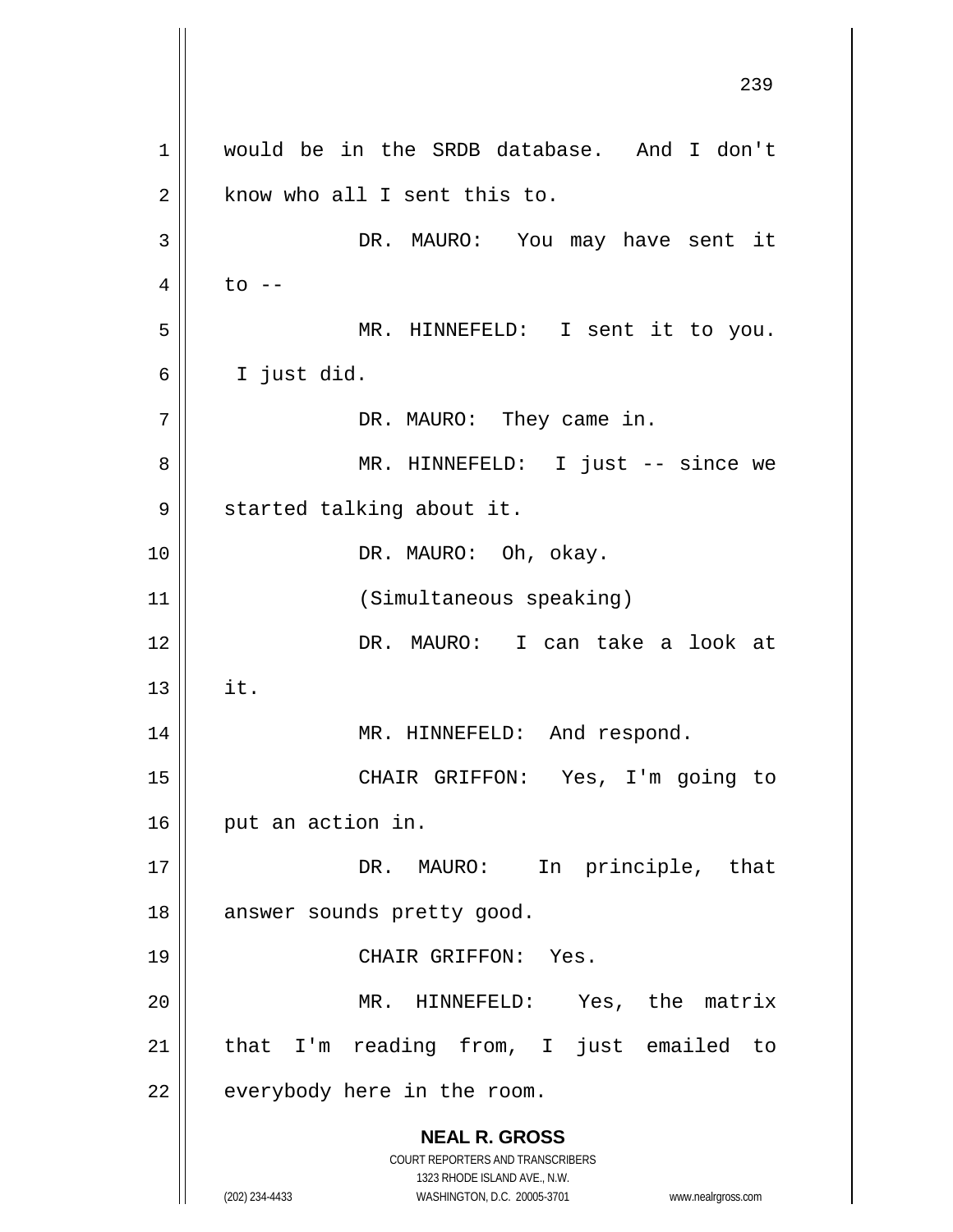would be in the SRDB database. And I don't know who all I sent this to.

DR. MAURO: You may have sent it to --

MR. HINNEFELD: I sent it to you. I just did.

DR. MAURO: They came in.

MR. HINNEFELD: I just -- since we started talking about it.

DR. MAURO: Oh, okay.

(Simultaneous speaking)

DR. MAURO: I can take a look at it.

MR. HINNEFELD: And respond.

CHAIR GRIFFON: Yes, I'm going to put an action in.

DR. MAURO: In principle, that answer sounds pretty good.

CHAIR GRIFFON: Yes.

MR. HINNEFELD: Yes, the matrix that I'm reading from, I just emailed to everybody here in the room.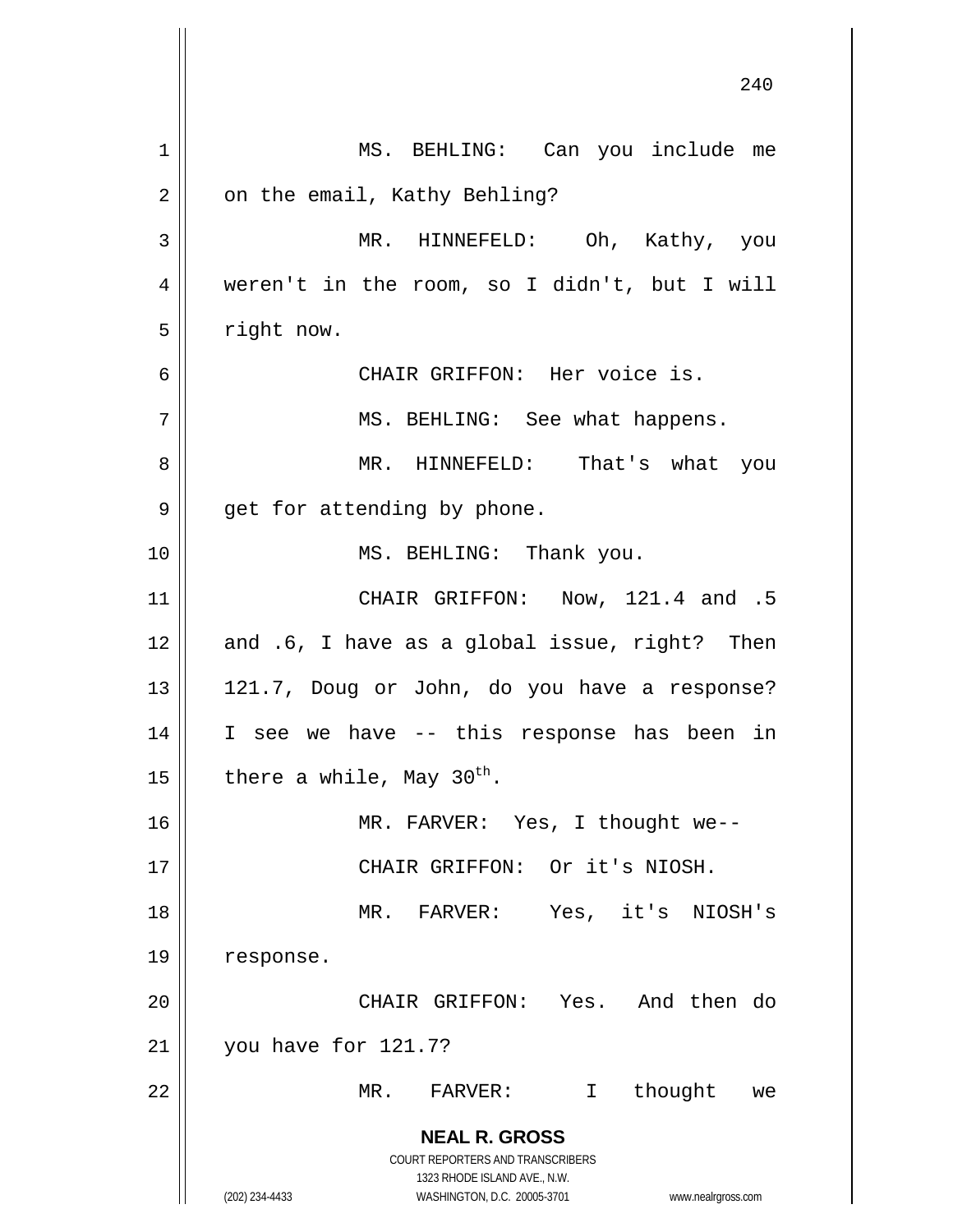MS. BEHLING: Can you include me on the email, Kathy Behling?

MR. HINNEFELD: Oh, Kathy, you weren't in the room, so I didn't, but I will right now.

CHAIR GRIFFON: Her voice is.

MS. BEHLING: See what happens.

MR. HINNEFELD: That's what you get for attending by phone.

MS. BEHLING: Thank you.

CHAIR GRIFFON: Now, 121.4 and .5 and .6, I have as a global issue, right? Then 121.7, Doug or John, do you have a response? I see we have -- this response has been in there a while, May 30th.

MR. FARVER: Yes, I thought we--

CHAIR GRIFFON: Or it's NIOSH.

MR. FARVER: Yes, it's NIOSH's response.

CHAIR GRIFFON: Yes. And then do you have for 121.7?

MR. FARVER: I thought we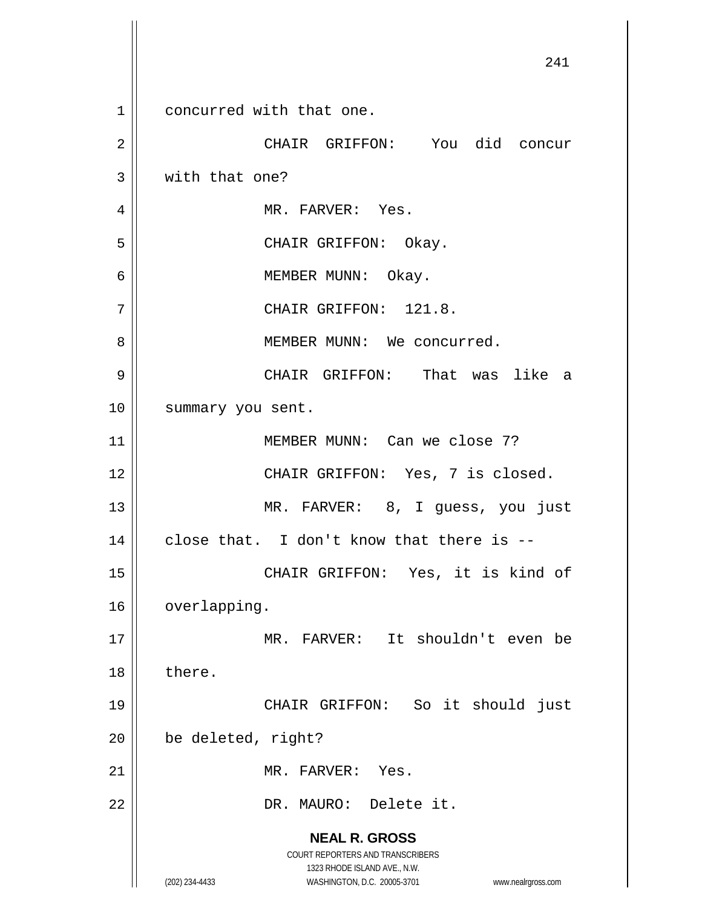concurred with that one.

CHAIR GRIFFON: You did concur with that one?

MR. FARVER: Yes.

CHAIR GRIFFON: Okay.

MEMBER MUNN: Okay.

CHAIR GRIFFON: 121.8.

MEMBER MUNN: We concurred.

CHAIR GRIFFON: That was like a summary you sent.

MEMBER MUNN: Can we close 7?

CHAIR GRIFFON: Yes, 7 is closed.

MR. FARVER: 8, I guess, you just close that. I don't know that there is --

CHAIR GRIFFON: Yes, it is kind of overlapping.

MR. FARVER: It shouldn't even be there.

CHAIR GRIFFON: So it should just be deleted, right?

MR. FARVER: Yes.

DR. MAURO: Delete it.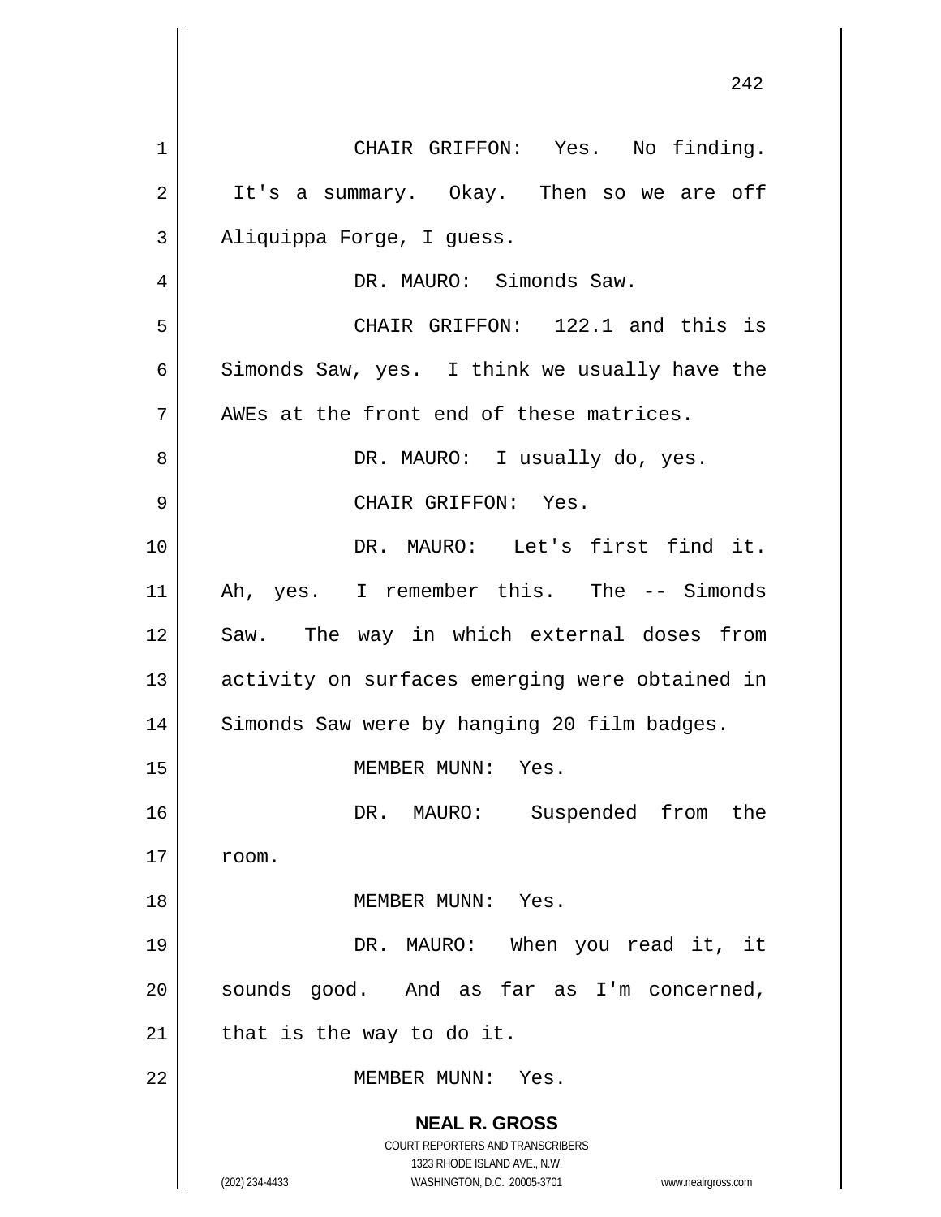CHAIR GRIFFON: Yes. No finding. It's a summary. Okay. Then so we are off Aliquippa Forge, I guess.

DR. MAURO: Simonds Saw.

CHAIR GRIFFON: 122.1 and this is Simonds Saw, yes. I think we usually have the AWEs at the front end of these matrices.

DR. MAURO: I usually do, yes.

CHAIR GRIFFON: Yes.

DR. MAURO: Let's first find it. Ah, yes. I remember this. The -- Simonds Saw. The way in which external doses from activity on surfaces emerging were obtained in Simonds Saw were by hanging 20 film badges.

MEMBER MUNN: Yes.

DR. MAURO: Suspended from the room.

MEMBER MUNN: Yes.

DR. MAURO: When you read it, it sounds good. And as far as I'm concerned, that is the way to do it.

MEMBER MUNN: Yes.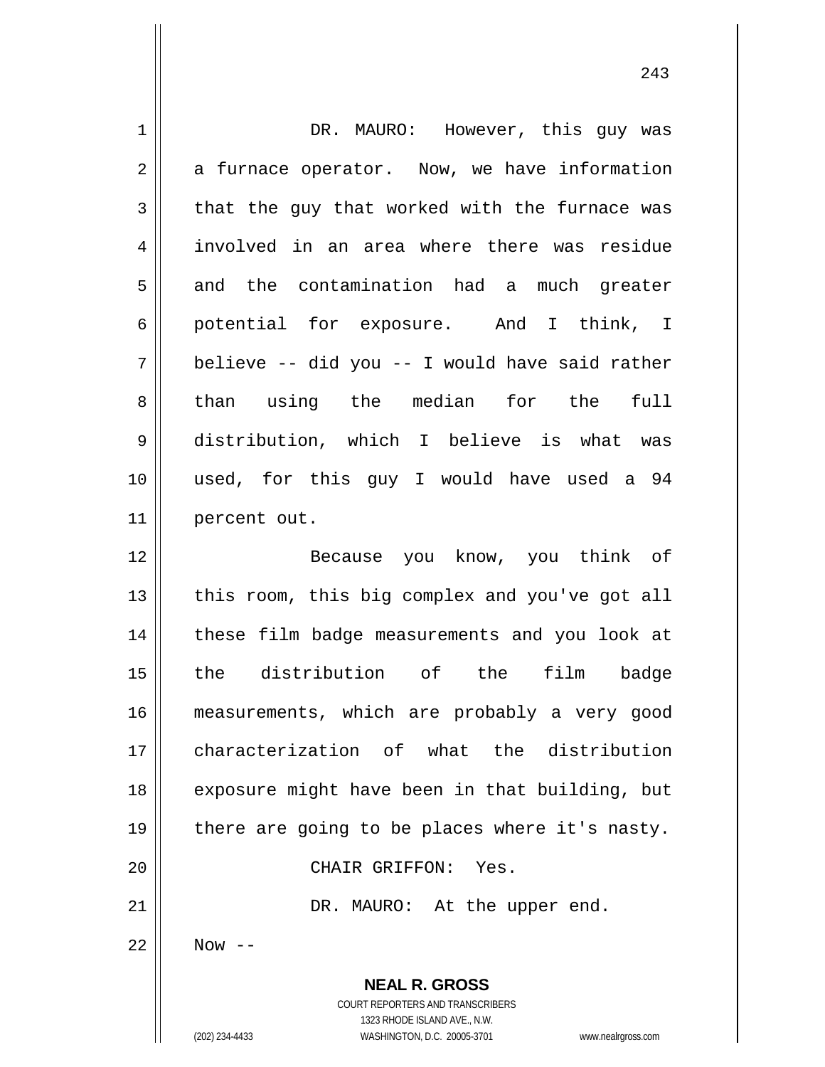DR. MAURO: However, this guy was a furnace operator. Now, we have information that the guy that worked with the furnace was involved in an area where there was residue and the contamination had a much greater potential for exposure. And I think, I believe -- did you -- I would have said rather than using the median for the full distribution, which I believe is what was used, for this guy I would have used a 94 percent out.

Because you know, you think of this room, this big complex and you've got all these film badge measurements and you look at the distribution of the film badge measurements, which are probably a very good characterization of what the distribution exposure might have been in that building, but there are going to be places where it's nasty.

CHAIR GRIFFON: Yes.

DR. MAURO: At the upper end.

Now --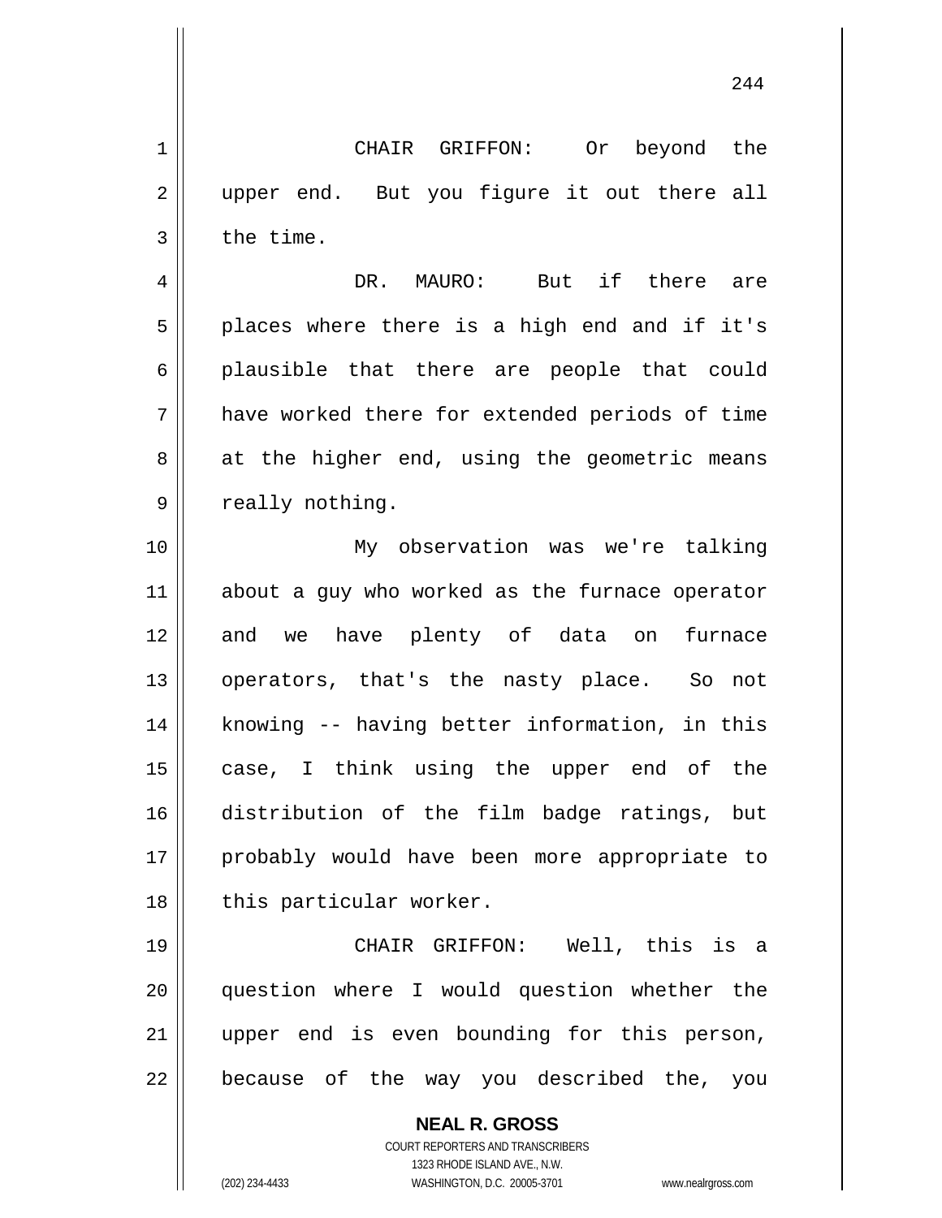CHAIR GRIFFON: Or beyond the upper end. But you figure it out there all the time.

DR. MAURO: But if there are places where there is a high end and if it's plausible that there are people that could have worked there for extended periods of time at the higher end, using the geometric means really nothing.

My observation was we're talking about a guy who worked as the furnace operator and we have plenty of data on furnace operators, that's the nasty place. So not knowing -- having better information, in this case, I think using the upper end of the distribution of the film badge ratings, but probably would have been more appropriate to this particular worker.

CHAIR GRIFFON: Well, this is a question where I would question whether the upper end is even bounding for this person, because of the way you described the, you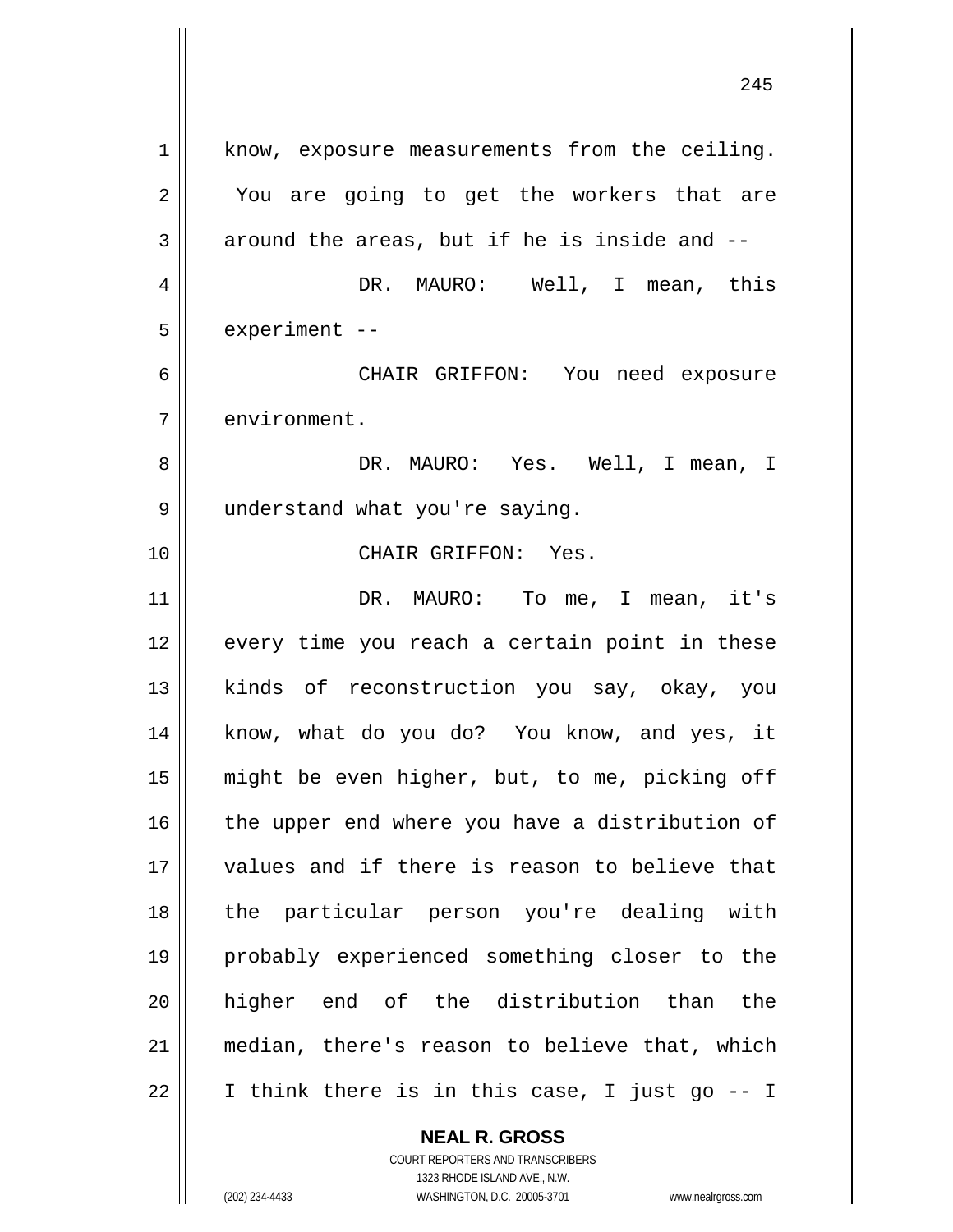know, exposure measurements from the ceiling. You are going to get the workers that are around the areas, but if he is inside and --

DR. MAURO: Well, I mean, this experiment --

CHAIR GRIFFON: You need exposure environment.

DR. MAURO: Yes. Well, I mean, I understand what you're saying.

CHAIR GRIFFON: Yes.

DR. MAURO: To me, I mean, it's every time you reach a certain point in these kinds of reconstruction you say, okay, you know, what do you do? You know, and yes, it might be even higher, but, to me, picking off the upper end where you have a distribution of values and if there is reason to believe that the particular person you're dealing with probably experienced something closer to the higher end of the distribution than the median, there's reason to believe that, which I think there is in this case, I just go -- I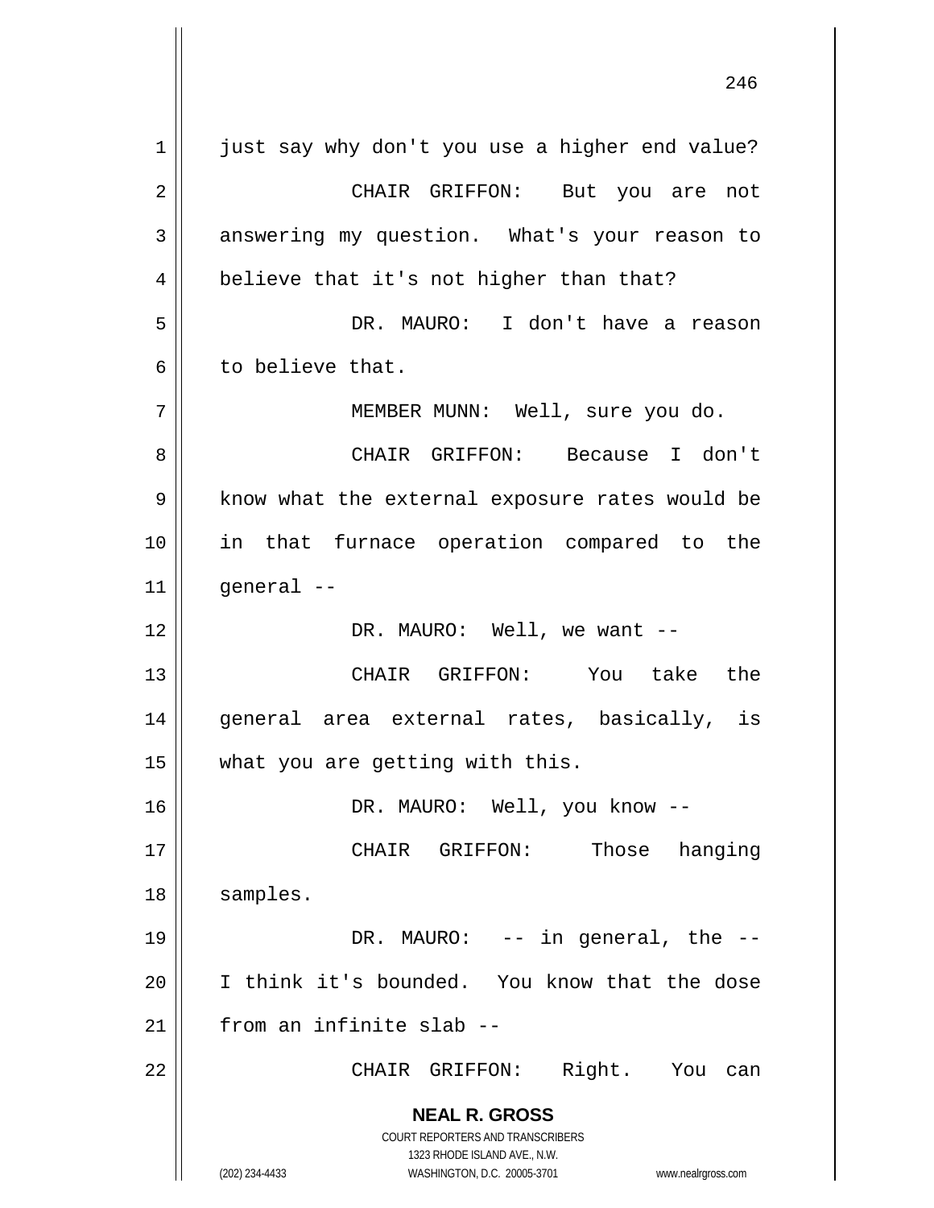just say why don't you use a higher end value?

CHAIR GRIFFON: But you are not answering my question. What's your reason to believe that it's not higher than that?

DR. MAURO: I don't have a reason to believe that.

MEMBER MUNN: Well, sure you do.

CHAIR GRIFFON: Because I don't know what the external exposure rates would be in that furnace operation compared to the general --

DR. MAURO: Well, we want --

CHAIR GRIFFON: You take the general area external rates, basically, is what you are getting with this.

DR. MAURO: Well, you know --

CHAIR GRIFFON: Those hanging samples.

DR. MAURO: -- in general, the -- I think it's bounded. You know that the dose from an infinite slab --

CHAIR GRIFFON: Right. You can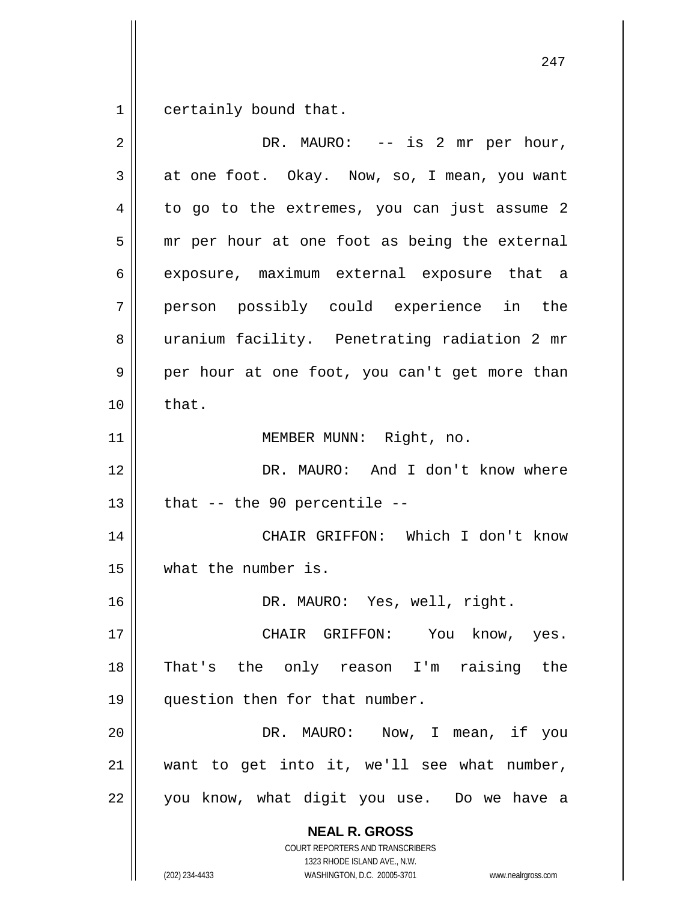certainly bound that.

DR. MAURO: -- is 2 mr per hour, at one foot. Okay. Now, so, I mean, you want to go to the extremes, you can just assume 2 mr per hour at one foot as being the external exposure, maximum external exposure that a person possibly could experience in the uranium facility. Penetrating radiation 2 mr per hour at one foot, you can't get more than that.

MEMBER MUNN: Right, no.

DR. MAURO: And I don't know where that -- the 90 percentile --

CHAIR GRIFFON: Which I don't know what the number is.

DR. MAURO: Yes, well, right.

CHAIR GRIFFON: You know, yes. That's the only reason I'm raising the question then for that number.

DR. MAURO: Now, I mean, if you want to get into it, we'll see what number, you know, what digit you use. Do we have a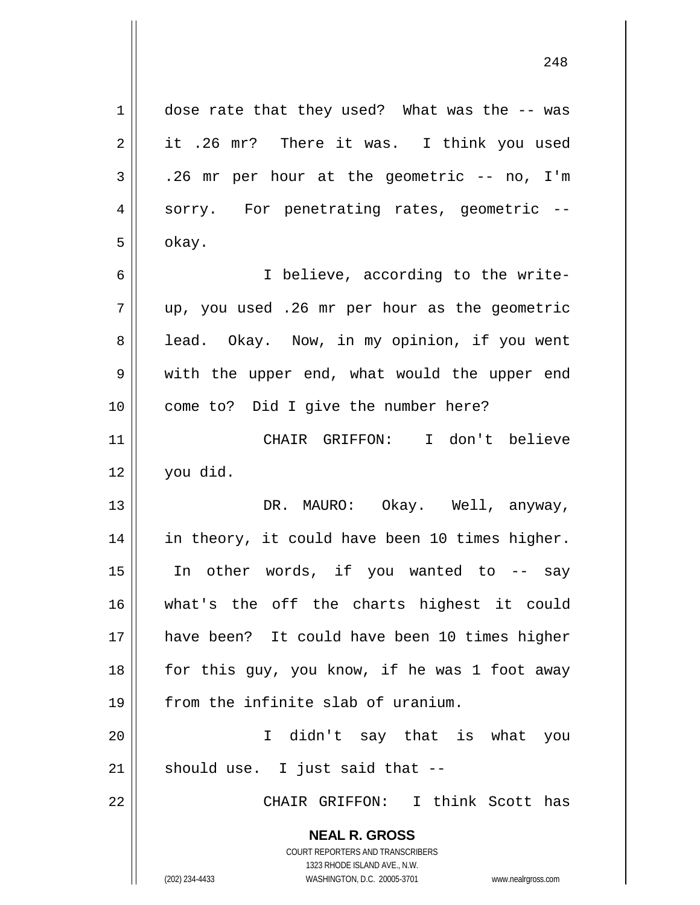dose rate that they used? What was the -- was it .26 mr? There it was. I think you used .26 mr per hour at the geometric -- no, I'm sorry. For penetrating rates, geometric -- okay.

I believe, according to the write-up, you used .26 mr per hour as the geometric lead. Okay. Now, in my opinion, if you went with the upper end, what would the upper end come to? Did I give the number here?

CHAIR GRIFFON: I don't believe you did.

DR. MAURO: Okay. Well, anyway, in theory, it could have been 10 times higher. In other words, if you wanted to -- say what's the off the charts highest it could have been? It could have been 10 times higher for this guy, you know, if he was 1 foot away from the infinite slab of uranium.

I didn't say that is what you should use. I just said that --

CHAIR GRIFFON: I think Scott has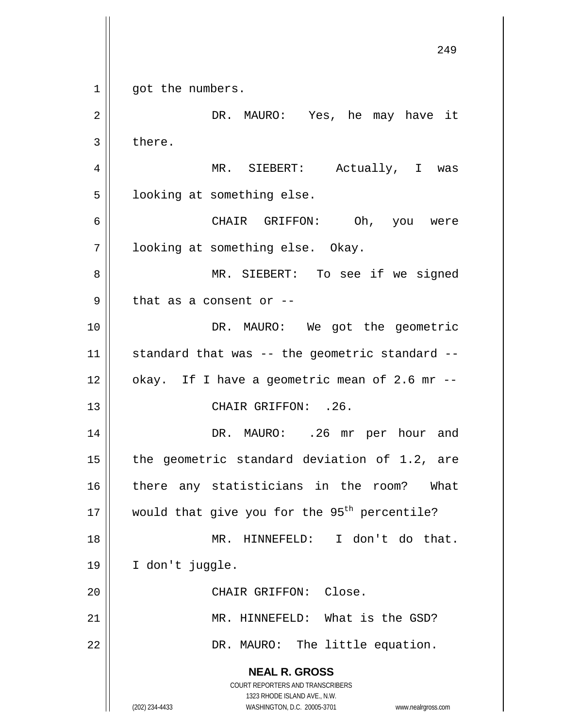got the numbers.

DR. MAURO: Yes, he may have it there.

MR. SIEBERT: Actually, I was looking at something else.

CHAIR GRIFFON: Oh, you were looking at something else. Okay.

MR. SIEBERT: To see if we signed that as a consent or --

DR. MAURO: We got the geometric standard that was -- the geometric standard -- okay. If I have a geometric mean of 2.6 mr --

CHAIR GRIFFON: .26.

DR. MAURO: .26 mr per hour and the geometric standard deviation of 1.2, are there any statisticians in the room? What would that give you for the $95^{th}$ percentile?

MR. HINNEFELD: I don't do that. I don't juggle.

CHAIR GRIFFON: Close.

MR. HINNEFELD: What is the GSD?

DR. MAURO: The little equation.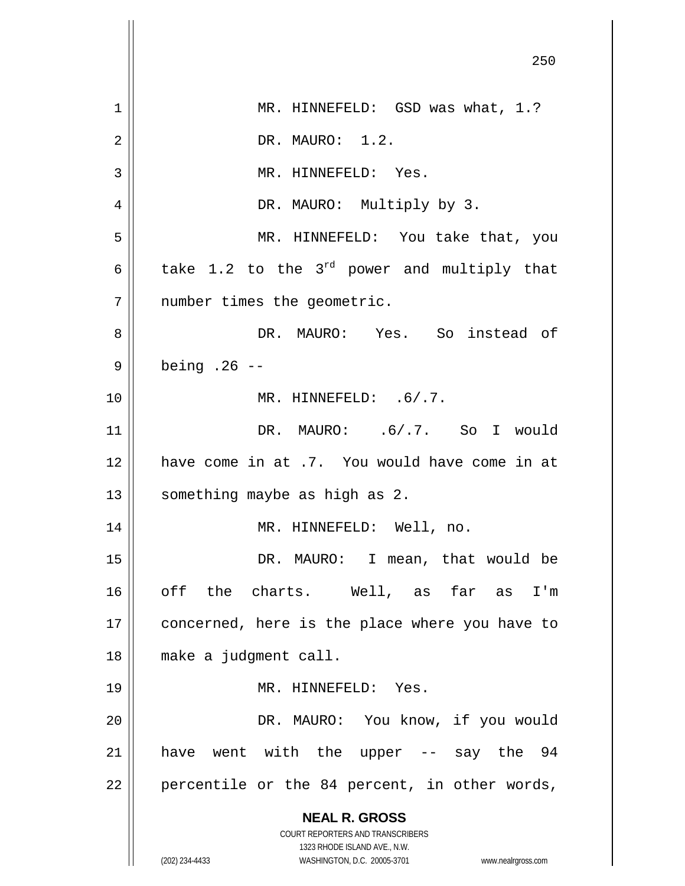MR. HINNEFELD: GSD was what, 1.?

DR. MAURO: 1.2.

MR. HINNEFELD: Yes.

DR. MAURO: Multiply by 3.

MR. HINNEFELD: You take that, you take 1.2 to the $3^{rd}$ power and multiply that number times the geometric.

DR. MAURO: Yes. So instead of being .26 --

MR. HINNEFELD: .6/.7.

DR. MAURO: .6/.7. So I would have come in at .7. You would have come in at something maybe as high as 2.

MR. HINNEFELD: Well, no.

DR. MAURO: I mean, that would be off the charts. Well, as far as I'm concerned, here is the place where you have to make a judgment call.

MR. HINNEFELD: Yes.

DR. MAURO: You know, if you would have went with the upper -- say the 94 percentile or the 84 percent, in other words,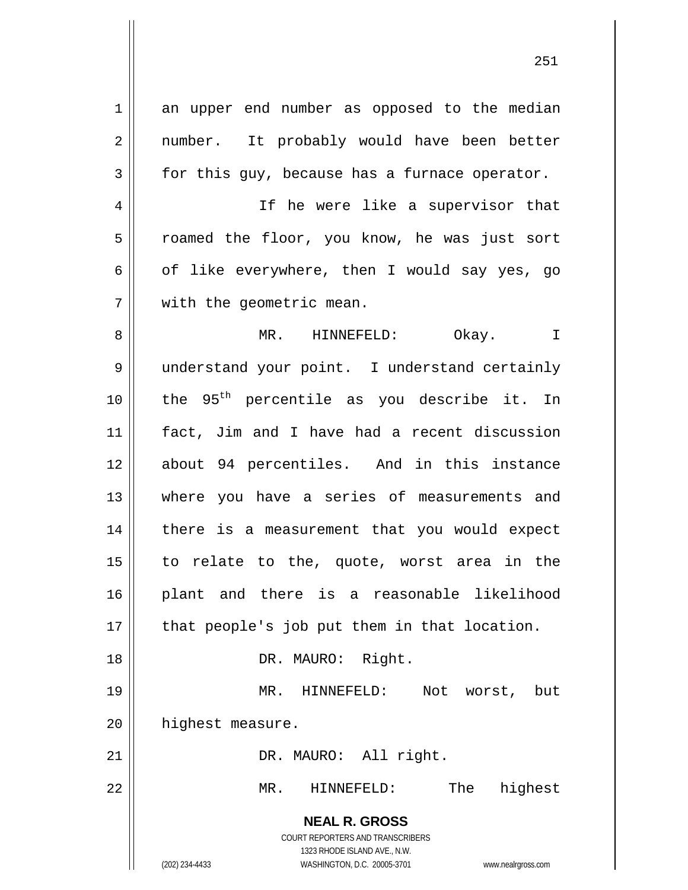an upper end number as opposed to the median number. It probably would have been better for this guy, because has a furnace operator.

If he were like a supervisor that roamed the floor, you know, he was just sort of like everywhere, then I would say yes, go with the geometric mean.

MR. HINNEFELD: Okay. I understand your point. I understand certainly the 95$^{th}$ percentile as you describe it. In fact, Jim and I have had a recent discussion about 94 percentiles. And in this instance where you have a series of measurements and there is a measurement that you would expect to relate to the, quote, worst area in the plant and there is a reasonable likelihood that people's job put them in that location.

DR. MAURO: Right.

MR. HINNEFELD: Not worst, but highest measure.

DR. MAURO: All right.

MR. HINNEFELD: The highest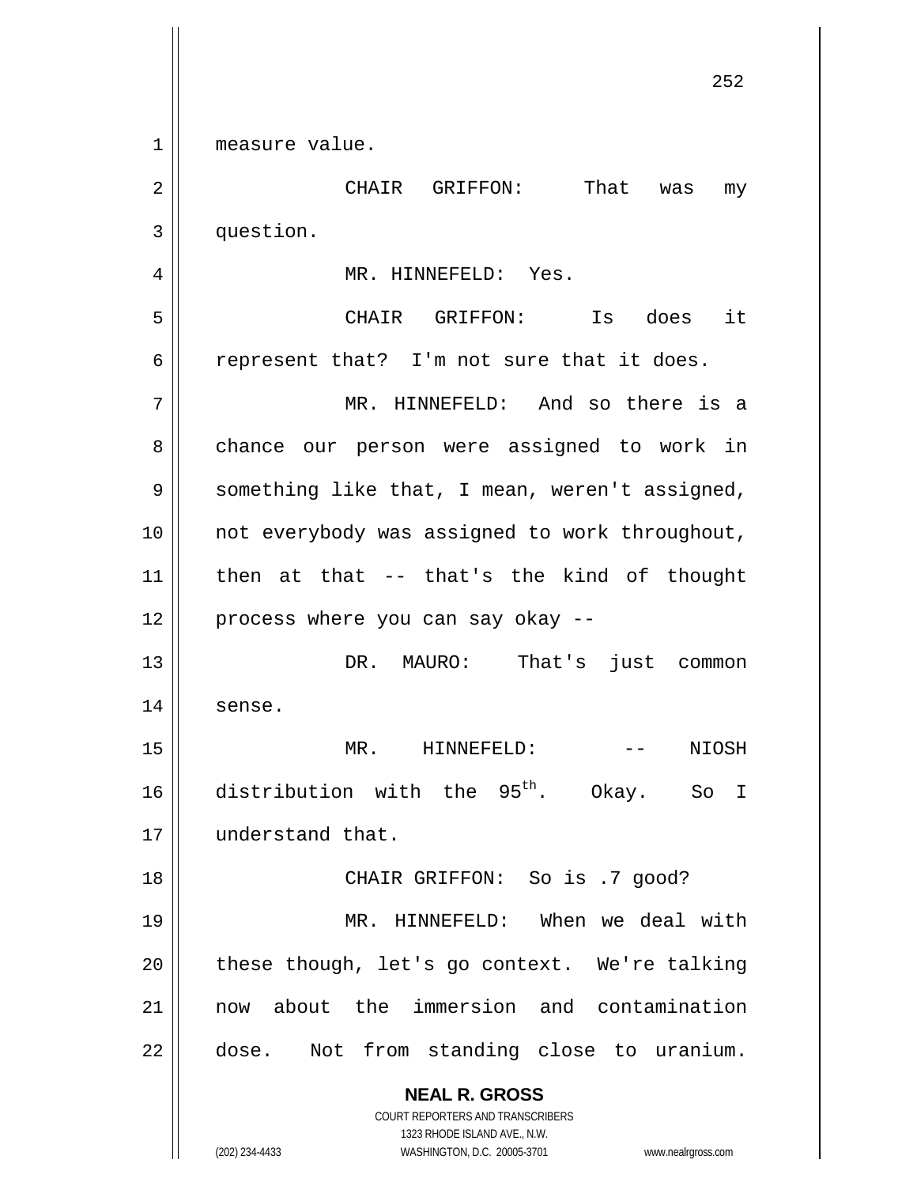measure value.

CHAIR GRIFFON: That was my question.

MR. HINNEFELD: Yes.

CHAIR GRIFFON: Is does it represent that? I'm not sure that it does.

MR. HINNEFELD: And so there is a chance our person were assigned to work in something like that, I mean, weren't assigned, not everybody was assigned to work throughout, then at that -- that's the kind of thought process where you can say okay --

DR. MAURO: That's just common sense.

MR. HINNEFELD: -- NIOSH distribution with the $95^{th}$. Okay. So I understand that.

CHAIR GRIFFON: So is .7 good?

MR. HINNEFELD: When we deal with these though, let's go context. We're talking now about the immersion and contamination dose. Not from standing close to uranium.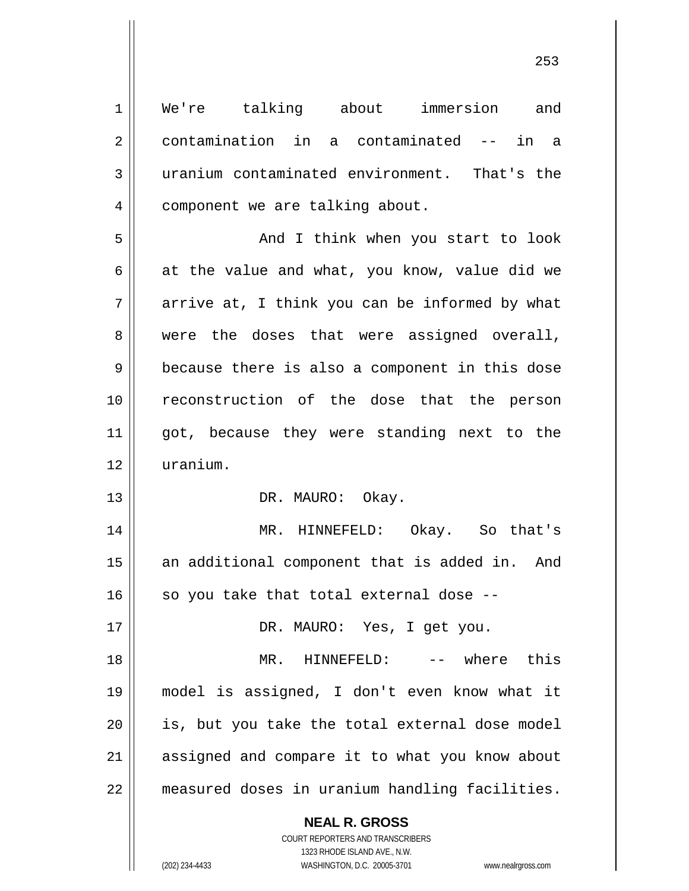We're talking about immersion and contamination in a contaminated -- in a uranium contaminated environment. That's the component we are talking about.

And I think when you start to look at the value and what, you know, value did we arrive at, I think you can be informed by what were the doses that were assigned overall, because there is also a component in this dose reconstruction of the dose that the person got, because they were standing next to the uranium.

DR. MAURO: Okay.

MR. HINNEFELD: Okay. So that's an additional component that is added in. And so you take that total external dose --

DR. MAURO: Yes, I get you.

MR. HINNEFELD: -- where this model is assigned, I don't even know what it is, but you take the total external dose model assigned and compare it to what you know about measured doses in uranium handling facilities.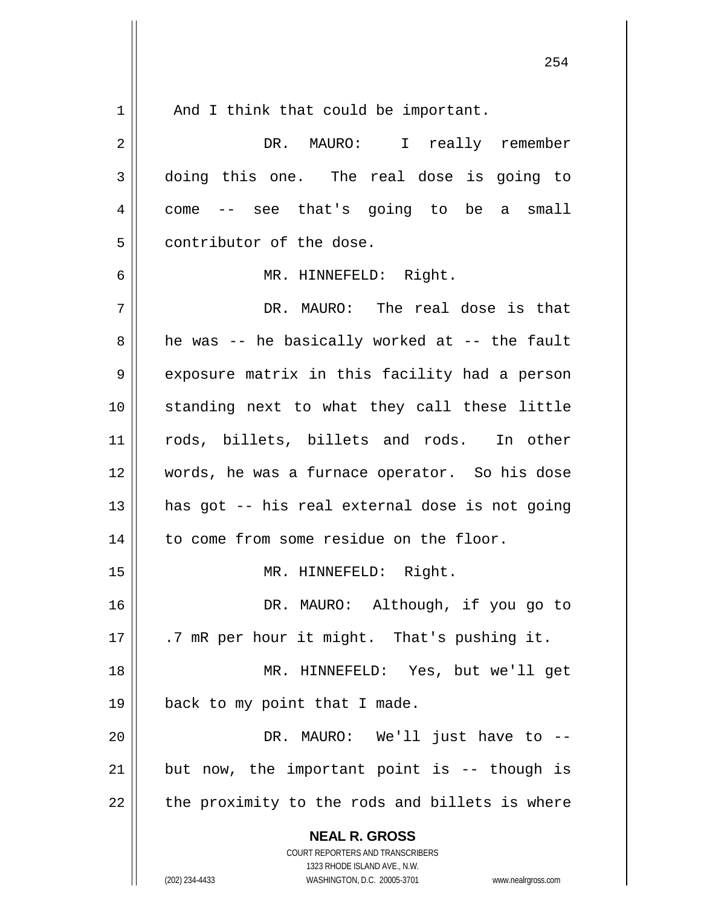And I think that could be important.

DR. MAURO: I really remember doing this one. The real dose is going to come -- see that's going to be a small contributor of the dose.

MR. HINNEFELD: Right.

DR. MAURO: The real dose is that he was -- he basically worked at -- the fault exposure matrix in this facility had a person standing next to what they call these little rods, billets, billets and rods. In other words, he was a furnace operator. So his dose has got -- his real external dose is not going to come from some residue on the floor.

MR. HINNEFELD: Right.

DR. MAURO: Although, if you go to .7 mR per hour it might. That's pushing it.

MR. HINNEFELD: Yes, but we'll get back to my point that I made.

DR. MAURO: We'll just have to -- but now, the important point is -- though is the proximity to the rods and billets is where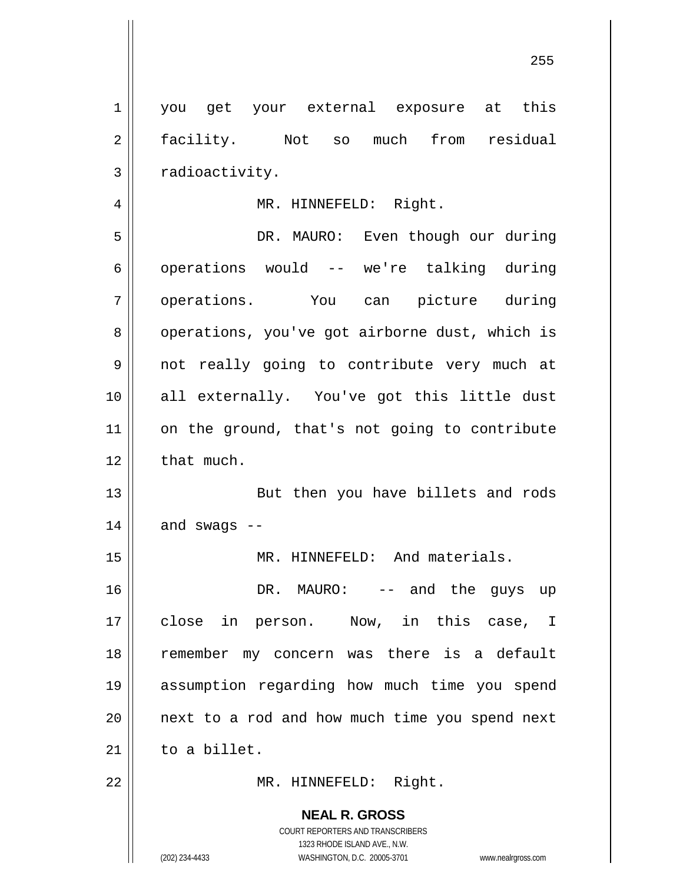you get your external exposure at this facility. Not so much from residual radioactivity.

MR. HINNEFELD: Right.

DR. MAURO: Even though our during operations would -- we're talking during operations. You can picture during operations, you've got airborne dust, which is not really going to contribute very much at all externally. You've got this little dust on the ground, that's not going to contribute that much.

But then you have billets and rods and swags --

MR. HINNEFELD: And materials.

DR. MAURO: -- and the guys up close in person. Now, in this case, I remember my concern was there is a default assumption regarding how much time you spend next to a rod and how much time you spend next to a billet.

MR. HINNEFELD: Right.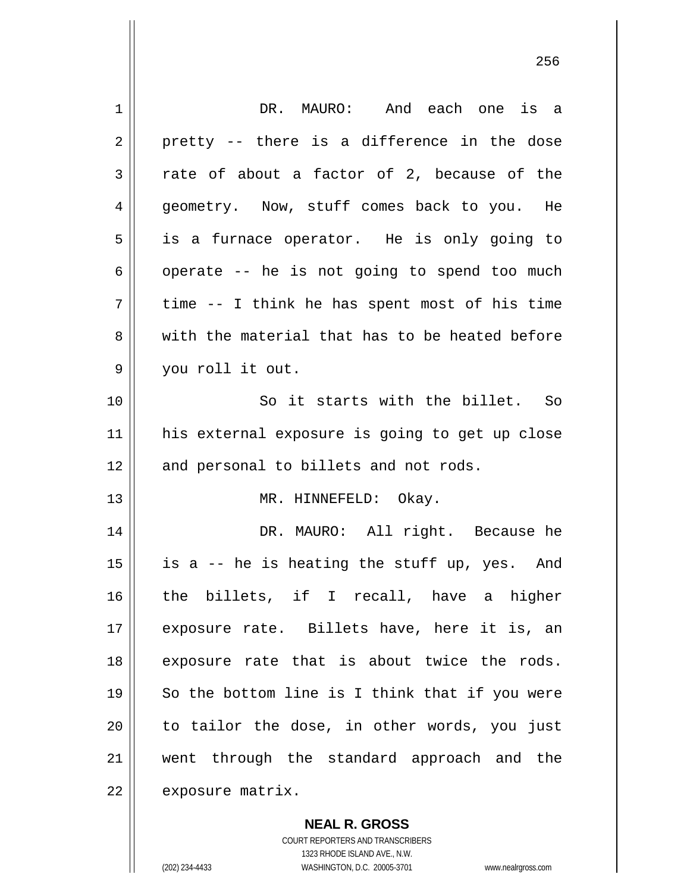DR. MAURO: And each one is a pretty -- there is a difference in the dose rate of about a factor of 2, because of the geometry. Now, stuff comes back to you. He is a furnace operator. He is only going to operate -- he is not going to spend too much time -- I think he has spent most of his time with the material that has to be heated before you roll it out.

So it starts with the billet. So his external exposure is going to get up close and personal to billets and not rods.

MR. HINNEFELD: Okay.

DR. MAURO: All right. Because he is a -- he is heating the stuff up, yes. And the billets, if I recall, have a higher exposure rate. Billets have, here it is, an exposure rate that is about twice the rods. So the bottom line is I think that if you were to tailor the dose, in other words, you just went through the standard approach and the exposure matrix.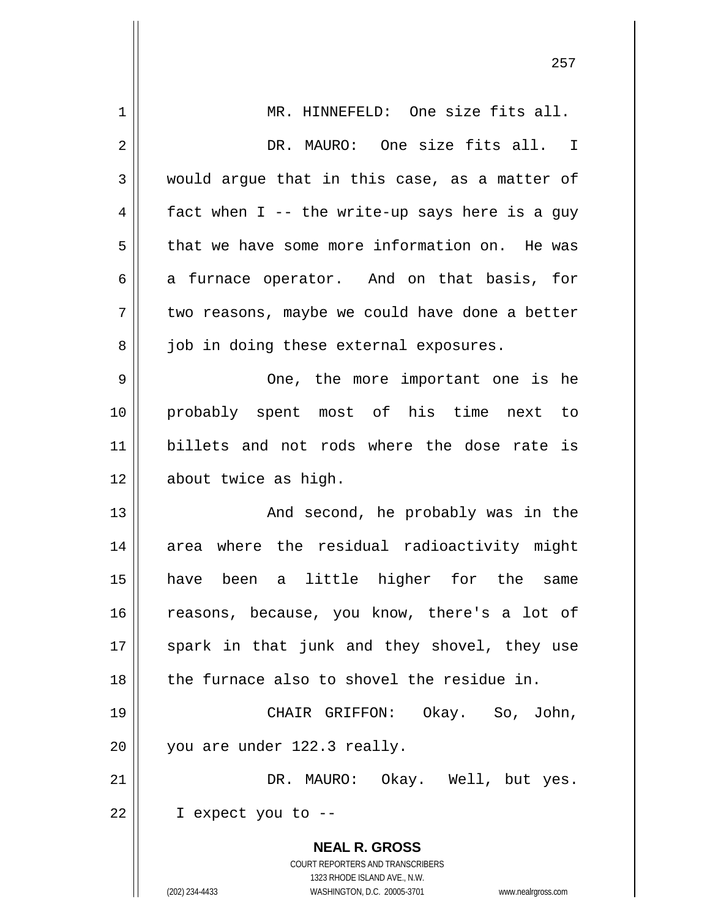MR. HINNEFELD: One size fits all.

DR. MAURO: One size fits all. I would argue that in this case, as a matter of fact when I -- the write-up says here is a guy that we have some more information on. He was a furnace operator. And on that basis, for two reasons, maybe we could have done a better job in doing these external exposures.

One, the more important one is he probably spent most of his time next to billets and not rods where the dose rate is about twice as high.

And second, he probably was in the area where the residual radioactivity might have been a little higher for the same reasons, because, you know, there's a lot of spark in that junk and they shovel, they use the furnace also to shovel the residue in.

CHAIR GRIFFON: Okay. So, John, you are under 122.3 really.

DR. MAURO: Okay. Well, but yes. I expect you to --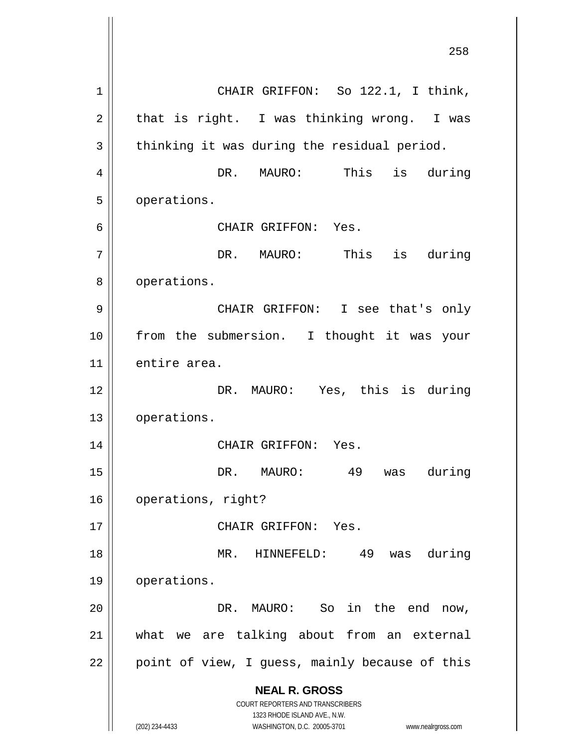CHAIR GRIFFON: So 122.1, I think, that is right. I was thinking wrong. I was thinking it was during the residual period.

DR. MAURO: This is during operations.

CHAIR GRIFFON: Yes.

DR. MAURO: This is during operations.

CHAIR GRIFFON: I see that's only from the submersion. I thought it was your entire area.

DR. MAURO: Yes, this is during operations.

CHAIR GRIFFON: Yes.

DR. MAURO: 49 was during operations, right?

CHAIR GRIFFON: Yes.

MR. HINNEFELD: 49 was during operations.

DR. MAURO: So in the end now, what we are talking about from an external point of view, I guess, mainly because of this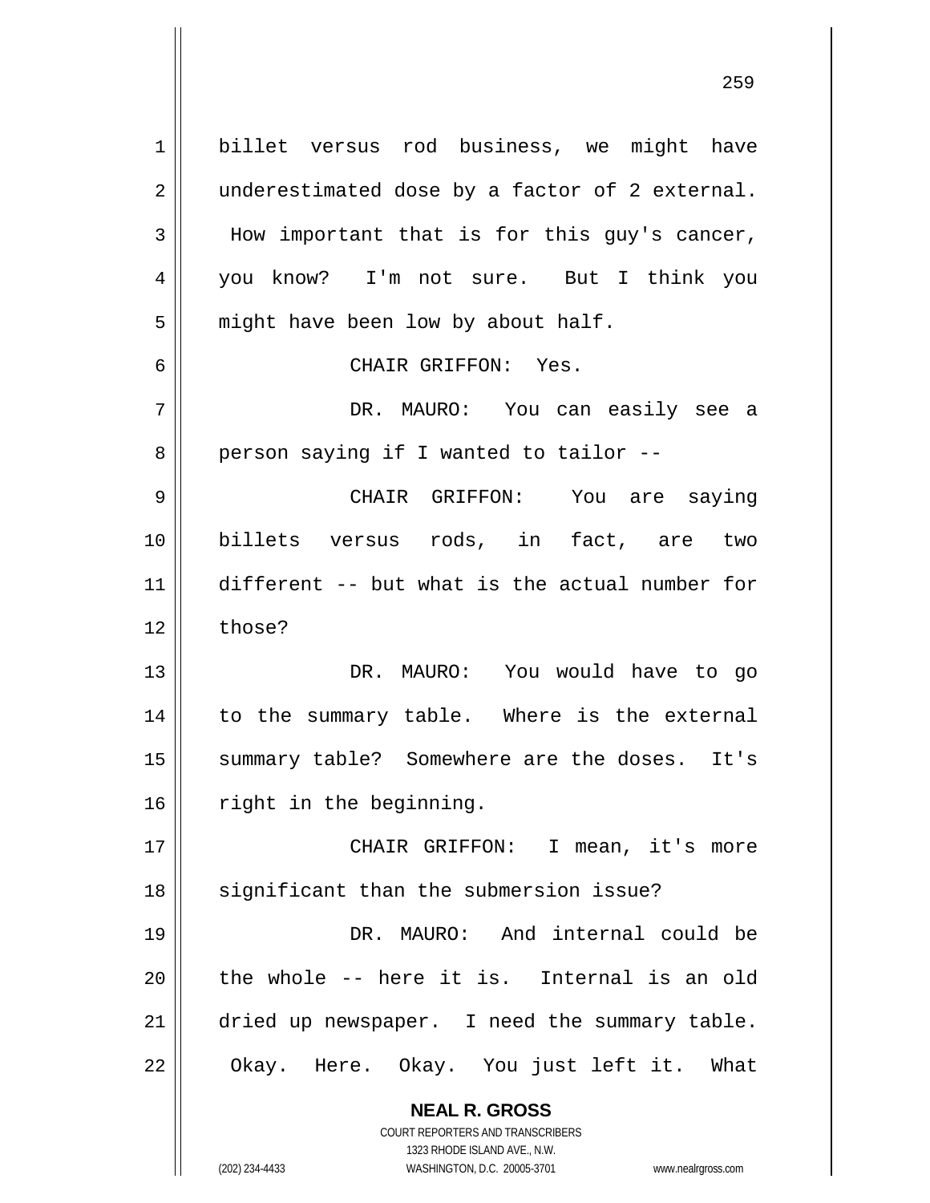billet versus rod business, we might have underestimated dose by a factor of 2 external. How important that is for this guy's cancer, you know? I'm not sure. But I think you might have been low by about half.

CHAIR GRIFFON: Yes.

DR. MAURO: You can easily see a person saying if I wanted to tailor --

CHAIR GRIFFON: You are saying billets versus rods, in fact, are two different -- but what is the actual number for those?

DR. MAURO: You would have to go to the summary table. Where is the external summary table? Somewhere are the doses. It's right in the beginning.

CHAIR GRIFFON: I mean, it's more significant than the submersion issue?

DR. MAURO: And internal could be the whole -- here it is. Internal is an old dried up newspaper. I need the summary table. Okay. Here. Okay. You just left it. What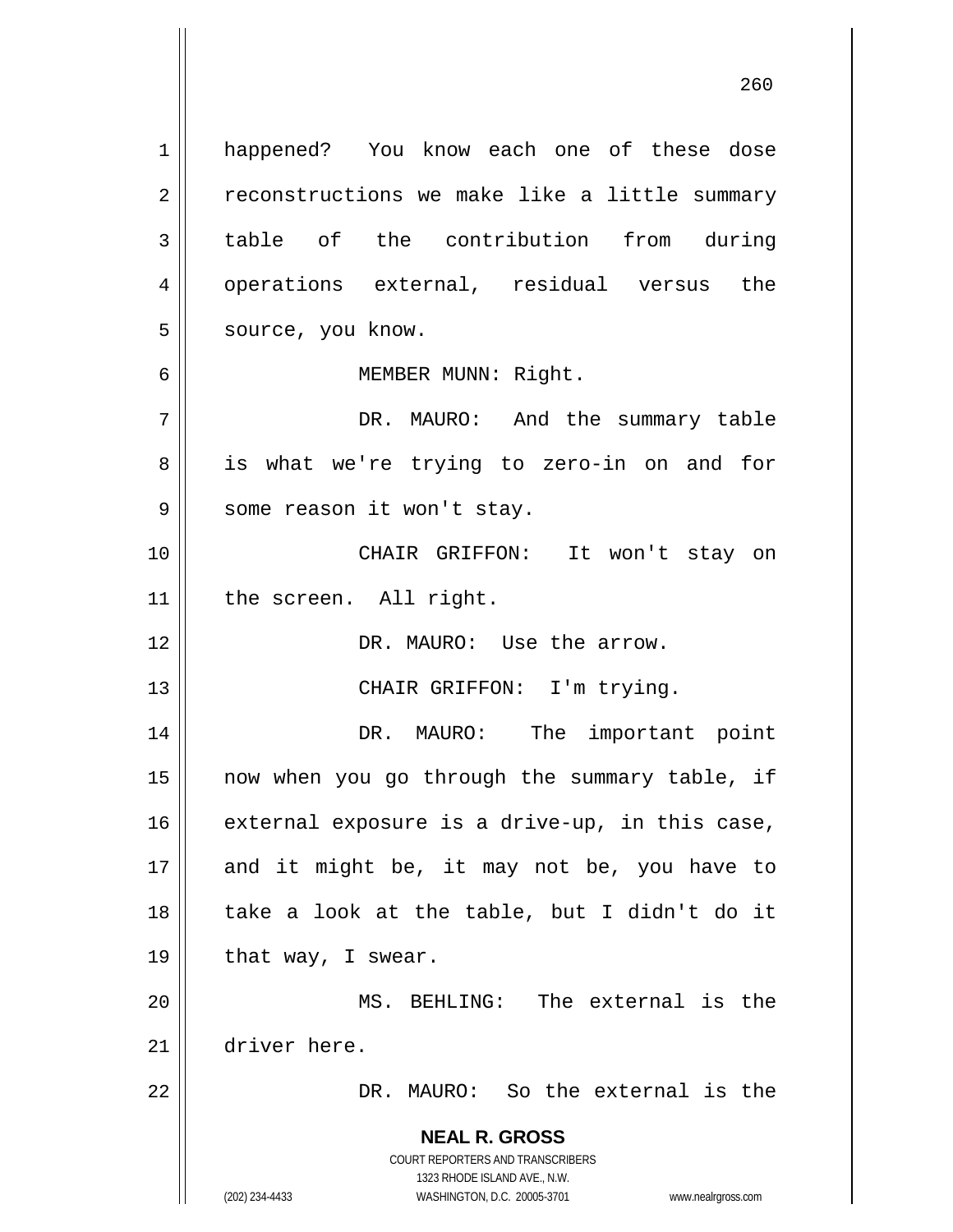happened? You know each one of these dose reconstructions we make like a little summary table of the contribution from during operations external, residual versus the source, you know.

MEMBER MUNN: Right.

DR. MAURO: And the summary table is what we're trying to zero-in on and for some reason it won't stay.

CHAIR GRIFFON: It won't stay on the screen. All right.

DR. MAURO: Use the arrow.

CHAIR GRIFFON: I'm trying.

DR. MAURO: The important point now when you go through the summary table, if external exposure is a drive-up, in this case, and it might be, it may not be, you have to take a look at the table, but I didn't do it that way, I swear.

MS. BEHLING: The external is the driver here.

DR. MAURO: So the external is the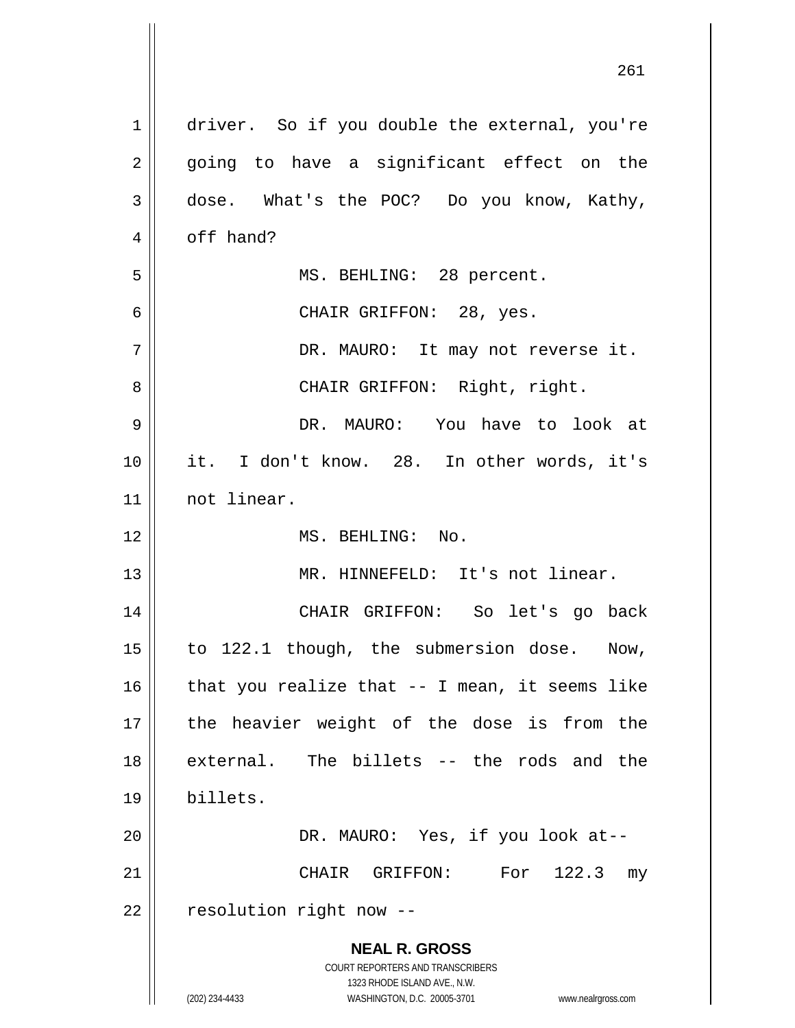driver. So if you double the external, you're going to have a significant effect on the dose. What's the POC? Do you know, Kathy, off hand?

MS. BEHLING: 28 percent.

CHAIR GRIFFON: 28, yes.

DR. MAURO: It may not reverse it.

CHAIR GRIFFON: Right, right.

DR. MAURO: You have to look at it. I don't know. 28. In other words, it's not linear.

MS. BEHLING: No.

MR. HINNEFELD: It's not linear.

CHAIR GRIFFON: So let's go back to 122.1 though, the submersion dose. Now, that you realize that -- I mean, it seems like the heavier weight of the dose is from the external. The billets -- the rods and the billets.

DR. MAURO: Yes, if you look at--

CHAIR GRIFFON: For 122.3 my resolution right now --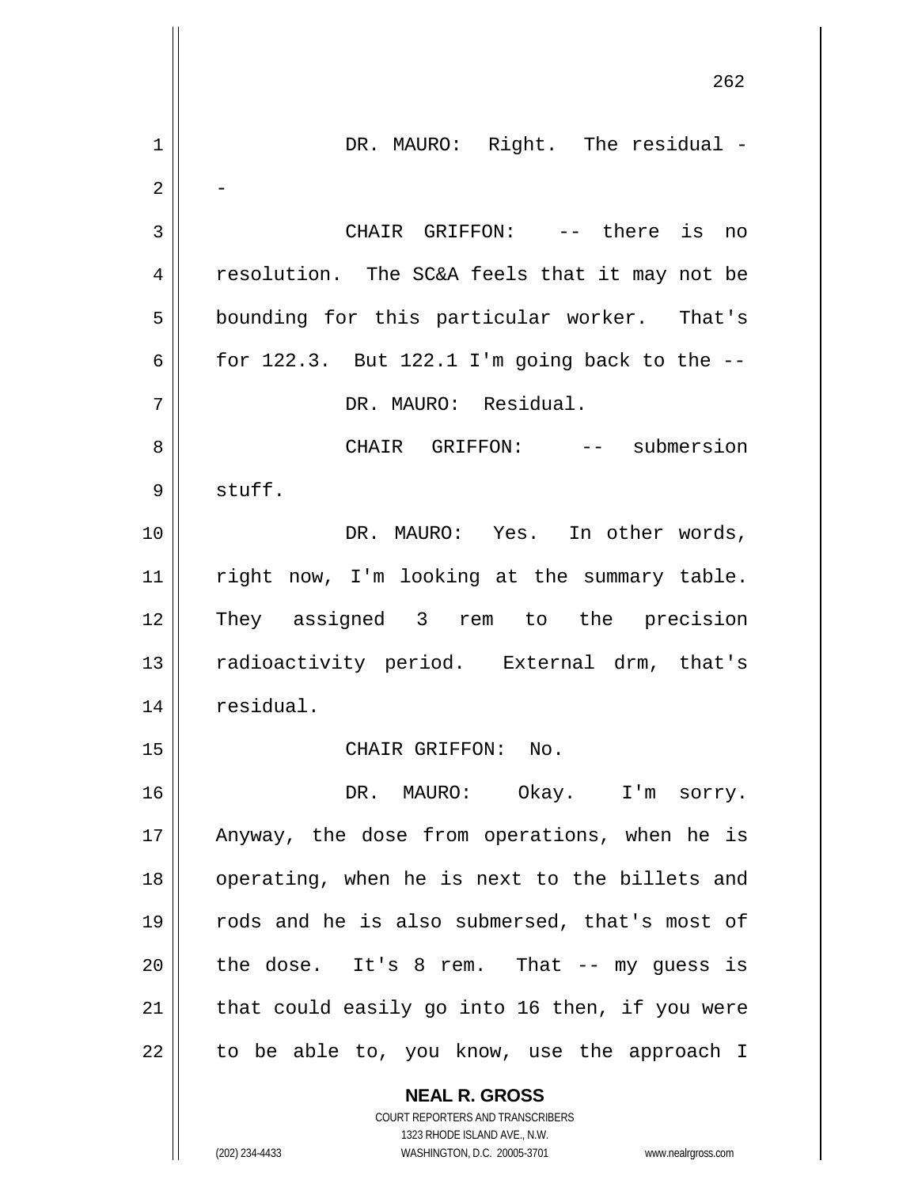DR. MAURO: Right. The residual --

CHAIR GRIFFON: -- there is no resolution. The SC&A feels that it may not be bounding for this particular worker. That's for 122.3. But 122.1 I'm going back to the --

DR. MAURO: Residual.

CHAIR GRIFFON: -- submersion stuff.

DR. MAURO: Yes. In other words, right now, I'm looking at the summary table. They assigned 3 rem to the precision radioactivity period. External drm, that's residual.

CHAIR GRIFFON: No.

DR. MAURO: Okay. I'm sorry. Anyway, the dose from operations, when he is operating, when he is next to the billets and rods and he is also submersed, that's most of the dose. It's 8 rem. That -- my guess is that could easily go into 16 then, if you were to be able to, you know, use the approach I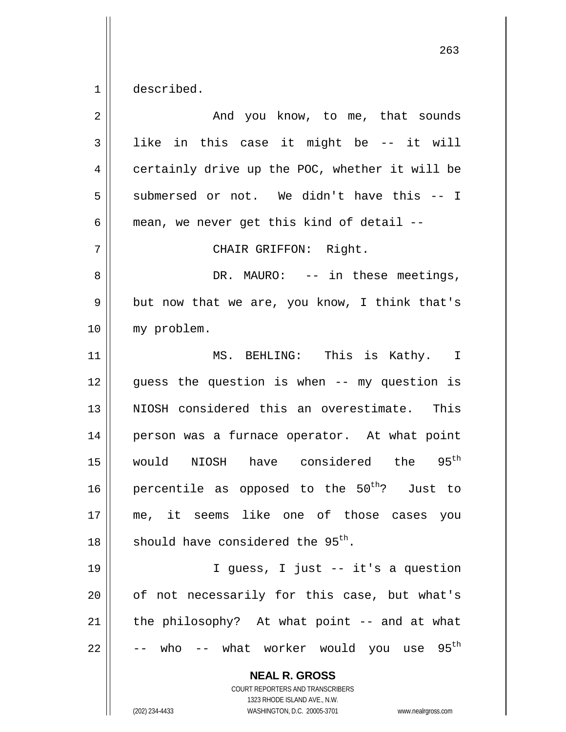described.

And you know, to me, that sounds like in this case it might be -- it will certainly drive up the POC, whether it will be submersed or not. We didn't have this -- I mean, we never get this kind of detail --

CHAIR GRIFFON: Right.

DR. MAURO: -- in these meetings, but now that we are, you know, I think that's my problem.

MS. BEHLING: This is Kathy. I guess the question is when -- my question is NIOSH considered this an overestimate. This person was a furnace operator. At what point would NIOSH have considered the $95^{th}$ percentile as opposed to the $50^{th}$? Just to me, it seems like one of those cases you should have considered the $95^{th}$.

I guess, I just -- it's a question of not necessarily for this case, but what's the philosophy? At what point -- and at what -- who -- what worker would you use $95^{th}$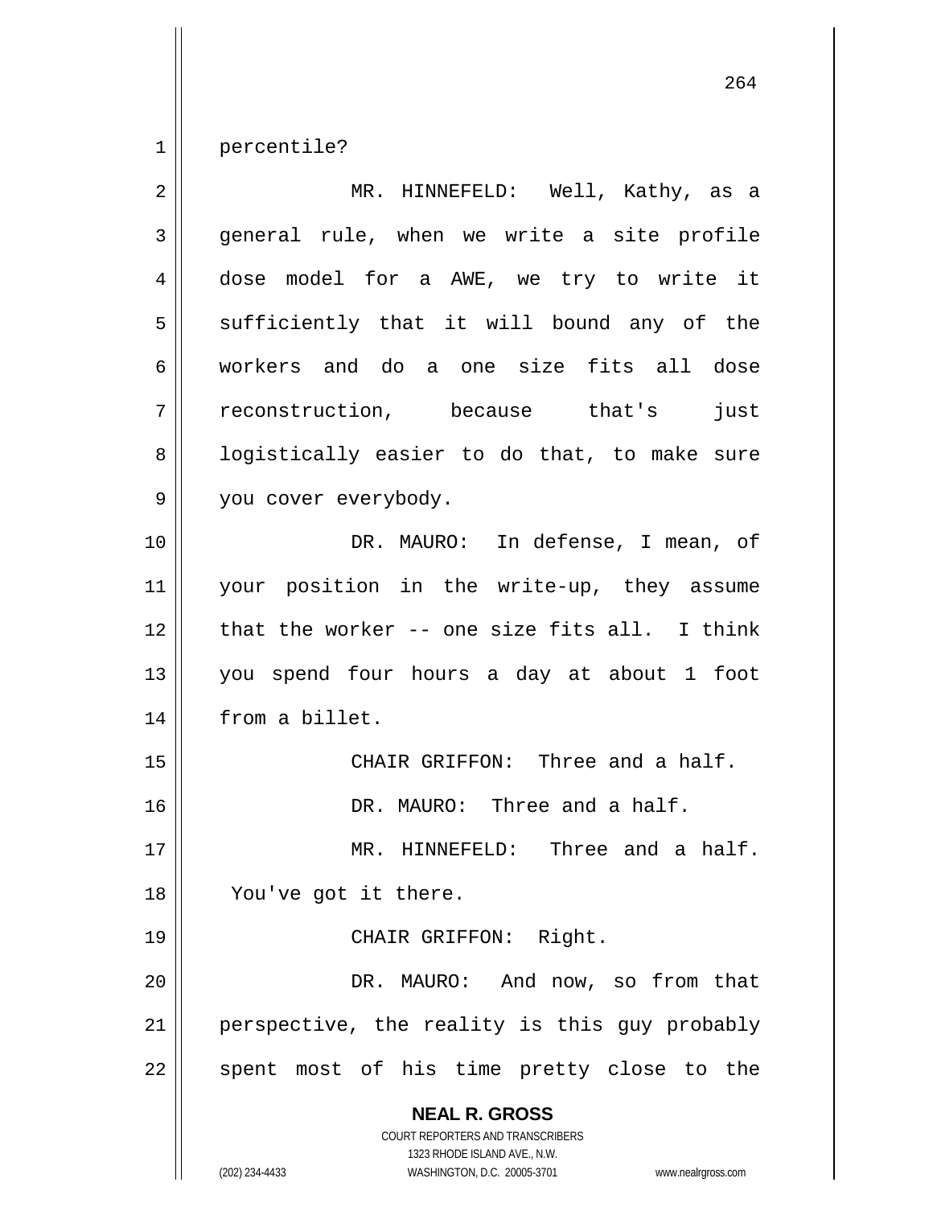percentile?

MR. HINNEFELD: Well, Kathy, as a general rule, when we write a site profile dose model for a AWE, we try to write it sufficiently that it will bound any of the workers and do a one size fits all dose reconstruction, because that's just logistically easier to do that, to make sure you cover everybody.

DR. MAURO: In defense, I mean, of your position in the write-up, they assume that the worker -- one size fits all. I think you spend four hours a day at about 1 foot from a billet.

CHAIR GRIFFON: Three and a half.

DR. MAURO: Three and a half.

MR. HINNEFELD: Three and a half. You've got it there.

CHAIR GRIFFON: Right.

DR. MAURO: And now, so from that perspective, the reality is this guy probably spent most of his time pretty close to the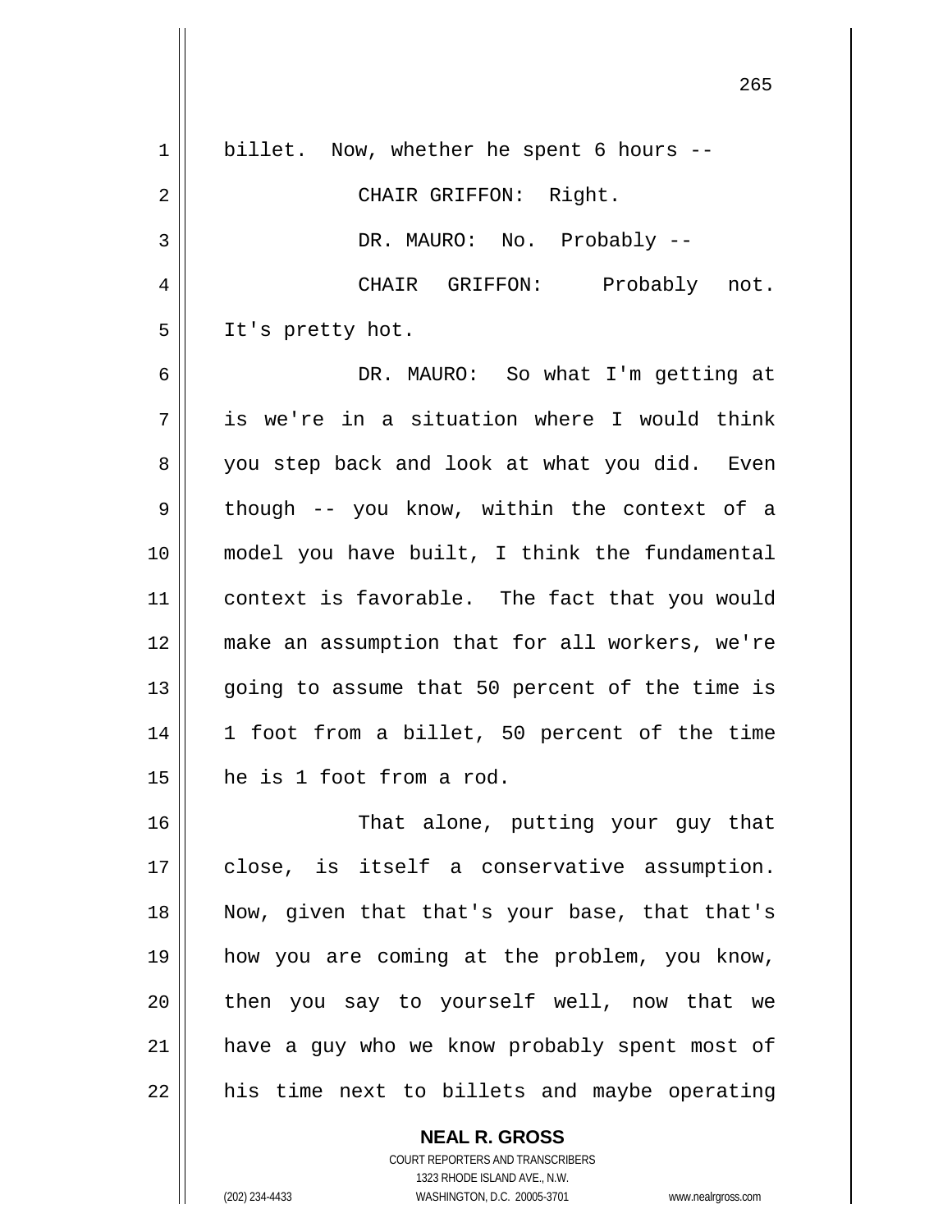billet. Now, whether he spent 6 hours --

CHAIR GRIFFON: Right.

DR. MAURO: No. Probably --

CHAIR GRIFFON: Probably not. It's pretty hot.

DR. MAURO: So what I'm getting at is we're in a situation where I would think you step back and look at what you did. Even though -- you know, within the context of a model you have built, I think the fundamental context is favorable. The fact that you would make an assumption that for all workers, we're going to assume that 50 percent of the time is 1 foot from a billet, 50 percent of the time he is 1 foot from a rod.

That alone, putting your guy that close, is itself a conservative assumption. Now, given that that's your base, that that's how you are coming at the problem, you know, then you say to yourself well, now that we have a guy who we know probably spent most of his time next to billets and maybe operating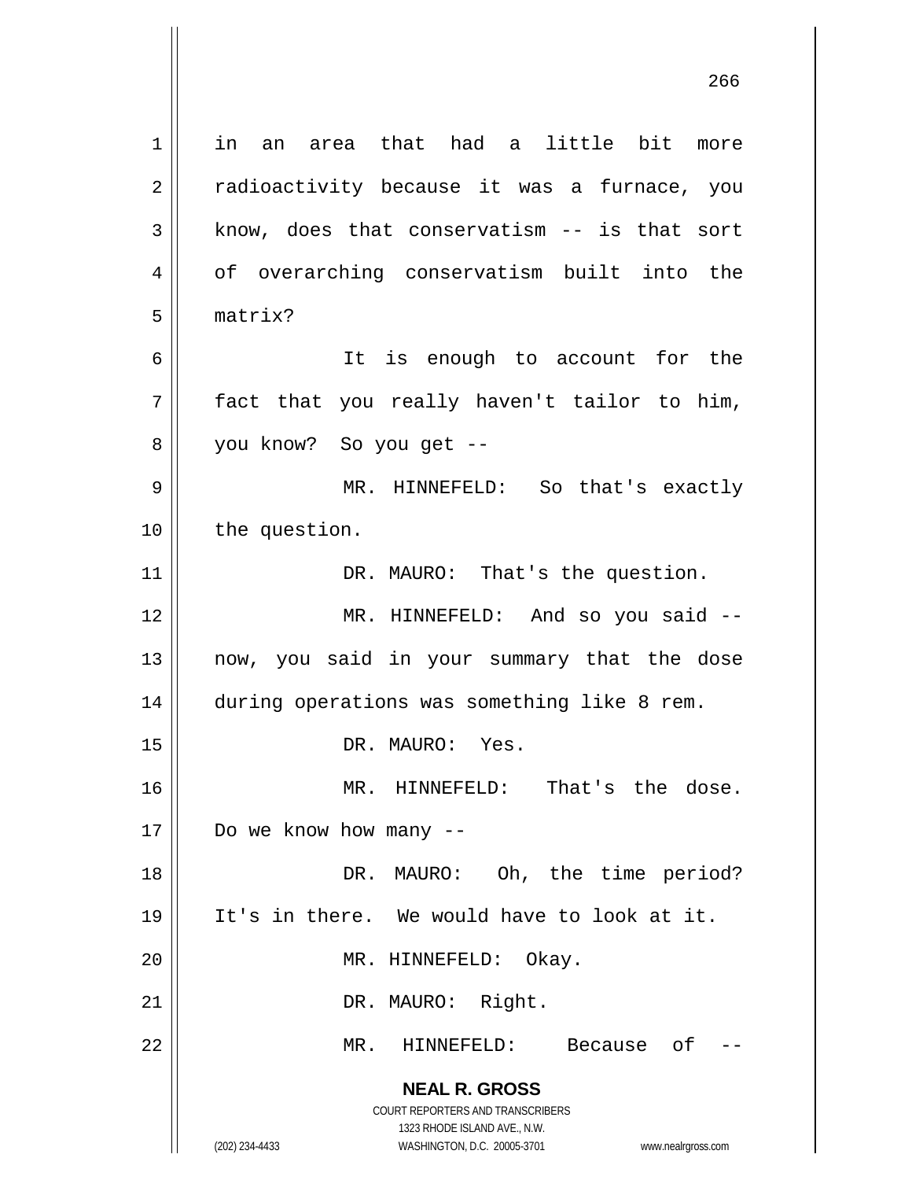in an area that had a little bit more radioactivity because it was a furnace, you know, does that conservatism -- is that sort of overarching conservatism built into the matrix?

It is enough to account for the fact that you really haven't tailor to him, you know? So you get --

MR. HINNEFELD: So that's exactly the question.

DR. MAURO: That's the question.

MR. HINNEFELD: And so you said -- now, you said in your summary that the dose during operations was something like 8 rem.

DR. MAURO: Yes.

MR. HINNEFELD: That's the dose. Do we know how many --

DR. MAURO: Oh, the time period? It's in there. We would have to look at it.

MR. HINNEFELD: Okay.

DR. MAURO: Right.

MR. HINNEFELD: Because of --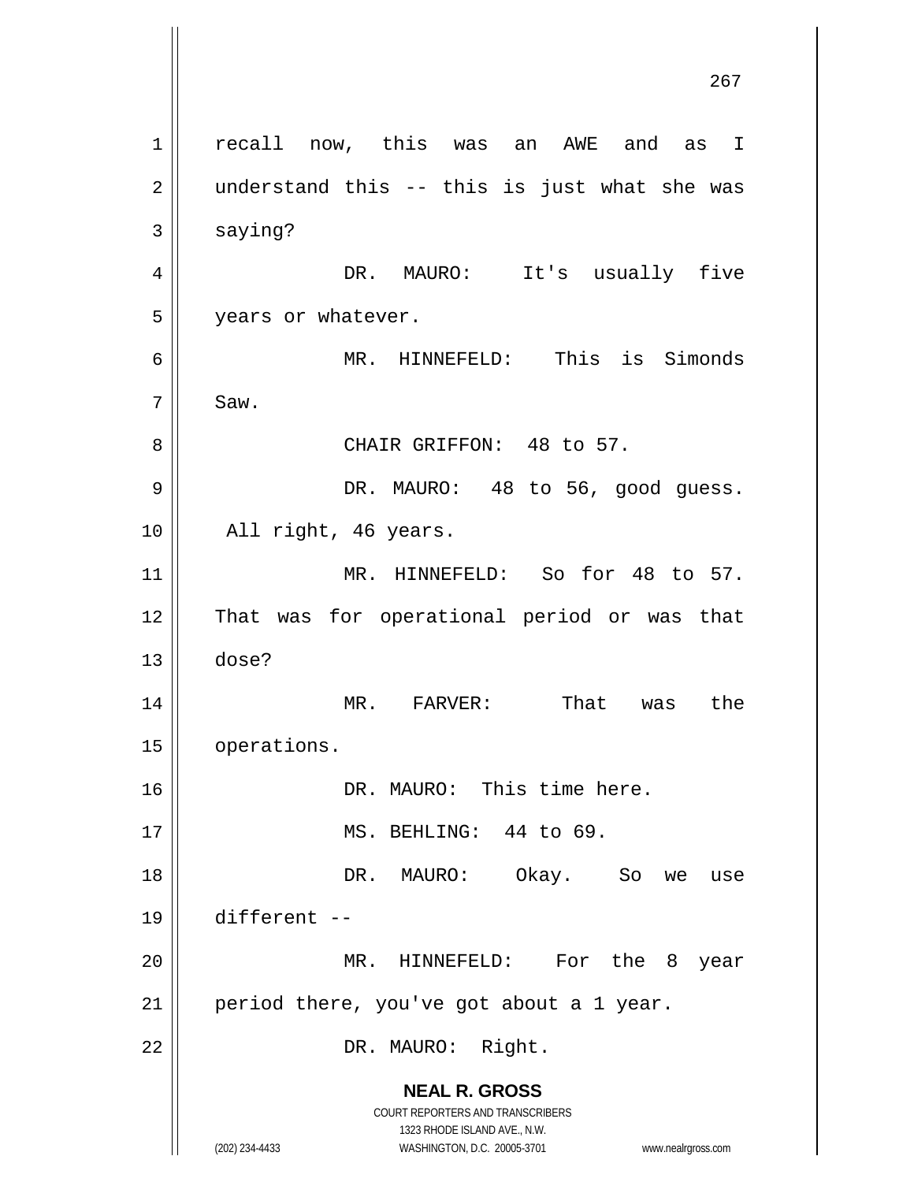recall now, this was an AWE and as I understand this -- this is just what she was saying?

DR. MAURO: It's usually five years or whatever.

MR. HINNEFELD: This is Simonds Saw.

CHAIR GRIFFON: 48 to 57.

DR. MAURO: 48 to 56, good guess. All right, 46 years.

MR. HINNEFELD: So for 48 to 57. That was for operational period or was that dose?

MR. FARVER: That was the operations.

DR. MAURO: This time here.

MS. BEHLING: 44 to 69.

DR. MAURO: Okay. So we use different --

MR. HINNEFELD: For the 8 year period there, you've got about a 1 year.

DR. MAURO: Right.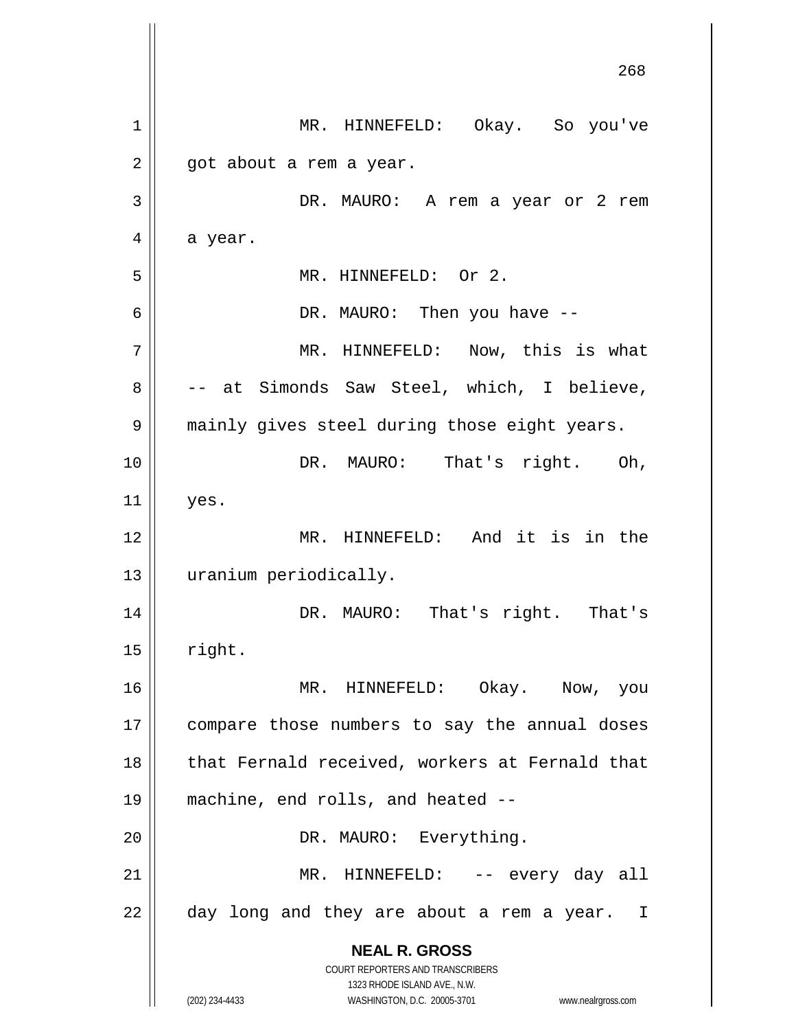MR. HINNEFELD: Okay. So you've got about a rem a year.

DR. MAURO: A rem a year or 2 rem a year.

MR. HINNEFELD: Or 2.

DR. MAURO: Then you have --

MR. HINNEFELD: Now, this is what -- at Simonds Saw Steel, which, I believe, mainly gives steel during those eight years.

DR. MAURO: That's right. Oh, yes.

MR. HINNEFELD: And it is in the uranium periodically.

DR. MAURO: That's right. That's right.

MR. HINNEFELD: Okay. Now, you compare those numbers to say the annual doses that Fernald received, workers at Fernald that machine, end rolls, and heated --

DR. MAURO: Everything.

MR. HINNEFELD: -- every day all day long and they are about a rem a year. I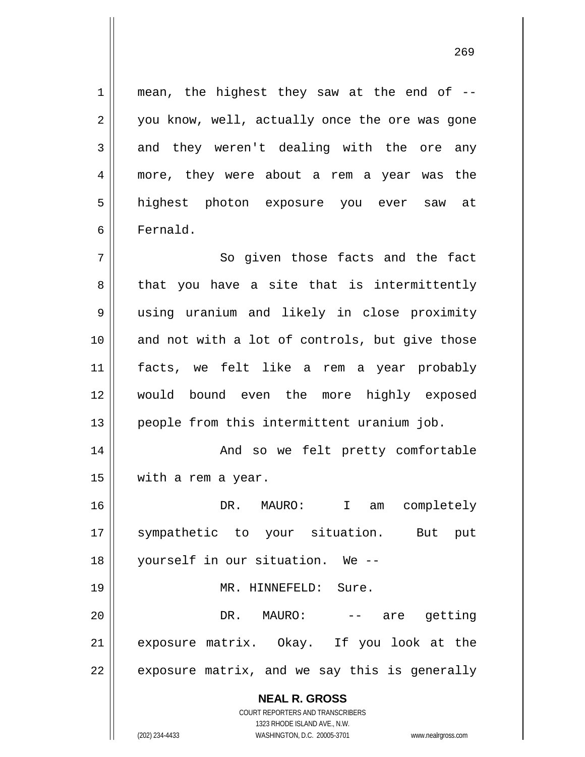mean, the highest they saw at the end of -- you know, well, actually once the ore was gone and they weren't dealing with the ore any more, they were about a rem a year was the highest photon exposure you ever saw at Fernald.

So given those facts and the fact that you have a site that is intermittently using uranium and likely in close proximity and not with a lot of controls, but give those facts, we felt like a rem a year probably would bound even the more highly exposed people from this intermittent uranium job.

And so we felt pretty comfortable with a rem a year.

DR. MAURO: I am completely sympathetic to your situation. But put yourself in our situation. We --

MR. HINNEFELD: Sure.

DR. MAURO: -- are getting exposure matrix. Okay. If you look at the exposure matrix, and we say this is generally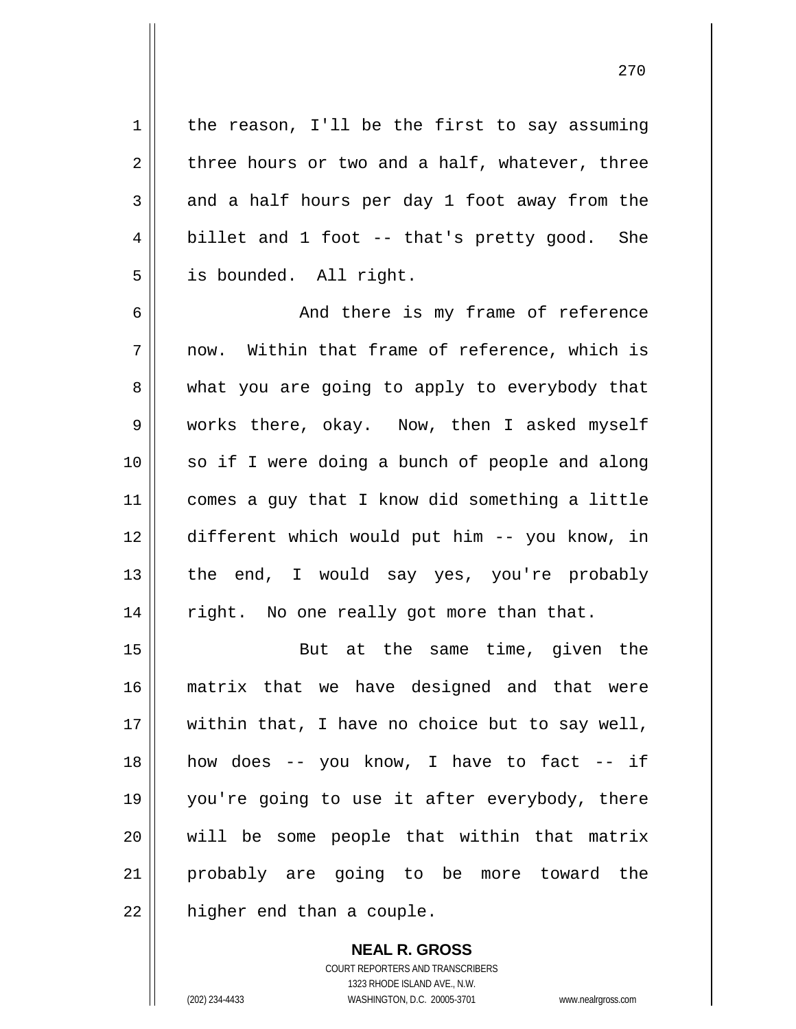the reason, I'll be the first to say assuming three hours or two and a half, whatever, three and a half hours per day 1 foot away from the billet and 1 foot -- that's pretty good. She is bounded. All right.

And there is my frame of reference now. Within that frame of reference, which is what you are going to apply to everybody that works there, okay. Now, then I asked myself so if I were doing a bunch of people and along comes a guy that I know did something a little different which would put him -- you know, in the end, I would say yes, you're probably right. No one really got more than that.

But at the same time, given the matrix that we have designed and that were within that, I have no choice but to say well, how does -- you know, I have to fact -- if you're going to use it after everybody, there will be some people that within that matrix probably are going to be more toward the higher end than a couple.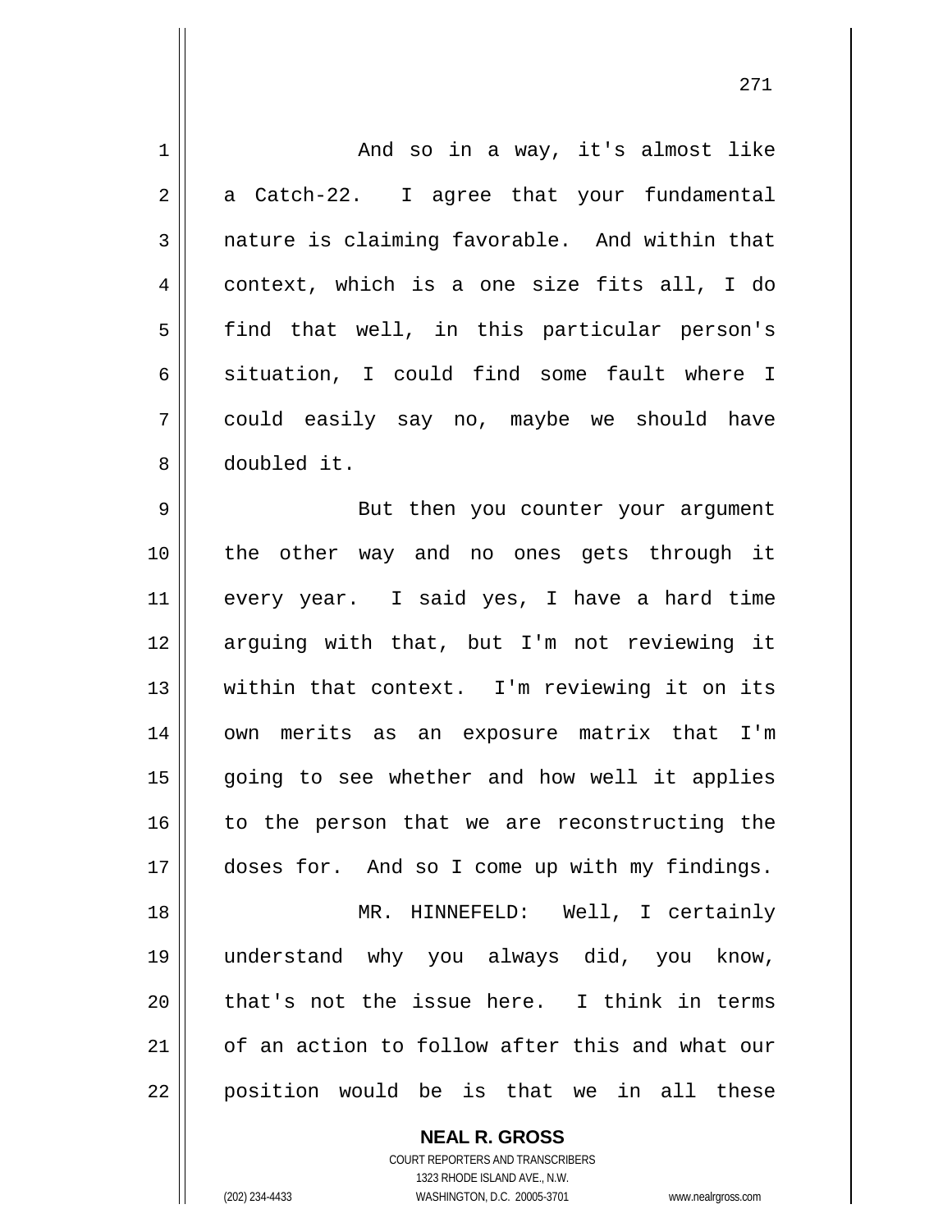And so in a way, it's almost like a Catch-22. I agree that your fundamental nature is claiming favorable. And within that context, which is a one size fits all, I do find that well, in this particular person's situation, I could find some fault where I could easily say no, maybe we should have doubled it.

But then you counter your argument the other way and no ones gets through it every year. I said yes, I have a hard time arguing with that, but I'm not reviewing it within that context. I'm reviewing it on its own merits as an exposure matrix that I'm going to see whether and how well it applies to the person that we are reconstructing the doses for. And so I come up with my findings.

MR. HINNEFELD: Well, I certainly understand why you always did, you know, that's not the issue here. I think in terms of an action to follow after this and what our position would be is that we in all these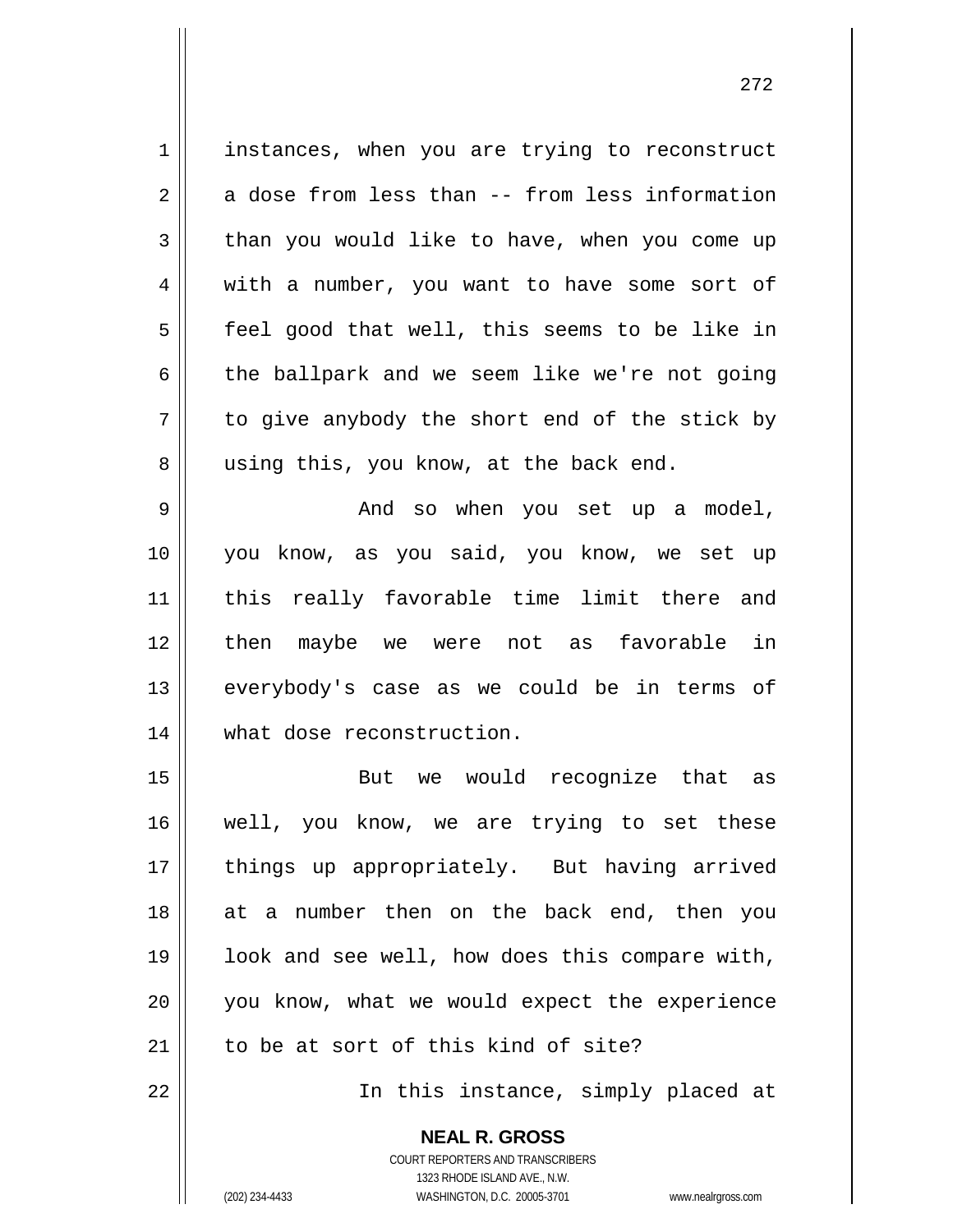instances, when you are trying to reconstruct a dose from less than -- from less information than you would like to have, when you come up with a number, you want to have some sort of feel good that well, this seems to be like in the ballpark and we seem like we're not going to give anybody the short end of the stick by using this, you know, at the back end.

And so when you set up a model, you know, as you said, you know, we set up this really favorable time limit there and then maybe we were not as favorable in everybody's case as we could be in terms of what dose reconstruction.

But we would recognize that as well, you know, we are trying to set these things up appropriately. But having arrived at a number then on the back end, then you look and see well, how does this compare with, you know, what we would expect the experience to be at sort of this kind of site?

In this instance, simply placed at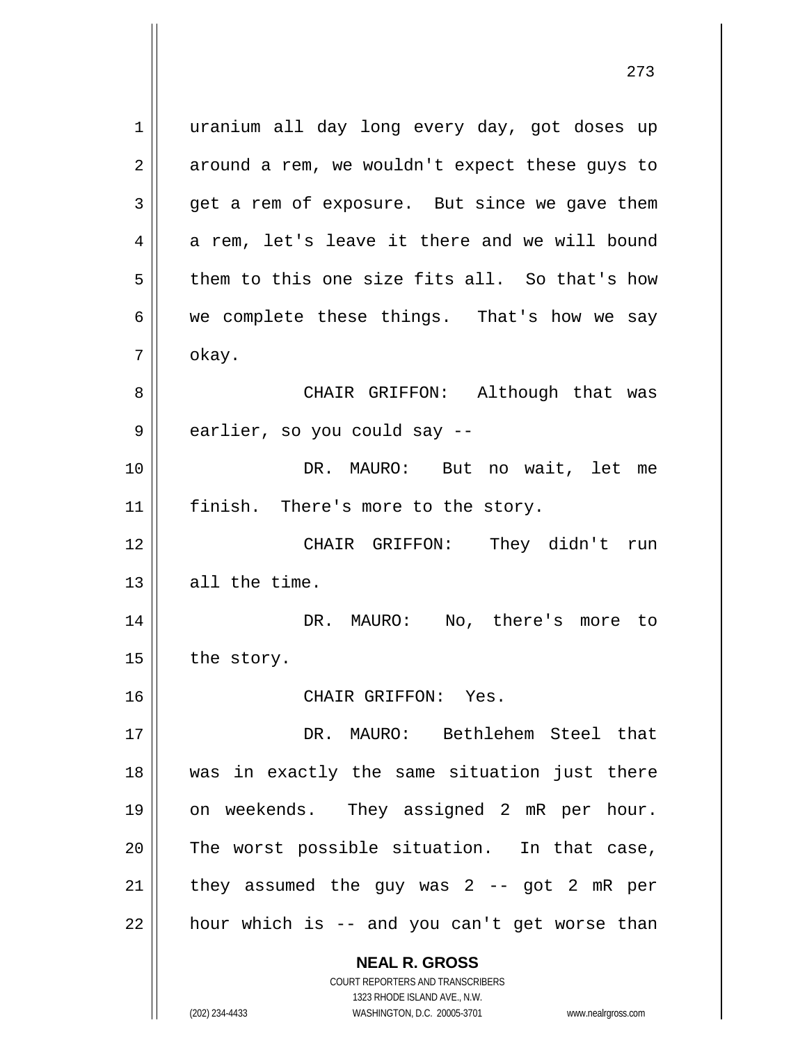uranium all day long every day, got doses up around a rem, we wouldn't expect these guys to get a rem of exposure. But since we gave them a rem, let's leave it there and we will bound them to this one size fits all. So that's how we complete these things. That's how we say okay.

CHAIR GRIFFON: Although that was earlier, so you could say --

DR. MAURO: But no wait, let me finish. There's more to the story.

CHAIR GRIFFON: They didn't run all the time.

DR. MAURO: No, there's more to the story.

CHAIR GRIFFON: Yes.

DR. MAURO: Bethlehem Steel that was in exactly the same situation just there on weekends. They assigned 2 mR per hour. The worst possible situation. In that case, they assumed the guy was 2 -- got 2 mR per hour which is -- and you can't get worse than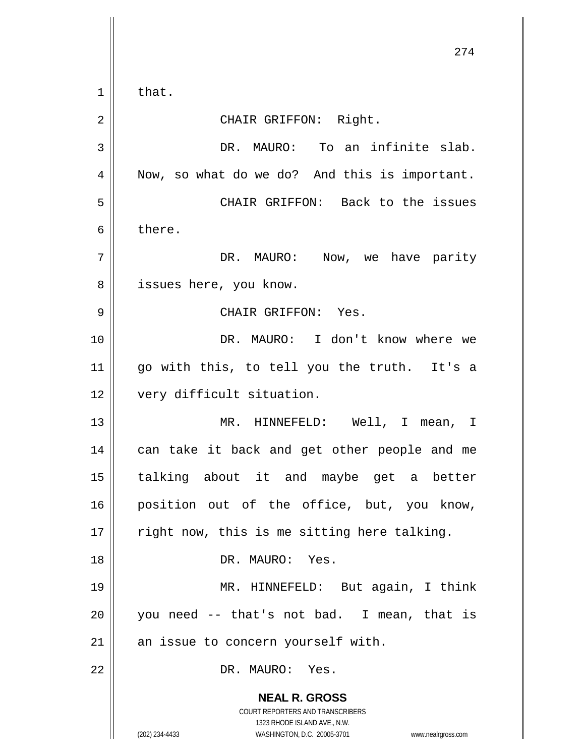that.

CHAIR GRIFFON: Right.

DR. MAURO: To an infinite slab. Now, so what do we do? And this is important.

CHAIR GRIFFON: Back to the issues there.

DR. MAURO: Now, we have parity issues here, you know.

CHAIR GRIFFON: Yes.

DR. MAURO: I don't know where we go with this, to tell you the truth. It's a very difficult situation.

MR. HINNEFELD: Well, I mean, I can take it back and get other people and me talking about it and maybe get a better position out of the office, but, you know, right now, this is me sitting here talking.

DR. MAURO: Yes.

MR. HINNEFELD: But again, I think you need -- that's not bad. I mean, that is an issue to concern yourself with.

DR. MAURO: Yes.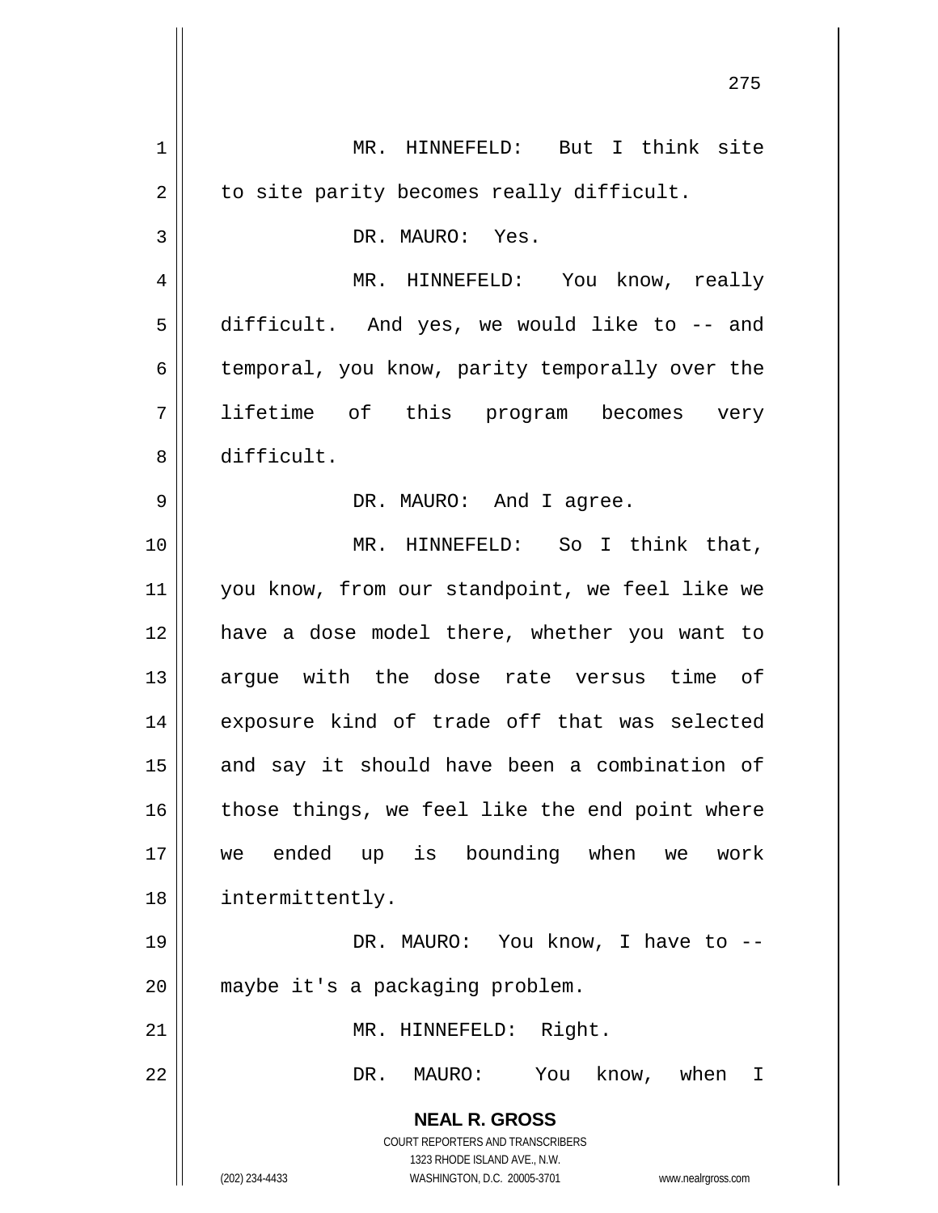MR. HINNEFELD: But I think site to site parity becomes really difficult.

DR. MAURO: Yes.

MR. HINNEFELD: You know, really difficult. And yes, we would like to -- and temporal, you know, parity temporally over the lifetime of this program becomes very difficult.

DR. MAURO: And I agree.

MR. HINNEFELD: So I think that, you know, from our standpoint, we feel like we have a dose model there, whether you want to argue with the dose rate versus time of exposure kind of trade off that was selected and say it should have been a combination of those things, we feel like the end point where we ended up is bounding when we work intermittently.

DR. MAURO: You know, I have to -- maybe it's a packaging problem.

MR. HINNEFELD: Right.

DR. MAURO: You know, when I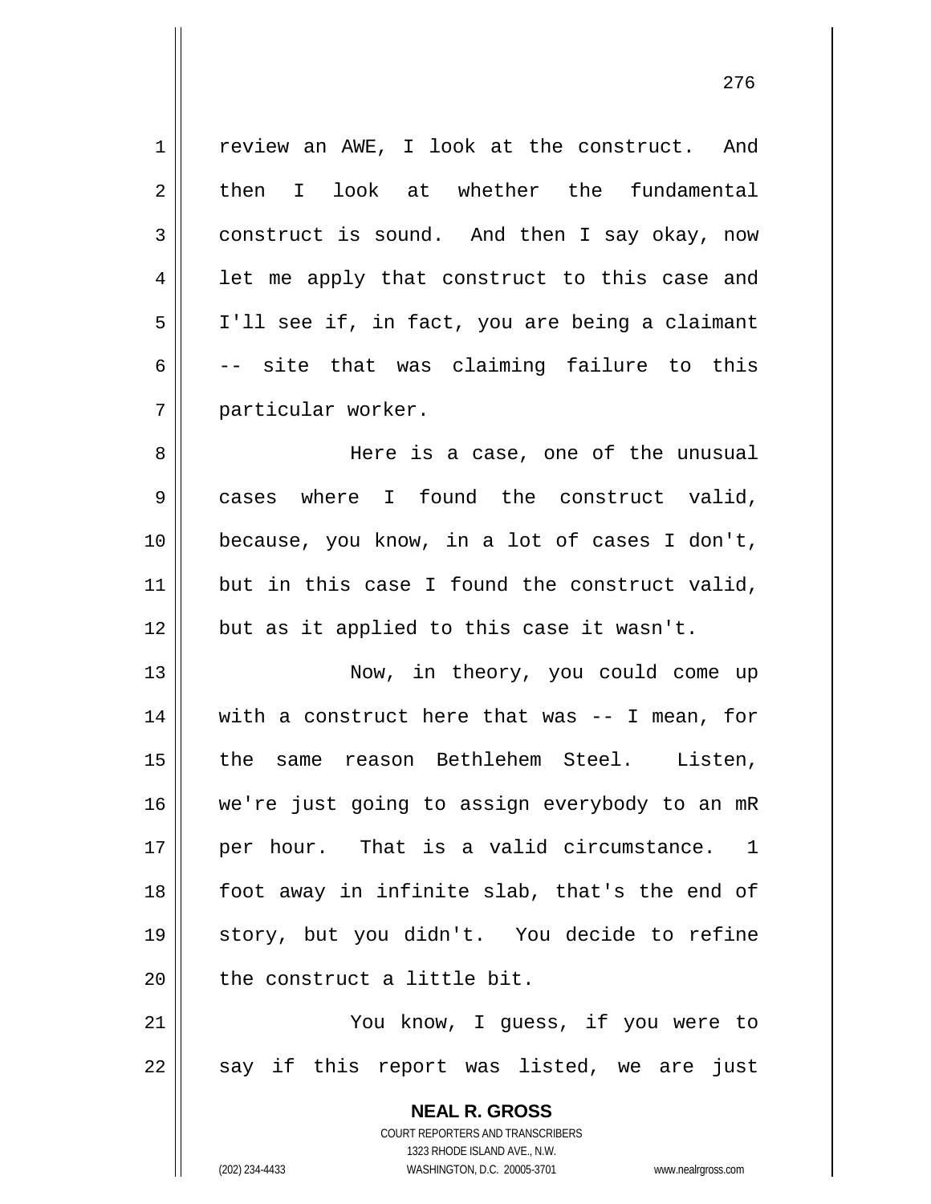review an AWE, I look at the construct. And then I look at whether the fundamental construct is sound. And then I say okay, now let me apply that construct to this case and I'll see if, in fact, you are being a claimant -- site that was claiming failure to this particular worker.

Here is a case, one of the unusual cases where I found the construct valid, because, you know, in a lot of cases I don't, but in this case I found the construct valid, but as it applied to this case it wasn't.

Now, in theory, you could come up with a construct here that was -- I mean, for the same reason Bethlehem Steel. Listen, we're just going to assign everybody to an mR per hour. That is a valid circumstance. 1 foot away in infinite slab, that's the end of story, but you didn't. You decide to refine the construct a little bit.

You know, I guess, if you were to say if this report was listed, we are just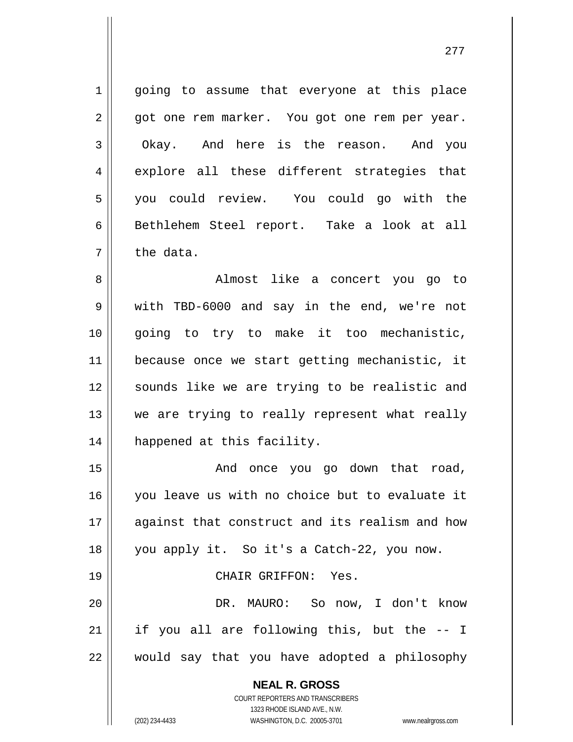going to assume that everyone at this place got one rem marker. You got one rem per year. Okay. And here is the reason. And you explore all these different strategies that you could review. You could go with the Bethlehem Steel report. Take a look at all the data.

Almost like a concert you go to with TBD-6000 and say in the end, we're not going to try to make it too mechanistic, because once we start getting mechanistic, it sounds like we are trying to be realistic and we are trying to really represent what really happened at this facility.

And once you go down that road, you leave us with no choice but to evaluate it against that construct and its realism and how you apply it. So it's a Catch-22, you now.

CHAIR GRIFFON: Yes.

DR. MAURO: So now, I don't know if you all are following this, but the -- I would say that you have adopted a philosophy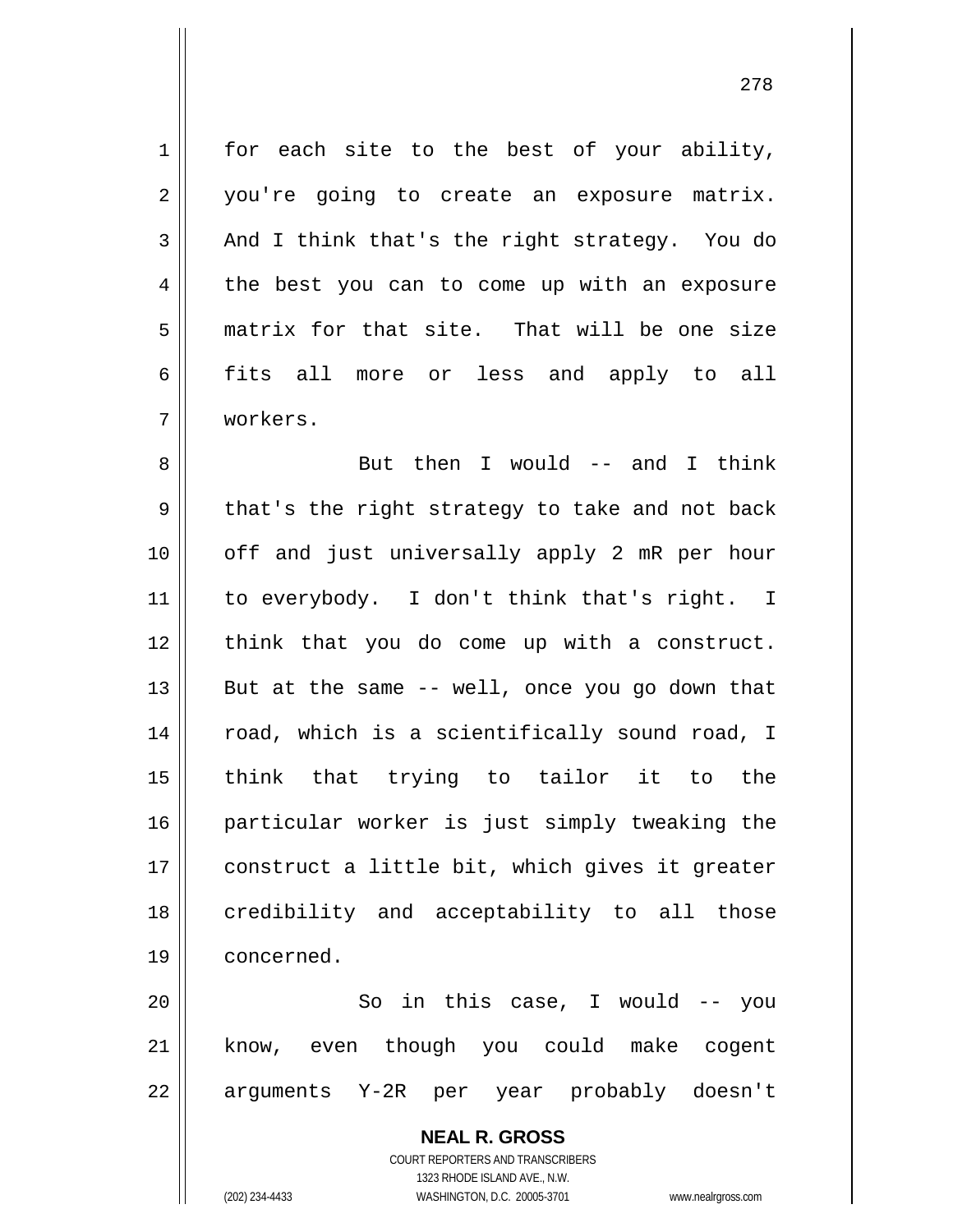for each site to the best of your ability, you're going to create an exposure matrix. And I think that's the right strategy. You do the best you can to come up with an exposure matrix for that site. That will be one size fits all more or less and apply to all workers.

But then I would -- and I think that's the right strategy to take and not back off and just universally apply 2 mR per hour to everybody. I don't think that's right. I think that you do come up with a construct. But at the same -- well, once you go down that road, which is a scientifically sound road, I think that trying to tailor it to the particular worker is just simply tweaking the construct a little bit, which gives it greater credibility and acceptability to all those concerned.

So in this case, I would -- you know, even though you could make cogent arguments Y-2R per year probably doesn't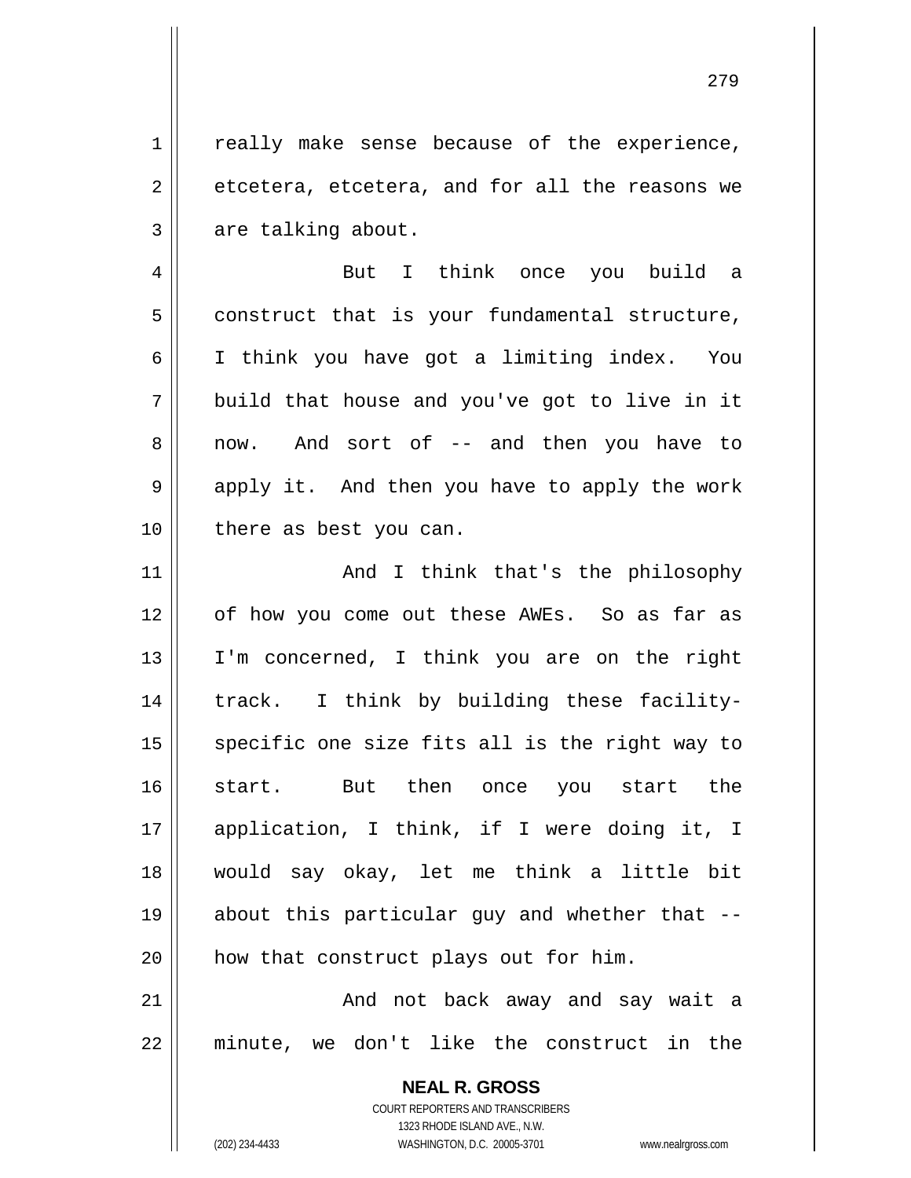really make sense because of the experience, etcetera, etcetera, and for all the reasons we are talking about.

But I think once you build a construct that is your fundamental structure, I think you have got a limiting index. You build that house and you've got to live in it now. And sort of -- and then you have to apply it. And then you have to apply the work there as best you can.

And I think that's the philosophy of how you come out these AWEs. So as far as I'm concerned, I think you are on the right track. I think by building these facility-specific one size fits all is the right way to start. But then once you start the application, I think, if I were doing it, I would say okay, let me think a little bit about this particular guy and whether that -- how that construct plays out for him.

And not back away and say wait a minute, we don't like the construct in the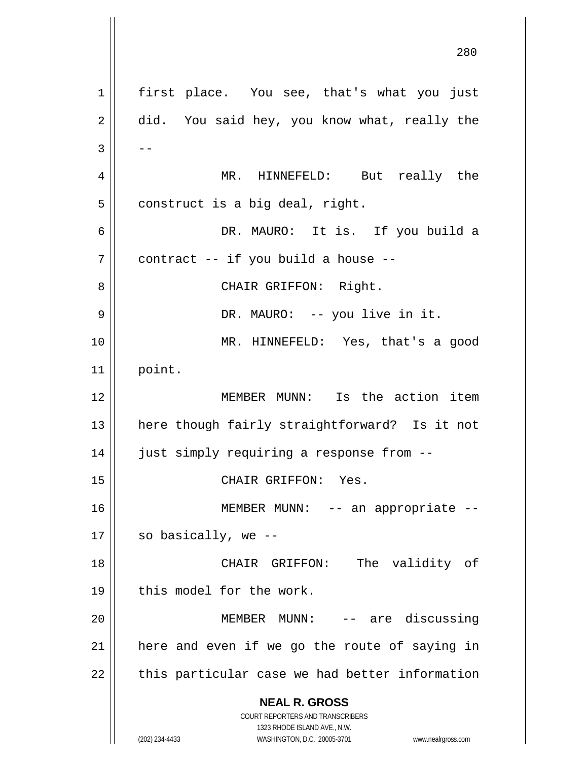first place. You see, that's what you just did. You said hey, you know what, really the --

MR. HINNEFELD: But really the construct is a big deal, right.

DR. MAURO: It is. If you build a contract -- if you build a house --

CHAIR GRIFFON: Right.

DR. MAURO: -- you live in it.

MR. HINNEFELD: Yes, that's a good point.

MEMBER MUNN: Is the action item here though fairly straightforward? Is it not just simply requiring a response from --

CHAIR GRIFFON: Yes.

MEMBER MUNN: -- an appropriate -- so basically, we --

CHAIR GRIFFON: The validity of this model for the work.

MEMBER MUNN: -- are discussing here and even if we go the route of saying in this particular case we had better information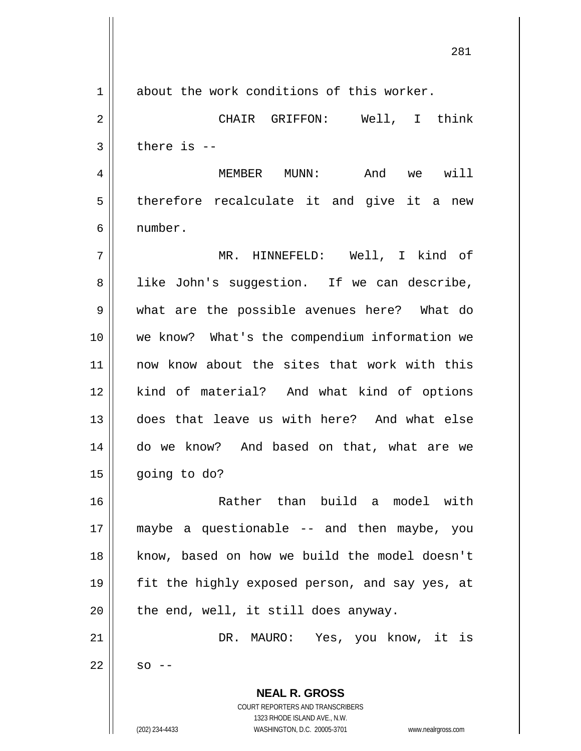about the work conditions of this worker.

CHAIR GRIFFON: Well, I think there is --

MEMBER MUNN: And we will therefore recalculate it and give it a new number.

MR. HINNEFELD: Well, I kind of like John's suggestion. If we can describe, what are the possible avenues here? What do we know? What's the compendium information we now know about the sites that work with this kind of material? And what kind of options does that leave us with here? And what else do we know? And based on that, what are we going to do?

Rather than build a model with maybe a questionable -- and then maybe, you know, based on how we build the model doesn't fit the highly exposed person, and say yes, at the end, well, it still does anyway.

DR. MAURO: Yes, you know, it is so --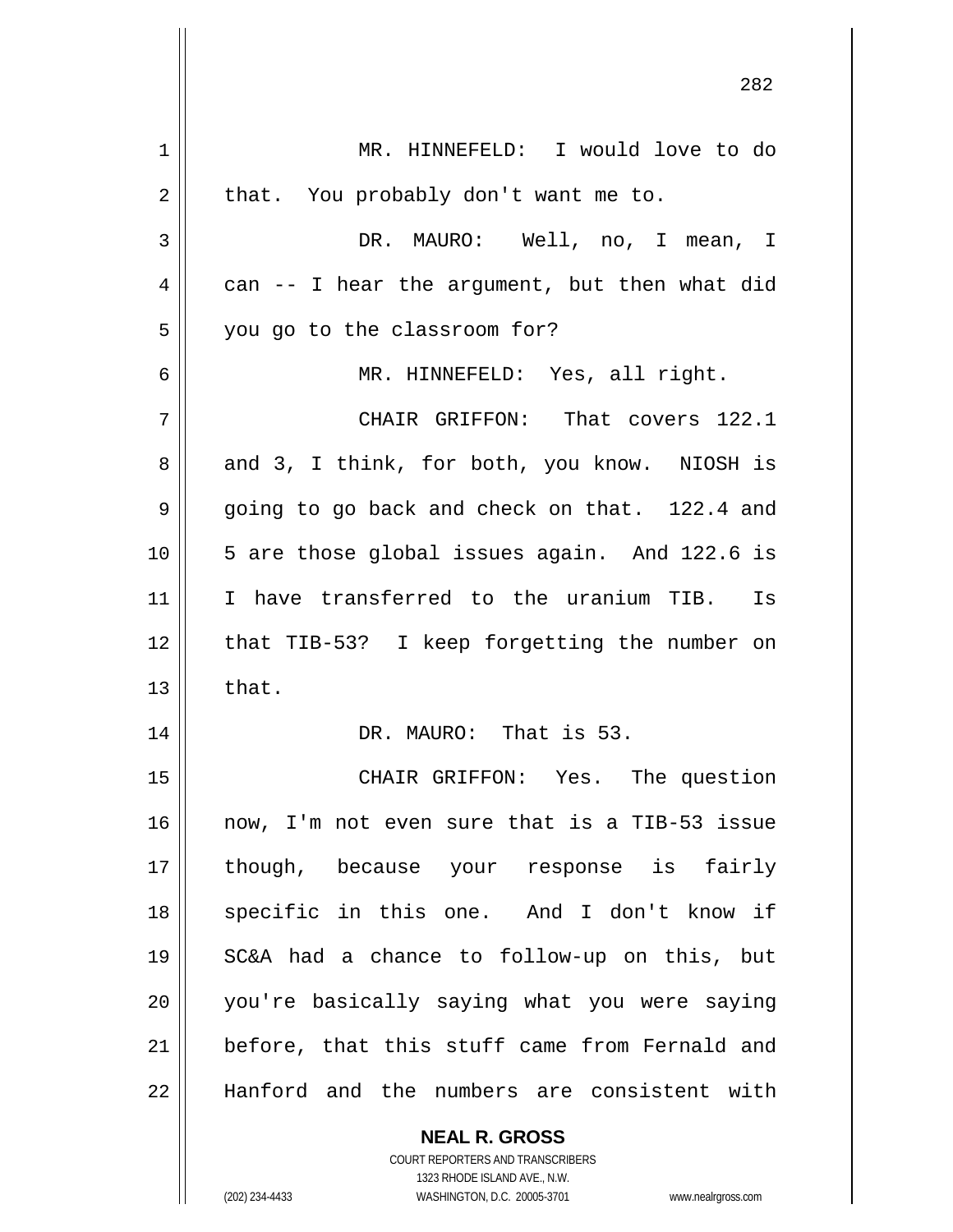MR. HINNEFELD: I would love to do that. You probably don't want me to.

DR. MAURO: Well, no, I mean, I can -- I hear the argument, but then what did you go to the classroom for?

MR. HINNEFELD: Yes, all right.

CHAIR GRIFFON: That covers 122.1 and 3, I think, for both, you know. NIOSH is going to go back and check on that. 122.4 and 5 are those global issues again. And 122.6 is I have transferred to the uranium TIB. Is that TIB-53? I keep forgetting the number on that.

DR. MAURO: That is 53.

CHAIR GRIFFON: Yes. The question now, I'm not even sure that is a TIB-53 issue though, because your response is fairly specific in this one. And I don't know if SC&A had a chance to follow-up on this, but you're basically saying what you were saying before, that this stuff came from Fernald and Hanford and the numbers are consistent with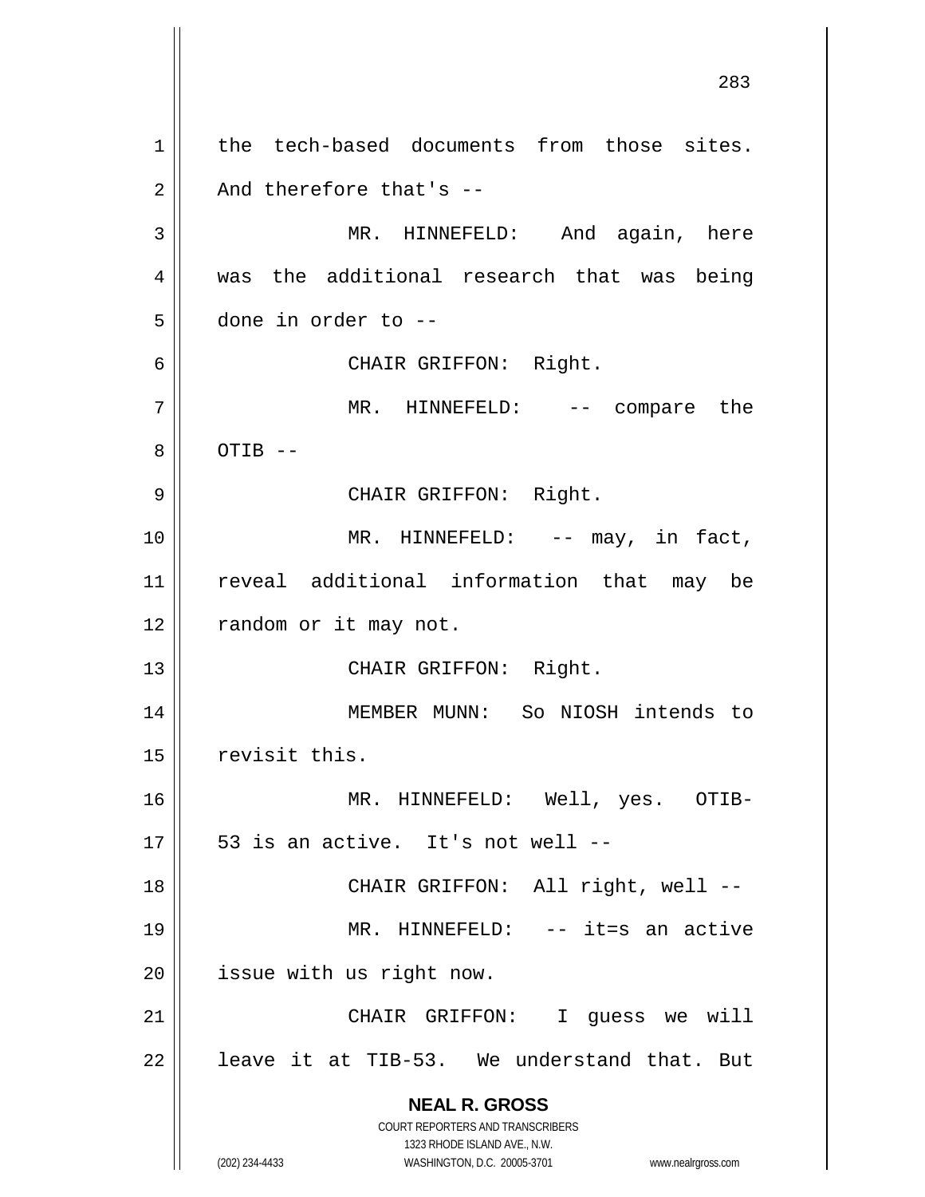the tech-based documents from those sites. And therefore that's --

MR. HINNEFELD: And again, here was the additional research that was being done in order to --

CHAIR GRIFFON: Right.

MR. HINNEFELD: -- compare the OTIB --

CHAIR GRIFFON: Right.

MR. HINNEFELD: -- may, in fact, reveal additional information that may be random or it may not.

CHAIR GRIFFON: Right.

MEMBER MUNN: So NIOSH intends to revisit this.

MR. HINNEFELD: Well, yes. OTIB-53 is an active. It's not well --

CHAIR GRIFFON: All right, well --

MR. HINNEFELD: -- it=s an active issue with us right now.

CHAIR GRIFFON: I guess we will leave it at TIB-53. We understand that. But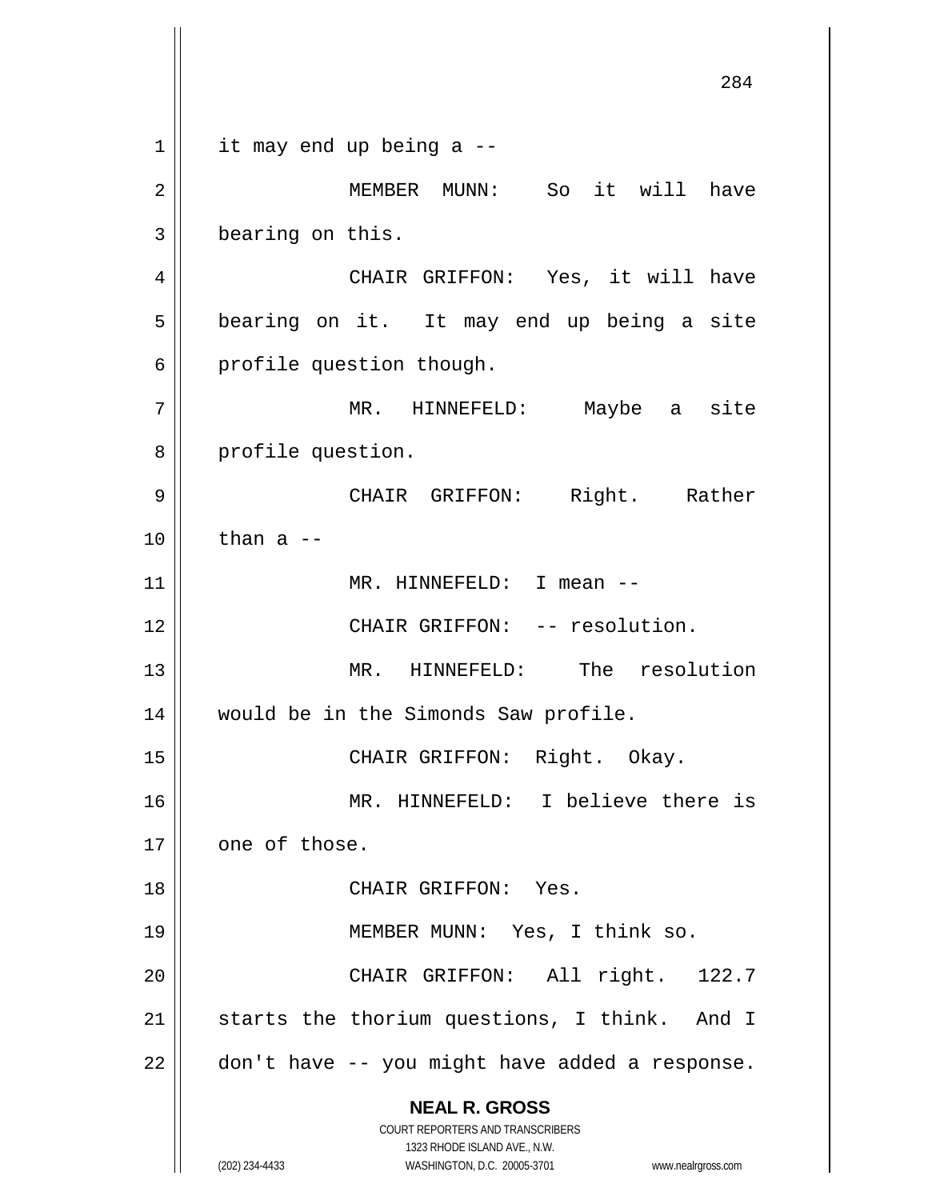it may end up being a --

MEMBER MUNN: So it will have bearing on this.

CHAIR GRIFFON: Yes, it will have bearing on it. It may end up being a site profile question though.

MR. HINNEFELD: Maybe a site profile question.

CHAIR GRIFFON: Right. Rather than a --

MR. HINNEFELD: I mean --

CHAIR GRIFFON: -- resolution.

MR. HINNEFELD: The resolution would be in the Simonds Saw profile.

CHAIR GRIFFON: Right. Okay.

MR. HINNEFELD: I believe there is one of those.

CHAIR GRIFFON: Yes.

MEMBER MUNN: Yes, I think so.

CHAIR GRIFFON: All right. 122.7 starts the thorium questions, I think. And I don't have -- you might have added a response.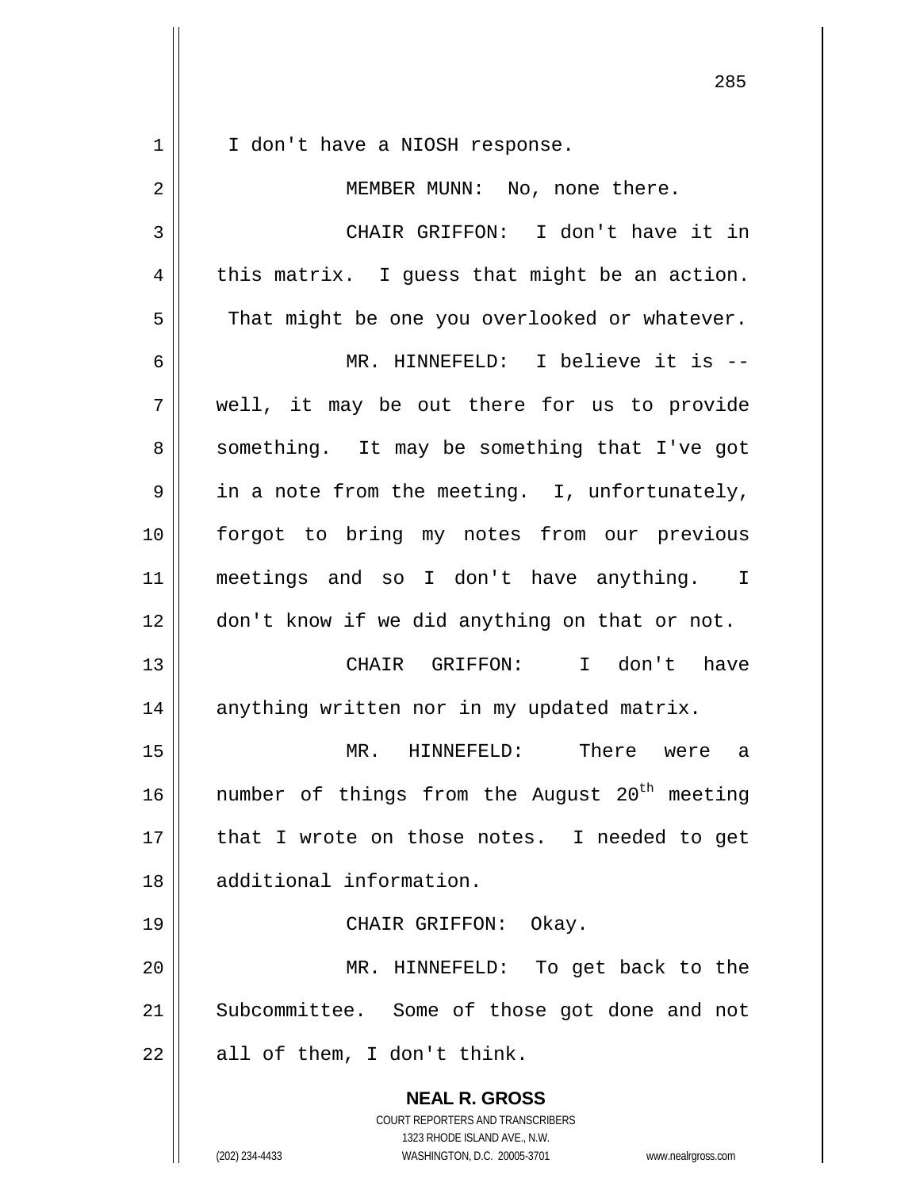I don't have a NIOSH response.

MEMBER MUNN: No, none there.

CHAIR GRIFFON: I don't have it in this matrix. I guess that might be an action. That might be one you overlooked or whatever.

MR. HINNEFELD: I believe it is -- well, it may be out there for us to provide something. It may be something that I've got in a note from the meeting. I, unfortunately, forgot to bring my notes from our previous meetings and so I don't have anything. I don't know if we did anything on that or not.

CHAIR GRIFFON: I don't have anything written nor in my updated matrix.

MR. HINNEFELD: There were a number of things from the August 20th meeting that I wrote on those notes. I needed to get additional information.

CHAIR GRIFFON: Okay.

MR. HINNEFELD: To get back to the Subcommittee. Some of those got done and not all of them, I don't think.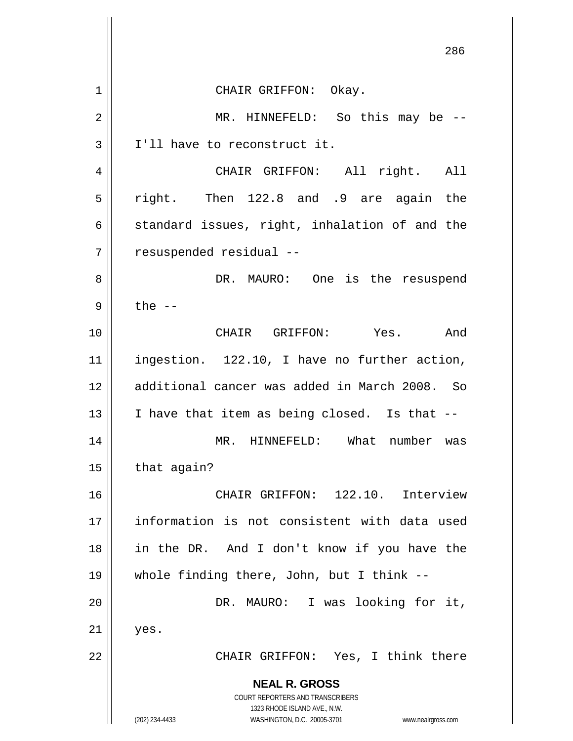CHAIR GRIFFON: Okay.

MR. HINNEFELD: So this may be -- I'll have to reconstruct it.

CHAIR GRIFFON: All right. All right. Then 122.8 and .9 are again the standard issues, right, inhalation of and the resuspended residual --

DR. MAURO: One is the resuspend the --

CHAIR GRIFFON: Yes. And ingestion. 122.10, I have no further action, additional cancer was added in March 2008. So I have that item as being closed. Is that --

MR. HINNEFELD: What number was that again?

CHAIR GRIFFON: 122.10. Interview information is not consistent with data used in the DR. And I don't know if you have the whole finding there, John, but I think --

DR. MAURO: I was looking for it, yes.

CHAIR GRIFFON: Yes, I think there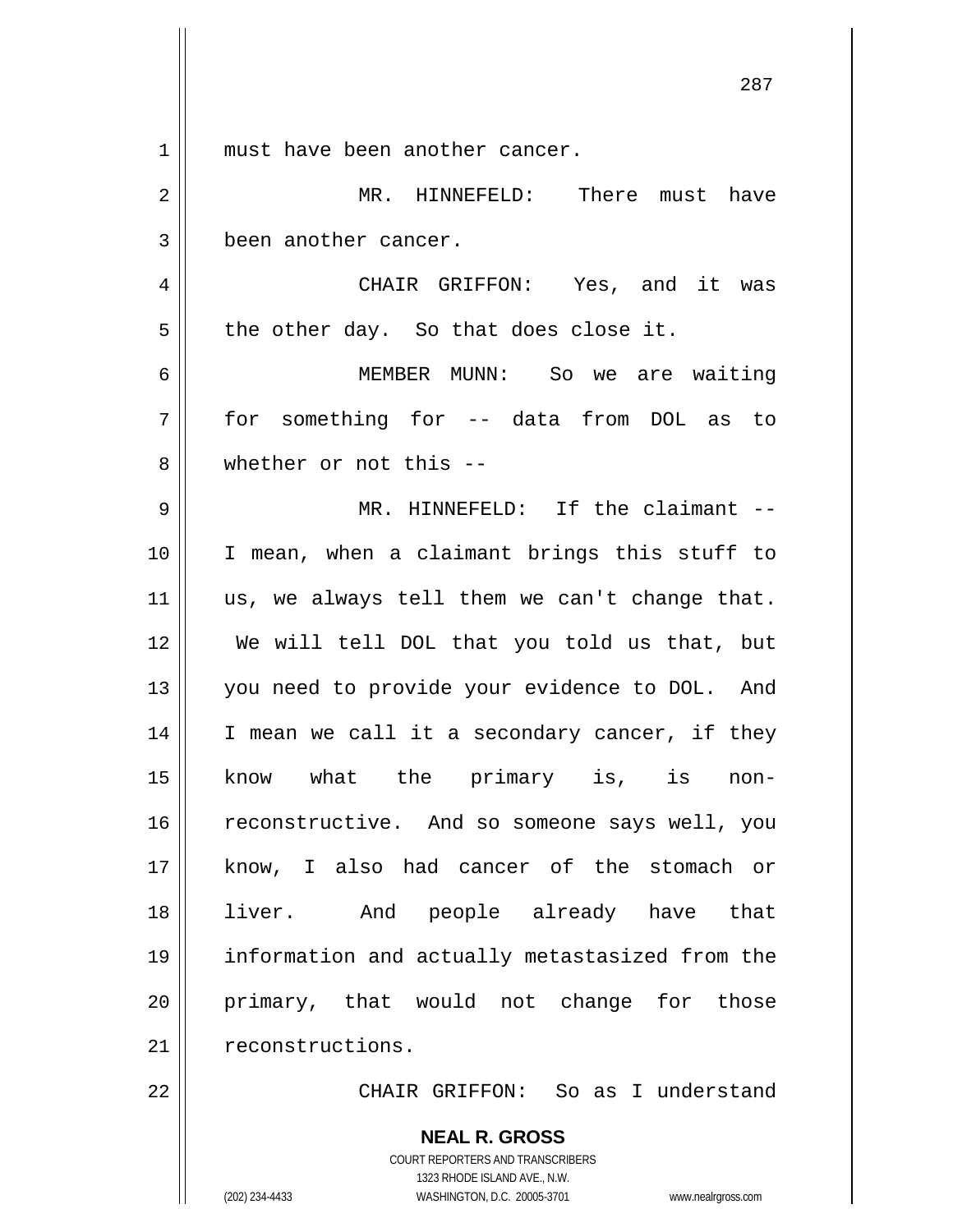must have been another cancer.

MR. HINNEFELD: There must have been another cancer.

CHAIR GRIFFON: Yes, and it was the other day. So that does close it.

MEMBER MUNN: So we are waiting for something for -- data from DOL as to whether or not this --

MR. HINNEFELD: If the claimant -- I mean, when a claimant brings this stuff to us, we always tell them we can't change that. We will tell DOL that you told us that, but you need to provide your evidence to DOL. And I mean we call it a secondary cancer, if they know what the primary is, is non-reconstructive. And so someone says well, you know, I also had cancer of the stomach or liver. And people already have that information and actually metastasized from the primary, that would not change for those reconstructions.

CHAIR GRIFFON: So as I understand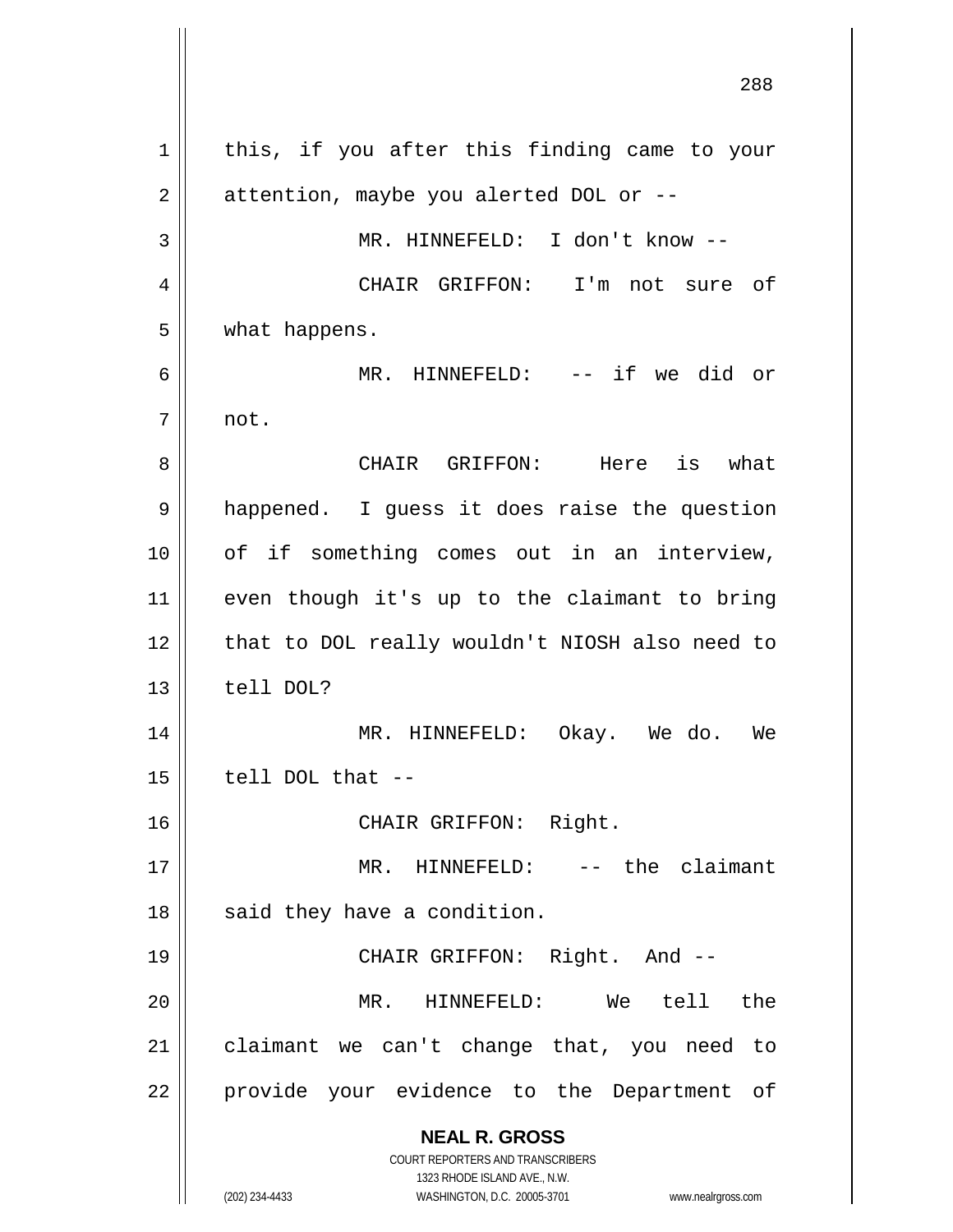this, if you after this finding came to your attention, maybe you alerted DOL or --

MR. HINNEFELD: I don't know --

CHAIR GRIFFON: I'm not sure of what happens.

MR. HINNEFELD: -- if we did or not.

CHAIR GRIFFON: Here is what happened. I guess it does raise the question of if something comes out in an interview, even though it's up to the claimant to bring that to DOL really wouldn't NIOSH also need to tell DOL?

MR. HINNEFELD: Okay. We do. We tell DOL that --

CHAIR GRIFFON: Right.

MR. HINNEFELD: -- the claimant said they have a condition.

CHAIR GRIFFON: Right. And --

MR. HINNEFELD: We tell the claimant we can't change that, you need to provide your evidence to the Department of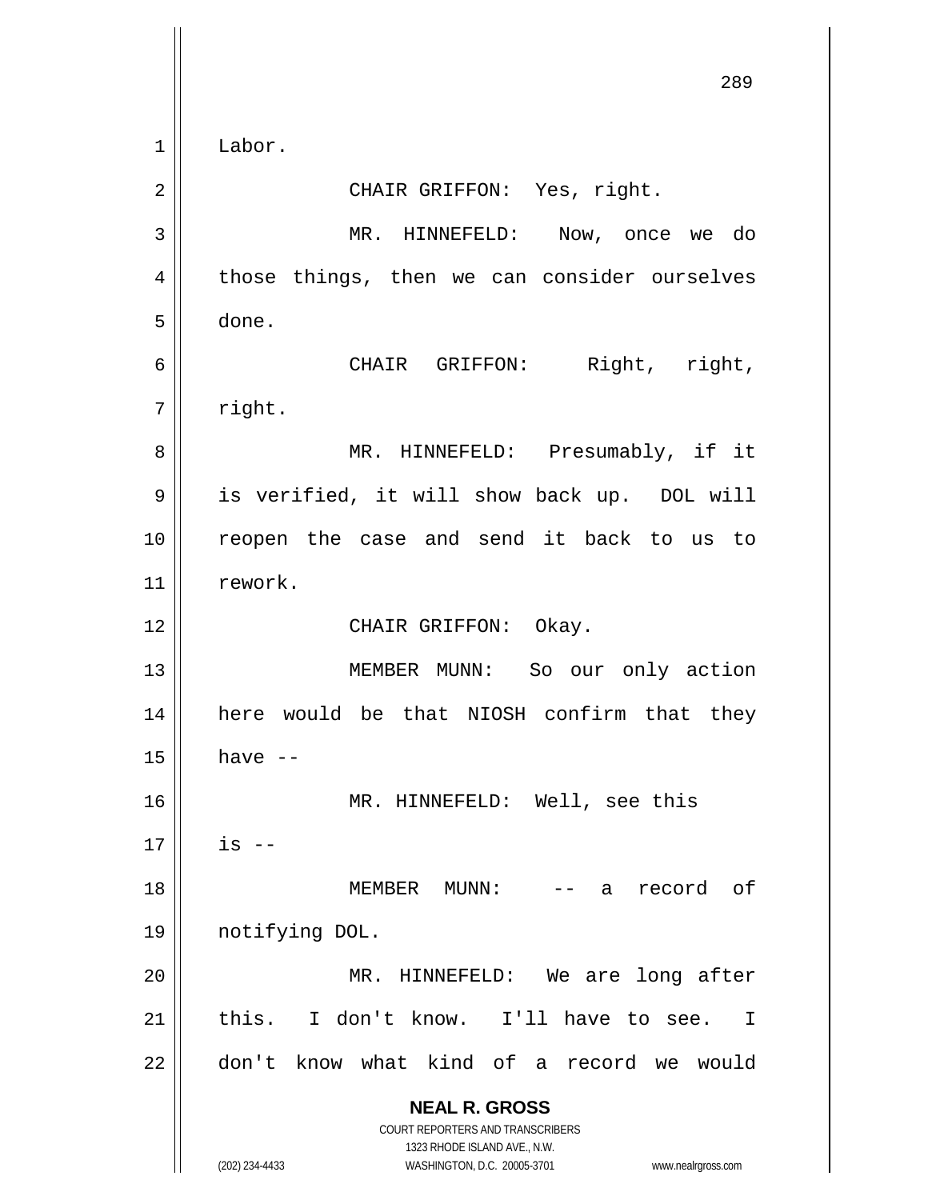Labor.

CHAIR GRIFFON: Yes, right.

MR. HINNEFELD: Now, once we do those things, then we can consider ourselves done.

CHAIR GRIFFON: Right, right, right.

MR. HINNEFELD: Presumably, if it is verified, it will show back up. DOL will reopen the case and send it back to us to rework.

CHAIR GRIFFON: Okay.

MEMBER MUNN: So our only action here would be that NIOSH confirm that they have --

MR. HINNEFELD: Well, see this is --

MEMBER MUNN: -- a record of notifying DOL.

MR. HINNEFELD: We are long after this. I don't know. I'll have to see. I don't know what kind of a record we would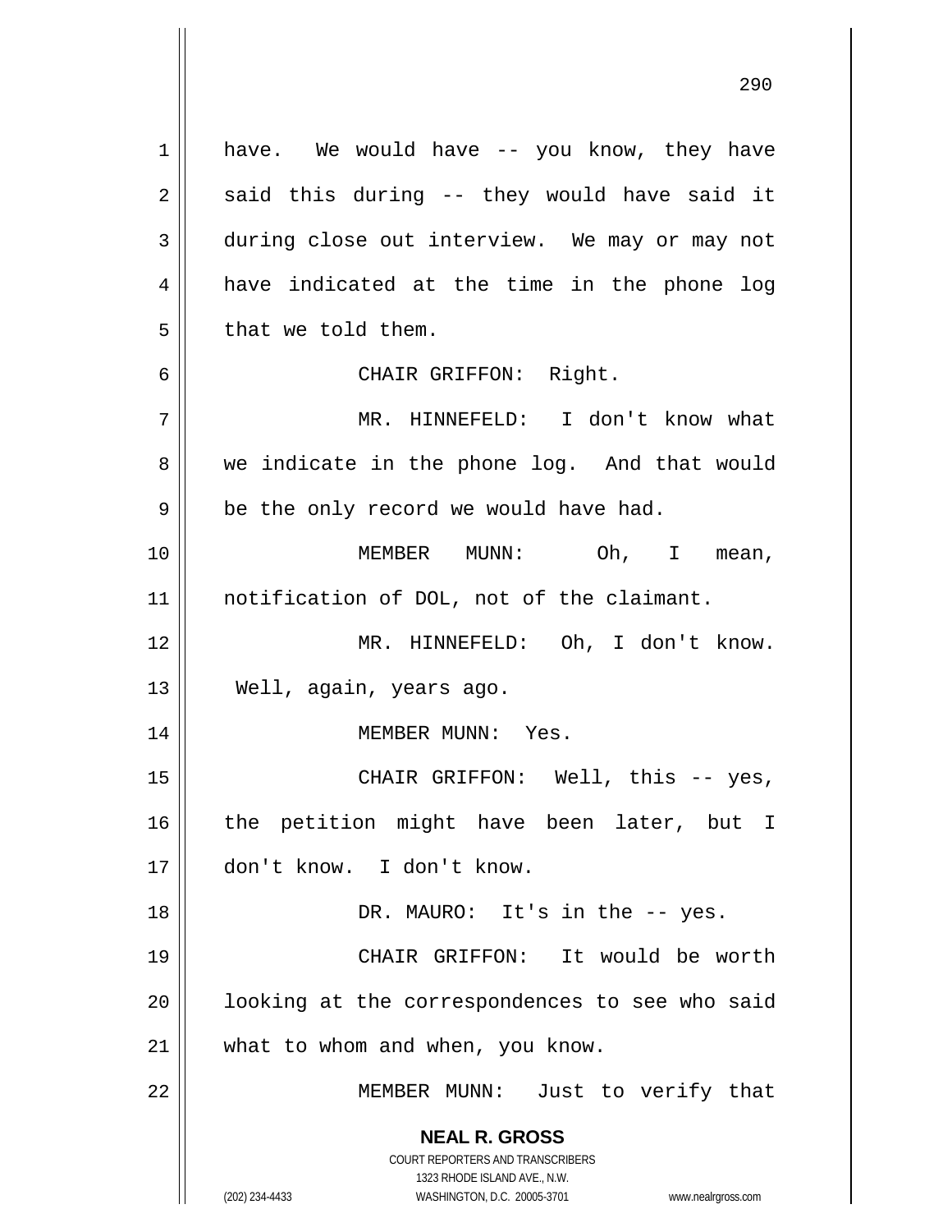have. We would have -- you know, they have said this during -- they would have said it during close out interview. We may or may not have indicated at the time in the phone log that we told them.

CHAIR GRIFFON: Right.

MR. HINNEFELD: I don't know what we indicate in the phone log. And that would be the only record we would have had.

MEMBER MUNN: Oh, I mean, notification of DOL, not of the claimant.

MR. HINNEFELD: Oh, I don't know. Well, again, years ago.

MEMBER MUNN: Yes.

CHAIR GRIFFON: Well, this -- yes, the petition might have been later, but I don't know. I don't know.

DR. MAURO: It's in the -- yes.

CHAIR GRIFFON: It would be worth looking at the correspondences to see who said what to whom and when, you know.

MEMBER MUNN: Just to verify that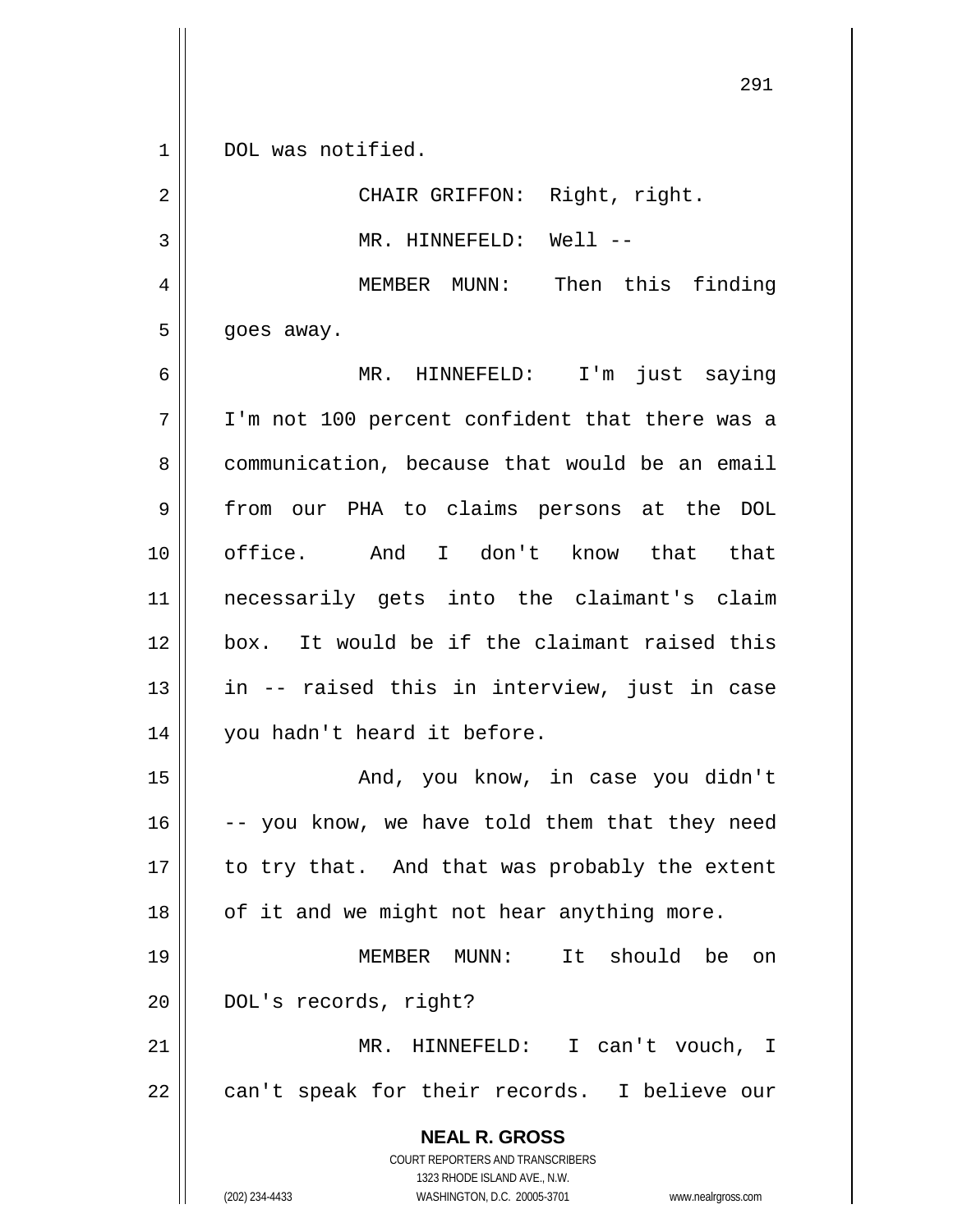DOL was notified.

CHAIR GRIFFON: Right, right.

MR. HINNEFELD: Well --

MEMBER MUNN: Then this finding goes away.

MR. HINNEFELD: I'm just saying I'm not 100 percent confident that there was a communication, because that would be an email from our PHA to claims persons at the DOL office. And I don't know that that necessarily gets into the claimant's claim box. It would be if the claimant raised this in -- raised this in interview, just in case you hadn't heard it before.

And, you know, in case you didn't -- you know, we have told them that they need to try that. And that was probably the extent of it and we might not hear anything more.

MEMBER MUNN: It should be on DOL's records, right?

MR. HINNEFELD: I can't vouch, I can't speak for their records. I believe our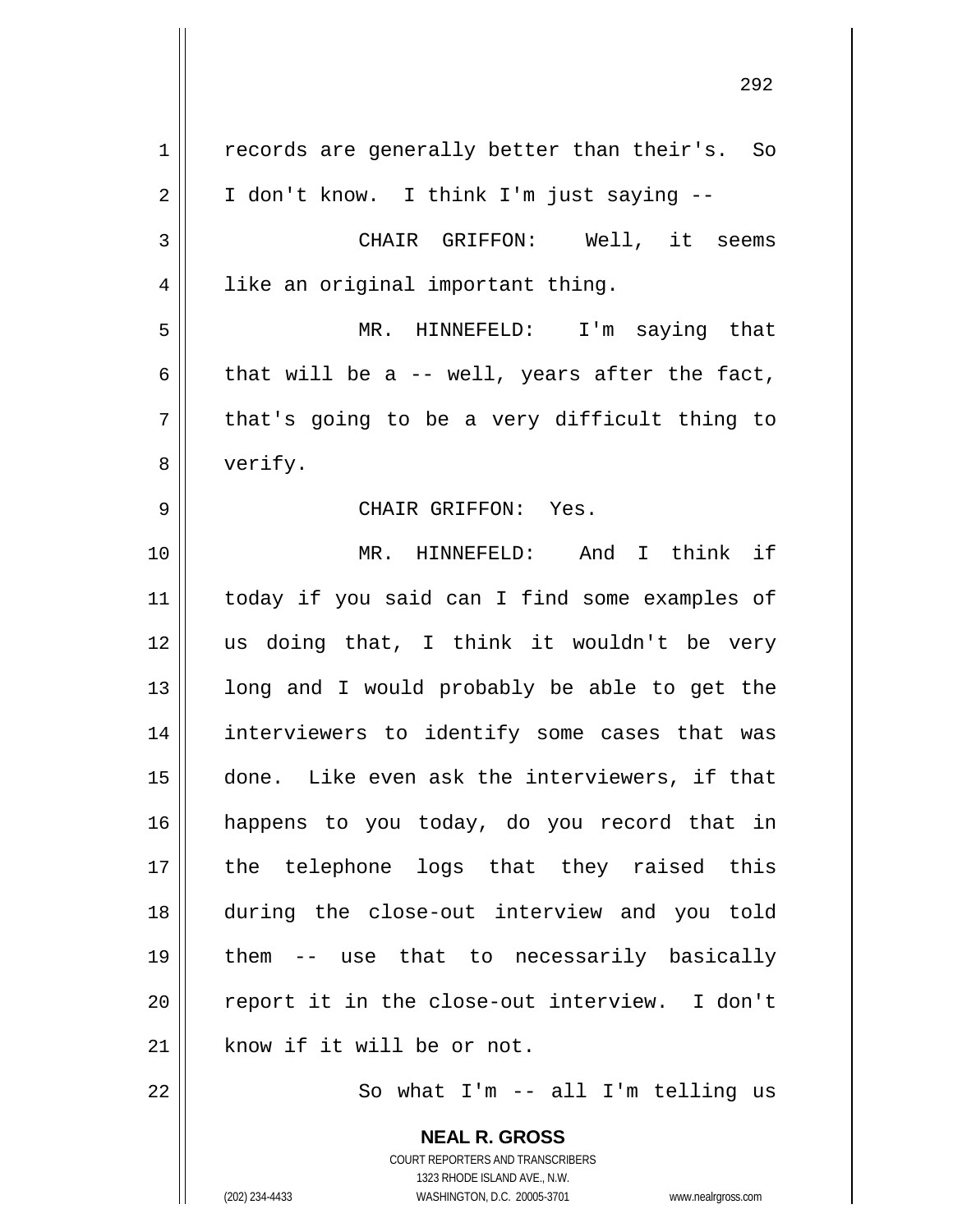records are generally better than their's. So I don't know. I think I'm just saying --

CHAIR GRIFFON: Well, it seems like an original important thing.

MR. HINNEFELD: I'm saying that that will be a -- well, years after the fact, that's going to be a very difficult thing to verify.

CHAIR GRIFFON: Yes.

MR. HINNEFELD: And I think if today if you said can I find some examples of us doing that, I think it wouldn't be very long and I would probably be able to get the interviewers to identify some cases that was done. Like even ask the interviewers, if that happens to you today, do you record that in the telephone logs that they raised this during the close-out interview and you told them -- use that to necessarily basically report it in the close-out interview. I don't know if it will be or not.

So what I'm -- all I'm telling us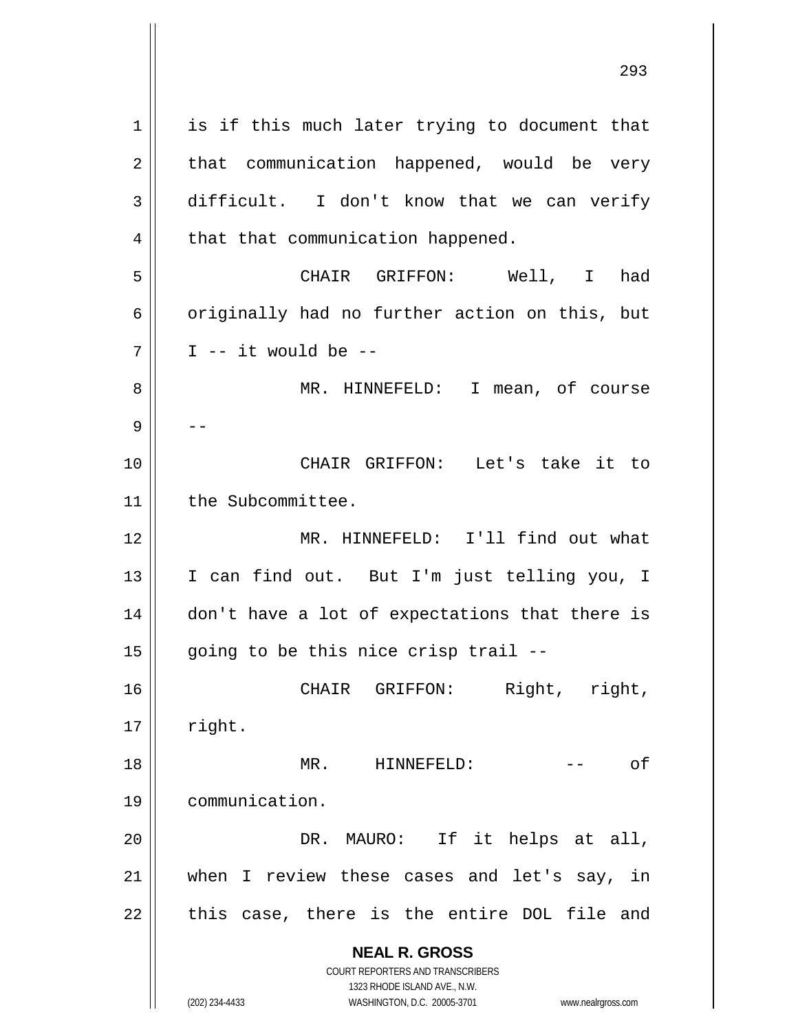is if this much later trying to document that that communication happened, would be very difficult. I don't know that we can verify that that communication happened.

CHAIR GRIFFON: Well, I had originally had no further action on this, but I -- it would be --

MR. HINNEFELD: I mean, of course --

CHAIR GRIFFON: Let's take it to the Subcommittee.

MR. HINNEFELD: I'll find out what I can find out. But I'm just telling you, I don't have a lot of expectations that there is going to be this nice crisp trail --

CHAIR GRIFFON: Right, right, right.

MR. HINNEFELD: -- of communication.

DR. MAURO: If it helps at all, when I review these cases and let's say, in this case, there is the entire DOL file and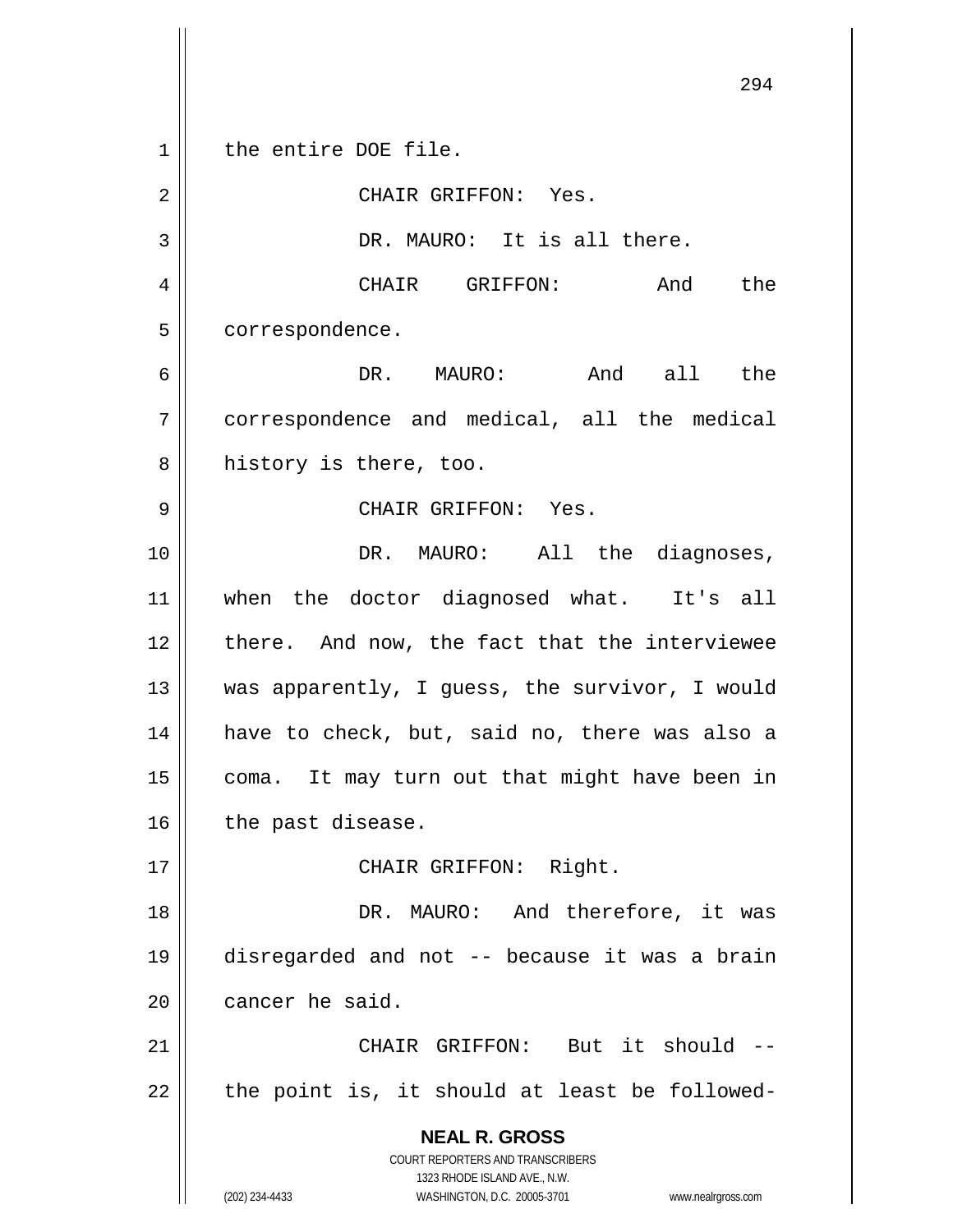the entire DOE file.

CHAIR GRIFFON: Yes.

DR. MAURO: It is all there.

CHAIR GRIFFON: And the correspondence.

DR. MAURO: And all the correspondence and medical, all the medical history is there, too.

CHAIR GRIFFON: Yes.

DR. MAURO: All the diagnoses, when the doctor diagnosed what. It's all there. And now, the fact that the interviewee was apparently, I guess, the survivor, I would have to check, but, said no, there was also a coma. It may turn out that might have been in the past disease.

CHAIR GRIFFON: Right.

DR. MAURO: And therefore, it was disregarded and not -- because it was a brain cancer he said.

CHAIR GRIFFON: But it should -- the point is, it should at least be followed-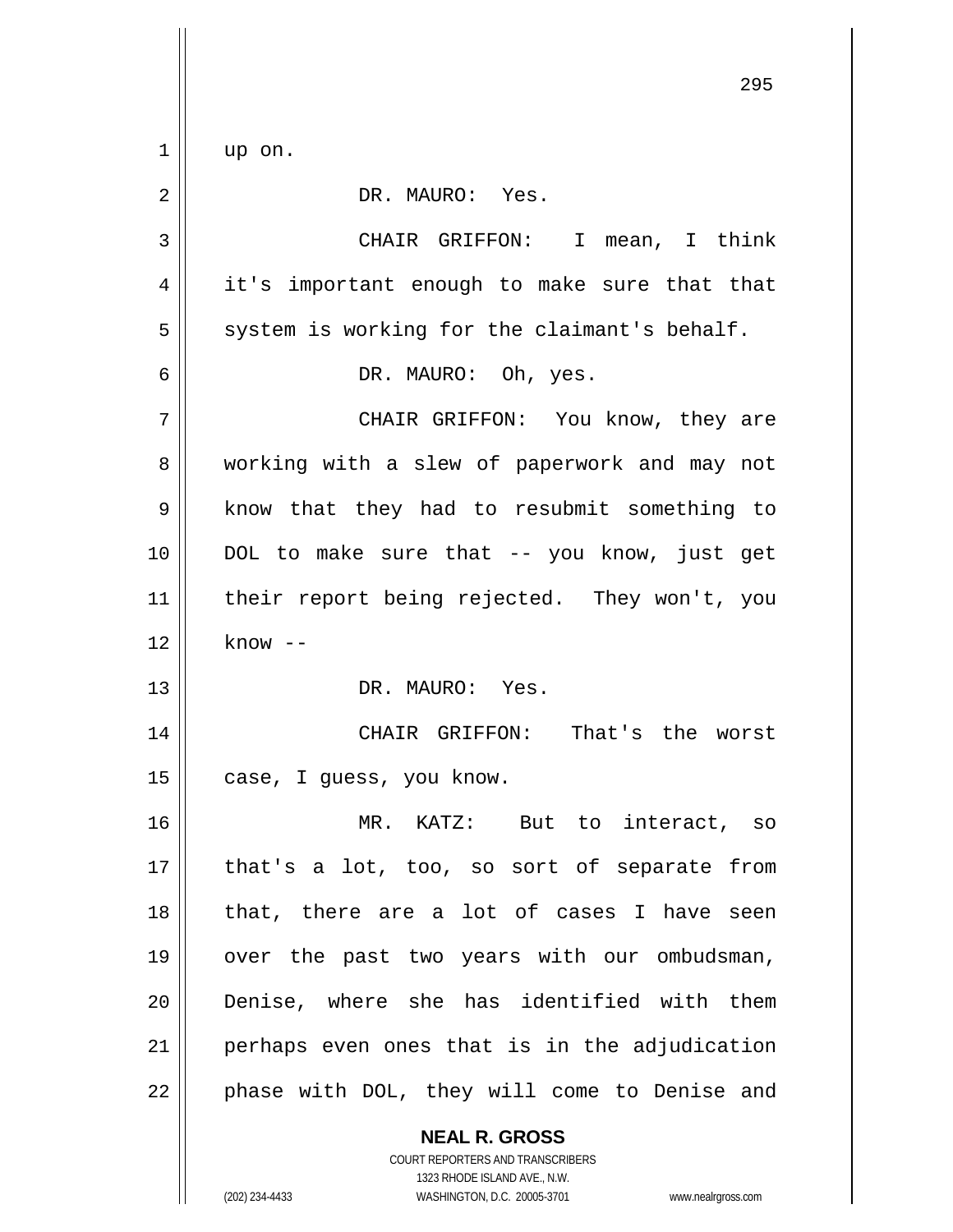up on.

DR. MAURO: Yes.

CHAIR GRIFFON: I mean, I think it's important enough to make sure that that system is working for the claimant's behalf.

DR. MAURO: Oh, yes.

CHAIR GRIFFON: You know, they are working with a slew of paperwork and may not know that they had to resubmit something to DOL to make sure that -- you know, just get their report being rejected. They won't, you know --

DR. MAURO: Yes.

CHAIR GRIFFON: That's the worst case, I guess, you know.

MR. KATZ: But to interact, so that's a lot, too, so sort of separate from that, there are a lot of cases I have seen over the past two years with our ombudsman, Denise, where she has identified with them perhaps even ones that is in the adjudication phase with DOL, they will come to Denise and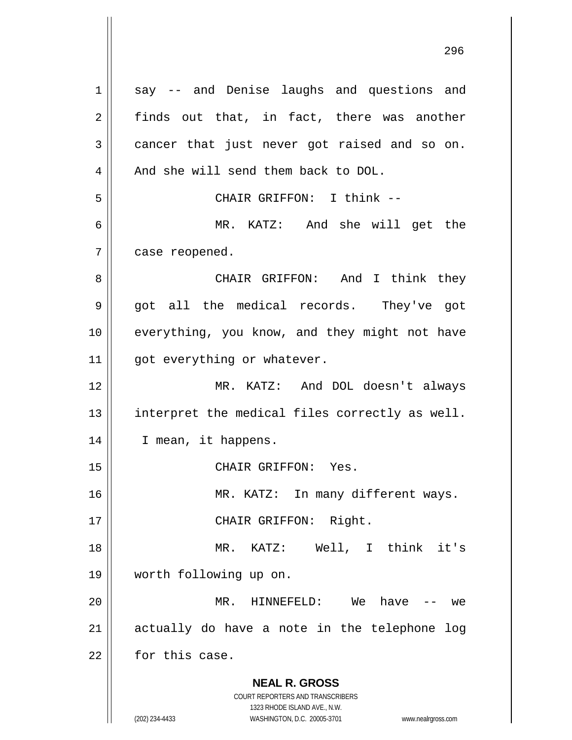say -- and Denise laughs and questions and finds out that, in fact, there was another cancer that just never got raised and so on. And she will send them back to DOL.

CHAIR GRIFFON: I think --

MR. KATZ: And she will get the case reopened.

CHAIR GRIFFON: And I think they got all the medical records. They've got everything, you know, and they might not have got everything or whatever.

MR. KATZ: And DOL doesn't always interpret the medical files correctly as well. I mean, it happens.

CHAIR GRIFFON: Yes.

MR. KATZ: In many different ways.

CHAIR GRIFFON: Right.

MR. KATZ: Well, I think it's worth following up on.

MR. HINNEFELD: We have -- we actually do have a note in the telephone log for this case.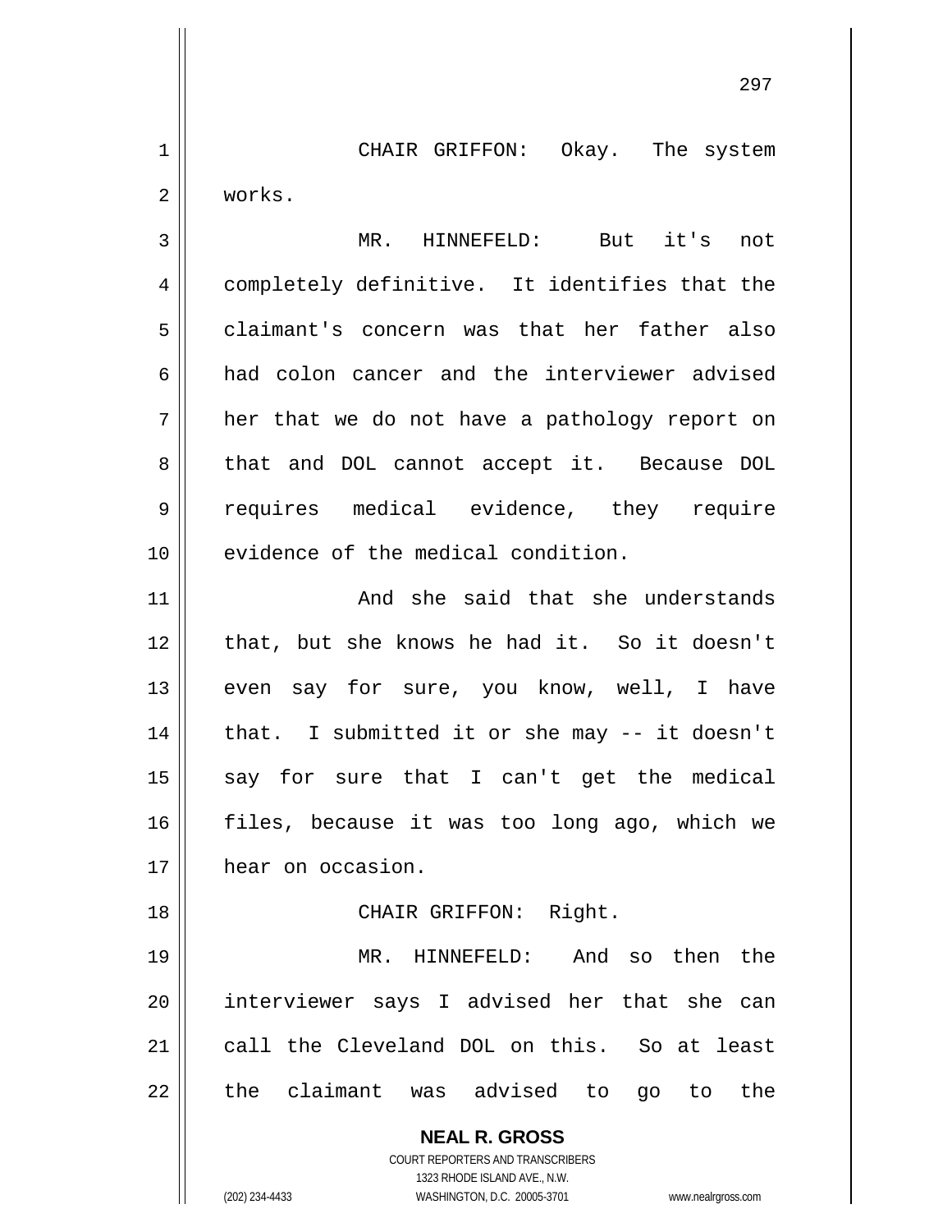CHAIR GRIFFON: Okay. The system works.

MR. HINNEFELD: But it's not completely definitive. It identifies that the claimant's concern was that her father also had colon cancer and the interviewer advised her that we do not have a pathology report on that and DOL cannot accept it. Because DOL requires medical evidence, they require evidence of the medical condition.

And she said that she understands that, but she knows he had it. So it doesn't even say for sure, you know, well, I have that. I submitted it or she may -- it doesn't say for sure that I can't get the medical files, because it was too long ago, which we hear on occasion.

CHAIR GRIFFON: Right.

MR. HINNEFELD: And so then the interviewer says I advised her that she can call the Cleveland DOL on this. So at least the claimant was advised to go to the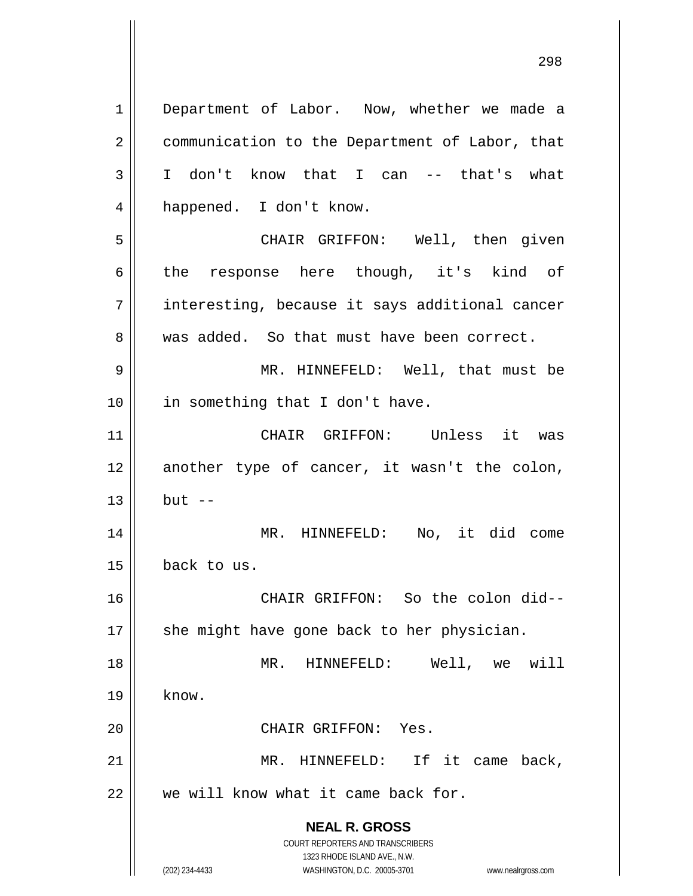Department of Labor. Now, whether we made a communication to the Department of Labor, that I don't know that I can -- that's what happened. I don't know.

CHAIR GRIFFON: Well, then given the response here though, it's kind of interesting, because it says additional cancer was added. So that must have been correct.

MR. HINNEFELD: Well, that must be in something that I don't have.

CHAIR GRIFFON: Unless it was another type of cancer, it wasn't the colon, but --

MR. HINNEFELD: No, it did come back to us.

CHAIR GRIFFON: So the colon did-- she might have gone back to her physician.

MR. HINNEFELD: Well, we will know.

CHAIR GRIFFON: Yes.

MR. HINNEFELD: If it came back, we will know what it came back for.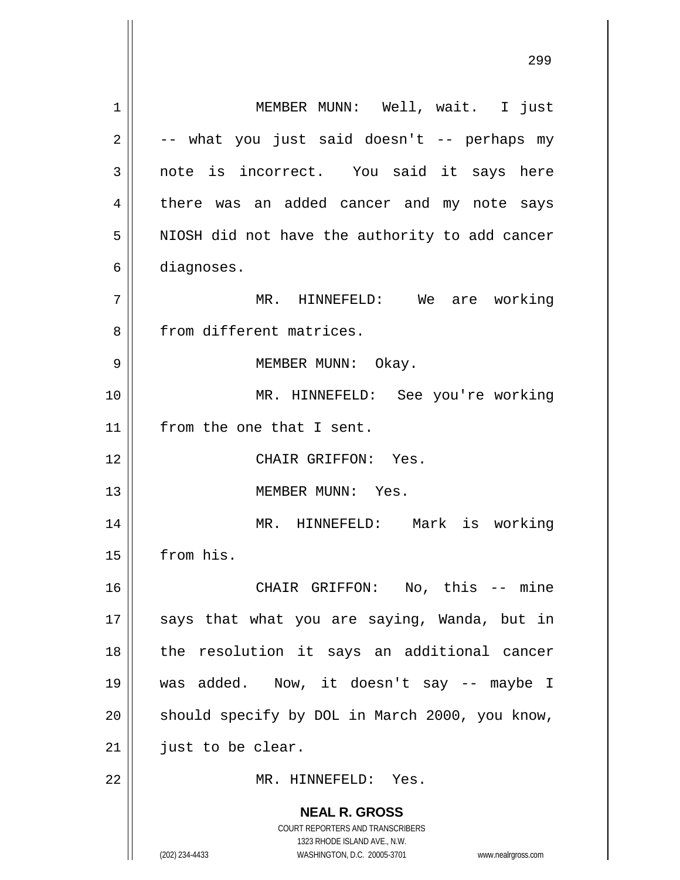MEMBER MUNN: Well, wait. I just -- what you just said doesn't -- perhaps my note is incorrect. You said it says here there was an added cancer and my note says NIOSH did not have the authority to add cancer diagnoses.

MR. HINNEFELD: We are working from different matrices.

MEMBER MUNN: Okay.

MR. HINNEFELD: See you're working from the one that I sent.

CHAIR GRIFFON: Yes.

MEMBER MUNN: Yes.

MR. HINNEFELD: Mark is working from his.

CHAIR GRIFFON: No, this -- mine says that what you are saying, Wanda, but in the resolution it says an additional cancer was added. Now, it doesn't say -- maybe I should specify by DOL in March 2000, you know, just to be clear.

MR. HINNEFELD: Yes.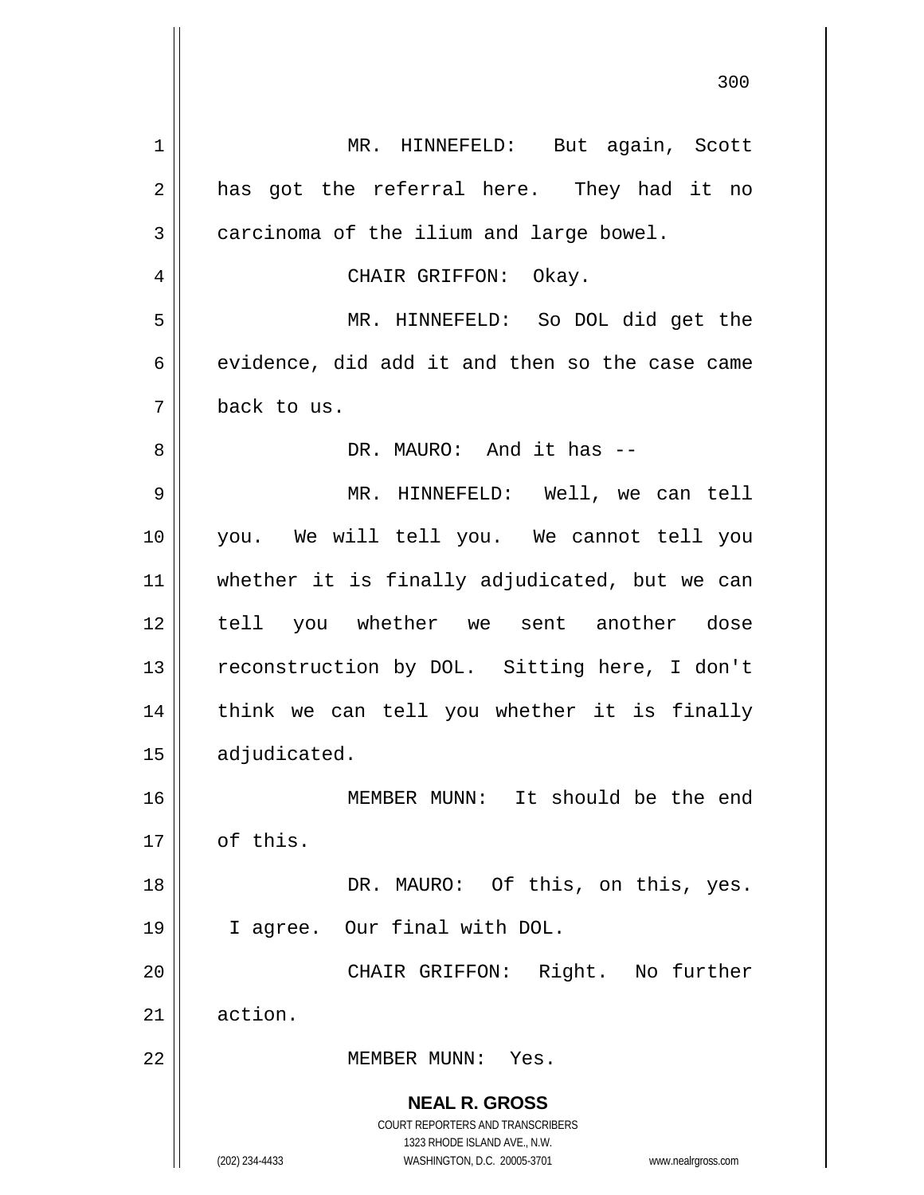MR. HINNEFELD: But again, Scott has got the referral here. They had it no carcinoma of the ilium and large bowel.

CHAIR GRIFFON: Okay.

MR. HINNEFELD: So DOL did get the evidence, did add it and then so the case came back to us.

DR. MAURO: And it has --

MR. HINNEFELD: Well, we can tell you. We will tell you. We cannot tell you whether it is finally adjudicated, but we can tell you whether we sent another dose reconstruction by DOL. Sitting here, I don't think we can tell you whether it is finally adjudicated.

MEMBER MUNN: It should be the end of this.

DR. MAURO: Of this, on this, yes. I agree. Our final with DOL.

CHAIR GRIFFON: Right. No further action.

MEMBER MUNN: Yes.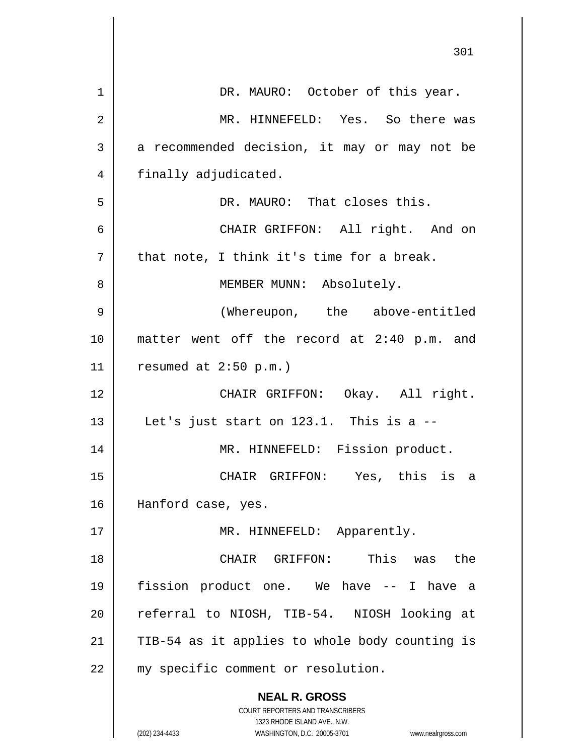DR. MAURO: October of this year.

MR. HINNEFELD: Yes. So there was a recommended decision, it may or may not be finally adjudicated.

DR. MAURO: That closes this.

CHAIR GRIFFON: All right. And on that note, I think it's time for a break.

MEMBER MUNN: Absolutely.

(Whereupon, the above-entitled matter went off the record at 2:40 p.m. and resumed at 2:50 p.m.)

CHAIR GRIFFON: Okay. All right. Let's just start on 123.1. This is a --

MR. HINNEFELD: Fission product.

CHAIR GRIFFON: Yes, this is a Hanford case, yes.

MR. HINNEFELD: Apparently.

CHAIR GRIFFON: This was the fission product one. We have -- I have a referral to NIOSH, TIB-54. NIOSH looking at TIB-54 as it applies to whole body counting is my specific comment or resolution.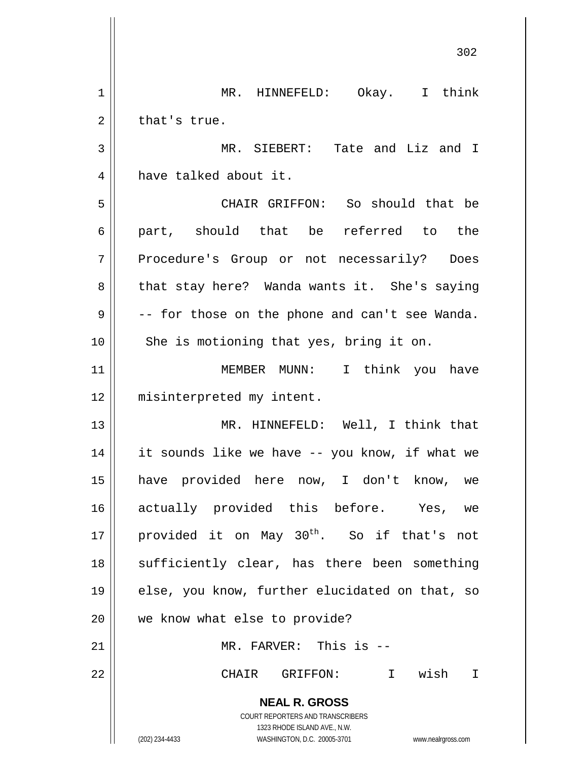MR. HINNEFELD: Okay. I think that's true.

MR. SIEBERT: Tate and Liz and I have talked about it.

CHAIR GRIFFON: So should that be part, should that be referred to the Procedure's Group or not necessarily? Does that stay here? Wanda wants it. She's saying -- for those on the phone and can't see Wanda. She is motioning that yes, bring it on.

MEMBER MUNN: I think you have misinterpreted my intent.

MR. HINNEFELD: Well, I think that it sounds like we have -- you know, if what we have provided here now, I don't know, we actually provided this before. Yes, we provided it on May 30th. So if that's not sufficiently clear, has there been something else, you know, further elucidated on that, so we know what else to provide?

MR. FARVER: This is --

CHAIR GRIFFON: I wish I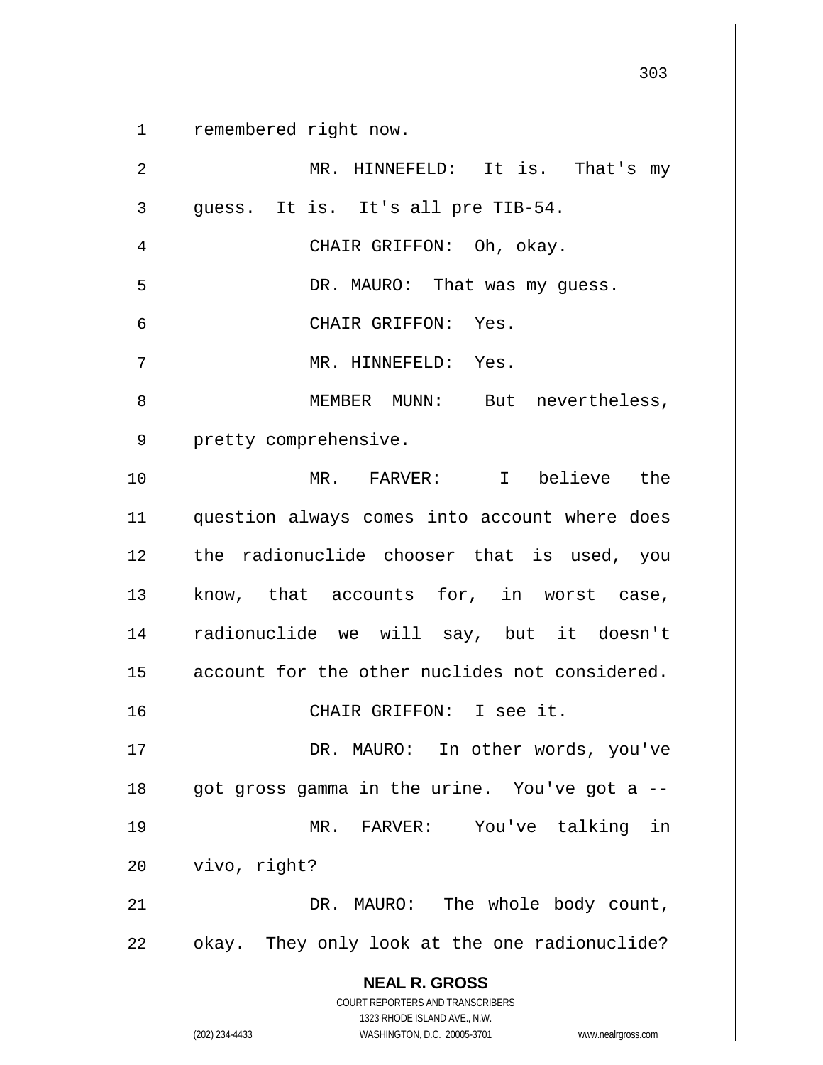remembered right now.

MR. HINNEFELD: It is. That's my guess. It is. It's all pre TIB-54.

CHAIR GRIFFON: Oh, okay.

DR. MAURO: That was my guess.

CHAIR GRIFFON: Yes.

MR. HINNEFELD: Yes.

MEMBER MUNN: But nevertheless, pretty comprehensive.

MR. FARVER: I believe the question always comes into account where does the radionuclide chooser that is used, you know, that accounts for, in worst case, radionuclide we will say, but it doesn't account for the other nuclides not considered.

CHAIR GRIFFON: I see it.

DR. MAURO: In other words, you've got gross gamma in the urine. You've got a --

MR. FARVER: You've talking in vivo, right?

DR. MAURO: The whole body count, okay. They only look at the one radionuclide?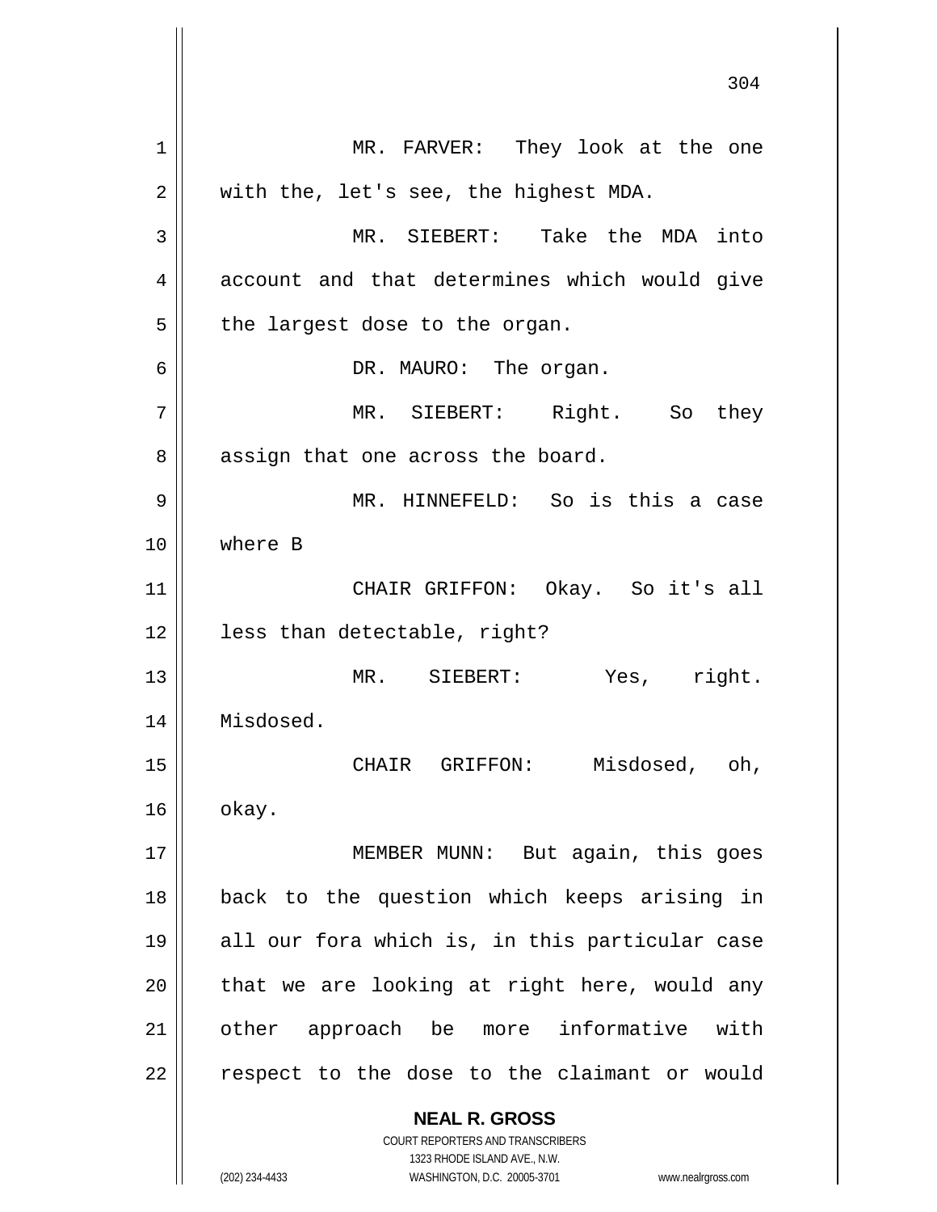MR. FARVER: They look at the one with the, let's see, the highest MDA.

MR. SIEBERT: Take the MDA into account and that determines which would give the largest dose to the organ.

DR. MAURO: The organ.

MR. SIEBERT: Right. So they assign that one across the board.

MR. HINNEFELD: So is this a case where B

CHAIR GRIFFON: Okay. So it's all less than detectable, right?

MR. SIEBERT: Yes, right. Misdosed.

CHAIR GRIFFON: Misdosed, oh, okay.

MEMBER MUNN: But again, this goes back to the question which keeps arising in all our fora which is, in this particular case that we are looking at right here, would any other approach be more informative with respect to the dose to the claimant or would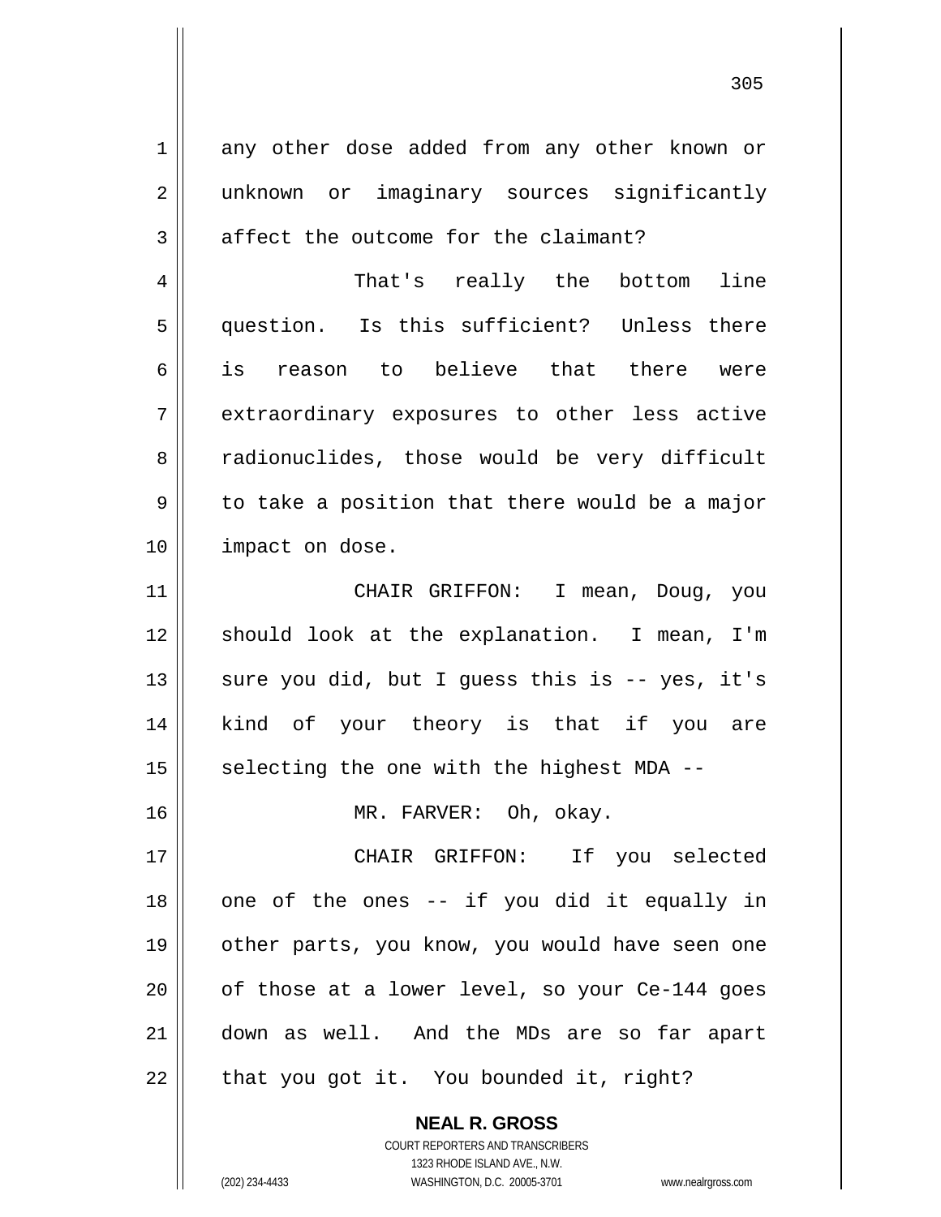any other dose added from any other known or unknown or imaginary sources significantly affect the outcome for the claimant?

That's really the bottom line question. Is this sufficient? Unless there is reason to believe that there were extraordinary exposures to other less active radionuclides, those would be very difficult to take a position that there would be a major impact on dose.

CHAIR GRIFFON: I mean, Doug, you should look at the explanation. I mean, I'm sure you did, but I guess this is -- yes, it's kind of your theory is that if you are selecting the one with the highest MDA --

MR. FARVER: Oh, okay.

CHAIR GRIFFON: If you selected one of the ones -- if you did it equally in other parts, you know, you would have seen one of those at a lower level, so your Ce-144 goes down as well. And the MDs are so far apart that you got it. You bounded it, right?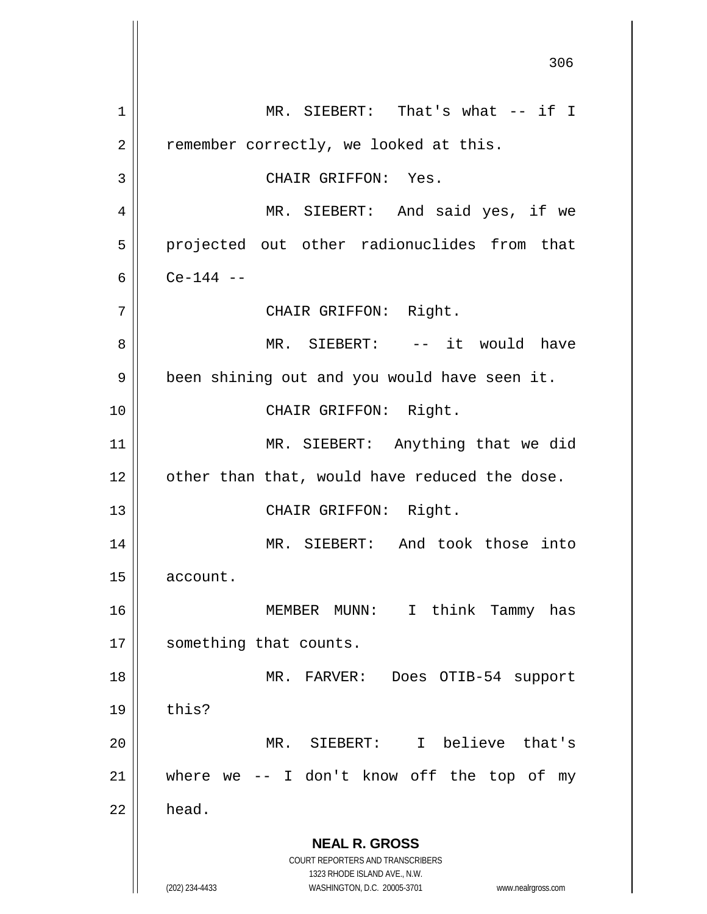MR. SIEBERT: That's what -- if I remember correctly, we looked at this.

CHAIR GRIFFON: Yes.

MR. SIEBERT: And said yes, if we projected out other radionuclides from that Ce-144 --

CHAIR GRIFFON: Right.

MR. SIEBERT: -- it would have been shining out and you would have seen it.

CHAIR GRIFFON: Right.

MR. SIEBERT: Anything that we did other than that, would have reduced the dose.

CHAIR GRIFFON: Right.

MR. SIEBERT: And took those into account.

MEMBER MUNN: I think Tammy has something that counts.

MR. FARVER: Does OTIB-54 support this?

MR. SIEBERT: I believe that's where we -- I don't know off the top of my head.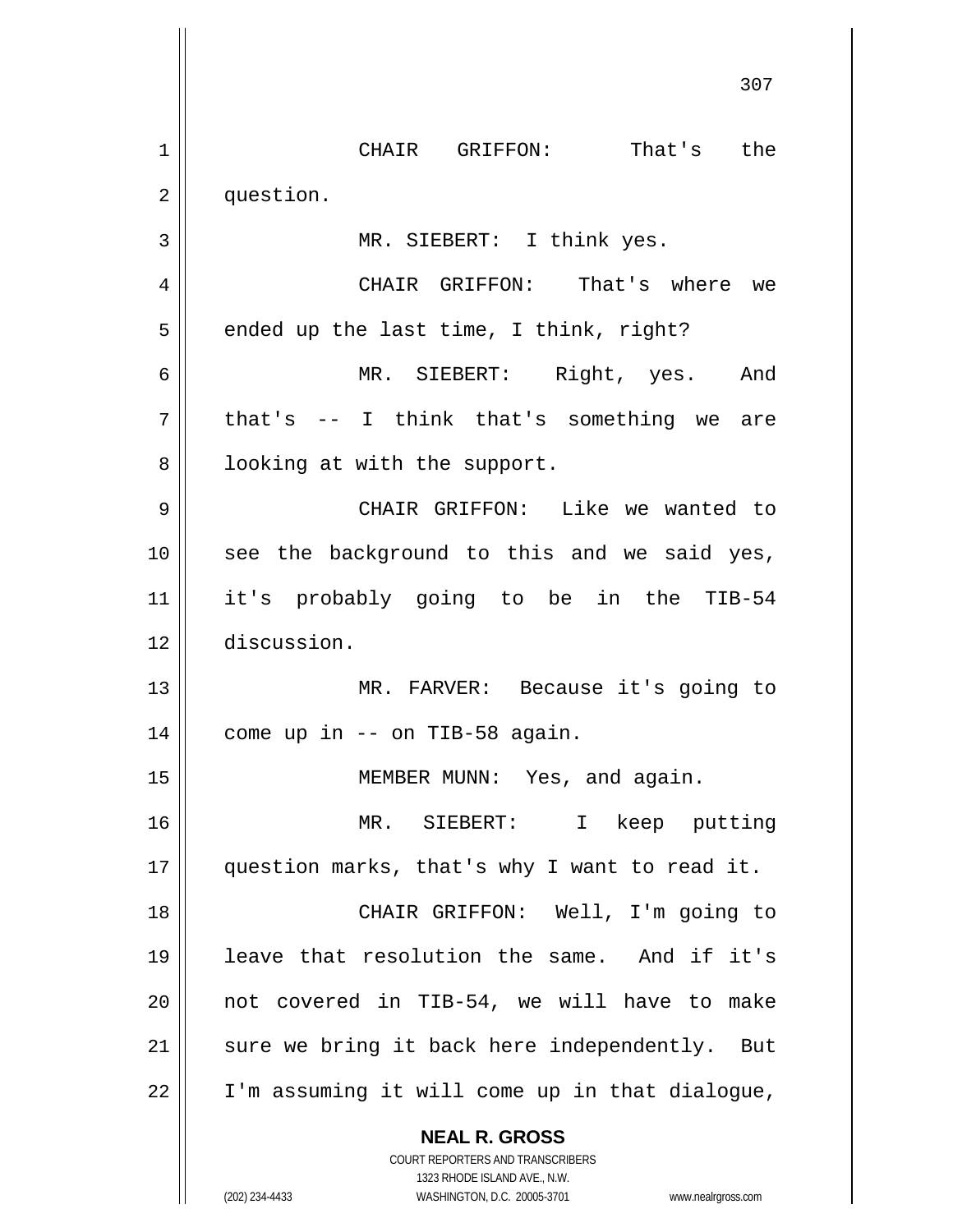CHAIR GRIFFON: That's the question.

MR. SIEBERT: I think yes.

CHAIR GRIFFON: That's where we ended up the last time, I think, right?

MR. SIEBERT: Right, yes. And that's -- I think that's something we are looking at with the support.

CHAIR GRIFFON: Like we wanted to see the background to this and we said yes, it's probably going to be in the TIB-54 discussion.

MR. FARVER: Because it's going to come up in -- on TIB-58 again.

MEMBER MUNN: Yes, and again.

MR. SIEBERT: I keep putting question marks, that's why I want to read it.

CHAIR GRIFFON: Well, I'm going to leave that resolution the same. And if it's not covered in TIB-54, we will have to make sure we bring it back here independently. But I'm assuming it will come up in that dialogue,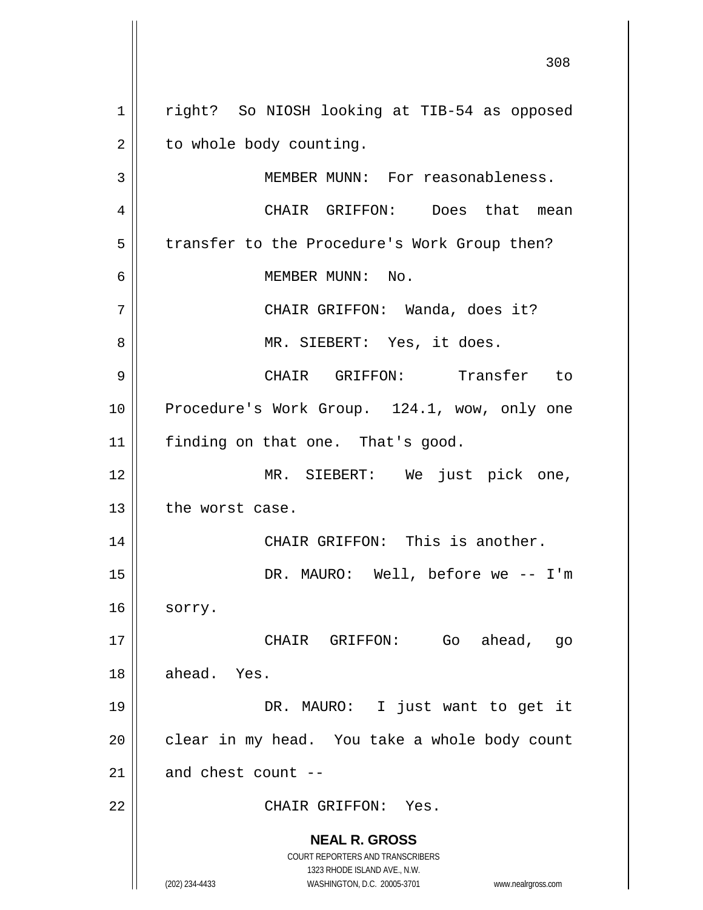right? So NIOSH looking at TIB-54 as opposed to whole body counting.

MEMBER MUNN: For reasonableness.

CHAIR GRIFFON: Does that mean transfer to the Procedure's Work Group then?

MEMBER MUNN: No.

CHAIR GRIFFON: Wanda, does it?

MR. SIEBERT: Yes, it does.

CHAIR GRIFFON: Transfer to Procedure's Work Group. 124.1, wow, only one finding on that one. That's good.

MR. SIEBERT: We just pick one, the worst case.

CHAIR GRIFFON: This is another.

DR. MAURO: Well, before we -- I'm sorry.

CHAIR GRIFFON: Go ahead, go ahead. Yes.

DR. MAURO: I just want to get it clear in my head. You take a whole body count and chest count --

CHAIR GRIFFON: Yes.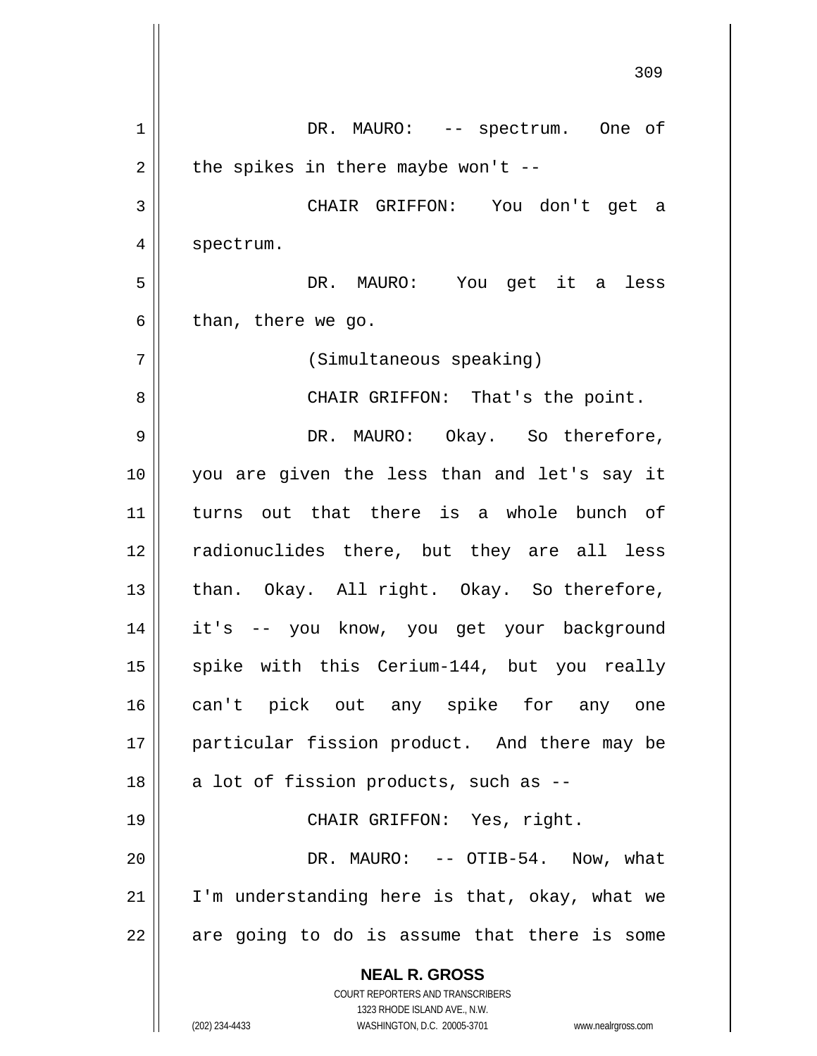DR. MAURO: -- spectrum. One of the spikes in there maybe won't --

CHAIR GRIFFON: You don't get a spectrum.

DR. MAURO: You get it a less than, there we go.

(Simultaneous speaking)

CHAIR GRIFFON: That's the point.

DR. MAURO: Okay. So therefore, you are given the less than and let's say it turns out that there is a whole bunch of radionuclides there, but they are all less than. Okay. All right. Okay. So therefore, it's -- you know, you get your background spike with this Cerium-144, but you really can't pick out any spike for any one particular fission product. And there may be a lot of fission products, such as --

CHAIR GRIFFON: Yes, right.

DR. MAURO: -- OTIB-54. Now, what I'm understanding here is that, okay, what we are going to do is assume that there is some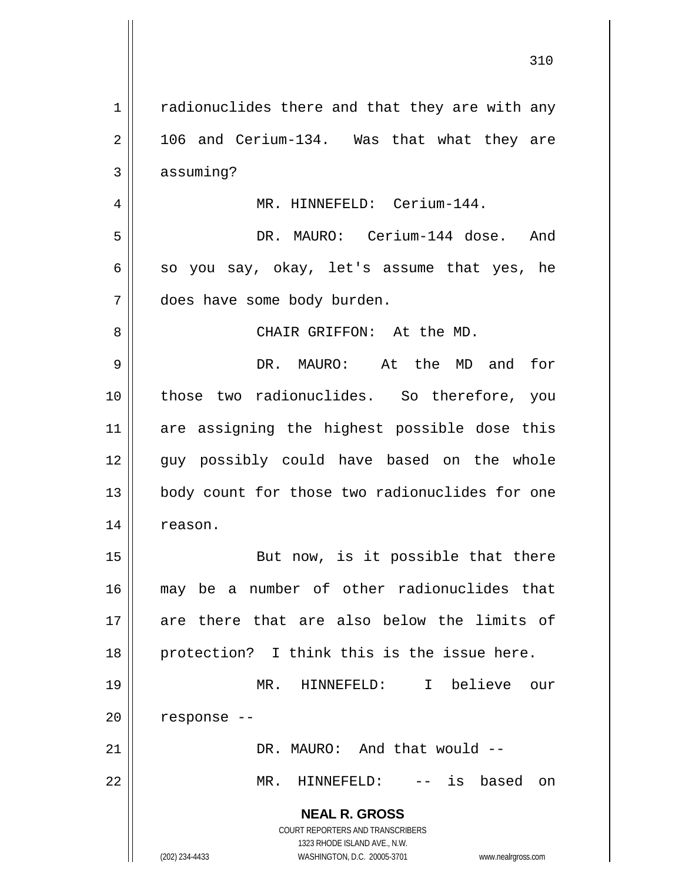radionuclides there and that they are with any 106 and Cerium-134. Was that what they are assuming?

MR. HINNEFELD: Cerium-144.

DR. MAURO: Cerium-144 dose. And so you say, okay, let's assume that yes, he does have some body burden.

CHAIR GRIFFON: At the MD.

DR. MAURO: At the MD and for those two radionuclides. So therefore, you are assigning the highest possible dose this guy possibly could have based on the whole body count for those two radionuclides for one reason.

But now, is it possible that there may be a number of other radionuclides that are there that are also below the limits of protection? I think this is the issue here.

MR. HINNEFELD: I believe our response --

DR. MAURO: And that would --

MR. HINNEFELD: -- is based on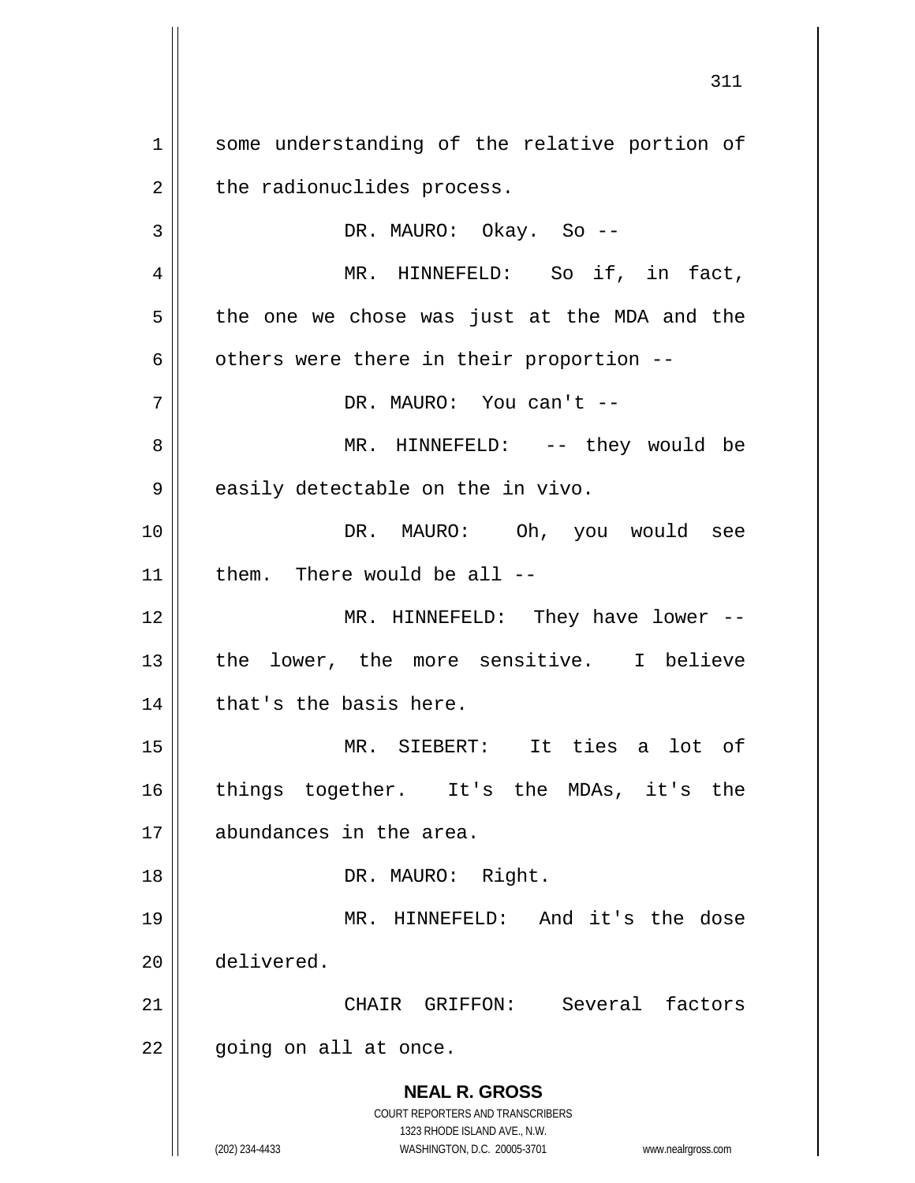some understanding of the relative portion of the radionuclides process.

DR. MAURO: Okay. So --

MR. HINNEFELD: So if, in fact, the one we chose was just at the MDA and the others were there in their proportion --

DR. MAURO: You can't --

MR. HINNEFELD: -- they would be easily detectable on the in vivo.

DR. MAURO: Oh, you would see them. There would be all --

MR. HINNEFELD: They have lower -- the lower, the more sensitive. I believe that's the basis here.

MR. SIEBERT: It ties a lot of things together. It's the MDAs, it's the abundances in the area.

DR. MAURO: Right.

MR. HINNEFELD: And it's the dose delivered.

CHAIR GRIFFON: Several factors going on all at once.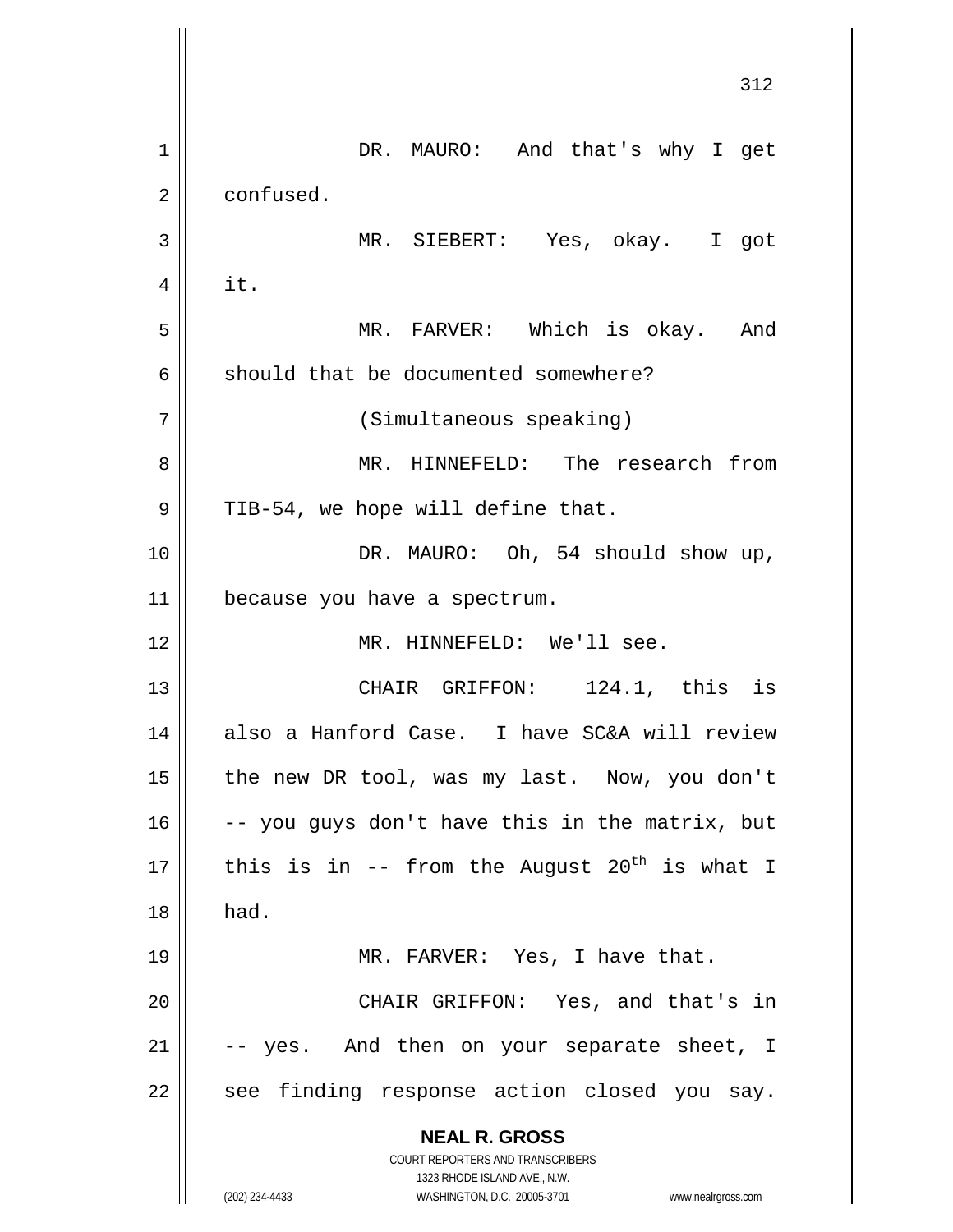DR. MAURO: And that's why I get confused.

MR. SIEBERT: Yes, okay. I got it.

MR. FARVER: Which is okay. And should that be documented somewhere?

(Simultaneous speaking)

MR. HINNEFELD: The research from TIB-54, we hope will define that.

DR. MAURO: Oh, 54 should show up, because you have a spectrum.

MR. HINNEFELD: We'll see.

CHAIR GRIFFON: 124.1, this is also a Hanford Case. I have SC&A will review the new DR tool, was my last. Now, you don't -- you guys don't have this in the matrix, but this is in -- from the August 20th is what I had.

MR. FARVER: Yes, I have that.

CHAIR GRIFFON: Yes, and that's in -- yes. And then on your separate sheet, I see finding response action closed you say.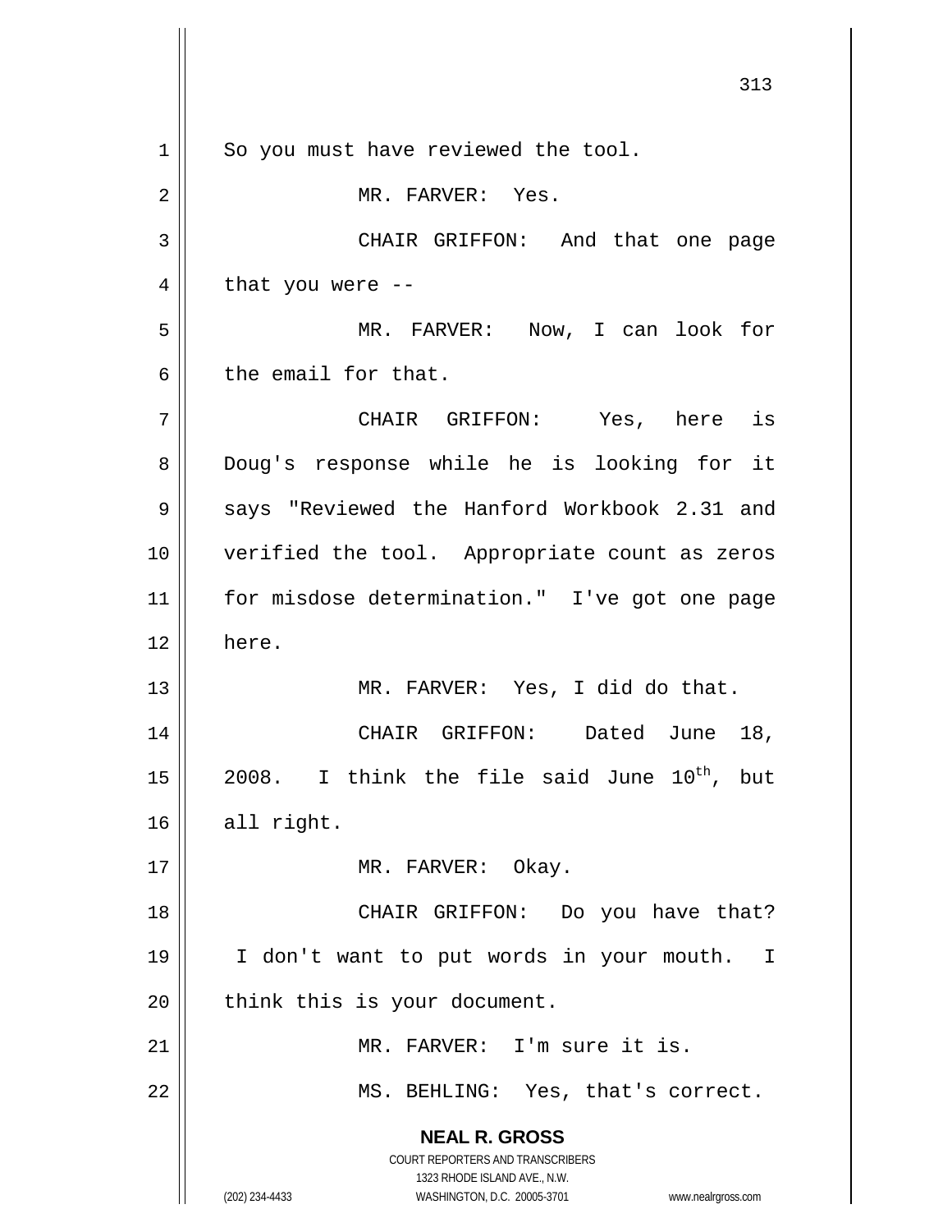So you must have reviewed the tool.

MR. FARVER: Yes.

CHAIR GRIFFON: And that one page that you were --

MR. FARVER: Now, I can look for the email for that.

CHAIR GRIFFON: Yes, here is Doug's response while he is looking for it says "Reviewed the Hanford Workbook 2.31 and verified the tool. Appropriate count as zeros for misdose determination." I've got one page here.

MR. FARVER: Yes, I did do that.

CHAIR GRIFFON: Dated June 18, 2008. I think the file said June 10th, but all right.

MR. FARVER: Okay.

CHAIR GRIFFON: Do you have that? I don't want to put words in your mouth. I think this is your document.

MR. FARVER: I'm sure it is.

MS. BEHLING: Yes, that's correct.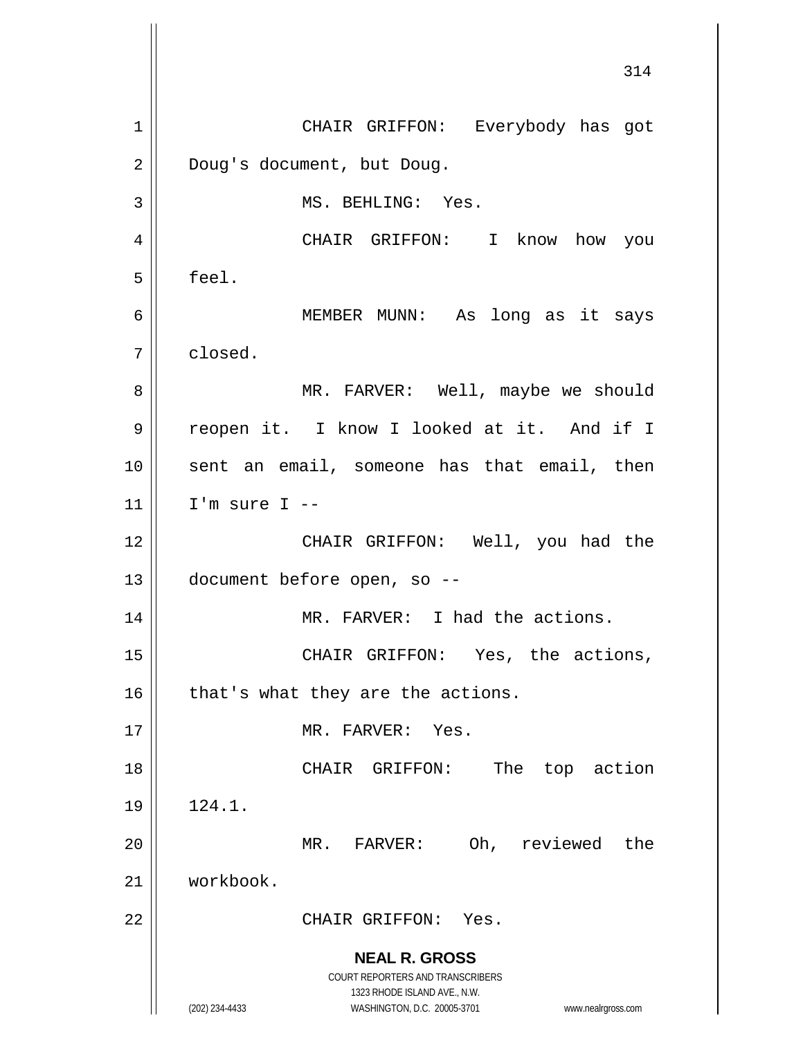CHAIR GRIFFON: Everybody has got Doug's document, but Doug.

MS. BEHLING: Yes.

CHAIR GRIFFON: I know how you feel.

MEMBER MUNN: As long as it says closed.

MR. FARVER: Well, maybe we should reopen it. I know I looked at it. And if I sent an email, someone has that email, then I'm sure I --

CHAIR GRIFFON: Well, you had the document before open, so --

MR. FARVER: I had the actions.

CHAIR GRIFFON: Yes, the actions, that's what they are the actions.

MR. FARVER: Yes.

CHAIR GRIFFON: The top action 124.1.

MR. FARVER: Oh, reviewed the workbook.

CHAIR GRIFFON: Yes.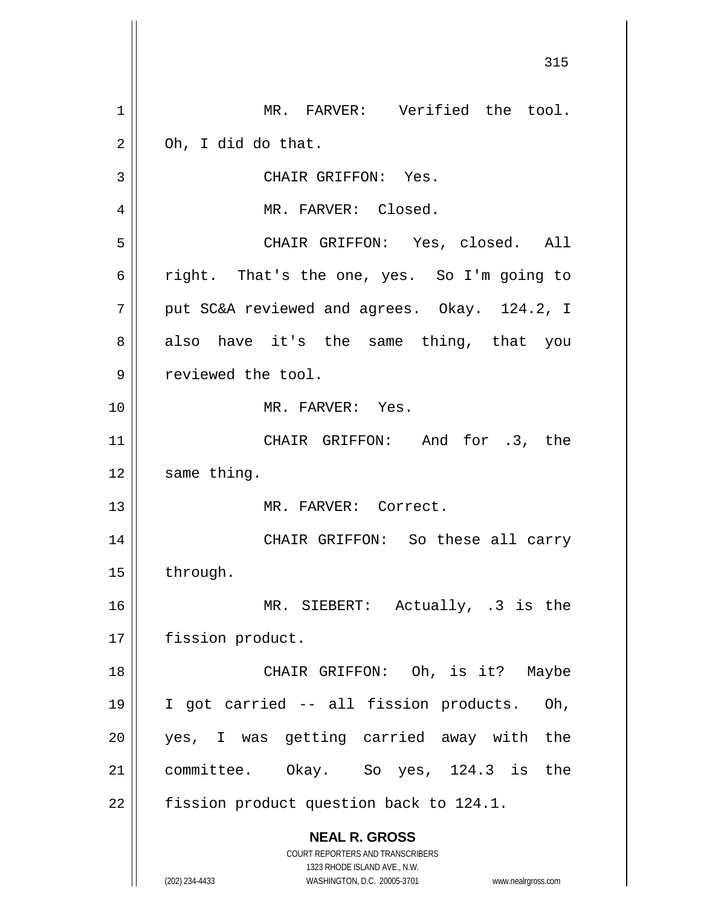MR. FARVER: Verified the tool. Oh, I did do that.

CHAIR GRIFFON: Yes.

MR. FARVER: Closed.

CHAIR GRIFFON: Yes, closed. All right. That's the one, yes. So I'm going to put SC&A reviewed and agrees. Okay. 124.2, I also have it's the same thing, that you reviewed the tool.

MR. FARVER: Yes.

CHAIR GRIFFON: And for .3, the same thing.

MR. FARVER: Correct.

CHAIR GRIFFON: So these all carry through.

MR. SIEBERT: Actually, .3 is the fission product.

CHAIR GRIFFON: Oh, is it? Maybe I got carried -- all fission products. Oh, yes, I was getting carried away with the committee. Okay. So yes, 124.3 is the fission product question back to 124.1.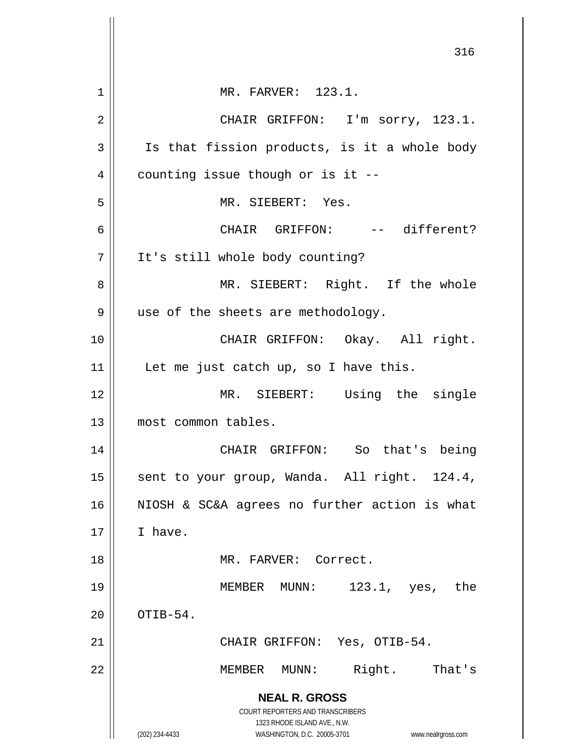MR. FARVER: 123.1.

CHAIR GRIFFON: I'm sorry, 123.1. Is that fission products, is it a whole body counting issue though or is it --

MR. SIEBERT: Yes.

CHAIR GRIFFON: -- different? It's still whole body counting?

MR. SIEBERT: Right. If the whole use of the sheets are methodology.

CHAIR GRIFFON: Okay. All right. Let me just catch up, so I have this.

MR. SIEBERT: Using the single most common tables.

CHAIR GRIFFON: So that's being sent to your group, Wanda. All right. 124.4, NIOSH & SC&A agrees no further action is what I have.

MR. FARVER: Correct.

MEMBER MUNN: 123.1, yes, the OTIB-54.

CHAIR GRIFFON: Yes, OTIB-54.

MEMBER MUNN: Right. That's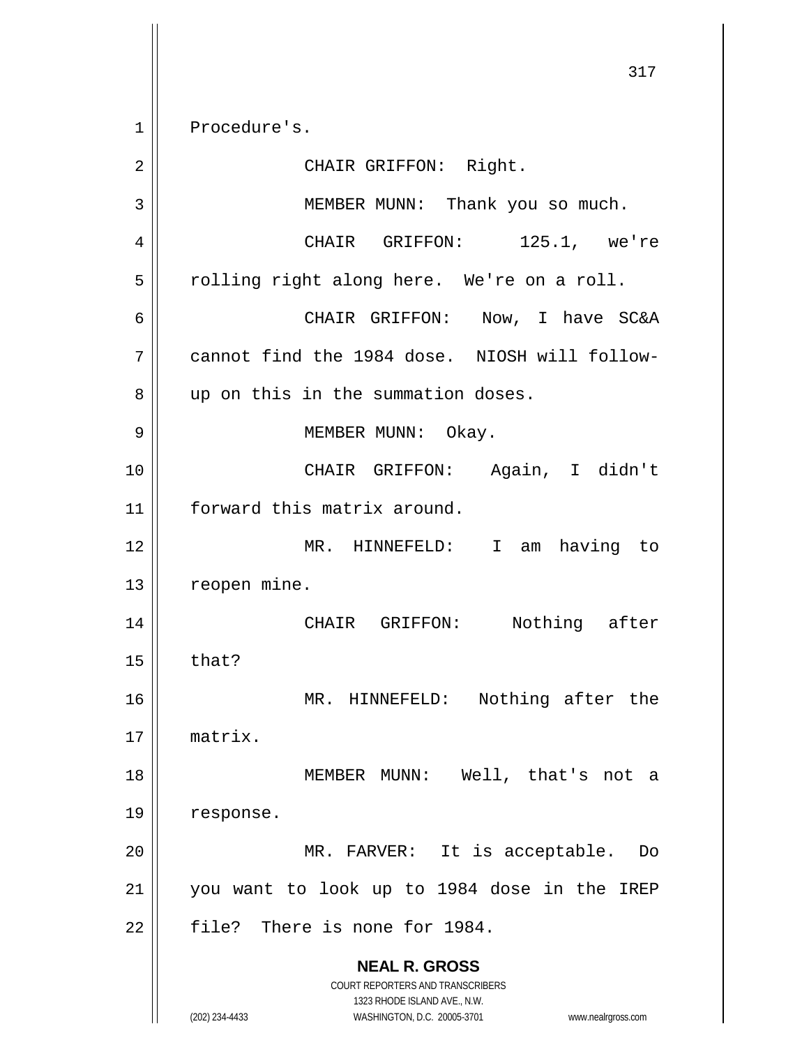Procedure's.

CHAIR GRIFFON: Right.

MEMBER MUNN: Thank you so much.

CHAIR GRIFFON: 125.1, we're rolling right along here. We're on a roll.

CHAIR GRIFFON: Now, I have SC&A cannot find the 1984 dose. NIOSH will follow-up on this in the summation doses.

MEMBER MUNN: Okay.

CHAIR GRIFFON: Again, I didn't forward this matrix around.

MR. HINNEFELD: I am having to reopen mine.

CHAIR GRIFFON: Nothing after that?

MR. HINNEFELD: Nothing after the matrix.

MEMBER MUNN: Well, that's not a response.

MR. FARVER: It is acceptable. Do you want to look up to 1984 dose in the IREP file? There is none for 1984.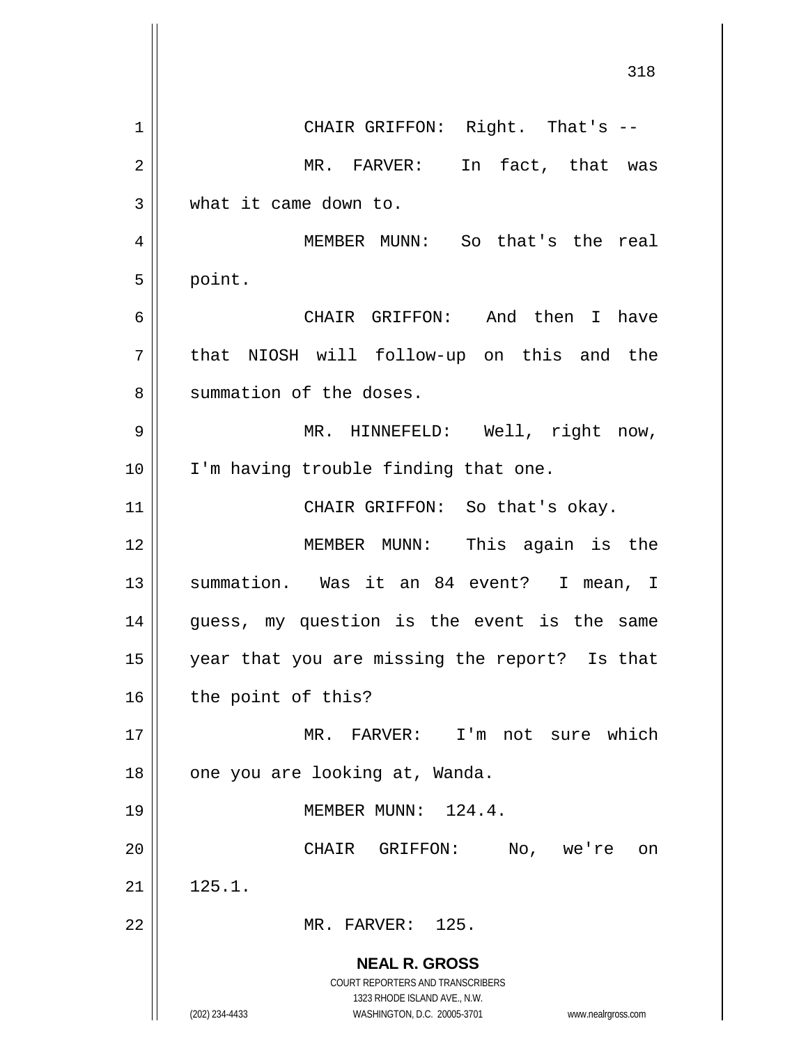CHAIR GRIFFON: Right. That's --

MR. FARVER: In fact, that was what it came down to.

MEMBER MUNN: So that's the real point.

CHAIR GRIFFON: And then I have that NIOSH will follow-up on this and the summation of the doses.

MR. HINNEFELD: Well, right now, I'm having trouble finding that one.

CHAIR GRIFFON: So that's okay.

MEMBER MUNN: This again is the summation. Was it an 84 event? I mean, I guess, my question is the event is the same year that you are missing the report? Is that the point of this?

MR. FARVER: I'm not sure which one you are looking at, Wanda.

MEMBER MUNN: 124.4.

CHAIR GRIFFON: No, we're on 125.1.

MR. FARVER: 125.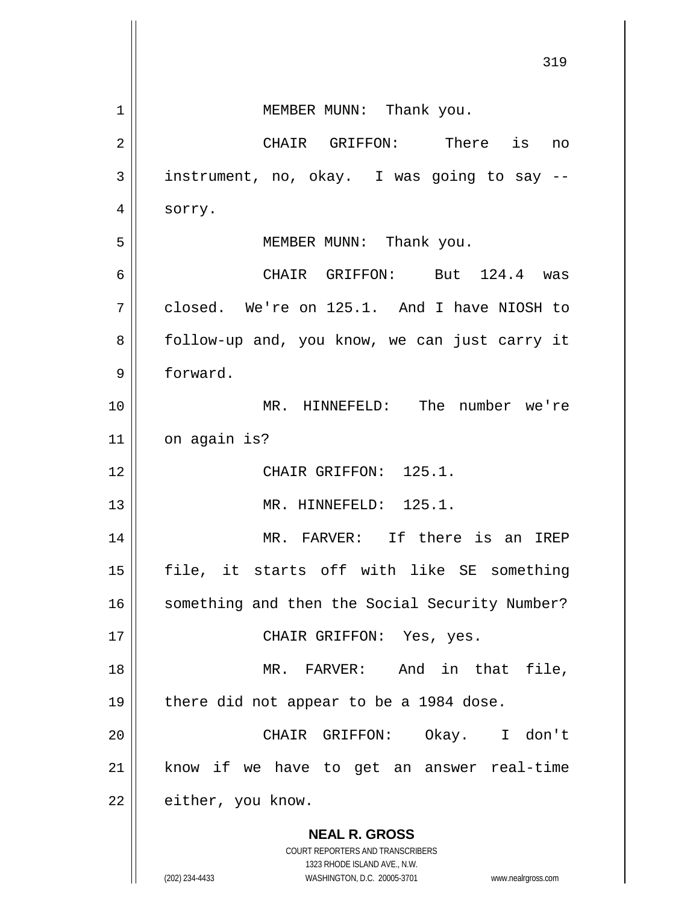MEMBER MUNN: Thank you.

CHAIR GRIFFON: There is no instrument, no, okay. I was going to say -- sorry.

MEMBER MUNN: Thank you.

CHAIR GRIFFON: But 124.4 was closed. We're on 125.1. And I have NIOSH to follow-up and, you know, we can just carry it forward.

MR. HINNEFELD: The number we're on again is?

CHAIR GRIFFON: 125.1.

MR. HINNEFELD: 125.1.

MR. FARVER: If there is an IREP file, it starts off with like SE something something and then the Social Security Number?

CHAIR GRIFFON: Yes, yes.

MR. FARVER: And in that file, there did not appear to be a 1984 dose.

CHAIR GRIFFON: Okay. I don't know if we have to get an answer real-time either, you know.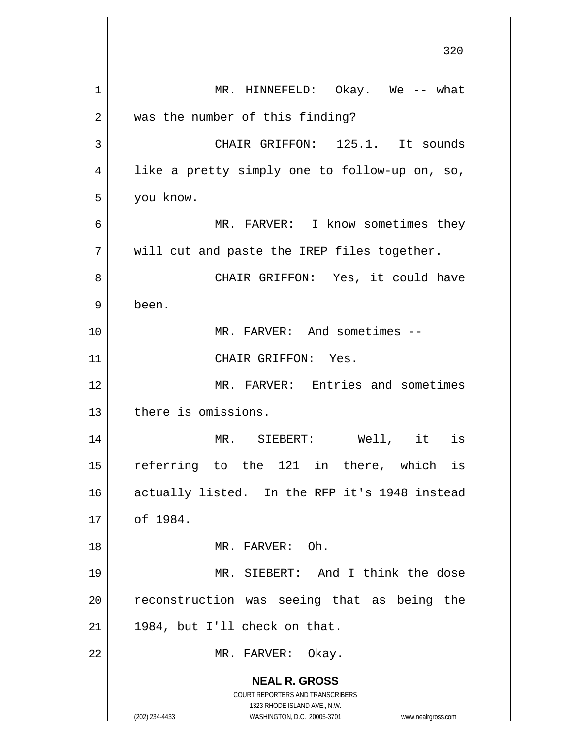MR. HINNEFELD: Okay. We -- what was the number of this finding?

CHAIR GRIFFON: 125.1. It sounds like a pretty simply one to follow-up on, so, you know.

MR. FARVER: I know sometimes they will cut and paste the IREP files together.

CHAIR GRIFFON: Yes, it could have been.

MR. FARVER: And sometimes --

CHAIR GRIFFON: Yes.

MR. FARVER: Entries and sometimes there is omissions.

MR. SIEBERT: Well, it is referring to the 121 in there, which is actually listed. In the RFP it's 1948 instead of 1984.

MR. FARVER: Oh.

MR. SIEBERT: And I think the dose reconstruction was seeing that as being the 1984, but I'll check on that.

MR. FARVER: Okay.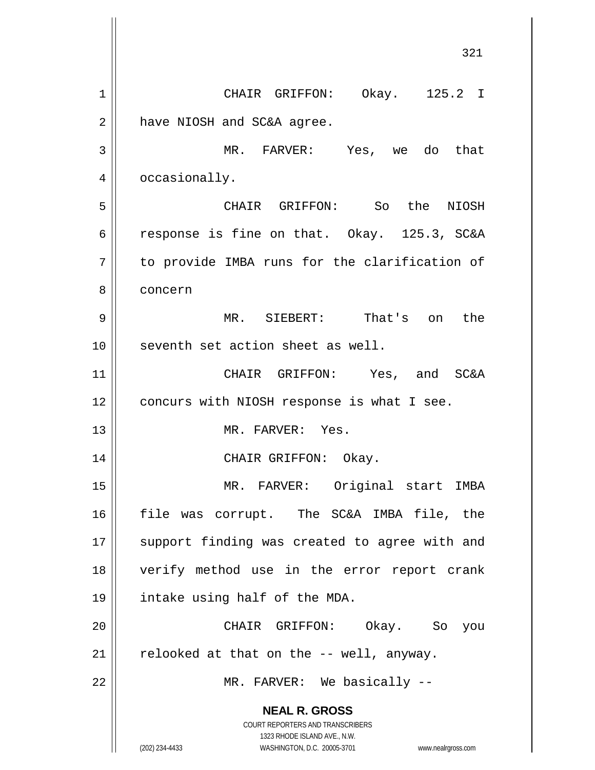CHAIR GRIFFON: Okay. 125.2 I have NIOSH and SC&A agree.

MR. FARVER: Yes, we do that occasionally.

CHAIR GRIFFON: So the NIOSH response is fine on that. Okay. 125.3, SC&A to provide IMBA runs for the clarification of concern

MR. SIEBERT: That's on the seventh set action sheet as well.

CHAIR GRIFFON: Yes, and SC&A concurs with NIOSH response is what I see.

MR. FARVER: Yes.

CHAIR GRIFFON: Okay.

MR. FARVER: Original start IMBA file was corrupt. The SC&A IMBA file, the support finding was created to agree with and verify method use in the error report crank intake using half of the MDA.

CHAIR GRIFFON: Okay. So you relooked at that on the -- well, anyway.

MR. FARVER: We basically --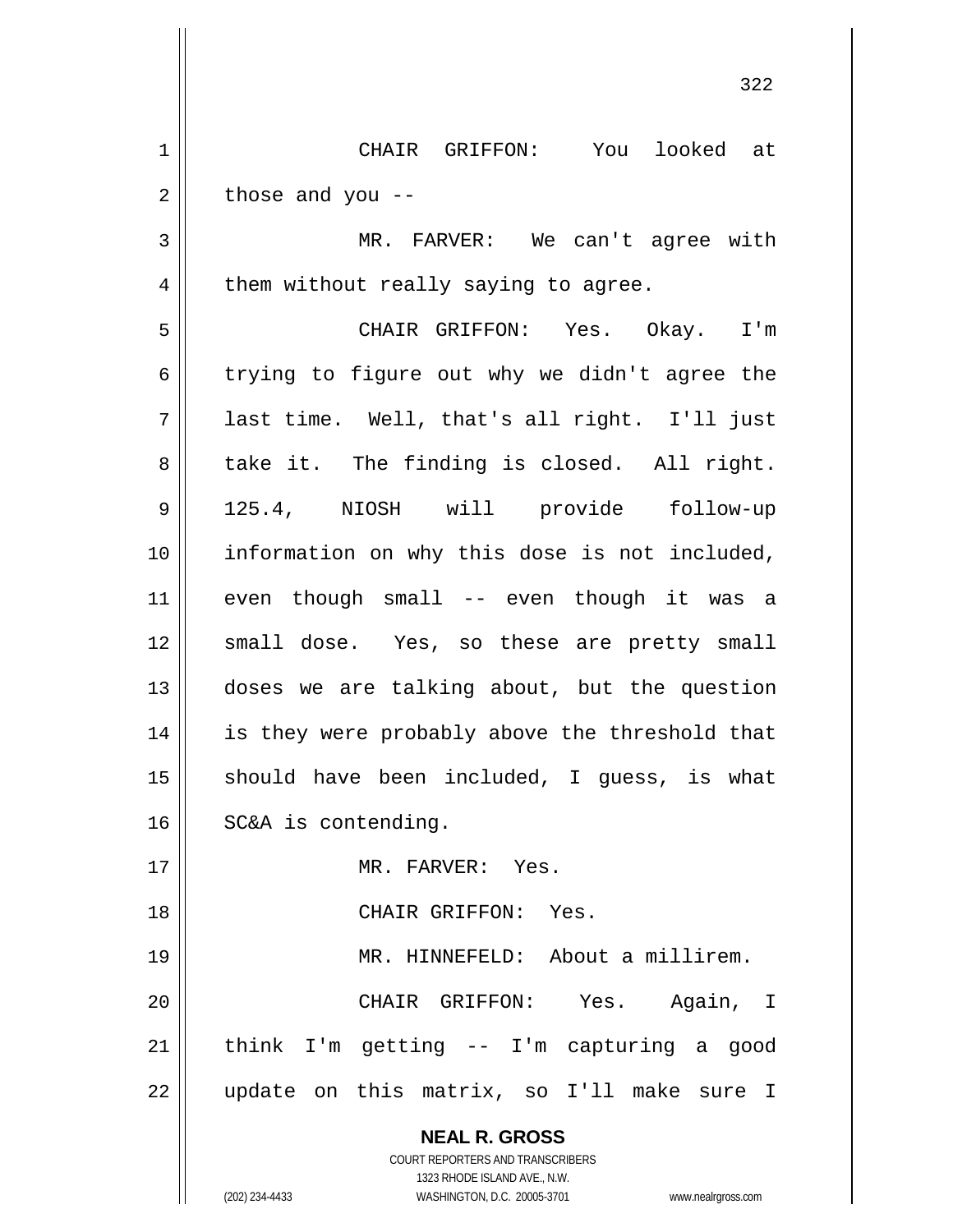CHAIR GRIFFON: You looked at those and you --

MR. FARVER: We can't agree with them without really saying to agree.

CHAIR GRIFFON: Yes. Okay. I'm trying to figure out why we didn't agree the last time. Well, that's all right. I'll just take it. The finding is closed. All right. 125.4, NIOSH will provide follow-up information on why this dose is not included, even though small -- even though it was a small dose. Yes, so these are pretty small doses we are talking about, but the question is they were probably above the threshold that should have been included, I guess, is what SC&A is contending.

MR. FARVER: Yes.

CHAIR GRIFFON: Yes.

MR. HINNEFELD: About a millirem.

CHAIR GRIFFON: Yes. Again, I think I'm getting -- I'm capturing a good update on this matrix, so I'll make sure I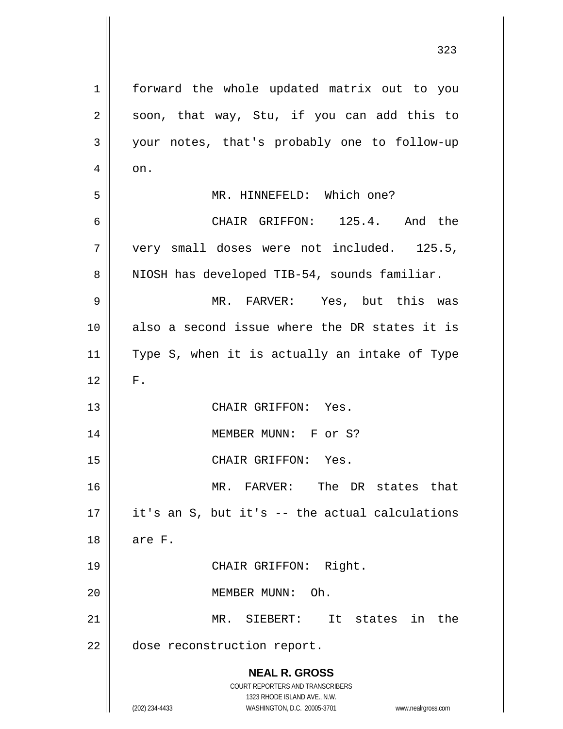forward the whole updated matrix out to you soon, that way, Stu, if you can add this to your notes, that's probably one to follow-up on.

MR. HINNEFELD: Which one?

CHAIR GRIFFON: 125.4. And the very small doses were not included. 125.5, NIOSH has developed TIB-54, sounds familiar.

MR. FARVER: Yes, but this was also a second issue where the DR states it is Type S, when it is actually an intake of Type F.

CHAIR GRIFFON: Yes.

MEMBER MUNN: F or S?

CHAIR GRIFFON: Yes.

MR. FARVER: The DR states that it's an S, but it's -- the actual calculations are F.

CHAIR GRIFFON: Right.

MEMBER MUNN: Oh.

MR. SIEBERT: It states in the dose reconstruction report.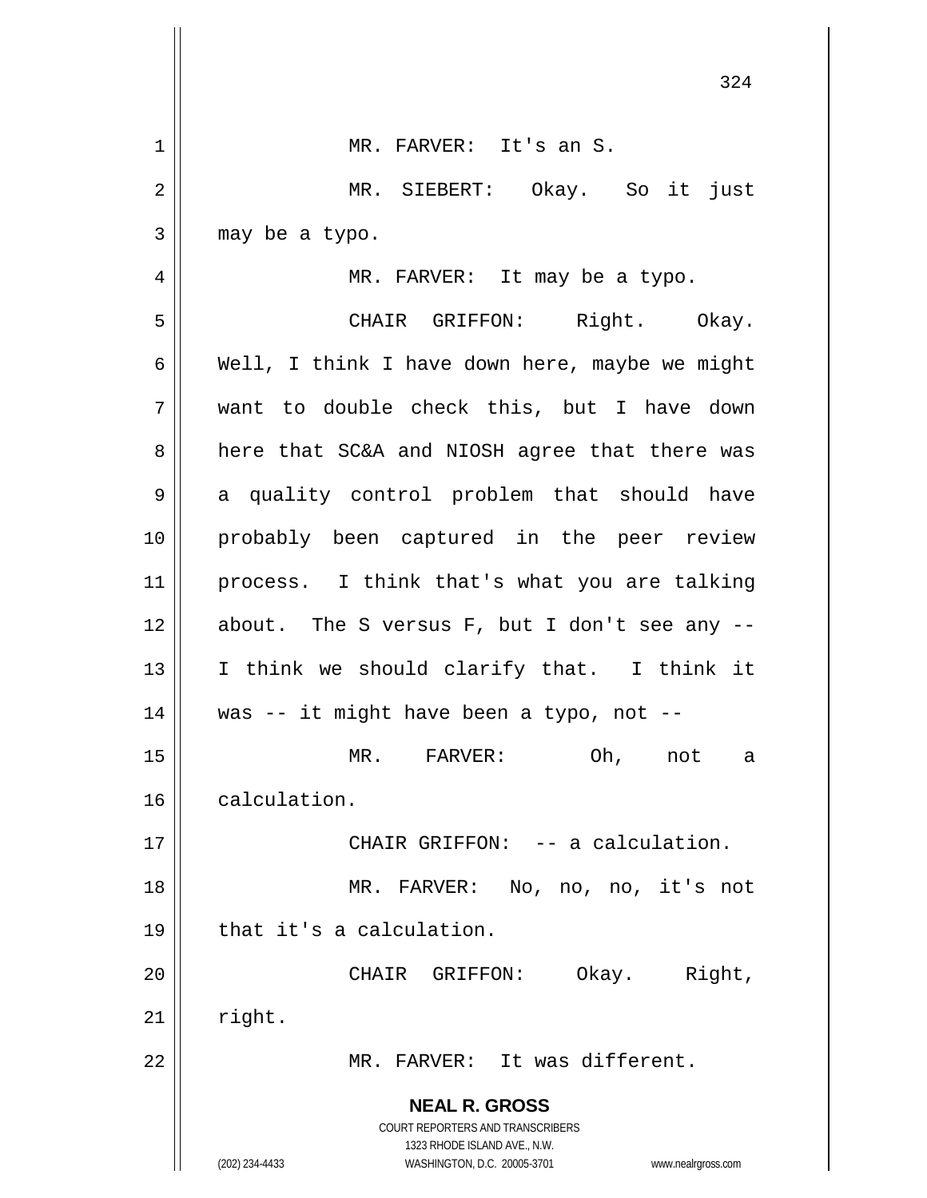MR. FARVER: It's an S.

MR. SIEBERT: Okay. So it just may be a typo.

MR. FARVER: It may be a typo.

CHAIR GRIFFON: Right. Okay. Well, I think I have down here, maybe we might want to double check this, but I have down here that SC&A and NIOSH agree that there was a quality control problem that should have probably been captured in the peer review process. I think that's what you are talking about. The S versus F, but I don't see any -- I think we should clarify that. I think it was -- it might have been a typo, not --

MR. FARVER: Oh, not a calculation.

CHAIR GRIFFON: -- a calculation.

MR. FARVER: No, no, no, it's not that it's a calculation.

CHAIR GRIFFON: Okay. Right, right.

MR. FARVER: It was different.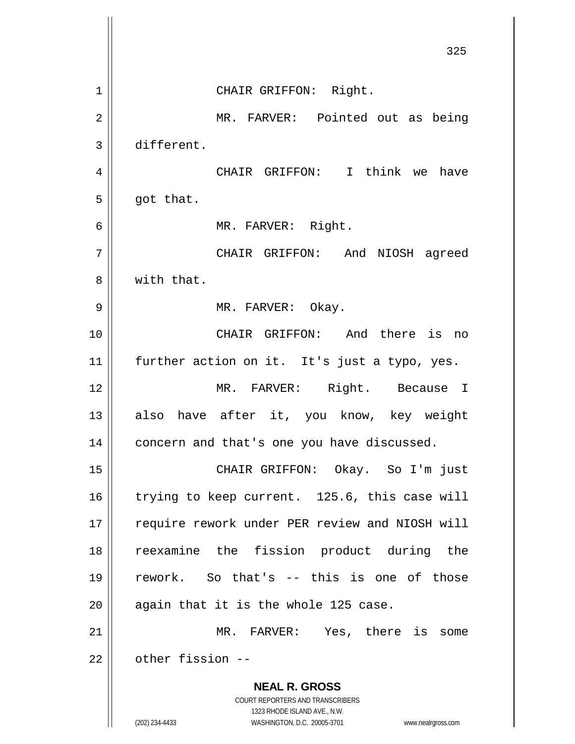CHAIR GRIFFON: Right.

MR. FARVER: Pointed out as being different.

CHAIR GRIFFON: I think we have got that.

MR. FARVER: Right.

CHAIR GRIFFON: And NIOSH agreed with that.

MR. FARVER: Okay.

CHAIR GRIFFON: And there is no further action on it. It's just a typo, yes.

MR. FARVER: Right. Because I also have after it, you know, key weight concern and that's one you have discussed.

CHAIR GRIFFON: Okay. So I'm just trying to keep current. 125.6, this case will require rework under PER review and NIOSH will reexamine the fission product during the rework. So that's -- this is one of those again that it is the whole 125 case.

MR. FARVER: Yes, there is some other fission --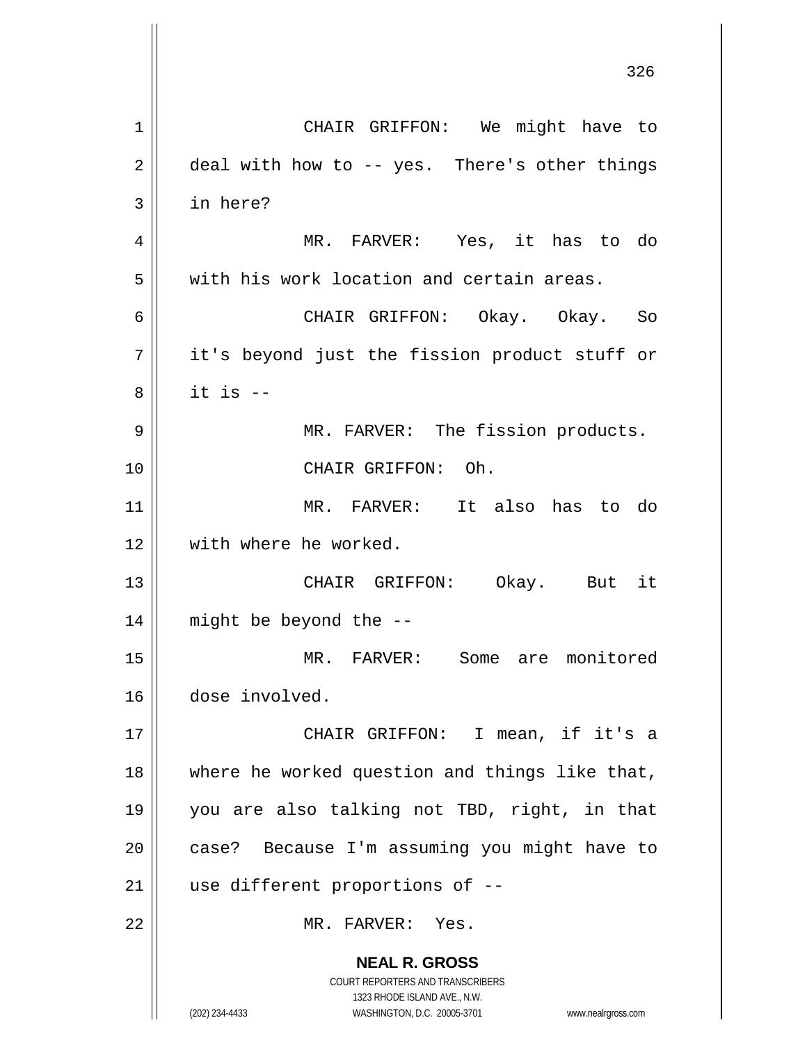CHAIR GRIFFON: We might have to deal with how to -- yes. There's other things in here?

MR. FARVER: Yes, it has to do with his work location and certain areas.

CHAIR GRIFFON: Okay. Okay. So it's beyond just the fission product stuff or it is --

MR. FARVER: The fission products.

CHAIR GRIFFON: Oh.

MR. FARVER: It also has to do with where he worked.

CHAIR GRIFFON: Okay. But it might be beyond the --

MR. FARVER: Some are monitored dose involved.

CHAIR GRIFFON: I mean, if it's a where he worked question and things like that, you are also talking not TBD, right, in that case? Because I'm assuming you might have to use different proportions of --

MR. FARVER: Yes.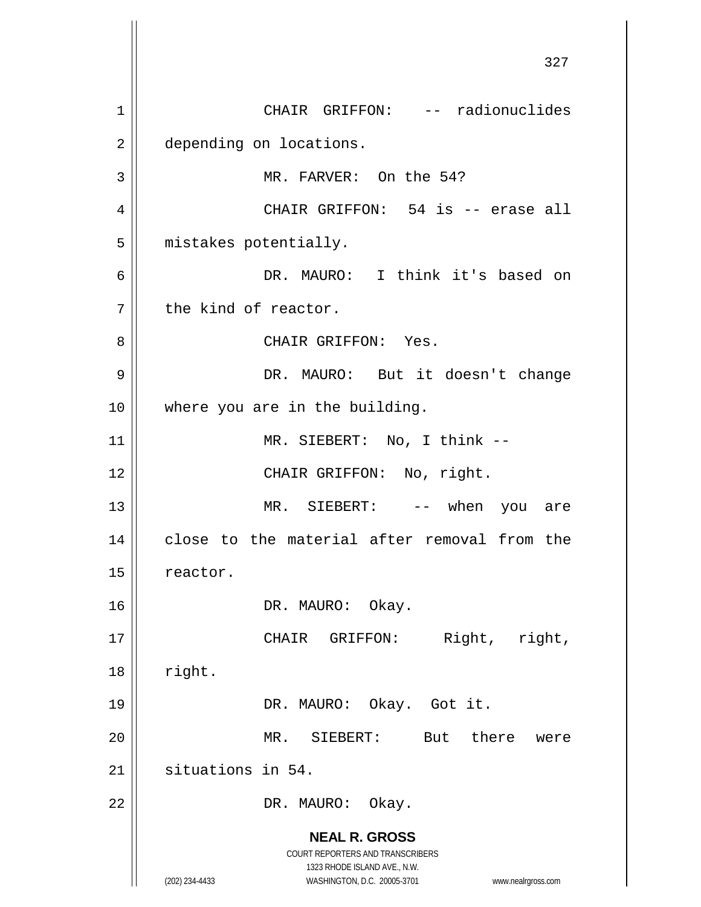CHAIR GRIFFON: -- radionuclides depending on locations.

MR. FARVER: On the 54?

CHAIR GRIFFON: 54 is -- erase all mistakes potentially.

DR. MAURO: I think it's based on the kind of reactor.

CHAIR GRIFFON: Yes.

DR. MAURO: But it doesn't change where you are in the building.

MR. SIEBERT: No, I think --

CHAIR GRIFFON: No, right.

MR. SIEBERT: -- when you are close to the material after removal from the reactor.

DR. MAURO: Okay.

CHAIR GRIFFON: Right, right, right.

DR. MAURO: Okay. Got it.

MR. SIEBERT: But there were situations in 54.

DR. MAURO: Okay.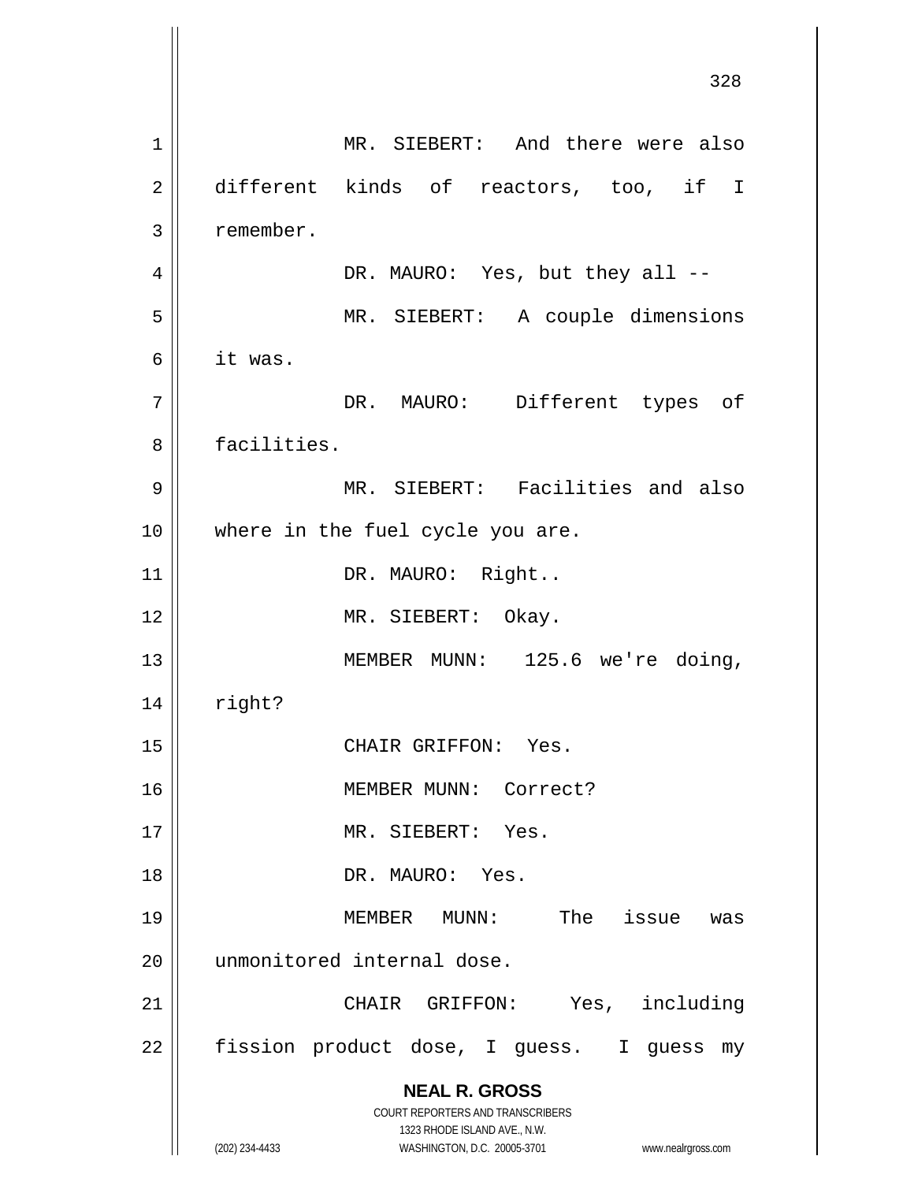MR. SIEBERT: And there were also different kinds of reactors, too, if I remember.

DR. MAURO: Yes, but they all --

MR. SIEBERT: A couple dimensions it was.

DR. MAURO: Different types of facilities.

MR. SIEBERT: Facilities and also where in the fuel cycle you are.

DR. MAURO: Right..

MR. SIEBERT: Okay.

MEMBER MUNN: 125.6 we're doing, right?

CHAIR GRIFFON: Yes.

MEMBER MUNN: Correct?

MR. SIEBERT: Yes.

DR. MAURO: Yes.

MEMBER MUNN: The issue was unmonitored internal dose.

CHAIR GRIFFON: Yes, including fission product dose, I guess. I guess my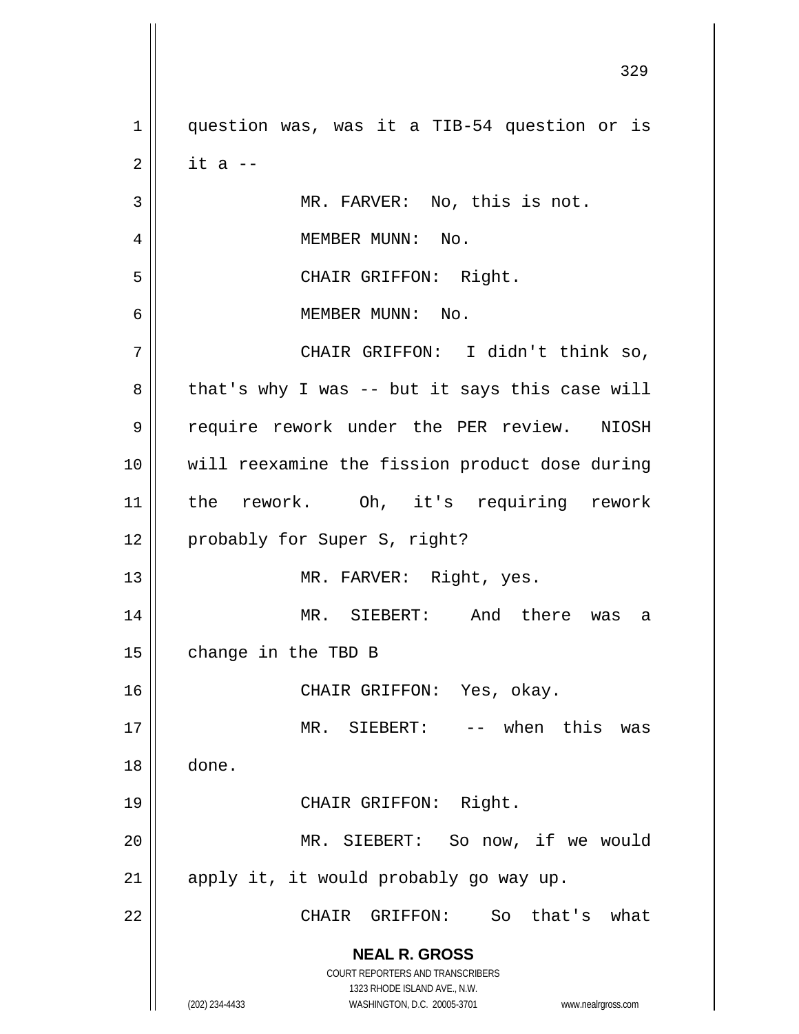question was, was it a TIB-54 question or is it a --

MR. FARVER: No, this is not.

MEMBER MUNN: No.

CHAIR GRIFFON: Right.

MEMBER MUNN: No.

CHAIR GRIFFON: I didn't think so, that's why I was -- but it says this case will require rework under the PER review. NIOSH will reexamine the fission product dose during the rework. Oh, it's requiring rework probably for Super S, right?

MR. FARVER: Right, yes.

MR. SIEBERT: And there was a change in the TBD B

CHAIR GRIFFON: Yes, okay.

MR. SIEBERT: -- when this was done.

CHAIR GRIFFON: Right.

MR. SIEBERT: So now, if we would apply it, it would probably go way up.

CHAIR GRIFFON: So that's what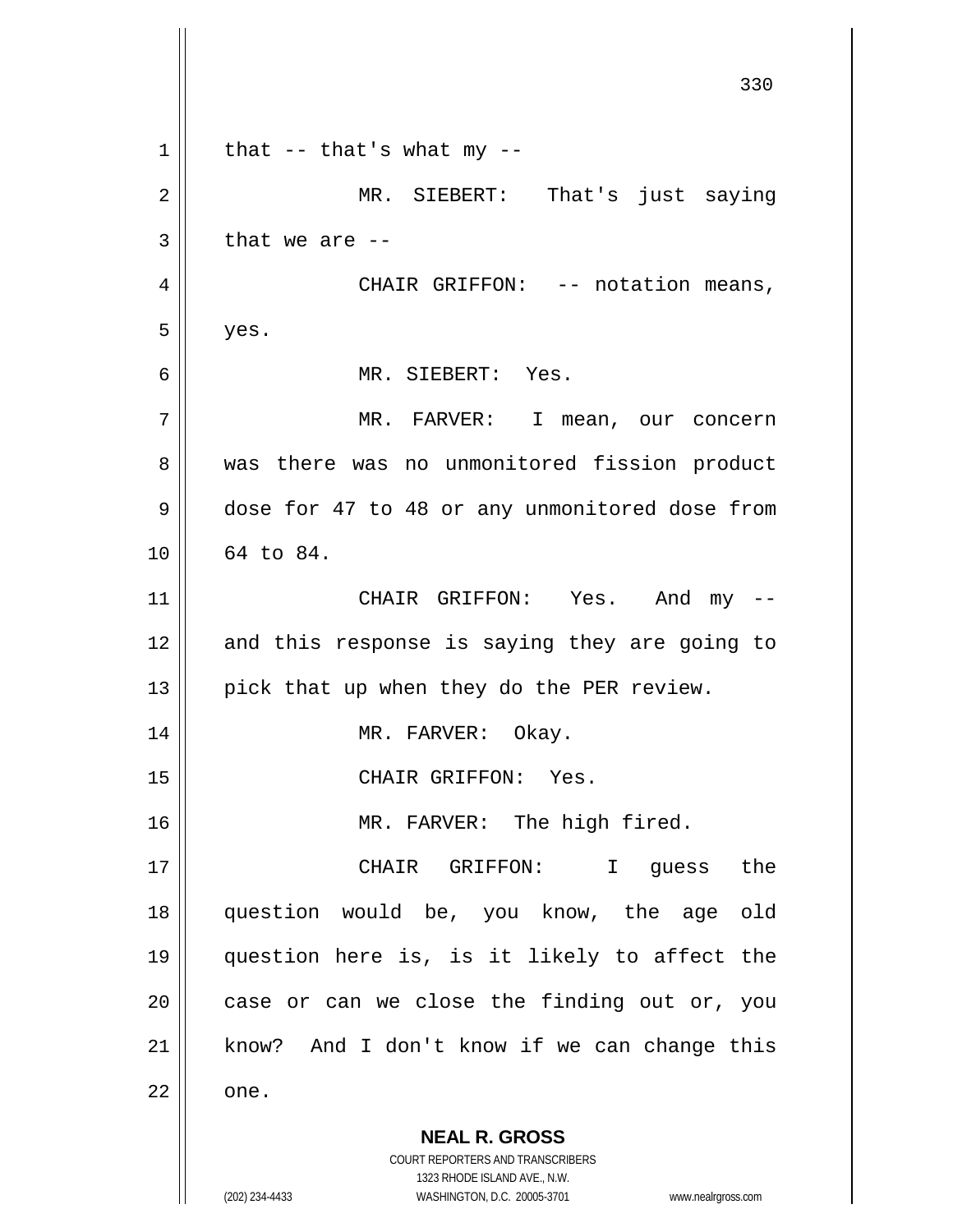that -- that's what my --

MR. SIEBERT: That's just saying that we are --

CHAIR GRIFFON: -- notation means, yes.

MR. SIEBERT: Yes.

MR. FARVER: I mean, our concern was there was no unmonitored fission product dose for 47 to 48 or any unmonitored dose from 64 to 84.

CHAIR GRIFFON: Yes. And my -- and this response is saying they are going to pick that up when they do the PER review.

MR. FARVER: Okay.

CHAIR GRIFFON: Yes.

MR. FARVER: The high fired.

CHAIR GRIFFON: I guess the question would be, you know, the age old question here is, is it likely to affect the case or can we close the finding out or, you know? And I don't know if we can change this one.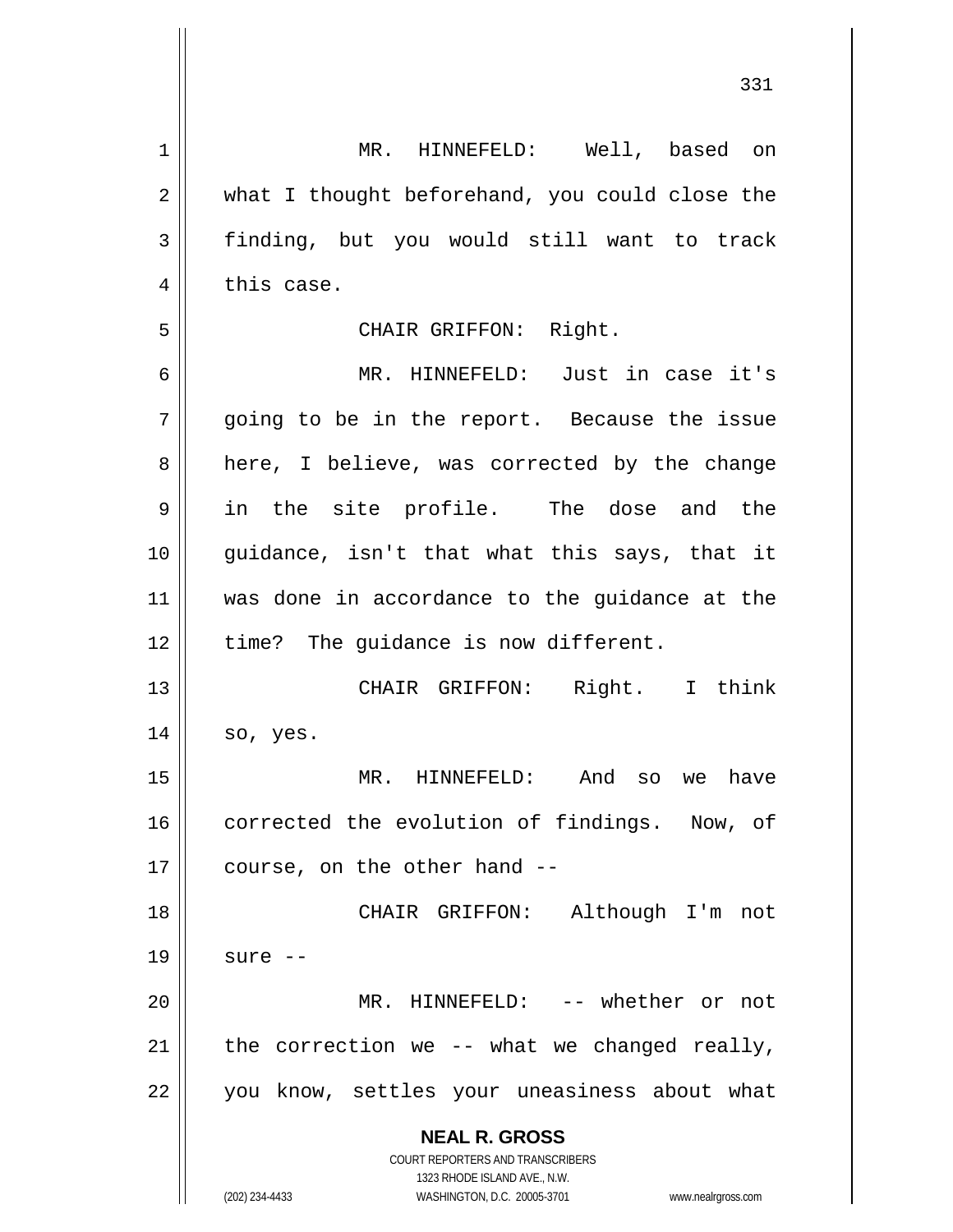MR. HINNEFELD: Well, based on what I thought beforehand, you could close the finding, but you would still want to track this case.

CHAIR GRIFFON: Right.

MR. HINNEFELD: Just in case it's going to be in the report. Because the issue here, I believe, was corrected by the change in the site profile. The dose and the guidance, isn't that what this says, that it was done in accordance to the guidance at the time? The guidance is now different.

CHAIR GRIFFON: Right. I think so, yes.

MR. HINNEFELD: And so we have corrected the evolution of findings. Now, of course, on the other hand --

CHAIR GRIFFON: Although I'm not sure --

MR. HINNEFELD: -- whether or not the correction we -- what we changed really, you know, settles your uneasiness about what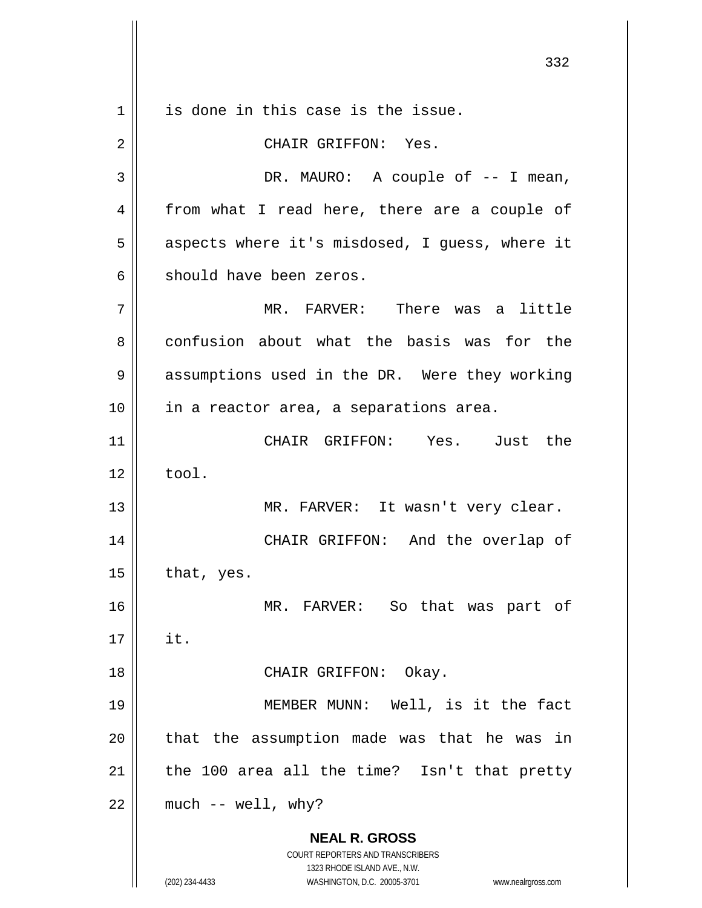is done in this case is the issue.

CHAIR GRIFFON: Yes.

DR. MAURO: A couple of -- I mean, from what I read here, there are a couple of aspects where it's misdosed, I guess, where it should have been zeros.

MR. FARVER: There was a little confusion about what the basis was for the assumptions used in the DR. Were they working in a reactor area, a separations area.

CHAIR GRIFFON: Yes. Just the tool.

MR. FARVER: It wasn't very clear.

CHAIR GRIFFON: And the overlap of that, yes.

MR. FARVER: So that was part of it.

CHAIR GRIFFON: Okay.

MEMBER MUNN: Well, is it the fact that the assumption made was that he was in the 100 area all the time? Isn't that pretty much -- well, why?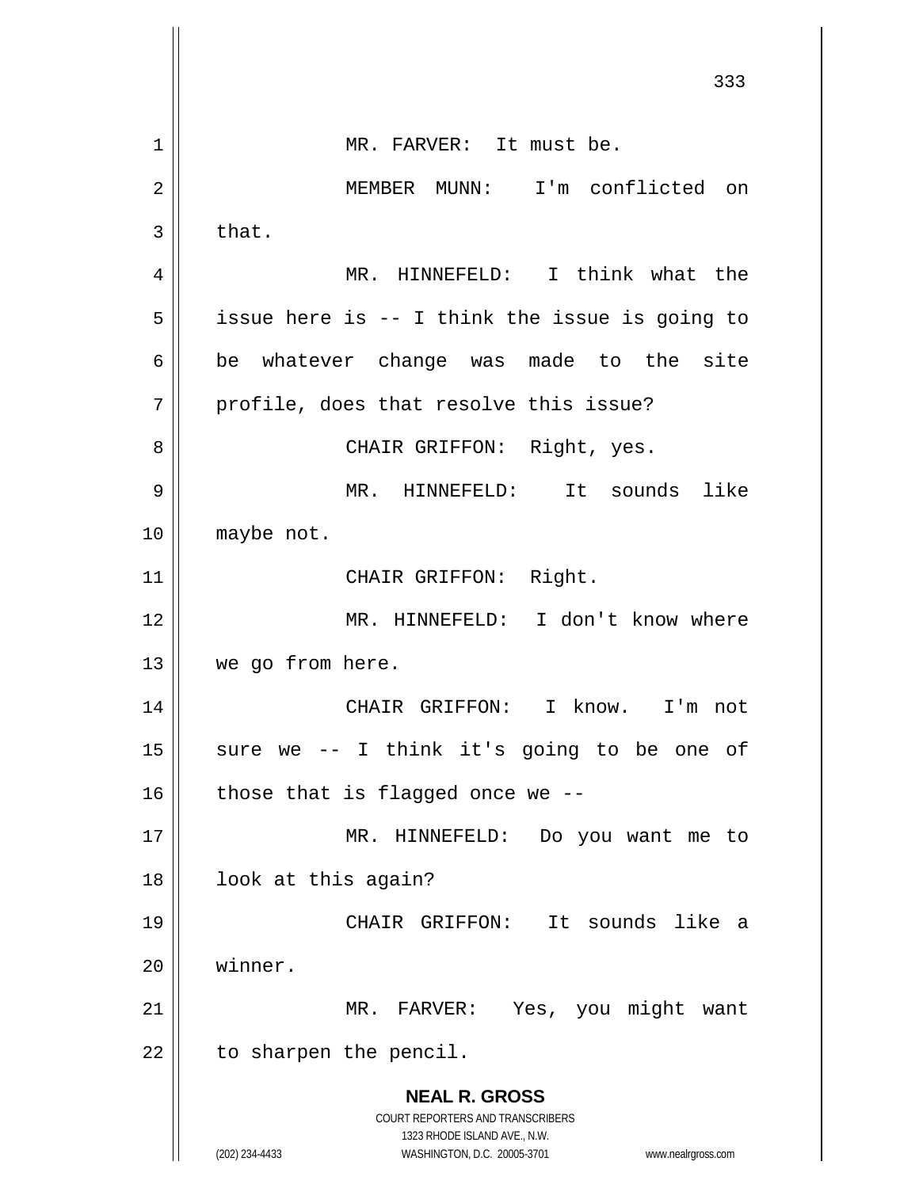MR. FARVER: It must be.

MEMBER MUNN: I'm conflicted on that.

MR. HINNEFELD: I think what the issue here is -- I think the issue is going to be whatever change was made to the site profile, does that resolve this issue?

CHAIR GRIFFON: Right, yes.

MR. HINNEFELD: It sounds like maybe not.

CHAIR GRIFFON: Right.

MR. HINNEFELD: I don't know where we go from here.

CHAIR GRIFFON: I know. I'm not sure we -- I think it's going to be one of those that is flagged once we --

MR. HINNEFELD: Do you want me to look at this again?

CHAIR GRIFFON: It sounds like a winner.

MR. FARVER: Yes, you might want to sharpen the pencil.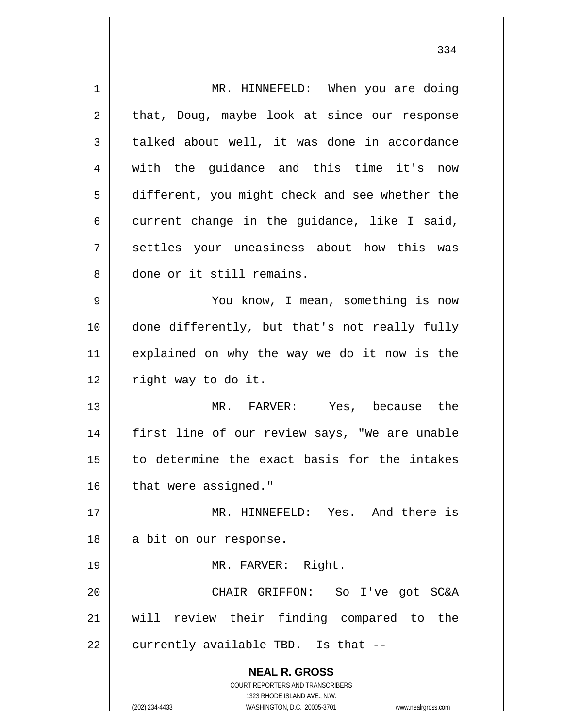MR. HINNEFELD: When you are doing that, Doug, maybe look at since our response talked about well, it was done in accordance with the guidance and this time it's now different, you might check and see whether the current change in the guidance, like I said, settles your uneasiness about how this was done or it still remains.

You know, I mean, something is now done differently, but that's not really fully explained on why the way we do it now is the right way to do it.

MR. FARVER: Yes, because the first line of our review says, "We are unable to determine the exact basis for the intakes that were assigned."

MR. HINNEFELD: Yes. And there is a bit on our response.

MR. FARVER: Right.

CHAIR GRIFFON: So I've got SC&A will review their finding compared to the currently available TBD. Is that --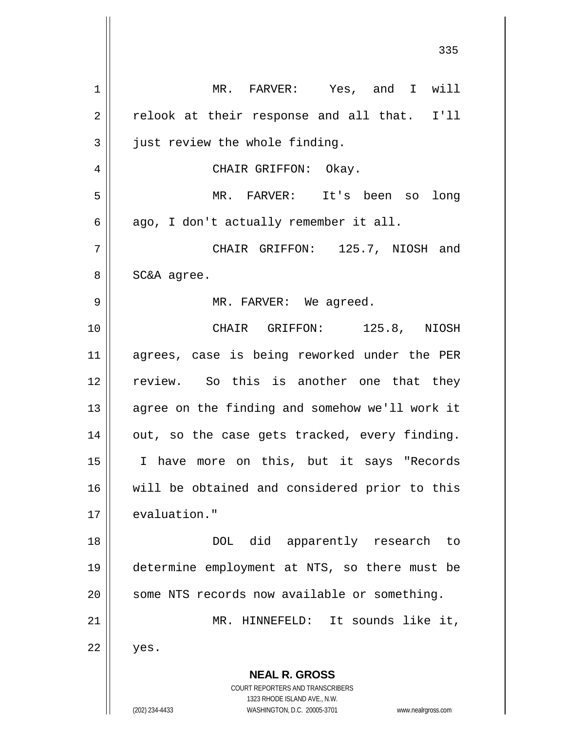MR. FARVER: Yes, and I will relook at their response and all that. I'll just review the whole finding.

CHAIR GRIFFON: Okay.

MR. FARVER: It's been so long ago, I don't actually remember it all.

CHAIR GRIFFON: 125.7, NIOSH and SC&A agree.

MR. FARVER: We agreed.

CHAIR GRIFFON: 125.8, NIOSH agrees, case is being reworked under the PER review. So this is another one that they agree on the finding and somehow we'll work it out, so the case gets tracked, every finding. I have more on this, but it says "Records will be obtained and considered prior to this evaluation."

DOL did apparently research to determine employment at NTS, so there must be some NTS records now available or something.

MR. HINNEFELD: It sounds like it, yes.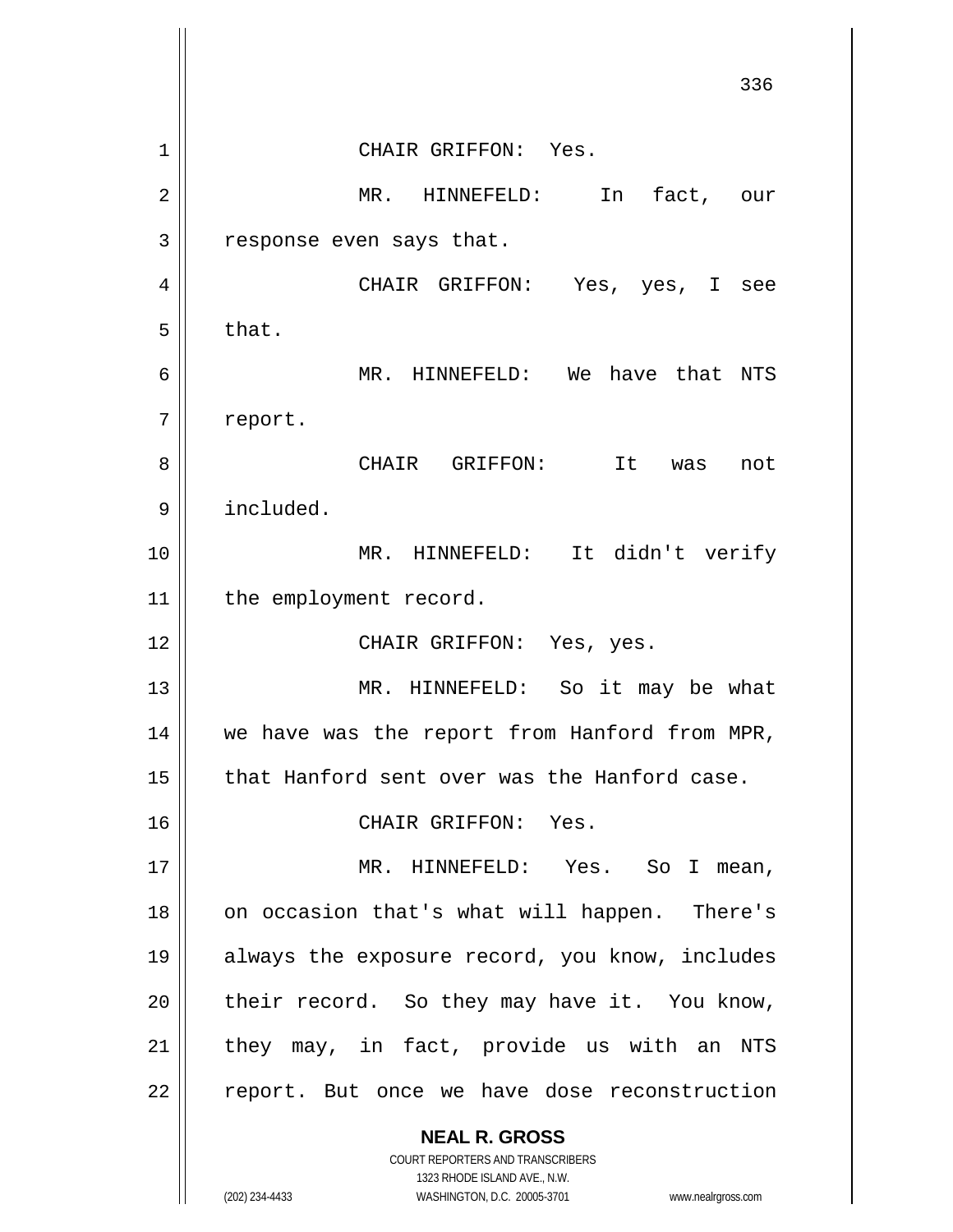CHAIR GRIFFON: Yes.

MR. HINNEFELD: In fact, our response even says that.

CHAIR GRIFFON: Yes, yes, I see that.

MR. HINNEFELD: We have that NTS report.

CHAIR GRIFFON: It was not included.

MR. HINNEFELD: It didn't verify the employment record.

CHAIR GRIFFON: Yes, yes.

MR. HINNEFELD: So it may be what we have was the report from Hanford from MPR, that Hanford sent over was the Hanford case.

CHAIR GRIFFON: Yes.

MR. HINNEFELD: Yes. So I mean, on occasion that's what will happen. There's always the exposure record, you know, includes their record. So they may have it. You know, they may, in fact, provide us with an NTS report. But once we have dose reconstruction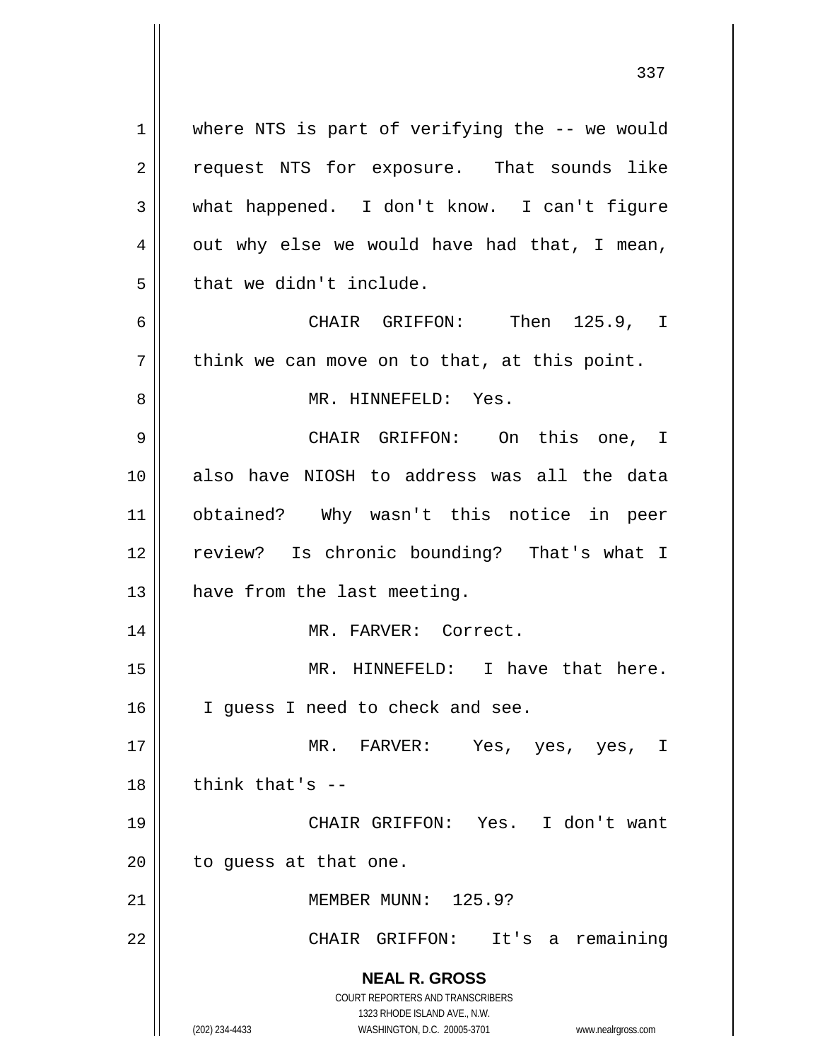where NTS is part of verifying the -- we would request NTS for exposure. That sounds like what happened. I don't know. I can't figure out why else we would have had that, I mean, that we didn't include.

CHAIR GRIFFON: Then 125.9, I think we can move on to that, at this point.

MR. HINNEFELD: Yes.

CHAIR GRIFFON: On this one, I also have NIOSH to address was all the data obtained? Why wasn't this notice in peer review? Is chronic bounding? That's what I have from the last meeting.

MR. FARVER: Correct.

MR. HINNEFELD: I have that here. I guess I need to check and see.

MR. FARVER: Yes, yes, yes, I think that's --

CHAIR GRIFFON: Yes. I don't want to guess at that one.

MEMBER MUNN: 125.9?

CHAIR GRIFFON: It's a remaining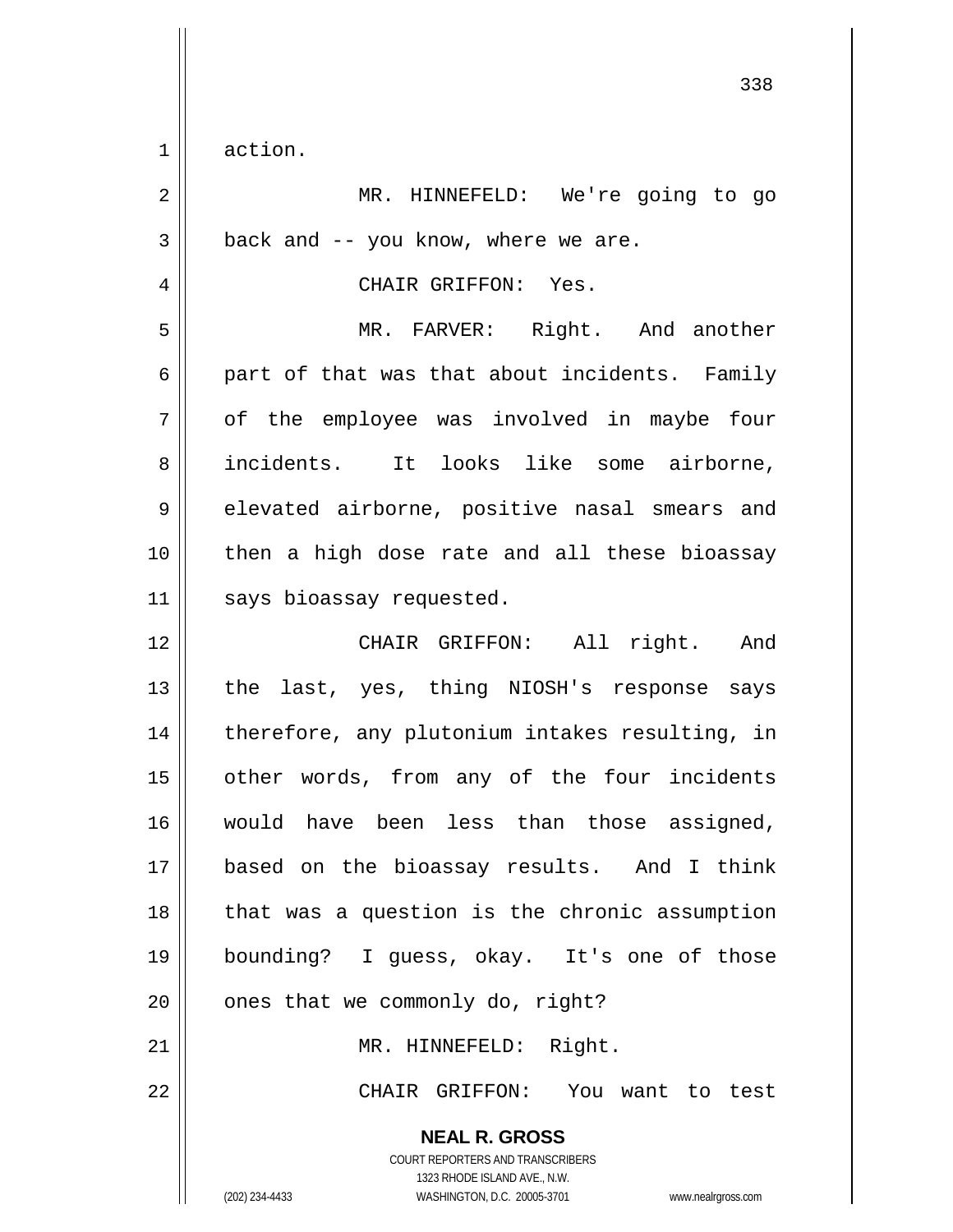action.

MR. HINNEFELD: We're going to go back and -- you know, where we are.

CHAIR GRIFFON: Yes.

MR. FARVER: Right. And another part of that was that about incidents. Family of the employee was involved in maybe four incidents. It looks like some airborne, elevated airborne, positive nasal smears and then a high dose rate and all these bioassay says bioassay requested.

CHAIR GRIFFON: All right. And the last, yes, thing NIOSH's response says therefore, any plutonium intakes resulting, in other words, from any of the four incidents would have been less than those assigned, based on the bioassay results. And I think that was a question is the chronic assumption bounding? I guess, okay. It's one of those ones that we commonly do, right?

MR. HINNEFELD: Right.

CHAIR GRIFFON: You want to test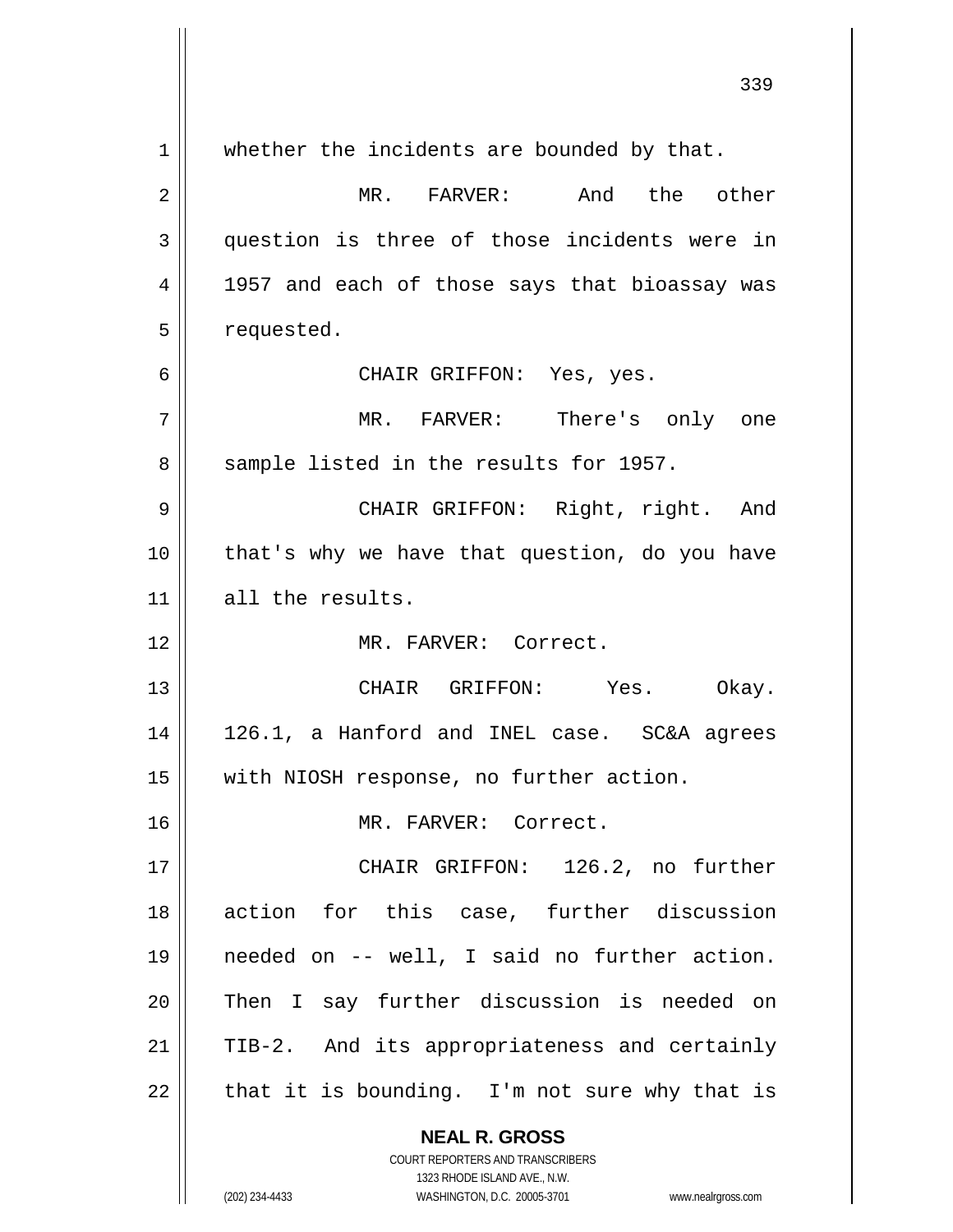whether the incidents are bounded by that.

MR. FARVER: And the other question is three of those incidents were in 1957 and each of those says that bioassay was requested.

CHAIR GRIFFON: Yes, yes.

MR. FARVER: There's only one sample listed in the results for 1957.

CHAIR GRIFFON: Right, right. And that's why we have that question, do you have all the results.

MR. FARVER: Correct.

CHAIR GRIFFON: Yes. Okay. 126.1, a Hanford and INEL case. SC&A agrees with NIOSH response, no further action.

MR. FARVER: Correct.

CHAIR GRIFFON: 126.2, no further action for this case, further discussion needed on -- well, I said no further action. Then I say further discussion is needed on TIB-2. And its appropriateness and certainly that it is bounding. I'm not sure why that is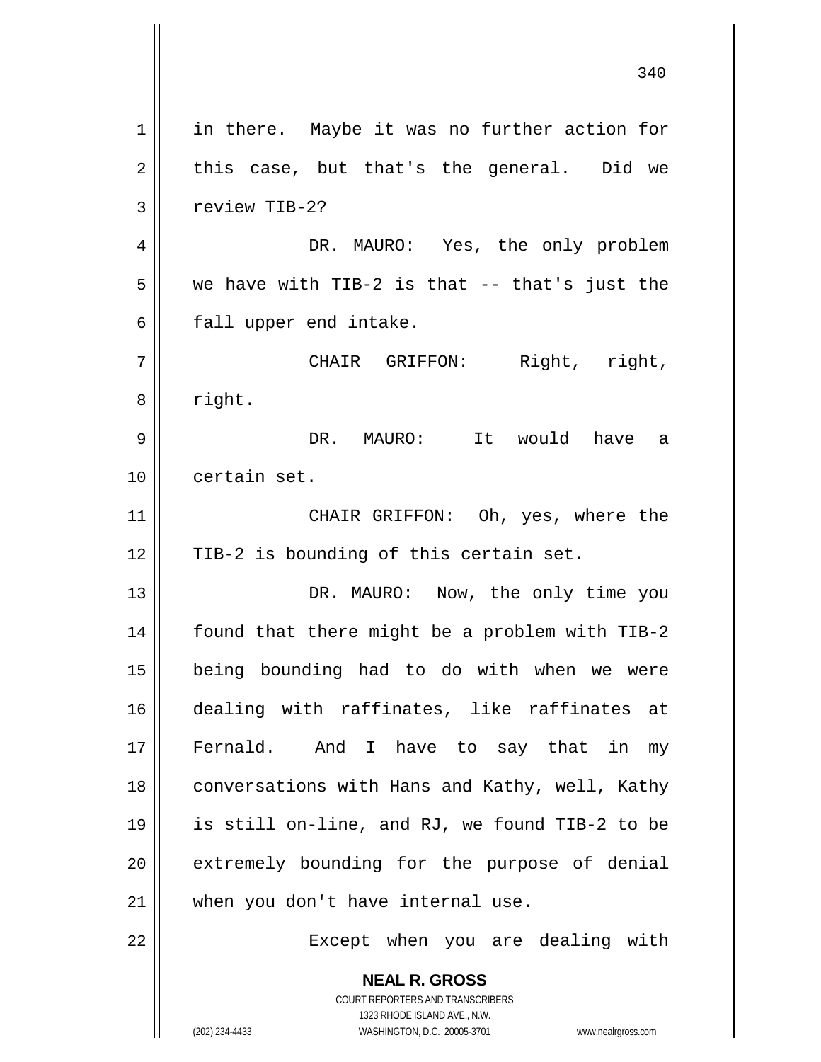in there. Maybe it was no further action for this case, but that's the general. Did we review TIB-2?

DR. MAURO: Yes, the only problem we have with TIB-2 is that -- that's just the fall upper end intake.

CHAIR GRIFFON: Right, right, right.

DR. MAURO: It would have a certain set.

CHAIR GRIFFON: Oh, yes, where the TIB-2 is bounding of this certain set.

DR. MAURO: Now, the only time you found that there might be a problem with TIB-2 being bounding had to do with when we were dealing with raffinates, like raffinates at Fernald. And I have to say that in my conversations with Hans and Kathy, well, Kathy is still on-line, and RJ, we found TIB-2 to be extremely bounding for the purpose of denial when you don't have internal use.

Except when you are dealing with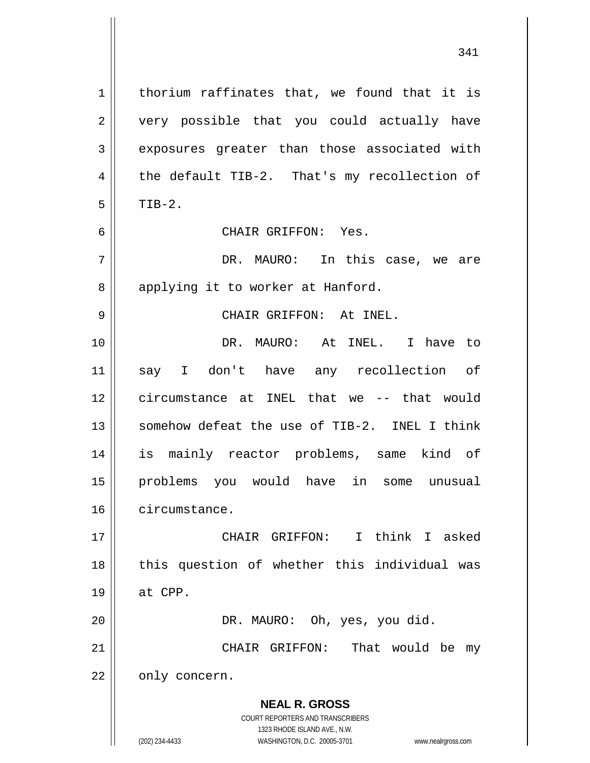thorium raffinates that, we found that it is very possible that you could actually have exposures greater than those associated with the default TIB-2. That's my recollection of TIB-2.

CHAIR GRIFFON: Yes.

DR. MAURO: In this case, we are applying it to worker at Hanford.

CHAIR GRIFFON: At INEL.

DR. MAURO: At INEL. I have to say I don't have any recollection of circumstance at INEL that we -- that would somehow defeat the use of TIB-2. INEL I think is mainly reactor problems, same kind of problems you would have in some unusual circumstance.

CHAIR GRIFFON: I think I asked this question of whether this individual was at CPP.

DR. MAURO: Oh, yes, you did.

CHAIR GRIFFON: That would be my only concern.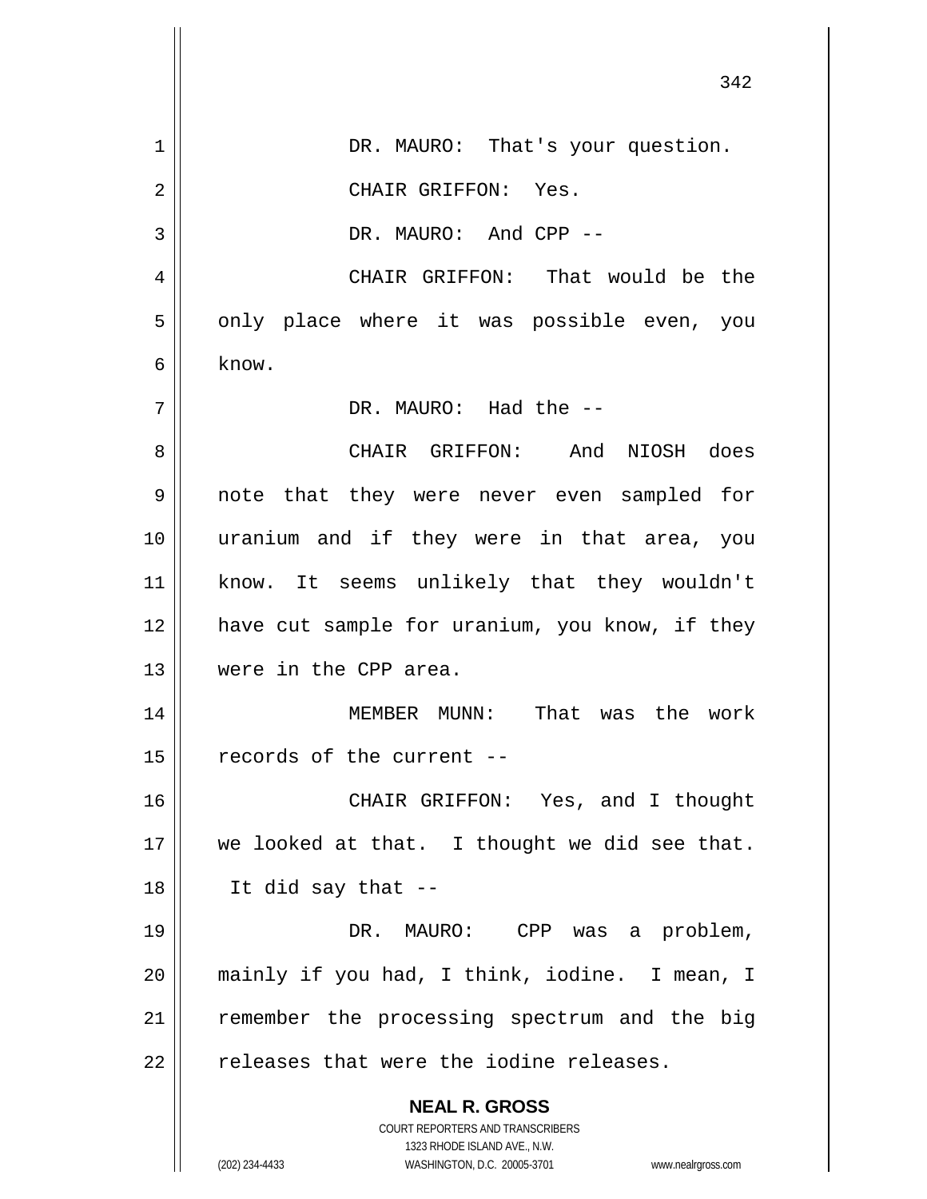DR. MAURO: That's your question.

CHAIR GRIFFON: Yes.

DR. MAURO: And CPP --

CHAIR GRIFFON: That would be the only place where it was possible even, you know.

DR. MAURO: Had the --

CHAIR GRIFFON: And NIOSH does note that they were never even sampled for uranium and if they were in that area, you know. It seems unlikely that they wouldn't have cut sample for uranium, you know, if they were in the CPP area.

MEMBER MUNN: That was the work records of the current --

CHAIR GRIFFON: Yes, and I thought we looked at that. I thought we did see that. It did say that --

DR. MAURO: CPP was a problem, mainly if you had, I think, iodine. I mean, I remember the processing spectrum and the big releases that were the iodine releases.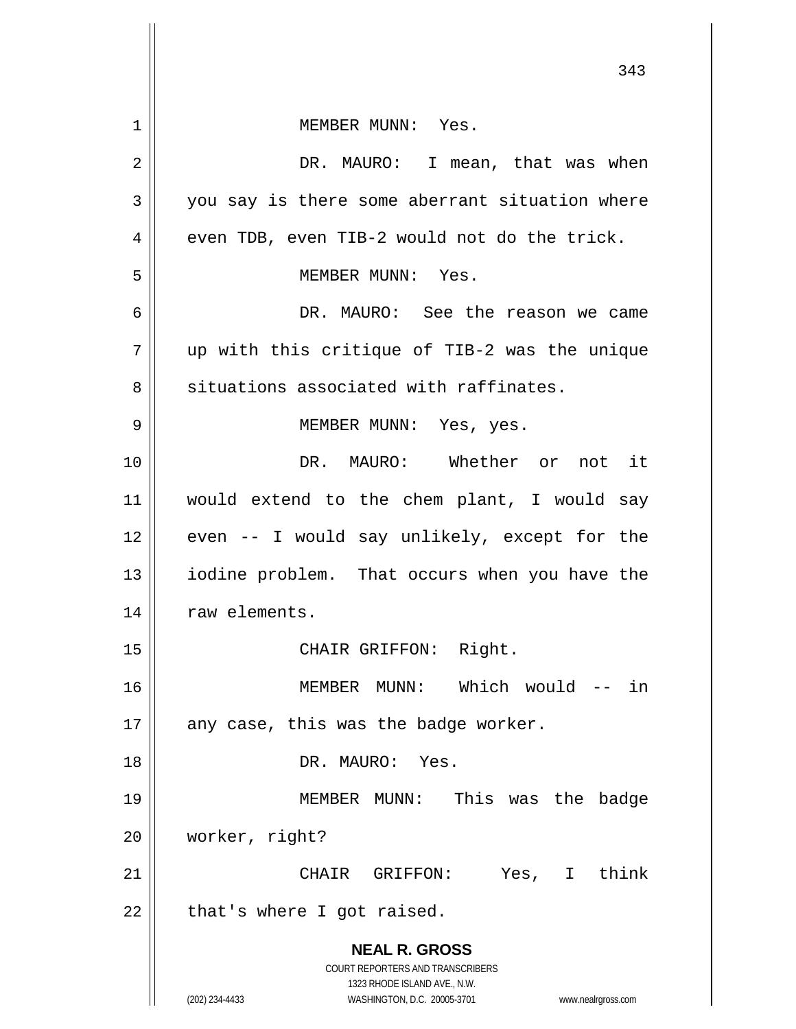MEMBER MUNN: Yes.

DR. MAURO: I mean, that was when you say is there some aberrant situation where even TDB, even TIB-2 would not do the trick.

MEMBER MUNN: Yes.

DR. MAURO: See the reason we came up with this critique of TIB-2 was the unique situations associated with raffinates.

MEMBER MUNN: Yes, yes.

DR. MAURO: Whether or not it would extend to the chem plant, I would say even -- I would say unlikely, except for the iodine problem. That occurs when you have the raw elements.

CHAIR GRIFFON: Right.

MEMBER MUNN: Which would -- in any case, this was the badge worker.

DR. MAURO: Yes.

MEMBER MUNN: This was the badge worker, right?

CHAIR GRIFFON: Yes, I think that's where I got raised.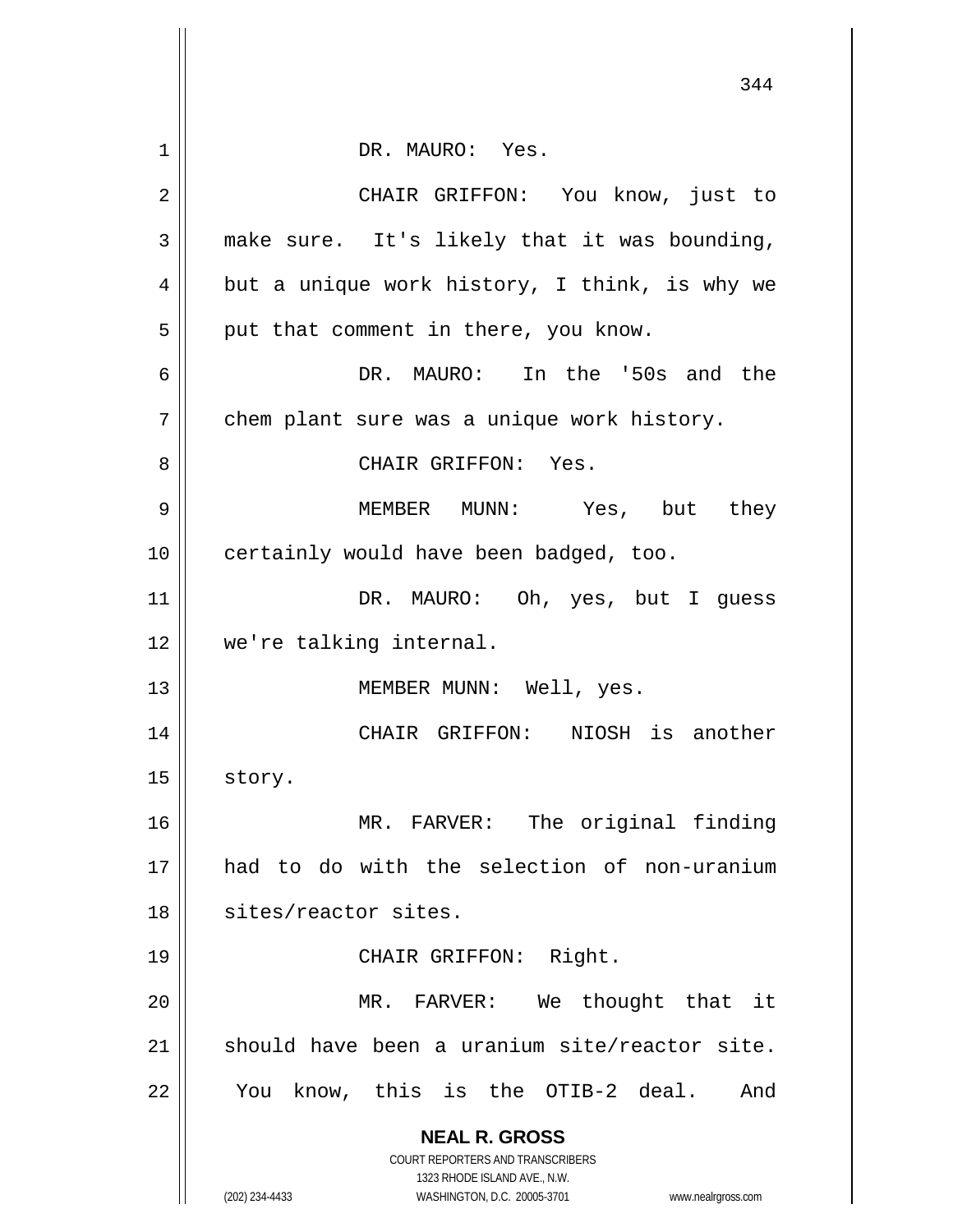DR. MAURO: Yes.

CHAIR GRIFFON: You know, just to make sure. It's likely that it was bounding, but a unique work history, I think, is why we put that comment in there, you know.

DR. MAURO: In the '50s and the chem plant sure was a unique work history.

CHAIR GRIFFON: Yes.

MEMBER MUNN: Yes, but they certainly would have been badged, too.

DR. MAURO: Oh, yes, but I guess we're talking internal.

MEMBER MUNN: Well, yes.

CHAIR GRIFFON: NIOSH is another story.

MR. FARVER: The original finding had to do with the selection of non-uranium sites/reactor sites.

CHAIR GRIFFON: Right.

MR. FARVER: We thought that it should have been a uranium site/reactor site. You know, this is the OTIB-2 deal. And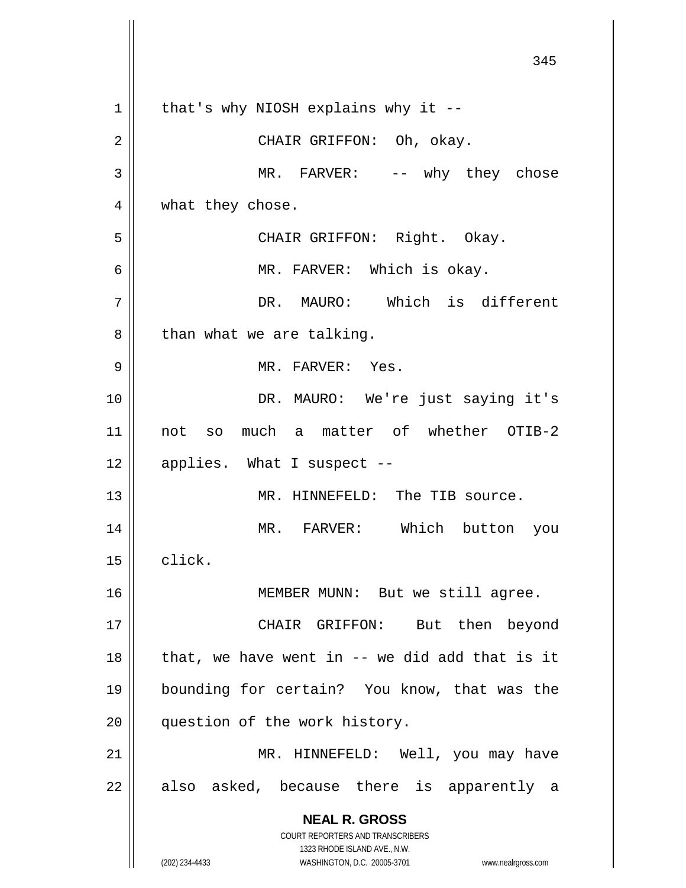that's why NIOSH explains why it --

CHAIR GRIFFON: Oh, okay.

MR. FARVER: -- why they chose what they chose.

CHAIR GRIFFON: Right. Okay.

MR. FARVER: Which is okay.

DR. MAURO: Which is different than what we are talking.

MR. FARVER: Yes.

DR. MAURO: We're just saying it's not so much a matter of whether OTIB-2 applies. What I suspect --

MR. HINNEFELD: The TIB source.

MR. FARVER: Which button you click.

MEMBER MUNN: But we still agree.

CHAIR GRIFFON: But then beyond that, we have went in -- we did add that is it bounding for certain? You know, that was the question of the work history.

MR. HINNEFELD: Well, you may have also asked, because there is apparently a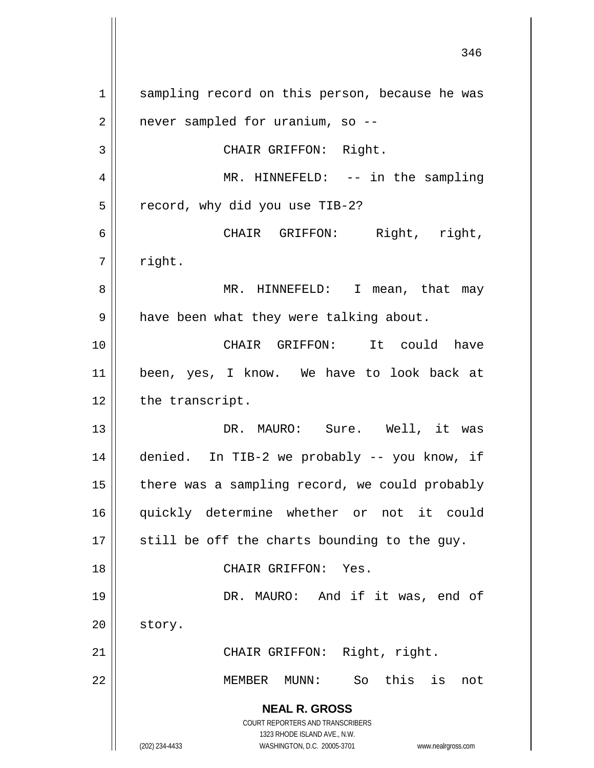sampling record on this person, because he was never sampled for uranium, so --

CHAIR GRIFFON: Right.

MR. HINNEFELD: -- in the sampling record, why did you use TIB-2?

CHAIR GRIFFON: Right, right, right.

MR. HINNEFELD: I mean, that may have been what they were talking about.

CHAIR GRIFFON: It could have been, yes, I know. We have to look back at the transcript.

DR. MAURO: Sure. Well, it was denied. In TIB-2 we probably -- you know, if there was a sampling record, we could probably quickly determine whether or not it could still be off the charts bounding to the guy.

CHAIR GRIFFON: Yes.

DR. MAURO: And if it was, end of story.

CHAIR GRIFFON: Right, right.

MEMBER MUNN: So this is not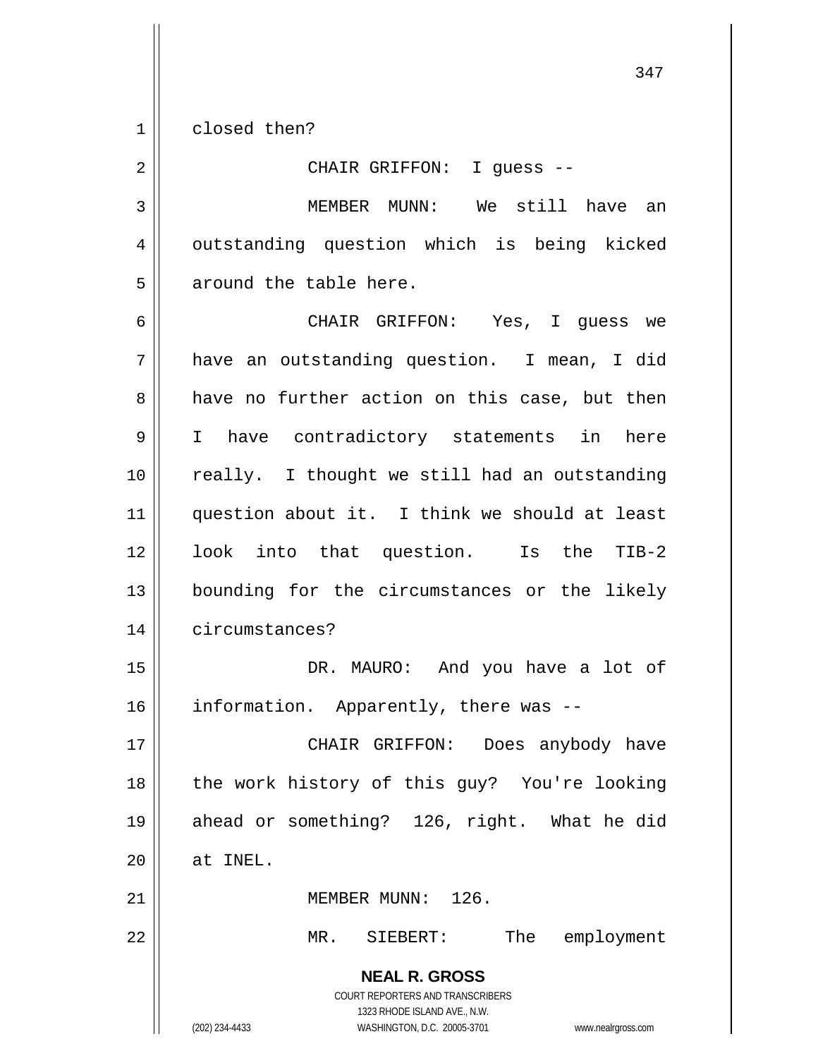closed then?

CHAIR GRIFFON: I guess --

MEMBER MUNN: We still have an outstanding question which is being kicked around the table here.

CHAIR GRIFFON: Yes, I guess we have an outstanding question. I mean, I did have no further action on this case, but then I have contradictory statements in here really. I thought we still had an outstanding question about it. I think we should at least look into that question. Is the TIB-2 bounding for the circumstances or the likely circumstances?

DR. MAURO: And you have a lot of information. Apparently, there was --

CHAIR GRIFFON: Does anybody have the work history of this guy? You're looking ahead or something? 126, right. What he did at INEL.

MEMBER MUNN: 126.

MR. SIEBERT: The employment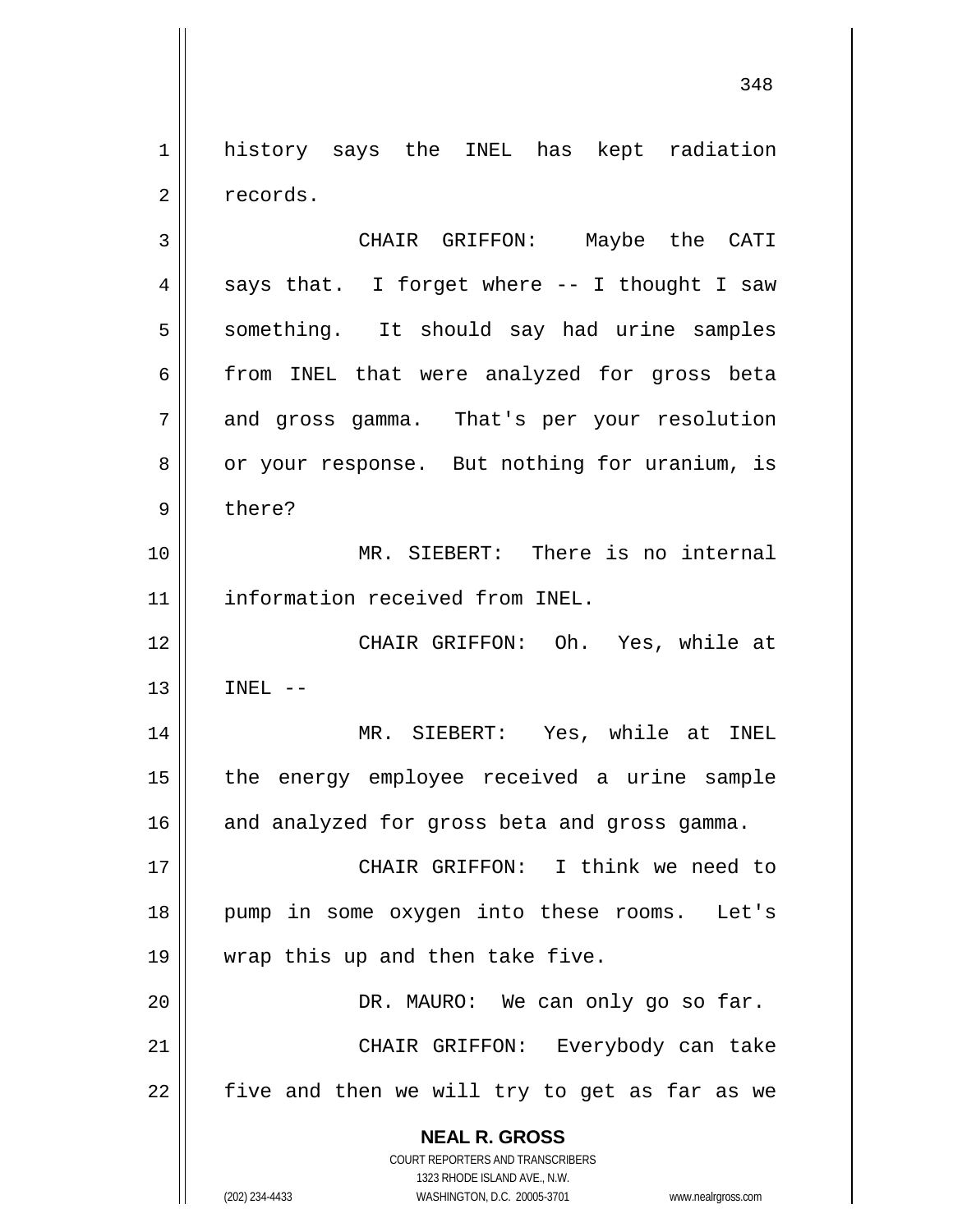history says the INEL has kept radiation records.

CHAIR GRIFFON: Maybe the CATI says that. I forget where -- I thought I saw something. It should say had urine samples from INEL that were analyzed for gross beta and gross gamma. That's per your resolution or your response. But nothing for uranium, is there?

MR. SIEBERT: There is no internal information received from INEL.

CHAIR GRIFFON: Oh. Yes, while at INEL --

MR. SIEBERT: Yes, while at INEL the energy employee received a urine sample and analyzed for gross beta and gross gamma.

CHAIR GRIFFON: I think we need to pump in some oxygen into these rooms. Let's wrap this up and then take five.

DR. MAURO: We can only go so far.

CHAIR GRIFFON: Everybody can take five and then we will try to get as far as we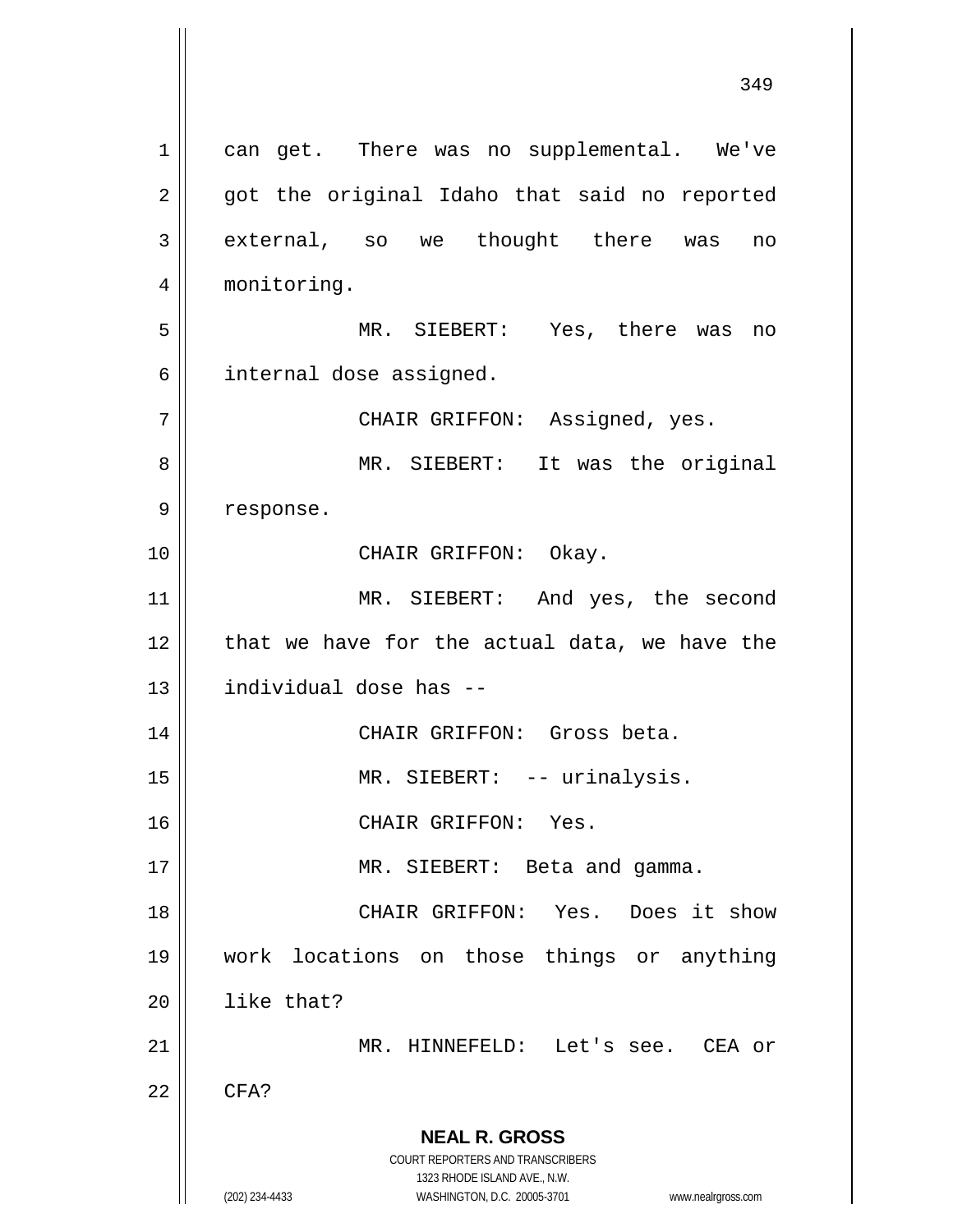can get. There was no supplemental. We've got the original Idaho that said no reported external, so we thought there was no monitoring.

MR. SIEBERT: Yes, there was no internal dose assigned.

CHAIR GRIFFON: Assigned, yes.

MR. SIEBERT: It was the original response.

CHAIR GRIFFON: Okay.

MR. SIEBERT: And yes, the second that we have for the actual data, we have the individual dose has --

CHAIR GRIFFON: Gross beta.

MR. SIEBERT: -- urinalysis.

CHAIR GRIFFON: Yes.

MR. SIEBERT: Beta and gamma.

CHAIR GRIFFON: Yes. Does it show work locations on those things or anything like that?

MR. HINNEFELD: Let's see. CEA or CFA?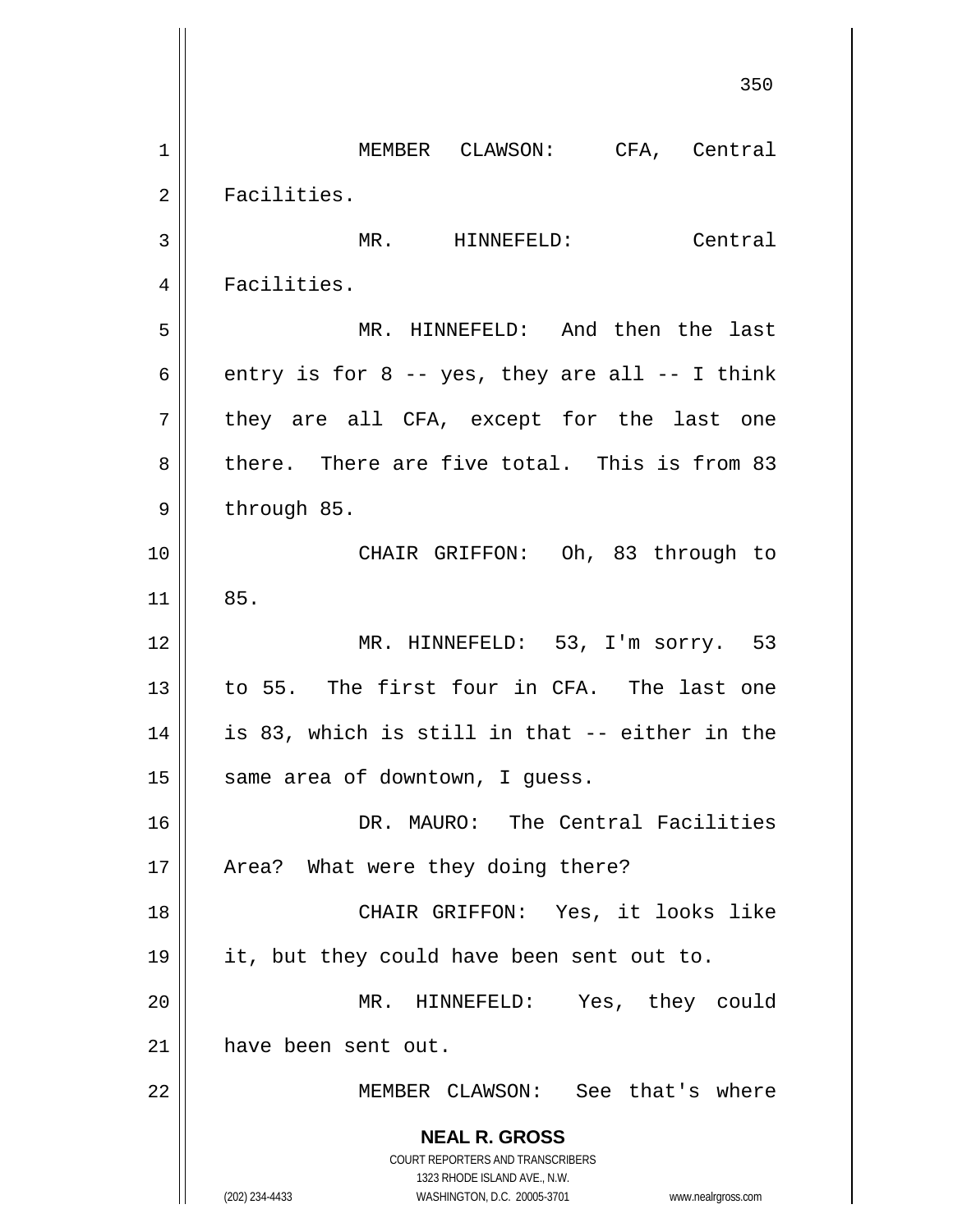MEMBER CLAWSON: CFA, Central Facilities.

MR. HINNEFELD: Central Facilities.

MR. HINNEFELD: And then the last entry is for 8 -- yes, they are all -- I think they are all CFA, except for the last one there. There are five total. This is from 83 through 85.

CHAIR GRIFFON: Oh, 83 through to 85.

MR. HINNEFELD: 53, I'm sorry. 53 to 55. The first four in CFA. The last one is 83, which is still in that -- either in the same area of downtown, I guess.

DR. MAURO: The Central Facilities Area? What were they doing there?

CHAIR GRIFFON: Yes, it looks like it, but they could have been sent out to.

MR. HINNEFELD: Yes, they could have been sent out.

MEMBER CLAWSON: See that's where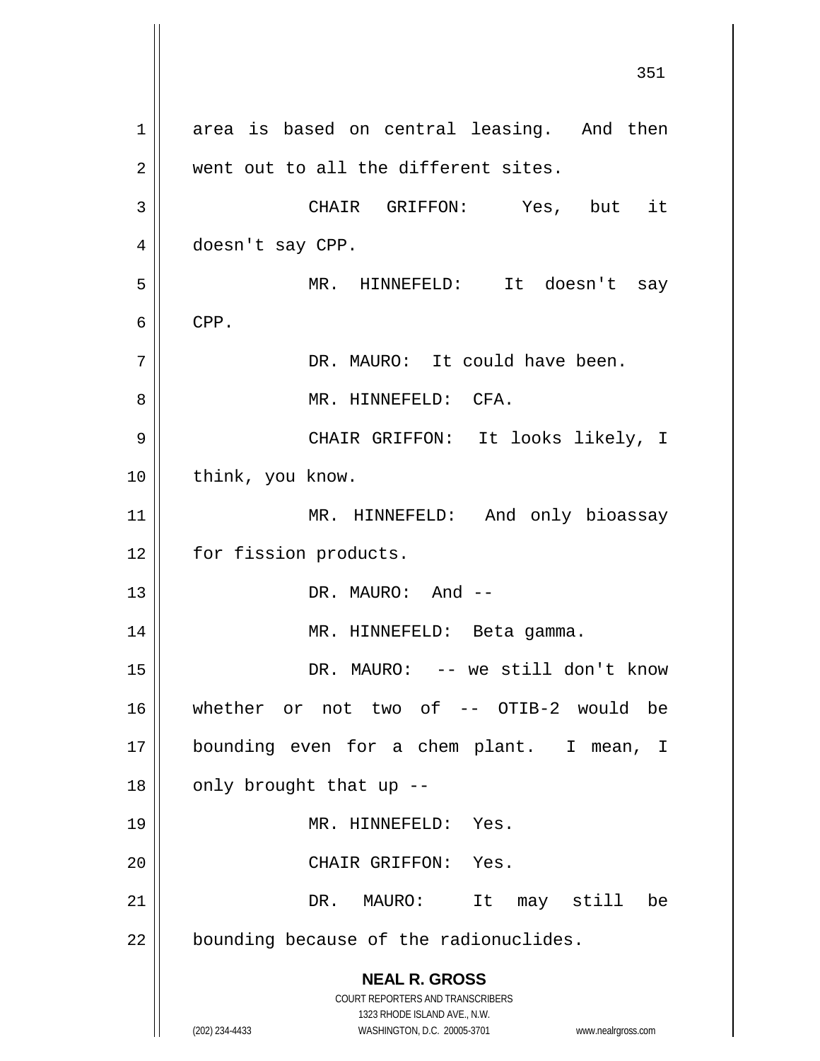area is based on central leasing. And then went out to all the different sites.

CHAIR GRIFFON: Yes, but it doesn't say CPP.

MR. HINNEFELD: It doesn't say CPP.

DR. MAURO: It could have been.

MR. HINNEFELD: CFA.

CHAIR GRIFFON: It looks likely, I think, you know.

MR. HINNEFELD: And only bioassay for fission products.

DR. MAURO: And --

MR. HINNEFELD: Beta gamma.

DR. MAURO: -- we still don't know whether or not two of -- OTIB-2 would be bounding even for a chem plant. I mean, I only brought that up --

MR. HINNEFELD: Yes.

CHAIR GRIFFON: Yes.

DR. MAURO: It may still be bounding because of the radionuclides.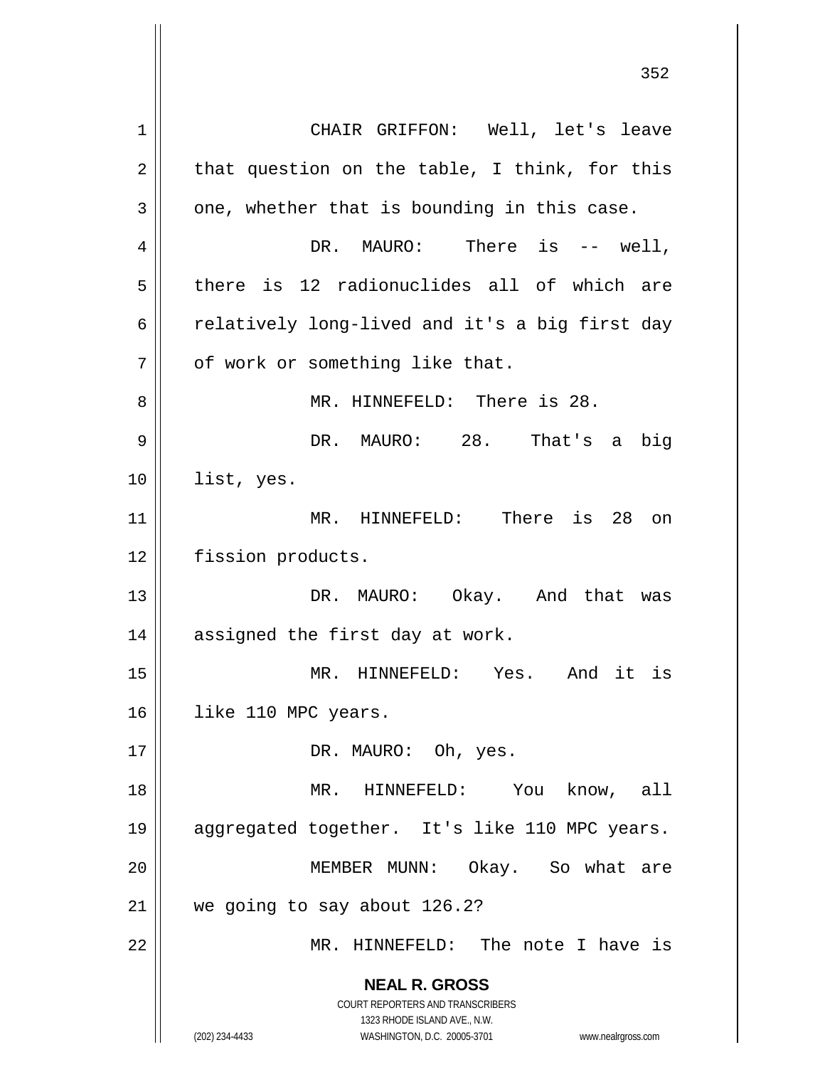CHAIR GRIFFON: Well, let's leave that question on the table, I think, for this one, whether that is bounding in this case.

DR. MAURO: There is -- well, there is 12 radionuclides all of which are relatively long-lived and it's a big first day of work or something like that.

MR. HINNEFELD: There is 28.

DR. MAURO: 28. That's a big list, yes.

MR. HINNEFELD: There is 28 on fission products.

DR. MAURO: Okay. And that was assigned the first day at work.

MR. HINNEFELD: Yes. And it is like 110 MPC years.

DR. MAURO: Oh, yes.

MR. HINNEFELD: You know, all aggregated together. It's like 110 MPC years.

MEMBER MUNN: Okay. So what are we going to say about 126.2?

MR. HINNEFELD: The note I have is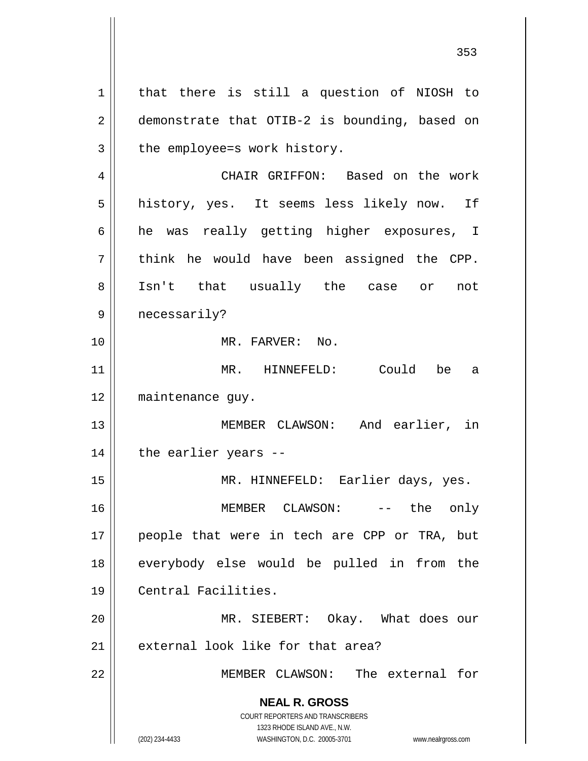that there is still a question of NIOSH to demonstrate that OTIB-2 is bounding, based on the employee=s work history.

CHAIR GRIFFON: Based on the work history, yes. It seems less likely now. If he was really getting higher exposures, I think he would have been assigned the CPP. Isn't that usually the case or not necessarily?

MR. FARVER: No.

MR. HINNEFELD: Could be a maintenance guy.

MEMBER CLAWSON: And earlier, in the earlier years --

MR. HINNEFELD: Earlier days, yes.

MEMBER CLAWSON: -- the only people that were in tech are CPP or TRA, but everybody else would be pulled in from the Central Facilities.

MR. SIEBERT: Okay. What does our external look like for that area?

MEMBER CLAWSON: The external for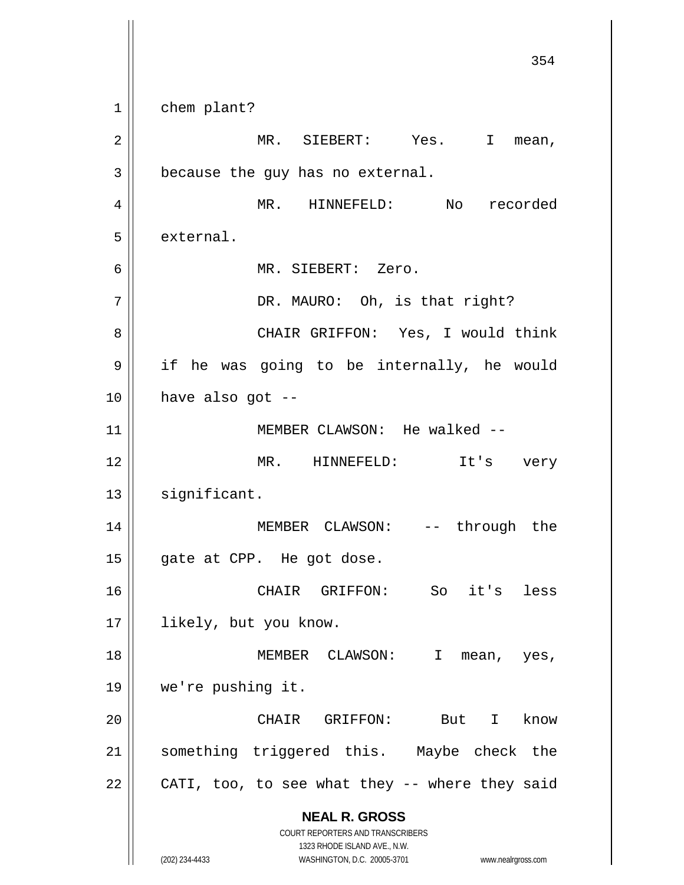chem plant?

MR. SIEBERT: Yes. I mean, because the guy has no external.

MR. HINNEFELD: No recorded external.

MR. SIEBERT: Zero.

DR. MAURO: Oh, is that right?

CHAIR GRIFFON: Yes, I would think if he was going to be internally, he would have also got --

MEMBER CLAWSON: He walked --

MR. HINNEFELD: It's very significant.

MEMBER CLAWSON: -- through the gate at CPP. He got dose.

CHAIR GRIFFON: So it's less likely, but you know.

MEMBER CLAWSON: I mean, yes, we're pushing it.

CHAIR GRIFFON: But I know something triggered this. Maybe check the CATI, too, to see what they -- where they said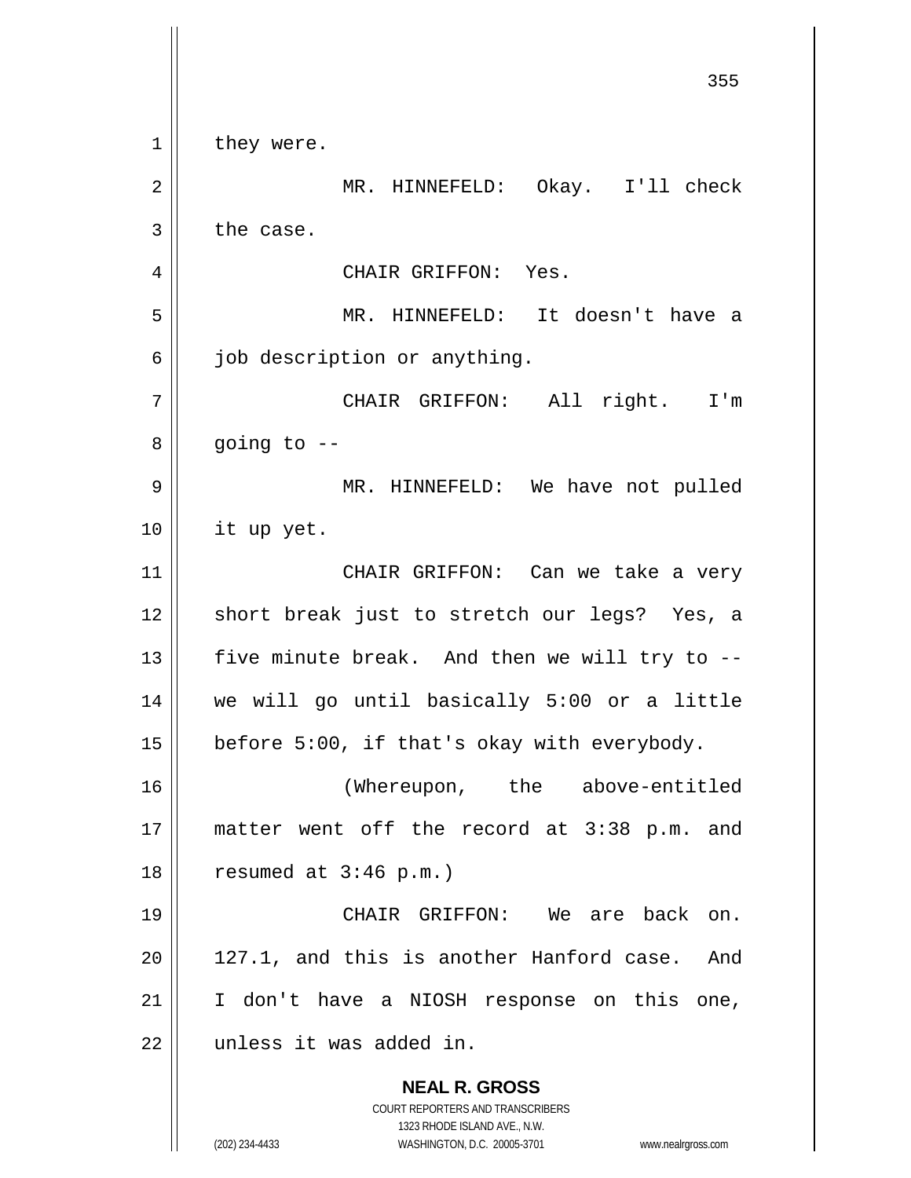they were.

MR. HINNEFELD: Okay. I'll check the case.

CHAIR GRIFFON: Yes.

MR. HINNEFELD: It doesn't have a job description or anything.

CHAIR GRIFFON: All right. I'm going to --

MR. HINNEFELD: We have not pulled it up yet.

CHAIR GRIFFON: Can we take a very short break just to stretch our legs? Yes, a five minute break. And then we will try to -- we will go until basically 5:00 or a little before 5:00, if that's okay with everybody.

(Whereupon, the above-entitled matter went off the record at 3:38 p.m. and resumed at 3:46 p.m.)

CHAIR GRIFFON: We are back on. 127.1, and this is another Hanford case. And I don't have a NIOSH response on this one, unless it was added in.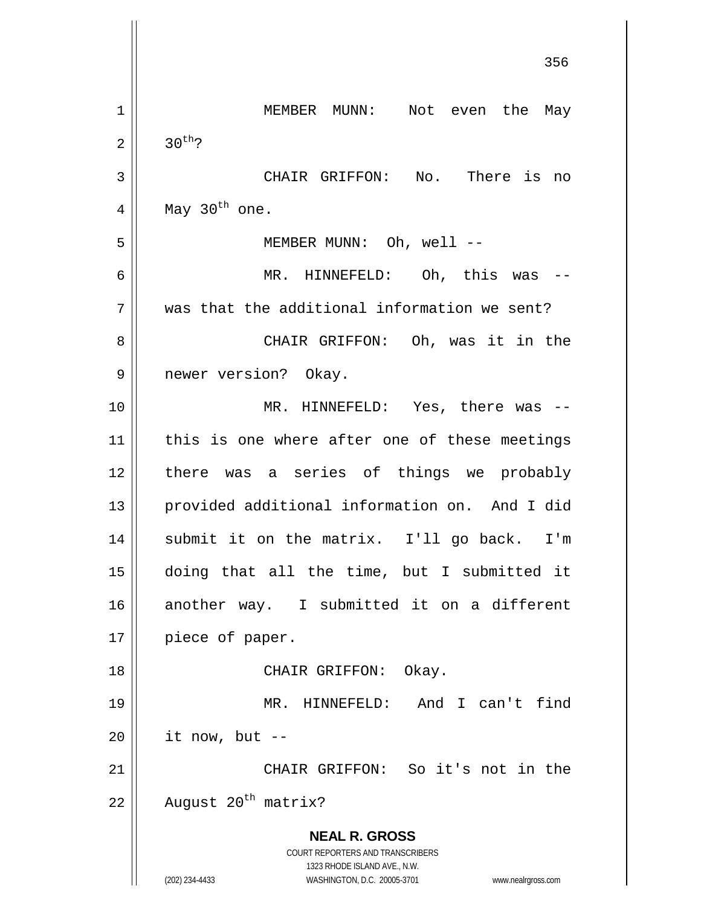MEMBER MUNN: Not even the May 30th?

CHAIR GRIFFON: No. There is no May 30th one.

MEMBER MUNN: Oh, well --

MR. HINNEFELD: Oh, this was -- was that the additional information we sent?

CHAIR GRIFFON: Oh, was it in the newer version? Okay.

MR. HINNEFELD: Yes, there was -- this is one where after one of these meetings there was a series of things we probably provided additional information on. And I did submit it on the matrix. I'll go back. I'm doing that all the time, but I submitted it another way. I submitted it on a different piece of paper.

CHAIR GRIFFON: Okay.

MR. HINNEFELD: And I can't find it now, but --

CHAIR GRIFFON: So it's not in the August 20th matrix?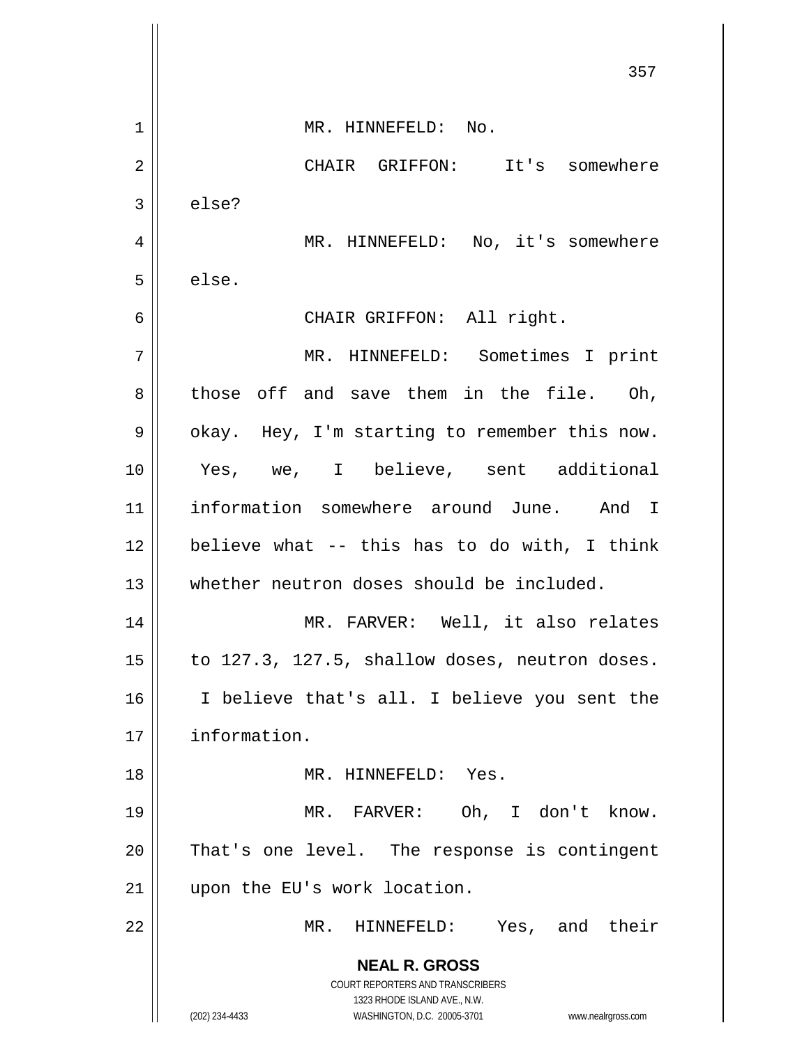MR. HINNEFELD: No.

CHAIR GRIFFON: It's somewhere else?

MR. HINNEFELD: No, it's somewhere else.

CHAIR GRIFFON: All right.

MR. HINNEFELD: Sometimes I print those off and save them in the file. Oh, okay. Hey, I'm starting to remember this now. Yes, we, I believe, sent additional information somewhere around June. And I believe what -- this has to do with, I think whether neutron doses should be included.

MR. FARVER: Well, it also relates to 127.3, 127.5, shallow doses, neutron doses. I believe that's all. I believe you sent the information.

MR. HINNEFELD: Yes.

MR. FARVER: Oh, I don't know. That's one level. The response is contingent upon the EU's work location.

MR. HINNEFELD: Yes, and their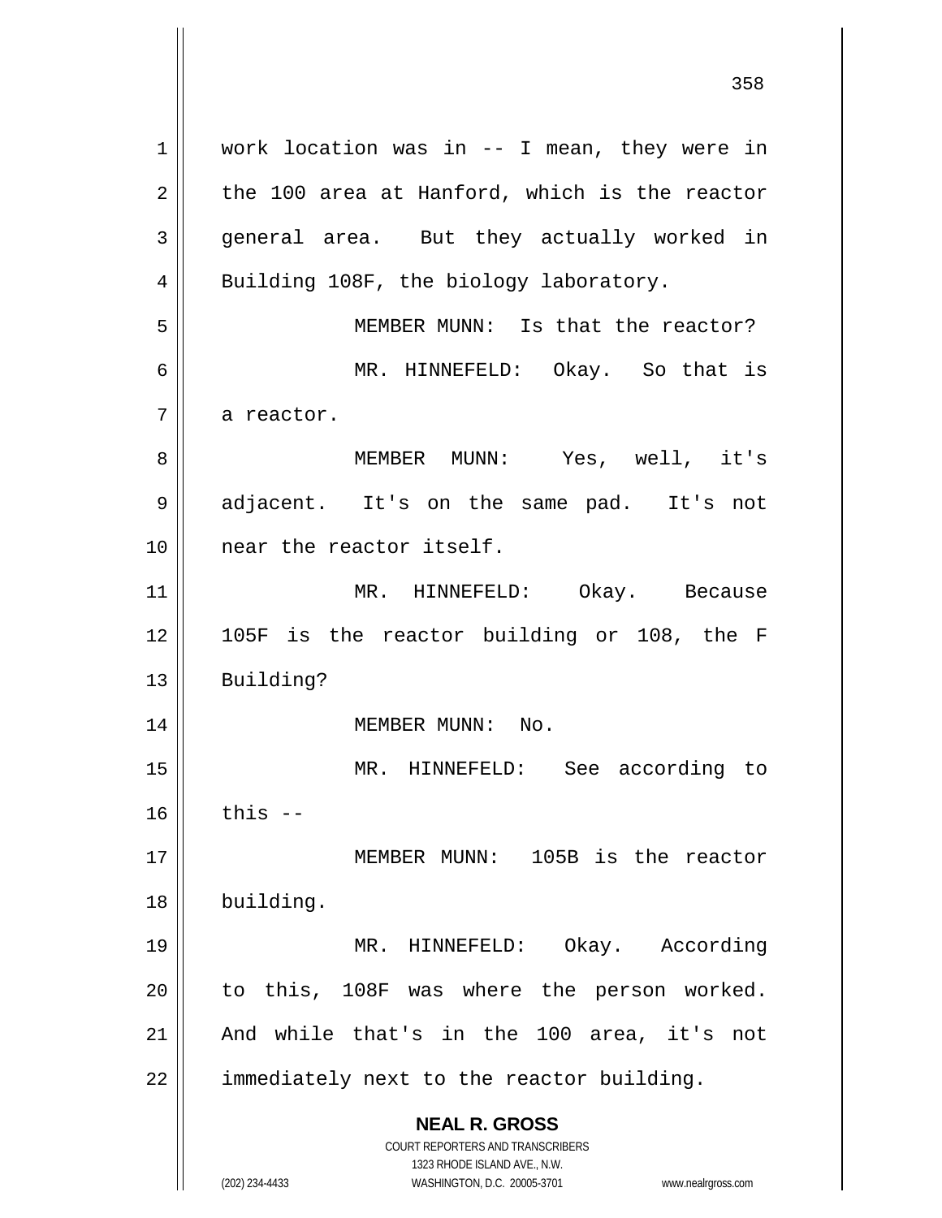work location was in -- I mean, they were in the 100 area at Hanford, which is the reactor general area. But they actually worked in Building 108F, the biology laboratory.

MEMBER MUNN: Is that the reactor?

MR. HINNEFELD: Okay. So that is a reactor.

MEMBER MUNN: Yes, well, it's adjacent. It's on the same pad. It's not near the reactor itself.

MR. HINNEFELD: Okay. Because 105F is the reactor building or 108, the F Building?

MEMBER MUNN: No.

MR. HINNEFELD: See according to this --

MEMBER MUNN: 105B is the reactor building.

MR. HINNEFELD: Okay. According to this, 108F was where the person worked. And while that's in the 100 area, it's not immediately next to the reactor building.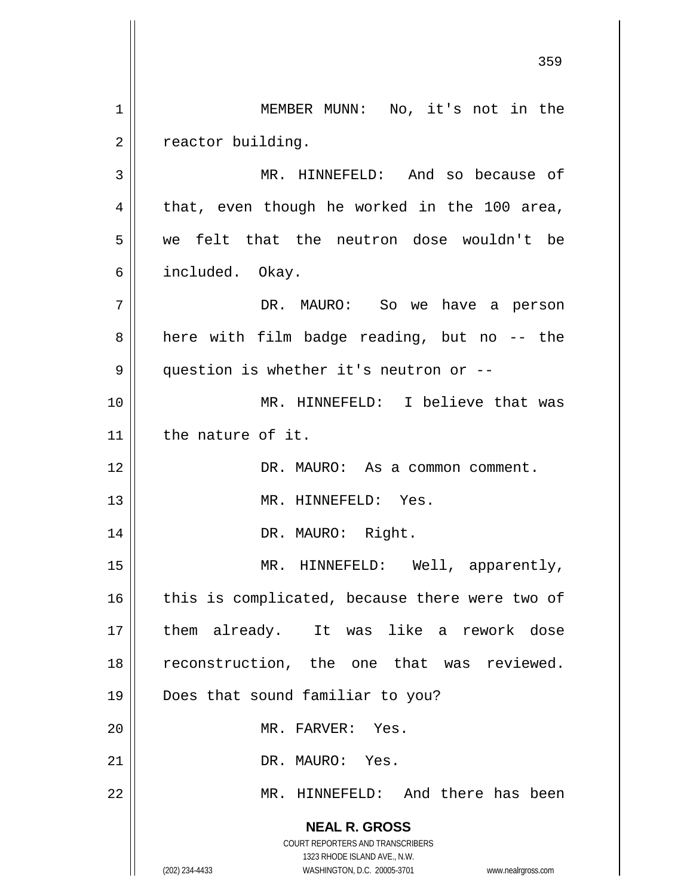MEMBER MUNN: No, it's not in the reactor building.

MR. HINNEFELD: And so because of that, even though he worked in the 100 area, we felt that the neutron dose wouldn't be included. Okay.

DR. MAURO: So we have a person here with film badge reading, but no -- the question is whether it's neutron or --

MR. HINNEFELD: I believe that was the nature of it.

DR. MAURO: As a common comment.

MR. HINNEFELD: Yes.

DR. MAURO: Right.

MR. HINNEFELD: Well, apparently, this is complicated, because there were two of them already. It was like a rework dose reconstruction, the one that was reviewed. Does that sound familiar to you?

MR. FARVER: Yes.

DR. MAURO: Yes.

MR. HINNEFELD: And there has been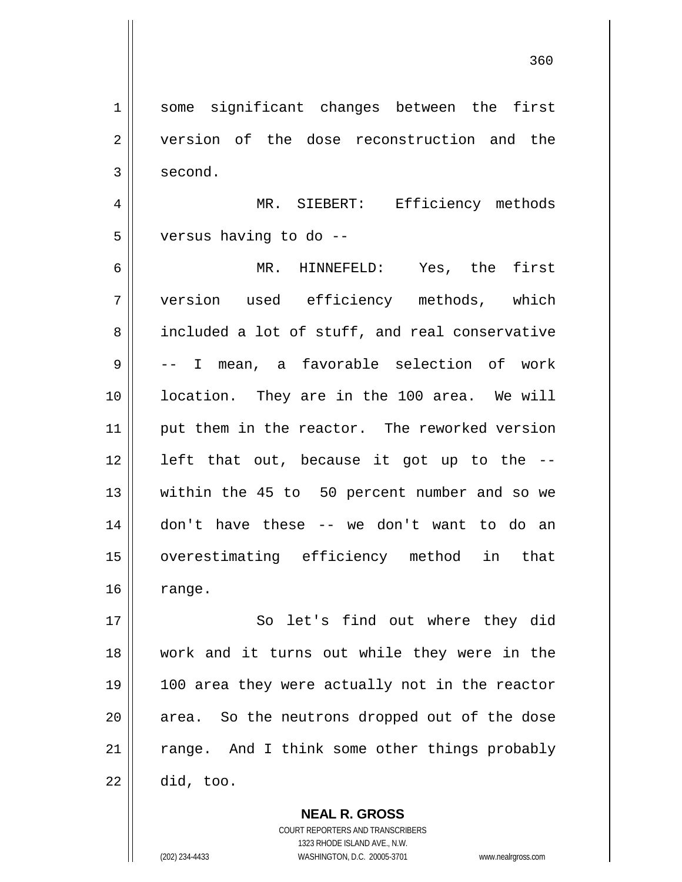some significant changes between the first version of the dose reconstruction and the second.

MR. SIEBERT: Efficiency methods versus having to do --

MR. HINNEFELD: Yes, the first version used efficiency methods, which included a lot of stuff, and real conservative -- I mean, a favorable selection of work location. They are in the 100 area. We will put them in the reactor. The reworked version left that out, because it got up to the -- within the 45 to 50 percent number and so we don't have these -- we don't want to do an overestimating efficiency method in that range.

So let's find out where they did work and it turns out while they were in the 100 area they were actually not in the reactor area. So the neutrons dropped out of the dose range. And I think some other things probably did, too.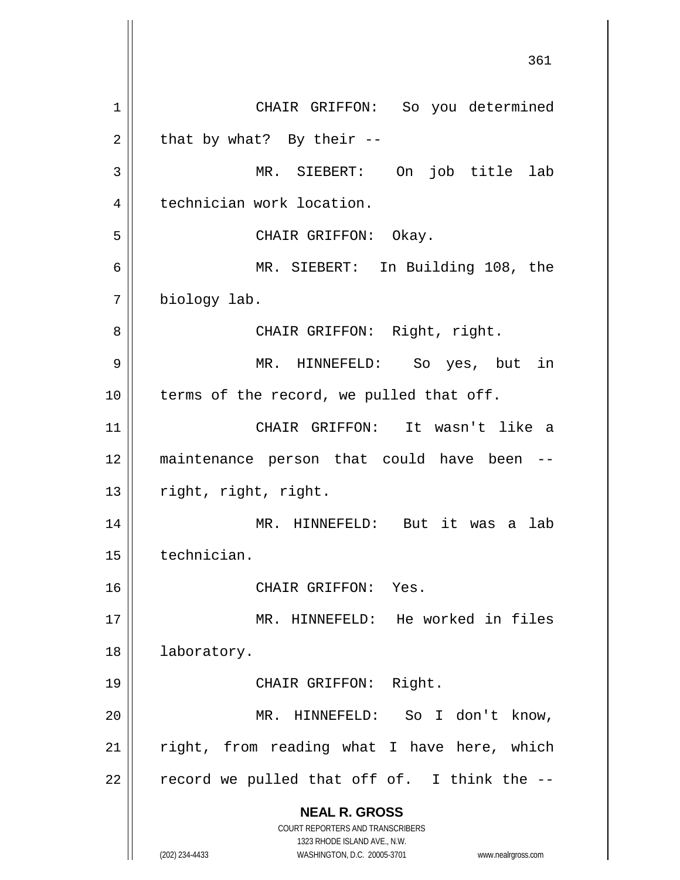CHAIR GRIFFON: So you determined that by what? By their --

MR. SIEBERT: On job title lab technician work location.

CHAIR GRIFFON: Okay.

MR. SIEBERT: In Building 108, the biology lab.

CHAIR GRIFFON: Right, right.

MR. HINNEFELD: So yes, but in terms of the record, we pulled that off.

CHAIR GRIFFON: It wasn't like a maintenance person that could have been -- right, right, right.

MR. HINNEFELD: But it was a lab technician.

CHAIR GRIFFON: Yes.

MR. HINNEFELD: He worked in files laboratory.

CHAIR GRIFFON: Right.

MR. HINNEFELD: So I don't know, right, from reading what I have here, which record we pulled that off of. I think the --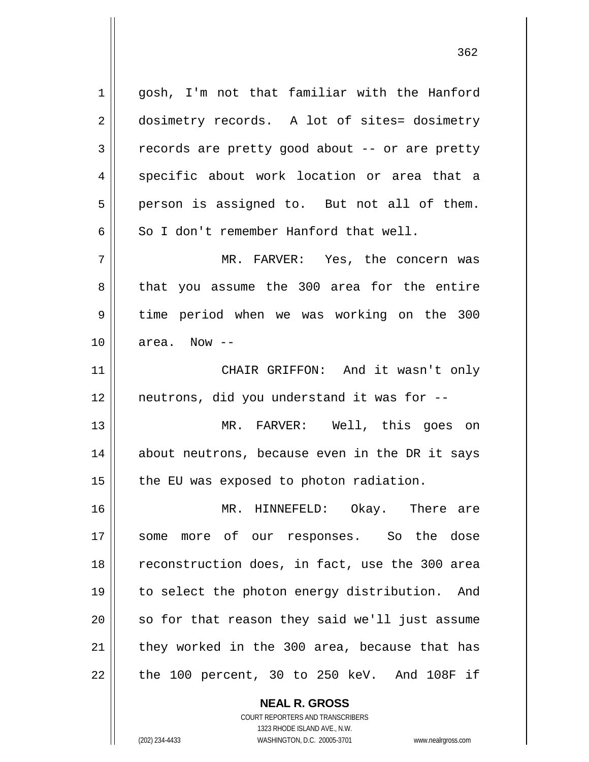gosh, I'm not that familiar with the Hanford dosimetry records. A lot of sites= dosimetry records are pretty good about -- or are pretty specific about work location or area that a person is assigned to. But not all of them. So I don't remember Hanford that well.

MR. FARVER: Yes, the concern was that you assume the 300 area for the entire time period when we was working on the 300 area. Now --

CHAIR GRIFFON: And it wasn't only neutrons, did you understand it was for --

MR. FARVER: Well, this goes on about neutrons, because even in the DR it says the EU was exposed to photon radiation.

MR. HINNEFELD: Okay. There are some more of our responses. So the dose reconstruction does, in fact, use the 300 area to select the photon energy distribution. And so for that reason they said we'll just assume they worked in the 300 area, because that has the 100 percent, 30 to 250 keV. And 108F if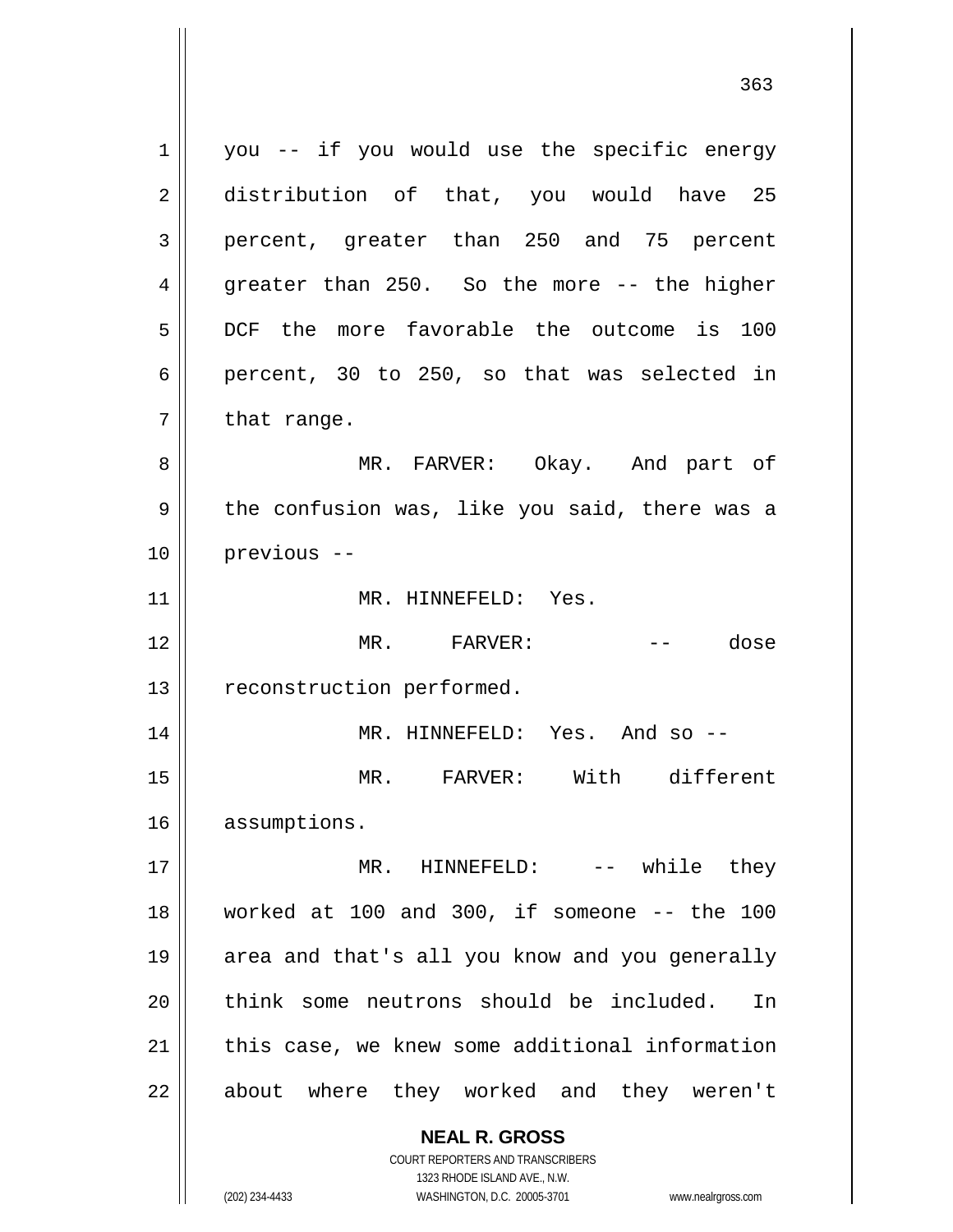you -- if you would use the specific energy distribution of that, you would have 25 percent, greater than 250 and 75 percent greater than 250. So the more -- the higher DCF the more favorable the outcome is 100 percent, 30 to 250, so that was selected in that range.

MR. FARVER: Okay. And part of the confusion was, like you said, there was a previous --

MR. HINNEFELD: Yes.

MR. FARVER: -- dose reconstruction performed.

MR. HINNEFELD: Yes. And so --

MR. FARVER: With different assumptions.

MR. HINNEFELD: -- while they worked at 100 and 300, if someone -- the 100 area and that's all you know and you generally think some neutrons should be included. In this case, we knew some additional information about where they worked and they weren't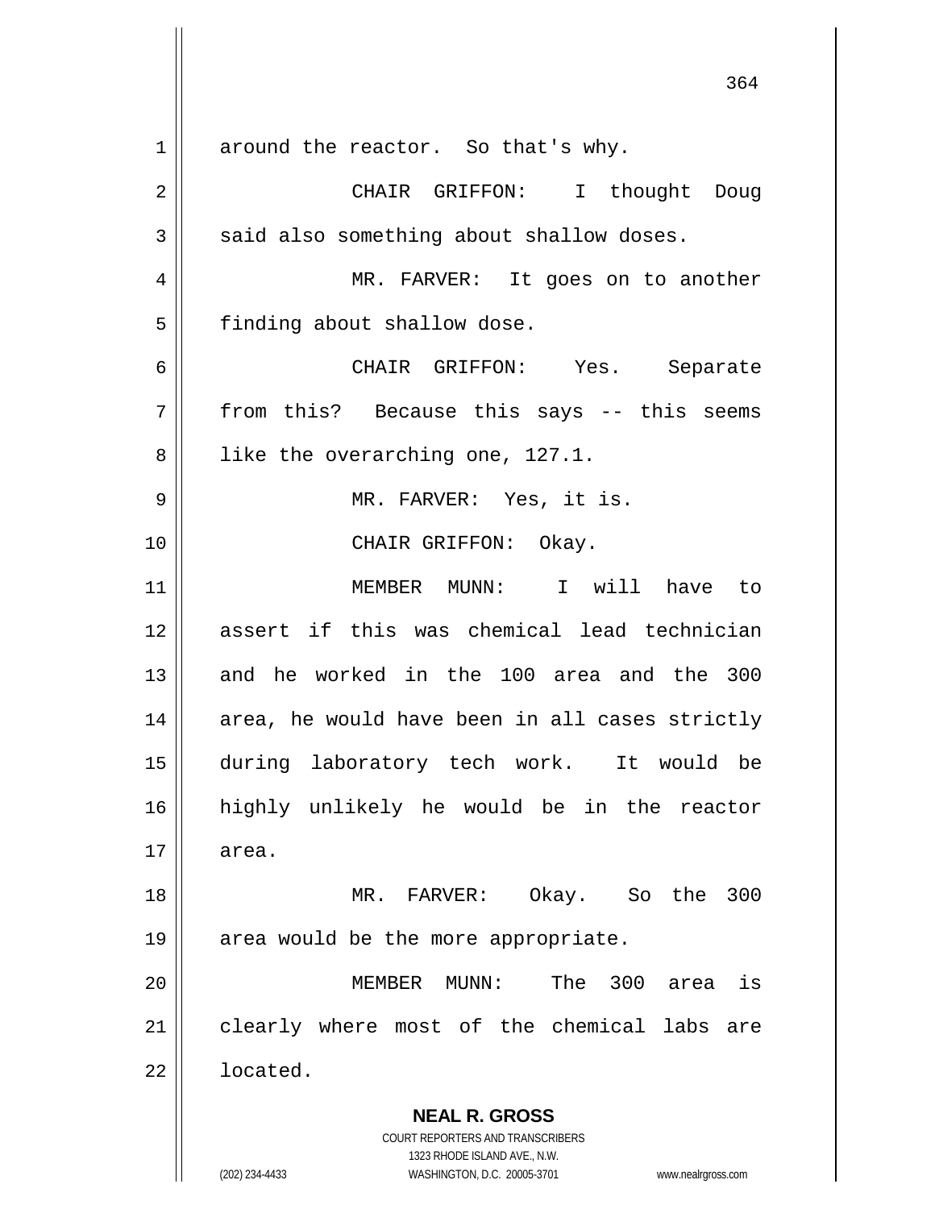around the reactor. So that's why.

CHAIR GRIFFON: I thought Doug said also something about shallow doses.

MR. FARVER: It goes on to another finding about shallow dose.

CHAIR GRIFFON: Yes. Separate from this? Because this says -- this seems like the overarching one, 127.1.

MR. FARVER: Yes, it is.

CHAIR GRIFFON: Okay.

MEMBER MUNN: I will have to assert if this was chemical lead technician and he worked in the 100 area and the 300 area, he would have been in all cases strictly during laboratory tech work. It would be highly unlikely he would be in the reactor area.

MR. FARVER: Okay. So the 300 area would be the more appropriate.

MEMBER MUNN: The 300 area is clearly where most of the chemical labs are located.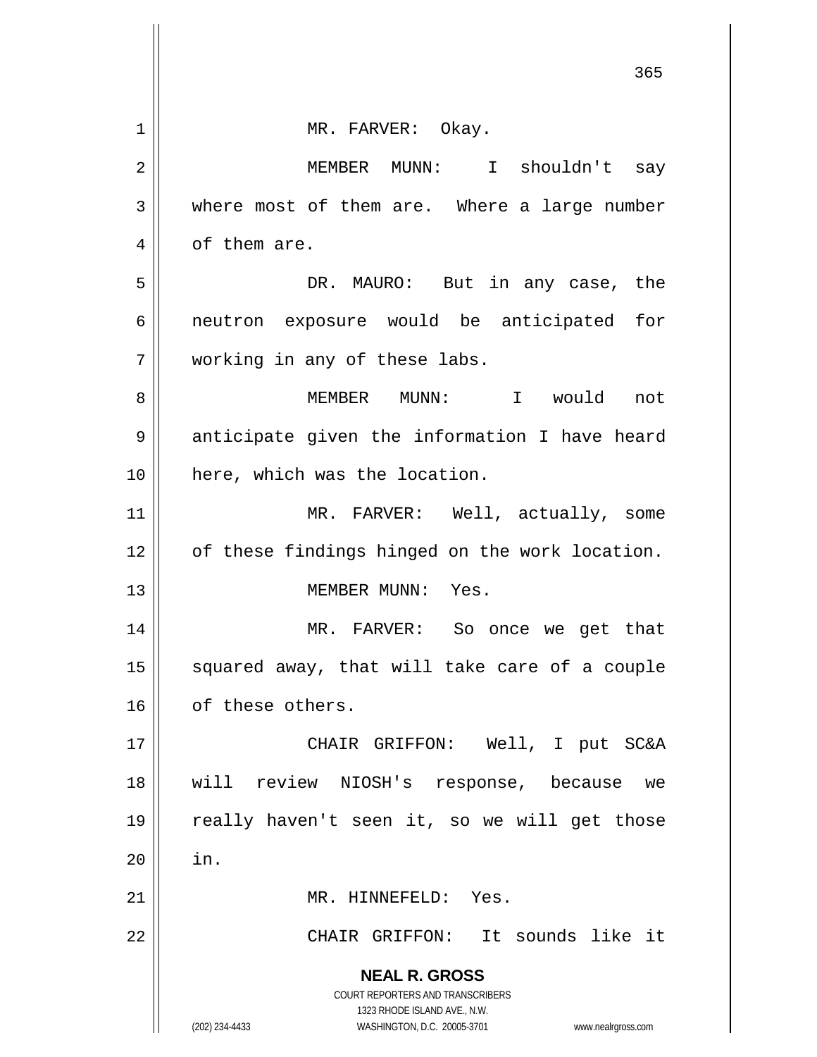MR. FARVER: Okay.

MEMBER MUNN: I shouldn't say where most of them are. Where a large number of them are.

DR. MAURO: But in any case, the neutron exposure would be anticipated for working in any of these labs.

MEMBER MUNN: I would not anticipate given the information I have heard here, which was the location.

MR. FARVER: Well, actually, some of these findings hinged on the work location.

MEMBER MUNN: Yes.

MR. FARVER: So once we get that squared away, that will take care of a couple of these others.

CHAIR GRIFFON: Well, I put SC&A will review NIOSH's response, because we really haven't seen it, so we will get those in.

MR. HINNEFELD: Yes.

CHAIR GRIFFON: It sounds like it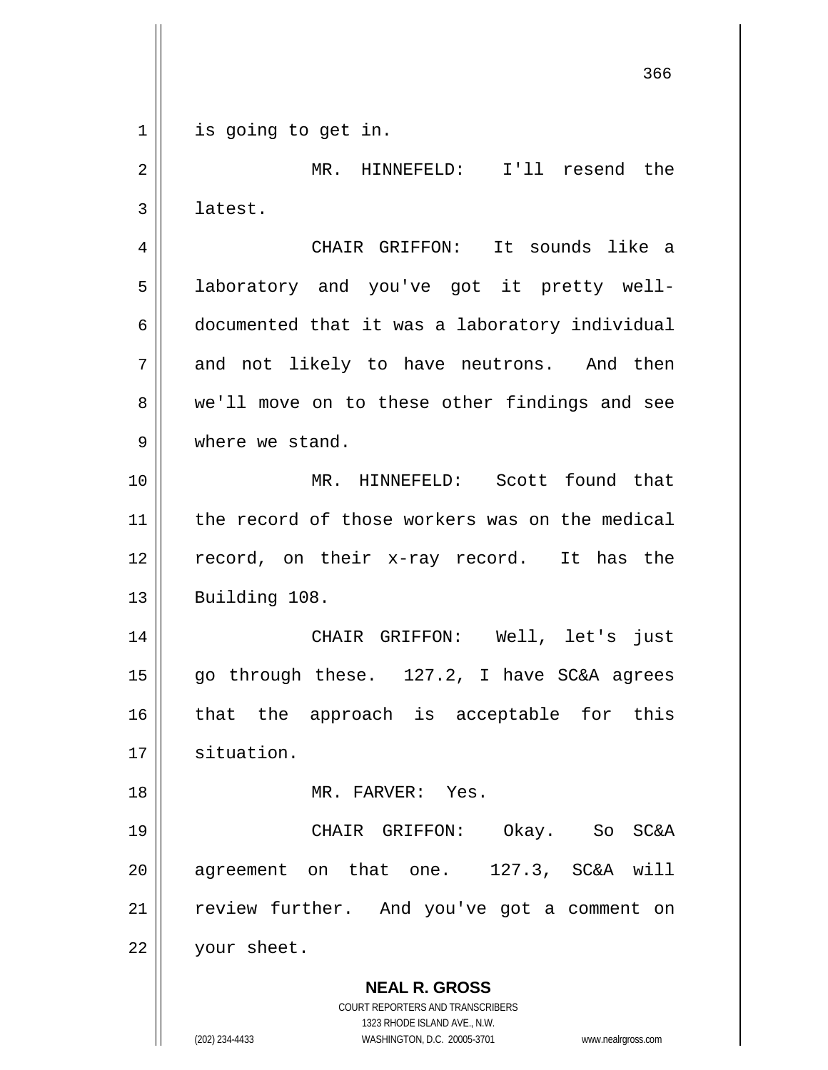is going to get in.

MR. HINNEFELD: I'll resend the latest.

CHAIR GRIFFON: It sounds like a laboratory and you've got it pretty well-documented that it was a laboratory individual and not likely to have neutrons. And then we'll move on to these other findings and see where we stand.

MR. HINNEFELD: Scott found that the record of those workers was on the medical record, on their x-ray record. It has the Building 108.

CHAIR GRIFFON: Well, let's just go through these. 127.2, I have SC&A agrees that the approach is acceptable for this situation.

MR. FARVER: Yes.

CHAIR GRIFFON: Okay. So SC&A agreement on that one. 127.3, SC&A will review further. And you've got a comment on your sheet.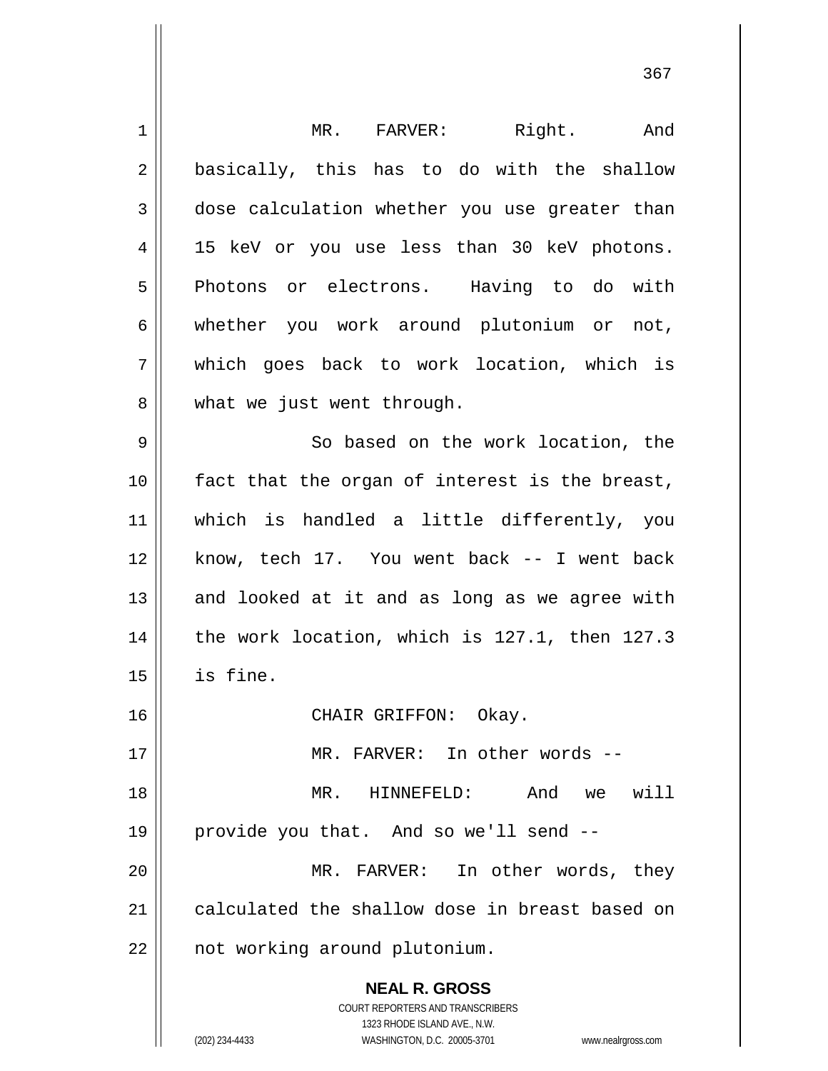MR. FARVER: Right. And basically, this has to do with the shallow dose calculation whether you use greater than 15 keV or you use less than 30 keV photons. Photons or electrons. Having to do with whether you work around plutonium or not, which goes back to work location, which is what we just went through.

So based on the work location, the fact that the organ of interest is the breast, which is handled a little differently, you know, tech 17. You went back -- I went back and looked at it and as long as we agree with the work location, which is 127.1, then 127.3 is fine.

CHAIR GRIFFON: Okay.

MR. FARVER: In other words --

MR. HINNEFELD: And we will provide you that. And so we'll send --

MR. FARVER: In other words, they calculated the shallow dose in breast based on not working around plutonium.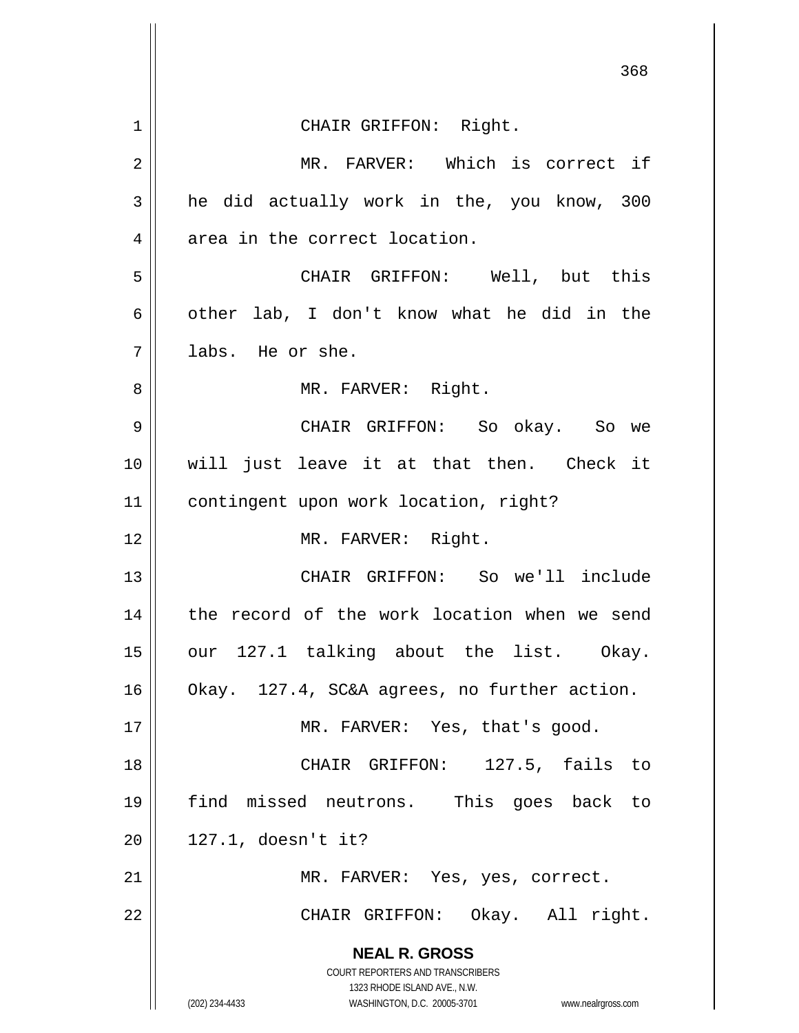CHAIR GRIFFON: Right.

MR. FARVER: Which is correct if he did actually work in the, you know, 300 area in the correct location.

CHAIR GRIFFON: Well, but this other lab, I don't know what he did in the labs. He or she.

MR. FARVER: Right.

CHAIR GRIFFON: So okay. So we will just leave it at that then. Check it contingent upon work location, right?

MR. FARVER: Right.

CHAIR GRIFFON: So we'll include the record of the work location when we send our 127.1 talking about the list. Okay. Okay. 127.4, SC&A agrees, no further action.

MR. FARVER: Yes, that's good.

CHAIR GRIFFON: 127.5, fails to find missed neutrons. This goes back to 127.1, doesn't it?

MR. FARVER: Yes, yes, correct.

CHAIR GRIFFON: Okay. All right.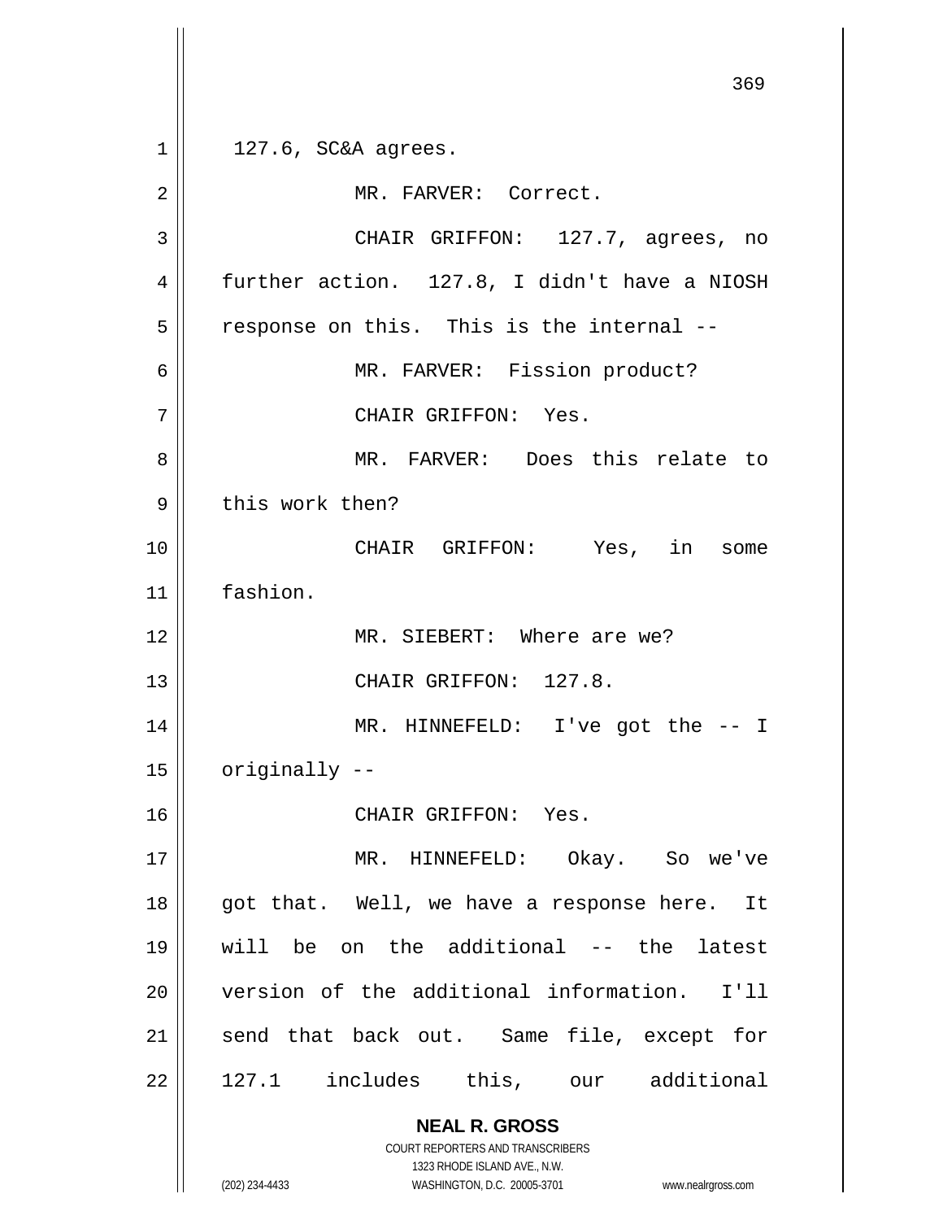127.6, SC&A agrees.

MR. FARVER: Correct.

CHAIR GRIFFON: 127.7, agrees, no further action. 127.8, I didn't have a NIOSH response on this. This is the internal --

MR. FARVER: Fission product?

CHAIR GRIFFON: Yes.

MR. FARVER: Does this relate to this work then?

CHAIR GRIFFON: Yes, in some fashion.

MR. SIEBERT: Where are we?

CHAIR GRIFFON: 127.8.

MR. HINNEFELD: I've got the -- I originally --

CHAIR GRIFFON: Yes.

MR. HINNEFELD: Okay. So we've got that. Well, we have a response here. It will be on the additional -- the latest version of the additional information. I'll send that back out. Same file, except for 127.1 includes this, our additional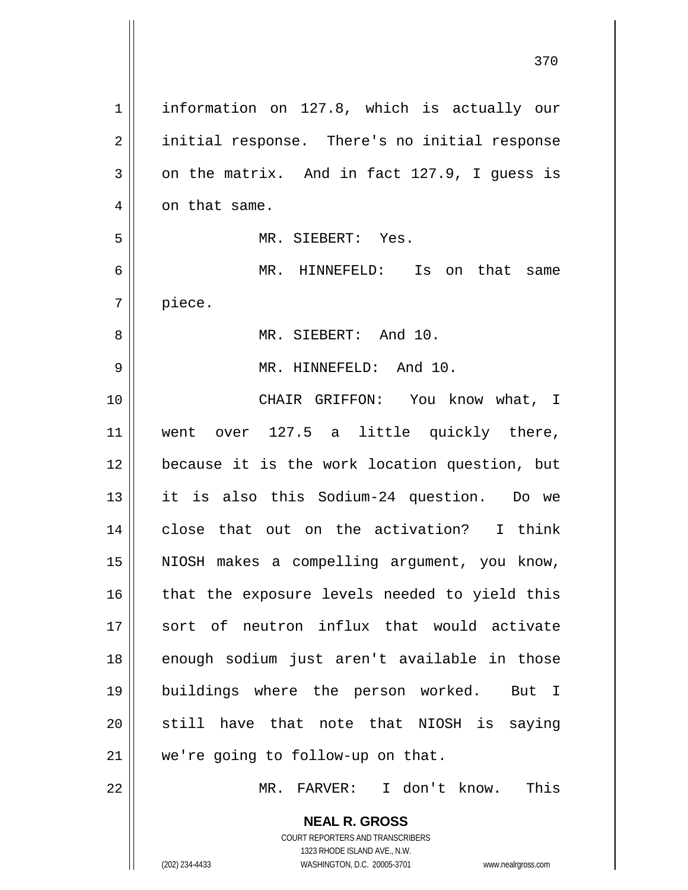information on 127.8, which is actually our initial response. There's no initial response on the matrix. And in fact 127.9, I guess is on that same.

MR. SIEBERT: Yes.

MR. HINNEFELD: Is on that same piece.

MR. SIEBERT: And 10.

MR. HINNEFELD: And 10.

CHAIR GRIFFON: You know what, I went over 127.5 a little quickly there, because it is the work location question, but it is also this Sodium-24 question. Do we close that out on the activation? I think NIOSH makes a compelling argument, you know, that the exposure levels needed to yield this sort of neutron influx that would activate enough sodium just aren't available in those buildings where the person worked. But I still have that note that NIOSH is saying we're going to follow-up on that.

MR. FARVER: I don't know. This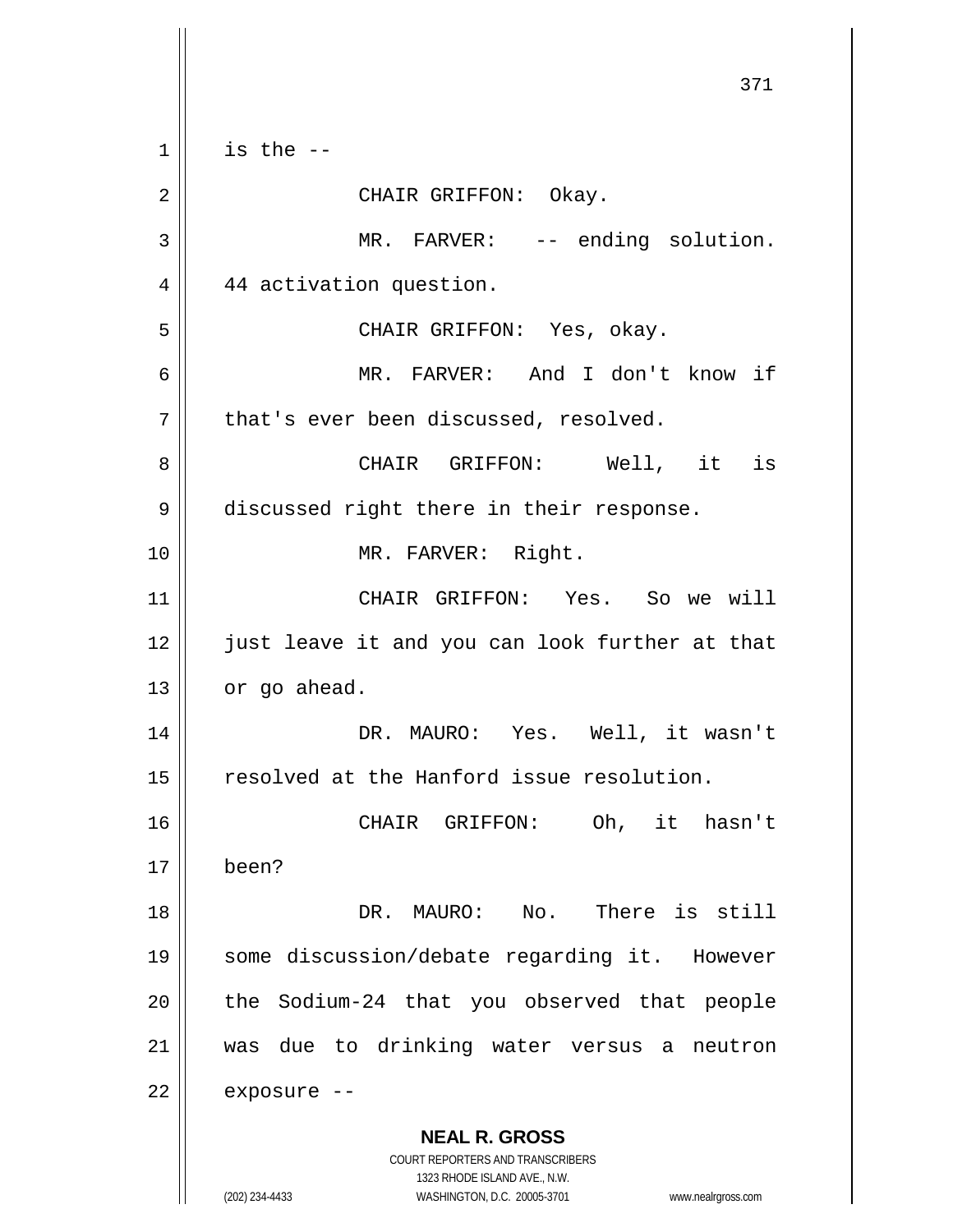is the --

CHAIR GRIFFON: Okay.

MR. FARVER: -- ending solution. 44 activation question.

CHAIR GRIFFON: Yes, okay.

MR. FARVER: And I don't know if that's ever been discussed, resolved.

CHAIR GRIFFON: Well, it is discussed right there in their response.

MR. FARVER: Right.

CHAIR GRIFFON: Yes. So we will just leave it and you can look further at that or go ahead.

DR. MAURO: Yes. Well, it wasn't resolved at the Hanford issue resolution.

CHAIR GRIFFON: Oh, it hasn't been?

DR. MAURO: No. There is still some discussion/debate regarding it. However the Sodium-24 that you observed that people was due to drinking water versus a neutron exposure --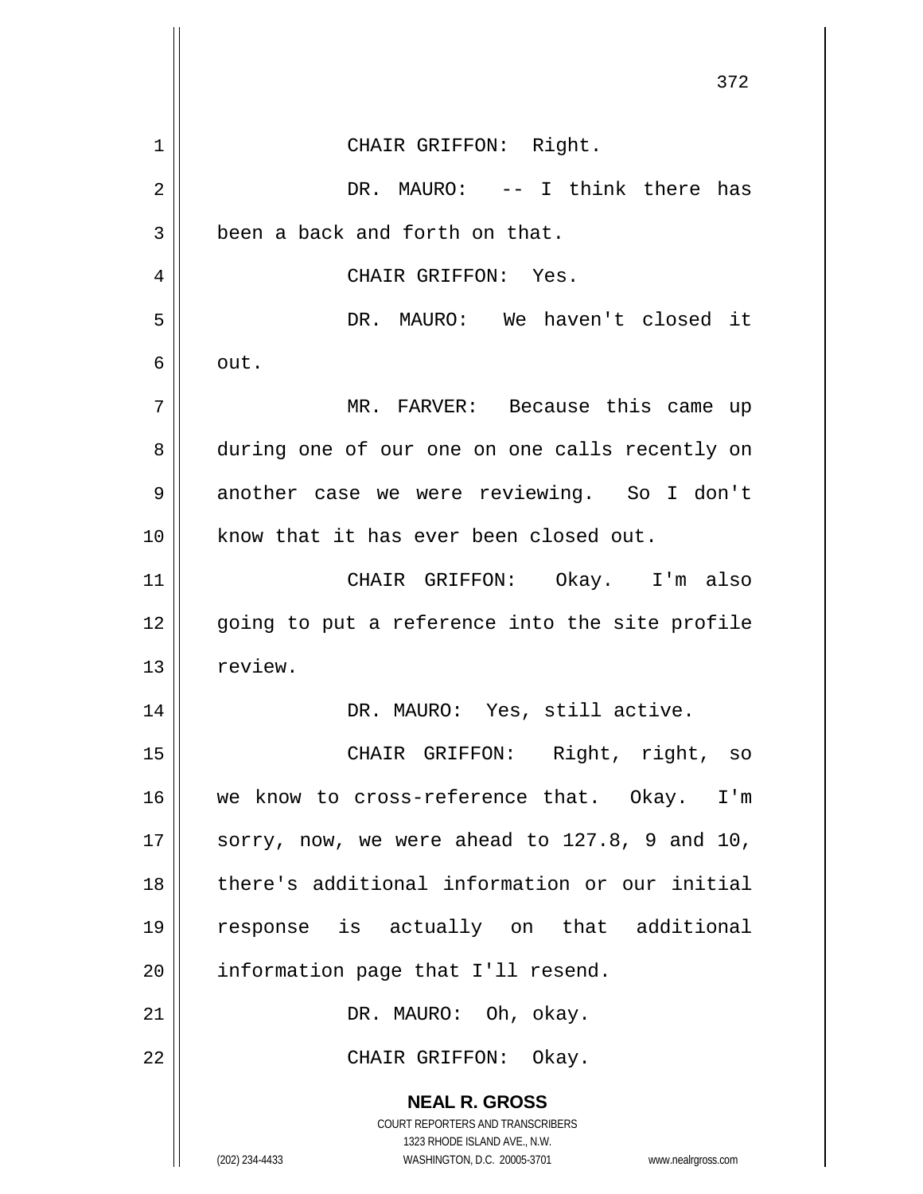CHAIR GRIFFON: Right.

DR. MAURO: -- I think there has been a back and forth on that.

CHAIR GRIFFON: Yes.

DR. MAURO: We haven't closed it out.

MR. FARVER: Because this came up during one of our one on one calls recently on another case we were reviewing. So I don't know that it has ever been closed out.

CHAIR GRIFFON: Okay. I'm also going to put a reference into the site profile review.

DR. MAURO: Yes, still active.

CHAIR GRIFFON: Right, right, so we know to cross-reference that. Okay. I'm sorry, now, we were ahead to 127.8, 9 and 10, there's additional information or our initial response is actually on that additional information page that I'll resend.

DR. MAURO: Oh, okay.

CHAIR GRIFFON: Okay.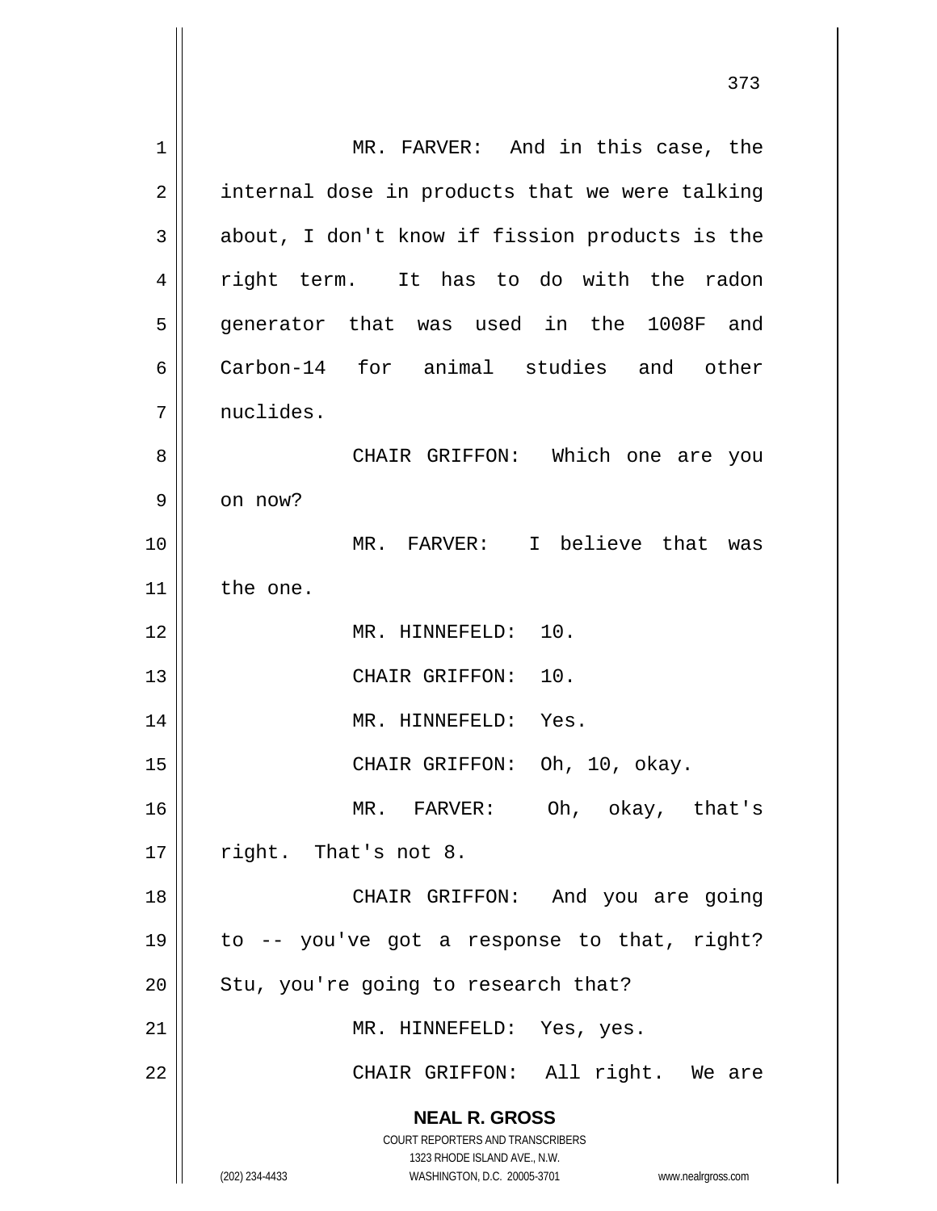MR. FARVER: And in this case, the internal dose in products that we were talking about, I don't know if fission products is the right term. It has to do with the radon generator that was used in the 1008F and Carbon-14 for animal studies and other nuclides.

CHAIR GRIFFON: Which one are you on now?

MR. FARVER: I believe that was the one.

MR. HINNEFELD: 10.

CHAIR GRIFFON: 10.

MR. HINNEFELD: Yes.

CHAIR GRIFFON: Oh, 10, okay.

MR. FARVER: Oh, okay, that's right. That's not 8.

CHAIR GRIFFON: And you are going to -- you've got a response to that, right? Stu, you're going to research that?

MR. HINNEFELD: Yes, yes.

CHAIR GRIFFON: All right. We are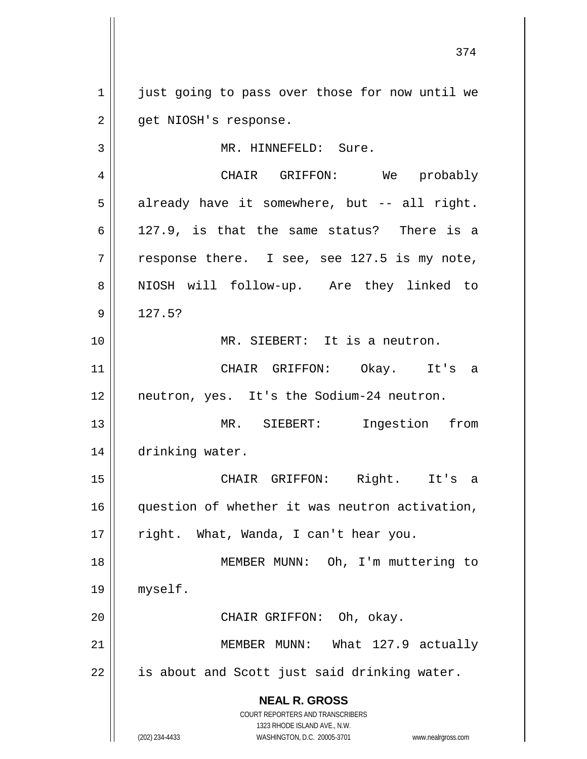just going to pass over those for now until we get NIOSH's response.

MR. HINNEFELD: Sure.

CHAIR GRIFFON: We probably already have it somewhere, but -- all right. 127.9, is that the same status? There is a response there. I see, see 127.5 is my note, NIOSH will follow-up. Are they linked to 127.5?

MR. SIEBERT: It is a neutron.

CHAIR GRIFFON: Okay. It's a neutron, yes. It's the Sodium-24 neutron.

MR. SIEBERT: Ingestion from drinking water.

CHAIR GRIFFON: Right. It's a question of whether it was neutron activation, right. What, Wanda, I can't hear you.

MEMBER MUNN: Oh, I'm muttering to myself.

CHAIR GRIFFON: Oh, okay.

MEMBER MUNN: What 127.9 actually is about and Scott just said drinking water.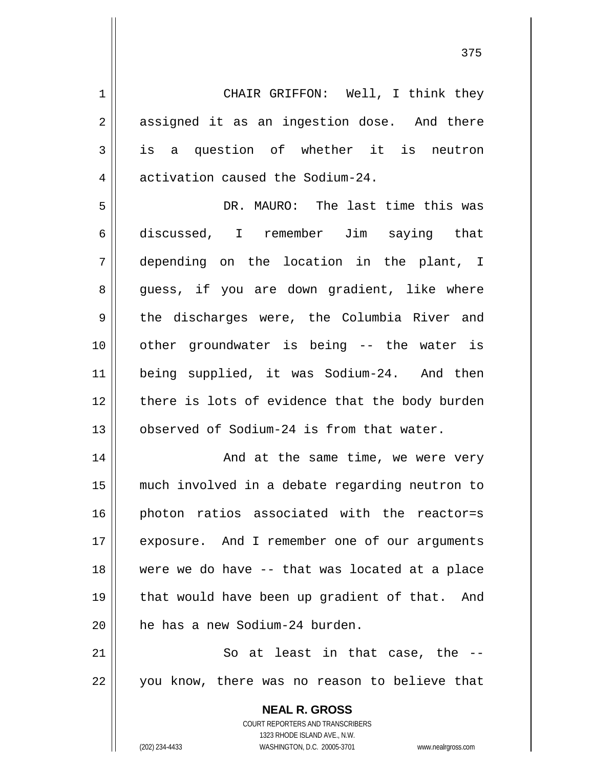CHAIR GRIFFON: Well, I think they assigned it as an ingestion dose. And there is a question of whether it is neutron activation caused the Sodium-24.

DR. MAURO: The last time this was discussed, I remember Jim saying that depending on the location in the plant, I guess, if you are down gradient, like where the discharges were, the Columbia River and other groundwater is being -- the water is being supplied, it was Sodium-24. And then there is lots of evidence that the body burden observed of Sodium-24 is from that water.

And at the same time, we were very much involved in a debate regarding neutron to photon ratios associated with the reactor=s exposure. And I remember one of our arguments were we do have -- that was located at a place that would have been up gradient of that. And he has a new Sodium-24 burden.

So at least in that case, the -- you know, there was no reason to believe that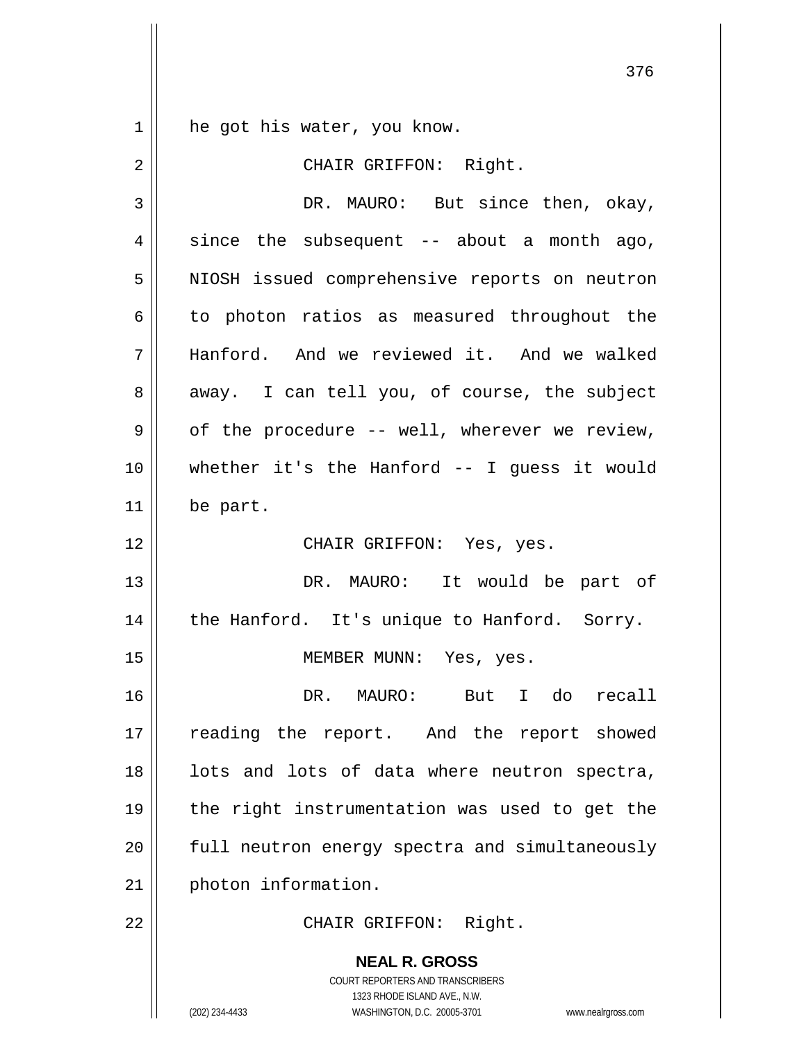he got his water, you know.

CHAIR GRIFFON: Right.

DR. MAURO: But since then, okay, since the subsequent -- about a month ago, NIOSH issued comprehensive reports on neutron to photon ratios as measured throughout the Hanford. And we reviewed it. And we walked away. I can tell you, of course, the subject of the procedure -- well, wherever we review, whether it's the Hanford -- I guess it would be part.

CHAIR GRIFFON: Yes, yes.

DR. MAURO: It would be part of the Hanford. It's unique to Hanford. Sorry.

MEMBER MUNN: Yes, yes.

DR. MAURO: But I do recall reading the report. And the report showed lots and lots of data where neutron spectra, the right instrumentation was used to get the full neutron energy spectra and simultaneously photon information.

CHAIR GRIFFON: Right.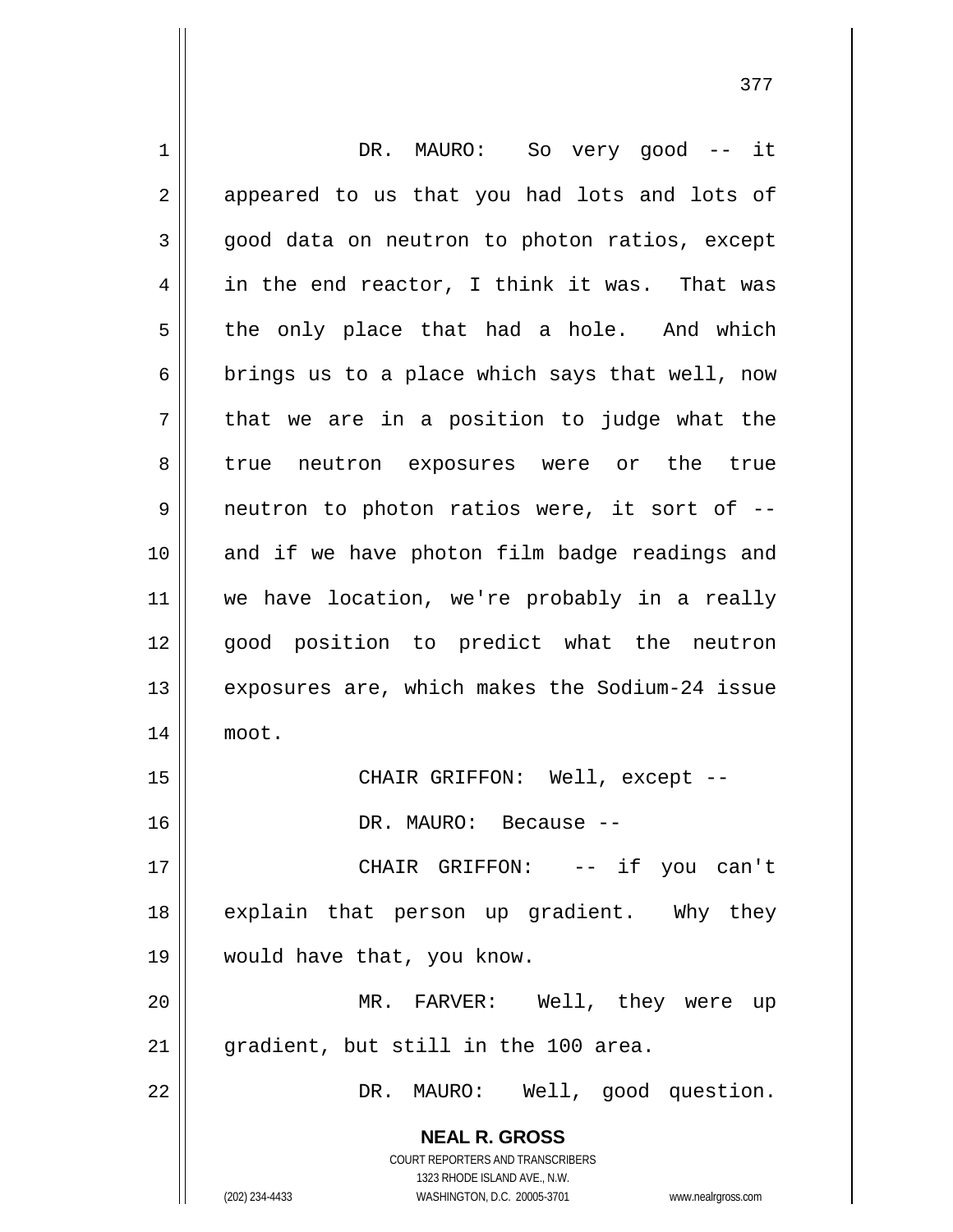DR. MAURO: So very good -- it appeared to us that you had lots and lots of good data on neutron to photon ratios, except in the end reactor, I think it was. That was the only place that had a hole. And which brings us to a place which says that well, now that we are in a position to judge what the true neutron exposures were or the true neutron to photon ratios were, it sort of -- and if we have photon film badge readings and we have location, we're probably in a really good position to predict what the neutron exposures are, which makes the Sodium-24 issue moot.

CHAIR GRIFFON: Well, except --

DR. MAURO: Because --

CHAIR GRIFFON: -- if you can't explain that person up gradient. Why they would have that, you know.

MR. FARVER: Well, they were up gradient, but still in the 100 area.

DR. MAURO: Well, good question.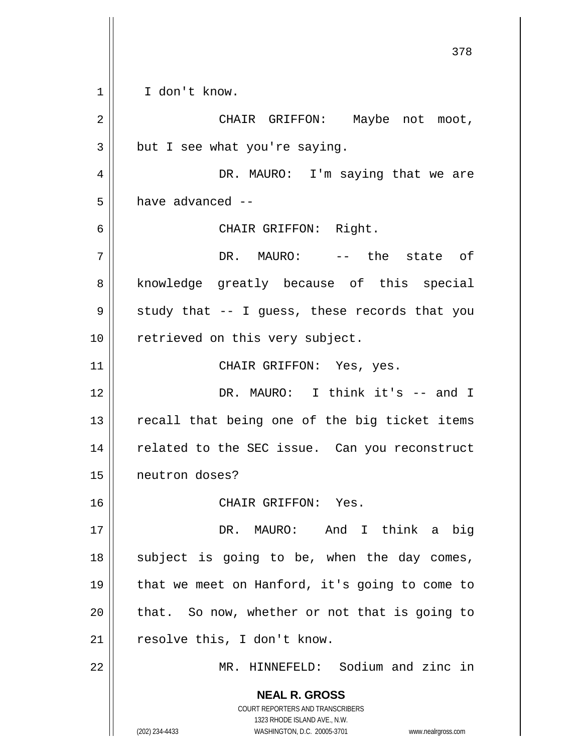I don't know.

CHAIR GRIFFON: Maybe not moot, but I see what you're saying.

DR. MAURO: I'm saying that we are have advanced --

CHAIR GRIFFON: Right.

DR. MAURO: -- the state of knowledge greatly because of this special study that -- I guess, these records that you retrieved on this very subject.

CHAIR GRIFFON: Yes, yes.

DR. MAURO: I think it's -- and I recall that being one of the big ticket items related to the SEC issue. Can you reconstruct neutron doses?

CHAIR GRIFFON: Yes.

DR. MAURO: And I think a big subject is going to be, when the day comes, that we meet on Hanford, it's going to come to that. So now, whether or not that is going to resolve this, I don't know.

MR. HINNEFELD: Sodium and zinc in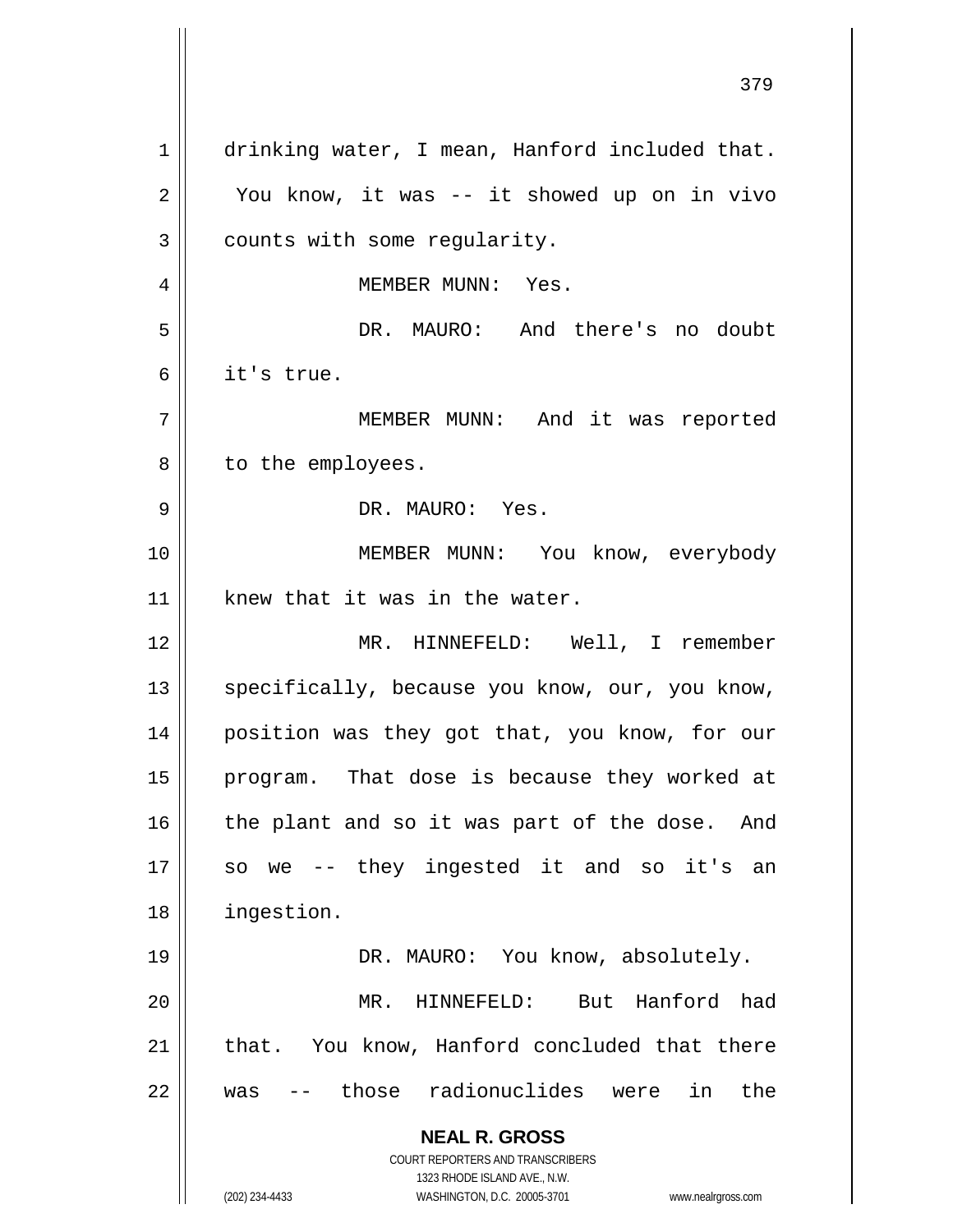drinking water, I mean, Hanford included that. You know, it was -- it showed up on in vivo counts with some regularity.

MEMBER MUNN: Yes.

DR. MAURO: And there's no doubt it's true.

MEMBER MUNN: And it was reported to the employees.

DR. MAURO: Yes.

MEMBER MUNN: You know, everybody knew that it was in the water.

MR. HINNEFELD: Well, I remember specifically, because you know, our, you know, position was they got that, you know, for our program. That dose is because they worked at the plant and so it was part of the dose. And so we -- they ingested it and so it's an ingestion.

DR. MAURO: You know, absolutely.

MR. HINNEFELD: But Hanford had that. You know, Hanford concluded that there was -- those radionuclides were in the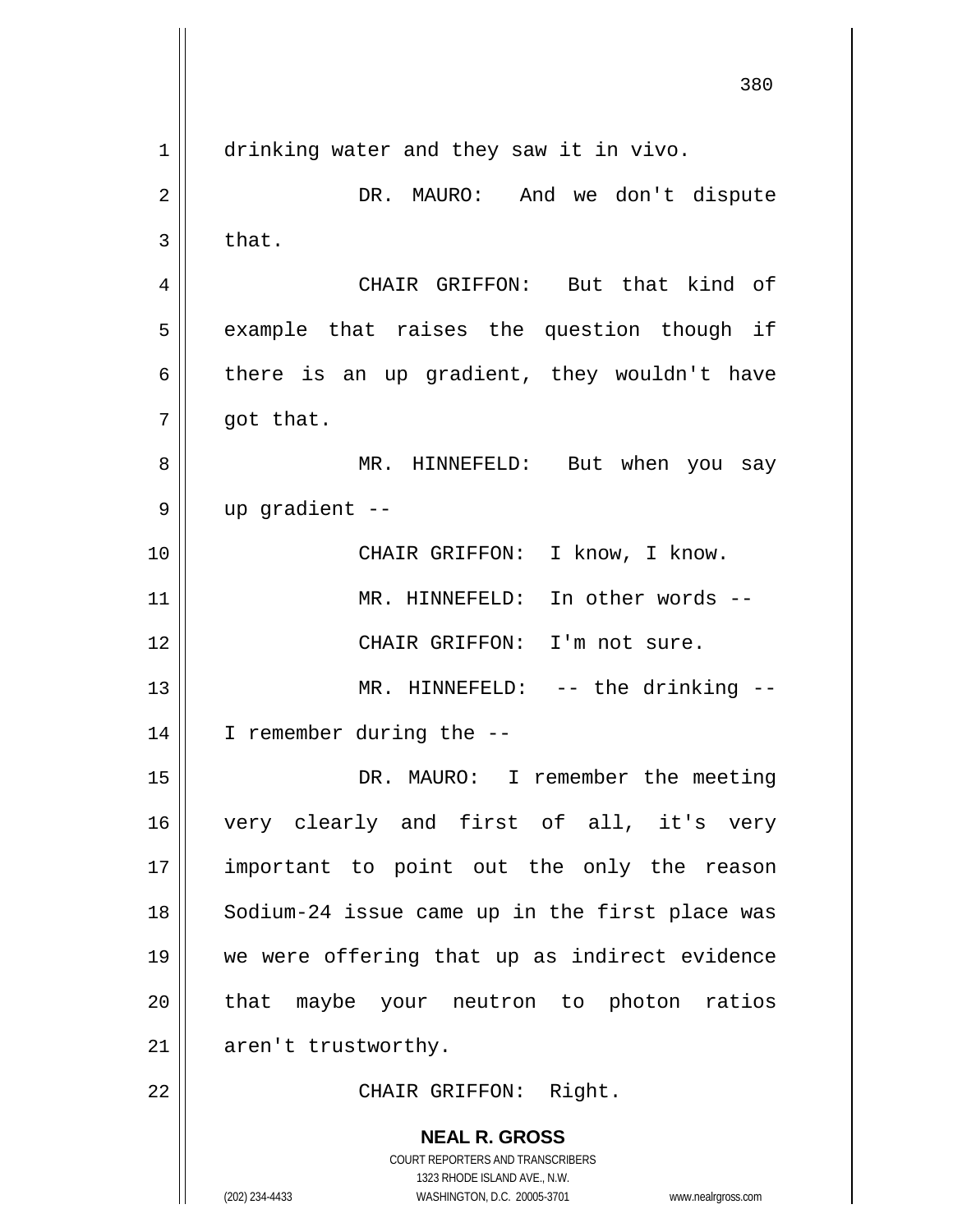drinking water and they saw it in vivo.

DR. MAURO: And we don't dispute that.

CHAIR GRIFFON: But that kind of example that raises the question though if there is an up gradient, they wouldn't have got that.

MR. HINNEFELD: But when you say up gradient --

CHAIR GRIFFON: I know, I know.

MR. HINNEFELD: In other words --

CHAIR GRIFFON: I'm not sure.

MR. HINNEFELD: -- the drinking -- I remember during the --

DR. MAURO: I remember the meeting very clearly and first of all, it's very important to point out the only the reason Sodium-24 issue came up in the first place was we were offering that up as indirect evidence that maybe your neutron to photon ratios aren't trustworthy.

CHAIR GRIFFON: Right.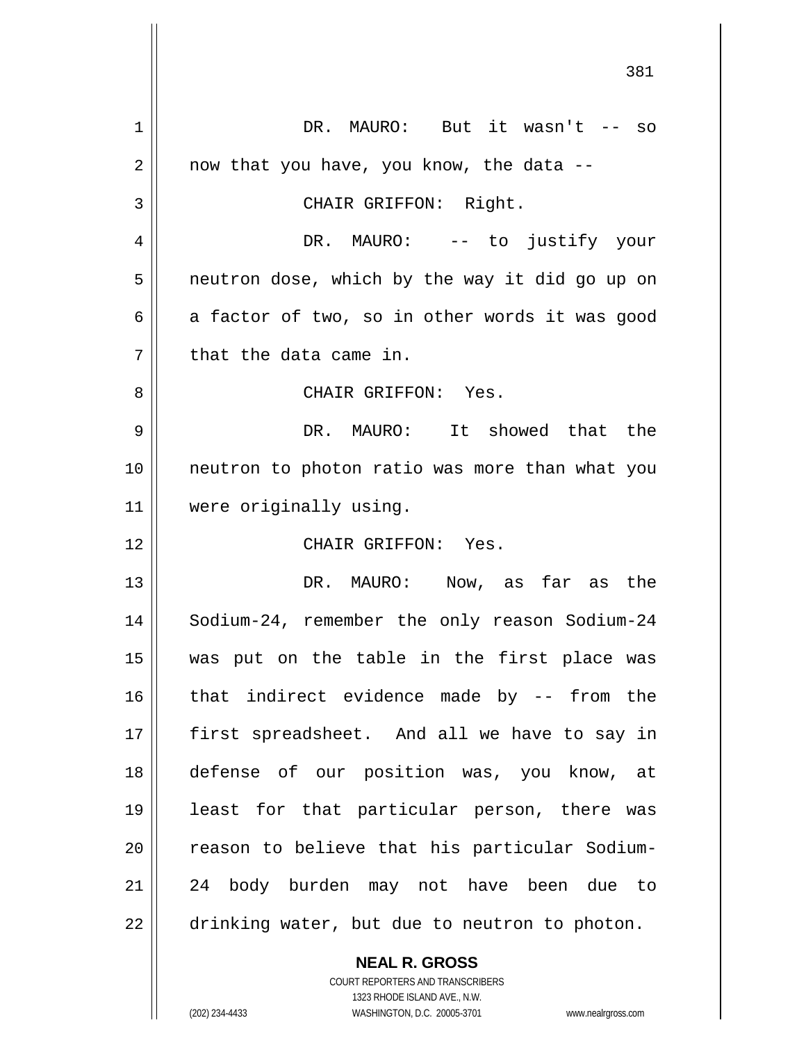DR. MAURO: But it wasn't -- so now that you have, you know, the data --

CHAIR GRIFFON: Right.

DR. MAURO: -- to justify your neutron dose, which by the way it did go up on a factor of two, so in other words it was good that the data came in.

CHAIR GRIFFON: Yes.

DR. MAURO: It showed that the neutron to photon ratio was more than what you were originally using.

CHAIR GRIFFON: Yes.

DR. MAURO: Now, as far as the Sodium-24, remember the only reason Sodium-24 was put on the table in the first place was that indirect evidence made by -- from the first spreadsheet. And all we have to say in defense of our position was, you know, at least for that particular person, there was reason to believe that his particular Sodium-24 body burden may not have been due to drinking water, but due to neutron to photon.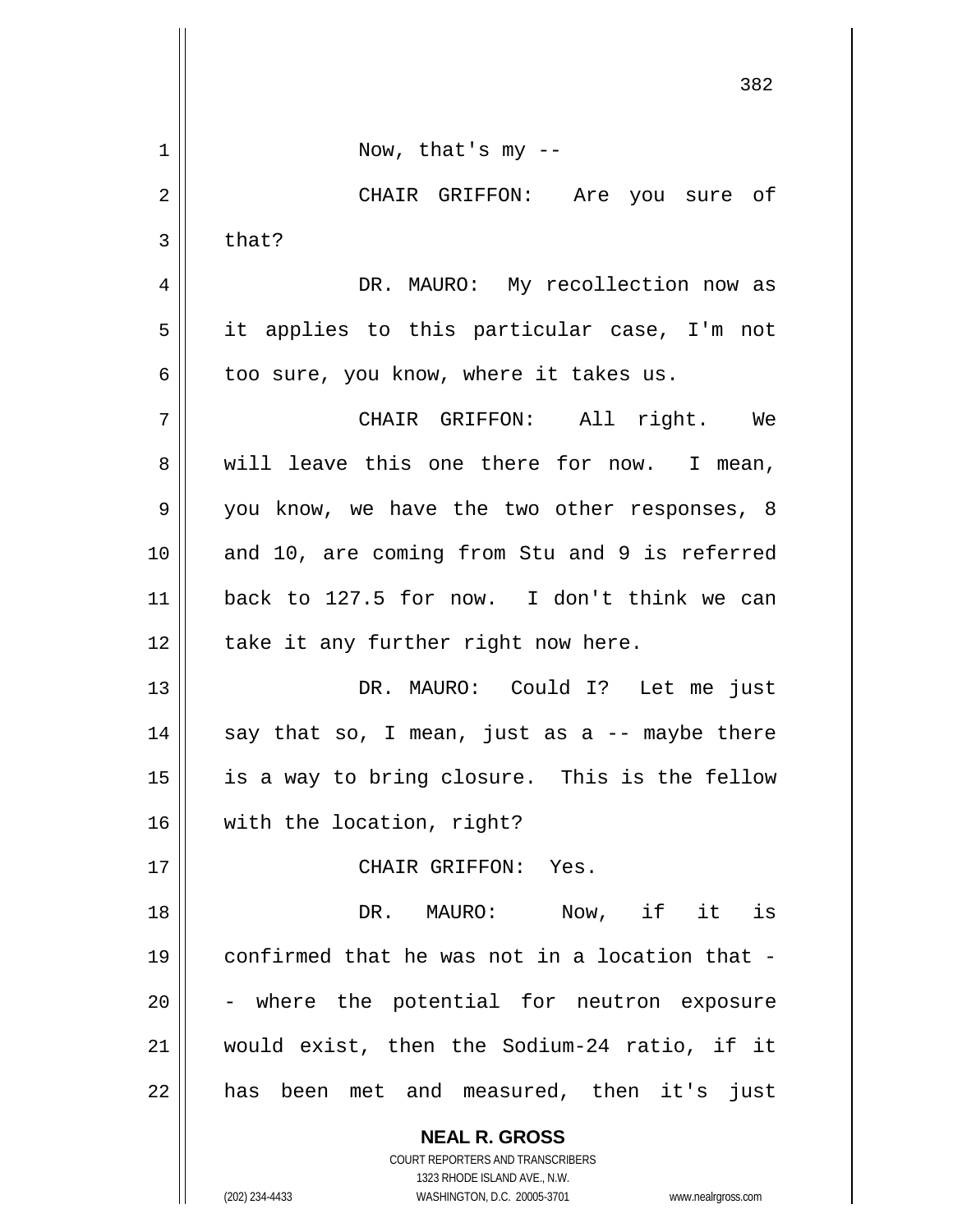Now, that's my --

CHAIR GRIFFON: Are you sure of that?

DR. MAURO: My recollection now as it applies to this particular case, I'm not too sure, you know, where it takes us.

CHAIR GRIFFON: All right. We will leave this one there for now. I mean, you know, we have the two other responses, 8 and 10, are coming from Stu and 9 is referred back to 127.5 for now. I don't think we can take it any further right now here.

DR. MAURO: Could I? Let me just say that so, I mean, just as a -- maybe there is a way to bring closure. This is the fellow with the location, right?

CHAIR GRIFFON: Yes.

DR. MAURO: Now, if it is confirmed that he was not in a location that -- where the potential for neutron exposure would exist, then the Sodium-24 ratio, if it has been met and measured, then it's just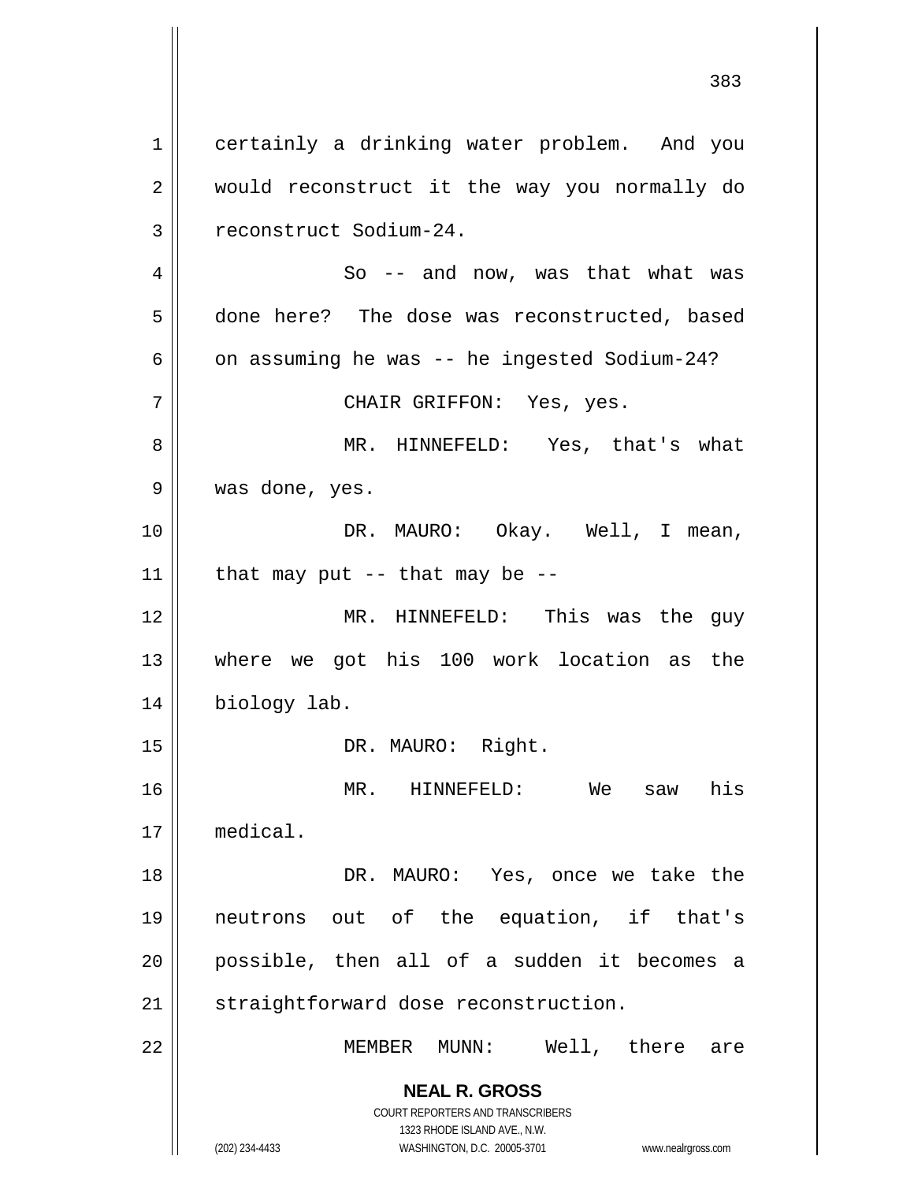certainly a drinking water problem. And you would reconstruct it the way you normally do reconstruct Sodium-24.

So -- and now, was that what was done here? The dose was reconstructed, based on assuming he was -- he ingested Sodium-24?

CHAIR GRIFFON: Yes, yes.

MR. HINNEFELD: Yes, that's what was done, yes.

DR. MAURO: Okay. Well, I mean, that may put -- that may be --

MR. HINNEFELD: This was the guy where we got his 100 work location as the biology lab.

DR. MAURO: Right.

MR. HINNEFELD: We saw his medical.

DR. MAURO: Yes, once we take the neutrons out of the equation, if that's possible, then all of a sudden it becomes a straightforward dose reconstruction.

MEMBER MUNN: Well, there are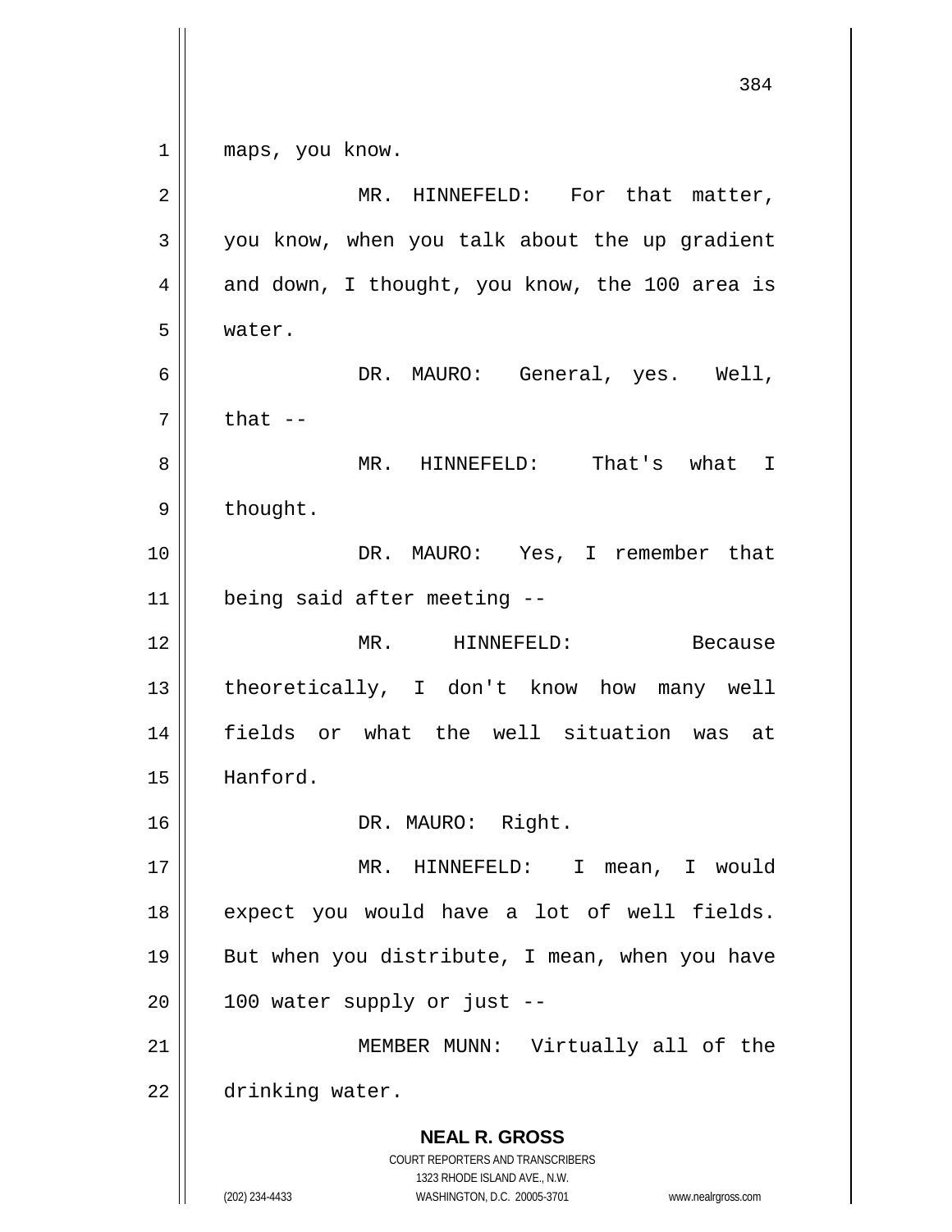maps, you know.

MR. HINNEFELD: For that matter, you know, when you talk about the up gradient and down, I thought, you know, the 100 area is water.

DR. MAURO: General, yes. Well, that --

MR. HINNEFELD: That's what I thought.

DR. MAURO: Yes, I remember that being said after meeting --

MR. HINNEFELD: Because theoretically, I don't know how many well fields or what the well situation was at Hanford.

DR. MAURO: Right.

MR. HINNEFELD: I mean, I would expect you would have a lot of well fields. But when you distribute, I mean, when you have 100 water supply or just --

MEMBER MUNN: Virtually all of the drinking water.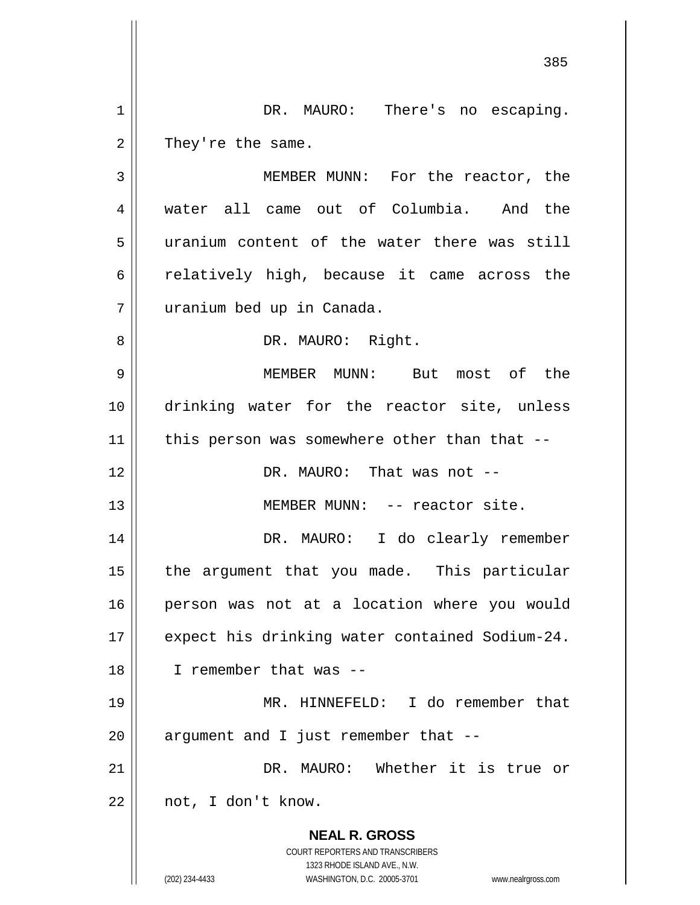DR. MAURO: There's no escaping. They're the same.

MEMBER MUNN: For the reactor, the water all came out of Columbia. And the uranium content of the water there was still relatively high, because it came across the uranium bed up in Canada.

DR. MAURO: Right.

MEMBER MUNN: But most of the drinking water for the reactor site, unless this person was somewhere other than that --

DR. MAURO: That was not --

MEMBER MUNN: -- reactor site.

DR. MAURO: I do clearly remember the argument that you made. This particular person was not at a location where you would expect his drinking water contained Sodium-24. I remember that was --

MR. HINNEFELD: I do remember that argument and I just remember that --

DR. MAURO: Whether it is true or not, I don't know.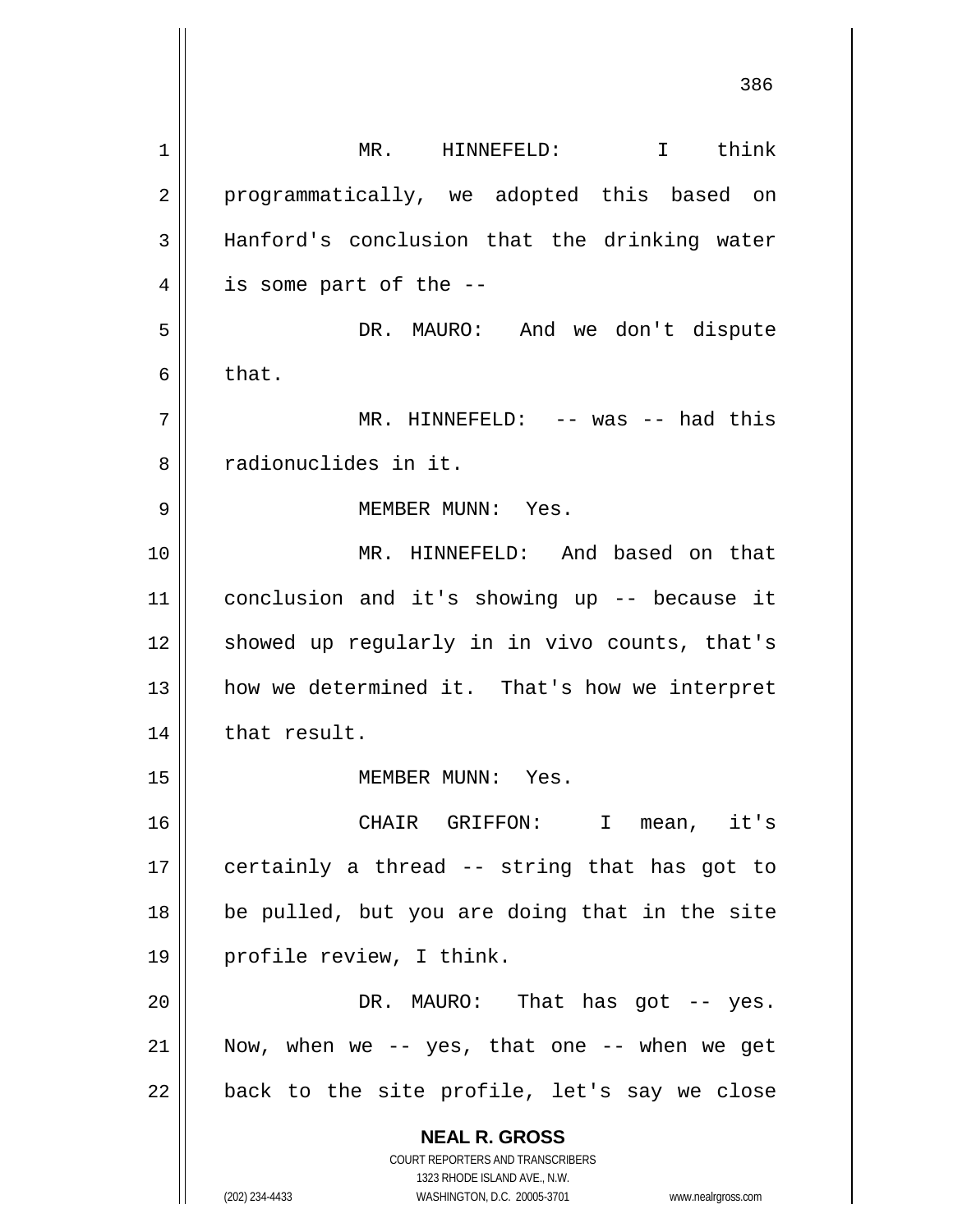MR. HINNEFELD: I think programmatically, we adopted this based on Hanford's conclusion that the drinking water is some part of the --

DR. MAURO: And we don't dispute that.

MR. HINNEFELD: -- was -- had this radionuclides in it.

MEMBER MUNN: Yes.

MR. HINNEFELD: And based on that conclusion and it's showing up -- because it showed up regularly in in vivo counts, that's how we determined it. That's how we interpret that result.

MEMBER MUNN: Yes.

CHAIR GRIFFON: I mean, it's certainly a thread -- string that has got to be pulled, but you are doing that in the site profile review, I think.

DR. MAURO: That has got -- yes. Now, when we -- yes, that one -- when we get back to the site profile, let's say we close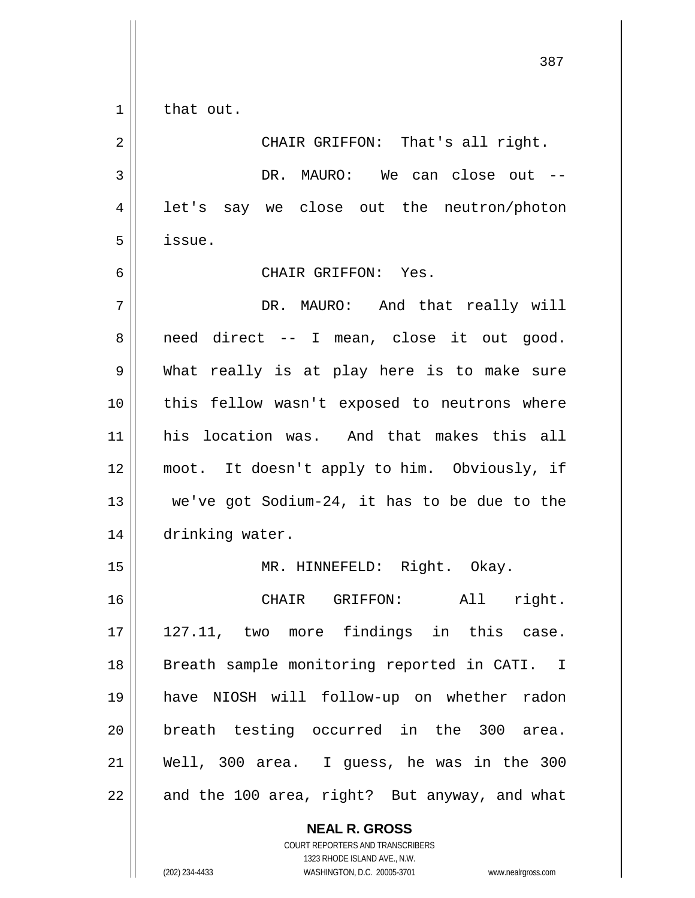that out.

CHAIR GRIFFON: That's all right.

DR. MAURO: We can close out -- let's say we close out the neutron/photon issue.

CHAIR GRIFFON: Yes.

DR. MAURO: And that really will need direct -- I mean, close it out good. What really is at play here is to make sure this fellow wasn't exposed to neutrons where his location was. And that makes this all moot. It doesn't apply to him. Obviously, if we've got Sodium-24, it has to be due to the drinking water.

MR. HINNEFELD: Right. Okay.

CHAIR GRIFFON: All right. 127.11, two more findings in this case. Breath sample monitoring reported in CATI. I have NIOSH will follow-up on whether radon breath testing occurred in the 300 area. Well, 300 area. I guess, he was in the 300 and the 100 area, right? But anyway, and what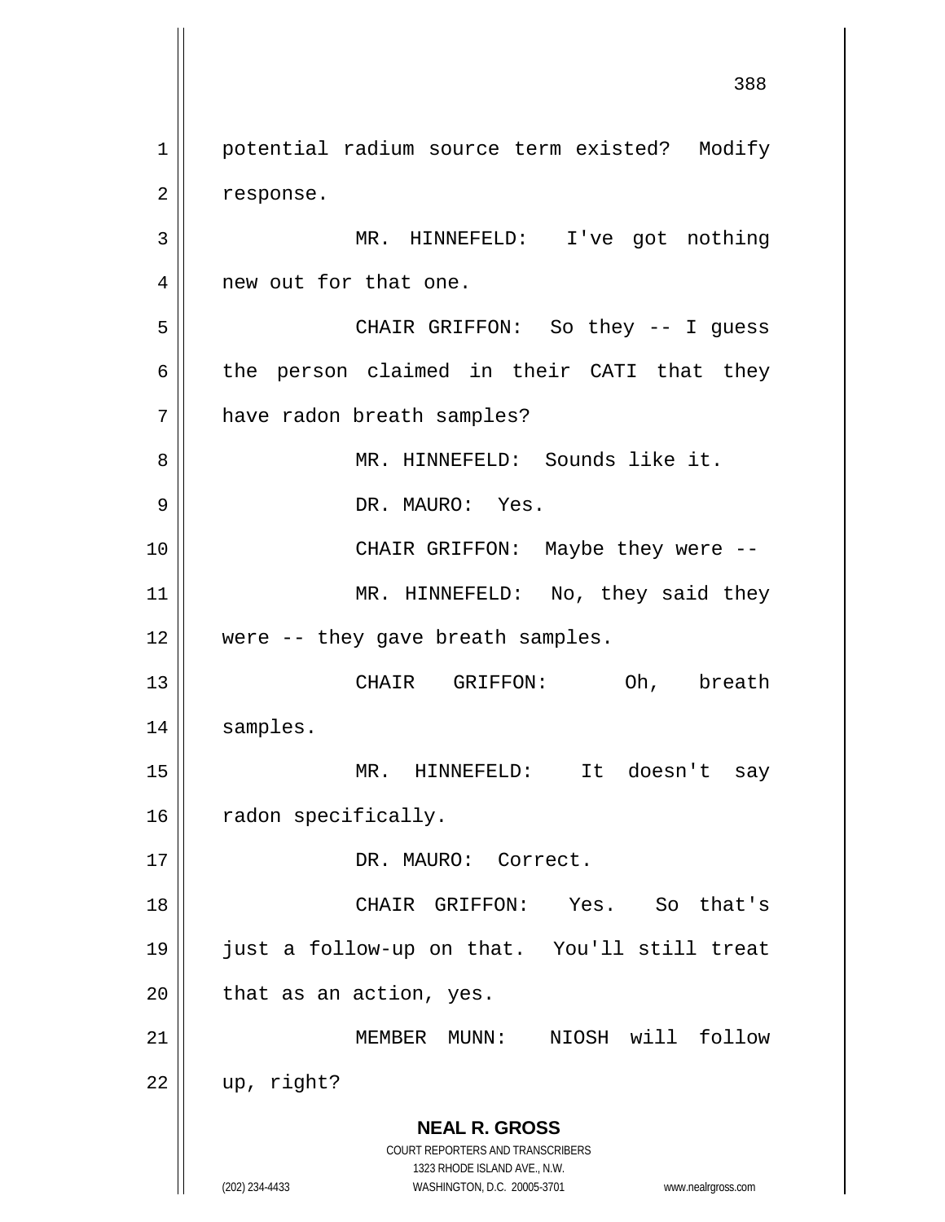potential radium source term existed? Modify response.

MR. HINNEFELD: I've got nothing new out for that one.

CHAIR GRIFFON: So they -- I guess the person claimed in their CATI that they have radon breath samples?

MR. HINNEFELD: Sounds like it.

DR. MAURO: Yes.

CHAIR GRIFFON: Maybe they were --

MR. HINNEFELD: No, they said they were -- they gave breath samples.

CHAIR GRIFFON: Oh, breath samples.

MR. HINNEFELD: It doesn't say radon specifically.

DR. MAURO: Correct.

CHAIR GRIFFON: Yes. So that's just a follow-up on that. You'll still treat that as an action, yes.

MEMBER MUNN: NIOSH will follow up, right?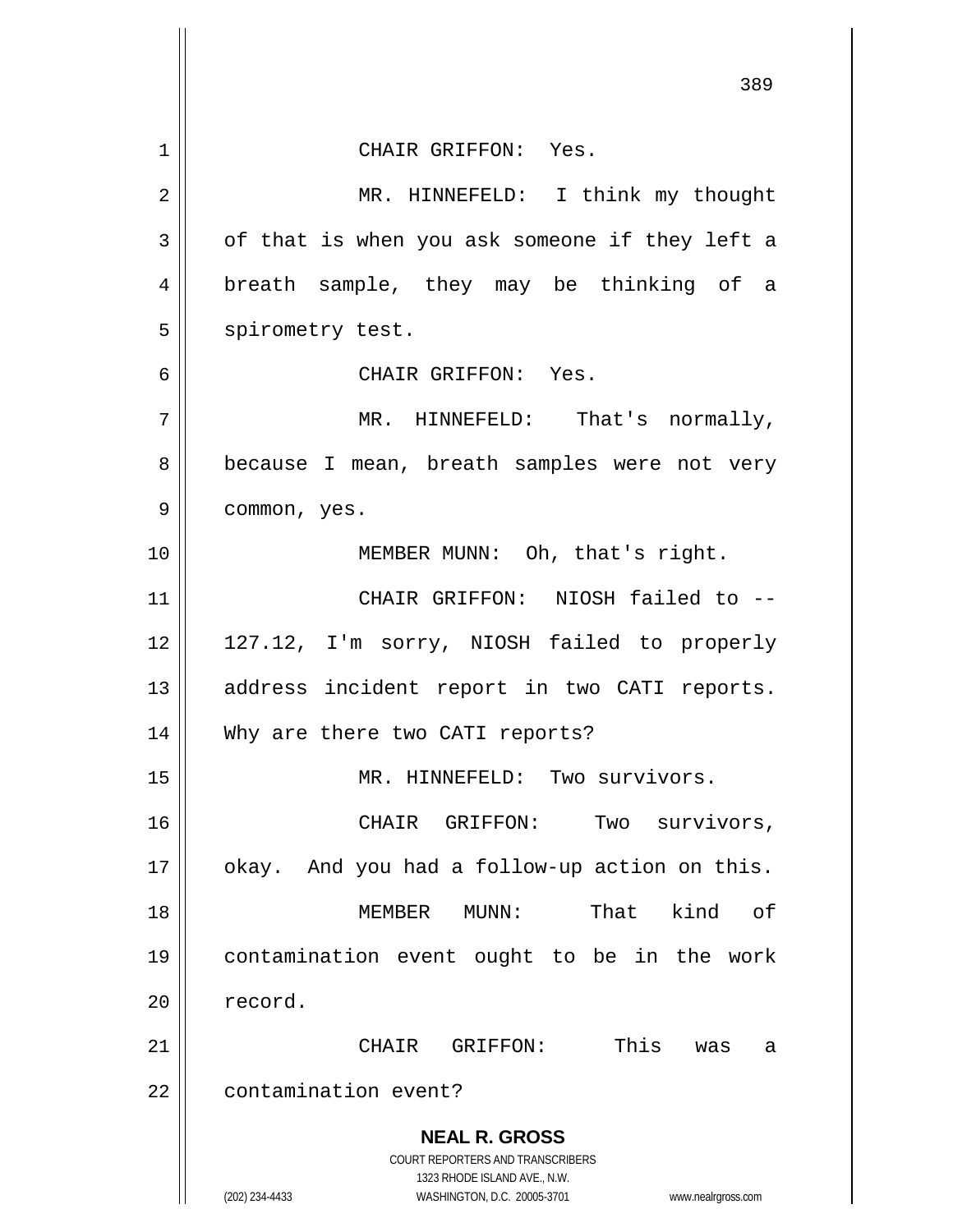CHAIR GRIFFON: Yes.

MR. HINNEFELD: I think my thought of that is when you ask someone if they left a breath sample, they may be thinking of a spirometry test.

CHAIR GRIFFON: Yes.

MR. HINNEFELD: That's normally, because I mean, breath samples were not very common, yes.

MEMBER MUNN: Oh, that's right.

CHAIR GRIFFON: NIOSH failed to -- 127.12, I'm sorry, NIOSH failed to properly address incident report in two CATI reports. Why are there two CATI reports?

MR. HINNEFELD: Two survivors.

CHAIR GRIFFON: Two survivors, okay. And you had a follow-up action on this.

MEMBER MUNN: That kind of contamination event ought to be in the work record.

CHAIR GRIFFON: This was a contamination event?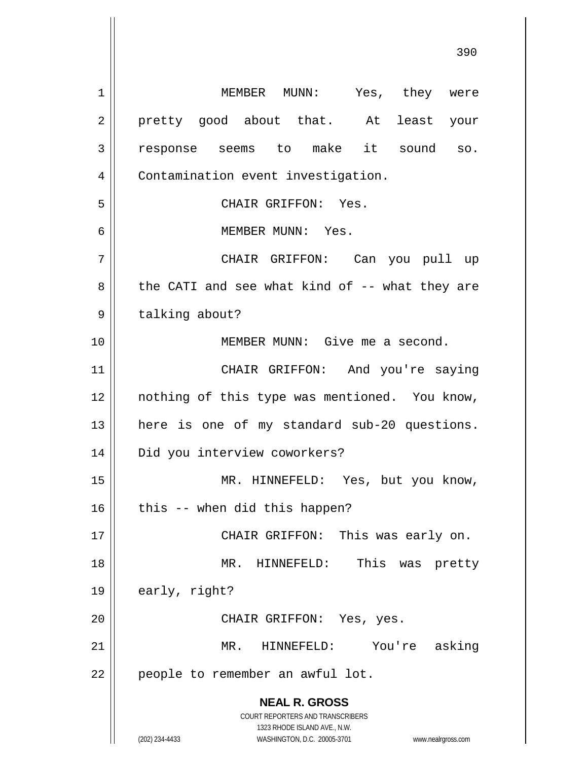MEMBER MUNN: Yes, they were pretty good about that. At least your response seems to make it sound so. Contamination event investigation.

CHAIR GRIFFON: Yes.

MEMBER MUNN: Yes.

CHAIR GRIFFON: Can you pull up the CATI and see what kind of -- what they are talking about?

MEMBER MUNN: Give me a second.

CHAIR GRIFFON: And you're saying nothing of this type was mentioned. You know, here is one of my standard sub-20 questions. Did you interview coworkers?

MR. HINNEFELD: Yes, but you know, this -- when did this happen?

CHAIR GRIFFON: This was early on.

MR. HINNEFELD: This was pretty early, right?

CHAIR GRIFFON: Yes, yes.

MR. HINNEFELD: You're asking people to remember an awful lot.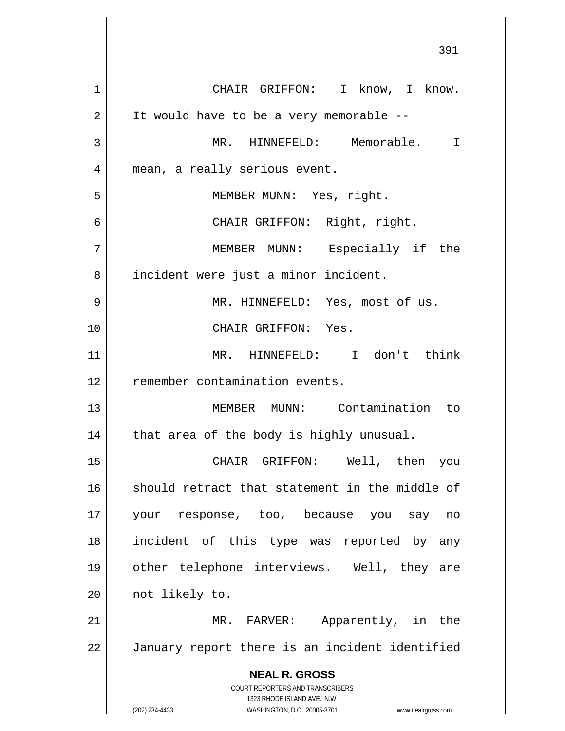CHAIR GRIFFON: I know, I know. It would have to be a very memorable --

MR. HINNEFELD: Memorable. I mean, a really serious event.

MEMBER MUNN: Yes, right.

CHAIR GRIFFON: Right, right.

MEMBER MUNN: Especially if the incident were just a minor incident.

MR. HINNEFELD: Yes, most of us.

CHAIR GRIFFON: Yes.

MR. HINNEFELD: I don't think remember contamination events.

MEMBER MUNN: Contamination to that area of the body is highly unusual.

CHAIR GRIFFON: Well, then you should retract that statement in the middle of your response, too, because you say no incident of this type was reported by any other telephone interviews. Well, they are not likely to.

MR. FARVER: Apparently, in the January report there is an incident identified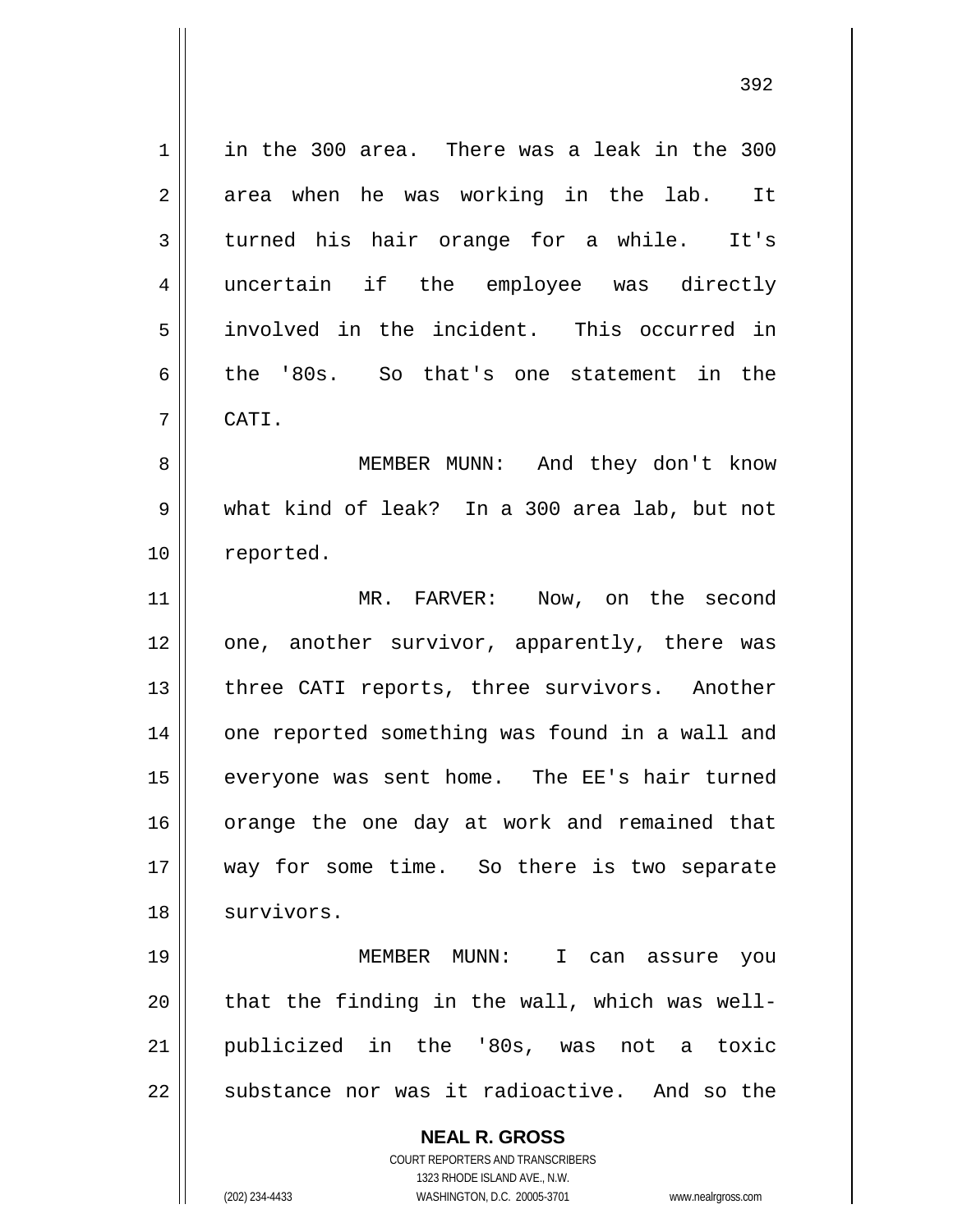in the 300 area. There was a leak in the 300 area when he was working in the lab. It turned his hair orange for a while. It's uncertain if the employee was directly involved in the incident. This occurred in the '80s. So that's one statement in the CATI.

MEMBER MUNN: And they don't know what kind of leak? In a 300 area lab, but not reported.

MR. FARVER: Now, on the second one, another survivor, apparently, there was three CATI reports, three survivors. Another one reported something was found in a wall and everyone was sent home. The EE's hair turned orange the one day at work and remained that way for some time. So there is two separate survivors.

MEMBER MUNN: I can assure you that the finding in the wall, which was well-publicized in the '80s, was not a toxic substance nor was it radioactive. And so the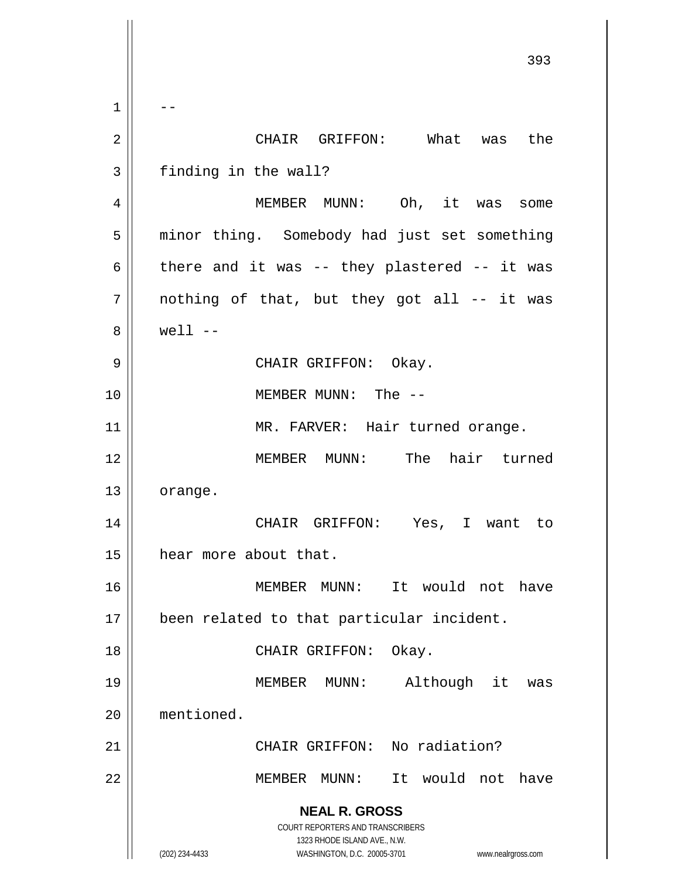--

CHAIR GRIFFON: What was the finding in the wall?

MEMBER MUNN: Oh, it was some minor thing. Somebody had just set something there and it was -- they plastered -- it was nothing of that, but they got all -- it was well --

CHAIR GRIFFON: Okay.

MEMBER MUNN: The --

MR. FARVER: Hair turned orange.

MEMBER MUNN: The hair turned orange.

CHAIR GRIFFON: Yes, I want to hear more about that.

MEMBER MUNN: It would not have been related to that particular incident.

CHAIR GRIFFON: Okay.

MEMBER MUNN: Although it was mentioned.

CHAIR GRIFFON: No radiation?

MEMBER MUNN: It would not have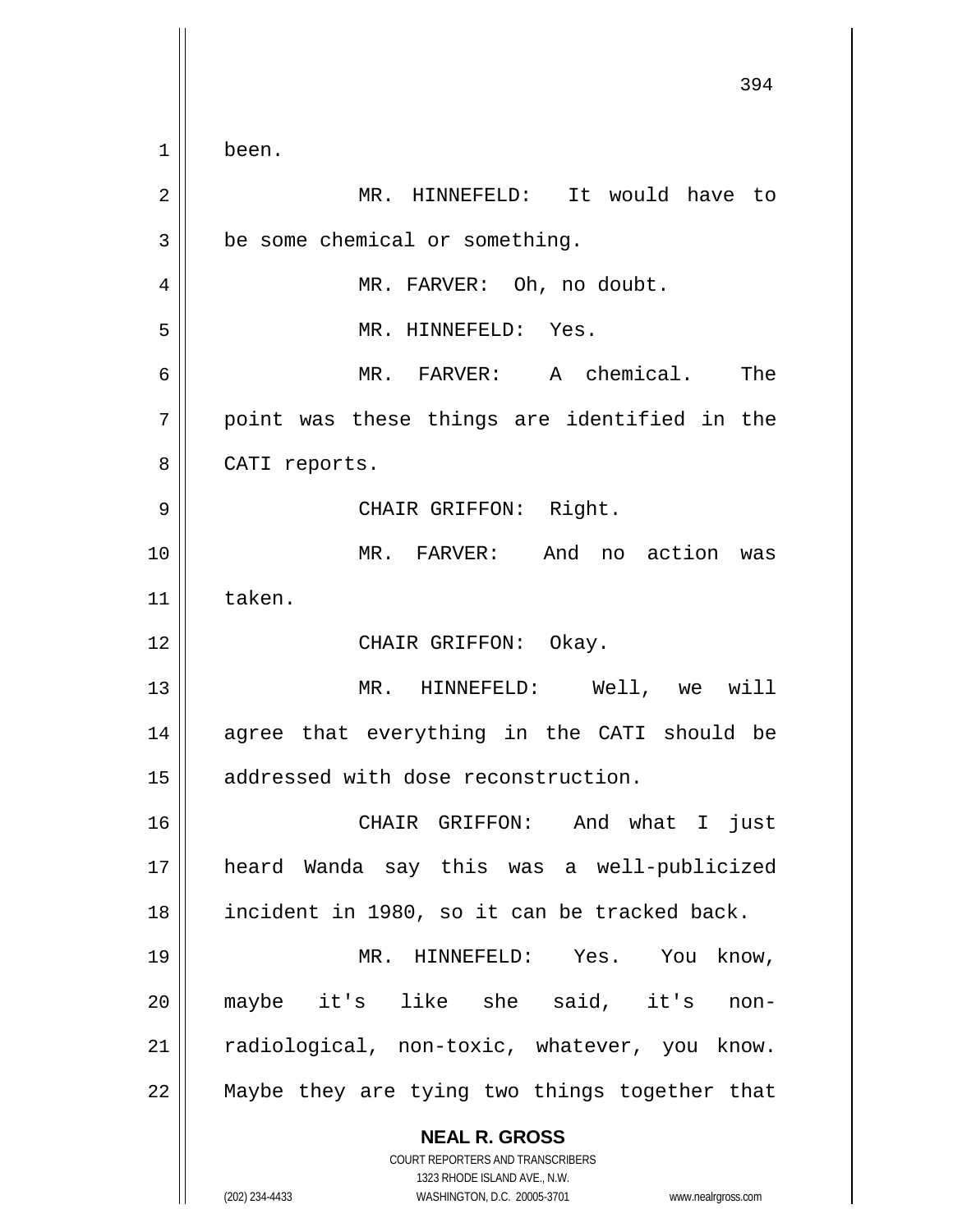been.

MR. HINNEFELD: It would have to be some chemical or something.

MR. FARVER: Oh, no doubt.

MR. HINNEFELD: Yes.

MR. FARVER: A chemical. The point was these things are identified in the CATI reports.

CHAIR GRIFFON: Right.

MR. FARVER: And no action was taken.

CHAIR GRIFFON: Okay.

MR. HINNEFELD: Well, we will agree that everything in the CATI should be addressed with dose reconstruction.

CHAIR GRIFFON: And what I just heard Wanda say this was a well-publicized incident in 1980, so it can be tracked back.

MR. HINNEFELD: Yes. You know, maybe it's like she said, it's non-radiological, non-toxic, whatever, you know. Maybe they are tying two things together that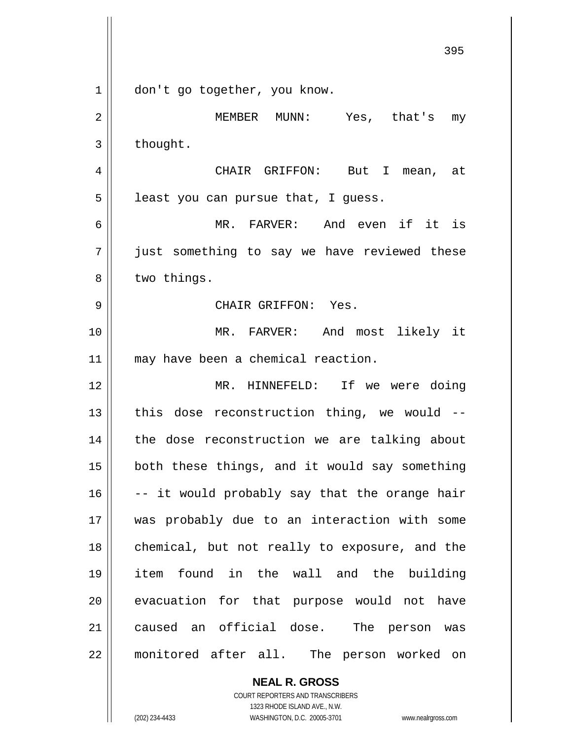don't go together, you know.

MEMBER MUNN: Yes, that's my thought.

CHAIR GRIFFON: But I mean, at least you can pursue that, I guess.

MR. FARVER: And even if it is just something to say we have reviewed these two things.

CHAIR GRIFFON: Yes.

MR. FARVER: And most likely it may have been a chemical reaction.

MR. HINNEFELD: If we were doing this dose reconstruction thing, we would -- the dose reconstruction we are talking about both these things, and it would say something -- it would probably say that the orange hair was probably due to an interaction with some chemical, but not really to exposure, and the item found in the wall and the building evacuation for that purpose would not have caused an official dose. The person was monitored after all. The person worked on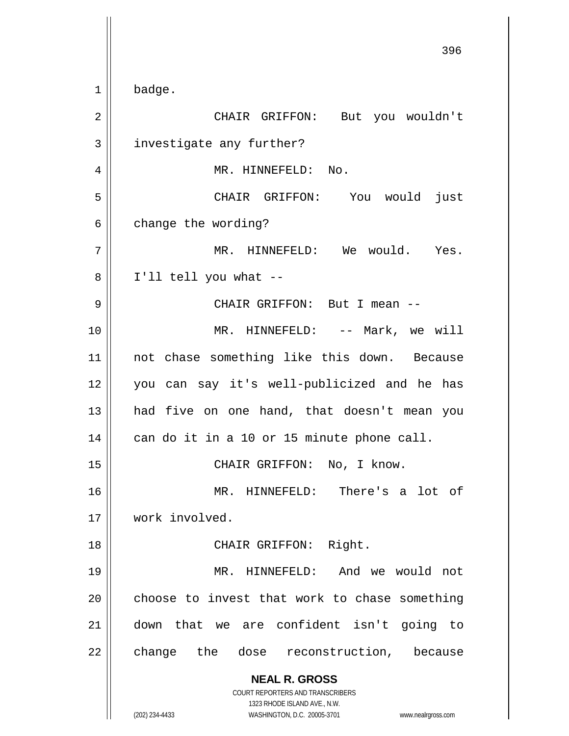badge.

CHAIR GRIFFON: But you wouldn't investigate any further?

MR. HINNEFELD: No.

CHAIR GRIFFON: You would just change the wording?

MR. HINNEFELD: We would. Yes. I'll tell you what --

CHAIR GRIFFON: But I mean --

MR. HINNEFELD: -- Mark, we will not chase something like this down. Because you can say it's well-publicized and he has had five on one hand, that doesn't mean you can do it in a 10 or 15 minute phone call.

CHAIR GRIFFON: No, I know.

MR. HINNEFELD: There's a lot of work involved.

CHAIR GRIFFON: Right.

MR. HINNEFELD: And we would not choose to invest that work to chase something down that we are confident isn't going to change the dose reconstruction, because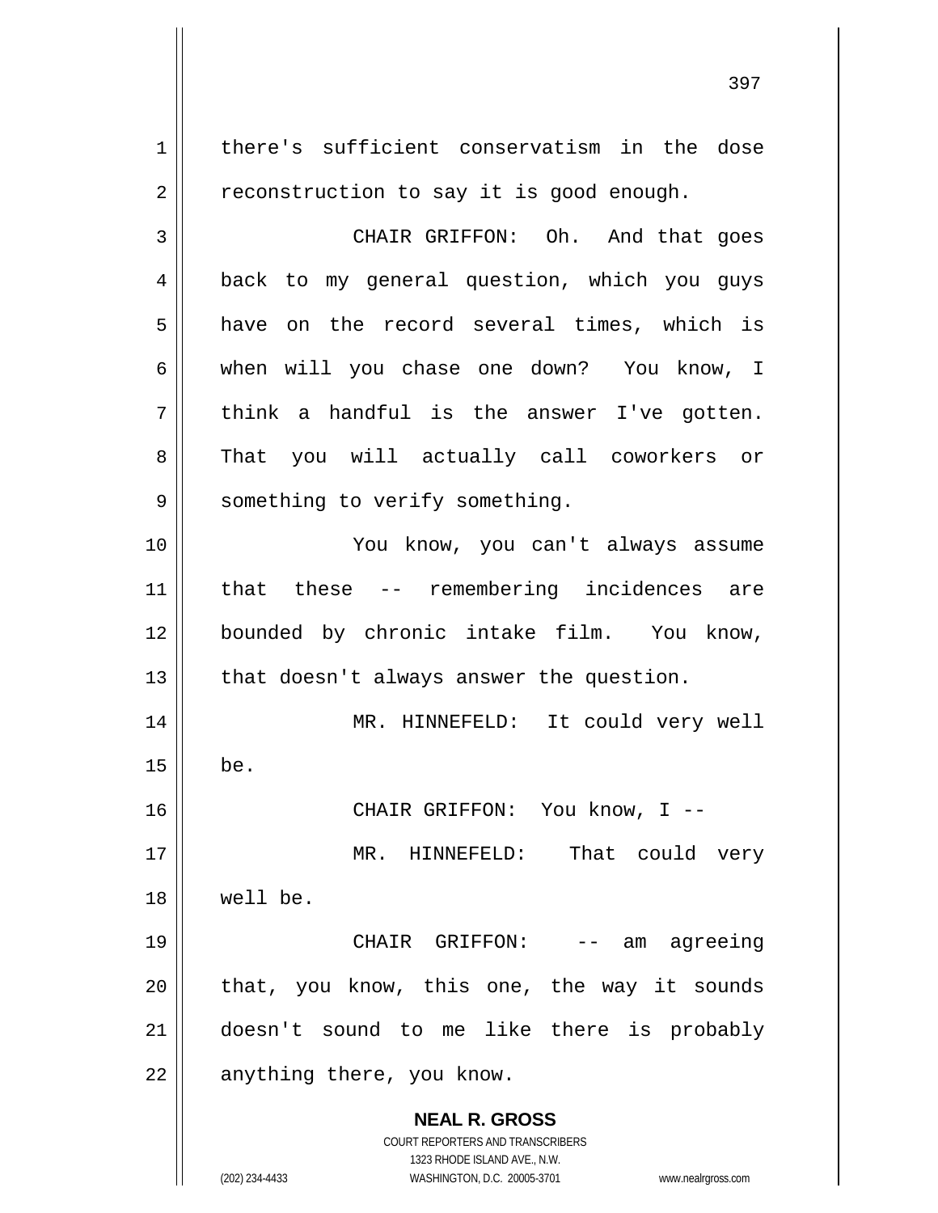there's sufficient conservatism in the dose reconstruction to say it is good enough.

CHAIR GRIFFON: Oh. And that goes back to my general question, which you guys have on the record several times, which is when will you chase one down? You know, I think a handful is the answer I've gotten. That you will actually call coworkers or something to verify something.

You know, you can't always assume that these -- remembering incidences are bounded by chronic intake film. You know, that doesn't always answer the question.

MR. HINNEFELD: It could very well be.

CHAIR GRIFFON: You know, I --

MR. HINNEFELD: That could very well be.

CHAIR GRIFFON: -- am agreeing that, you know, this one, the way it sounds doesn't sound to me like there is probably anything there, you know.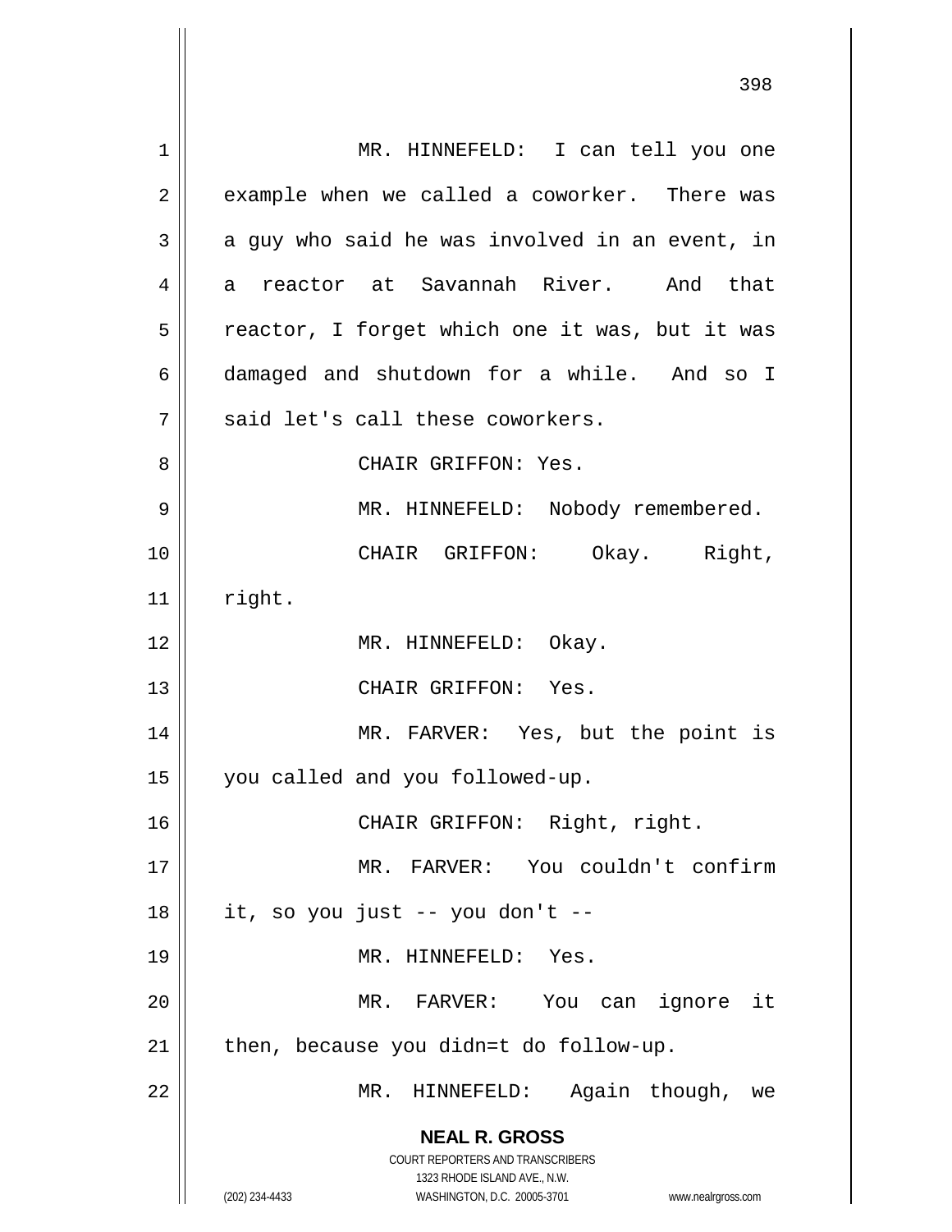MR. HINNEFELD: I can tell you one example when we called a coworker. There was a guy who said he was involved in an event, in a reactor at Savannah River. And that reactor, I forget which one it was, but it was damaged and shutdown for a while. And so I said let's call these coworkers.

CHAIR GRIFFON: Yes.

MR. HINNEFELD: Nobody remembered.

CHAIR GRIFFON: Okay. Right, right.

MR. HINNEFELD: Okay.

CHAIR GRIFFON: Yes.

MR. FARVER: Yes, but the point is you called and you followed-up.

CHAIR GRIFFON: Right, right.

MR. FARVER: You couldn't confirm it, so you just -- you don't --

MR. HINNEFELD: Yes.

MR. FARVER: You can ignore it then, because you didn=t do follow-up.

MR. HINNEFELD: Again though, we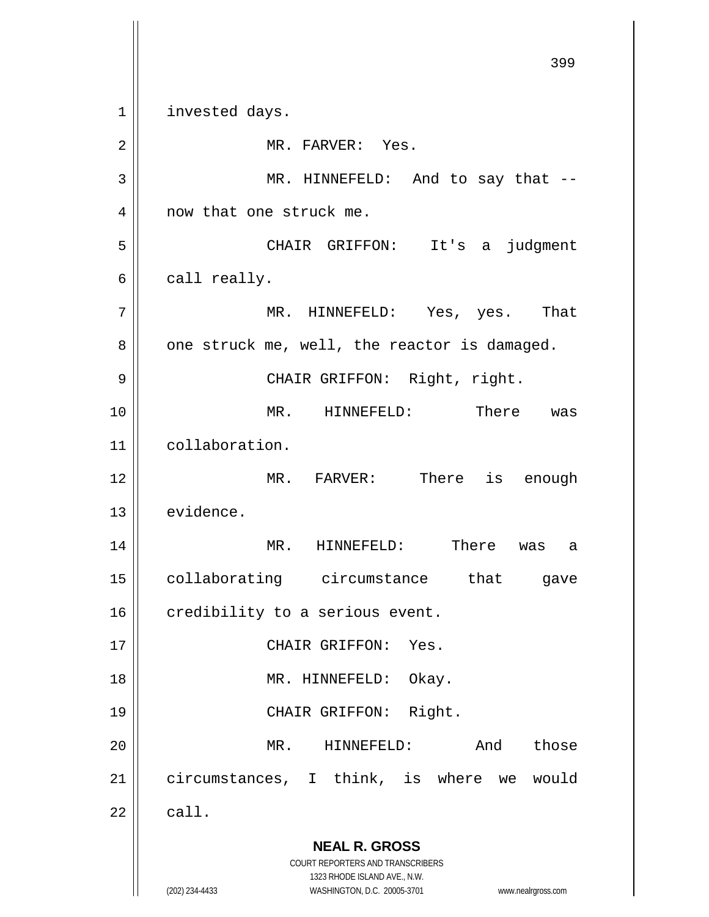invested days.

MR. FARVER: Yes.

MR. HINNEFELD: And to say that -- now that one struck me.

CHAIR GRIFFON: It's a judgment call really.

MR. HINNEFELD: Yes, yes. That one struck me, well, the reactor is damaged.

CHAIR GRIFFON: Right, right.

MR. HINNEFELD: There was collaboration.

MR. FARVER: There is enough evidence.

MR. HINNEFELD: There was a collaborating circumstance that gave credibility to a serious event.

CHAIR GRIFFON: Yes.

MR. HINNEFELD: Okay.

CHAIR GRIFFON: Right.

MR. HINNEFELD: And those circumstances, I think, is where we would call.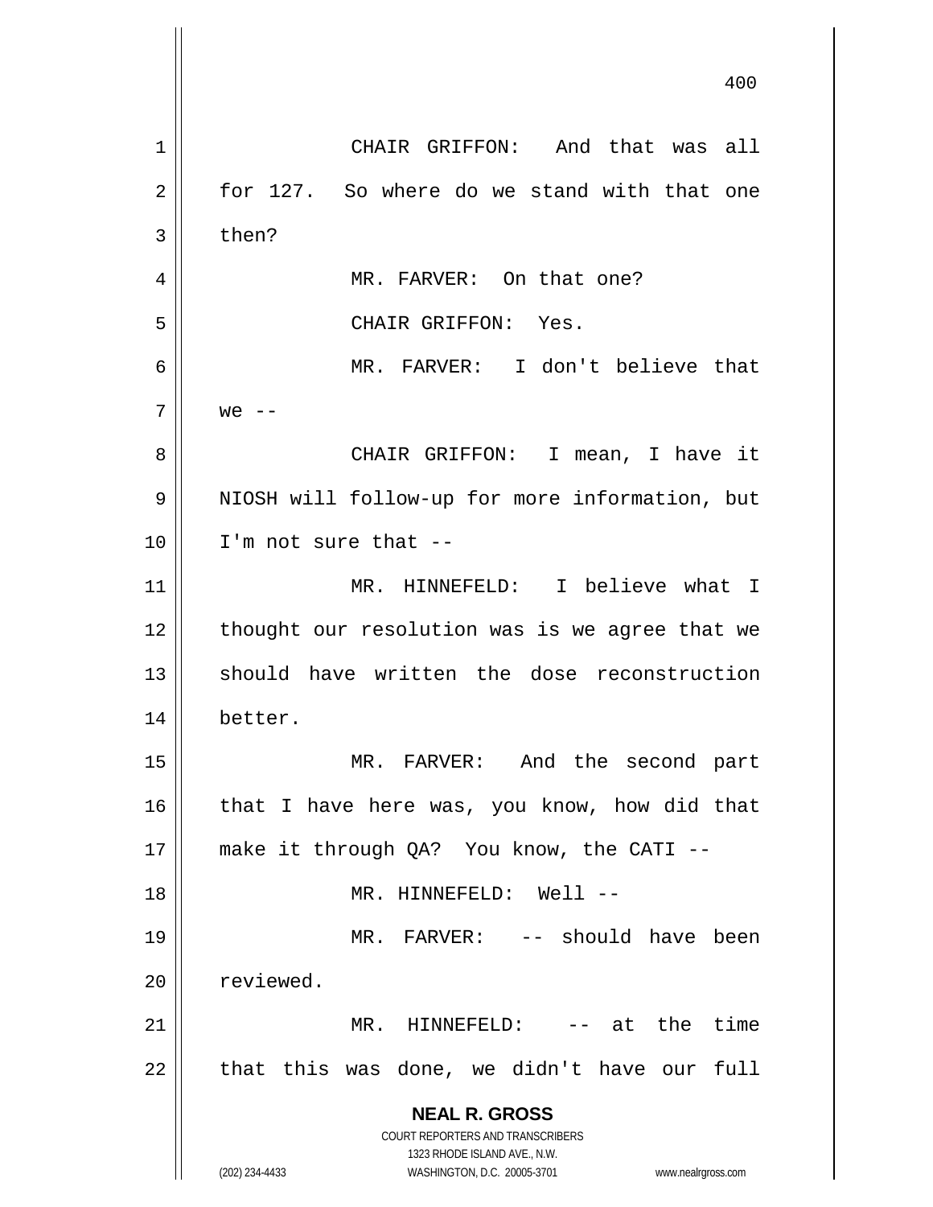CHAIR GRIFFON: And that was all for 127. So where do we stand with that one then?

MR. FARVER: On that one?

CHAIR GRIFFON: Yes.

MR. FARVER: I don't believe that we --

CHAIR GRIFFON: I mean, I have it NIOSH will follow-up for more information, but I'm not sure that --

MR. HINNEFELD: I believe what I thought our resolution was is we agree that we should have written the dose reconstruction better.

MR. FARVER: And the second part that I have here was, you know, how did that make it through QA? You know, the CATI --

MR. HINNEFELD: Well --

MR. FARVER: -- should have been reviewed.

MR. HINNEFELD: -- at the time that this was done, we didn't have our full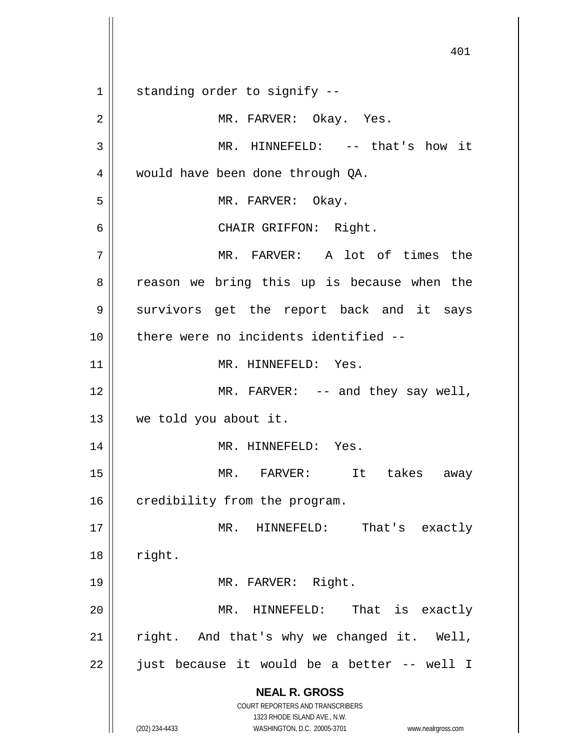standing order to signify --

MR. FARVER: Okay. Yes.

MR. HINNEFELD: -- that's how it would have been done through QA.

MR. FARVER: Okay.

CHAIR GRIFFON: Right.

MR. FARVER: A lot of times the reason we bring this up is because when the survivors get the report back and it says there were no incidents identified --

MR. HINNEFELD: Yes.

MR. FARVER: -- and they say well, we told you about it.

MR. HINNEFELD: Yes.

MR. FARVER: It takes away credibility from the program.

MR. HINNEFELD: That's exactly right.

MR. FARVER: Right.

MR. HINNEFELD: That is exactly right. And that's why we changed it. Well, just because it would be a better -- well I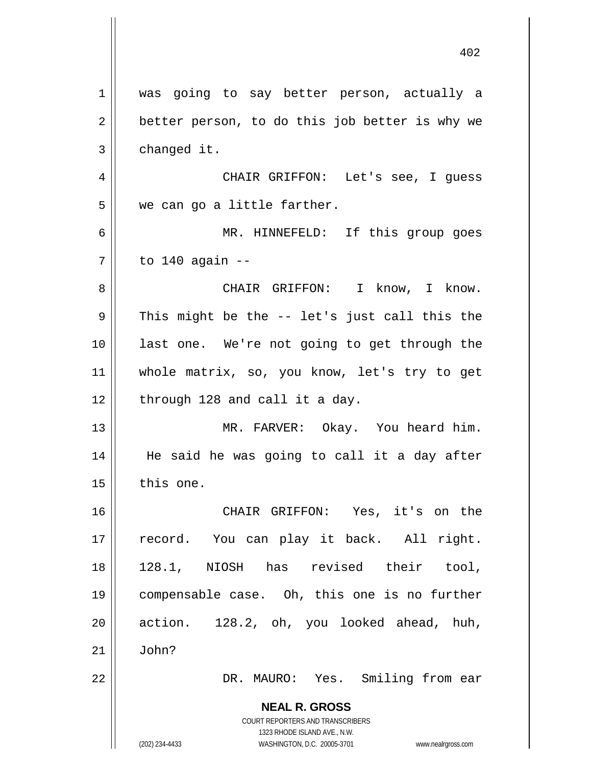was going to say better person, actually a better person, to do this job better is why we changed it.

CHAIR GRIFFON: Let's see, I guess we can go a little farther.

MR. HINNEFELD: If this group goes to 140 again --

CHAIR GRIFFON: I know, I know. This might be the -- let's just call this the last one. We're not going to get through the whole matrix, so, you know, let's try to get through 128 and call it a day.

MR. FARVER: Okay. You heard him. He said he was going to call it a day after this one.

CHAIR GRIFFON: Yes, it's on the record. You can play it back. All right. 128.1, NIOSH has revised their tool, compensable case. Oh, this one is no further action. 128.2, oh, you looked ahead, huh, John?

DR. MAURO: Yes. Smiling from ear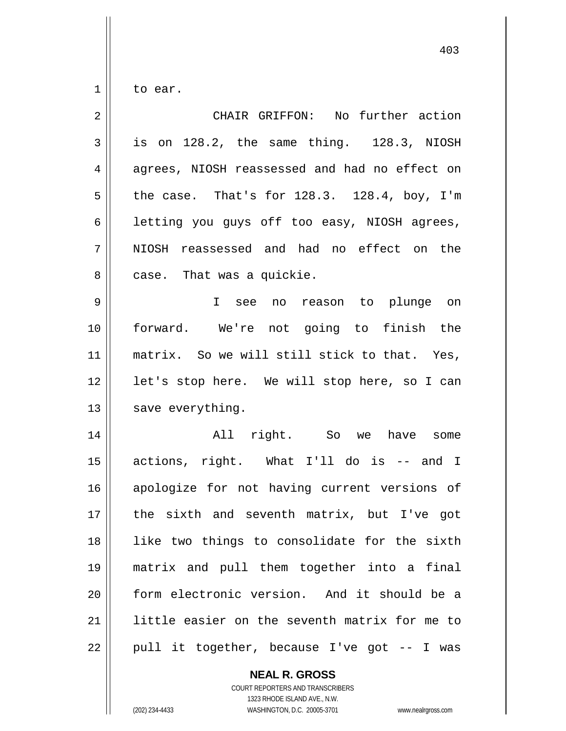to ear.

CHAIR GRIFFON: No further action is on 128.2, the same thing. 128.3, NIOSH agrees, NIOSH reassessed and had no effect on the case. That's for 128.3. 128.4, boy, I'm letting you guys off too easy, NIOSH agrees, NIOSH reassessed and had no effect on the case. That was a quickie.

I see no reason to plunge on forward. We're not going to finish the matrix. So we will still stick to that. Yes, let's stop here. We will stop here, so I can save everything.

All right. So we have some actions, right. What I'll do is -- and I apologize for not having current versions of the sixth and seventh matrix, but I've got like two things to consolidate for the sixth matrix and pull them together into a final form electronic version. And it should be a little easier on the seventh matrix for me to pull it together, because I've got -- I was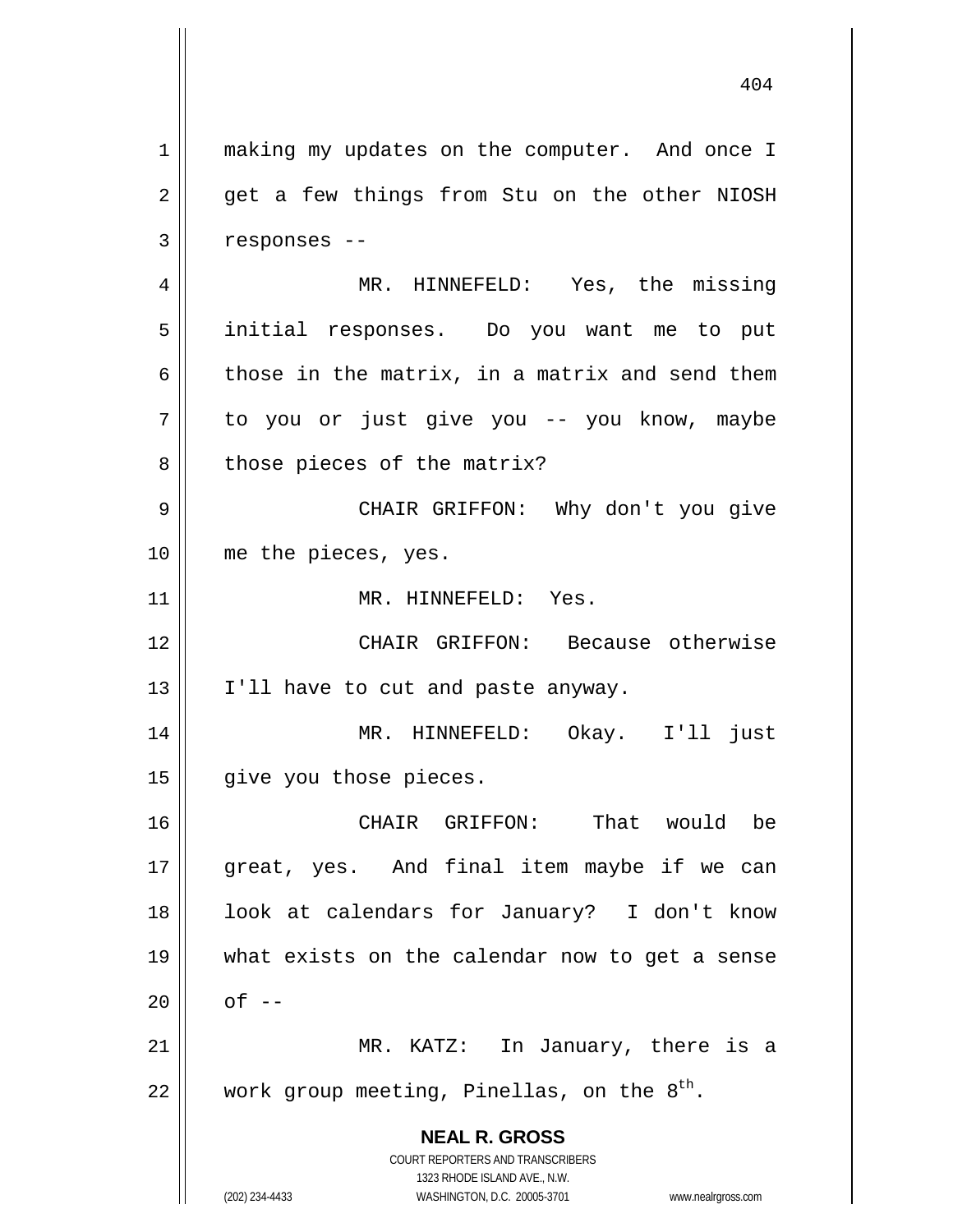making my updates on the computer. And once I get a few things from Stu on the other NIOSH responses --

MR. HINNEFELD: Yes, the missing initial responses. Do you want me to put those in the matrix, in a matrix and send them to you or just give you -- you know, maybe those pieces of the matrix?

CHAIR GRIFFON: Why don't you give me the pieces, yes.

MR. HINNEFELD: Yes.

CHAIR GRIFFON: Because otherwise I'll have to cut and paste anyway.

MR. HINNEFELD: Okay. I'll just give you those pieces.

CHAIR GRIFFON: That would be great, yes. And final item maybe if we can look at calendars for January? I don't know what exists on the calendar now to get a sense of --

MR. KATZ: In January, there is a work group meeting, Pinellas, on the 8th.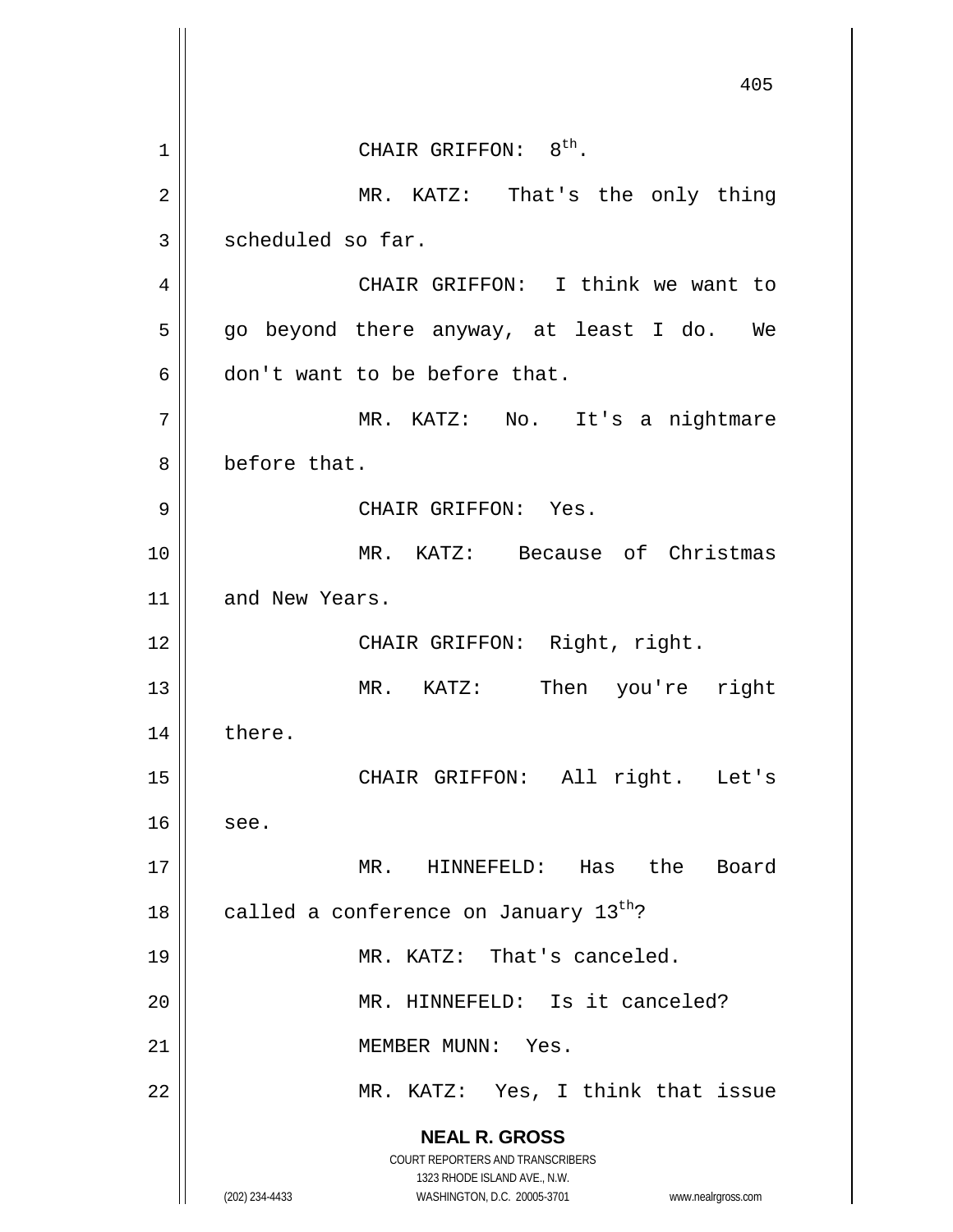CHAIR GRIFFON: 8th.

MR. KATZ: That's the only thing scheduled so far.

CHAIR GRIFFON: I think we want to go beyond there anyway, at least I do. We don't want to be before that.

MR. KATZ: No. It's a nightmare before that.

CHAIR GRIFFON: Yes.

MR. KATZ: Because of Christmas and New Years.

CHAIR GRIFFON: Right, right.

MR. KATZ: Then you're right there.

CHAIR GRIFFON: All right. Let's see.

MR. HINNEFELD: Has the Board called a conference on January 13th?

MR. KATZ: That's canceled.

MR. HINNEFELD: Is it canceled?

MEMBER MUNN: Yes.

MR. KATZ: Yes, I think that issue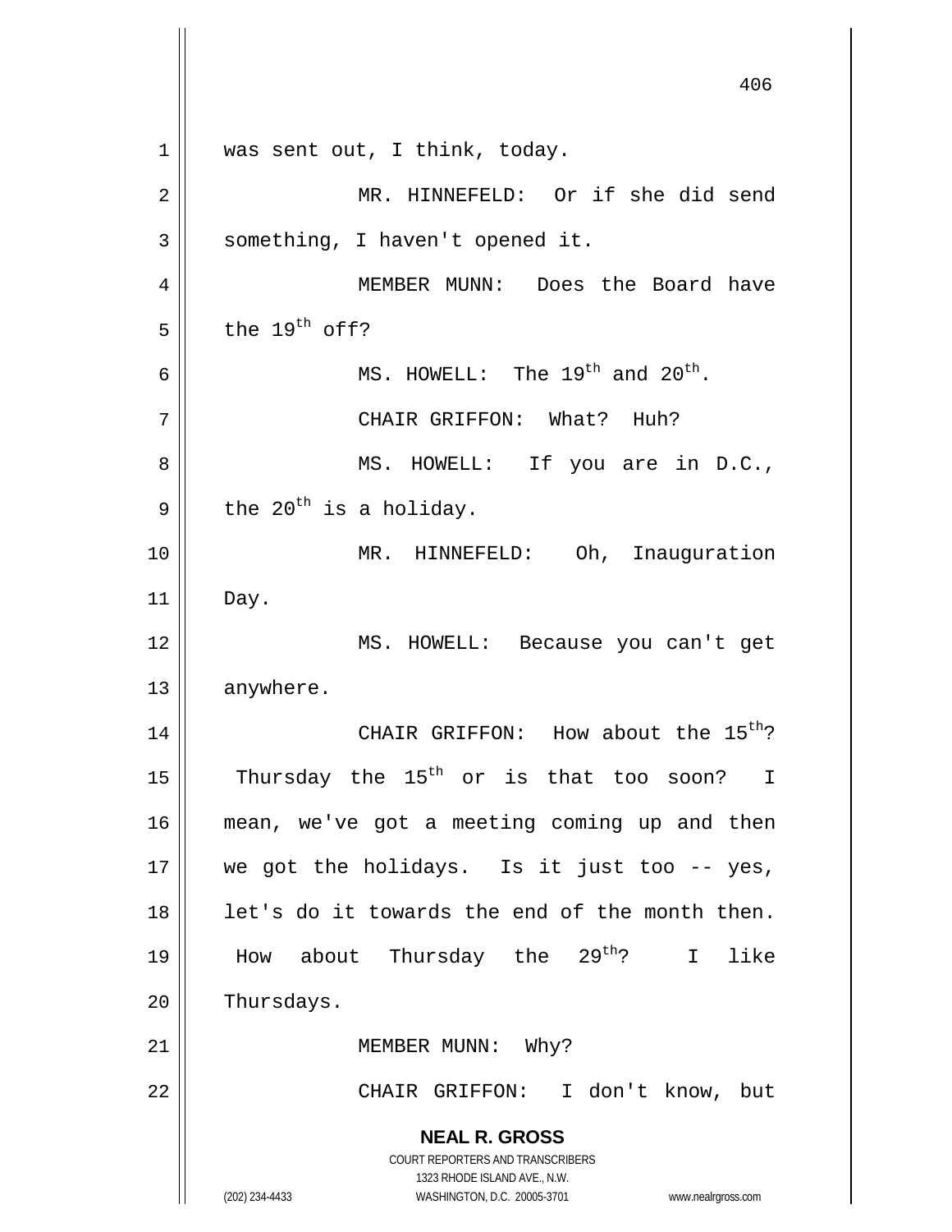was sent out, I think, today.

MR. HINNEFELD: Or if she did send something, I haven't opened it.

MEMBER MUNN: Does the Board have the 19th off?

MS. HOWELL: The 19th and 20th.

CHAIR GRIFFON: What? Huh?

MS. HOWELL: If you are in D.C., the 20th is a holiday.

MR. HINNEFELD: Oh, Inauguration Day.

MS. HOWELL: Because you can't get anywhere.

CHAIR GRIFFON: How about the 15th? Thursday the 15th or is that too soon? I mean, we've got a meeting coming up and then we got the holidays. Is it just too -- yes, let's do it towards the end of the month then. How about Thursday the 29th? I like Thursdays.

MEMBER MUNN: Why?

CHAIR GRIFFON: I don't know, but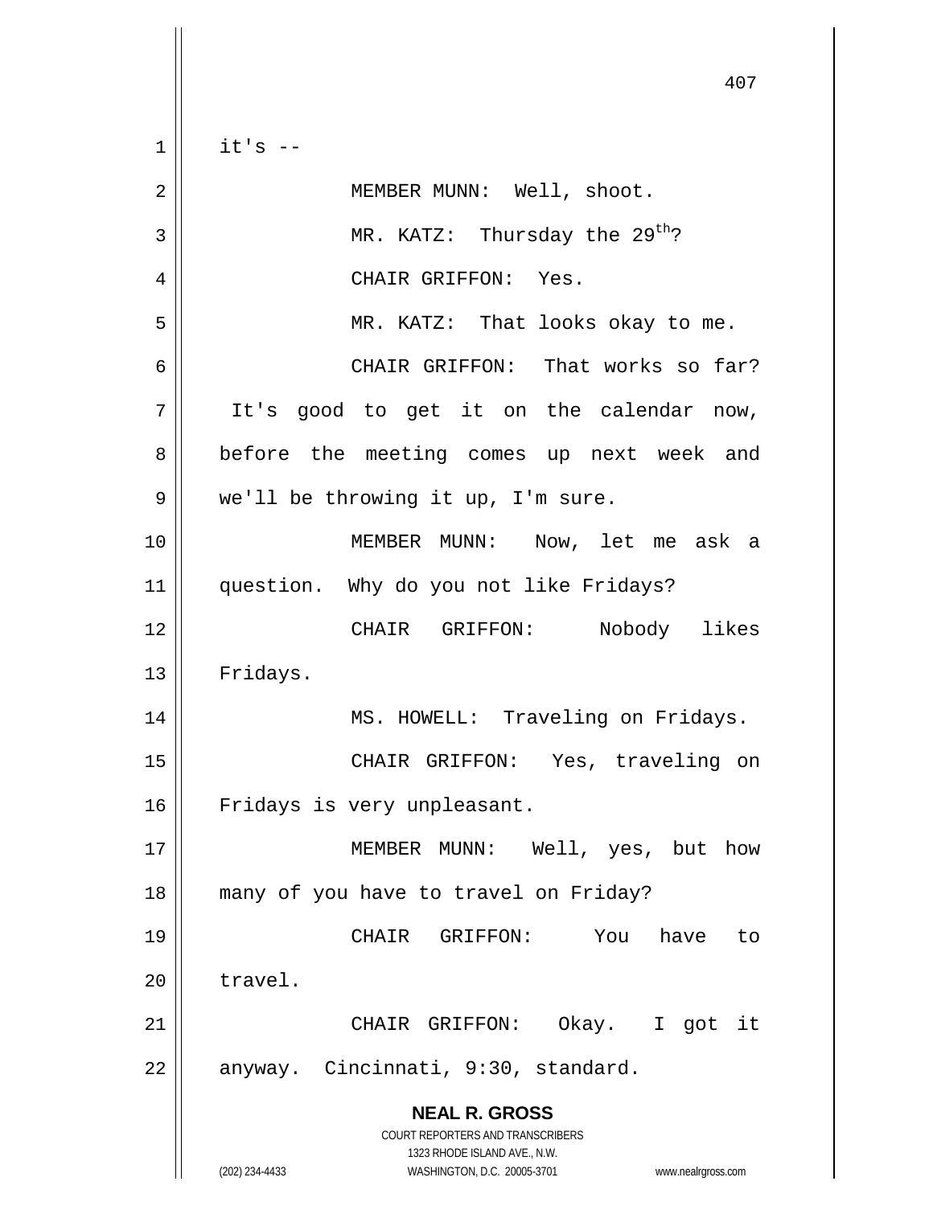it's --

MEMBER MUNN: Well, shoot.

MR. KATZ: Thursday the 29th?

CHAIR GRIFFON: Yes.

MR. KATZ: That looks okay to me.

CHAIR GRIFFON: That works so far? It's good to get it on the calendar now, before the meeting comes up next week and we'll be throwing it up, I'm sure.

MEMBER MUNN: Now, let me ask a question. Why do you not like Fridays?

CHAIR GRIFFON: Nobody likes Fridays.

MS. HOWELL: Traveling on Fridays.

CHAIR GRIFFON: Yes, traveling on Fridays is very unpleasant.

MEMBER MUNN: Well, yes, but how many of you have to travel on Friday?

CHAIR GRIFFON: You have to travel.

CHAIR GRIFFON: Okay. I got it anyway. Cincinnati, 9:30, standard.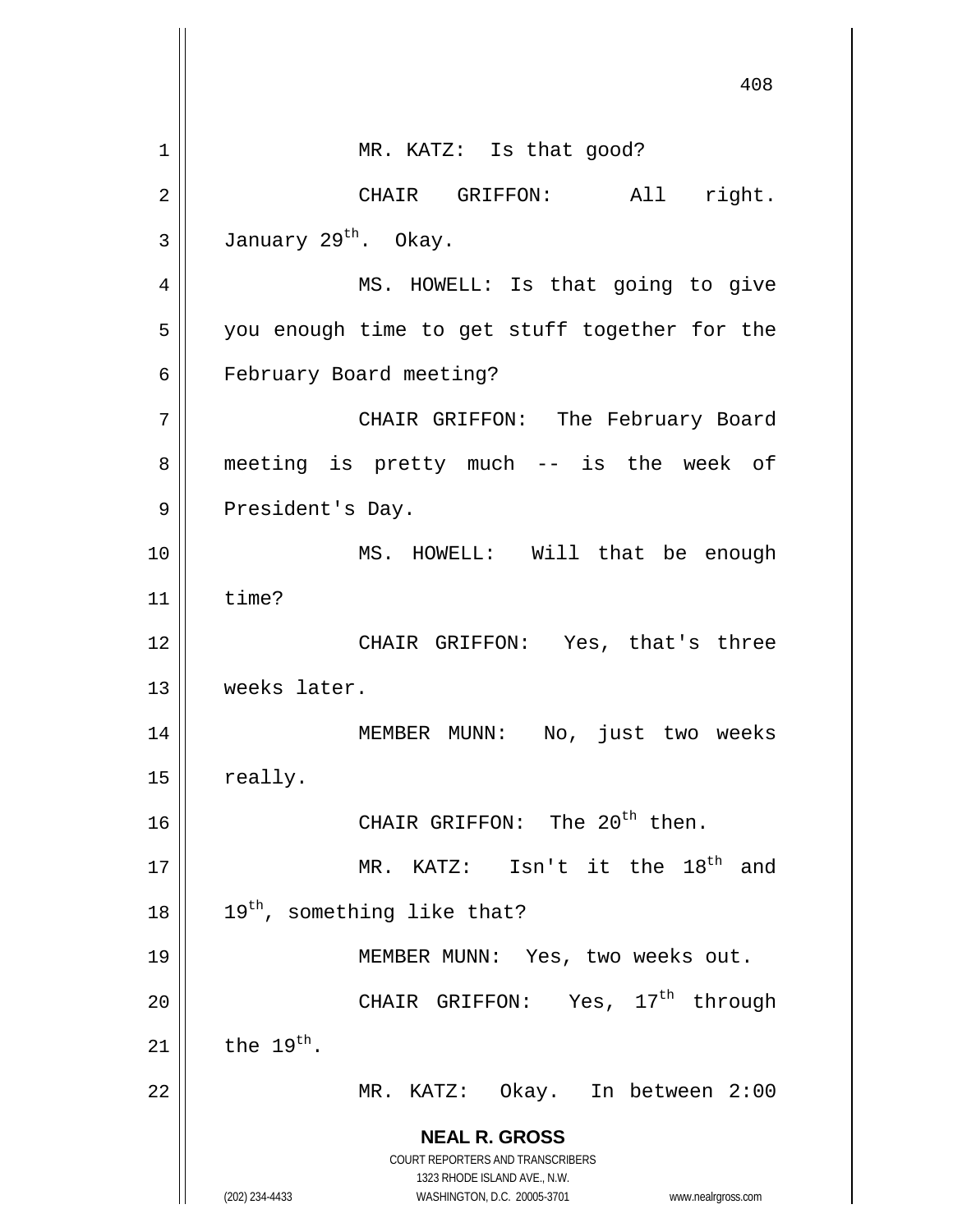MR. KATZ: Is that good?

CHAIR GRIFFON: All right. January 29th. Okay.

MS. HOWELL: Is that going to give you enough time to get stuff together for the February Board meeting?

CHAIR GRIFFON: The February Board meeting is pretty much -- is the week of President's Day.

MS. HOWELL: Will that be enough time?

CHAIR GRIFFON: Yes, that's three weeks later.

MEMBER MUNN: No, just two weeks really.

CHAIR GRIFFON: The 20th then.

MR. KATZ: Isn't it the 18th and 19th, something like that?

MEMBER MUNN: Yes, two weeks out.

CHAIR GRIFFON: Yes, 17th through the 19th.

MR. KATZ: Okay. In between 2:00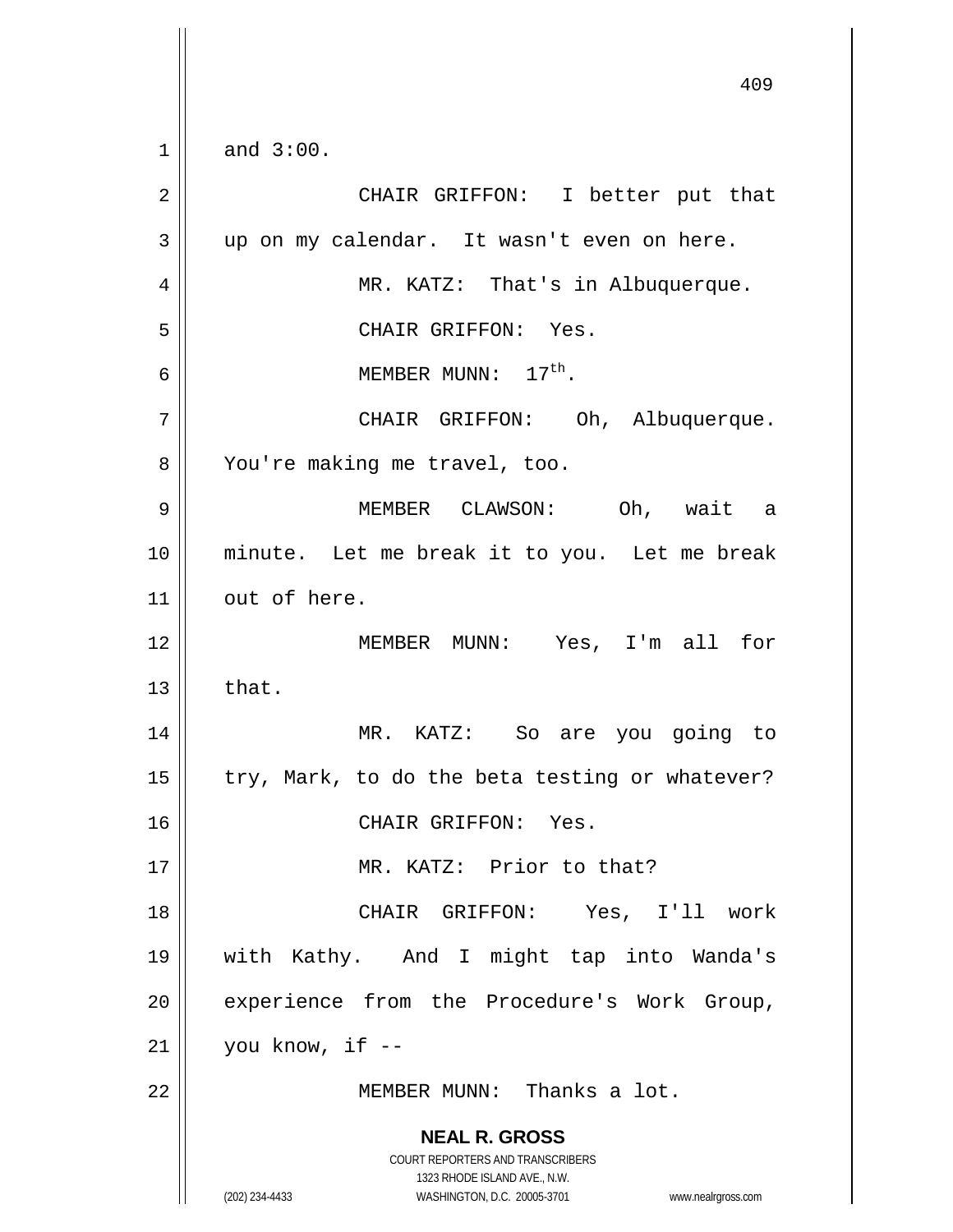and 3:00.

CHAIR GRIFFON: I better put that up on my calendar. It wasn't even on here.

MR. KATZ: That's in Albuquerque.

CHAIR GRIFFON: Yes.

MEMBER MUNN: 17th.

CHAIR GRIFFON: Oh, Albuquerque. You're making me travel, too.

MEMBER CLAWSON: Oh, wait a minute. Let me break it to you. Let me break out of here.

MEMBER MUNN: Yes, I'm all for that.

MR. KATZ: So are you going to try, Mark, to do the beta testing or whatever?

CHAIR GRIFFON: Yes.

MR. KATZ: Prior to that?

CHAIR GRIFFON: Yes, I'll work with Kathy. And I might tap into Wanda's experience from the Procedure's Work Group, you know, if --

MEMBER MUNN: Thanks a lot.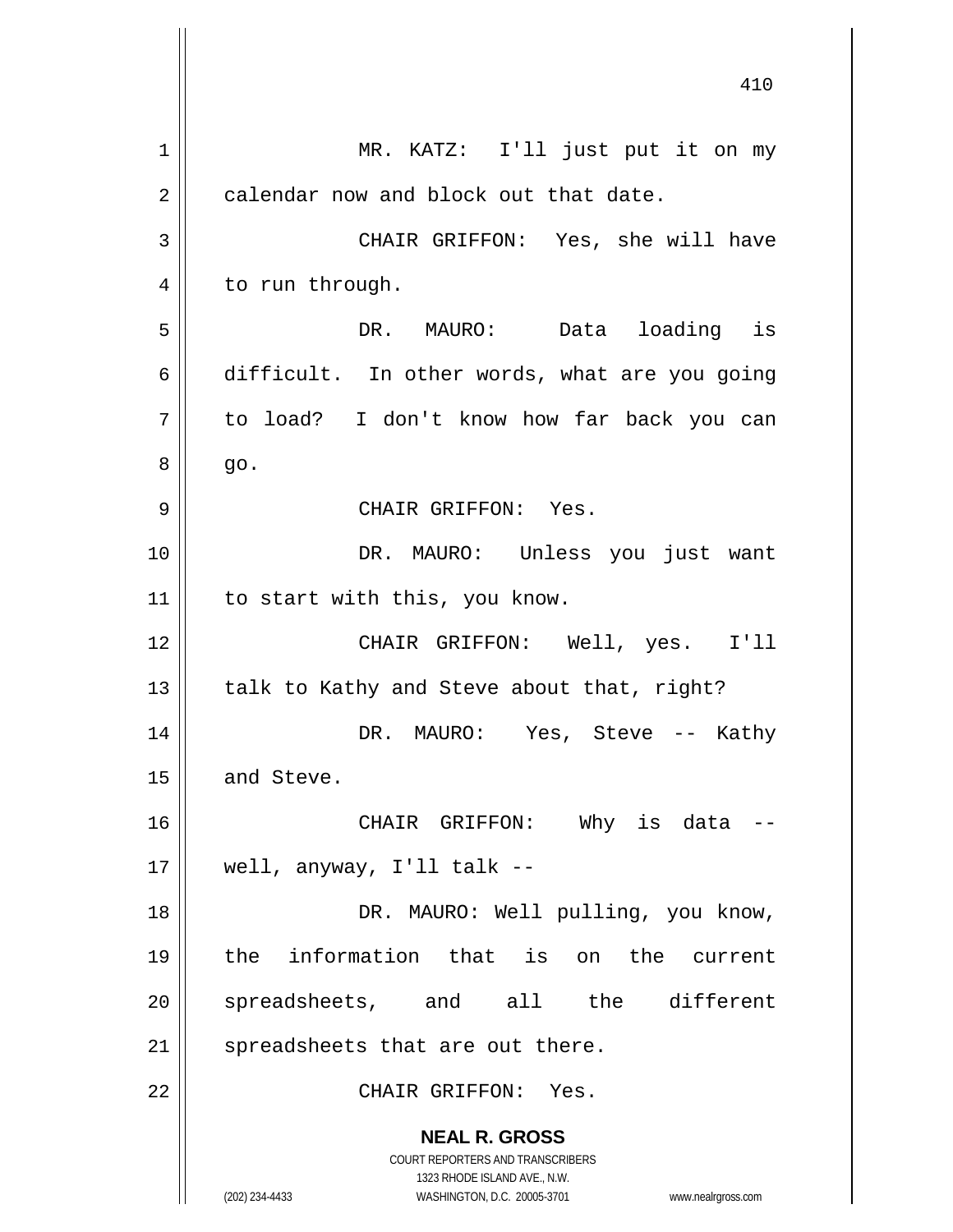MR. KATZ: I'll just put it on my calendar now and block out that date.

CHAIR GRIFFON: Yes, she will have to run through.

DR. MAURO: Data loading is difficult. In other words, what are you going to load? I don't know how far back you can go.

CHAIR GRIFFON: Yes.

DR. MAURO: Unless you just want to start with this, you know.

CHAIR GRIFFON: Well, yes. I'll talk to Kathy and Steve about that, right?

DR. MAURO: Yes, Steve -- Kathy and Steve.

CHAIR GRIFFON: Why is data -- well, anyway, I'll talk --

DR. MAURO: Well pulling, you know, the information that is on the current spreadsheets, and all the different spreadsheets that are out there.

CHAIR GRIFFON: Yes.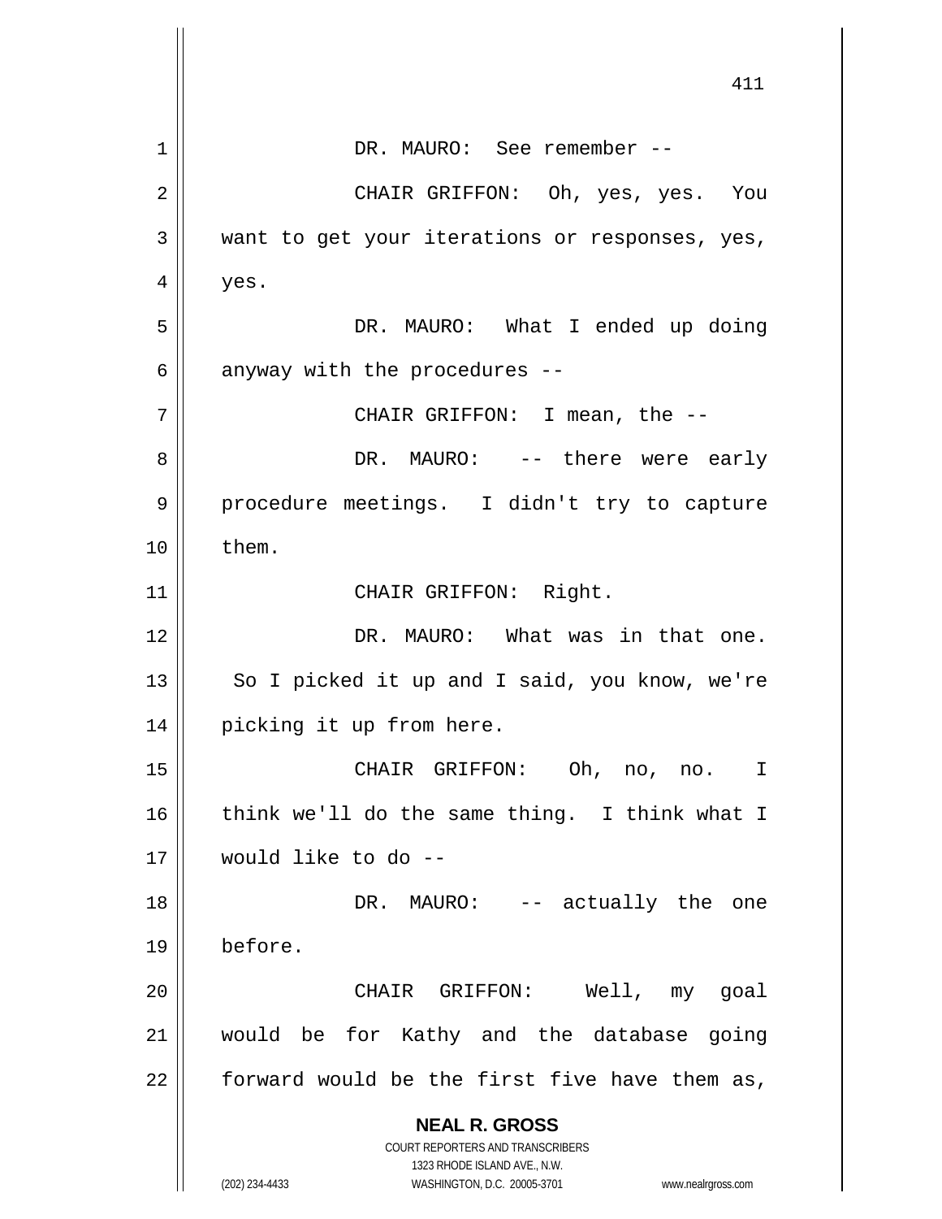DR. MAURO: See remember --

CHAIR GRIFFON: Oh, yes, yes. You want to get your iterations or responses, yes, yes.

DR. MAURO: What I ended up doing anyway with the procedures --

CHAIR GRIFFON: I mean, the --

DR. MAURO: -- there were early procedure meetings. I didn't try to capture them.

CHAIR GRIFFON: Right.

DR. MAURO: What was in that one. So I picked it up and I said, you know, we're picking it up from here.

CHAIR GRIFFON: Oh, no, no. I think we'll do the same thing. I think what I would like to do --

DR. MAURO: -- actually the one before.

CHAIR GRIFFON: Well, my goal would be for Kathy and the database going forward would be the first five have them as,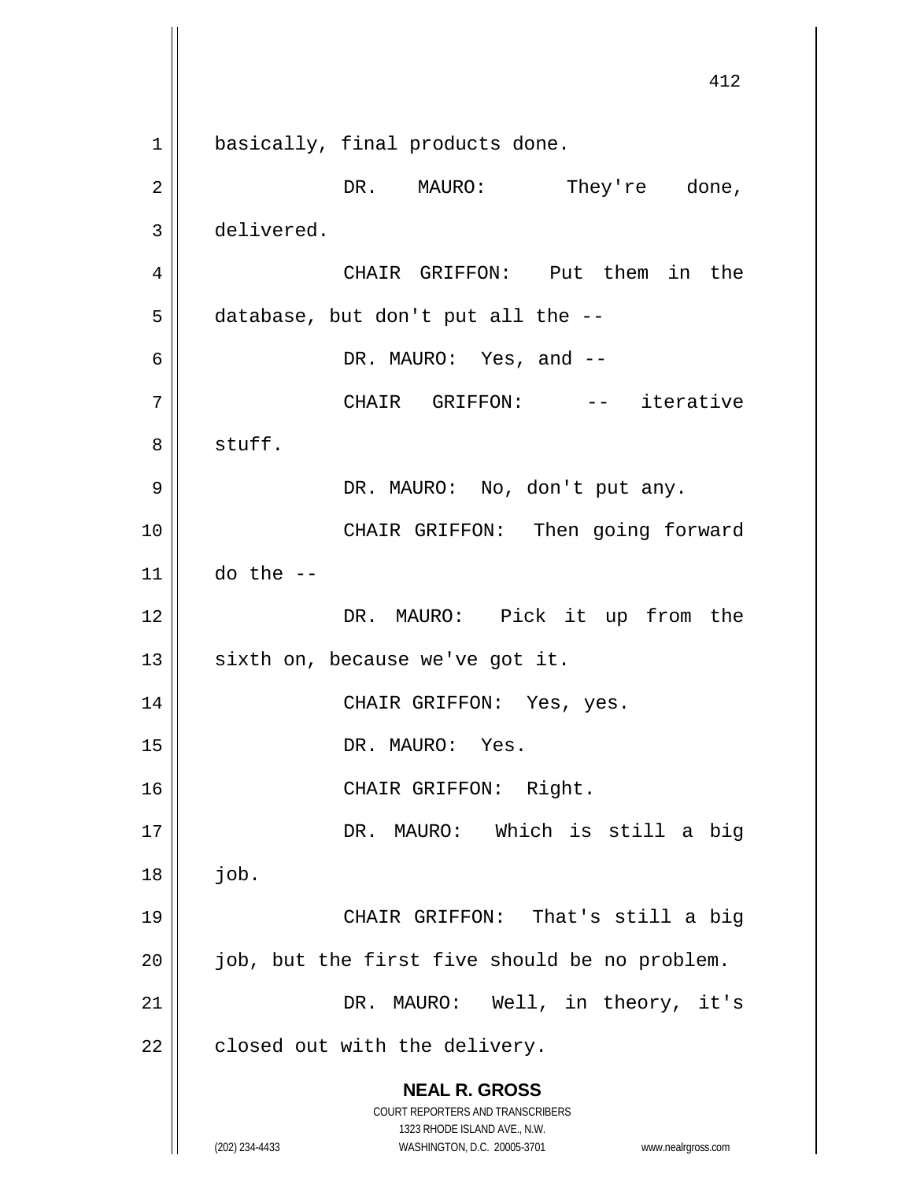basically, final products done.

DR. MAURO: They're done, delivered.

CHAIR GRIFFON: Put them in the database, but don't put all the --

DR. MAURO: Yes, and --

CHAIR GRIFFON: -- iterative stuff.

DR. MAURO: No, don't put any.

CHAIR GRIFFON: Then going forward do the --

DR. MAURO: Pick it up from the sixth on, because we've got it.

CHAIR GRIFFON: Yes, yes.

DR. MAURO: Yes.

CHAIR GRIFFON: Right.

DR. MAURO: Which is still a big job.

CHAIR GRIFFON: That's still a big job, but the first five should be no problem.

DR. MAURO: Well, in theory, it's closed out with the delivery.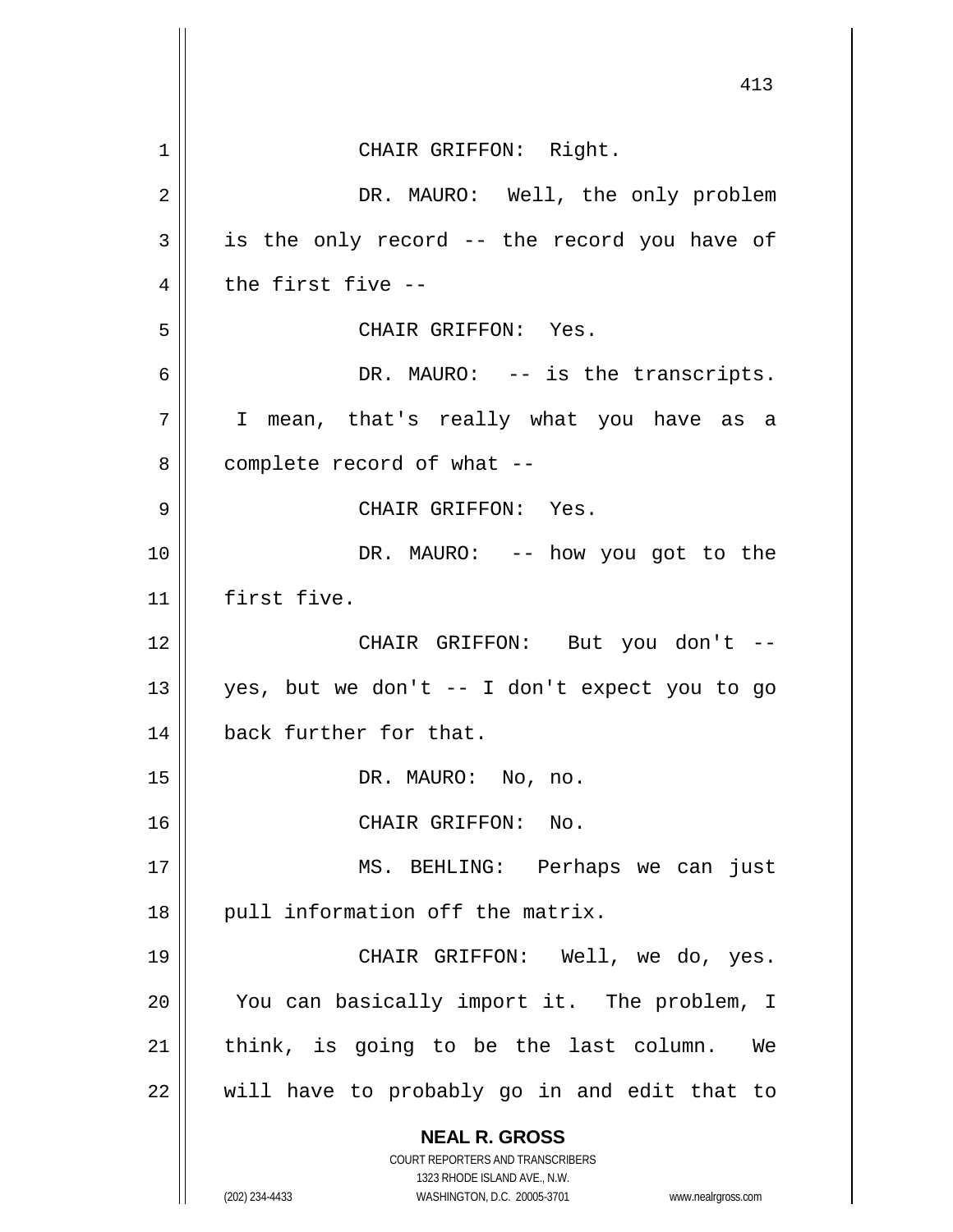CHAIR GRIFFON: Right.

DR. MAURO: Well, the only problem is the only record -- the record you have of the first five --

CHAIR GRIFFON: Yes.

DR. MAURO: -- is the transcripts. I mean, that's really what you have as a complete record of what --

CHAIR GRIFFON: Yes.

DR. MAURO: -- how you got to the first five.

CHAIR GRIFFON: But you don't -- yes, but we don't -- I don't expect you to go back further for that.

DR. MAURO: No, no.

CHAIR GRIFFON: No.

MS. BEHLING: Perhaps we can just pull information off the matrix.

CHAIR GRIFFON: Well, we do, yes. You can basically import it. The problem, I think, is going to be the last column. We will have to probably go in and edit that to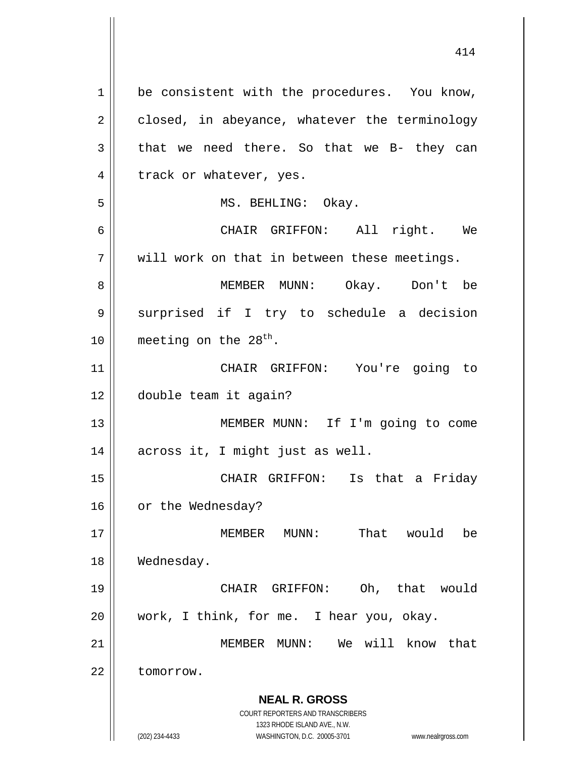be consistent with the procedures. You know, closed, in abeyance, whatever the terminology that we need there. So that we B- they can track or whatever, yes.

MS. BEHLING: Okay.

CHAIR GRIFFON: All right. We will work on that in between these meetings.

MEMBER MUNN: Okay. Don't be surprised if I try to schedule a decision meeting on the 28th.

CHAIR GRIFFON: You're going to double team it again?

MEMBER MUNN: If I'm going to come across it, I might just as well.

CHAIR GRIFFON: Is that a Friday or the Wednesday?

MEMBER MUNN: That would be Wednesday.

CHAIR GRIFFON: Oh, that would work, I think, for me. I hear you, okay.

MEMBER MUNN: We will know that tomorrow.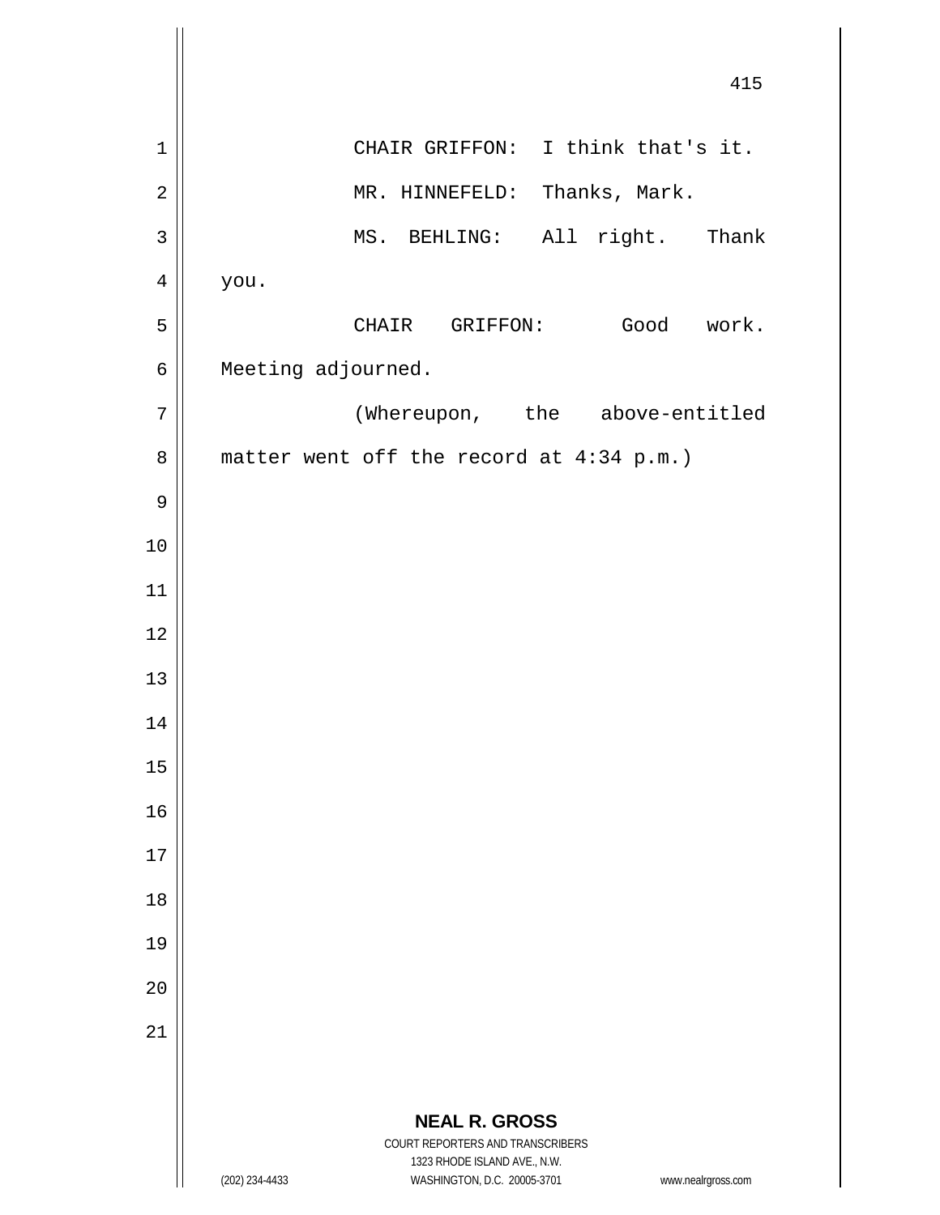CHAIR GRIFFON: I think that's it.

MR. HINNEFELD: Thanks, Mark.

MS. BEHLING: All right. Thank you.

CHAIR GRIFFON: Good work. Meeting adjourned.

(Whereupon, the above-entitled matter went off the record at 4:34 p.m.)